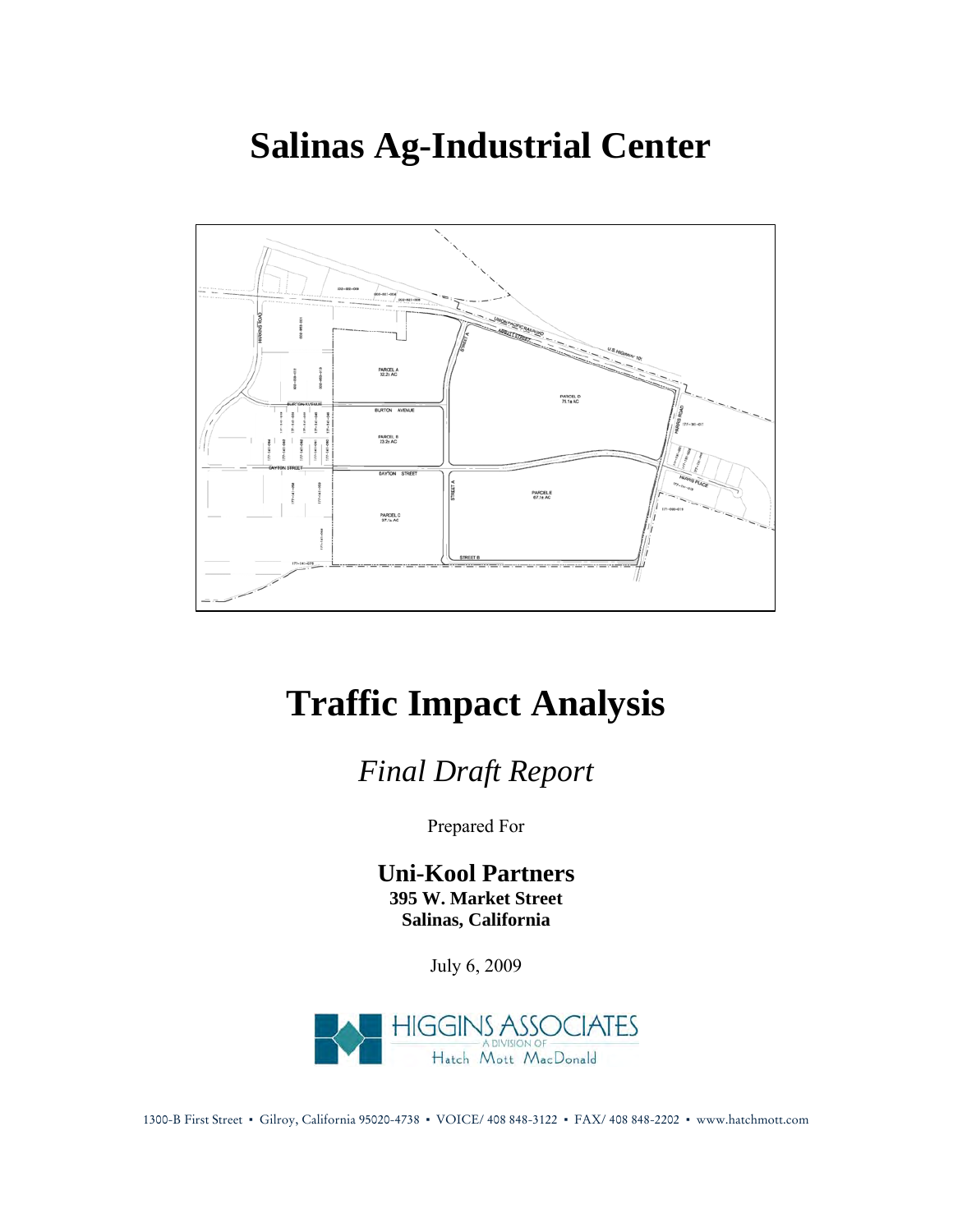# Salinas Ag-Industrial Center

# Traffic Impact Analysis

*Final Draft Report*

Prepared For

**Uni-Kool Partners**
**395 W. Market Street**
**Salinas, California**

July 6, 2009

HIGGINS ASSOCIATES
A DIVISION OF
Hatch Mott MacDonald

1300-B First Street ▪ Gilroy, California 95020-4738 ▪ VOICE/ 408 848-3122 ▪ FAX/ 408 848-2202 ▪ www.hatchmott.com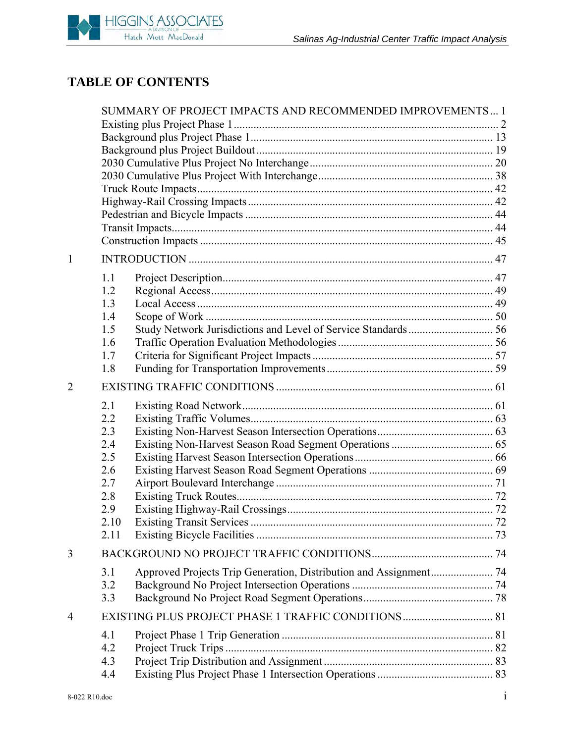# TABLE OF CONTENTS

SUMMARY OF PROJECT IMPACTS AND RECOMMENDED IMPROVEMENTS ... 1

- Existing plus Project Phase 1 ... 2
- Background plus Project Phase 1 ... 13
- Background plus Project Buildout ... 19
- 2030 Cumulative Plus Project No Interchange ... 20
- 2030 Cumulative Plus Project With Interchange ... 38
- Truck Route Impacts ... 42
- Highway-Rail Crossing Impacts ... 42
- Pedestrian and Bicycle Impacts ... 44
- Transit Impacts ... 44
- Construction Impacts ... 45

1 INTRODUCTION ... 47

- 1.1 Project Description ... 47
- 1.2 Regional Access ... 49
- 1.3 Local Access ... 49
- 1.4 Scope of Work ... 50
- 1.5 Study Network Jurisdictions and Level of Service Standards ... 56
- 1.6 Traffic Operation Evaluation Methodologies ... 56
- 1.7 Criteria for Significant Project Impacts ... 57
- 1.8 Funding for Transportation Improvements ... 59

2 EXISTING TRAFFIC CONDITIONS ... 61

- 2.1 Existing Road Network ... 61
- 2.2 Existing Traffic Volumes ... 63
- 2.3 Existing Non-Harvest Season Intersection Operations ... 63
- 2.4 Existing Non-Harvest Season Road Segment Operations ... 65
- 2.5 Existing Harvest Season Intersection Operations ... 66
- 2.6 Existing Harvest Season Road Segment Operations ... 69
- 2.7 Airport Boulevard Interchange ... 71
- 2.8 Existing Truck Routes ... 72
- 2.9 Existing Highway-Rail Crossings ... 72
- 2.10 Existing Transit Services ... 72
- 2.11 Existing Bicycle Facilities ... 73

3 BACKGROUND NO PROJECT TRAFFIC CONDITIONS ... 74

- 3.1 Approved Projects Trip Generation, Distribution and Assignment ... 74
- 3.2 Background No Project Intersection Operations ... 74
- 3.3 Background No Project Road Segment Operations ... 78

4 EXISTING PLUS PROJECT PHASE 1 TRAFFIC CONDITIONS ... 81

- 4.1 Project Phase 1 Trip Generation ... 81
- 4.2 Project Truck Trips ... 82
- 4.3 Project Trip Distribution and Assignment ... 83
- 4.4 Existing Plus Project Phase 1 Intersection Operations ... 83

8-022 R10.doc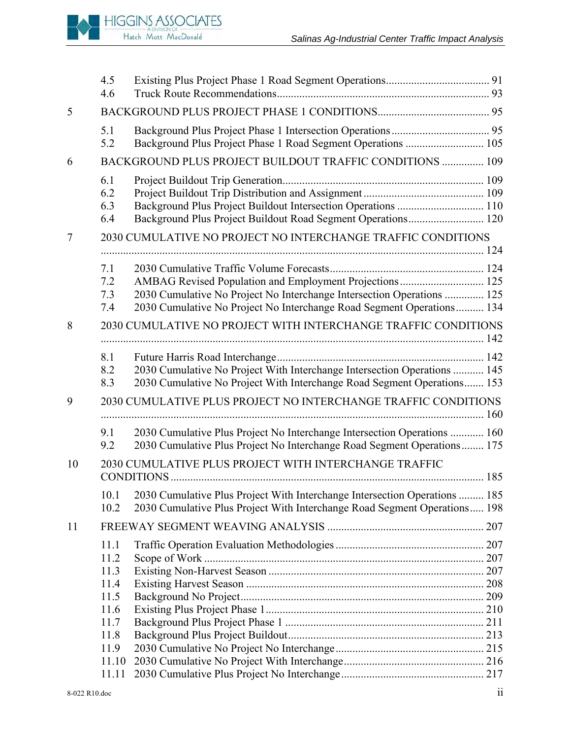| | | | |
|---|---|---|---|
| | 4.5 | Existing Plus Project Phase 1 Road Segment Operations | 91 |
| | 4.6 | Truck Route Recommendations | 93 |
| 5 | BACKGROUND PLUS PROJECT PHASE 1 CONDITIONS | | 95 |
| | 5.1 | Background Plus Project Phase 1 Intersection Operations | 95 |
| | 5.2 | Background Plus Project Phase 1 Road Segment Operations | 105 |
| 6 | BACKGROUND PLUS PROJECT BUILDOUT TRAFFIC CONDITIONS | | 109 |
| | 6.1 | Project Buildout Trip Generation | 109 |
| | 6.2 | Project Buildout Trip Distribution and Assignment | 109 |
| | 6.3 | Background Plus Project Buildout Intersection Operations | 110 |
| | 6.4 | Background Plus Project Buildout Road Segment Operations | 120 |
| 7 | 2030 CUMULATIVE NO PROJECT NO INTERCHANGE TRAFFIC CONDITIONS | | 124 |
| | 7.1 | 2030 Cumulative Traffic Volume Forecasts | 124 |
| | 7.2 | AMBAG Revised Population and Employment Projections | 125 |
| | 7.3 | 2030 Cumulative No Project No Interchange Intersection Operations | 125 |
| | 7.4 | 2030 Cumulative No Project No Interchange Road Segment Operations | 134 |
| 8 | 2030 CUMULATIVE NO PROJECT WITH INTERCHANGE TRAFFIC CONDITIONS | | 142 |
| | 8.1 | Future Harris Road Interchange | 142 |
| | 8.2 | 2030 Cumulative No Project With Interchange Intersection Operations | 145 |
| | 8.3 | 2030 Cumulative No Project With Interchange Road Segment Operations | 153 |
| 9 | 2030 CUMULATIVE PLUS PROJECT NO INTERCHANGE TRAFFIC CONDITIONS | | 160 |
| | 9.1 | 2030 Cumulative Plus Project No Interchange Intersection Operations | 160 |
| | 9.2 | 2030 Cumulative Plus Project No Interchange Road Segment Operations | 175 |
| 10 | 2030 CUMULATIVE PLUS PROJECT WITH INTERCHANGE TRAFFIC CONDITIONS | | 185 |
| | 10.1 | 2030 Cumulative Plus Project With Interchange Intersection Operations | 185 |
| | 10.2 | 2030 Cumulative Plus Project With Interchange Road Segment Operations | 198 |
| 11 | FREEWAY SEGMENT WEAVING ANALYSIS | | 207 |
| | 11.1 | Traffic Operation Evaluation Methodologies | 207 |
| | 11.2 | Scope of Work | 207 |
| | 11.3 | Existing Non-Harvest Season | 207 |
| | 11.4 | Existing Harvest Season | 208 |
| | 11.5 | Background No Project | 209 |
| | 11.6 | Existing Plus Project Phase 1 | 210 |
| | 11.7 | Background Plus Project Phase 1 | 211 |
| | 11.8 | Background Plus Project Buildout | 213 |
| | 11.9 | 2030 Cumulative No Project No Interchange | 215 |
| | 11.10 | 2030 Cumulative No Project With Interchange | 216 |
| | 11.11 | 2030 Cumulative Plus Project No Interchange | 217 |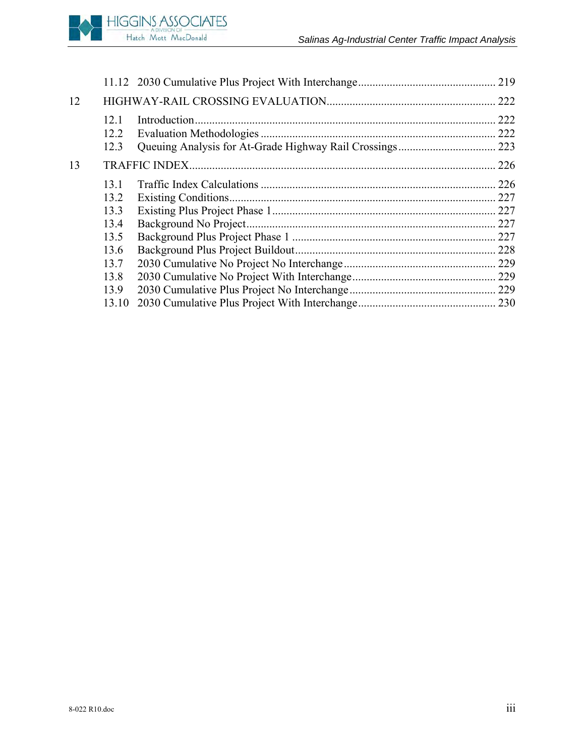| | | |
|---|---|---|
| 11.12 | 2030 Cumulative Plus Project With Interchange | 219 |
| **12** | **HIGHWAY-RAIL CROSSING EVALUATION** | **222** |
| 12.1 | Introduction | 222 |
| 12.2 | Evaluation Methodologies | 222 |
| 12.3 | Queuing Analysis for At-Grade Highway Rail Crossings | 223 |
| **13** | **TRAFFIC INDEX** | **226** |
| 13.1 | Traffic Index Calculations | 226 |
| 13.2 | Existing Conditions | 227 |
| 13.3 | Existing Plus Project Phase 1 | 227 |
| 13.4 | Background No Project | 227 |
| 13.5 | Background Plus Project Phase 1 | 227 |
| 13.6 | Background Plus Project Buildout | 228 |
| 13.7 | 2030 Cumulative No Project No Interchange | 229 |
| 13.8 | 2030 Cumulative No Project With Interchange | 229 |
| 13.9 | 2030 Cumulative Plus Project No Interchange | 229 |
| 13.10 | 2030 Cumulative Plus Project With Interchange | 230 |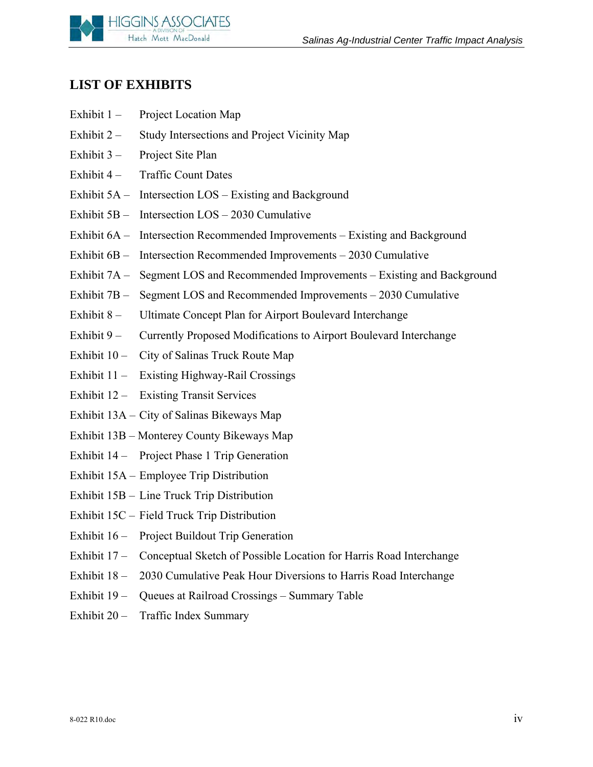## LIST OF EXHIBITS

Exhibit 1 – Project Location Map

Exhibit 2 – Study Intersections and Project Vicinity Map

Exhibit 3 – Project Site Plan

Exhibit 4 – Traffic Count Dates

Exhibit 5A – Intersection LOS – Existing and Background

Exhibit 5B – Intersection LOS – 2030 Cumulative

Exhibit 6A – Intersection Recommended Improvements – Existing and Background

Exhibit 6B – Intersection Recommended Improvements – 2030 Cumulative

Exhibit 7A – Segment LOS and Recommended Improvements – Existing and Background

Exhibit 7B – Segment LOS and Recommended Improvements – 2030 Cumulative

Exhibit 8 – Ultimate Concept Plan for Airport Boulevard Interchange

Exhibit 9 – Currently Proposed Modifications to Airport Boulevard Interchange

Exhibit 10 – City of Salinas Truck Route Map

Exhibit 11 – Existing Highway-Rail Crossings

Exhibit 12 – Existing Transit Services

Exhibit 13A – City of Salinas Bikeways Map

Exhibit 13B – Monterey County Bikeways Map

Exhibit 14 – Project Phase 1 Trip Generation

Exhibit 15A – Employee Trip Distribution

Exhibit 15B – Line Truck Trip Distribution

Exhibit 15C – Field Truck Trip Distribution

Exhibit 16 – Project Buildout Trip Generation

Exhibit 17 – Conceptual Sketch of Possible Location for Harris Road Interchange

Exhibit 18 – 2030 Cumulative Peak Hour Diversions to Harris Road Interchange

Exhibit 19 – Queues at Railroad Crossings – Summary Table

Exhibit 20 – Traffic Index Summary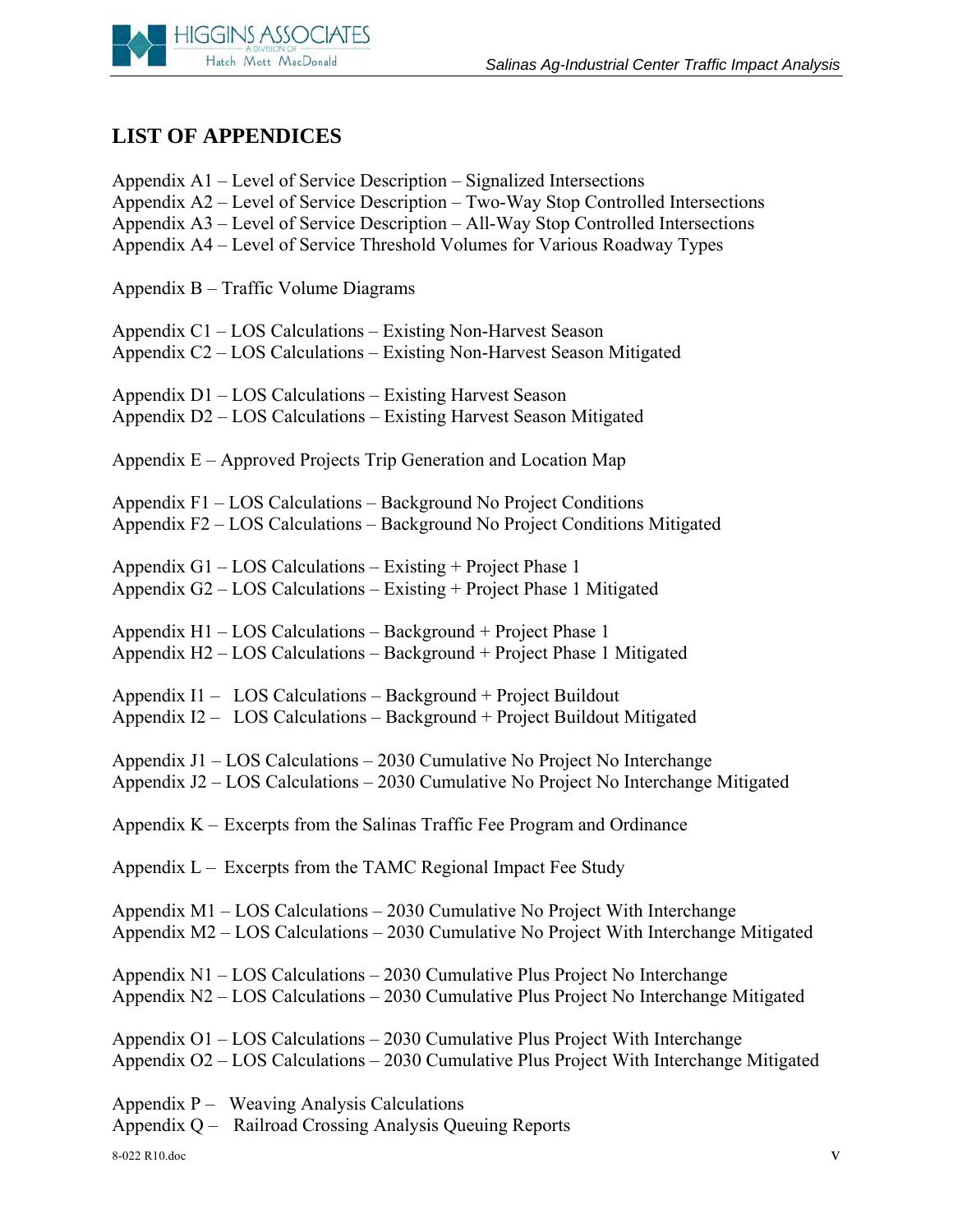## LIST OF APPENDICES

Appendix A1 – Level of Service Description – Signalized Intersections
Appendix A2 – Level of Service Description – Two-Way Stop Controlled Intersections
Appendix A3 – Level of Service Description – All-Way Stop Controlled Intersections
Appendix A4 – Level of Service Threshold Volumes for Various Roadway Types

Appendix B – Traffic Volume Diagrams

Appendix C1 – LOS Calculations – Existing Non-Harvest Season
Appendix C2 – LOS Calculations – Existing Non-Harvest Season Mitigated

Appendix D1 – LOS Calculations – Existing Harvest Season
Appendix D2 – LOS Calculations – Existing Harvest Season Mitigated

Appendix E – Approved Projects Trip Generation and Location Map

Appendix F1 – LOS Calculations – Background No Project Conditions
Appendix F2 – LOS Calculations – Background No Project Conditions Mitigated

Appendix G1 – LOS Calculations – Existing + Project Phase 1
Appendix G2 – LOS Calculations – Existing + Project Phase 1 Mitigated

Appendix H1 – LOS Calculations – Background + Project Phase 1
Appendix H2 – LOS Calculations – Background + Project Phase 1 Mitigated

Appendix I1 – LOS Calculations – Background + Project Buildout
Appendix I2 – LOS Calculations – Background + Project Buildout Mitigated

Appendix J1 – LOS Calculations – 2030 Cumulative No Project No Interchange
Appendix J2 – LOS Calculations – 2030 Cumulative No Project No Interchange Mitigated

Appendix K – Excerpts from the Salinas Traffic Fee Program and Ordinance

Appendix L – Excerpts from the TAMC Regional Impact Fee Study

Appendix M1 – LOS Calculations – 2030 Cumulative No Project With Interchange
Appendix M2 – LOS Calculations – 2030 Cumulative No Project With Interchange Mitigated

Appendix N1 – LOS Calculations – 2030 Cumulative Plus Project No Interchange
Appendix N2 – LOS Calculations – 2030 Cumulative Plus Project No Interchange Mitigated

Appendix O1 – LOS Calculations – 2030 Cumulative Plus Project With Interchange
Appendix O2 – LOS Calculations – 2030 Cumulative Plus Project With Interchange Mitigated

Appendix P – Weaving Analysis Calculations
Appendix Q – Railroad Crossing Analysis Queuing Reports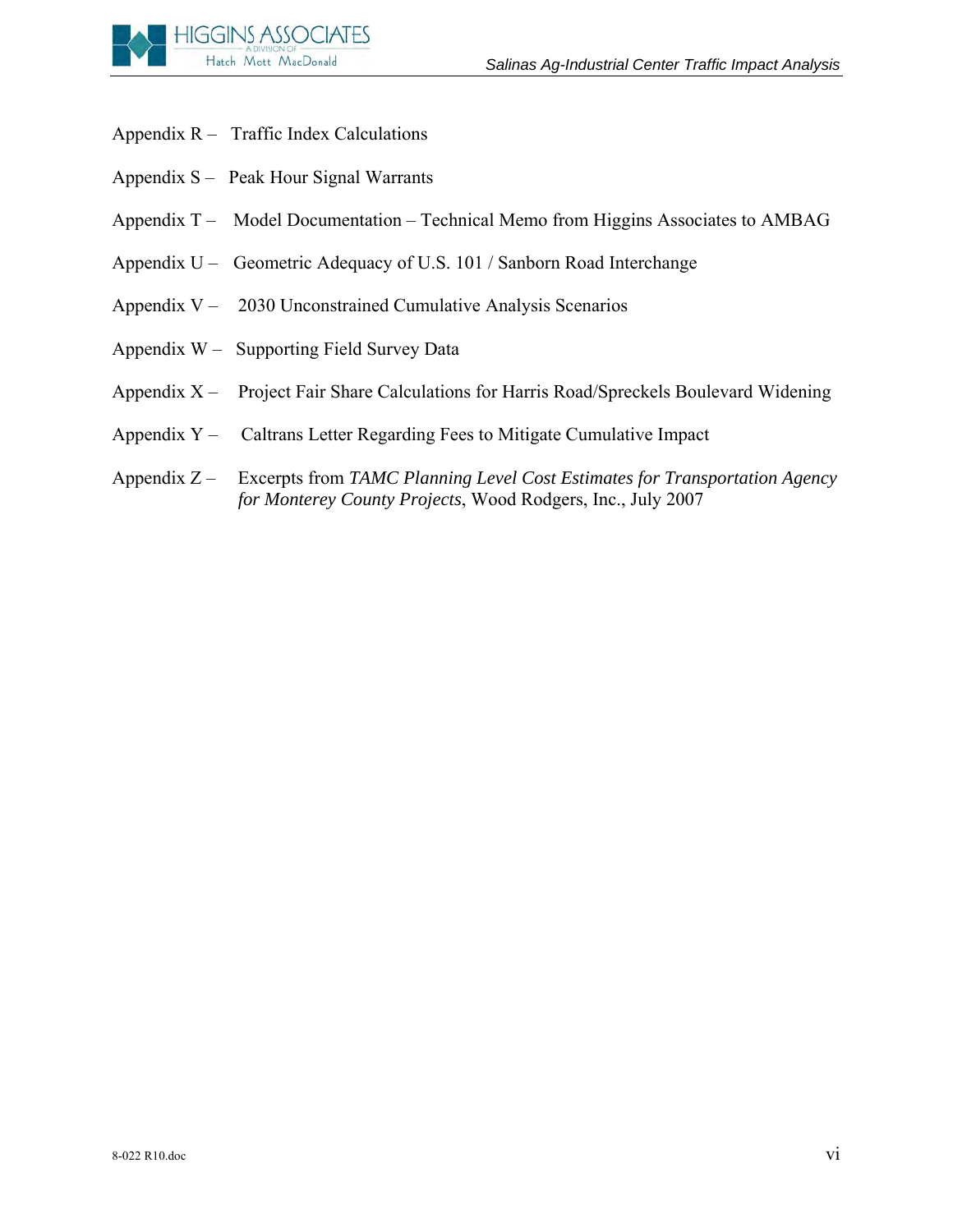Appendix R – Traffic Index Calculations

Appendix S – Peak Hour Signal Warrants

Appendix T – Model Documentation – Technical Memo from Higgins Associates to AMBAG

Appendix U – Geometric Adequacy of U.S. 101 / Sanborn Road Interchange

Appendix V – 2030 Unconstrained Cumulative Analysis Scenarios

Appendix W – Supporting Field Survey Data

Appendix X – Project Fair Share Calculations for Harris Road/Spreckels Boulevard Widening

Appendix Y – Caltrans Letter Regarding Fees to Mitigate Cumulative Impact

Appendix Z – Excerpts from *TAMC Planning Level Cost Estimates for Transportation Agency for Monterey County Projects*, Wood Rodgers, Inc., July 2007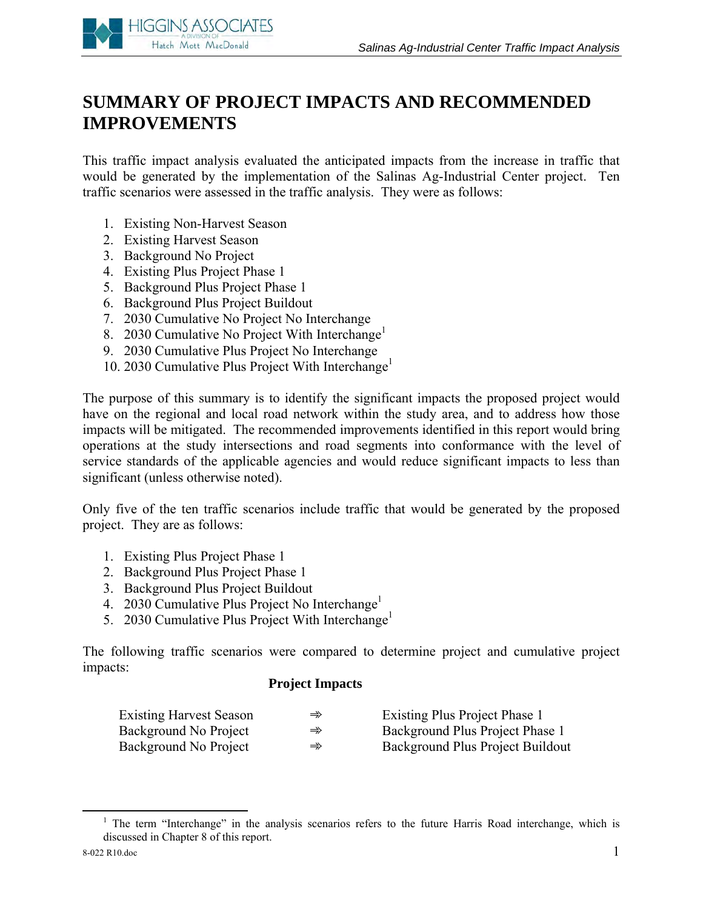# SUMMARY OF PROJECT IMPACTS AND RECOMMENDED IMPROVEMENTS

This traffic impact analysis evaluated the anticipated impacts from the increase in traffic that would be generated by the implementation of the Salinas Ag-Industrial Center project. Ten traffic scenarios were assessed in the traffic analysis. They were as follows:

1. Existing Non-Harvest Season
2. Existing Harvest Season
3. Background No Project
4. Existing Plus Project Phase 1
5. Background Plus Project Phase 1
6. Background Plus Project Buildout
7. 2030 Cumulative No Project No Interchange
8. 2030 Cumulative No Project With Interchange[1]
9. 2030 Cumulative Plus Project No Interchange
10. 2030 Cumulative Plus Project With Interchange[1]

The purpose of this summary is to identify the significant impacts the proposed project would have on the regional and local road network within the study area, and to address how those impacts will be mitigated. The recommended improvements identified in this report would bring operations at the study intersections and road segments into conformance with the level of service standards of the applicable agencies and would reduce significant impacts to less than significant (unless otherwise noted).

Only five of the ten traffic scenarios include traffic that would be generated by the proposed project. They are as follows:

1. Existing Plus Project Phase 1
2. Background Plus Project Phase 1
3. Background Plus Project Buildout
4. 2030 Cumulative Plus Project No Interchange[1]
5. 2030 Cumulative Plus Project With Interchange[1]

The following traffic scenarios were compared to determine project and cumulative project impacts:

**Project Impacts**

| | | |
|---|---|---|
| Existing Harvest Season | ⇛ | Existing Plus Project Phase 1 |
| Background No Project | ⇛ | Background Plus Project Phase 1 |
| Background No Project | ⇛ | Background Plus Project Buildout |

[1] The term "Interchange" in the analysis scenarios refers to the future Harris Road interchange, which is discussed in Chapter 8 of this report.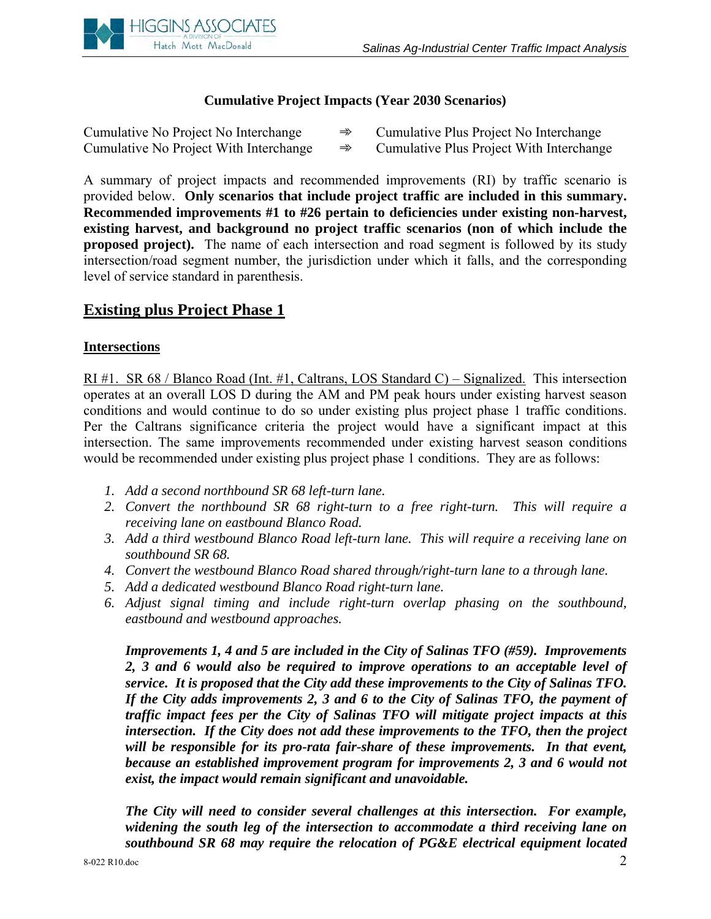**Cumulative Project Impacts (Year 2030 Scenarios)**

Cumulative No Project No Interchange ⇒ Cumulative Plus Project No Interchange
Cumulative No Project With Interchange ⇒ Cumulative Plus Project With Interchange

A summary of project impacts and recommended improvements (RI) by traffic scenario is provided below. **Only scenarios that include project traffic are included in this summary. Recommended improvements #1 to #26 pertain to deficiencies under existing non-harvest, existing harvest, and background no project traffic scenarios (non of which include the proposed project).** The name of each intersection and road segment is followed by its study intersection/road segment number, the jurisdiction under which it falls, and the corresponding level of service standard in parenthesis.

## Existing plus Project Phase 1

### Intersections

RI #1. SR 68 / Blanco Road (Int. #1, Caltrans, LOS Standard C) – Signalized. This intersection operates at an overall LOS D during the AM and PM peak hours under existing harvest season conditions and would continue to do so under existing plus project phase 1 traffic conditions. Per the Caltrans significance criteria the project would have a significant impact at this intersection. The same improvements recommended under existing harvest season conditions would be recommended under existing plus project phase 1 conditions. They are as follows:

1. *Add a second northbound SR 68 left-turn lane.*
2. *Convert the northbound SR 68 right-turn to a free right-turn. This will require a receiving lane on eastbound Blanco Road.*
3. *Add a third westbound Blanco Road left-turn lane. This will require a receiving lane on southbound SR 68.*
4. *Convert the westbound Blanco Road shared through/right-turn lane to a through lane.*
5. *Add a dedicated westbound Blanco Road right-turn lane.*
6. *Adjust signal timing and include right-turn overlap phasing on the southbound, eastbound and westbound approaches.*

***Improvements 1, 4 and 5 are included in the City of Salinas TFO (#59). Improvements 2, 3 and 6 would also be required to improve operations to an acceptable level of service. It is proposed that the City add these improvements to the City of Salinas TFO. If the City adds improvements 2, 3 and 6 to the City of Salinas TFO, the payment of traffic impact fees per the City of Salinas TFO will mitigate project impacts at this intersection. If the City does not add these improvements to the TFO, then the project will be responsible for its pro-rata fair-share of these improvements. In that event, because an established improvement program for improvements 2, 3 and 6 would not exist, the impact would remain significant and unavoidable.***

***The City will need to consider several challenges at this intersection. For example, widening the south leg of the intersection to accommodate a third receiving lane on southbound SR 68 may require the relocation of PG&E electrical equipment located***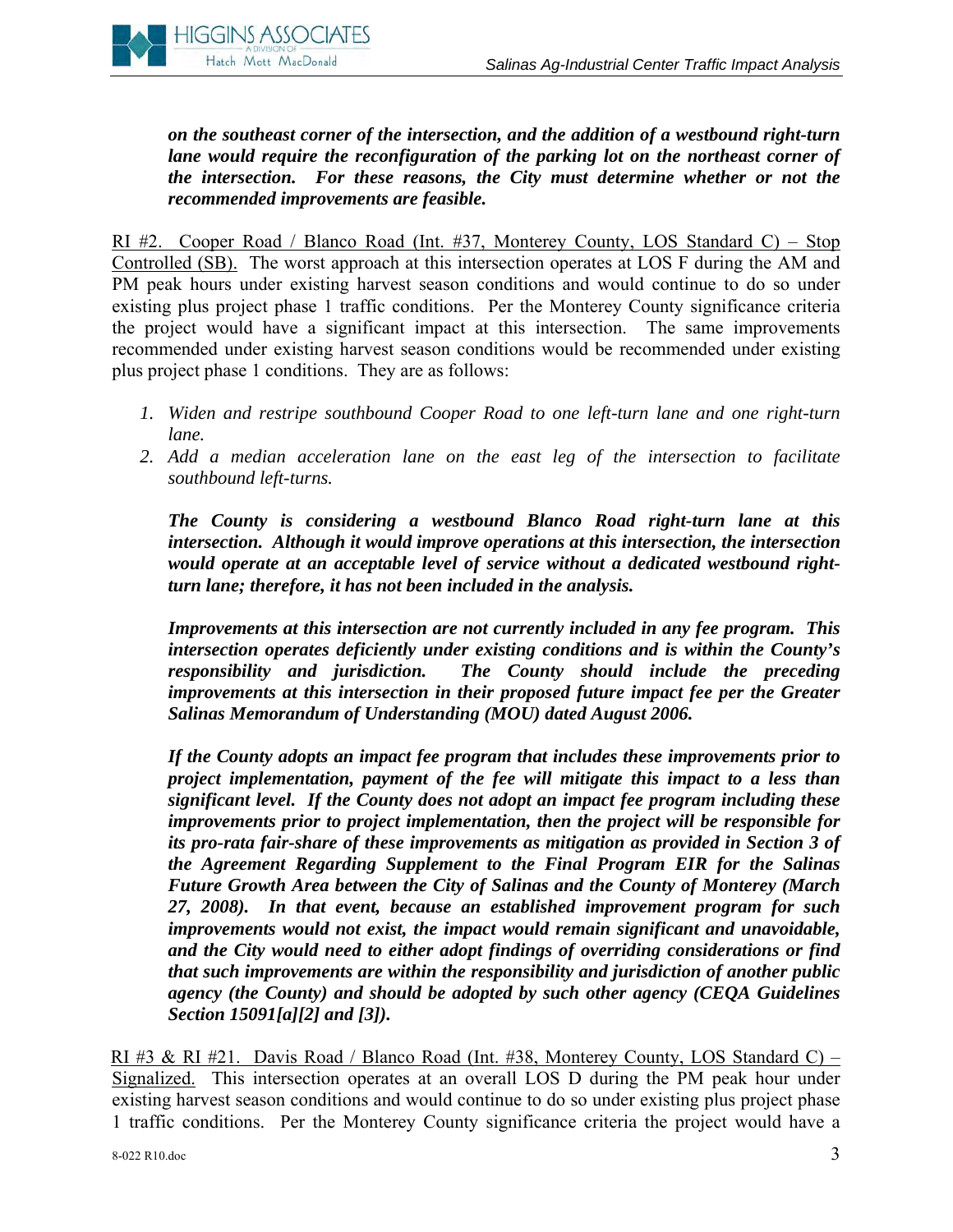***on the southeast corner of the intersection, and the addition of a westbound right-turn lane would require the reconfiguration of the parking lot on the northeast corner of the intersection. For these reasons, the City must determine whether or not the recommended improvements are feasible.***

RI #2. Cooper Road / Blanco Road (Int. #37, Monterey County, LOS Standard C) – Stop Controlled (SB). The worst approach at this intersection operates at LOS F during the AM and PM peak hours under existing harvest season conditions and would continue to do so under existing plus project phase 1 traffic conditions. Per the Monterey County significance criteria the project would have a significant impact at this intersection. The same improvements recommended under existing harvest season conditions would be recommended under existing plus project phase 1 conditions. They are as follows:

1. *Widen and restripe southbound Cooper Road to one left-turn lane and one right-turn lane.*
2. *Add a median acceleration lane on the east leg of the intersection to facilitate southbound left-turns.*

***The County is considering a westbound Blanco Road right-turn lane at this intersection. Although it would improve operations at this intersection, the intersection would operate at an acceptable level of service without a dedicated westbound right-turn lane; therefore, it has not been included in the analysis.***

***Improvements at this intersection are not currently included in any fee program. This intersection operates deficiently under existing conditions and is within the County's responsibility and jurisdiction. The County should include the preceding improvements at this intersection in their proposed future impact fee per the Greater Salinas Memorandum of Understanding (MOU) dated August 2006.***

***If the County adopts an impact fee program that includes these improvements prior to project implementation, payment of the fee will mitigate this impact to a less than significant level. If the County does not adopt an impact fee program including these improvements prior to project implementation, then the project will be responsible for its pro-rata fair-share of these improvements as mitigation as provided in Section 3 of the Agreement Regarding Supplement to the Final Program EIR for the Salinas Future Growth Area between the City of Salinas and the County of Monterey (March 27, 2008). In that event, because an established improvement program for such improvements would not exist, the impact would remain significant and unavoidable, and the City would need to either adopt findings of overriding considerations or find that such improvements are within the responsibility and jurisdiction of another public agency (the County) and should be adopted by such other agency (CEQA Guidelines Section 15091[a][2] and [3]).***

RI #3 & RI #21. Davis Road / Blanco Road (Int. #38, Monterey County, LOS Standard C) – Signalized. This intersection operates at an overall LOS D during the PM peak hour under existing harvest season conditions and would continue to do so under existing plus project phase 1 traffic conditions. Per the Monterey County significance criteria the project would have a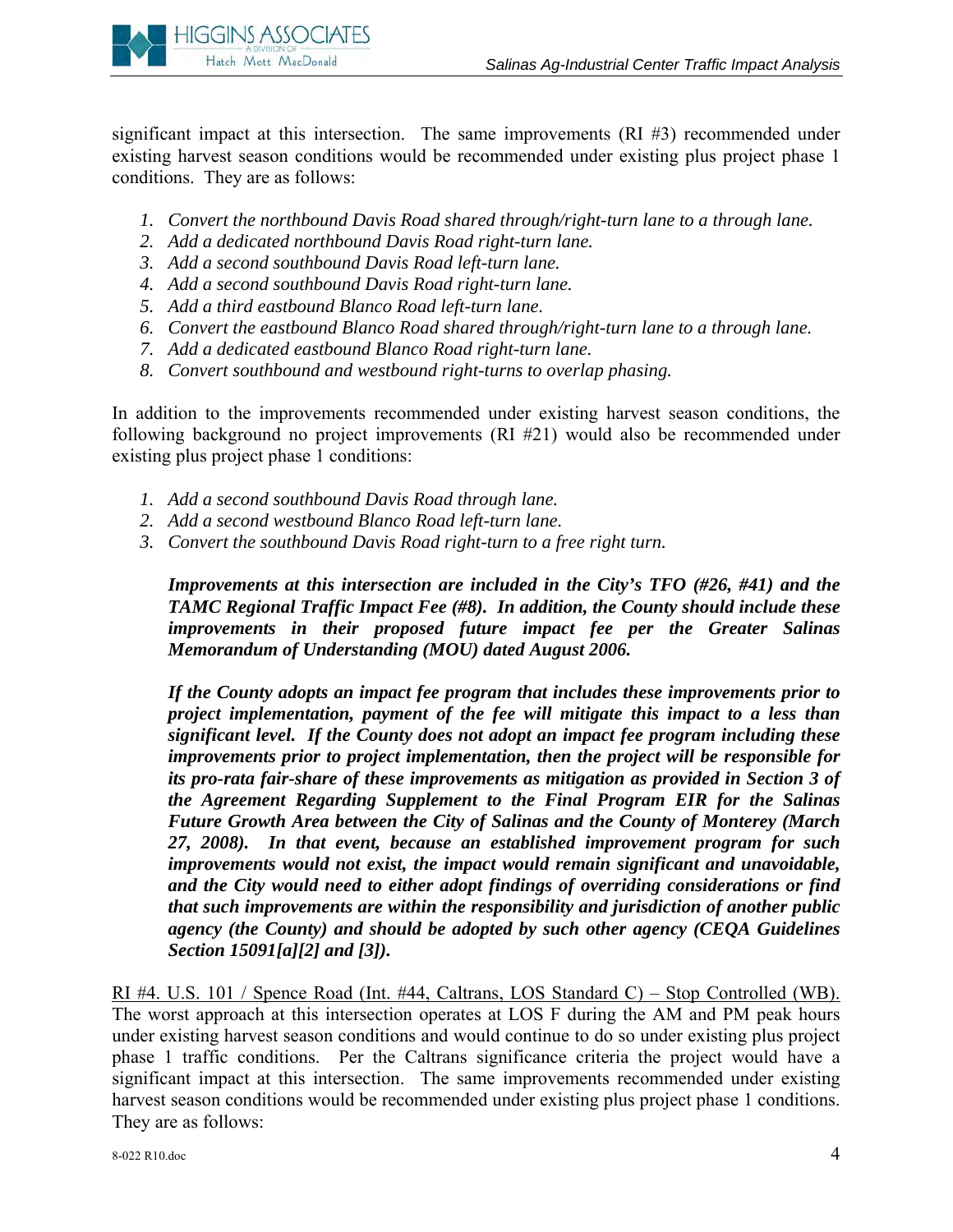significant impact at this intersection. The same improvements (RI #3) recommended under existing harvest season conditions would be recommended under existing plus project phase 1 conditions. They are as follows:

1. *Convert the northbound Davis Road shared through/right-turn lane to a through lane.*
2. *Add a dedicated northbound Davis Road right-turn lane.*
3. *Add a second southbound Davis Road left-turn lane.*
4. *Add a second southbound Davis Road right-turn lane.*
5. *Add a third eastbound Blanco Road left-turn lane.*
6. *Convert the eastbound Blanco Road shared through/right-turn lane to a through lane.*
7. *Add a dedicated eastbound Blanco Road right-turn lane.*
8. *Convert southbound and westbound right-turns to overlap phasing.*

In addition to the improvements recommended under existing harvest season conditions, the following background no project improvements (RI #21) would also be recommended under existing plus project phase 1 conditions:

1. *Add a second southbound Davis Road through lane.*
2. *Add a second westbound Blanco Road left-turn lane.*
3. *Convert the southbound Davis Road right-turn to a free right turn.*

> ***Improvements at this intersection are included in the City's TFO (#26, #41) and the TAMC Regional Traffic Impact Fee (#8). In addition, the County should include these improvements in their proposed future impact fee per the Greater Salinas Memorandum of Understanding (MOU) dated August 2006.***
>
> ***If the County adopts an impact fee program that includes these improvements prior to project implementation, payment of the fee will mitigate this impact to a less than significant level. If the County does not adopt an impact fee program including these improvements prior to project implementation, then the project will be responsible for its pro-rata fair-share of these improvements as mitigation as provided in Section 3 of the Agreement Regarding Supplement to the Final Program EIR for the Salinas Future Growth Area between the City of Salinas and the County of Monterey (March 27, 2008). In that event, because an established improvement program for such improvements would not exist, the impact would remain significant and unavoidable, and the City would need to either adopt findings of overriding considerations or find that such improvements are within the responsibility and jurisdiction of another public agency (the County) and should be adopted by such other agency (CEQA Guidelines Section 15091[a][2] and [3]).***

<u>RI #4. U.S. 101 / Spence Road (Int. #44, Caltrans, LOS Standard C) – Stop Controlled (WB).</u> The worst approach at this intersection operates at LOS F during the AM and PM peak hours under existing harvest season conditions and would continue to do so under existing plus project phase 1 traffic conditions. Per the Caltrans significance criteria the project would have a significant impact at this intersection. The same improvements recommended under existing harvest season conditions would be recommended under existing plus project phase 1 conditions. They are as follows: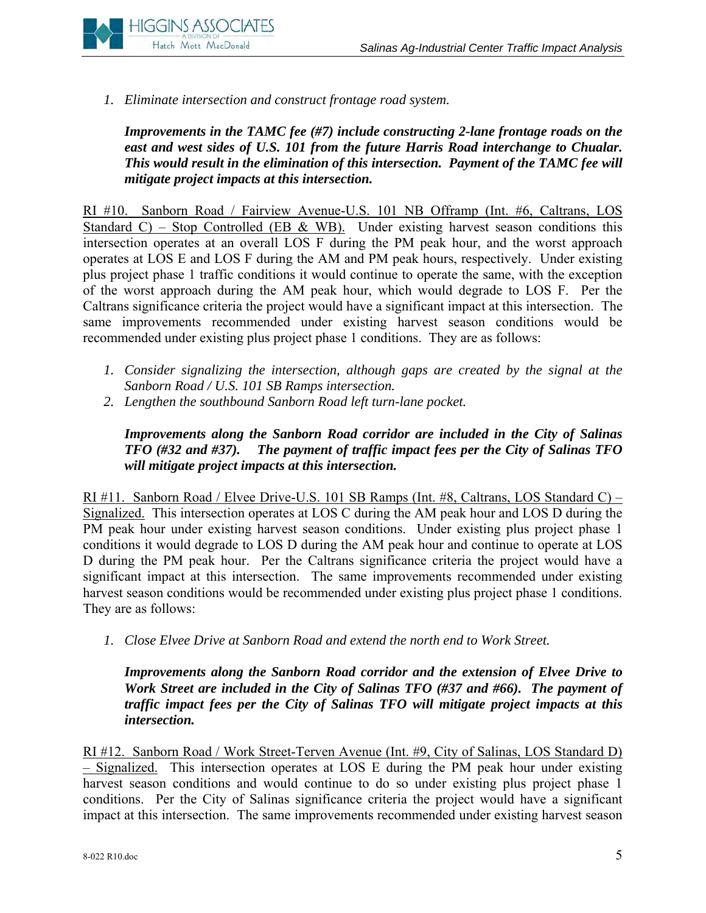1. *Eliminate intersection and construct frontage road system.*

   ***Improvements in the TAMC fee (#7) include constructing 2-lane frontage roads on the east and west sides of U.S. 101 from the future Harris Road interchange to Chualar. This would result in the elimination of this intersection. Payment of the TAMC fee will mitigate project impacts at this intersection.***

<u>RI #10. Sanborn Road / Fairview Avenue-U.S. 101 NB Offramp (Int. #6, Caltrans, LOS Standard C) – Stop Controlled (EB & WB).</u> Under existing harvest season conditions this intersection operates at an overall LOS F during the PM peak hour, and the worst approach operates at LOS E and LOS F during the AM and PM peak hours, respectively. Under existing plus project phase 1 traffic conditions it would continue to operate the same, with the exception of the worst approach during the AM peak hour, which would degrade to LOS F. Per the Caltrans significance criteria the project would have a significant impact at this intersection. The same improvements recommended under existing harvest season conditions would be recommended under existing plus project phase 1 conditions. They are as follows:

1. *Consider signalizing the intersection, although gaps are created by the signal at the Sanborn Road / U.S. 101 SB Ramps intersection.*
2. *Lengthen the southbound Sanborn Road left turn-lane pocket.*

   ***Improvements along the Sanborn Road corridor are included in the City of Salinas TFO (#32 and #37). The payment of traffic impact fees per the City of Salinas TFO will mitigate project impacts at this intersection.***

<u>RI #11. Sanborn Road / Elvee Drive-U.S. 101 SB Ramps (Int. #8, Caltrans, LOS Standard C) – Signalized.</u> This intersection operates at LOS C during the AM peak hour and LOS D during the PM peak hour under existing harvest season conditions. Under existing plus project phase 1 conditions it would degrade to LOS D during the AM peak hour and continue to operate at LOS D during the PM peak hour. Per the Caltrans significance criteria the project would have a significant impact at this intersection. The same improvements recommended under existing harvest season conditions would be recommended under existing plus project phase 1 conditions. They are as follows:

1. *Close Elvee Drive at Sanborn Road and extend the north end to Work Street.*

   ***Improvements along the Sanborn Road corridor and the extension of Elvee Drive to Work Street are included in the City of Salinas TFO (#37 and #66). The payment of traffic impact fees per the City of Salinas TFO will mitigate project impacts at this intersection.***

<u>RI #12. Sanborn Road / Work Street-Terven Avenue (Int. #9, City of Salinas, LOS Standard D) – Signalized.</u> This intersection operates at LOS E during the PM peak hour under existing harvest season conditions and would continue to do so under existing plus project phase 1 conditions. Per the City of Salinas significance criteria the project would have a significant impact at this intersection. The same improvements recommended under existing harvest season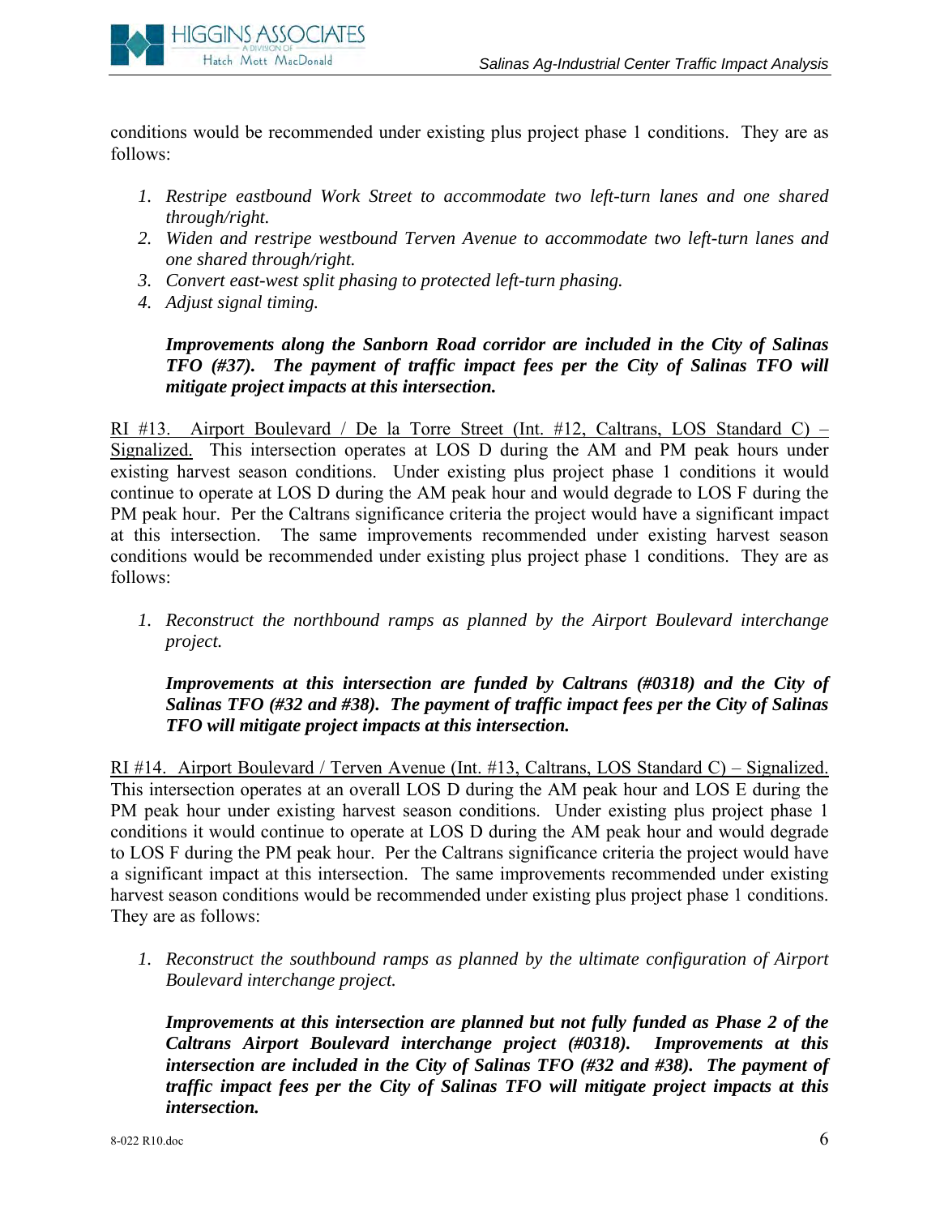conditions would be recommended under existing plus project phase 1 conditions. They are as follows:

1. *Restripe eastbound Work Street to accommodate two left-turn lanes and one shared through/right.*
2. *Widen and restripe westbound Terven Avenue to accommodate two left-turn lanes and one shared through/right.*
3. *Convert east-west split phasing to protected left-turn phasing.*
4. *Adjust signal timing.*

   ***Improvements along the Sanborn Road corridor are included in the City of Salinas TFO (#37). The payment of traffic impact fees per the City of Salinas TFO will mitigate project impacts at this intersection.***

RI #13. Airport Boulevard / De la Torre Street (Int. #12, Caltrans, LOS Standard C) – Signalized. This intersection operates at LOS D during the AM and PM peak hours under existing harvest season conditions. Under existing plus project phase 1 conditions it would continue to operate at LOS D during the AM peak hour and would degrade to LOS F during the PM peak hour. Per the Caltrans significance criteria the project would have a significant impact at this intersection. The same improvements recommended under existing harvest season conditions would be recommended under existing plus project phase 1 conditions. They are as follows:

1. *Reconstruct the northbound ramps as planned by the Airport Boulevard interchange project.*

   ***Improvements at this intersection are funded by Caltrans (#0318) and the City of Salinas TFO (#32 and #38). The payment of traffic impact fees per the City of Salinas TFO will mitigate project impacts at this intersection.***

RI #14. Airport Boulevard / Terven Avenue (Int. #13, Caltrans, LOS Standard C) – Signalized. This intersection operates at an overall LOS D during the AM peak hour and LOS E during the PM peak hour under existing harvest season conditions. Under existing plus project phase 1 conditions it would continue to operate at LOS D during the AM peak hour and would degrade to LOS F during the PM peak hour. Per the Caltrans significance criteria the project would have a significant impact at this intersection. The same improvements recommended under existing harvest season conditions would be recommended under existing plus project phase 1 conditions. They are as follows:

1. *Reconstruct the southbound ramps as planned by the ultimate configuration of Airport Boulevard interchange project.*

   ***Improvements at this intersection are planned but not fully funded as Phase 2 of the Caltrans Airport Boulevard interchange project (#0318). Improvements at this intersection are included in the City of Salinas TFO (#32 and #38). The payment of traffic impact fees per the City of Salinas TFO will mitigate project impacts at this intersection.***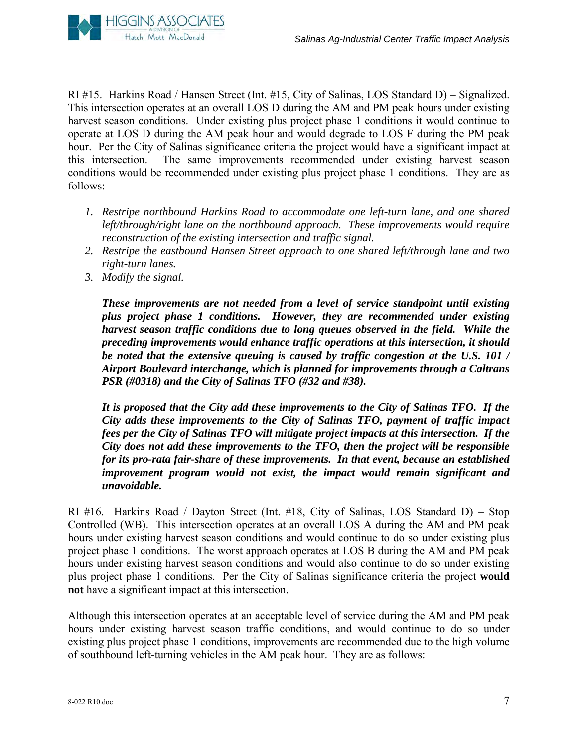RI #15. Harkins Road / Hansen Street (Int. #15, City of Salinas, LOS Standard D) – Signalized. This intersection operates at an overall LOS D during the AM and PM peak hours under existing harvest season conditions. Under existing plus project phase 1 conditions it would continue to operate at LOS D during the AM peak hour and would degrade to LOS F during the PM peak hour. Per the City of Salinas significance criteria the project would have a significant impact at this intersection. The same improvements recommended under existing harvest season conditions would be recommended under existing plus project phase 1 conditions. They are as follows:

1. *Restripe northbound Harkins Road to accommodate one left-turn lane, and one shared left/through/right lane on the northbound approach. These improvements would require reconstruction of the existing intersection and traffic signal.*
2. *Restripe the eastbound Hansen Street approach to one shared left/through lane and two right-turn lanes.*
3. *Modify the signal.*

***These improvements are not needed from a level of service standpoint until existing plus project phase 1 conditions. However, they are recommended under existing harvest season traffic conditions due to long queues observed in the field. While the preceding improvements would enhance traffic operations at this intersection, it should be noted that the extensive queuing is caused by traffic congestion at the U.S. 101 / Airport Boulevard interchange, which is planned for improvements through a Caltrans PSR (#0318) and the City of Salinas TFO (#32 and #38).***

***It is proposed that the City add these improvements to the City of Salinas TFO. If the City adds these improvements to the City of Salinas TFO, payment of traffic impact fees per the City of Salinas TFO will mitigate project impacts at this intersection. If the City does not add these improvements to the TFO, then the project will be responsible for its pro-rata fair-share of these improvements. In that event, because an established improvement program would not exist, the impact would remain significant and unavoidable.***

RI #16. Harkins Road / Dayton Street (Int. #18, City of Salinas, LOS Standard D) – Stop Controlled (WB). This intersection operates at an overall LOS A during the AM and PM peak hours under existing harvest season conditions and would continue to do so under existing plus project phase 1 conditions. The worst approach operates at LOS B during the AM and PM peak hours under existing harvest season conditions and would also continue to do so under existing plus project phase 1 conditions. Per the City of Salinas significance criteria the project **would not** have a significant impact at this intersection.

Although this intersection operates at an acceptable level of service during the AM and PM peak hours under existing harvest season traffic conditions, and would continue to do so under existing plus project phase 1 conditions, improvements are recommended due to the high volume of southbound left-turning vehicles in the AM peak hour. They are as follows: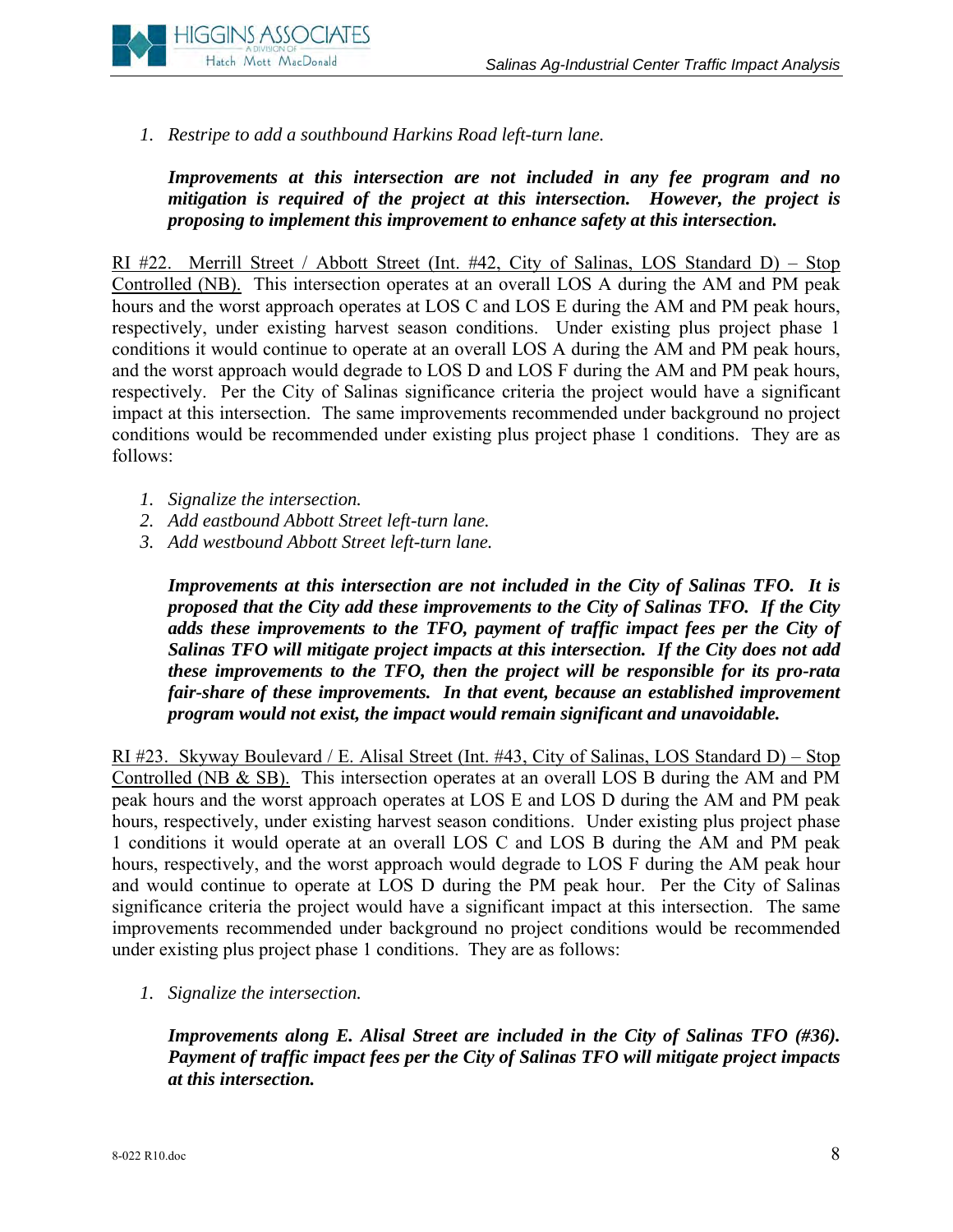1. *Restrict to add a southbound Harkins Road left-turn lane.*

***Improvements at this intersection are not included in any fee program and no mitigation is required of the project at this intersection. However, the project is proposing to implement this improvement to enhance safety at this intersection.***

RI #22. Merrill Street / Abbott Street (Int. #42, City of Salinas, LOS Standard D) – Stop Controlled (NB). This intersection operates at an overall LOS A during the AM and PM peak hours and the worst approach operates at LOS C and LOS E during the AM and PM peak hours, respectively, under existing harvest season conditions. Under existing plus project phase 1 conditions it would continue to operate at an overall LOS A during the AM and PM peak hours, and the worst approach would degrade to LOS D and LOS F during the AM and PM peak hours, respectively. Per the City of Salinas significance criteria the project would have a significant impact at this intersection. The same improvements recommended under background no project conditions would be recommended under existing plus project phase 1 conditions. They are as follows:

1. *Signalize the intersection.*
2. *Add eastbound Abbott Street left-turn lane.*
3. *Add westbound Abbott Street left-turn lane.*

***Improvements at this intersection are not included in the City of Salinas TFO. It is proposed that the City add these improvements to the City of Salinas TFO. If the City adds these improvements to the TFO, payment of traffic impact fees per the City of Salinas TFO will mitigate project impacts at this intersection. If the City does not add these improvements to the TFO, then the project will be responsible for its pro-rata fair-share of these improvements. In that event, because an established improvement program would not exist, the impact would remain significant and unavoidable.***

RI #23. Skyway Boulevard / E. Alisal Street (Int. #43, City of Salinas, LOS Standard D) – Stop Controlled (NB & SB). This intersection operates at an overall LOS B during the AM and PM peak hours and the worst approach operates at LOS E and LOS D during the AM and PM peak hours, respectively, under existing harvest season conditions. Under existing plus project phase 1 conditions it would operate at an overall LOS C and LOS B during the AM and PM peak hours, respectively, and the worst approach would degrade to LOS F during the AM peak hour and would continue to operate at LOS D during the PM peak hour. Per the City of Salinas significance criteria the project would have a significant impact at this intersection. The same improvements recommended under background no project conditions would be recommended under existing plus project phase 1 conditions. They are as follows:

1. *Signalize the intersection.*

***Improvements along E. Alisal Street are included in the City of Salinas TFO (#36). Payment of traffic impact fees per the City of Salinas TFO will mitigate project impacts at this intersection.***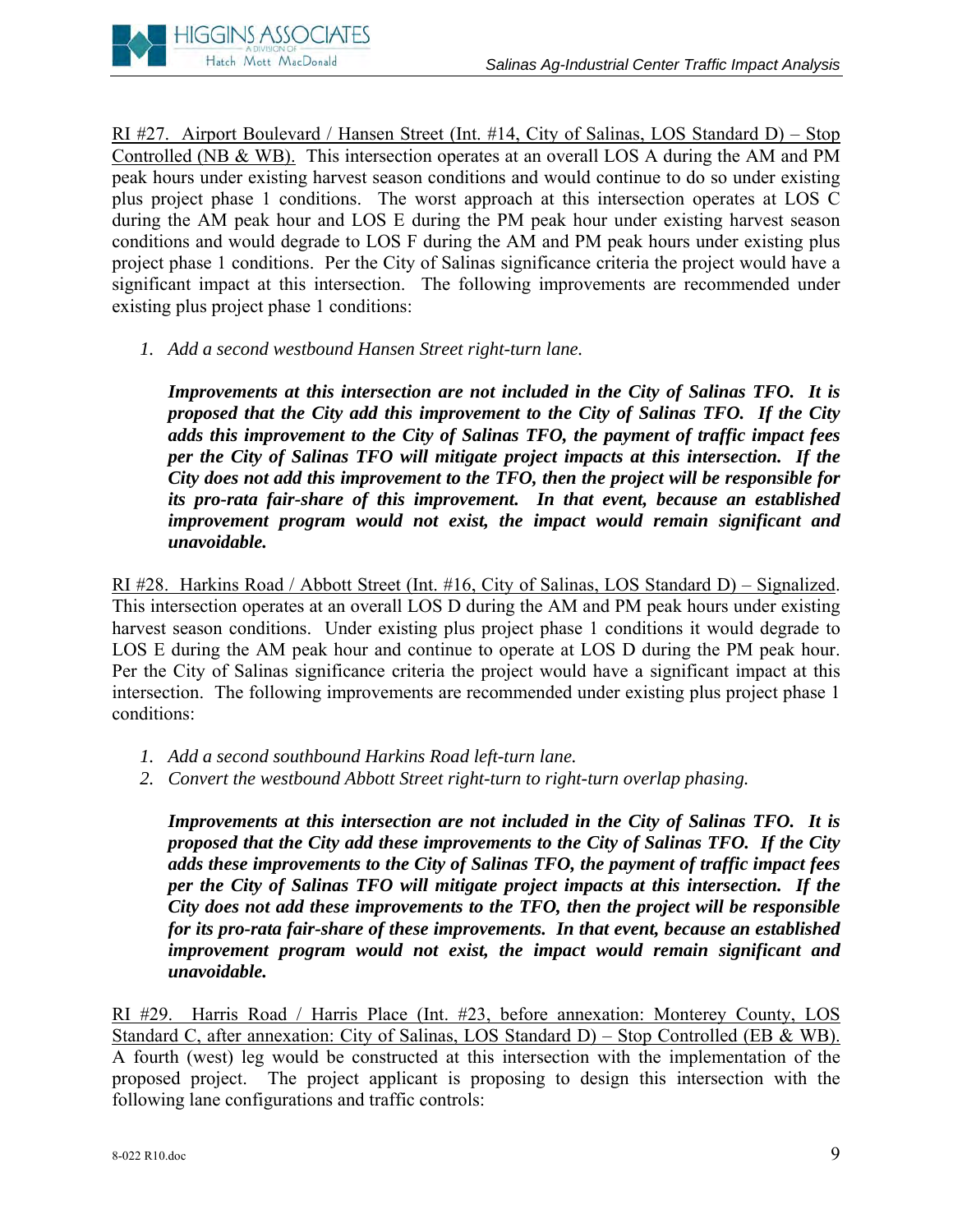<u>RI #27. Airport Boulevard / Hansen Street (Int. #14, City of Salinas, LOS Standard D) – Stop Controlled (NB & WB).</u> This intersection operates at an overall LOS A during the AM and PM peak hours under existing harvest season conditions and would continue to do so under existing plus project phase 1 conditions. The worst approach at this intersection operates at LOS C during the AM peak hour and LOS E during the PM peak hour under existing harvest season conditions and would degrade to LOS F during the AM and PM peak hours under existing plus project phase 1 conditions. Per the City of Salinas significance criteria the project would have a significant impact at this intersection. The following improvements are recommended under existing plus project phase 1 conditions:

1. *Add a second westbound Hansen Street right-turn lane.*

   ***Improvements at this intersection are not included in the City of Salinas TFO. It is proposed that the City add this improvement to the City of Salinas TFO. If the City adds this improvement to the City of Salinas TFO, the payment of traffic impact fees per the City of Salinas TFO will mitigate project impacts at this intersection. If the City does not add this improvement to the TFO, then the project will be responsible for its pro-rata fair-share of this improvement. In that event, because an established improvement program would not exist, the impact would remain significant and unavoidable.***

<u>RI #28. Harkins Road / Abbott Street (Int. #16, City of Salinas, LOS Standard D) – Signalized</u>. This intersection operates at an overall LOS D during the AM and PM peak hours under existing harvest season conditions. Under existing plus project phase 1 conditions it would degrade to LOS E during the AM peak hour and continue to operate at LOS D during the PM peak hour. Per the City of Salinas significance criteria the project would have a significant impact at this intersection. The following improvements are recommended under existing plus project phase 1 conditions:

1. *Add a second southbound Harkins Road left-turn lane.*
2. *Convert the westbound Abbott Street right-turn to right-turn overlap phasing.*

   ***Improvements at this intersection are not included in the City of Salinas TFO. It is proposed that the City add these improvements to the City of Salinas TFO. If the City adds these improvements to the City of Salinas TFO, the payment of traffic impact fees per the City of Salinas TFO will mitigate project impacts at this intersection. If the City does not add these improvements to the TFO, then the project will be responsible for its pro-rata fair-share of these improvements. In that event, because an established improvement program would not exist, the impact would remain significant and unavoidable.***

<u>RI #29. Harris Road / Harris Place (Int. #23, before annexation: Monterey County, LOS Standard C, after annexation: City of Salinas, LOS Standard D) – Stop Controlled (EB & WB).</u> A fourth (west) leg would be constructed at this intersection with the implementation of the proposed project. The project applicant is proposing to design this intersection with the following lane configurations and traffic controls: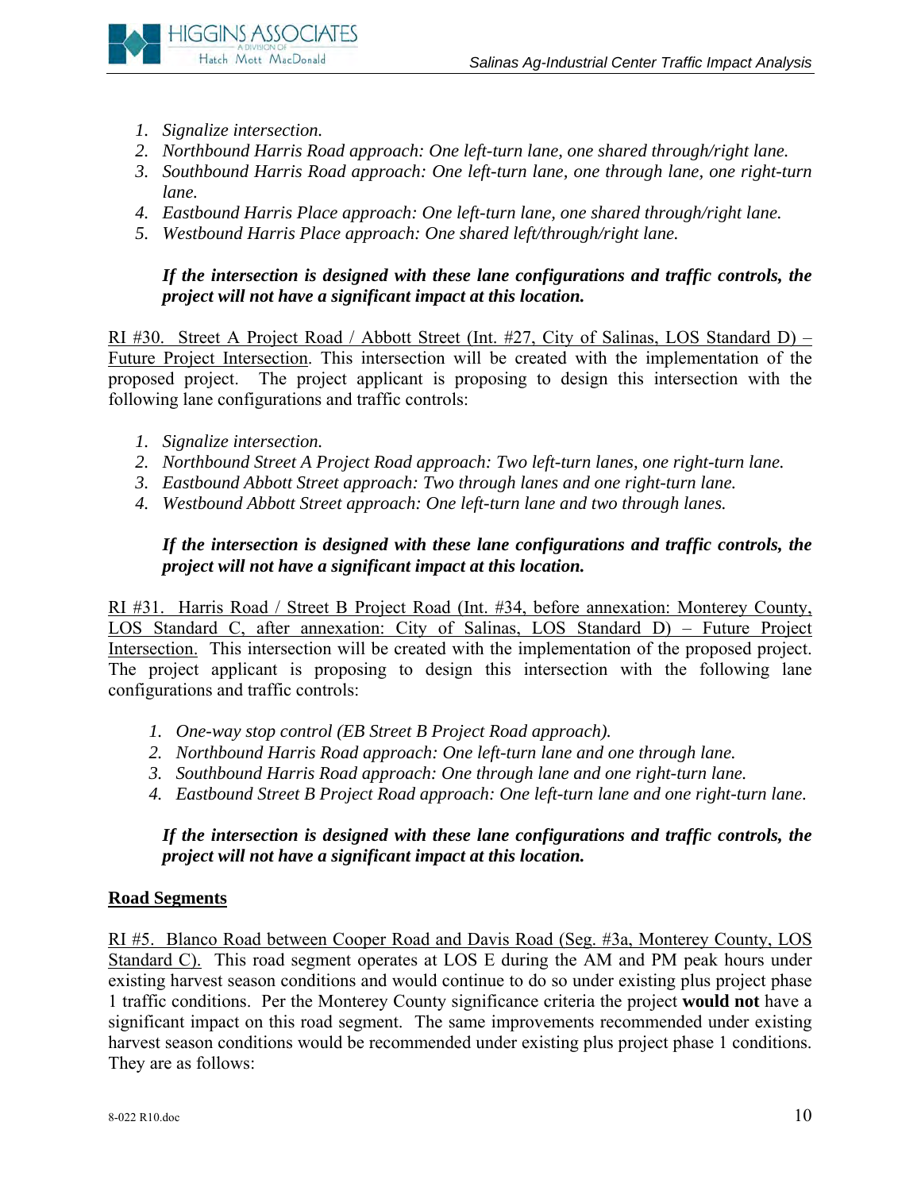1. *Signalize intersection.*
2. *Northbound Harris Road approach: One left-turn lane, one shared through/right lane.*
3. *Southbound Harris Road approach: One left-turn lane, one through lane, one right-turn lane.*
4. *Eastbound Harris Place approach: One left-turn lane, one shared through/right lane.*
5. *Westbound Harris Place approach: One shared left/through/right lane.*

***If the intersection is designed with these lane configurations and traffic controls, the project will not have a significant impact at this location.***

<u>RI #30. Street A Project Road / Abbott Street (Int. #27, City of Salinas, LOS Standard D) – Future Project Intersection</u>. This intersection will be created with the implementation of the proposed project. The project applicant is proposing to design this intersection with the following lane configurations and traffic controls:

1. *Signalize intersection.*
2. *Northbound Street A Project Road approach: Two left-turn lanes, one right-turn lane.*
3. *Eastbound Abbott Street approach: Two through lanes and one right-turn lane.*
4. *Westbound Abbott Street approach: One left-turn lane and two through lanes.*

***If the intersection is designed with these lane configurations and traffic controls, the project will not have a significant impact at this location.***

<u>RI #31. Harris Road / Street B Project Road (Int. #34, before annexation: Monterey County, LOS Standard C, after annexation: City of Salinas, LOS Standard D) – Future Project Intersection.</u> This intersection will be created with the implementation of the proposed project. The project applicant is proposing to design this intersection with the following lane configurations and traffic controls:

1. *One-way stop control (EB Street B Project Road approach).*
2. *Northbound Harris Road approach: One left-turn lane and one through lane.*
3. *Southbound Harris Road approach: One through lane and one right-turn lane.*
4. *Eastbound Street B Project Road approach: One left-turn lane and one right-turn lane.*

***If the intersection is designed with these lane configurations and traffic controls, the project will not have a significant impact at this location.***

## Road Segments

<u>RI #5. Blanco Road between Cooper Road and Davis Road (Seg. #3a, Monterey County, LOS Standard C).</u> This road segment operates at LOS E during the AM and PM peak hours under existing harvest season conditions and would continue to do so under existing plus project phase 1 traffic conditions. Per the Monterey County significance criteria the project **would not** have a significant impact on this road segment. The same improvements recommended under existing harvest season conditions would be recommended under existing plus project phase 1 conditions. They are as follows: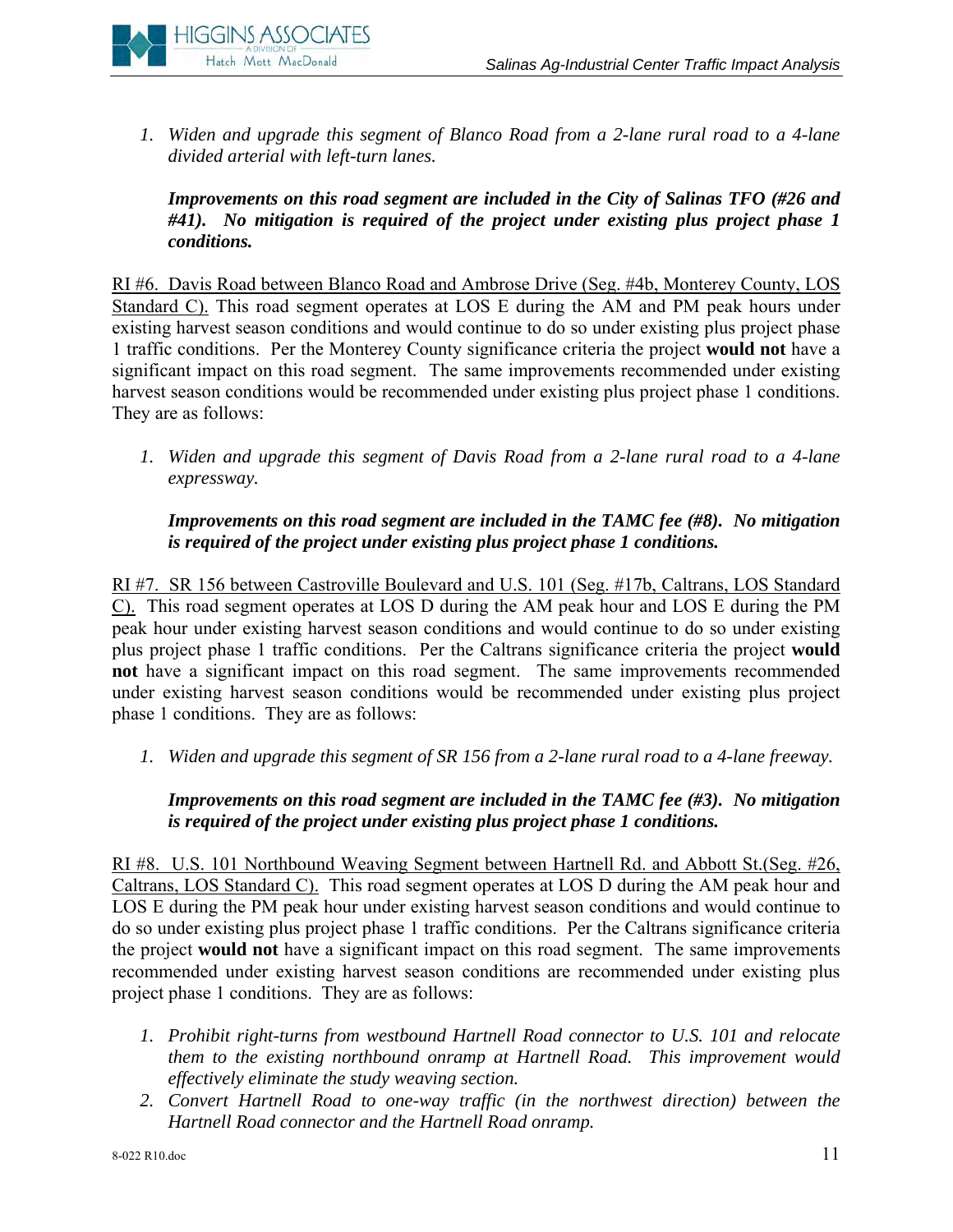1. *Widen and upgrade this segment of Blanco Road from a 2-lane rural road to a 4-lane divided arterial with left-turn lanes.*

   ***Improvements on this road segment are included in the City of Salinas TFO (#26 and #41). No mitigation is required of the project under existing plus project phase 1 conditions.***

<u>RI #6. Davis Road between Blanco Road and Ambrose Drive (Seg. #4b, Monterey County, LOS Standard C).</u> This road segment operates at LOS E during the AM and PM peak hours under existing harvest season conditions and would continue to do so under existing plus project phase 1 traffic conditions. Per the Monterey County significance criteria the project **would not** have a significant impact on this road segment. The same improvements recommended under existing harvest season conditions would be recommended under existing plus project phase 1 conditions. They are as follows:

1. *Widen and upgrade this segment of Davis Road from a 2-lane rural road to a 4-lane expressway.*

   ***Improvements on this road segment are included in the TAMC fee (#8). No mitigation is required of the project under existing plus project phase 1 conditions.***

<u>RI #7. SR 156 between Castroville Boulevard and U.S. 101 (Seg. #17b, Caltrans, LOS Standard C).</u> This road segment operates at LOS D during the AM peak hour and LOS E during the PM peak hour under existing harvest season conditions and would continue to do so under existing plus project phase 1 traffic conditions. Per the Caltrans significance criteria the project **would not** have a significant impact on this road segment. The same improvements recommended under existing harvest season conditions would be recommended under existing plus project phase 1 conditions. They are as follows:

1. *Widen and upgrade this segment of SR 156 from a 2-lane rural road to a 4-lane freeway.*

   ***Improvements on this road segment are included in the TAMC fee (#3). No mitigation is required of the project under existing plus project phase 1 conditions.***

<u>RI #8. U.S. 101 Northbound Weaving Segment between Hartnell Rd. and Abbott St.(Seg. #26, Caltrans, LOS Standard C).</u> This road segment operates at LOS D during the AM peak hour and LOS E during the PM peak hour under existing harvest season conditions and would continue to do so under existing plus project phase 1 traffic conditions. Per the Caltrans significance criteria the project **would not** have a significant impact on this road segment. The same improvements recommended under existing harvest season conditions are recommended under existing plus project phase 1 conditions. They are as follows:

1. *Prohibit right-turns from westbound Hartnell Road connector to U.S. 101 and relocate them to the existing northbound onramp at Hartnell Road. This improvement would effectively eliminate the study weaving section.*
2. *Convert Hartnell Road to one-way traffic (in the northwest direction) between the Hartnell Road connector and the Hartnell Road onramp.*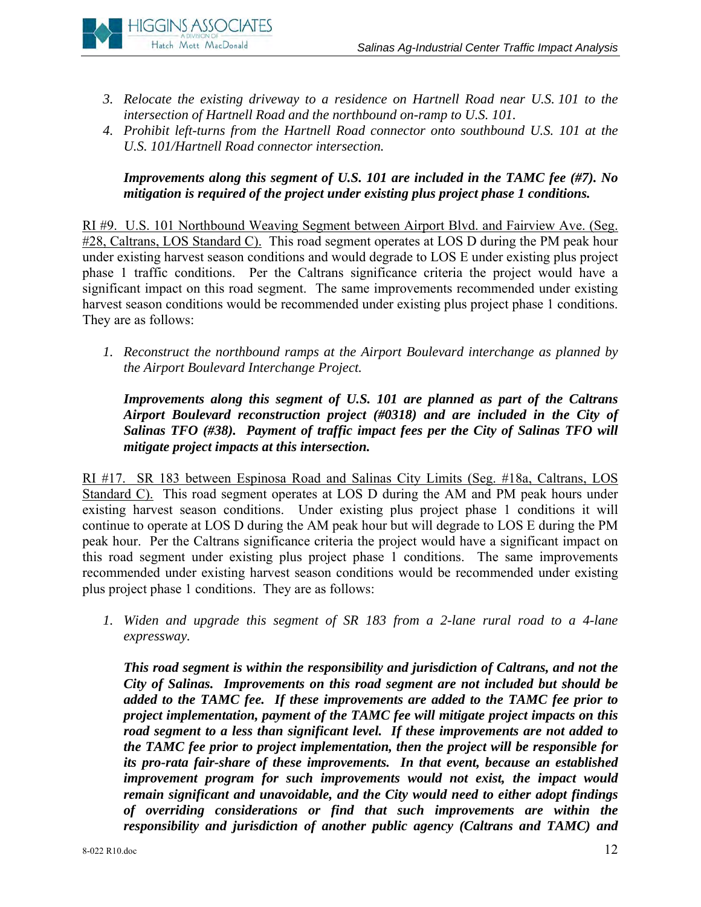3. *Relocate the existing driveway to a residence on Hartnell Road near U.S. 101 to the intersection of Hartnell Road and the northbound on-ramp to U.S. 101.*
4. *Prohibit left-turns from the Hartnell Road connector onto southbound U.S. 101 at the U.S. 101/Hartnell Road connector intersection.*

   ***Improvements along this segment of U.S. 101 are included in the TAMC fee (#7). No mitigation is required of the project under existing plus project phase 1 conditions.***

RI #9. U.S. 101 Northbound Weaving Segment between Airport Blvd. and Fairview Ave. (Seg. #28, Caltrans, LOS Standard C). This road segment operates at LOS D during the PM peak hour under existing harvest season conditions and would degrade to LOS E under existing plus project phase 1 traffic conditions. Per the Caltrans significance criteria the project would have a significant impact on this road segment. The same improvements recommended under existing harvest season conditions would be recommended under existing plus project phase 1 conditions. They are as follows:

1. *Reconstruct the northbound ramps at the Airport Boulevard interchange as planned by the Airport Boulevard Interchange Project.*

   ***Improvements along this segment of U.S. 101 are planned as part of the Caltrans Airport Boulevard reconstruction project (#0318) and are included in the City of Salinas TFO (#38). Payment of traffic impact fees per the City of Salinas TFO will mitigate project impacts at this intersection.***

RI #17. SR 183 between Espinosa Road and Salinas City Limits (Seg. #18a, Caltrans, LOS Standard C). This road segment operates at LOS D during the AM and PM peak hours under existing harvest season conditions. Under existing plus project phase 1 conditions it will continue to operate at LOS D during the AM peak hour but will degrade to LOS E during the PM peak hour. Per the Caltrans significance criteria the project would have a significant impact on this road segment under existing plus project phase 1 conditions. The same improvements recommended under existing harvest season conditions would be recommended under existing plus project phase 1 conditions. They are as follows:

1. *Widen and upgrade this segment of SR 183 from a 2-lane rural road to a 4-lane expressway.*

   ***This road segment is within the responsibility and jurisdiction of Caltrans, and not the City of Salinas. Improvements on this road segment are not included but should be added to the TAMC fee. If these improvements are added to the TAMC fee prior to project implementation, payment of the TAMC fee will mitigate project impacts on this road segment to a less than significant level. If these improvements are not added to the TAMC fee prior to project implementation, then the project will be responsible for its pro-rata fair-share of these improvements. In that event, because an established improvement program for such improvements would not exist, the impact would remain significant and unavoidable, and the City would need to either adopt findings of overriding considerations or find that such improvements are within the responsibility and jurisdiction of another public agency (Caltrans and TAMC) and***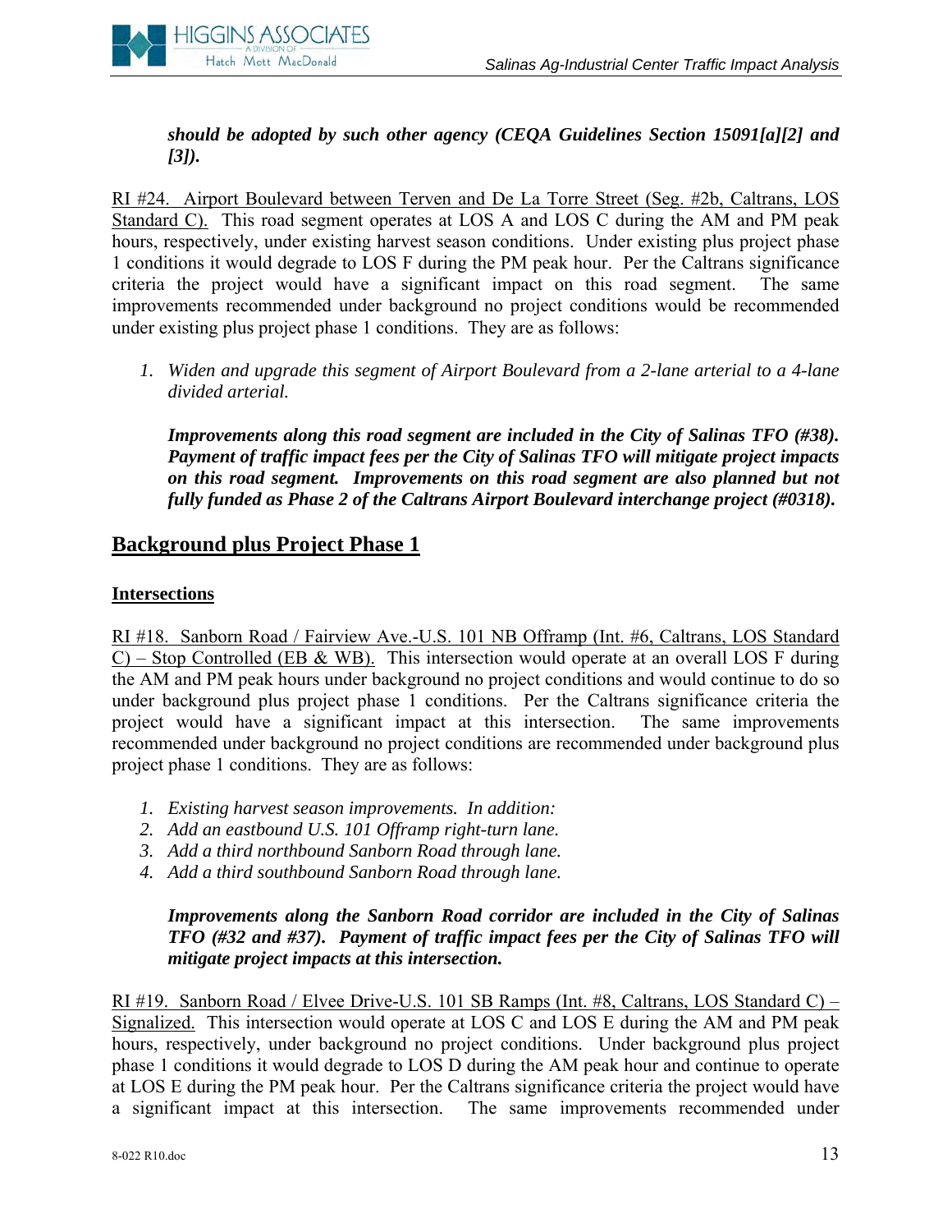***should be adopted by such other agency (CEQA Guidelines Section 15091[a][2] and [3]).***

RI #24. Airport Boulevard between Terven and De La Torre Street (Seg. #2b, Caltrans, LOS Standard C). This road segment operates at LOS A and LOS C during the AM and PM peak hours, respectively, under existing harvest season conditions. Under existing plus project phase 1 conditions it would degrade to LOS F during the PM peak hour. Per the Caltrans significance criteria the project would have a significant impact on this road segment. The same improvements recommended under background no project conditions would be recommended under existing plus project phase 1 conditions. They are as follows:

1. *Widen and upgrade this segment of Airport Boulevard from a 2-lane arterial to a 4-lane divided arterial.*

   ***Improvements along this road segment are included in the City of Salinas TFO (#38). Payment of traffic impact fees per the City of Salinas TFO will mitigate project impacts on this road segment. Improvements on this road segment are also planned but not fully funded as Phase 2 of the Caltrans Airport Boulevard interchange project (#0318).***

## Background plus Project Phase 1

### Intersections

RI #18. Sanborn Road / Fairview Ave.-U.S. 101 NB Offramp (Int. #6, Caltrans, LOS Standard C) – Stop Controlled (EB & WB). This intersection would operate at an overall LOS F during the AM and PM peak hours under background no project conditions and would continue to do so under background plus project phase 1 conditions. Per the Caltrans significance criteria the project would have a significant impact at this intersection. The same improvements recommended under background no project conditions are recommended under background plus project phase 1 conditions. They are as follows:

1. *Existing harvest season improvements. In addition:*
2. *Add an eastbound U.S. 101 Offramp right-turn lane.*
3. *Add a third northbound Sanborn Road through lane.*
4. *Add a third southbound Sanborn Road through lane.*

   ***Improvements along the Sanborn Road corridor are included in the City of Salinas TFO (#32 and #37). Payment of traffic impact fees per the City of Salinas TFO will mitigate project impacts at this intersection.***

RI #19. Sanborn Road / Elvee Drive-U.S. 101 SB Ramps (Int. #8, Caltrans, LOS Standard C) – Signalized. This intersection would operate at LOS C and LOS E during the AM and PM peak hours, respectively, under background no project conditions. Under background plus project phase 1 conditions it would degrade to LOS D during the AM peak hour and continue to operate at LOS E during the PM peak hour. Per the Caltrans significance criteria the project would have a significant impact at this intersection. The same improvements recommended under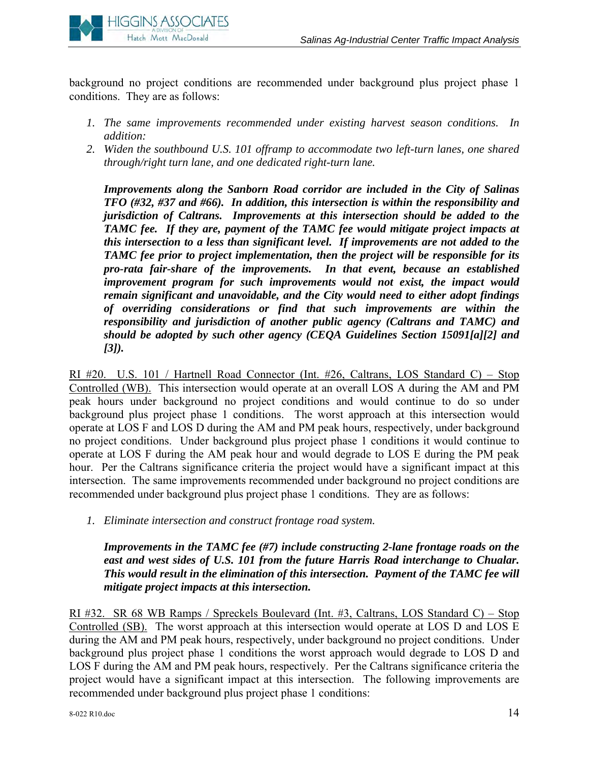background no project conditions are recommended under background plus project phase 1 conditions. They are as follows:

1. *The same improvements recommended under existing harvest season conditions. In addition:*
2. *Widen the southbound U.S. 101 offramp to accommodate two left-turn lanes, one shared through/right turn lane, and one dedicated right-turn lane.*

   ***Improvements along the Sanborn Road corridor are included in the City of Salinas TFO (#32, #37 and #66). In addition, this intersection is within the responsibility and jurisdiction of Caltrans. Improvements at this intersection should be added to the TAMC fee. If they are, payment of the TAMC fee would mitigate project impacts at this intersection to a less than significant level. If improvements are not added to the TAMC fee prior to project implementation, then the project will be responsible for its pro-rata fair-share of the improvements. In that event, because an established improvement program for such improvements would not exist, the impact would remain significant and unavoidable, and the City would need to either adopt findings of overriding considerations or find that such improvements are within the responsibility and jurisdiction of another public agency (Caltrans and TAMC) and should be adopted by such other agency (CEQA Guidelines Section 15091[a][2] and [3]).***

<u>RI #20. U.S. 101 / Hartnell Road Connector (Int. #26, Caltrans, LOS Standard C) – Stop Controlled (WB).</u> This intersection would operate at an overall LOS A during the AM and PM peak hours under background no project conditions and would continue to do so under background plus project phase 1 conditions. The worst approach at this intersection would operate at LOS F and LOS D during the AM and PM peak hours, respectively, under background no project conditions. Under background plus project phase 1 conditions it would continue to operate at LOS F during the AM peak hour and would degrade to LOS E during the PM peak hour. Per the Caltrans significance criteria the project would have a significant impact at this intersection. The same improvements recommended under background no project conditions are recommended under background plus project phase 1 conditions. They are as follows:

1. *Eliminate intersection and construct frontage road system.*

   ***Improvements in the TAMC fee (#7) include constructing 2-lane frontage roads on the east and west sides of U.S. 101 from the future Harris Road interchange to Chualar. This would result in the elimination of this intersection. Payment of the TAMC fee will mitigate project impacts at this intersection.***

<u>RI #32. SR 68 WB Ramps / Spreckels Boulevard (Int. #3, Caltrans, LOS Standard C) – Stop Controlled (SB).</u> The worst approach at this intersection would operate at LOS D and LOS E during the AM and PM peak hours, respectively, under background no project conditions. Under background plus project phase 1 conditions the worst approach would degrade to LOS D and LOS F during the AM and PM peak hours, respectively. Per the Caltrans significance criteria the project would have a significant impact at this intersection. The following improvements are recommended under background plus project phase 1 conditions: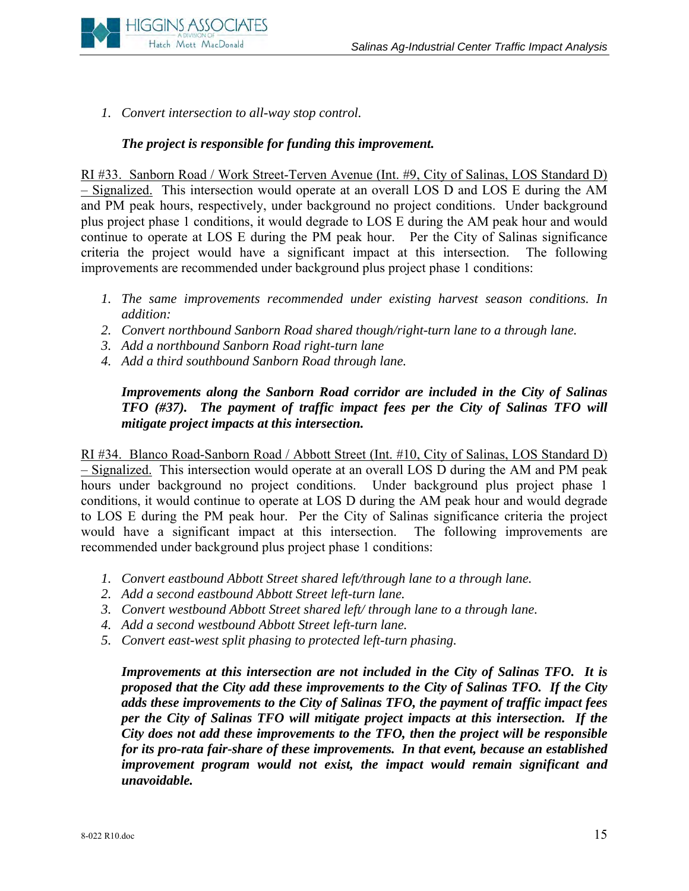1. *Convert intersection to all-way stop control.*

   ***The project is responsible for funding this improvement.***

<u>RI #33. Sanborn Road / Work Street-Terven Avenue (Int. #9, City of Salinas, LOS Standard D) – Signalized.</u> This intersection would operate at an overall LOS D and LOS E during the AM and PM peak hours, respectively, under background no project conditions. Under background plus project phase 1 conditions, it would degrade to LOS E during the AM peak hour and would continue to operate at LOS E during the PM peak hour. Per the City of Salinas significance criteria the project would have a significant impact at this intersection. The following improvements are recommended under background plus project phase 1 conditions:

1. *The same improvements recommended under existing harvest season conditions. In addition:*
2. *Convert northbound Sanborn Road shared though/right-turn lane to a through lane.*
3. *Add a northbound Sanborn Road right-turn lane*
4. *Add a third southbound Sanborn Road through lane.*

   ***Improvements along the Sanborn Road corridor are included in the City of Salinas TFO (#37). The payment of traffic impact fees per the City of Salinas TFO will mitigate project impacts at this intersection.***

<u>RI #34. Blanco Road-Sanborn Road / Abbott Street (Int. #10, City of Salinas, LOS Standard D) – Signalized.</u> This intersection would operate at an overall LOS D during the AM and PM peak hours under background no project conditions. Under background plus project phase 1 conditions, it would continue to operate at LOS D during the AM peak hour and would degrade to LOS E during the PM peak hour. Per the City of Salinas significance criteria the project would have a significant impact at this intersection. The following improvements are recommended under background plus project phase 1 conditions:

1. *Convert eastbound Abbott Street shared left/through lane to a through lane.*
2. *Add a second eastbound Abbott Street left-turn lane.*
3. *Convert westbound Abbott Street shared left/ through lane to a through lane.*
4. *Add a second westbound Abbott Street left-turn lane.*
5. *Convert east-west split phasing to protected left-turn phasing.*

   ***Improvements at this intersection are not included in the City of Salinas TFO. It is proposed that the City add these improvements to the City of Salinas TFO. If the City adds these improvements to the City of Salinas TFO, the payment of traffic impact fees per the City of Salinas TFO will mitigate project impacts at this intersection. If the City does not add these improvements to the TFO, then the project will be responsible for its pro-rata fair-share of these improvements. In that event, because an established improvement program would not exist, the impact would remain significant and unavoidable.***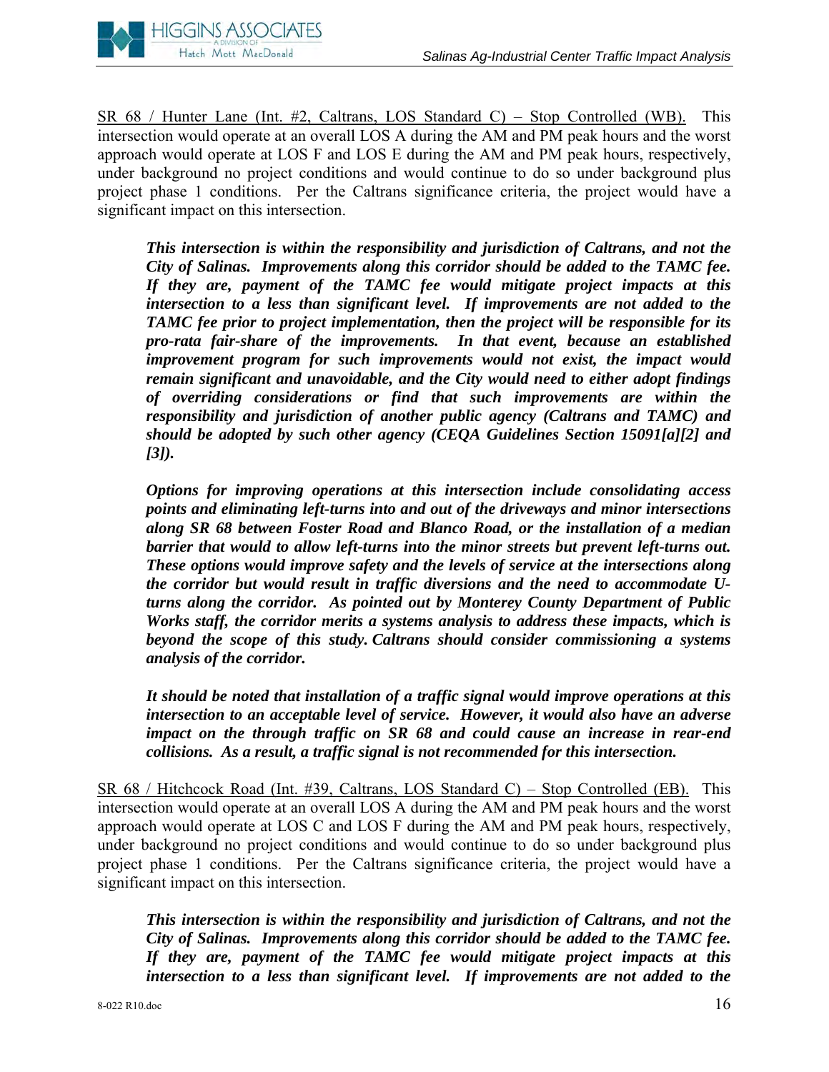<u>SR 68 / Hunter Lane (Int. #2, Caltrans, LOS Standard C) – Stop Controlled (WB).</u> This intersection would operate at an overall LOS A during the AM and PM peak hours and the worst approach would operate at LOS F and LOS E during the AM and PM peak hours, respectively, under background no project conditions and would continue to do so under background plus project phase 1 conditions. Per the Caltrans significance criteria, the project would have a significant impact on this intersection.

> ***This intersection is within the responsibility and jurisdiction of Caltrans, and not the City of Salinas. Improvements along this corridor should be added to the TAMC fee. If they are, payment of the TAMC fee would mitigate project impacts at this intersection to a less than significant level. If improvements are not added to the TAMC fee prior to project implementation, then the project will be responsible for its pro-rata fair-share of the improvements. In that event, because an established improvement program for such improvements would not exist, the impact would remain significant and unavoidable, and the City would need to either adopt findings of overriding considerations or find that such improvements are within the responsibility and jurisdiction of another public agency (Caltrans and TAMC) and should be adopted by such other agency (CEQA Guidelines Section 15091[a][2] and [3]).***
>
> ***Options for improving operations at this intersection include consolidating access points and eliminating left-turns into and out of the driveways and minor intersections along SR 68 between Foster Road and Blanco Road, or the installation of a median barrier that would to allow left-turns into the minor streets but prevent left-turns out. These options would improve safety and the levels of service at the intersections along the corridor but would result in traffic diversions and the need to accommodate U-turns along the corridor. As pointed out by Monterey County Department of Public Works staff, the corridor merits a systems analysis to address these impacts, which is beyond the scope of this study. Caltrans should consider commissioning a systems analysis of the corridor.***
>
> ***It should be noted that installation of a traffic signal would improve operations at this intersection to an acceptable level of service. However, it would also have an adverse impact on the through traffic on SR 68 and could cause an increase in rear-end collisions. As a result, a traffic signal is not recommended for this intersection.***

<u>SR 68 / Hitchcock Road (Int. #39, Caltrans, LOS Standard C) – Stop Controlled (EB).</u> This intersection would operate at an overall LOS A during the AM and PM peak hours and the worst approach would operate at LOS C and LOS F during the AM and PM peak hours, respectively, under background no project conditions and would continue to do so under background plus project phase 1 conditions. Per the Caltrans significance criteria, the project would have a significant impact on this intersection.

> ***This intersection is within the responsibility and jurisdiction of Caltrans, and not the City of Salinas. Improvements along this corridor should be added to the TAMC fee. If they are, payment of the TAMC fee would mitigate project impacts at this intersection to a less than significant level. If improvements are not added to the***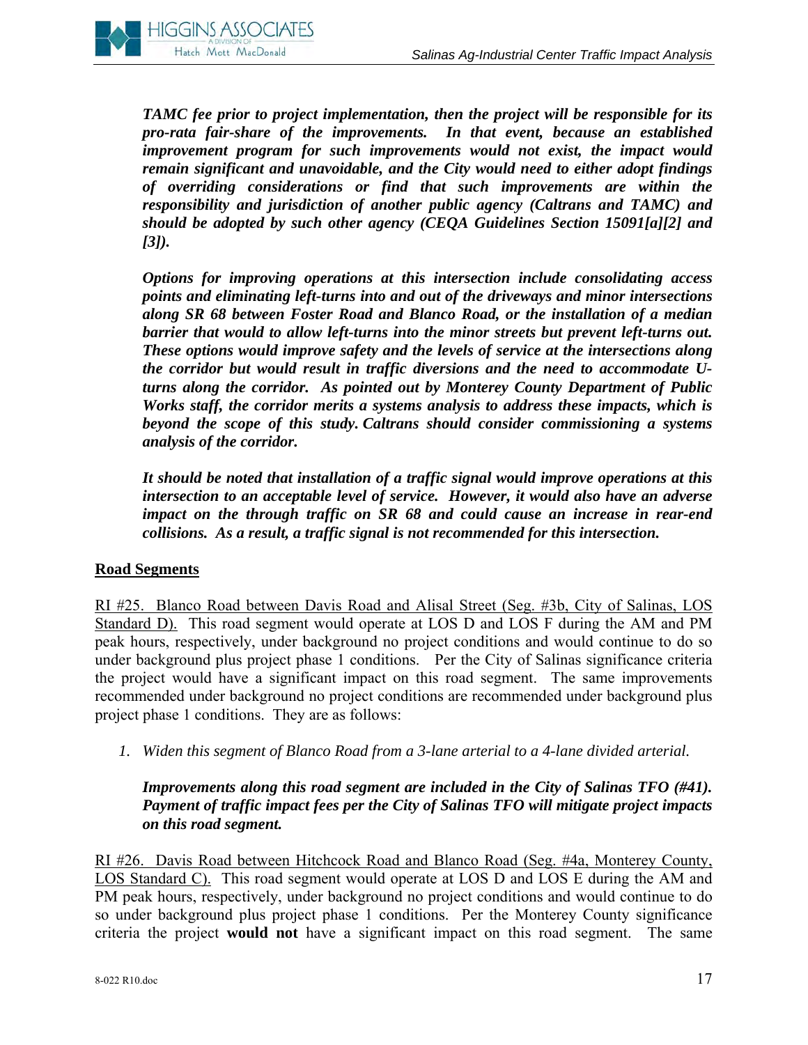***TAMC fee prior to project implementation, then the project will be responsible for its pro-rata fair-share of the improvements. In that event, because an established improvement program for such improvements would not exist, the impact would remain significant and unavoidable, and the City would need to either adopt findings of overriding considerations or find that such improvements are within the responsibility and jurisdiction of another public agency (Caltrans and TAMC) and should be adopted by such other agency (CEQA Guidelines Section 15091[a][2] and [3]).***

***Options for improving operations at this intersection include consolidating access points and eliminating left-turns into and out of the driveways and minor intersections along SR 68 between Foster Road and Blanco Road, or the installation of a median barrier that would to allow left-turns into the minor streets but prevent left-turns out. These options would improve safety and the levels of service at the intersections along the corridor but would result in traffic diversions and the need to accommodate U-turns along the corridor. As pointed out by Monterey County Department of Public Works staff, the corridor merits a systems analysis to address these impacts, which is beyond the scope of this study. Caltrans should consider commissioning a systems analysis of the corridor.***

***It should be noted that installation of a traffic signal would improve operations at this intersection to an acceptable level of service. However, it would also have an adverse impact on the through traffic on SR 68 and could cause an increase in rear-end collisions. As a result, a traffic signal is not recommended for this intersection.***

## Road Segments

RI #25. Blanco Road between Davis Road and Alisal Street (Seg. #3b, City of Salinas, LOS Standard D). This road segment would operate at LOS D and LOS F during the AM and PM peak hours, respectively, under background no project conditions and would continue to do so under background plus project phase 1 conditions. Per the City of Salinas significance criteria the project would have a significant impact on this road segment. The same improvements recommended under background no project conditions are recommended under background plus project phase 1 conditions. They are as follows:

1. *Widen this segment of Blanco Road from a 3-lane arterial to a 4-lane divided arterial.*

***Improvements along this road segment are included in the City of Salinas TFO (#41). Payment of traffic impact fees per the City of Salinas TFO will mitigate project impacts on this road segment.***

RI #26. Davis Road between Hitchcock Road and Blanco Road (Seg. #4a, Monterey County, LOS Standard C). This road segment would operate at LOS D and LOS E during the AM and PM peak hours, respectively, under background no project conditions and would continue to do so under background plus project phase 1 conditions. Per the Monterey County significance criteria the project **would not** have a significant impact on this road segment. The same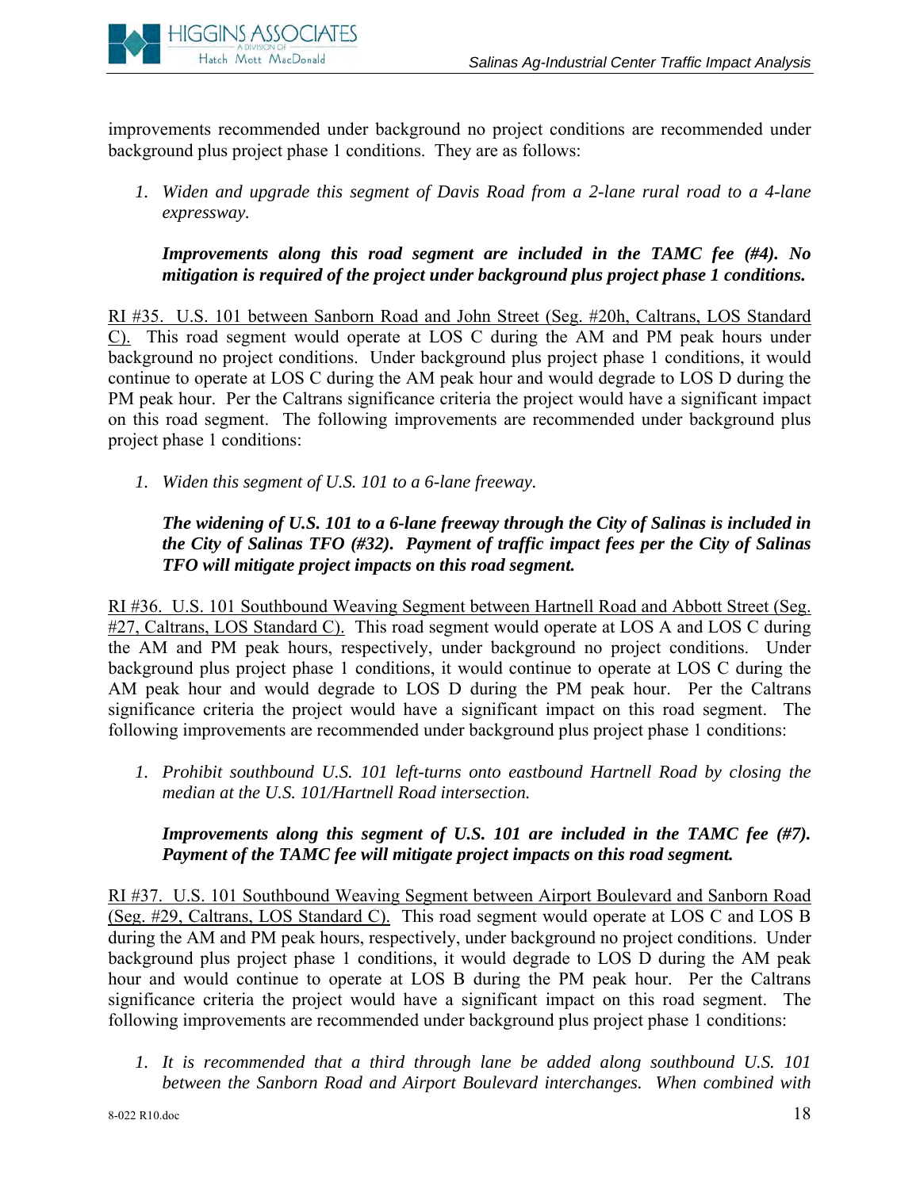improvements recommended under background no project conditions are recommended under background plus project phase 1 conditions. They are as follows:

1. *Widen and upgrade this segment of Davis Road from a 2-lane rural road to a 4-lane expressway.*

   ***Improvements along this road segment are included in the TAMC fee (#4). No mitigation is required of the project under background plus project phase 1 conditions.***

<u>RI #35. U.S. 101 between Sanborn Road and John Street (Seg. #20h, Caltrans, LOS Standard C).</u> This road segment would operate at LOS C during the AM and PM peak hours under background no project conditions. Under background plus project phase 1 conditions, it would continue to operate at LOS C during the AM peak hour and would degrade to LOS D during the PM peak hour. Per the Caltrans significance criteria the project would have a significant impact on this road segment. The following improvements are recommended under background plus project phase 1 conditions:

1. *Widen this segment of U.S. 101 to a 6-lane freeway.*

   ***The widening of U.S. 101 to a 6-lane freeway through the City of Salinas is included in the City of Salinas TFO (#32). Payment of traffic impact fees per the City of Salinas TFO will mitigate project impacts on this road segment.***

<u>RI #36. U.S. 101 Southbound Weaving Segment between Hartnell Road and Abbott Street (Seg. #27, Caltrans, LOS Standard C).</u> This road segment would operate at LOS A and LOS C during the AM and PM peak hours, respectively, under background no project conditions. Under background plus project phase 1 conditions, it would continue to operate at LOS C during the AM peak hour and would degrade to LOS D during the PM peak hour. Per the Caltrans significance criteria the project would have a significant impact on this road segment. The following improvements are recommended under background plus project phase 1 conditions:

1. *Prohibit southbound U.S. 101 left-turns onto eastbound Hartnell Road by closing the median at the U.S. 101/Hartnell Road intersection.*

   ***Improvements along this segment of U.S. 101 are included in the TAMC fee (#7). Payment of the TAMC fee will mitigate project impacts on this road segment.***

<u>RI #37. U.S. 101 Southbound Weaving Segment between Airport Boulevard and Sanborn Road (Seg. #29, Caltrans, LOS Standard C).</u> This road segment would operate at LOS C and LOS B during the AM and PM peak hours, respectively, under background no project conditions. Under background plus project phase 1 conditions, it would degrade to LOS D during the AM peak hour and would continue to operate at LOS B during the PM peak hour. Per the Caltrans significance criteria the project would have a significant impact on this road segment. The following improvements are recommended under background plus project phase 1 conditions:

1. *It is recommended that a third through lane be added along southbound U.S. 101 between the Sanborn Road and Airport Boulevard interchanges. When combined with*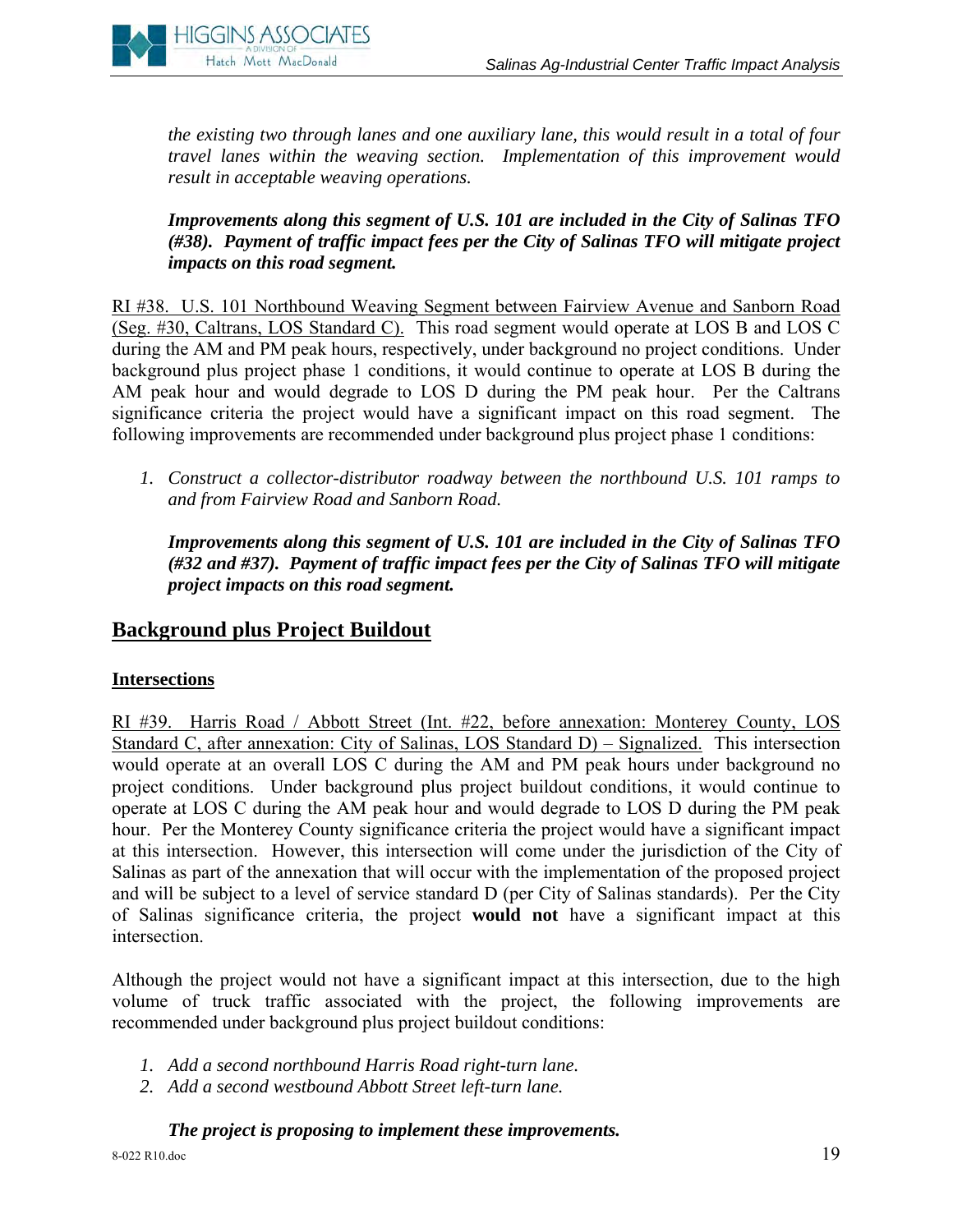*the existing two through lanes and one auxiliary lane, this would result in a total of four travel lanes within the weaving section. Implementation of this improvement would result in acceptable weaving operations.*

***Improvements along this segment of U.S. 101 are included in the City of Salinas TFO (#38). Payment of traffic impact fees per the City of Salinas TFO will mitigate project impacts on this road segment.***

<u>RI #38. U.S. 101 Northbound Weaving Segment between Fairview Avenue and Sanborn Road (Seg. #30, Caltrans, LOS Standard C).</u> This road segment would operate at LOS B and LOS C during the AM and PM peak hours, respectively, under background no project conditions. Under background plus project phase 1 conditions, it would continue to operate at LOS B during the AM peak hour and would degrade to LOS D during the PM peak hour. Per the Caltrans significance criteria the project would have a significant impact on this road segment. The following improvements are recommended under background plus project phase 1 conditions:

1. *Construct a collector-distributor roadway between the northbound U.S. 101 ramps to and from Fairview Road and Sanborn Road.*

***Improvements along this segment of U.S. 101 are included in the City of Salinas TFO (#32 and #37). Payment of traffic impact fees per the City of Salinas TFO will mitigate project impacts on this road segment.***

## Background plus Project Buildout

### Intersections

<u>RI #39. Harris Road / Abbott Street (Int. #22, before annexation: Monterey County, LOS Standard C, after annexation: City of Salinas, LOS Standard D) – Signalized.</u> This intersection would operate at an overall LOS C during the AM and PM peak hours under background no project conditions. Under background plus project buildout conditions, it would continue to operate at LOS C during the AM peak hour and would degrade to LOS D during the PM peak hour. Per the Monterey County significance criteria the project would have a significant impact at this intersection. However, this intersection will come under the jurisdiction of the City of Salinas as part of the annexation that will occur with the implementation of the proposed project and will be subject to a level of service standard D (per City of Salinas standards). Per the City of Salinas significance criteria, the project **would not** have a significant impact at this intersection.

Although the project would not have a significant impact at this intersection, due to the high volume of truck traffic associated with the project, the following improvements are recommended under background plus project buildout conditions:

1. *Add a second northbound Harris Road right-turn lane.*
2. *Add a second westbound Abbott Street left-turn lane.*

***The project is proposing to implement these improvements.***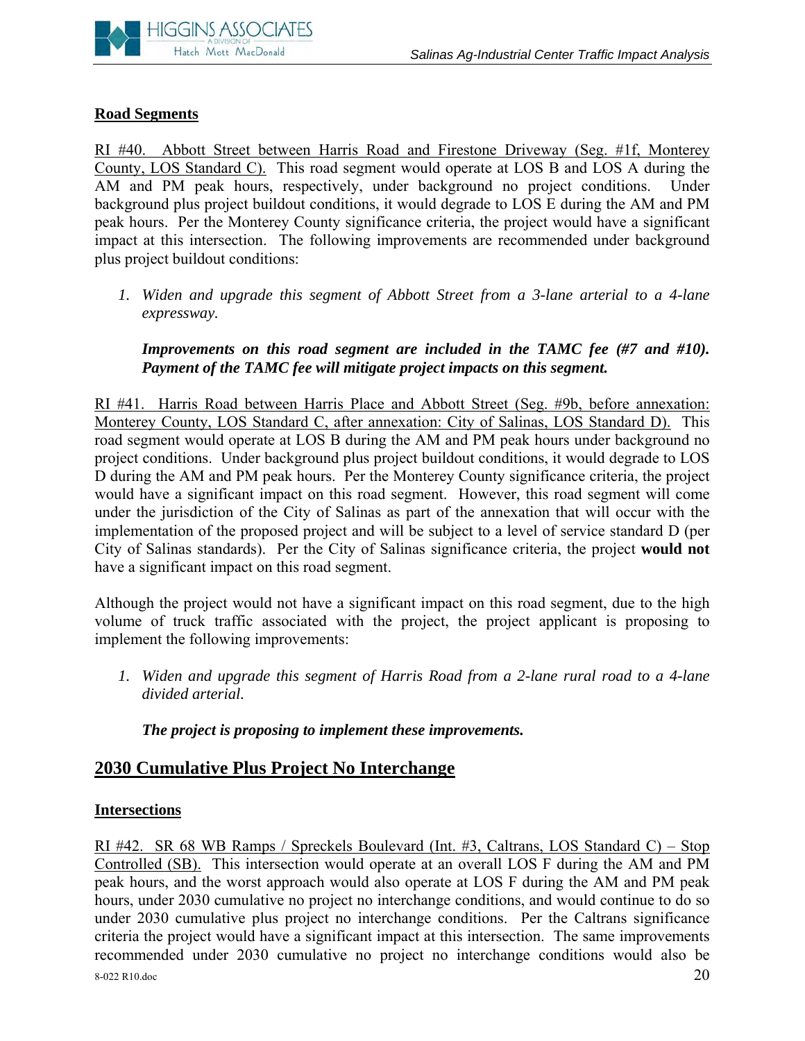### Road Segments

RI #40. Abbott Street between Harris Road and Firestone Driveway (Seg. #1f, Monterey County, LOS Standard C). This road segment would operate at LOS B and LOS A during the AM and PM peak hours, respectively, under background no project conditions. Under background plus project buildout conditions, it would degrade to LOS E during the AM and PM peak hours. Per the Monterey County significance criteria, the project would have a significant impact at this intersection. The following improvements are recommended under background plus project buildout conditions:

1. *Widen and upgrade this segment of Abbott Street from a 3-lane arterial to a 4-lane expressway.*

   ***Improvements on this road segment are included in the TAMC fee (#7 and #10). Payment of the TAMC fee will mitigate project impacts on this segment.***

RI #41. Harris Road between Harris Place and Abbott Street (Seg. #9b, before annexation: Monterey County, LOS Standard C, after annexation: City of Salinas, LOS Standard D). This road segment would operate at LOS B during the AM and PM peak hours under background no project conditions. Under background plus project buildout conditions, it would degrade to LOS D during the AM and PM peak hours. Per the Monterey County significance criteria, the project would have a significant impact on this road segment. However, this road segment will come under the jurisdiction of the City of Salinas as part of the annexation that will occur with the implementation of the proposed project and will be subject to a level of service standard D (per City of Salinas standards). Per the City of Salinas significance criteria, the project **would not** have a significant impact on this road segment.

Although the project would not have a significant impact on this road segment, due to the high volume of truck traffic associated with the project, the project applicant is proposing to implement the following improvements:

1. *Widen and upgrade this segment of Harris Road from a 2-lane rural road to a 4-lane divided arterial.*

   ***The project is proposing to implement these improvements.***

## 2030 Cumulative Plus Project No Interchange

### Intersections

RI #42. SR 68 WB Ramps / Spreckels Boulevard (Int. #3, Caltrans, LOS Standard C) – Stop Controlled (SB). This intersection would operate at an overall LOS F during the AM and PM peak hours, and the worst approach would also operate at LOS F during the AM and PM peak hours, under 2030 cumulative no project no interchange conditions, and would continue to do so under 2030 cumulative plus project no interchange conditions. Per the Caltrans significance criteria the project would have a significant impact at this intersection. The same improvements recommended under 2030 cumulative no project no interchange conditions would also be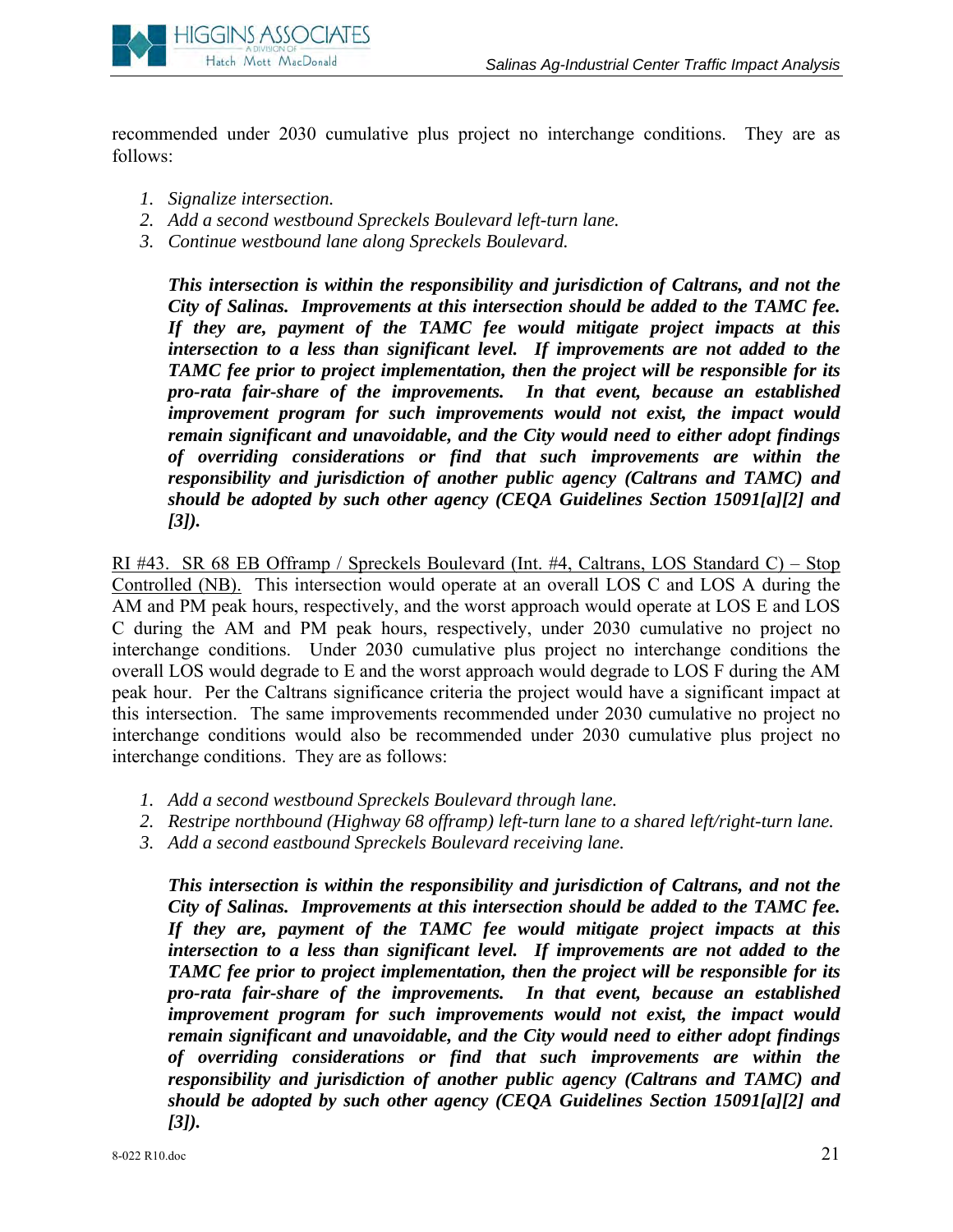recommended under 2030 cumulative plus project no interchange conditions. They are as follows:

1. *Signalize intersection.*
2. *Add a second westbound Spreckels Boulevard left-turn lane.*
3. *Continue westbound lane along Spreckels Boulevard.*

***This intersection is within the responsibility and jurisdiction of Caltrans, and not the City of Salinas. Improvements at this intersection should be added to the TAMC fee. If they are, payment of the TAMC fee would mitigate project impacts at this intersection to a less than significant level. If improvements are not added to the TAMC fee prior to project implementation, then the project will be responsible for its pro-rata fair-share of the improvements. In that event, because an established improvement program for such improvements would not exist, the impact would remain significant and unavoidable, and the City would need to either adopt findings of overriding considerations or find that such improvements are within the responsibility and jurisdiction of another public agency (Caltrans and TAMC) and should be adopted by such other agency (CEQA Guidelines Section 15091[a][2] and [3]).***

<u>RI #43. SR 68 EB Offramp / Spreckels Boulevard (Int. #4, Caltrans, LOS Standard C) – Stop Controlled (NB).</u> This intersection would operate at an overall LOS C and LOS A during the AM and PM peak hours, respectively, and the worst approach would operate at LOS E and LOS C during the AM and PM peak hours, respectively, under 2030 cumulative no project no interchange conditions. Under 2030 cumulative plus project no interchange conditions the overall LOS would degrade to E and the worst approach would degrade to LOS F during the AM peak hour. Per the Caltrans significance criteria the project would have a significant impact at this intersection. The same improvements recommended under 2030 cumulative no project no interchange conditions would also be recommended under 2030 cumulative plus project no interchange conditions. They are as follows:

1. *Add a second westbound Spreckels Boulevard through lane.*
2. *Restripe northbound (Highway 68 offramp) left-turn lane to a shared left/right-turn lane.*
3. *Add a second eastbound Spreckels Boulevard receiving lane.*

***This intersection is within the responsibility and jurisdiction of Caltrans, and not the City of Salinas. Improvements at this intersection should be added to the TAMC fee. If they are, payment of the TAMC fee would mitigate project impacts at this intersection to a less than significant level. If improvements are not added to the TAMC fee prior to project implementation, then the project will be responsible for its pro-rata fair-share of the improvements. In that event, because an established improvement program for such improvements would not exist, the impact would remain significant and unavoidable, and the City would need to either adopt findings of overriding considerations or find that such improvements are within the responsibility and jurisdiction of another public agency (Caltrans and TAMC) and should be adopted by such other agency (CEQA Guidelines Section 15091[a][2] and [3]).***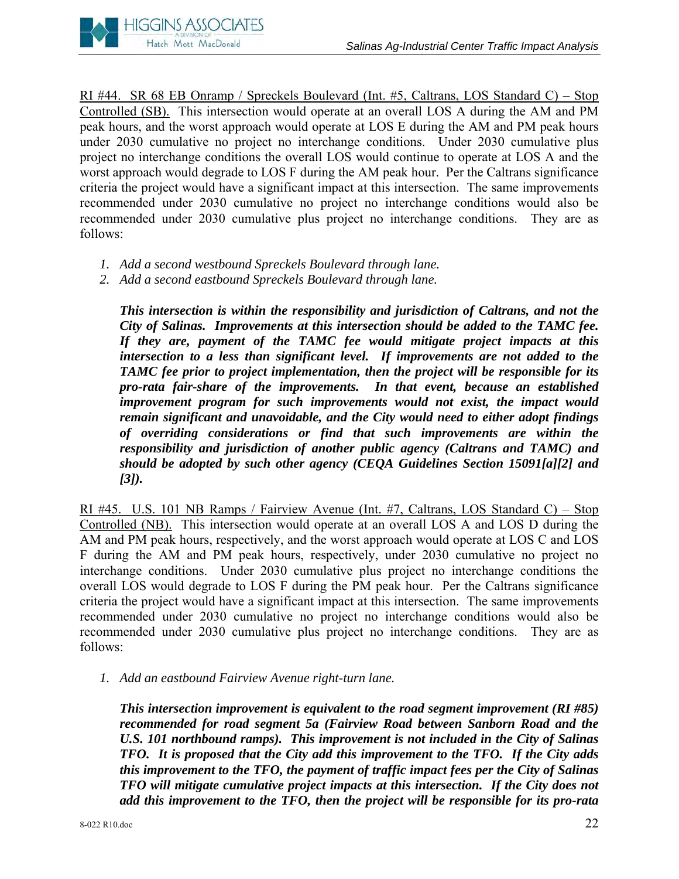<u>RI #44. SR 68 EB Onramp / Spreckels Boulevard (Int. #5, Caltrans, LOS Standard C) – Stop Controlled (SB).</u> This intersection would operate at an overall LOS A during the AM and PM peak hours, and the worst approach would operate at LOS E during the AM and PM peak hours under 2030 cumulative no project no interchange conditions. Under 2030 cumulative plus project no interchange conditions the overall LOS would continue to operate at LOS A and the worst approach would degrade to LOS F during the AM peak hour. Per the Caltrans significance criteria the project would have a significant impact at this intersection. The same improvements recommended under 2030 cumulative no project no interchange conditions would also be recommended under 2030 cumulative plus project no interchange conditions. They are as follows:

1. *Add a second westbound Spreckels Boulevard through lane.*
2. *Add a second eastbound Spreckels Boulevard through lane.*

   ***This intersection is within the responsibility and jurisdiction of Caltrans, and not the City of Salinas. Improvements at this intersection should be added to the TAMC fee. If they are, payment of the TAMC fee would mitigate project impacts at this intersection to a less than significant level. If improvements are not added to the TAMC fee prior to project implementation, then the project will be responsible for its pro-rata fair-share of the improvements. In that event, because an established improvement program for such improvements would not exist, the impact would remain significant and unavoidable, and the City would need to either adopt findings of overriding considerations or find that such improvements are within the responsibility and jurisdiction of another public agency (Caltrans and TAMC) and should be adopted by such other agency (CEQA Guidelines Section 15091[a][2] and [3]).***

<u>RI #45. U.S. 101 NB Ramps / Fairview Avenue (Int. #7, Caltrans, LOS Standard C) – Stop Controlled (NB).</u> This intersection would operate at an overall LOS A and LOS D during the AM and PM peak hours, respectively, and the worst approach would operate at LOS C and LOS F during the AM and PM peak hours, respectively, under 2030 cumulative no project no interchange conditions. Under 2030 cumulative plus project no interchange conditions the overall LOS would degrade to LOS F during the PM peak hour. Per the Caltrans significance criteria the project would have a significant impact at this intersection. The same improvements recommended under 2030 cumulative no project no interchange conditions would also be recommended under 2030 cumulative plus project no interchange conditions. They are as follows:

1. *Add an eastbound Fairview Avenue right-turn lane.*

   ***This intersection improvement is equivalent to the road segment improvement (RI #85) recommended for road segment 5a (Fairview Road between Sanborn Road and the U.S. 101 northbound ramps). This improvement is not included in the City of Salinas TFO. It is proposed that the City add this improvement to the TFO. If the City adds this improvement to the TFO, the payment of traffic impact fees per the City of Salinas TFO will mitigate cumulative project impacts at this intersection. If the City does not add this improvement to the TFO, then the project will be responsible for its pro-rata***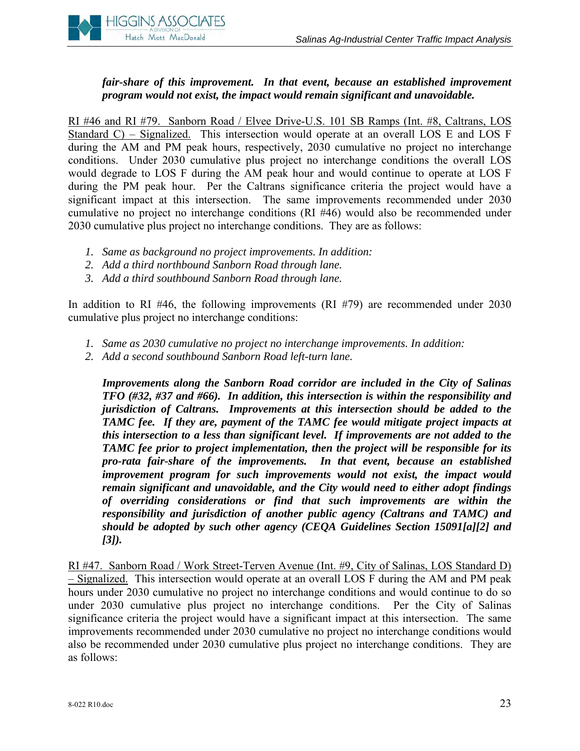***fair-share of this improvement. In that event, because an established improvement program would not exist, the impact would remain significant and unavoidable.***

<u>RI #46 and RI #79. Sanborn Road / Elvee Drive-U.S. 101 SB Ramps (Int. #8, Caltrans, LOS Standard C) – Signalized.</u> This intersection would operate at an overall LOS E and LOS F during the AM and PM peak hours, respectively, 2030 cumulative no project no interchange conditions. Under 2030 cumulative plus project no interchange conditions the overall LOS would degrade to LOS F during the AM peak hour and would continue to operate at LOS F during the PM peak hour. Per the Caltrans significance criteria the project would have a significant impact at this intersection. The same improvements recommended under 2030 cumulative no project no interchange conditions (RI #46) would also be recommended under 2030 cumulative plus project no interchange conditions. They are as follows:

1. *Same as background no project improvements. In addition:*
2. *Add a third northbound Sanborn Road through lane.*
3. *Add a third southbound Sanborn Road through lane.*

In addition to RI #46, the following improvements (RI #79) are recommended under 2030 cumulative plus project no interchange conditions:

1. *Same as 2030 cumulative no project no interchange improvements. In addition:*
2. *Add a second southbound Sanborn Road left-turn lane.*

***Improvements along the Sanborn Road corridor are included in the City of Salinas TFO (#32, #37 and #66). In addition, this intersection is within the responsibility and jurisdiction of Caltrans. Improvements at this intersection should be added to the TAMC fee. If they are, payment of the TAMC fee would mitigate project impacts at this intersection to a less than significant level. If improvements are not added to the TAMC fee prior to project implementation, then the project will be responsible for its pro-rata fair-share of the improvements. In that event, because an established improvement program for such improvements would not exist, the impact would remain significant and unavoidable, and the City would need to either adopt findings of overriding considerations or find that such improvements are within the responsibility and jurisdiction of another public agency (Caltrans and TAMC) and should be adopted by such other agency (CEQA Guidelines Section 15091[a][2] and [3]).***

<u>RI #47. Sanborn Road / Work Street-Terven Avenue (Int. #9, City of Salinas, LOS Standard D) – Signalized.</u> This intersection would operate at an overall LOS F during the AM and PM peak hours under 2030 cumulative no project no interchange conditions and would continue to do so under 2030 cumulative plus project no interchange conditions. Per the City of Salinas significance criteria the project would have a significant impact at this intersection. The same improvements recommended under 2030 cumulative no project no interchange conditions would also be recommended under 2030 cumulative plus project no interchange conditions. They are as follows: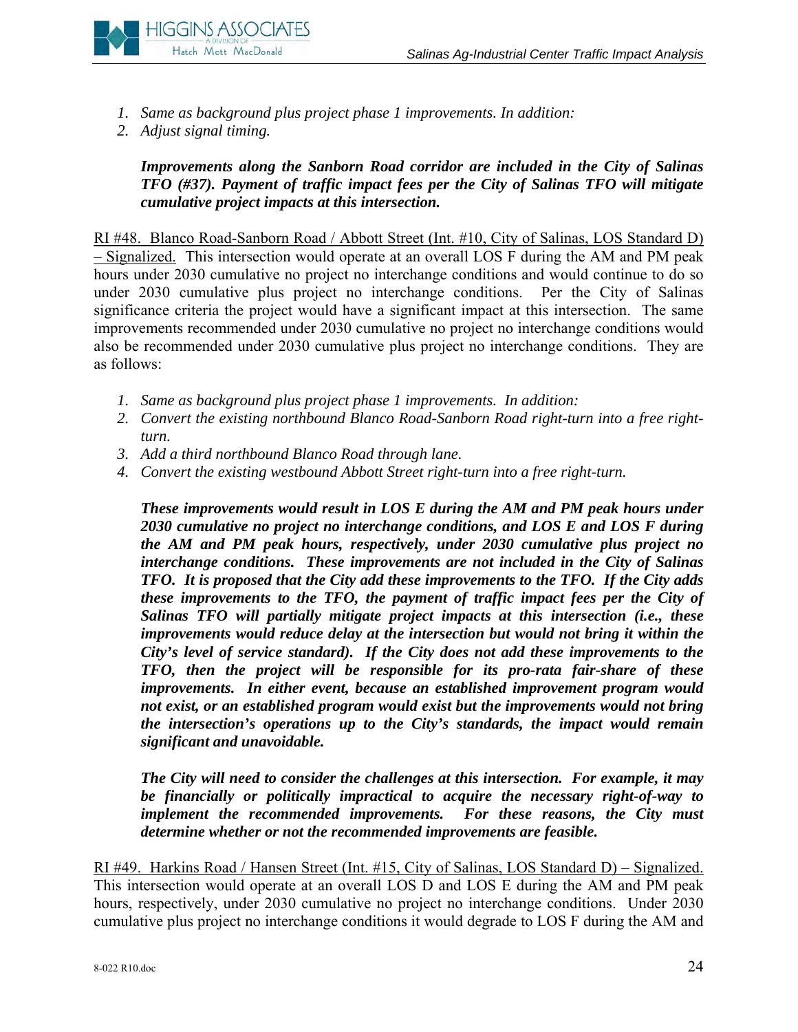1. *Same as background plus project phase 1 improvements. In addition:*
2. *Adjust signal timing.*

***Improvements along the Sanborn Road corridor are included in the City of Salinas TFO (#37). Payment of traffic impact fees per the City of Salinas TFO will mitigate cumulative project impacts at this intersection.***

<u>RI #48. Blanco Road-Sanborn Road / Abbott Street (Int. #10, City of Salinas, LOS Standard D) – Signalized.</u> This intersection would operate at an overall LOS F during the AM and PM peak hours under 2030 cumulative no project no interchange conditions and would continue to do so under 2030 cumulative plus project no interchange conditions. Per the City of Salinas significance criteria the project would have a significant impact at this intersection. The same improvements recommended under 2030 cumulative no project no interchange conditions would also be recommended under 2030 cumulative plus project no interchange conditions. They are as follows:

1. *Same as background plus project phase 1 improvements. In addition:*
2. *Convert the existing northbound Blanco Road-Sanborn Road right-turn into a free right-turn.*
3. *Add a third northbound Blanco Road through lane.*
4. *Convert the existing westbound Abbott Street right-turn into a free right-turn.*

***These improvements would result in LOS E during the AM and PM peak hours under 2030 cumulative no project no interchange conditions, and LOS E and LOS F during the AM and PM peak hours, respectively, under 2030 cumulative plus project no interchange conditions. These improvements are not included in the City of Salinas TFO. It is proposed that the City add these improvements to the TFO. If the City adds these improvements to the TFO, the payment of traffic impact fees per the City of Salinas TFO will partially mitigate project impacts at this intersection (i.e., these improvements would reduce delay at the intersection but would not bring it within the City's level of service standard). If the City does not add these improvements to the TFO, then the project will be responsible for its pro-rata fair-share of these improvements. In either event, because an established improvement program would not exist, or an established program would exist but the improvements would not bring the intersection's operations up to the City's standards, the impact would remain significant and unavoidable.***

***The City will need to consider the challenges at this intersection. For example, it may be financially or politically impractical to acquire the necessary right-of-way to implement the recommended improvements. For these reasons, the City must determine whether or not the recommended improvements are feasible.***

<u>RI #49. Harkins Road / Hansen Street (Int. #15, City of Salinas, LOS Standard D) – Signalized.</u> This intersection would operate at an overall LOS D and LOS E during the AM and PM peak hours, respectively, under 2030 cumulative no project no interchange conditions. Under 2030 cumulative plus project no interchange conditions it would degrade to LOS F during the AM and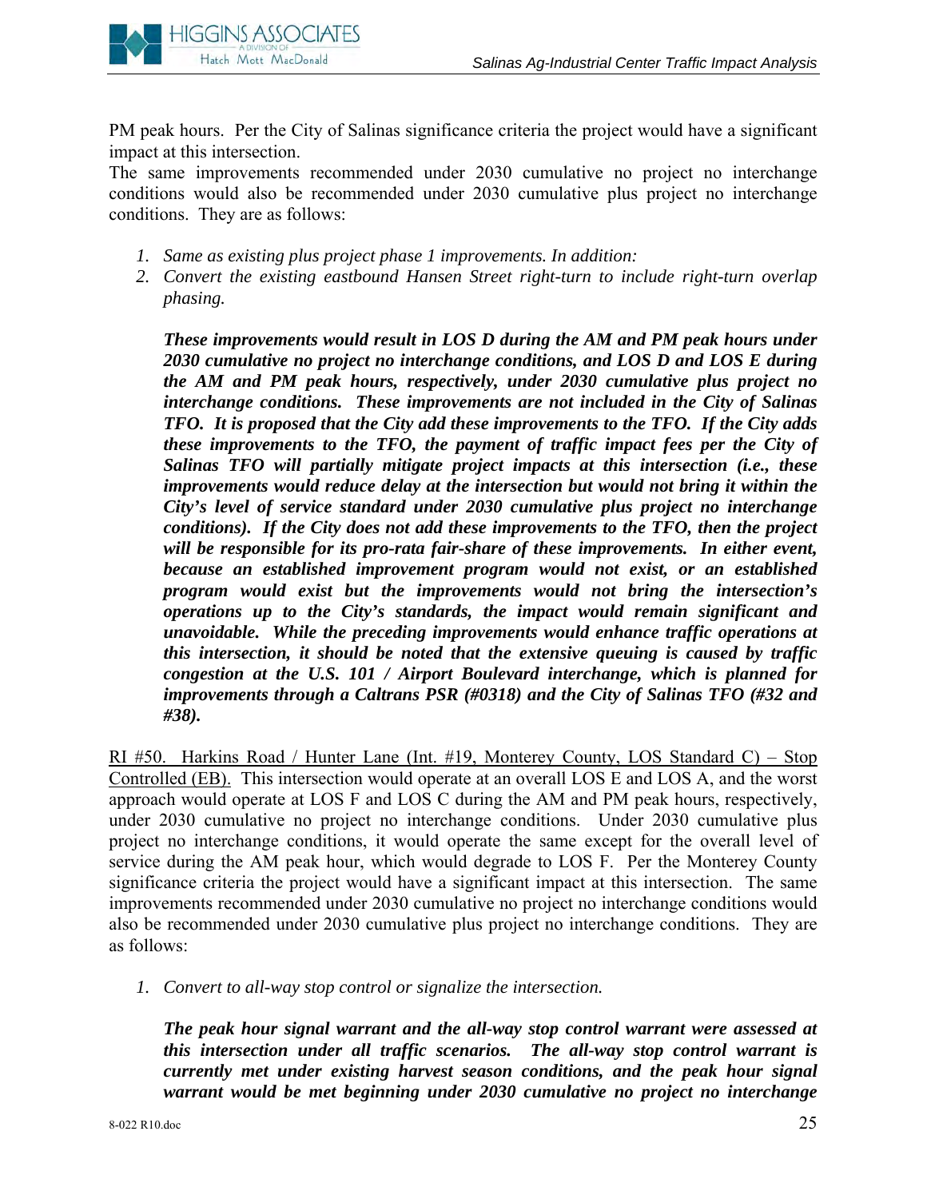PM peak hours. Per the City of Salinas significance criteria the project would have a significant impact at this intersection.

The same improvements recommended under 2030 cumulative no project no interchange conditions would also be recommended under 2030 cumulative plus project no interchange conditions. They are as follows:

1. *Same as existing plus project phase 1 improvements. In addition:*
2. *Convert the existing eastbound Hansen Street right-turn to include right-turn overlap phasing.*

   ***These improvements would result in LOS D during the AM and PM peak hours under 2030 cumulative no project no interchange conditions, and LOS D and LOS E during the AM and PM peak hours, respectively, under 2030 cumulative plus project no interchange conditions. These improvements are not included in the City of Salinas TFO. It is proposed that the City add these improvements to the TFO. If the City adds these improvements to the TFO, the payment of traffic impact fees per the City of Salinas TFO will partially mitigate project impacts at this intersection (i.e., these improvements would reduce delay at the intersection but would not bring it within the City's level of service standard under 2030 cumulative plus project no interchange conditions). If the City does not add these improvements to the TFO, then the project will be responsible for its pro-rata fair-share of these improvements. In either event, because an established improvement program would not exist, or an established program would exist but the improvements would not bring the intersection's operations up to the City's standards, the impact would remain significant and unavoidable. While the preceding improvements would enhance traffic operations at this intersection, it should be noted that the extensive queuing is caused by traffic congestion at the U.S. 101 / Airport Boulevard interchange, which is planned for improvements through a Caltrans PSR (#0318) and the City of Salinas TFO (#32 and #38).***

<u>RI #50. Harkins Road / Hunter Lane (Int. #19, Monterey County, LOS Standard C) – Stop Controlled (EB).</u> This intersection would operate at an overall LOS E and LOS A, and the worst approach would operate at LOS F and LOS C during the AM and PM peak hours, respectively, under 2030 cumulative no project no interchange conditions. Under 2030 cumulative plus project no interchange conditions, it would operate the same except for the overall level of service during the AM peak hour, which would degrade to LOS F. Per the Monterey County significance criteria the project would have a significant impact at this intersection. The same improvements recommended under 2030 cumulative no project no interchange conditions would also be recommended under 2030 cumulative plus project no interchange conditions. They are as follows:

1. *Convert to all-way stop control or signalize the intersection.*

   ***The peak hour signal warrant and the all-way stop control warrant were assessed at this intersection under all traffic scenarios. The all-way stop control warrant is currently met under existing harvest season conditions, and the peak hour signal warrant would be met beginning under 2030 cumulative no project no interchange***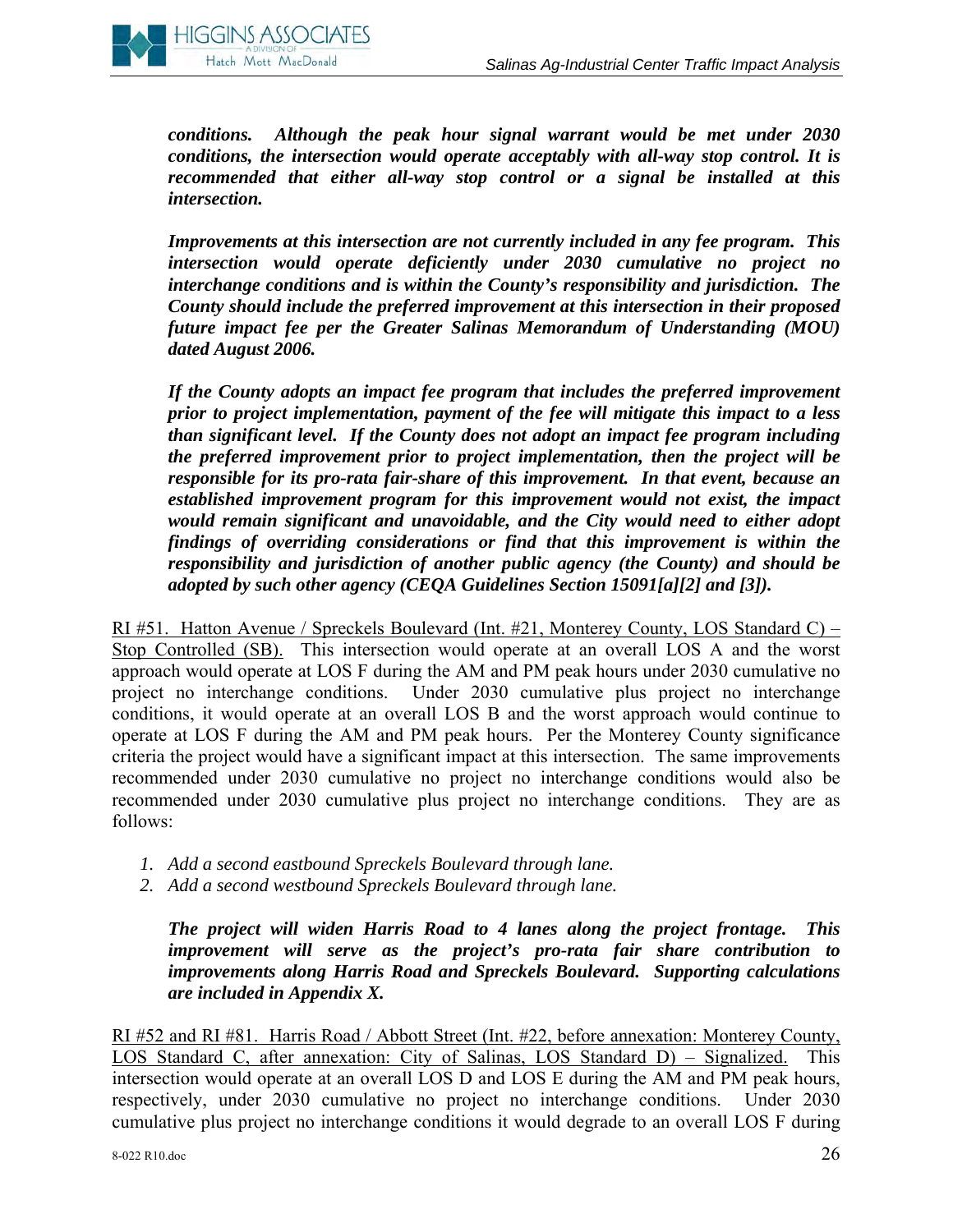***conditions. Although the peak hour signal warrant would be met under 2030 conditions, the intersection would operate acceptably with all-way stop control. It is recommended that either all-way stop control or a signal be installed at this intersection.***

***Improvements at this intersection are not currently included in any fee program. This intersection would operate deficiently under 2030 cumulative no project no interchange conditions and is within the County's responsibility and jurisdiction. The County should include the preferred improvement at this intersection in their proposed future impact fee per the Greater Salinas Memorandum of Understanding (MOU) dated August 2006.***

***If the County adopts an impact fee program that includes the preferred improvement prior to project implementation, payment of the fee will mitigate this impact to a less than significant level. If the County does not adopt an impact fee program including the preferred improvement prior to project implementation, then the project will be responsible for its pro-rata fair-share of this improvement. In that event, because an established improvement program for this improvement would not exist, the impact would remain significant and unavoidable, and the City would need to either adopt findings of overriding considerations or find that this improvement is within the responsibility and jurisdiction of another public agency (the County) and should be adopted by such other agency (CEQA Guidelines Section 15091[a][2] and [3]).***

<u>RI #51. Hatton Avenue / Spreckels Boulevard (Int. #21, Monterey County, LOS Standard C) – Stop Controlled (SB).</u> This intersection would operate at an overall LOS A and the worst approach would operate at LOS F during the AM and PM peak hours under 2030 cumulative no project no interchange conditions. Under 2030 cumulative plus project no interchange conditions, it would operate at an overall LOS B and the worst approach would continue to operate at LOS F during the AM and PM peak hours. Per the Monterey County significance criteria the project would have a significant impact at this intersection. The same improvements recommended under 2030 cumulative no project no interchange conditions would also be recommended under 2030 cumulative plus project no interchange conditions. They are as follows:

1. *Add a second eastbound Spreckels Boulevard through lane.*
2. *Add a second westbound Spreckels Boulevard through lane.*

***The project will widen Harris Road to 4 lanes along the project frontage. This improvement will serve as the project's pro-rata fair share contribution to improvements along Harris Road and Spreckels Boulevard. Supporting calculations are included in Appendix X.***

<u>RI #52 and RI #81. Harris Road / Abbott Street (Int. #22, before annexation: Monterey County, LOS Standard C, after annexation: City of Salinas, LOS Standard D) – Signalized.</u> This intersection would operate at an overall LOS D and LOS E during the AM and PM peak hours, respectively, under 2030 cumulative no project no interchange conditions. Under 2030 cumulative plus project no interchange conditions it would degrade to an overall LOS F during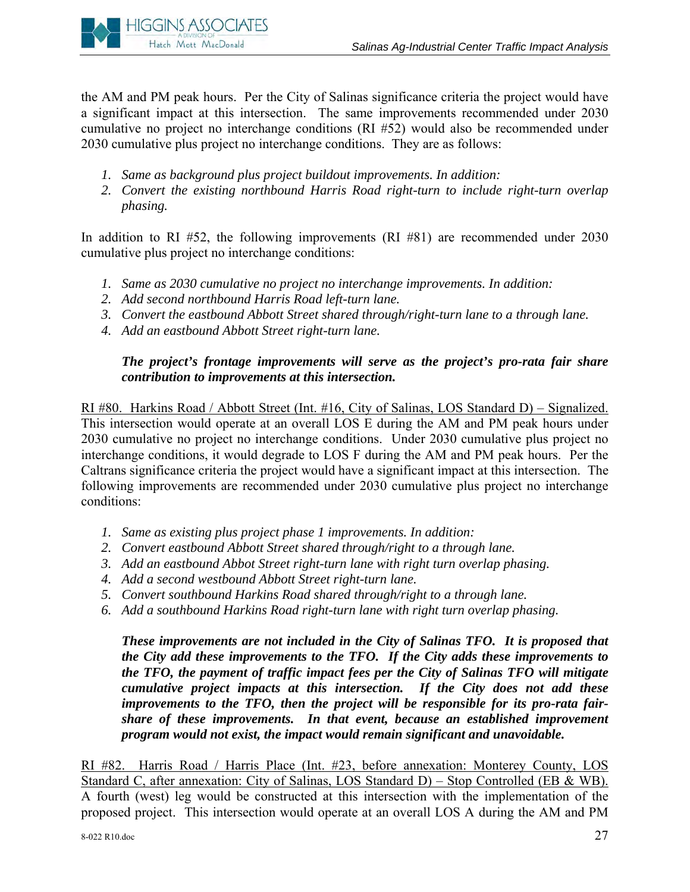the AM and PM peak hours. Per the City of Salinas significance criteria the project would have a significant impact at this intersection. The same improvements recommended under 2030 cumulative no project no interchange conditions (RI #52) would also be recommended under 2030 cumulative plus project no interchange conditions. They are as follows:

1. *Same as background plus project buildout improvements. In addition:*
2. *Convert the existing northbound Harris Road right-turn to include right-turn overlap phasing.*

In addition to RI #52, the following improvements (RI #81) are recommended under 2030 cumulative plus project no interchange conditions:

1. *Same as 2030 cumulative no project no interchange improvements. In addition:*
2. *Add second northbound Harris Road left-turn lane.*
3. *Convert the eastbound Abbott Street shared through/right-turn lane to a through lane.*
4. *Add an eastbound Abbott Street right-turn lane.*

***The project's frontage improvements will serve as the project's pro-rata fair share contribution to improvements at this intersection.***

RI #80. Harkins Road / Abbott Street (Int. #16, City of Salinas, LOS Standard D) – Signalized. This intersection would operate at an overall LOS E during the AM and PM peak hours under 2030 cumulative no project no interchange conditions. Under 2030 cumulative plus project no interchange conditions, it would degrade to LOS F during the AM and PM peak hours. Per the Caltrans significance criteria the project would have a significant impact at this intersection. The following improvements are recommended under 2030 cumulative plus project no interchange conditions:

1. *Same as existing plus project phase 1 improvements. In addition:*
2. *Convert eastbound Abbott Street shared through/right to a through lane.*
3. *Add an eastbound Abbot Street right-turn lane with right turn overlap phasing.*
4. *Add a second westbound Abbott Street right-turn lane.*
5. *Convert southbound Harkins Road shared through/right to a through lane.*
6. *Add a southbound Harkins Road right-turn lane with right turn overlap phasing.*

***These improvements are not included in the City of Salinas TFO. It is proposed that the City add these improvements to the TFO. If the City adds these improvements to the TFO, the payment of traffic impact fees per the City of Salinas TFO will mitigate cumulative project impacts at this intersection. If the City does not add these improvements to the TFO, then the project will be responsible for its pro-rata fair-share of these improvements. In that event, because an established improvement program would not exist, the impact would remain significant and unavoidable.***

RI #82. Harris Road / Harris Place (Int. #23, before annexation: Monterey County, LOS Standard C, after annexation: City of Salinas, LOS Standard D) – Stop Controlled (EB & WB). A fourth (west) leg would be constructed at this intersection with the implementation of the proposed project. This intersection would operate at an overall LOS A during the AM and PM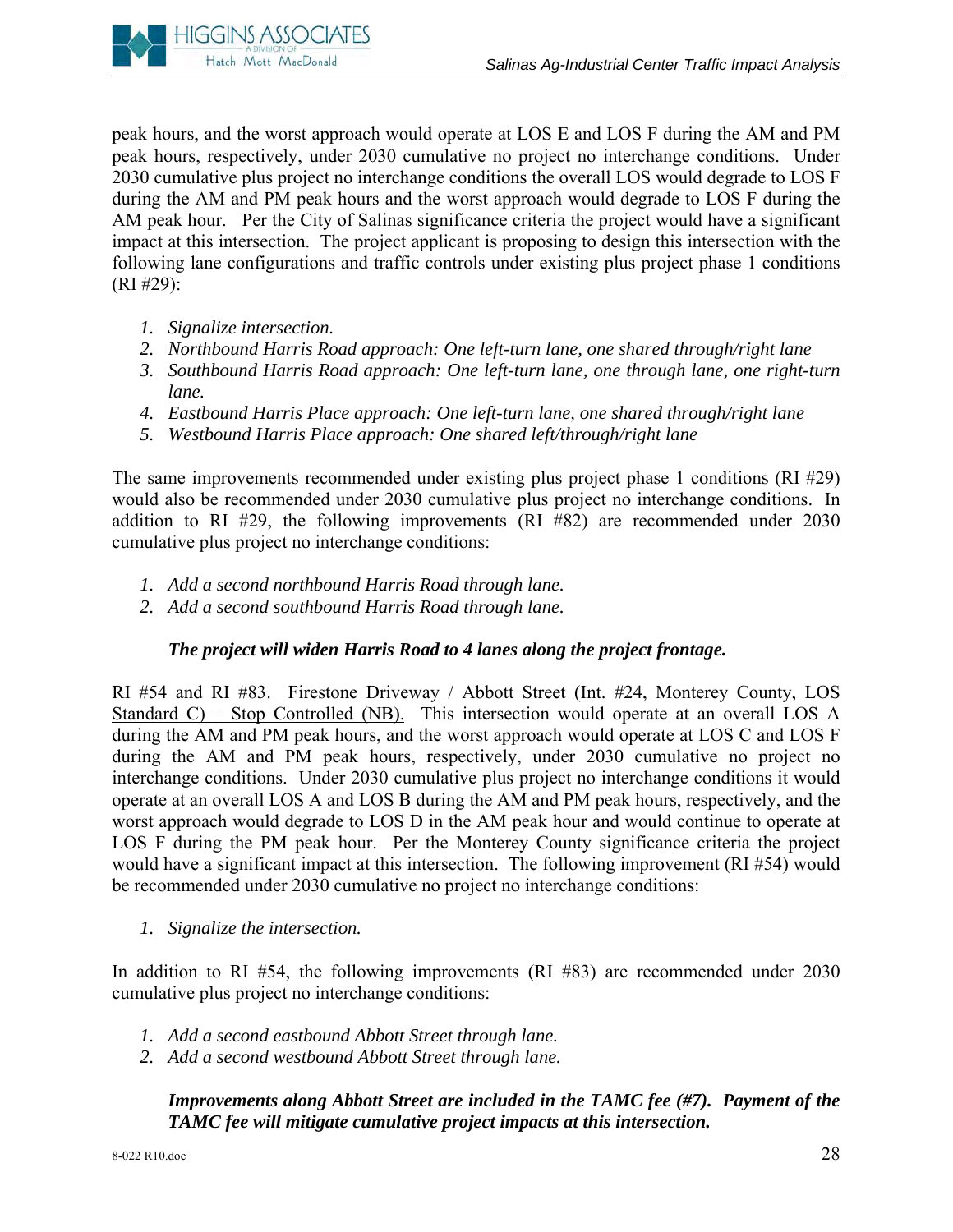peak hours, and the worst approach would operate at LOS E and LOS F during the AM and PM peak hours, respectively, under 2030 cumulative no project no interchange conditions. Under 2030 cumulative plus project no interchange conditions the overall LOS would degrade to LOS F during the AM and PM peak hours and the worst approach would degrade to LOS F during the AM peak hour. Per the City of Salinas significance criteria the project would have a significant impact at this intersection. The project applicant is proposing to design this intersection with the following lane configurations and traffic controls under existing plus project phase 1 conditions (RI #29):

1. *Signalize intersection.*
2. *Northbound Harris Road approach: One left-turn lane, one shared through/right lane*
3. *Southbound Harris Road approach: One left-turn lane, one through lane, one right-turn lane.*
4. *Eastbound Harris Place approach: One left-turn lane, one shared through/right lane*
5. *Westbound Harris Place approach: One shared left/through/right lane*

The same improvements recommended under existing plus project phase 1 conditions (RI #29) would also be recommended under 2030 cumulative plus project no interchange conditions. In addition to RI #29, the following improvements (RI #82) are recommended under 2030 cumulative plus project no interchange conditions:

1. *Add a second northbound Harris Road through lane.*
2. *Add a second southbound Harris Road through lane.*

***The project will widen Harris Road to 4 lanes along the project frontage.***

<u>RI #54 and RI #83. Firestone Driveway / Abbott Street (Int. #24, Monterey County, LOS Standard C) – Stop Controlled (NB).</u> This intersection would operate at an overall LOS A during the AM and PM peak hours, and the worst approach would operate at LOS C and LOS F during the AM and PM peak hours, respectively, under 2030 cumulative no project no interchange conditions. Under 2030 cumulative plus project no interchange conditions it would operate at an overall LOS A and LOS B during the AM and PM peak hours, respectively, and the worst approach would degrade to LOS D in the AM peak hour and would continue to operate at LOS F during the PM peak hour. Per the Monterey County significance criteria the project would have a significant impact at this intersection. The following improvement (RI #54) would be recommended under 2030 cumulative no project no interchange conditions:

1. *Signalize the intersection.*

In addition to RI #54, the following improvements (RI #83) are recommended under 2030 cumulative plus project no interchange conditions:

1. *Add a second eastbound Abbott Street through lane.*
2. *Add a second westbound Abbott Street through lane.*

***Improvements along Abbott Street are included in the TAMC fee (#7). Payment of the TAMC fee will mitigate cumulative project impacts at this intersection.***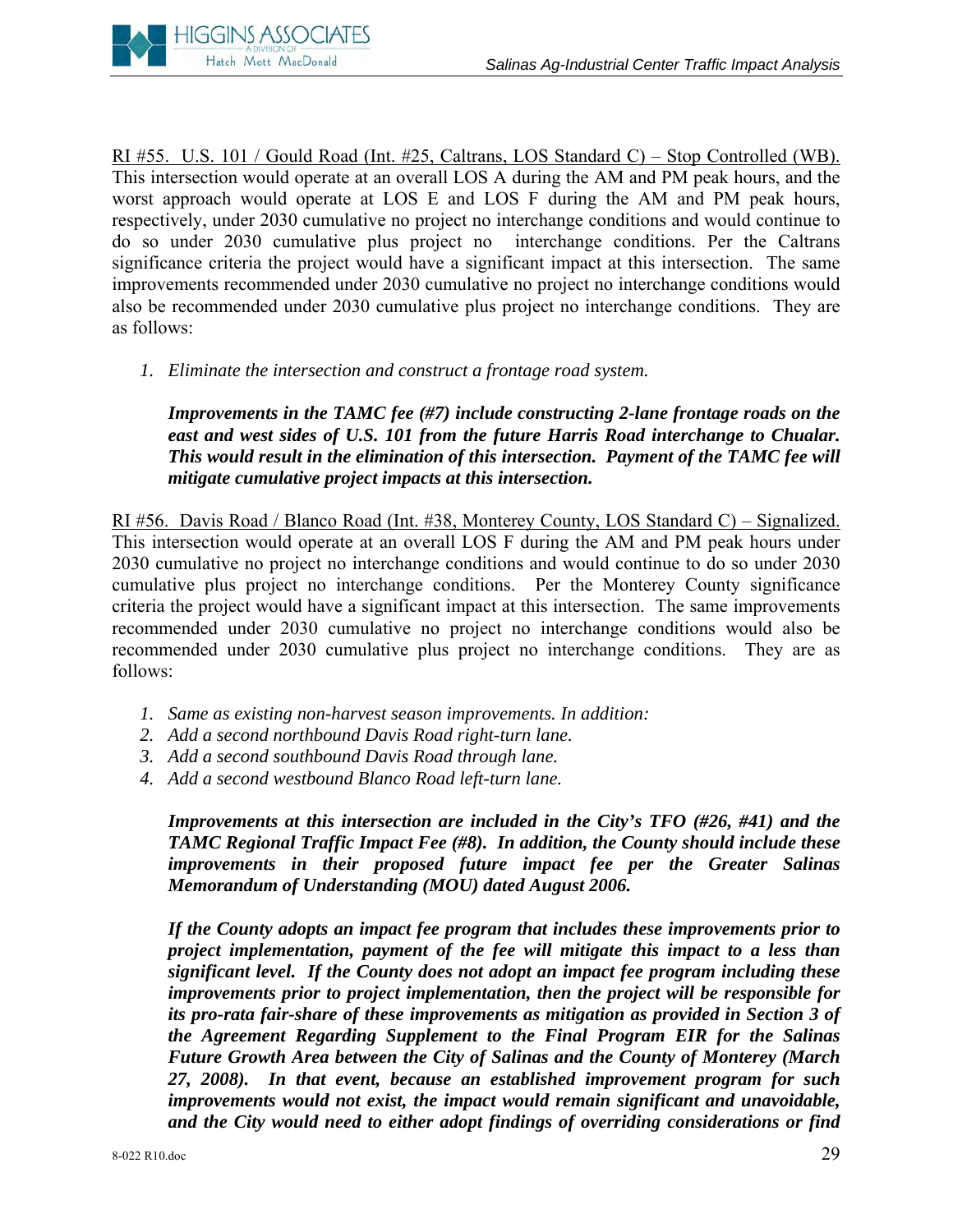<u>RI #55. U.S. 101 / Gould Road (Int. #25, Caltrans, LOS Standard C) – Stop Controlled (WB).</u> This intersection would operate at an overall LOS A during the AM and PM peak hours, and the worst approach would operate at LOS E and LOS F during the AM and PM peak hours, respectively, under 2030 cumulative no project no interchange conditions and would continue to do so under 2030 cumulative plus project no interchange conditions. Per the Caltrans significance criteria the project would have a significant impact at this intersection. The same improvements recommended under 2030 cumulative no project no interchange conditions would also be recommended under 2030 cumulative plus project no interchange conditions. They are as follows:

1. *Eliminate the intersection and construct a frontage road system.*

   ***Improvements in the TAMC fee (#7) include constructing 2-lane frontage roads on the east and west sides of U.S. 101 from the future Harris Road interchange to Chualar. This would result in the elimination of this intersection. Payment of the TAMC fee will mitigate cumulative project impacts at this intersection.***

<u>RI #56. Davis Road / Blanco Road (Int. #38, Monterey County, LOS Standard C) – Signalized.</u> This intersection would operate at an overall LOS F during the AM and PM peak hours under 2030 cumulative no project no interchange conditions and would continue to do so under 2030 cumulative plus project no interchange conditions. Per the Monterey County significance criteria the project would have a significant impact at this intersection. The same improvements recommended under 2030 cumulative no project no interchange conditions would also be recommended under 2030 cumulative plus project no interchange conditions. They are as follows:

1. *Same as existing non-harvest season improvements. In addition:*
2. *Add a second northbound Davis Road right-turn lane.*
3. *Add a second southbound Davis Road through lane.*
4. *Add a second westbound Blanco Road left-turn lane.*

   ***Improvements at this intersection are included in the City's TFO (#26, #41) and the TAMC Regional Traffic Impact Fee (#8). In addition, the County should include these improvements in their proposed future impact fee per the Greater Salinas Memorandum of Understanding (MOU) dated August 2006.***

   ***If the County adopts an impact fee program that includes these improvements prior to project implementation, payment of the fee will mitigate this impact to a less than significant level. If the County does not adopt an impact fee program including these improvements prior to project implementation, then the project will be responsible for its pro-rata fair-share of these improvements as mitigation as provided in Section 3 of the Agreement Regarding Supplement to the Final Program EIR for the Salinas Future Growth Area between the City of Salinas and the County of Monterey (March 27, 2008). In that event, because an established improvement program for such improvements would not exist, the impact would remain significant and unavoidable, and the City would need to either adopt findings of overriding considerations or find***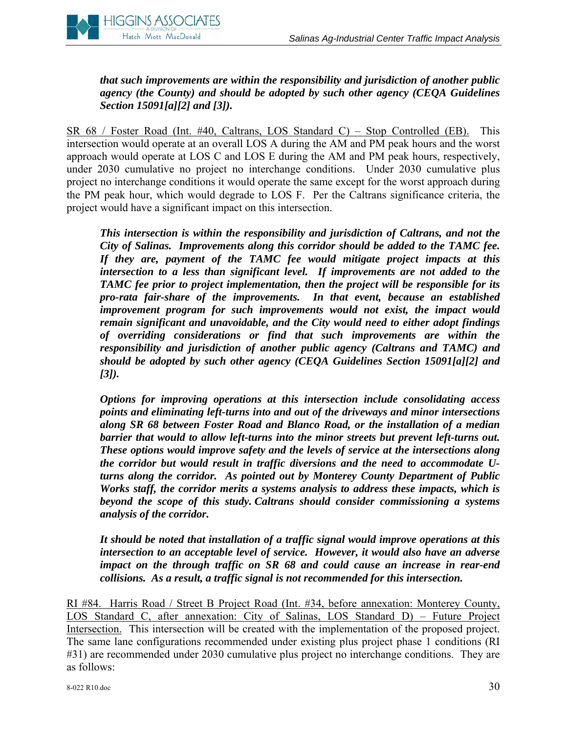***that such improvements are within the responsibility and jurisdiction of another public agency (the County) and should be adopted by such other agency (CEQA Guidelines Section 15091[a][2] and [3]).***

<u>SR 68 / Foster Road (Int. #40, Caltrans, LOS Standard C) – Stop Controlled (EB).</u> This intersection would operate at an overall LOS A during the AM and PM peak hours and the worst approach would operate at LOS C and LOS E during the AM and PM peak hours, respectively, under 2030 cumulative no project no interchange conditions. Under 2030 cumulative plus project no interchange conditions it would operate the same except for the worst approach during the PM peak hour, which would degrade to LOS F. Per the Caltrans significance criteria, the project would have a significant impact on this intersection.

***This intersection is within the responsibility and jurisdiction of Caltrans, and not the City of Salinas. Improvements along this corridor should be added to the TAMC fee. If they are, payment of the TAMC fee would mitigate project impacts at this intersection to a less than significant level. If improvements are not added to the TAMC fee prior to project implementation, then the project will be responsible for its pro-rata fair-share of the improvements. In that event, because an established improvement program for such improvements would not exist, the impact would remain significant and unavoidable, and the City would need to either adopt findings of overriding considerations or find that such improvements are within the responsibility and jurisdiction of another public agency (Caltrans and TAMC) and should be adopted by such other agency (CEQA Guidelines Section 15091[a][2] and [3]).***

***Options for improving operations at this intersection include consolidating access points and eliminating left-turns into and out of the driveways and minor intersections along SR 68 between Foster Road and Blanco Road, or the installation of a median barrier that would to allow left-turns into the minor streets but prevent left-turns out. These options would improve safety and the levels of service at the intersections along the corridor but would result in traffic diversions and the need to accommodate U-turns along the corridor. As pointed out by Monterey County Department of Public Works staff, the corridor merits a systems analysis to address these impacts, which is beyond the scope of this study. Caltrans should consider commissioning a systems analysis of the corridor.***

***It should be noted that installation of a traffic signal would improve operations at this intersection to an acceptable level of service. However, it would also have an adverse impact on the through traffic on SR 68 and could cause an increase in rear-end collisions. As a result, a traffic signal is not recommended for this intersection.***

<u>RI #84. Harris Road / Street B Project Road (Int. #34, before annexation: Monterey County, LOS Standard C, after annexation: City of Salinas, LOS Standard D) – Future Project Intersection.</u> This intersection will be created with the implementation of the proposed project. The same lane configurations recommended under existing plus project phase 1 conditions (RI #31) are recommended under 2030 cumulative plus project no interchange conditions. They are as follows: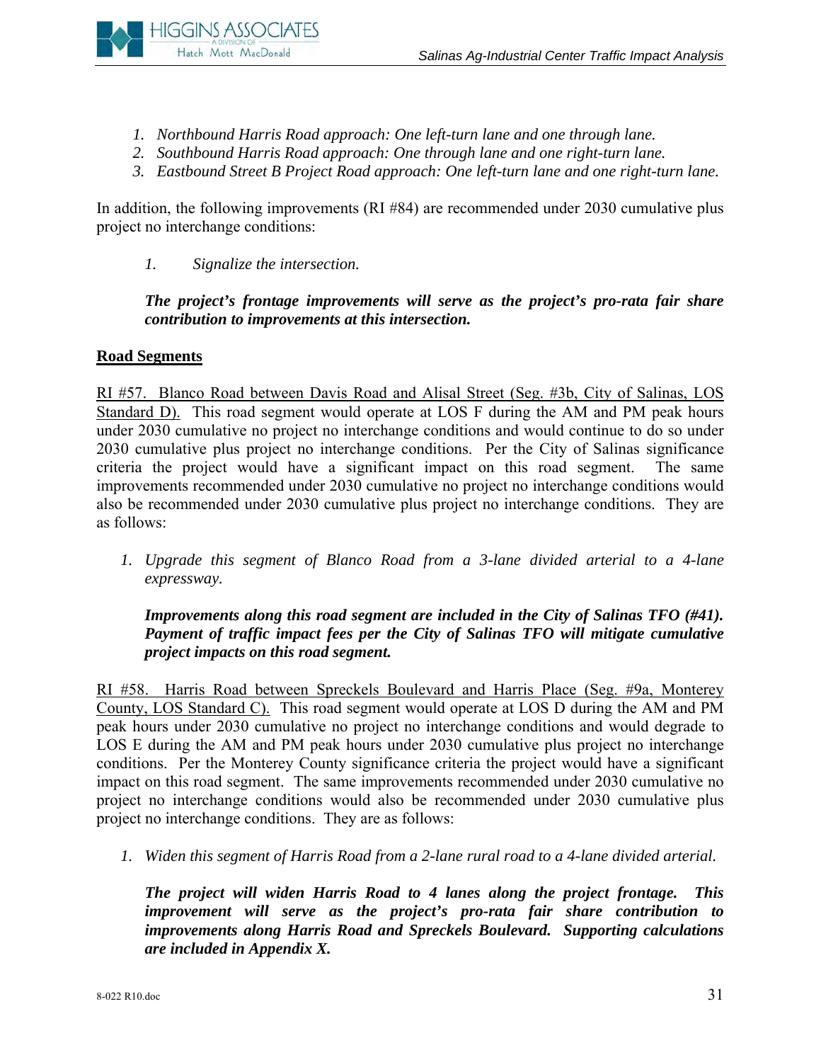1. *Northbound Harris Road approach: One left-turn lane and one through lane.*
2. *Southbound Harris Road approach: One through lane and one right-turn lane.*
3. *Eastbound Street B Project Road approach: One left-turn lane and one right-turn lane.*

In addition, the following improvements (RI #84) are recommended under 2030 cumulative plus project no interchange conditions:

1. *Signalize the intersection.*

***The project's frontage improvements will serve as the project's pro-rata fair share contribution to improvements at this intersection.***

## Road Segments

RI #57. Blanco Road between Davis Road and Alisal Street (Seg. #3b, City of Salinas, LOS Standard D). This road segment would operate at LOS F during the AM and PM peak hours under 2030 cumulative no project no interchange conditions and would continue to do so under 2030 cumulative plus project no interchange conditions. Per the City of Salinas significance criteria the project would have a significant impact on this road segment. The same improvements recommended under 2030 cumulative no project no interchange conditions would also be recommended under 2030 cumulative plus project no interchange conditions. They are as follows:

1. *Upgrade this segment of Blanco Road from a 3-lane divided arterial to a 4-lane expressway.*

***Improvements along this road segment are included in the City of Salinas TFO (#41). Payment of traffic impact fees per the City of Salinas TFO will mitigate cumulative project impacts on this road segment.***

RI #58. Harris Road between Spreckels Boulevard and Harris Place (Seg. #9a, Monterey County, LOS Standard C). This road segment would operate at LOS D during the AM and PM peak hours under 2030 cumulative no project no interchange conditions and would degrade to LOS E during the AM and PM peak hours under 2030 cumulative plus project no interchange conditions. Per the Monterey County significance criteria the project would have a significant impact on this road segment. The same improvements recommended under 2030 cumulative no project no interchange conditions would also be recommended under 2030 cumulative plus project no interchange conditions. They are as follows:

1. *Widen this segment of Harris Road from a 2-lane rural road to a 4-lane divided arterial.*

***The project will widen Harris Road to 4 lanes along the project frontage. This improvement will serve as the project's pro-rata fair share contribution to improvements along Harris Road and Spreckels Boulevard. Supporting calculations are included in Appendix X.***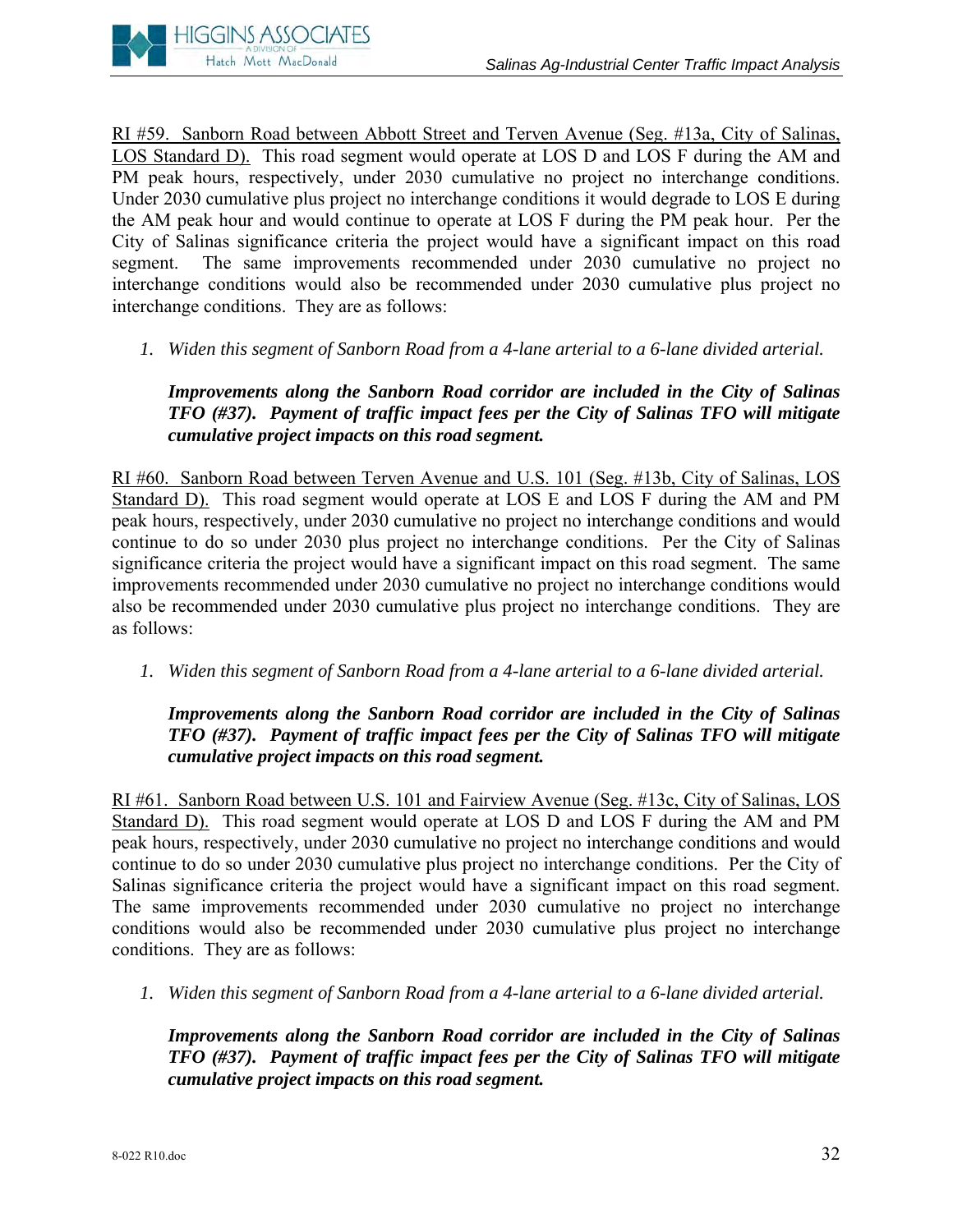<u>RI #59. Sanborn Road between Abbott Street and Terven Avenue (Seg. #13a, City of Salinas, LOS Standard D).</u> This road segment would operate at LOS D and LOS F during the AM and PM peak hours, respectively, under 2030 cumulative no project no interchange conditions. Under 2030 cumulative plus project no interchange conditions it would degrade to LOS E during the AM peak hour and would continue to operate at LOS F during the PM peak hour. Per the City of Salinas significance criteria the project would have a significant impact on this road segment. The same improvements recommended under 2030 cumulative no project no interchange conditions would also be recommended under 2030 cumulative plus project no interchange conditions. They are as follows:

1. *Widen this segment of Sanborn Road from a 4-lane arterial to a 6-lane divided arterial.*

   ***Improvements along the Sanborn Road corridor are included in the City of Salinas TFO (#37). Payment of traffic impact fees per the City of Salinas TFO will mitigate cumulative project impacts on this road segment.***

<u>RI #60. Sanborn Road between Terven Avenue and U.S. 101 (Seg. #13b, City of Salinas, LOS Standard D).</u> This road segment would operate at LOS E and LOS F during the AM and PM peak hours, respectively, under 2030 cumulative no project no interchange conditions and would continue to do so under 2030 plus project no interchange conditions. Per the City of Salinas significance criteria the project would have a significant impact on this road segment. The same improvements recommended under 2030 cumulative no project no interchange conditions would also be recommended under 2030 cumulative plus project no interchange conditions. They are as follows:

1. *Widen this segment of Sanborn Road from a 4-lane arterial to a 6-lane divided arterial.*

   ***Improvements along the Sanborn Road corridor are included in the City of Salinas TFO (#37). Payment of traffic impact fees per the City of Salinas TFO will mitigate cumulative project impacts on this road segment.***

<u>RI #61. Sanborn Road between U.S. 101 and Fairview Avenue (Seg. #13c, City of Salinas, LOS Standard D).</u> This road segment would operate at LOS D and LOS F during the AM and PM peak hours, respectively, under 2030 cumulative no project no interchange conditions and would continue to do so under 2030 cumulative plus project no interchange conditions. Per the City of Salinas significance criteria the project would have a significant impact on this road segment. The same improvements recommended under 2030 cumulative no project no interchange conditions would also be recommended under 2030 cumulative plus project no interchange conditions. They are as follows:

1. *Widen this segment of Sanborn Road from a 4-lane arterial to a 6-lane divided arterial.*

   ***Improvements along the Sanborn Road corridor are included in the City of Salinas TFO (#37). Payment of traffic impact fees per the City of Salinas TFO will mitigate cumulative project impacts on this road segment.***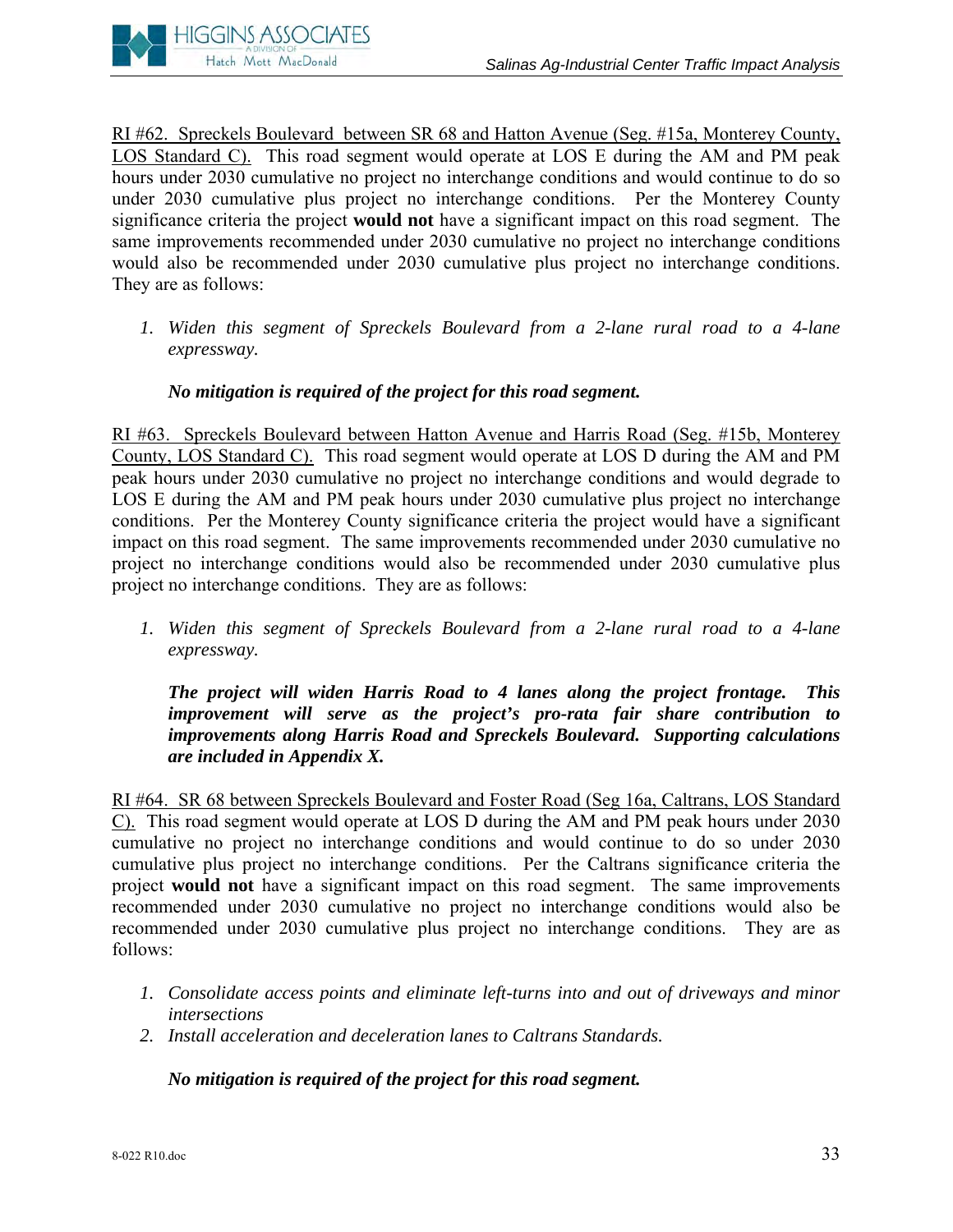<u>RI #62. Spreckels Boulevard between SR 68 and Hatton Avenue (Seg. #15a, Monterey County, LOS Standard C).</u> This road segment would operate at LOS E during the AM and PM peak hours under 2030 cumulative no project no interchange conditions and would continue to do so under 2030 cumulative plus project no interchange conditions. Per the Monterey County significance criteria the project **would not** have a significant impact on this road segment. The same improvements recommended under 2030 cumulative no project no interchange conditions would also be recommended under 2030 cumulative plus project no interchange conditions. They are as follows:

1. *Widen this segment of Spreckels Boulevard from a 2-lane rural road to a 4-lane expressway.*

   ***No mitigation is required of the project for this road segment.***

<u>RI #63. Spreckels Boulevard between Hatton Avenue and Harris Road (Seg. #15b, Monterey County, LOS Standard C).</u> This road segment would operate at LOS D during the AM and PM peak hours under 2030 cumulative no project no interchange conditions and would degrade to LOS E during the AM and PM peak hours under 2030 cumulative plus project no interchange conditions. Per the Monterey County significance criteria the project would have a significant impact on this road segment. The same improvements recommended under 2030 cumulative no project no interchange conditions would also be recommended under 2030 cumulative plus project no interchange conditions. They are as follows:

1. *Widen this segment of Spreckels Boulevard from a 2-lane rural road to a 4-lane expressway.*

   ***The project will widen Harris Road to 4 lanes along the project frontage. This improvement will serve as the project's pro-rata fair share contribution to improvements along Harris Road and Spreckels Boulevard. Supporting calculations are included in Appendix X.***

<u>RI #64. SR 68 between Spreckels Boulevard and Foster Road (Seg 16a, Caltrans, LOS Standard C).</u> This road segment would operate at LOS D during the AM and PM peak hours under 2030 cumulative no project no interchange conditions and would continue to do so under 2030 cumulative plus project no interchange conditions. Per the Caltrans significance criteria the project **would not** have a significant impact on this road segment. The same improvements recommended under 2030 cumulative no project no interchange conditions would also be recommended under 2030 cumulative plus project no interchange conditions. They are as follows:

1. *Consolidate access points and eliminate left-turns into and out of driveways and minor intersections*
2. *Install acceleration and deceleration lanes to Caltrans Standards.*

   ***No mitigation is required of the project for this road segment.***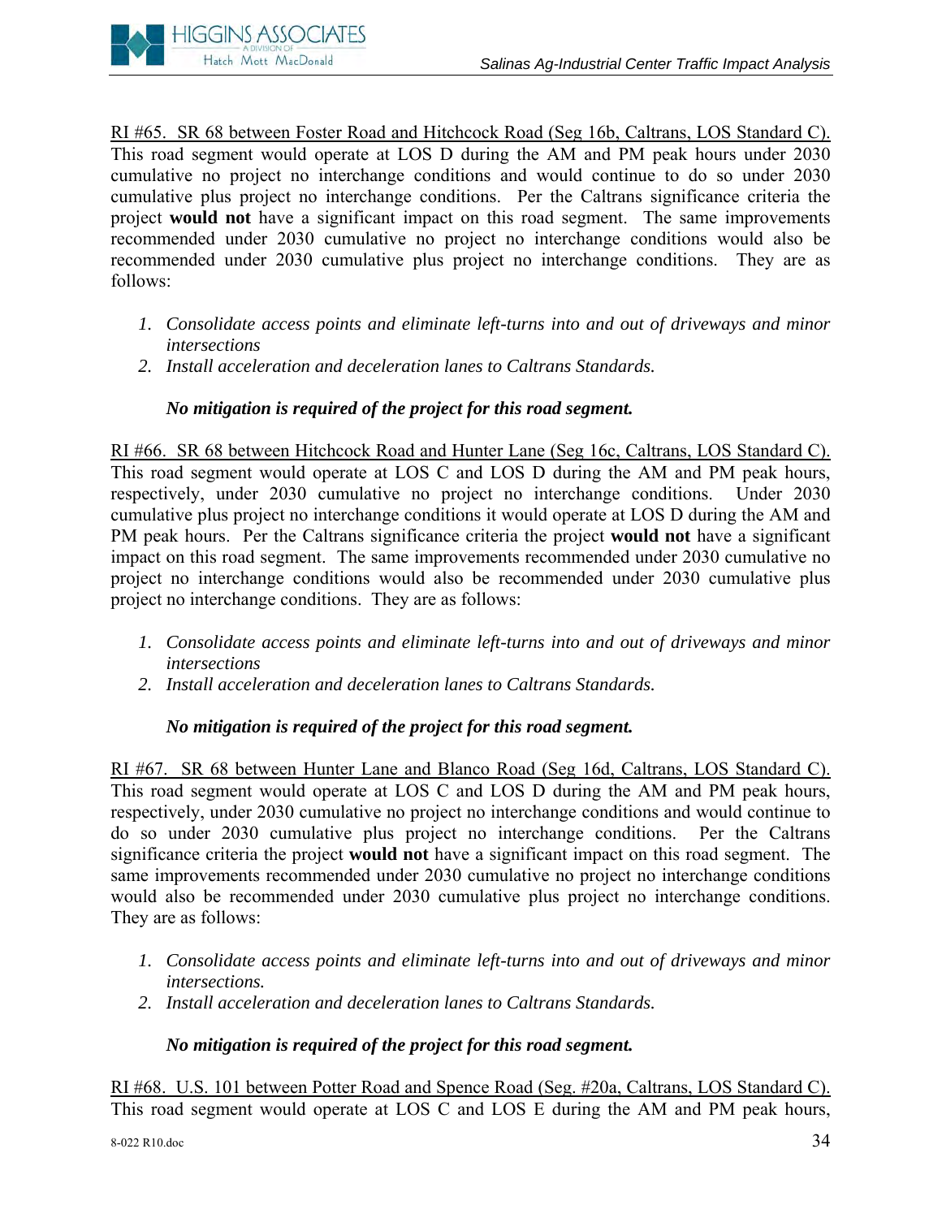<u>RI #65. SR 68 between Foster Road and Hitchcock Road (Seg 16b, Caltrans, LOS Standard C).</u> This road segment would operate at LOS D during the AM and PM peak hours under 2030 cumulative no project no interchange conditions and would continue to do so under 2030 cumulative plus project no interchange conditions. Per the Caltrans significance criteria the project **would not** have a significant impact on this road segment. The same improvements recommended under 2030 cumulative no project no interchange conditions would also be recommended under 2030 cumulative plus project no interchange conditions. They are as follows:

1. *Consolidate access points and eliminate left-turns into and out of driveways and minor intersections*
2. *Install acceleration and deceleration lanes to Caltrans Standards.*

***No mitigation is required of the project for this road segment.***

<u>RI #66. SR 68 between Hitchcock Road and Hunter Lane (Seg 16c, Caltrans, LOS Standard C).</u> This road segment would operate at LOS C and LOS D during the AM and PM peak hours, respectively, under 2030 cumulative no project no interchange conditions. Under 2030 cumulative plus project no interchange conditions it would operate at LOS D during the AM and PM peak hours. Per the Caltrans significance criteria the project **would not** have a significant impact on this road segment. The same improvements recommended under 2030 cumulative no project no interchange conditions would also be recommended under 2030 cumulative plus project no interchange conditions. They are as follows:

1. *Consolidate access points and eliminate left-turns into and out of driveways and minor intersections*
2. *Install acceleration and deceleration lanes to Caltrans Standards.*

***No mitigation is required of the project for this road segment.***

<u>RI #67. SR 68 between Hunter Lane and Blanco Road (Seg 16d, Caltrans, LOS Standard C).</u> This road segment would operate at LOS C and LOS D during the AM and PM peak hours, respectively, under 2030 cumulative no project no interchange conditions and would continue to do so under 2030 cumulative plus project no interchange conditions. Per the Caltrans significance criteria the project **would not** have a significant impact on this road segment. The same improvements recommended under 2030 cumulative no project no interchange conditions would also be recommended under 2030 cumulative plus project no interchange conditions. They are as follows:

1. *Consolidate access points and eliminate left-turns into and out of driveways and minor intersections.*
2. *Install acceleration and deceleration lanes to Caltrans Standards.*

***No mitigation is required of the project for this road segment.***

<u>RI #68. U.S. 101 between Potter Road and Spence Road (Seg. #20a, Caltrans, LOS Standard C).</u> This road segment would operate at LOS C and LOS E during the AM and PM peak hours,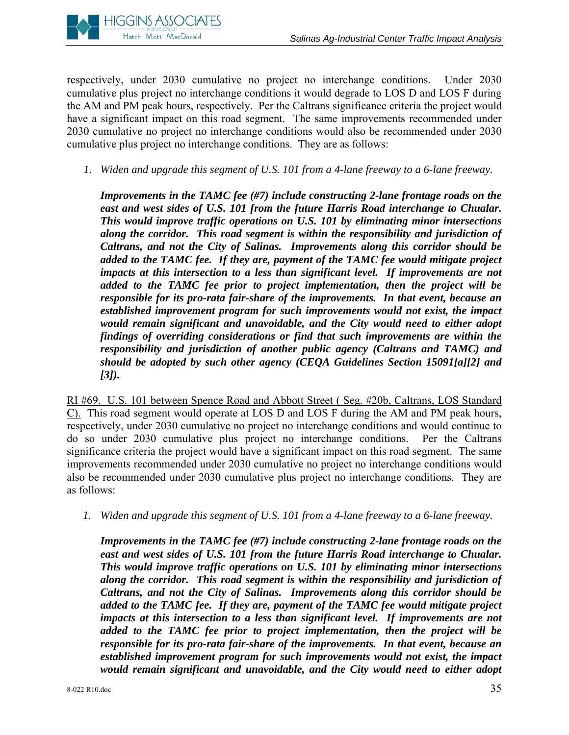respectively, under 2030 cumulative no project no interchange conditions. Under 2030 cumulative plus project no interchange conditions it would degrade to LOS D and LOS F during the AM and PM peak hours, respectively. Per the Caltrans significance criteria the project would have a significant impact on this road segment. The same improvements recommended under 2030 cumulative no project no interchange conditions would also be recommended under 2030 cumulative plus project no interchange conditions. They are as follows:

1. *Widen and upgrade this segment of U.S. 101 from a 4-lane freeway to a 6-lane freeway.*

   ***Improvements in the TAMC fee (#7) include constructing 2-lane frontage roads on the east and west sides of U.S. 101 from the future Harris Road interchange to Chualar. This would improve traffic operations on U.S. 101 by eliminating minor intersections along the corridor. This road segment is within the responsibility and jurisdiction of Caltrans, and not the City of Salinas. Improvements along this corridor should be added to the TAMC fee. If they are, payment of the TAMC fee would mitigate project impacts at this intersection to a less than significant level. If improvements are not added to the TAMC fee prior to project implementation, then the project will be responsible for its pro-rata fair-share of the improvements. In that event, because an established improvement program for such improvements would not exist, the impact would remain significant and unavoidable, and the City would need to either adopt findings of overriding considerations or find that such improvements are within the responsibility and jurisdiction of another public agency (Caltrans and TAMC) and should be adopted by such other agency (CEQA Guidelines Section 15091[a][2] and [3]).***

<u>RI #69. U.S. 101 between Spence Road and Abbott Street ( Seg. #20b, Caltrans, LOS Standard C).</u> This road segment would operate at LOS D and LOS F during the AM and PM peak hours, respectively, under 2030 cumulative no project no interchange conditions and would continue to do so under 2030 cumulative plus project no interchange conditions. Per the Caltrans significance criteria the project would have a significant impact on this road segment. The same improvements recommended under 2030 cumulative no project no interchange conditions would also be recommended under 2030 cumulative plus project no interchange conditions. They are as follows:

1. *Widen and upgrade this segment of U.S. 101 from a 4-lane freeway to a 6-lane freeway.*

   ***Improvements in the TAMC fee (#7) include constructing 2-lane frontage roads on the east and west sides of U.S. 101 from the future Harris Road interchange to Chualar. This would improve traffic operations on U.S. 101 by eliminating minor intersections along the corridor. This road segment is within the responsibility and jurisdiction of Caltrans, and not the City of Salinas. Improvements along this corridor should be added to the TAMC fee. If they are, payment of the TAMC fee would mitigate project impacts at this intersection to a less than significant level. If improvements are not added to the TAMC fee prior to project implementation, then the project will be responsible for its pro-rata fair-share of the improvements. In that event, because an established improvement program for such improvements would not exist, the impact would remain significant and unavoidable, and the City would need to either adopt***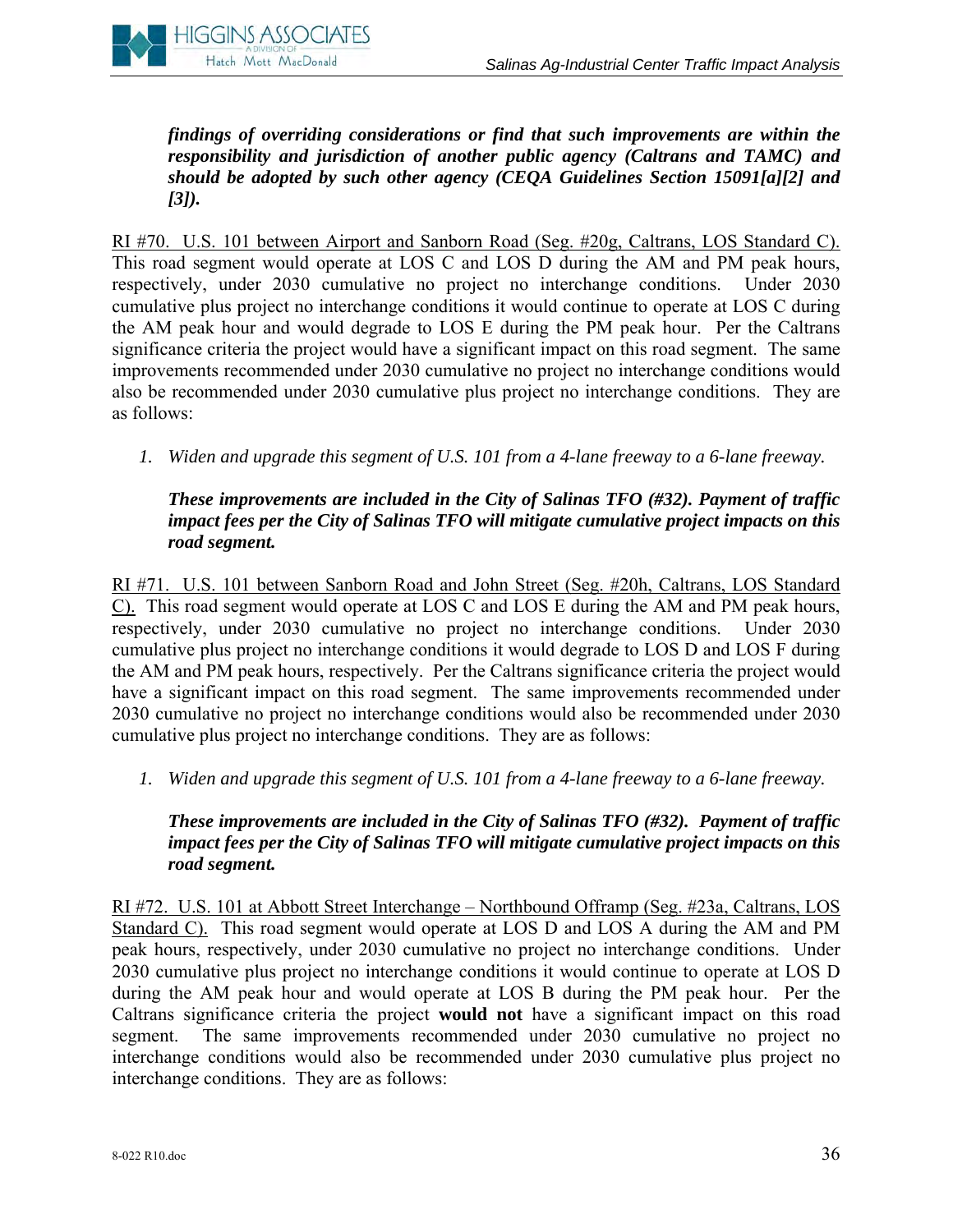***findings of overriding considerations or find that such improvements are within the responsibility and jurisdiction of another public agency (Caltrans and TAMC) and should be adopted by such other agency (CEQA Guidelines Section 15091[a][2] and [3]).***

RI #70. U.S. 101 between Airport and Sanborn Road (Seg. #20g, Caltrans, LOS Standard C). This road segment would operate at LOS C and LOS D during the AM and PM peak hours, respectively, under 2030 cumulative no project no interchange conditions. Under 2030 cumulative plus project no interchange conditions it would continue to operate at LOS C during the AM peak hour and would degrade to LOS E during the PM peak hour. Per the Caltrans significance criteria the project would have a significant impact on this road segment. The same improvements recommended under 2030 cumulative no project no interchange conditions would also be recommended under 2030 cumulative plus project no interchange conditions. They are as follows:

1. *Widen and upgrade this segment of U.S. 101 from a 4-lane freeway to a 6-lane freeway.*

   ***These improvements are included in the City of Salinas TFO (#32). Payment of traffic impact fees per the City of Salinas TFO will mitigate cumulative project impacts on this road segment.***

RI #71. U.S. 101 between Sanborn Road and John Street (Seg. #20h, Caltrans, LOS Standard C). This road segment would operate at LOS C and LOS E during the AM and PM peak hours, respectively, under 2030 cumulative no project no interchange conditions. Under 2030 cumulative plus project no interchange conditions it would degrade to LOS D and LOS F during the AM and PM peak hours, respectively. Per the Caltrans significance criteria the project would have a significant impact on this road segment. The same improvements recommended under 2030 cumulative no project no interchange conditions would also be recommended under 2030 cumulative plus project no interchange conditions. They are as follows:

1. *Widen and upgrade this segment of U.S. 101 from a 4-lane freeway to a 6-lane freeway.*

   ***These improvements are included in the City of Salinas TFO (#32). Payment of traffic impact fees per the City of Salinas TFO will mitigate cumulative project impacts on this road segment.***

RI #72. U.S. 101 at Abbott Street Interchange – Northbound Offramp (Seg. #23a, Caltrans, LOS Standard C). This road segment would operate at LOS D and LOS A during the AM and PM peak hours, respectively, under 2030 cumulative no project no interchange conditions. Under 2030 cumulative plus project no interchange conditions it would continue to operate at LOS D during the AM peak hour and would operate at LOS B during the PM peak hour. Per the Caltrans significance criteria the project **would not** have a significant impact on this road segment. The same improvements recommended under 2030 cumulative no project no interchange conditions would also be recommended under 2030 cumulative plus project no interchange conditions. They are as follows: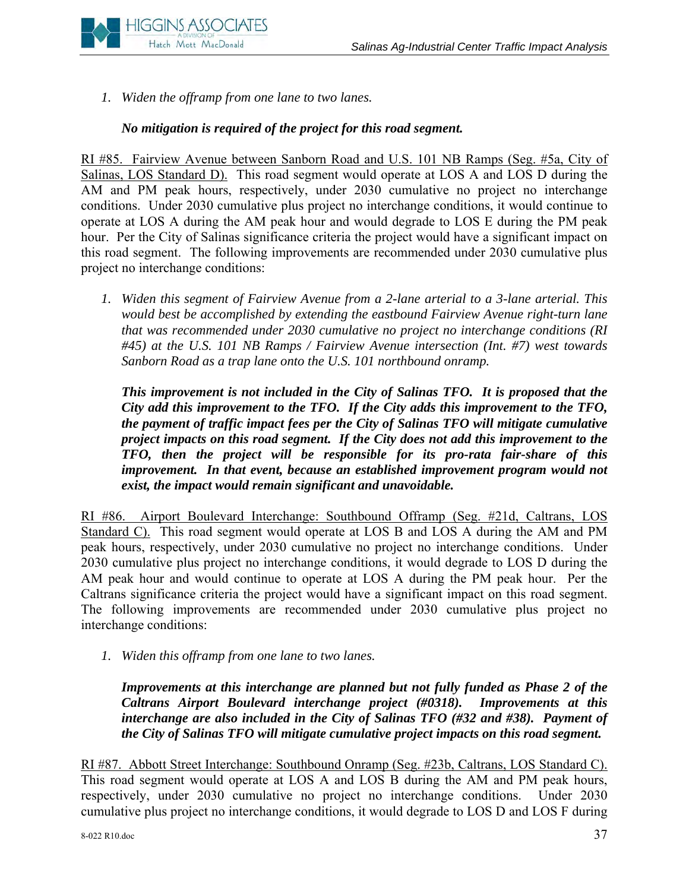1. *Widen the offramp from one lane to two lanes.*

   ***No mitigation is required of the project for this road segment.***

<u>RI #85. Fairview Avenue between Sanborn Road and U.S. 101 NB Ramps (Seg. #5a, City of Salinas, LOS Standard D).</u> This road segment would operate at LOS A and LOS D during the AM and PM peak hours, respectively, under 2030 cumulative no project no interchange conditions. Under 2030 cumulative plus project no interchange conditions, it would continue to operate at LOS A during the AM peak hour and would degrade to LOS E during the PM peak hour. Per the City of Salinas significance criteria the project would have a significant impact on this road segment. The following improvements are recommended under 2030 cumulative plus project no interchange conditions:

1. *Widen this segment of Fairview Avenue from a 2-lane arterial to a 3-lane arterial. This would best be accomplished by extending the eastbound Fairview Avenue right-turn lane that was recommended under 2030 cumulative no project no interchange conditions (RI #45) at the U.S. 101 NB Ramps / Fairview Avenue intersection (Int. #7) west towards Sanborn Road as a trap lane onto the U.S. 101 northbound onramp.*

   ***This improvement is not included in the City of Salinas TFO. It is proposed that the City add this improvement to the TFO. If the City adds this improvement to the TFO, the payment of traffic impact fees per the City of Salinas TFO will mitigate cumulative project impacts on this road segment. If the City does not add this improvement to the TFO, then the project will be responsible for its pro-rata fair-share of this improvement. In that event, because an established improvement program would not exist, the impact would remain significant and unavoidable.***

<u>RI #86. Airport Boulevard Interchange: Southbound Offramp (Seg. #21d, Caltrans, LOS Standard C).</u> This road segment would operate at LOS B and LOS A during the AM and PM peak hours, respectively, under 2030 cumulative no project no interchange conditions. Under 2030 cumulative plus project no interchange conditions, it would degrade to LOS D during the AM peak hour and would continue to operate at LOS A during the PM peak hour. Per the Caltrans significance criteria the project would have a significant impact on this road segment. The following improvements are recommended under 2030 cumulative plus project no interchange conditions:

1. *Widen this offramp from one lane to two lanes.*

   ***Improvements at this interchange are planned but not fully funded as Phase 2 of the Caltrans Airport Boulevard interchange project (#0318). Improvements at this interchange are also included in the City of Salinas TFO (#32 and #38). Payment of the City of Salinas TFO will mitigate cumulative project impacts on this road segment.***

<u>RI #87. Abbott Street Interchange: Southbound Onramp (Seg. #23b, Caltrans, LOS Standard C).</u> This road segment would operate at LOS A and LOS B during the AM and PM peak hours, respectively, under 2030 cumulative no project no interchange conditions. Under 2030 cumulative plus project no interchange conditions, it would degrade to LOS D and LOS F during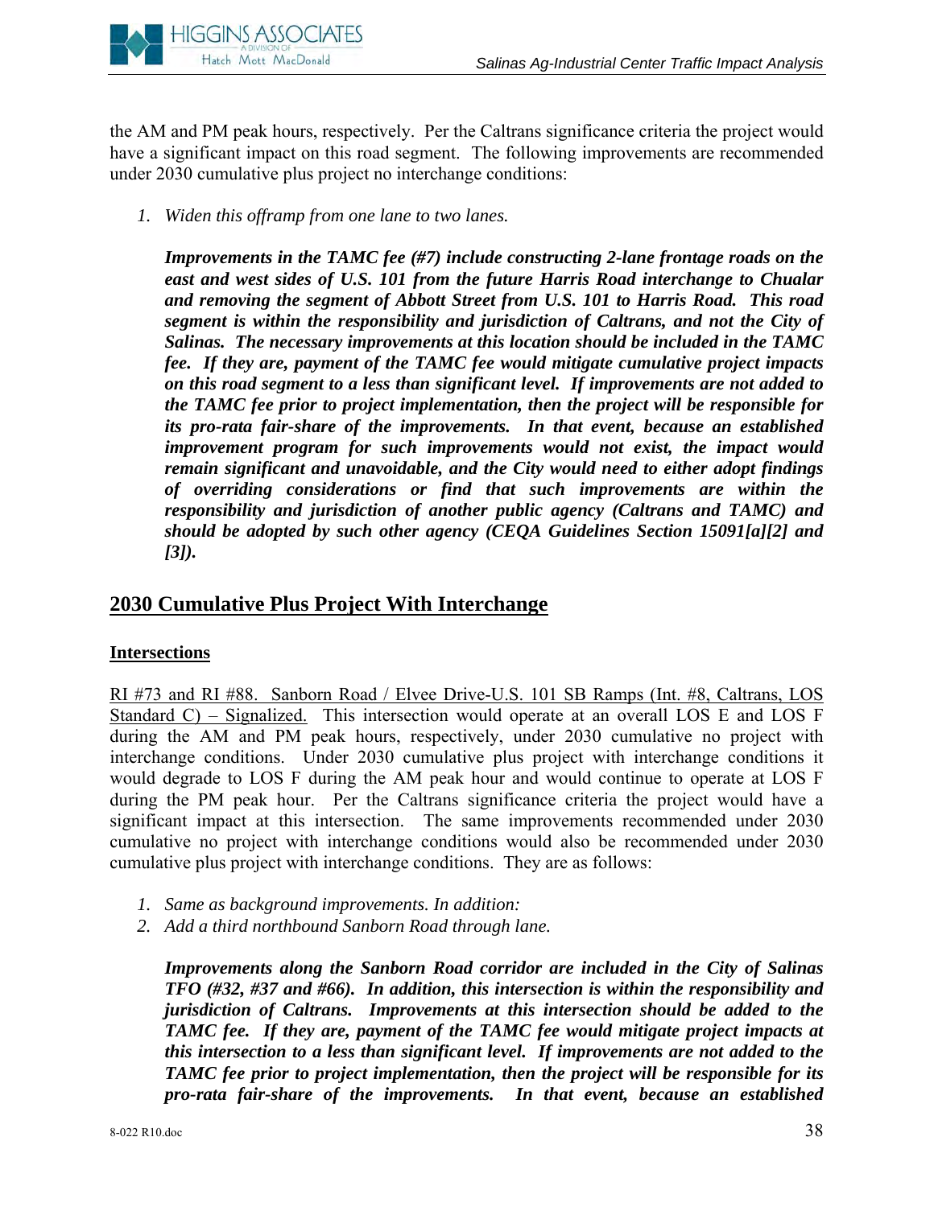the AM and PM peak hours, respectively. Per the Caltrans significance criteria the project would have a significant impact on this road segment. The following improvements are recommended under 2030 cumulative plus project no interchange conditions:

1. *Widen this offramp from one lane to two lanes.*

   ***Improvements in the TAMC fee (#7) include constructing 2-lane frontage roads on the east and west sides of U.S. 101 from the future Harris Road interchange to Chualar and removing the segment of Abbott Street from U.S. 101 to Harris Road. This road segment is within the responsibility and jurisdiction of Caltrans, and not the City of Salinas. The necessary improvements at this location should be included in the TAMC fee. If they are, payment of the TAMC fee would mitigate cumulative project impacts on this road segment to a less than significant level. If improvements are not added to the TAMC fee prior to project implementation, then the project will be responsible for its pro-rata fair-share of the improvements. In that event, because an established improvement program for such improvements would not exist, the impact would remain significant and unavoidable, and the City would need to either adopt findings of overriding considerations or find that such improvements are within the responsibility and jurisdiction of another public agency (Caltrans and TAMC) and should be adopted by such other agency (CEQA Guidelines Section 15091[a][2] and [3]).***

## 2030 Cumulative Plus Project With Interchange

### Intersections

RI #73 and RI #88. Sanborn Road / Elvee Drive-U.S. 101 SB Ramps (Int. #8, Caltrans, LOS Standard C) – Signalized. This intersection would operate at an overall LOS E and LOS F during the AM and PM peak hours, respectively, under 2030 cumulative no project with interchange conditions. Under 2030 cumulative plus project with interchange conditions it would degrade to LOS F during the AM peak hour and would continue to operate at LOS F during the PM peak hour. Per the Caltrans significance criteria the project would have a significant impact at this intersection. The same improvements recommended under 2030 cumulative no project with interchange conditions would also be recommended under 2030 cumulative plus project with interchange conditions. They are as follows:

1. *Same as background improvements. In addition:*
2. *Add a third northbound Sanborn Road through lane.*

   ***Improvements along the Sanborn Road corridor are included in the City of Salinas TFO (#32, #37 and #66). In addition, this intersection is within the responsibility and jurisdiction of Caltrans. Improvements at this intersection should be added to the TAMC fee. If they are, payment of the TAMC fee would mitigate project impacts at this intersection to a less than significant level. If improvements are not added to the TAMC fee prior to project implementation, then the project will be responsible for its pro-rata fair-share of the improvements. In that event, because an established***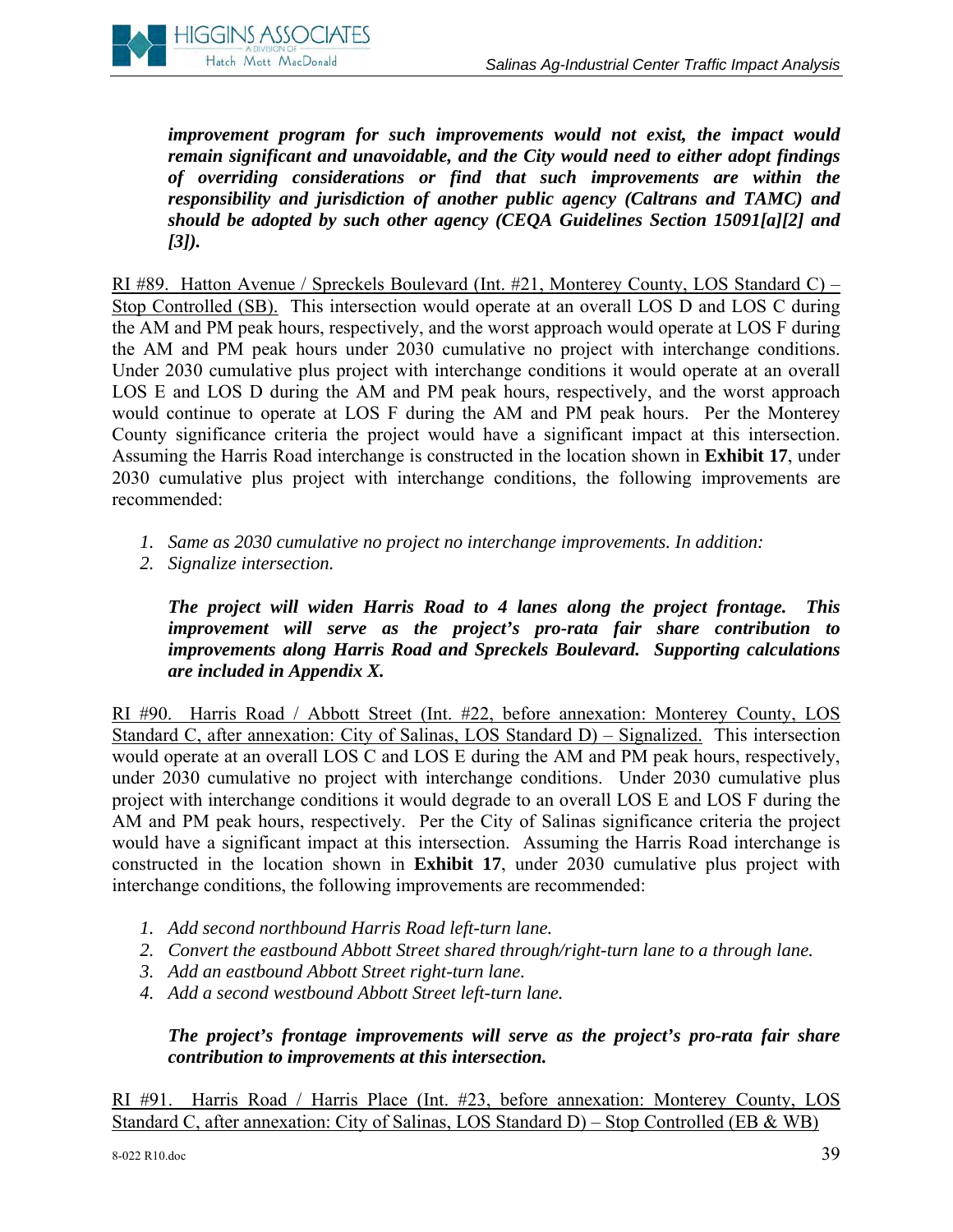***improvement program for such improvements would not exist, the impact would remain significant and unavoidable, and the City would need to either adopt findings of overriding considerations or find that such improvements are within the responsibility and jurisdiction of another public agency (Caltrans and TAMC) and should be adopted by such other agency (CEQA Guidelines Section 15091[a][2] and [3]).***

<u>RI #89. Hatton Avenue / Spreckels Boulevard (Int. #21, Monterey County, LOS Standard C) – Stop Controlled (SB).</u> This intersection would operate at an overall LOS D and LOS C during the AM and PM peak hours, respectively, and the worst approach would operate at LOS F during the AM and PM peak hours under 2030 cumulative no project with interchange conditions. Under 2030 cumulative plus project with interchange conditions it would operate at an overall LOS E and LOS D during the AM and PM peak hours, respectively, and the worst approach would continue to operate at LOS F during the AM and PM peak hours. Per the Monterey County significance criteria the project would have a significant impact at this intersection. Assuming the Harris Road interchange is constructed in the location shown in **Exhibit 17**, under 2030 cumulative plus project with interchange conditions, the following improvements are recommended:

1. *Same as 2030 cumulative no project no interchange improvements. In addition:*
2. *Signalize intersection.*

***The project will widen Harris Road to 4 lanes along the project frontage. This improvement will serve as the project's pro-rata fair share contribution to improvements along Harris Road and Spreckels Boulevard. Supporting calculations are included in Appendix X.***

<u>RI #90. Harris Road / Abbott Street (Int. #22, before annexation: Monterey County, LOS Standard C, after annexation: City of Salinas, LOS Standard D) – Signalized.</u> This intersection would operate at an overall LOS C and LOS E during the AM and PM peak hours, respectively, under 2030 cumulative no project with interchange conditions. Under 2030 cumulative plus project with interchange conditions it would degrade to an overall LOS E and LOS F during the AM and PM peak hours, respectively. Per the City of Salinas significance criteria the project would have a significant impact at this intersection. Assuming the Harris Road interchange is constructed in the location shown in **Exhibit 17**, under 2030 cumulative plus project with interchange conditions, the following improvements are recommended:

1. *Add second northbound Harris Road left-turn lane.*
2. *Convert the eastbound Abbott Street shared through/right-turn lane to a through lane.*
3. *Add an eastbound Abbott Street right-turn lane.*
4. *Add a second westbound Abbott Street left-turn lane.*

***The project's frontage improvements will serve as the project's pro-rata fair share contribution to improvements at this intersection.***

<u>RI #91. Harris Road / Harris Place (Int. #23, before annexation: Monterey County, LOS Standard C, after annexation: City of Salinas, LOS Standard D) – Stop Controlled (EB & WB)</u>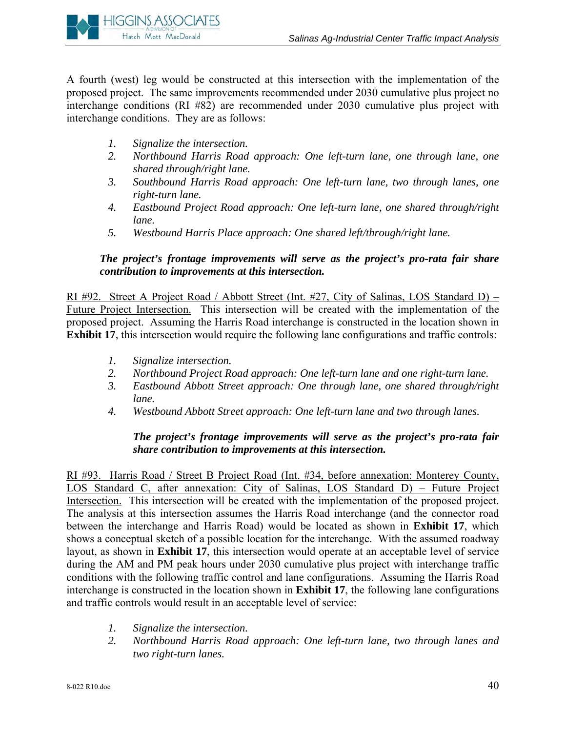A fourth (west) leg would be constructed at this intersection with the implementation of the proposed project. The same improvements recommended under 2030 cumulative plus project no interchange conditions (RI #82) are recommended under 2030 cumulative plus project with interchange conditions. They are as follows:

1. *Signalize the intersection.*
2. *Northbound Harris Road approach: One left-turn lane, one through lane, one shared through/right lane.*
3. *Southbound Harris Road approach: One left-turn lane, two through lanes, one right-turn lane.*
4. *Eastbound Project Road approach: One left-turn lane, one shared through/right lane.*
5. *Westbound Harris Place approach: One shared left/through/right lane.*

***The project's frontage improvements will serve as the project's pro-rata fair share contribution to improvements at this intersection.***

<u>RI #92. Street A Project Road / Abbott Street (Int. #27, City of Salinas, LOS Standard D) – Future Project Intersection.</u> This intersection will be created with the implementation of the proposed project. Assuming the Harris Road interchange is constructed in the location shown in **Exhibit 17**, this intersection would require the following lane configurations and traffic controls:

1. *Signalize intersection.*
2. *Northbound Project Road approach: One left-turn lane and one right-turn lane.*
3. *Eastbound Abbott Street approach: One through lane, one shared through/right lane.*
4. *Westbound Abbott Street approach: One left-turn lane and two through lanes.*

***The project's frontage improvements will serve as the project's pro-rata fair share contribution to improvements at this intersection.***

<u>RI #93. Harris Road / Street B Project Road (Int. #34, before annexation: Monterey County, LOS Standard C, after annexation: City of Salinas, LOS Standard D) – Future Project Intersection.</u> This intersection will be created with the implementation of the proposed project. The analysis at this intersection assumes the Harris Road interchange (and the connector road between the interchange and Harris Road) would be located as shown in **Exhibit 17**, which shows a conceptual sketch of a possible location for the interchange. With the assumed roadway layout, as shown in **Exhibit 17**, this intersection would operate at an acceptable level of service during the AM and PM peak hours under 2030 cumulative plus project with interchange traffic conditions with the following traffic control and lane configurations. Assuming the Harris Road interchange is constructed in the location shown in **Exhibit 17**, the following lane configurations and traffic controls would result in an acceptable level of service:

1. *Signalize the intersection.*
2. *Northbound Harris Road approach: One left-turn lane, two through lanes and two right-turn lanes.*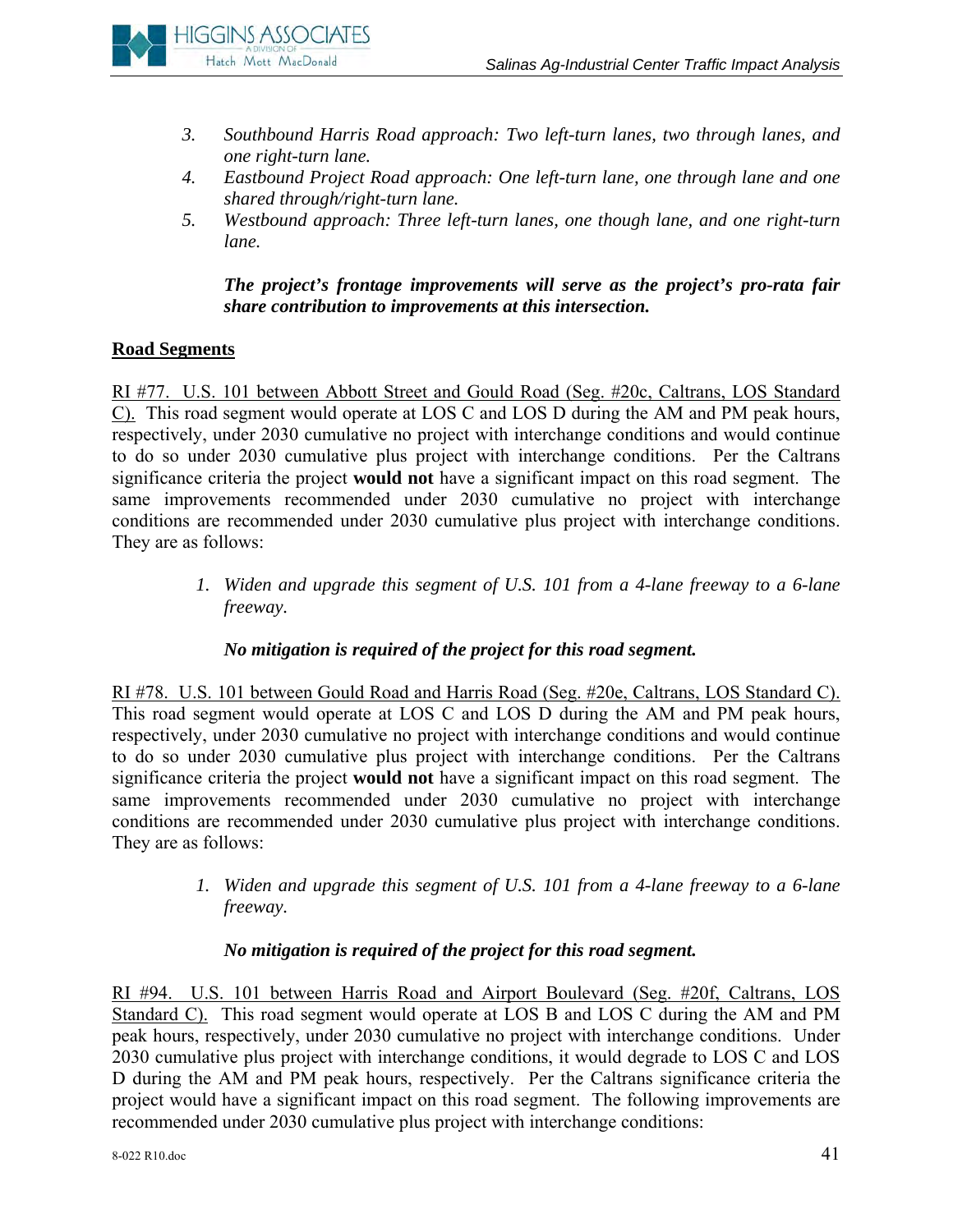3. *Southbound Harris Road approach: Two left-turn lanes, two through lanes, and one right-turn lane.*
4. *Eastbound Project Road approach: One left-turn lane, one through lane and one shared through/right-turn lane.*
5. *Westbound approach: Three left-turn lanes, one though lane, and one right-turn lane.*

***The project's frontage improvements will serve as the project's pro-rata fair share contribution to improvements at this intersection.***

## Road Segments

RI #77. U.S. 101 between Abbott Street and Gould Road (Seg. #20c, Caltrans, LOS Standard C). This road segment would operate at LOS C and LOS D during the AM and PM peak hours, respectively, under 2030 cumulative no project with interchange conditions and would continue to do so under 2030 cumulative plus project with interchange conditions. Per the Caltrans significance criteria the project **would not** have a significant impact on this road segment. The same improvements recommended under 2030 cumulative no project with interchange conditions are recommended under 2030 cumulative plus project with interchange conditions. They are as follows:

1. *Widen and upgrade this segment of U.S. 101 from a 4-lane freeway to a 6-lane freeway.*

***No mitigation is required of the project for this road segment.***

RI #78. U.S. 101 between Gould Road and Harris Road (Seg. #20e, Caltrans, LOS Standard C). This road segment would operate at LOS C and LOS D during the AM and PM peak hours, respectively, under 2030 cumulative no project with interchange conditions and would continue to do so under 2030 cumulative plus project with interchange conditions. Per the Caltrans significance criteria the project **would not** have a significant impact on this road segment. The same improvements recommended under 2030 cumulative no project with interchange conditions are recommended under 2030 cumulative plus project with interchange conditions. They are as follows:

1. *Widen and upgrade this segment of U.S. 101 from a 4-lane freeway to a 6-lane freeway.*

***No mitigation is required of the project for this road segment.***

RI #94. U.S. 101 between Harris Road and Airport Boulevard (Seg. #20f, Caltrans, LOS Standard C). This road segment would operate at LOS B and LOS C during the AM and PM peak hours, respectively, under 2030 cumulative no project with interchange conditions. Under 2030 cumulative plus project with interchange conditions, it would degrade to LOS C and LOS D during the AM and PM peak hours, respectively. Per the Caltrans significance criteria the project would have a significant impact on this road segment. The following improvements are recommended under 2030 cumulative plus project with interchange conditions: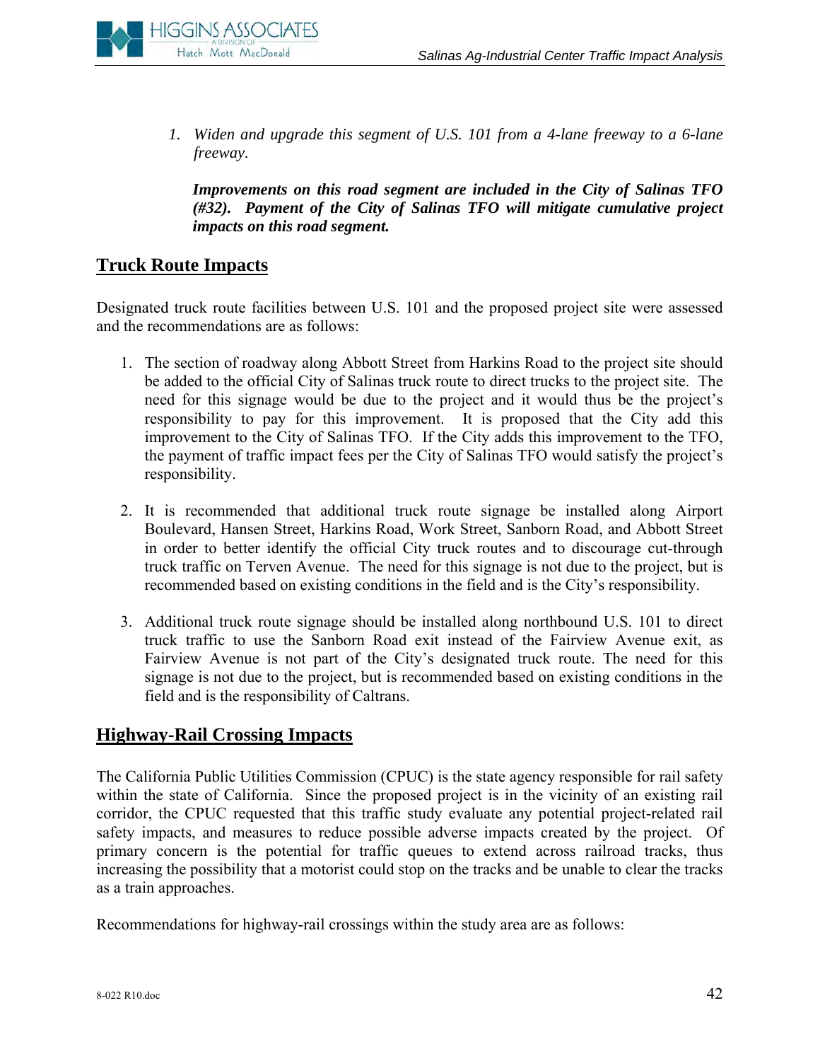1. *Widen and upgrade this segment of U.S. 101 from a 4-lane freeway to a 6-lane freeway.*

   ***Improvements on this road segment are included in the City of Salinas TFO (#32). Payment of the City of Salinas TFO will mitigate cumulative project impacts on this road segment.***

## Truck Route Impacts

Designated truck route facilities between U.S. 101 and the proposed project site were assessed and the recommendations are as follows:

1. The section of roadway along Abbott Street from Harkins Road to the project site should be added to the official City of Salinas truck route to direct trucks to the project site. The need for this signage would be due to the project and it would thus be the project's responsibility to pay for this improvement. It is proposed that the City add this improvement to the City of Salinas TFO. If the City adds this improvement to the TFO, the payment of traffic impact fees per the City of Salinas TFO would satisfy the project's responsibility.

2. It is recommended that additional truck route signage be installed along Airport Boulevard, Hansen Street, Harkins Road, Work Street, Sanborn Road, and Abbott Street in order to better identify the official City truck routes and to discourage cut-through truck traffic on Terven Avenue. The need for this signage is not due to the project, but is recommended based on existing conditions in the field and is the City's responsibility.

3. Additional truck route signage should be installed along northbound U.S. 101 to direct truck traffic to use the Sanborn Road exit instead of the Fairview Avenue exit, as Fairview Avenue is not part of the City's designated truck route. The need for this signage is not due to the project, but is recommended based on existing conditions in the field and is the responsibility of Caltrans.

## Highway-Rail Crossing Impacts

The California Public Utilities Commission (CPUC) is the state agency responsible for rail safety within the state of California. Since the proposed project is in the vicinity of an existing rail corridor, the CPUC requested that this traffic study evaluate any potential project-related rail safety impacts, and measures to reduce possible adverse impacts created by the project. Of primary concern is the potential for traffic queues to extend across railroad tracks, thus increasing the possibility that a motorist could stop on the tracks and be unable to clear the tracks as a train approaches.

Recommendations for highway-rail crossings within the study area are as follows: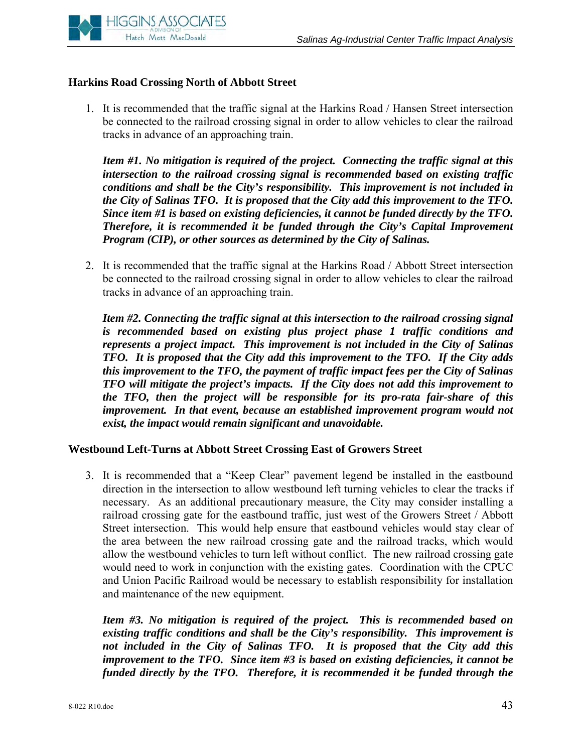**Harkins Road Crossing North of Abbott Street**

1. It is recommended that the traffic signal at the Harkins Road / Hansen Street intersection be connected to the railroad crossing signal in order to allow vehicles to clear the railroad tracks in advance of an approaching train.

   ***Item #1. No mitigation is required of the project. Connecting the traffic signal at this intersection to the railroad crossing signal is recommended based on existing traffic conditions and shall be the City's responsibility. This improvement is not included in the City of Salinas TFO. It is proposed that the City add this improvement to the TFO. Since item #1 is based on existing deficiencies, it cannot be funded directly by the TFO. Therefore, it is recommended it be funded through the City's Capital Improvement Program (CIP), or other sources as determined by the City of Salinas.***

2. It is recommended that the traffic signal at the Harkins Road / Abbott Street intersection be connected to the railroad crossing signal in order to allow vehicles to clear the railroad tracks in advance of an approaching train.

   ***Item #2. Connecting the traffic signal at this intersection to the railroad crossing signal is recommended based on existing plus project phase 1 traffic conditions and represents a project impact. This improvement is not included in the City of Salinas TFO. It is proposed that the City add this improvement to the TFO. If the City adds this improvement to the TFO, the payment of traffic impact fees per the City of Salinas TFO will mitigate the project's impacts. If the City does not add this improvement to the TFO, then the project will be responsible for its pro-rata fair-share of this improvement. In that event, because an established improvement program would not exist, the impact would remain significant and unavoidable.***

**Westbound Left-Turns at Abbott Street Crossing East of Growers Street**

3. It is recommended that a "Keep Clear" pavement legend be installed in the eastbound direction in the intersection to allow westbound left turning vehicles to clear the tracks if necessary. As an additional precautionary measure, the City may consider installing a railroad crossing gate for the eastbound traffic, just west of the Growers Street / Abbott Street intersection. This would help ensure that eastbound vehicles would stay clear of the area between the new railroad crossing gate and the railroad tracks, which would allow the westbound vehicles to turn left without conflict. The new railroad crossing gate would need to work in conjunction with the existing gates. Coordination with the CPUC and Union Pacific Railroad would be necessary to establish responsibility for installation and maintenance of the new equipment.

   ***Item #3. No mitigation is required of the project. This is recommended based on existing traffic conditions and shall be the City's responsibility. This improvement is not included in the City of Salinas TFO. It is proposed that the City add this improvement to the TFO. Since item #3 is based on existing deficiencies, it cannot be funded directly by the TFO. Therefore, it is recommended it be funded through the***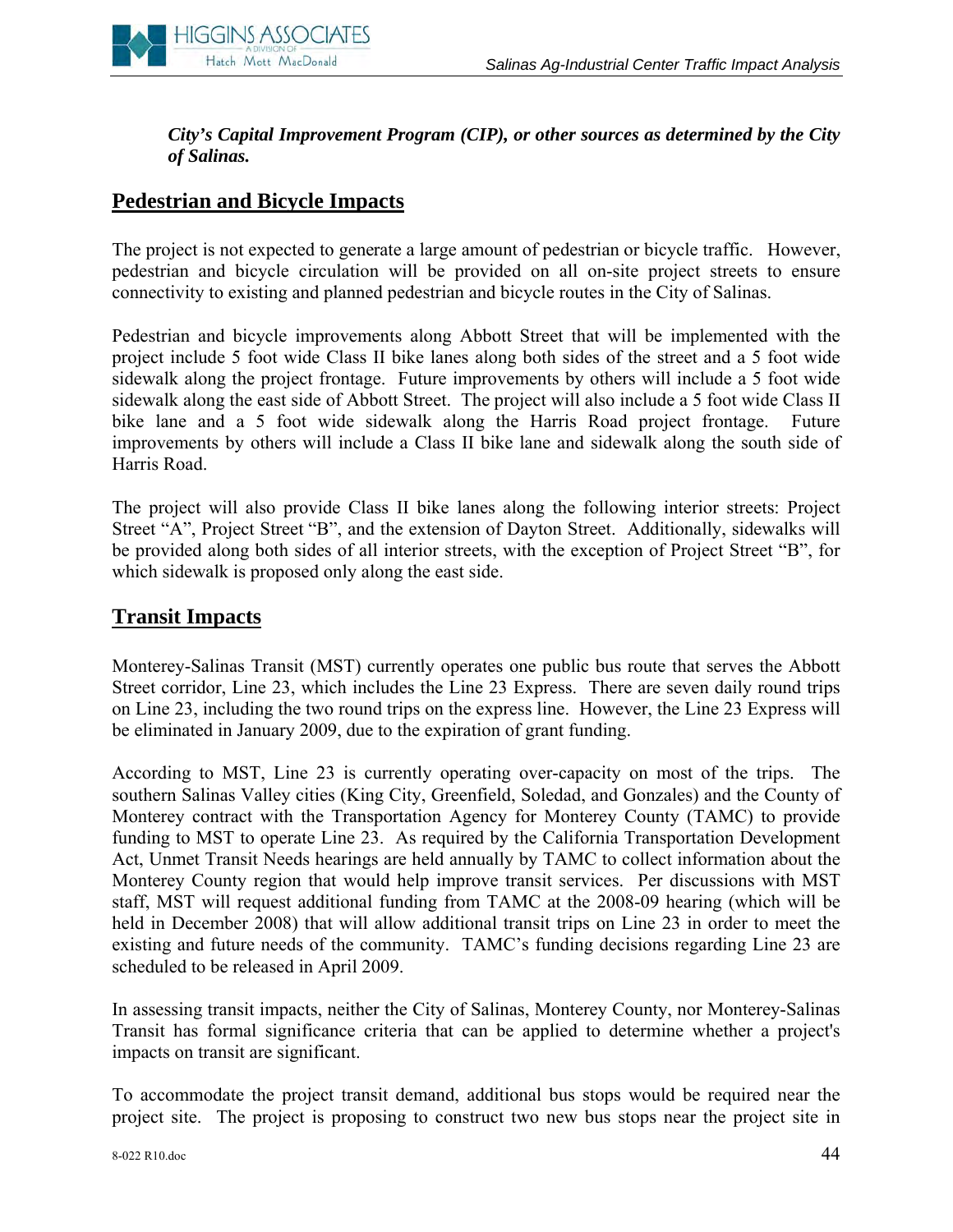***City's Capital Improvement Program (CIP), or other sources as determined by the City of Salinas.***

## Pedestrian and Bicycle Impacts

The project is not expected to generate a large amount of pedestrian or bicycle traffic. However, pedestrian and bicycle circulation will be provided on all on-site project streets to ensure connectivity to existing and planned pedestrian and bicycle routes in the City of Salinas.

Pedestrian and bicycle improvements along Abbott Street that will be implemented with the project include 5 foot wide Class II bike lanes along both sides of the street and a 5 foot wide sidewalk along the project frontage. Future improvements by others will include a 5 foot wide sidewalk along the east side of Abbott Street. The project will also include a 5 foot wide Class II bike lane and a 5 foot wide sidewalk along the Harris Road project frontage. Future improvements by others will include a Class II bike lane and sidewalk along the south side of Harris Road.

The project will also provide Class II bike lanes along the following interior streets: Project Street "A", Project Street "B", and the extension of Dayton Street. Additionally, sidewalks will be provided along both sides of all interior streets, with the exception of Project Street "B", for which sidewalk is proposed only along the east side.

## Transit Impacts

Monterey-Salinas Transit (MST) currently operates one public bus route that serves the Abbott Street corridor, Line 23, which includes the Line 23 Express. There are seven daily round trips on Line 23, including the two round trips on the express line. However, the Line 23 Express will be eliminated in January 2009, due to the expiration of grant funding.

According to MST, Line 23 is currently operating over-capacity on most of the trips. The southern Salinas Valley cities (King City, Greenfield, Soledad, and Gonzales) and the County of Monterey contract with the Transportation Agency for Monterey County (TAMC) to provide funding to MST to operate Line 23. As required by the California Transportation Development Act, Unmet Transit Needs hearings are held annually by TAMC to collect information about the Monterey County region that would help improve transit services. Per discussions with MST staff, MST will request additional funding from TAMC at the 2008-09 hearing (which will be held in December 2008) that will allow additional transit trips on Line 23 in order to meet the existing and future needs of the community. TAMC's funding decisions regarding Line 23 are scheduled to be released in April 2009.

In assessing transit impacts, neither the City of Salinas, Monterey County, nor Monterey-Salinas Transit has formal significance criteria that can be applied to determine whether a project's impacts on transit are significant.

To accommodate the project transit demand, additional bus stops would be required near the project site. The project is proposing to construct two new bus stops near the project site in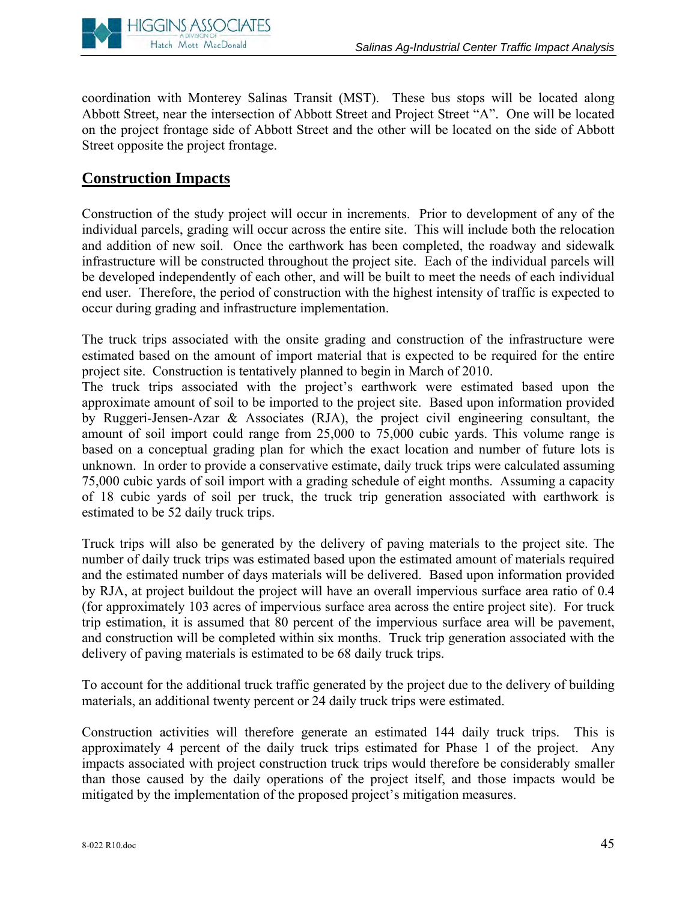coordination with Monterey Salinas Transit (MST). These bus stops will be located along Abbott Street, near the intersection of Abbott Street and Project Street "A". One will be located on the project frontage side of Abbott Street and the other will be located on the side of Abbott Street opposite the project frontage.

## Construction Impacts

Construction of the study project will occur in increments. Prior to development of any of the individual parcels, grading will occur across the entire site. This will include both the relocation and addition of new soil. Once the earthwork has been completed, the roadway and sidewalk infrastructure will be constructed throughout the project site. Each of the individual parcels will be developed independently of each other, and will be built to meet the needs of each individual end user. Therefore, the period of construction with the highest intensity of traffic is expected to occur during grading and infrastructure implementation.

The truck trips associated with the onsite grading and construction of the infrastructure were estimated based on the amount of import material that is expected to be required for the entire project site. Construction is tentatively planned to begin in March of 2010.
The truck trips associated with the project's earthwork were estimated based upon the approximate amount of soil to be imported to the project site. Based upon information provided by Ruggeri-Jensen-Azar & Associates (RJA), the project civil engineering consultant, the amount of soil import could range from 25,000 to 75,000 cubic yards. This volume range is based on a conceptual grading plan for which the exact location and number of future lots is unknown. In order to provide a conservative estimate, daily truck trips were calculated assuming 75,000 cubic yards of soil import with a grading schedule of eight months. Assuming a capacity of 18 cubic yards of soil per truck, the truck trip generation associated with earthwork is estimated to be 52 daily truck trips.

Truck trips will also be generated by the delivery of paving materials to the project site. The number of daily truck trips was estimated based upon the estimated amount of materials required and the estimated number of days materials will be delivered. Based upon information provided by RJA, at project buildout the project will have an overall impervious surface area ratio of 0.4 (for approximately 103 acres of impervious surface area across the entire project site). For truck trip estimation, it is assumed that 80 percent of the impervious surface area will be pavement, and construction will be completed within six months. Truck trip generation associated with the delivery of paving materials is estimated to be 68 daily truck trips.

To account for the additional truck traffic generated by the project due to the delivery of building materials, an additional twenty percent or 24 daily truck trips were estimated.

Construction activities will therefore generate an estimated 144 daily truck trips. This is approximately 4 percent of the daily truck trips estimated for Phase 1 of the project. Any impacts associated with project construction truck trips would therefore be considerably smaller than those caused by the daily operations of the project itself, and those impacts would be mitigated by the implementation of the proposed project's mitigation measures.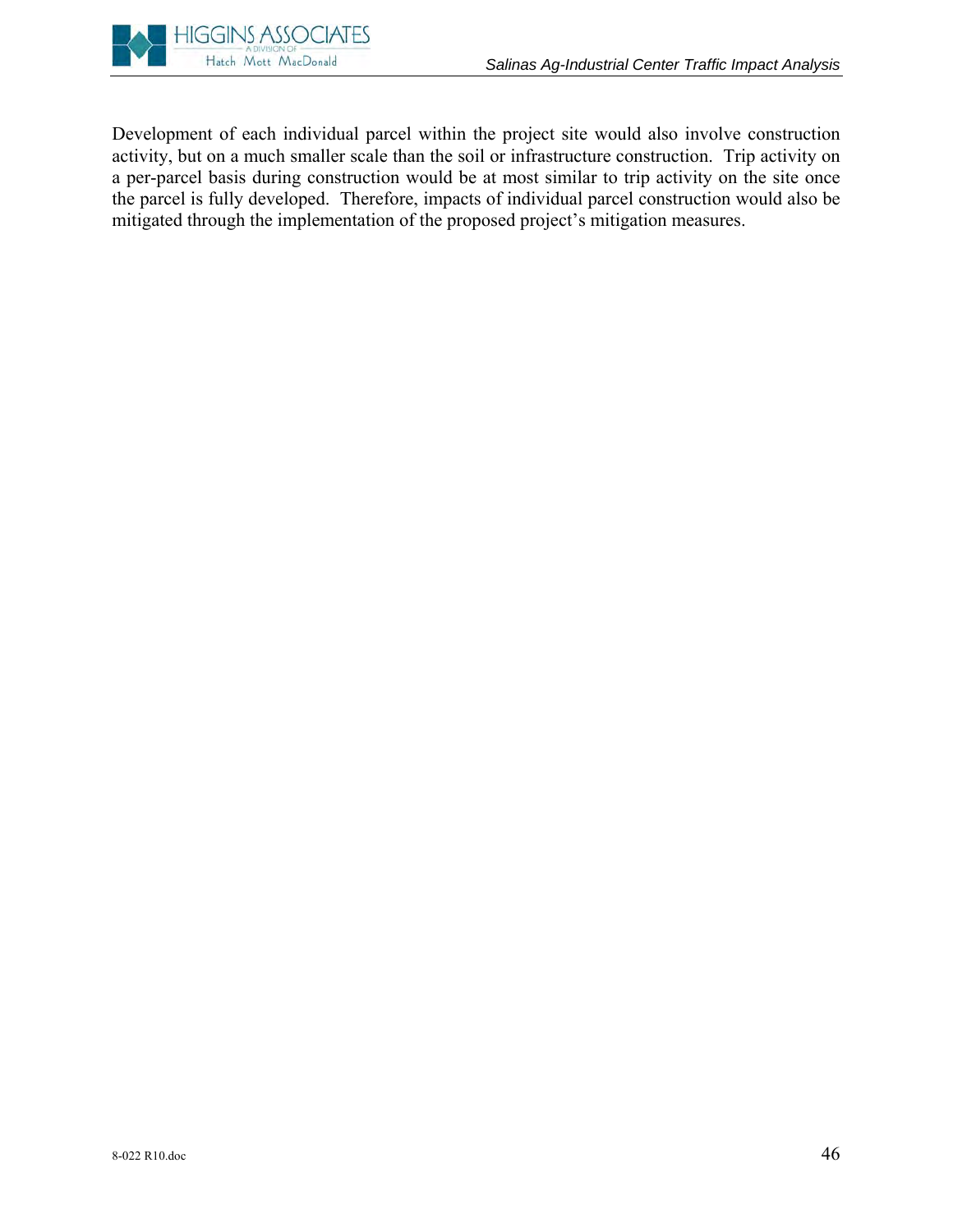Development of each individual parcel within the project site would also involve construction activity, but on a much smaller scale than the soil or infrastructure construction. Trip activity on a per-parcel basis during construction would be at most similar to trip activity on the site once the parcel is fully developed. Therefore, impacts of individual parcel construction would also be mitigated through the implementation of the proposed project's mitigation measures.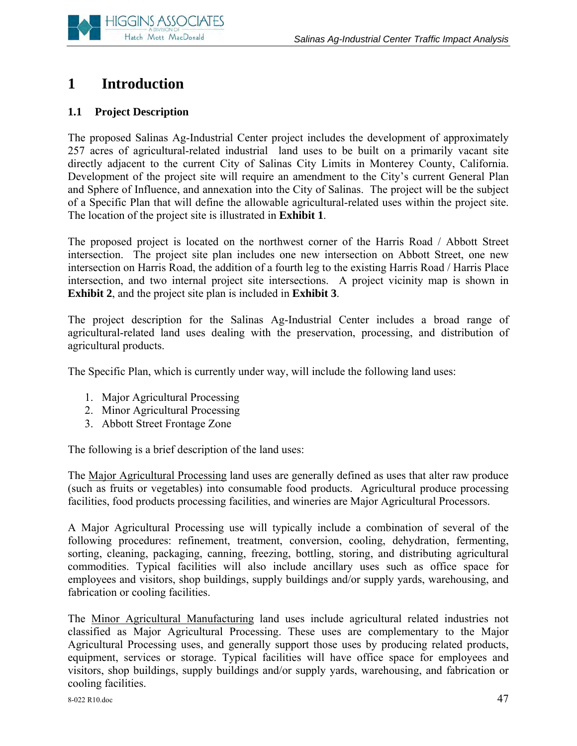# 1 Introduction

## 1.1 Project Description

The proposed Salinas Ag-Industrial Center project includes the development of approximately 257 acres of agricultural-related industrial land uses to be built on a primarily vacant site directly adjacent to the current City of Salinas City Limits in Monterey County, California. Development of the project site will require an amendment to the City's current General Plan and Sphere of Influence, and annexation into the City of Salinas. The project will be the subject of a Specific Plan that will define the allowable agricultural-related uses within the project site. The location of the project site is illustrated in **Exhibit 1**.

The proposed project is located on the northwest corner of the Harris Road / Abbott Street intersection. The project site plan includes one new intersection on Abbott Street, one new intersection on Harris Road, the addition of a fourth leg to the existing Harris Road / Harris Place intersection, and two internal project site intersections. A project vicinity map is shown in **Exhibit 2**, and the project site plan is included in **Exhibit 3**.

The project description for the Salinas Ag-Industrial Center includes a broad range of agricultural-related land uses dealing with the preservation, processing, and distribution of agricultural products.

The Specific Plan, which is currently under way, will include the following land uses:

1. Major Agricultural Processing
2. Minor Agricultural Processing
3. Abbott Street Frontage Zone

The following is a brief description of the land uses:

The <u>Major Agricultural Processing</u> land uses are generally defined as uses that alter raw produce (such as fruits or vegetables) into consumable food products. Agricultural produce processing facilities, food products processing facilities, and wineries are Major Agricultural Processors.

A Major Agricultural Processing use will typically include a combination of several of the following procedures: refinement, treatment, conversion, cooling, dehydration, fermenting, sorting, cleaning, packaging, canning, freezing, bottling, storing, and distributing agricultural commodities. Typical facilities will also include ancillary uses such as office space for employees and visitors, shop buildings, supply buildings and/or supply yards, warehousing, and fabrication or cooling facilities.

The <u>Minor Agricultural Manufacturing</u> land uses include agricultural related industries not classified as Major Agricultural Processing. These uses are complementary to the Major Agricultural Processing uses, and generally support those uses by producing related products, equipment, services or storage. Typical facilities will have office space for employees and visitors, shop buildings, supply buildings and/or supply yards, warehousing, and fabrication or cooling facilities.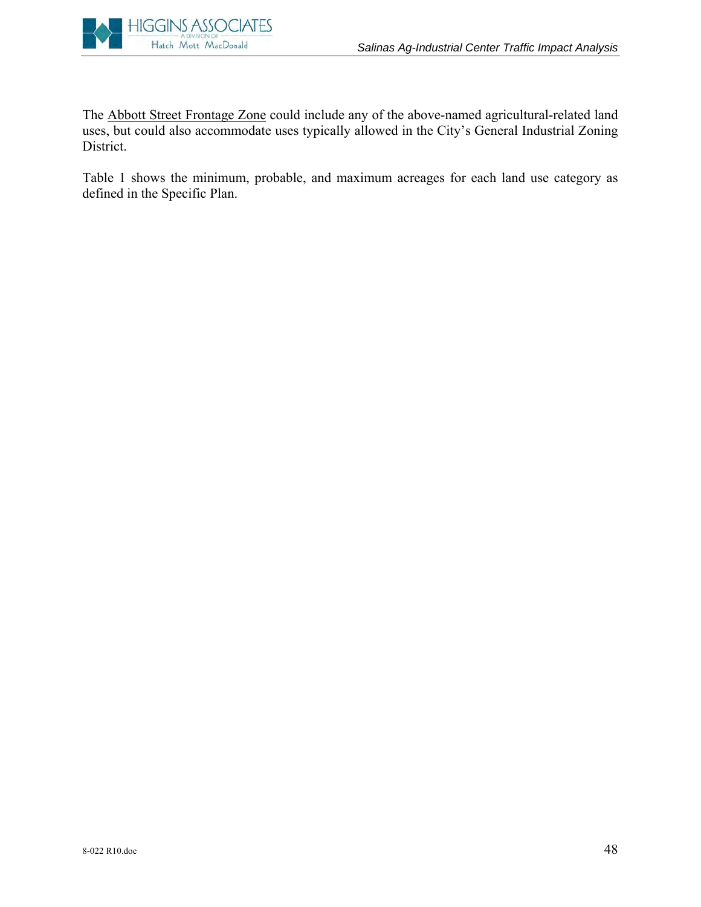The Abbott Street Frontage Zone could include any of the above-named agricultural-related land uses, but could also accommodate uses typically allowed in the City's General Industrial Zoning District.

Table 1 shows the minimum, probable, and maximum acreages for each land use category as defined in the Specific Plan.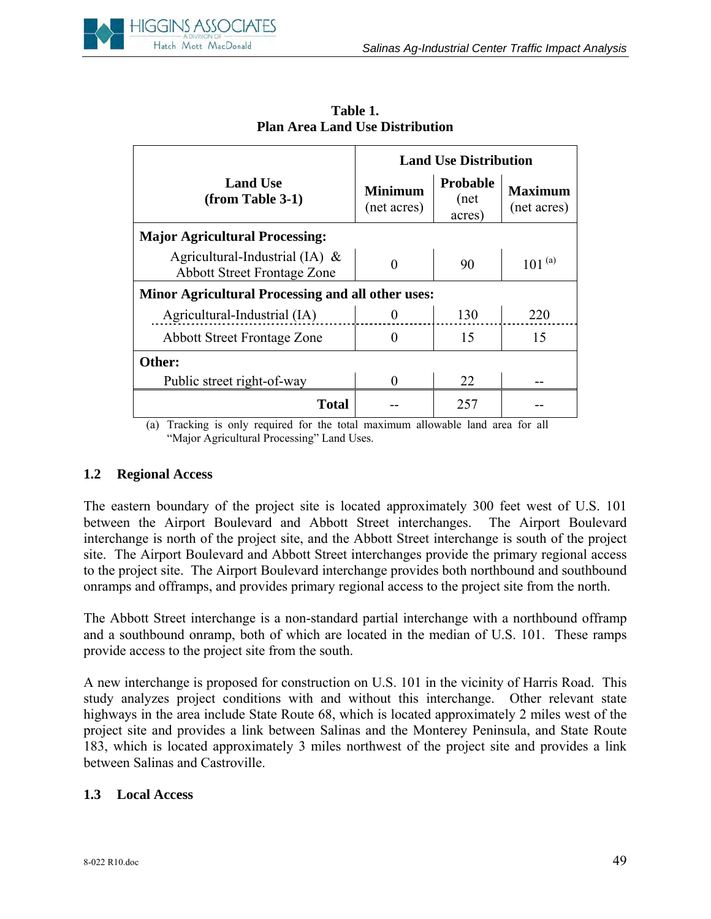**Table 1.**
**Plan Area Land Use Distribution**

| Land Use (from Table 3-1) | Land Use Distribution | | |
|---|---|---|---|
| | **Minimum** (net acres) | **Probable** (net acres) | **Maximum** (net acres) |
| **Major Agricultural Processing:** | | | |
| Agricultural-Industrial (IA) & Abbott Street Frontage Zone | 0 | 90 | 101 [(a)] |
| **Minor Agricultural Processing and all other uses:** | | | |
| Agricultural-Industrial (IA) | 0 | 130 | 220 |
| Abbott Street Frontage Zone | 0 | 15 | 15 |
| **Other:** | | | |
| Public street right-of-way | 0 | 22 | -- |
| **Total** | -- | 257 | -- |

(a) Tracking is only required for the total maximum allowable land area for all "Major Agricultural Processing" Land Uses.

### 1.2 Regional Access

The eastern boundary of the project site is located approximately 300 feet west of U.S. 101 between the Airport Boulevard and Abbott Street interchanges. The Airport Boulevard interchange is north of the project site, and the Abbott Street interchange is south of the project site. The Airport Boulevard and Abbott Street interchanges provide the primary regional access to the project site. The Airport Boulevard interchange provides both northbound and southbound onramps and offramps, and provides primary regional access to the project site from the north.

The Abbott Street interchange is a non-standard partial interchange with a northbound offramp and a southbound onramp, both of which are located in the median of U.S. 101. These ramps provide access to the project site from the south.

A new interchange is proposed for construction on U.S. 101 in the vicinity of Harris Road. This study analyzes project conditions with and without this interchange. Other relevant state highways in the area include State Route 68, which is located approximately 2 miles west of the project site and provides a link between Salinas and the Monterey Peninsula, and State Route 183, which is located approximately 3 miles northwest of the project site and provides a link between Salinas and Castroville.

### 1.3 Local Access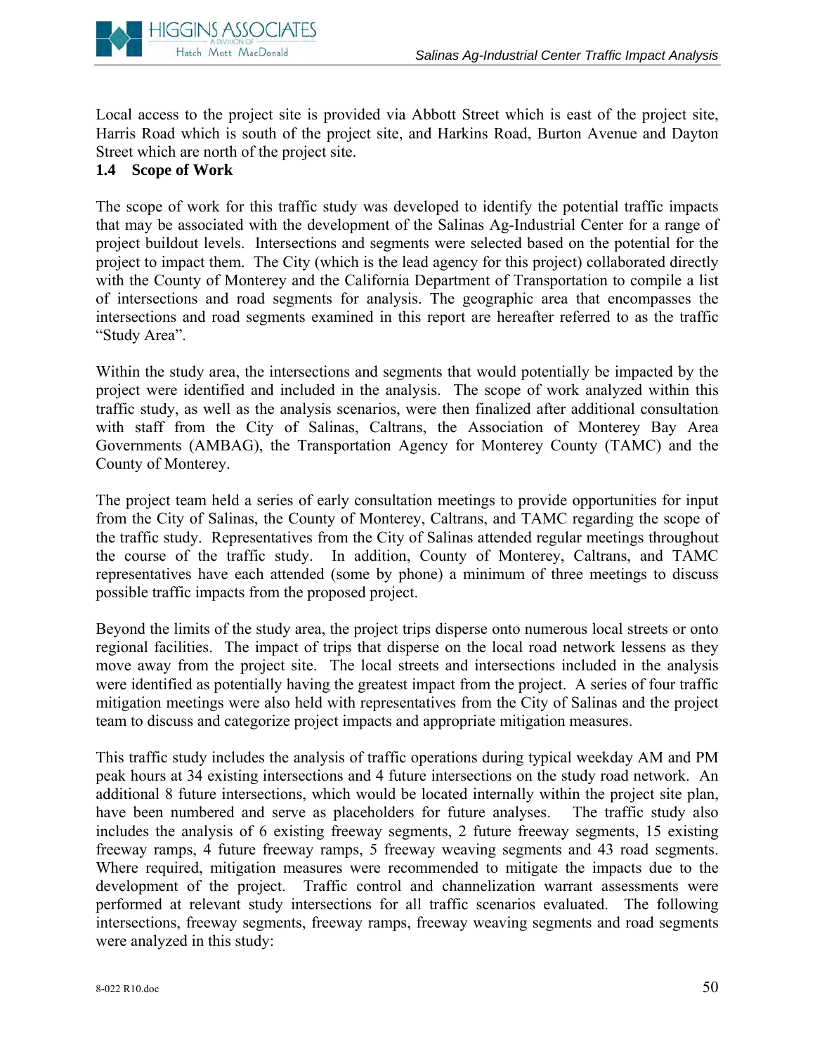Local access to the project site is provided via Abbott Street which is east of the project site, Harris Road which is south of the project site, and Harkins Road, Burton Avenue and Dayton Street which are north of the project site.

### 1.4 Scope of Work

The scope of work for this traffic study was developed to identify the potential traffic impacts that may be associated with the development of the Salinas Ag-Industrial Center for a range of project buildout levels. Intersections and segments were selected based on the potential for the project to impact them. The City (which is the lead agency for this project) collaborated directly with the County of Monterey and the California Department of Transportation to compile a list of intersections and road segments for analysis. The geographic area that encompasses the intersections and road segments examined in this report are hereafter referred to as the traffic "Study Area".

Within the study area, the intersections and segments that would potentially be impacted by the project were identified and included in the analysis. The scope of work analyzed within this traffic study, as well as the analysis scenarios, were then finalized after additional consultation with staff from the City of Salinas, Caltrans, the Association of Monterey Bay Area Governments (AMBAG), the Transportation Agency for Monterey County (TAMC) and the County of Monterey.

The project team held a series of early consultation meetings to provide opportunities for input from the City of Salinas, the County of Monterey, Caltrans, and TAMC regarding the scope of the traffic study. Representatives from the City of Salinas attended regular meetings throughout the course of the traffic study. In addition, County of Monterey, Caltrans, and TAMC representatives have each attended (some by phone) a minimum of three meetings to discuss possible traffic impacts from the proposed project.

Beyond the limits of the study area, the project trips disperse onto numerous local streets or onto regional facilities. The impact of trips that disperse on the local road network lessens as they move away from the project site. The local streets and intersections included in the analysis were identified as potentially having the greatest impact from the project. A series of four traffic mitigation meetings were also held with representatives from the City of Salinas and the project team to discuss and categorize project impacts and appropriate mitigation measures.

This traffic study includes the analysis of traffic operations during typical weekday AM and PM peak hours at 34 existing intersections and 4 future intersections on the study road network. An additional 8 future intersections, which would be located internally within the project site plan, have been numbered and serve as placeholders for future analyses. The traffic study also includes the analysis of 6 existing freeway segments, 2 future freeway segments, 15 existing freeway ramps, 4 future freeway ramps, 5 freeway weaving segments and 43 road segments. Where required, mitigation measures were recommended to mitigate the impacts due to the development of the project. Traffic control and channelization warrant assessments were performed at relevant study intersections for all traffic scenarios evaluated. The following intersections, freeway segments, freeway ramps, freeway weaving segments and road segments were analyzed in this study: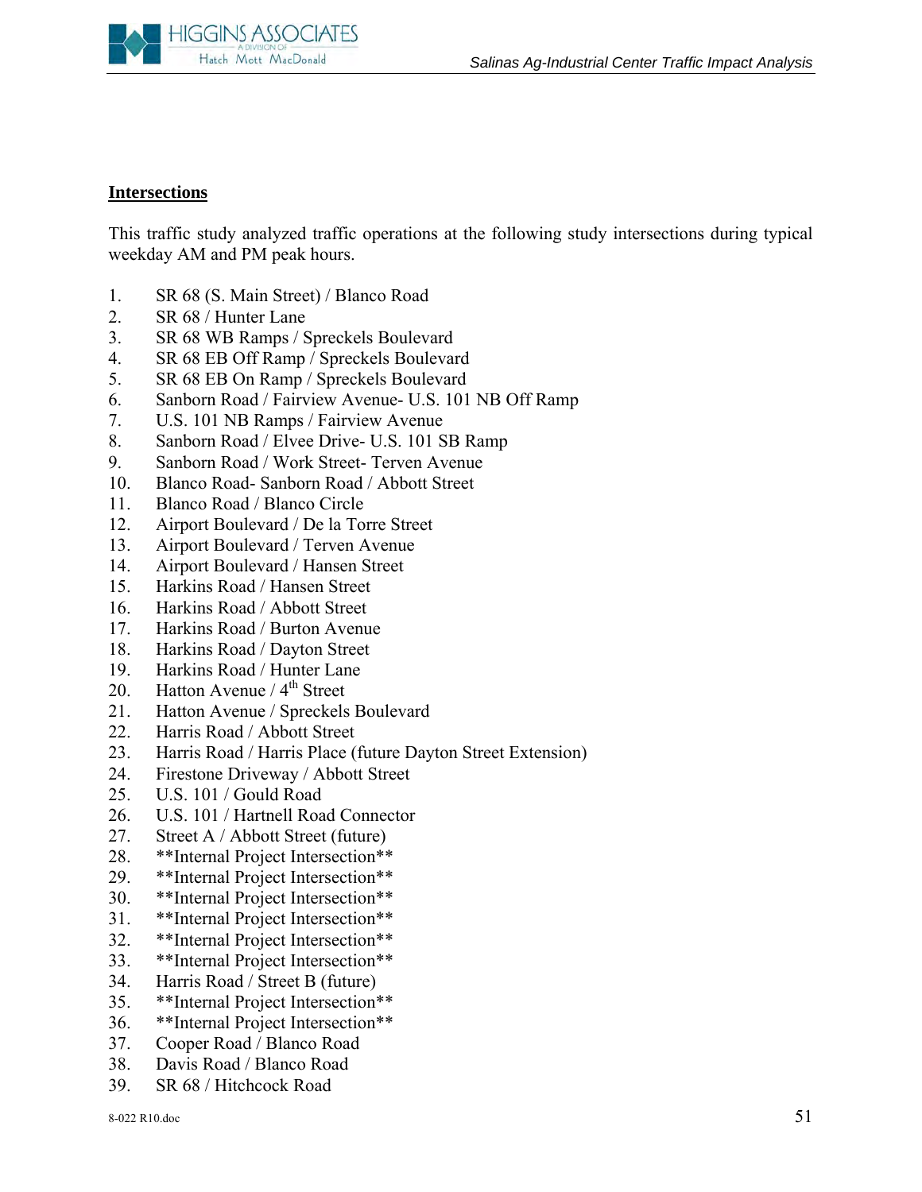**Intersections**

This traffic study analyzed traffic operations at the following study intersections during typical weekday AM and PM peak hours.

1. SR 68 (S. Main Street) / Blanco Road
2. SR 68 / Hunter Lane
3. SR 68 WB Ramps / Spreckels Boulevard
4. SR 68 EB Off Ramp / Spreckels Boulevard
5. SR 68 EB On Ramp / Spreckels Boulevard
6. Sanborn Road / Fairview Avenue- U.S. 101 NB Off Ramp
7. U.S. 101 NB Ramps / Fairview Avenue
8. Sanborn Road / Elvee Drive- U.S. 101 SB Ramp
9. Sanborn Road / Work Street- Terven Avenue
10. Blanco Road- Sanborn Road / Abbott Street
11. Blanco Road / Blanco Circle
12. Airport Boulevard / De la Torre Street
13. Airport Boulevard / Terven Avenue
14. Airport Boulevard / Hansen Street
15. Harkins Road / Hansen Street
16. Harkins Road / Abbott Street
17. Harkins Road / Burton Avenue
18. Harkins Road / Dayton Street
19. Harkins Road / Hunter Lane
20. Hatton Avenue / 4th Street
21. Hatton Avenue / Spreckels Boulevard
22. Harris Road / Abbott Street
23. Harris Road / Harris Place (future Dayton Street Extension)
24. Firestone Driveway / Abbott Street
25. U.S. 101 / Gould Road
26. U.S. 101 / Hartnell Road Connector
27. Street A / Abbott Street (future)
28. **Internal Project Intersection**
29. **Internal Project Intersection**
30. **Internal Project Intersection**
31. **Internal Project Intersection**
32. **Internal Project Intersection**
33. **Internal Project Intersection**
34. Harris Road / Street B (future)
35. **Internal Project Intersection**
36. **Internal Project Intersection**
37. Cooper Road / Blanco Road
38. Davis Road / Blanco Road
39. SR 68 / Hitchcock Road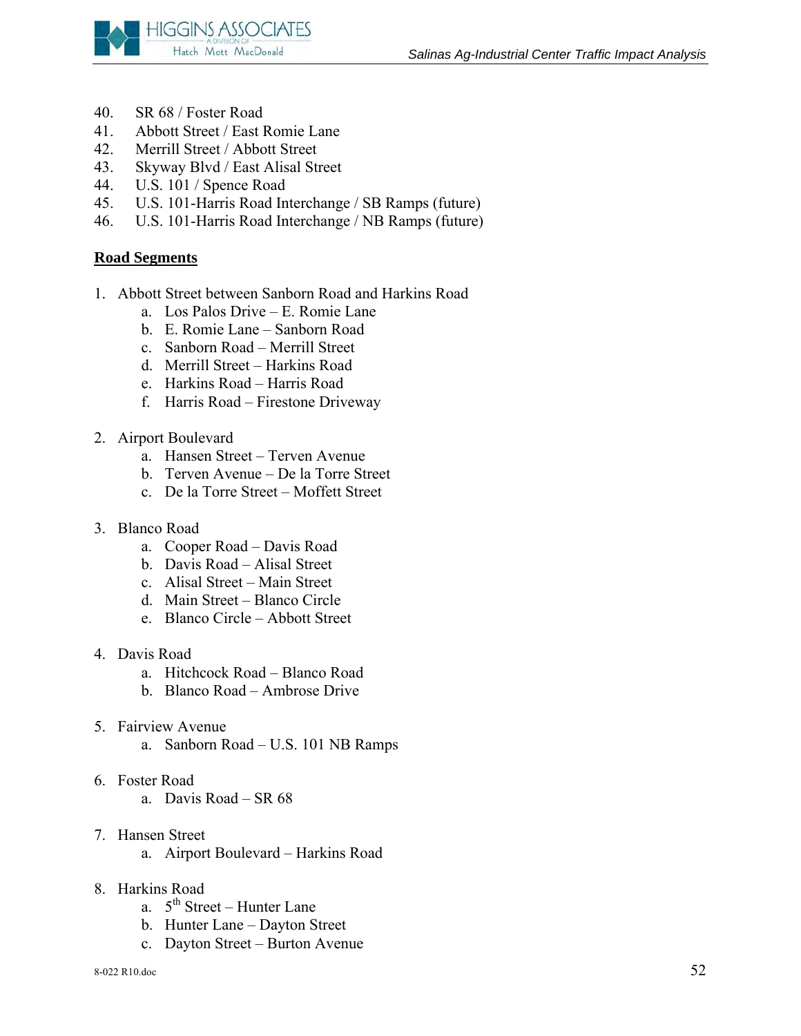40. SR 68 / Foster Road
41. Abbott Street / East Romie Lane
42. Merrill Street / Abbott Street
43. Skyway Blvd / East Alisal Street
44. U.S. 101 / Spence Road
45. U.S. 101-Harris Road Interchange / SB Ramps (future)
46. U.S. 101-Harris Road Interchange / NB Ramps (future)

**Road Segments**

1. Abbott Street between Sanborn Road and Harkins Road
    a. Los Palos Drive – E. Romie Lane
    b. E. Romie Lane – Sanborn Road
    c. Sanborn Road – Merrill Street
    d. Merrill Street – Harkins Road
    e. Harkins Road – Harris Road
    f. Harris Road – Firestone Driveway

2. Airport Boulevard
    a. Hansen Street – Terven Avenue
    b. Terven Avenue – De la Torre Street
    c. De la Torre Street – Moffett Street

3. Blanco Road
    a. Cooper Road – Davis Road
    b. Davis Road – Alisal Street
    c. Alisal Street – Main Street
    d. Main Street – Blanco Circle
    e. Blanco Circle – Abbott Street

4. Davis Road
    a. Hitchcock Road – Blanco Road
    b. Blanco Road – Ambrose Drive

5. Fairview Avenue
    a. Sanborn Road – U.S. 101 NB Ramps

6. Foster Road
    a. Davis Road – SR 68

7. Hansen Street
    a. Airport Boulevard – Harkins Road

8. Harkins Road
    a. 5th Street – Hunter Lane
    b. Hunter Lane – Dayton Street
    c. Dayton Street – Burton Avenue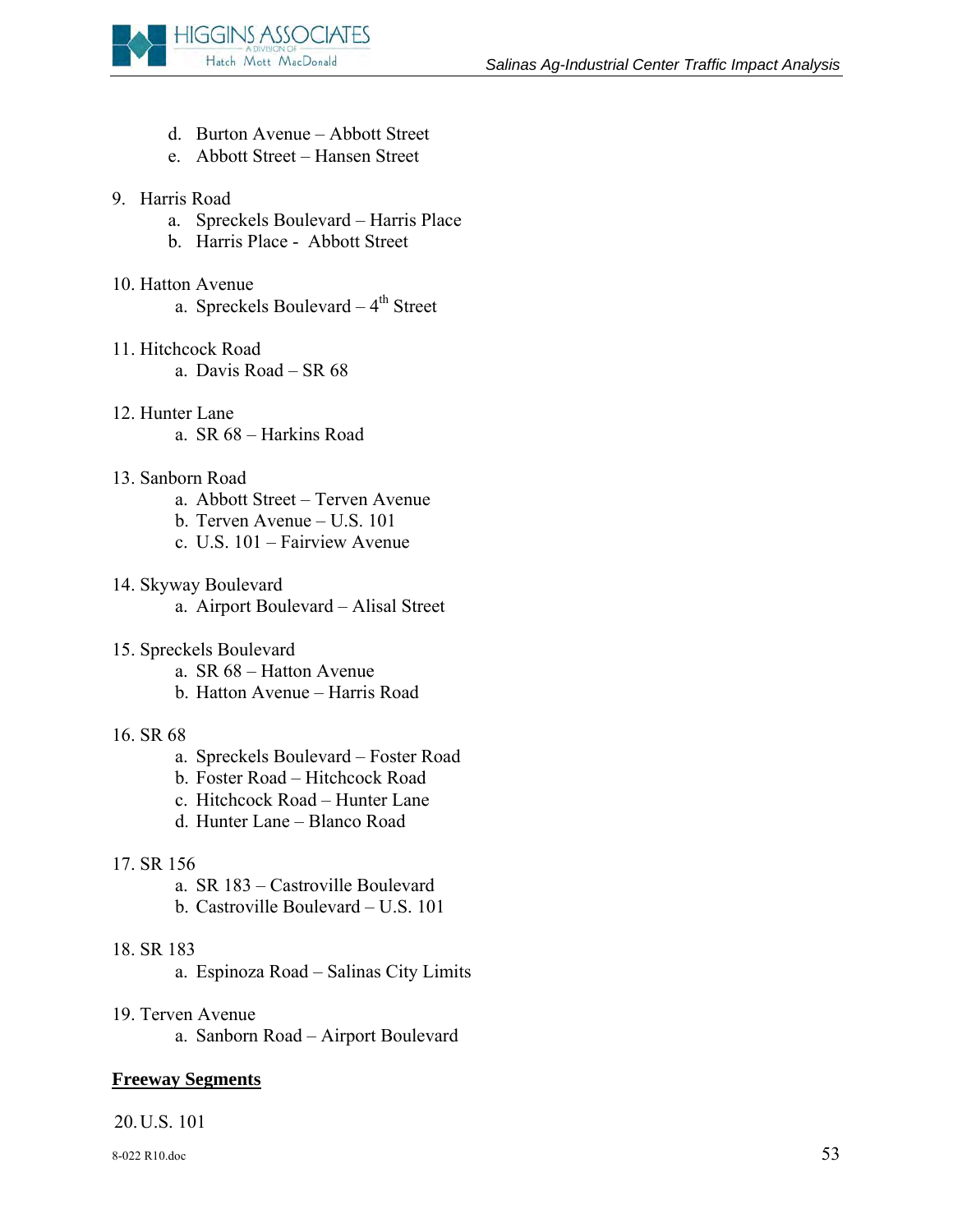d. Burton Avenue – Abbott Street
   e. Abbott Street – Hansen Street

9. Harris Road
   a. Spreckels Boulevard – Harris Place
   b. Harris Place - Abbott Street

10. Hatton Avenue
    a. Spreckels Boulevard – 4th Street

11. Hitchcock Road
    a. Davis Road – SR 68

12. Hunter Lane
    a. SR 68 – Harkins Road

13. Sanborn Road
    a. Abbott Street – Terven Avenue
    b. Terven Avenue – U.S. 101
    c. U.S. 101 – Fairview Avenue

14. Skyway Boulevard
    a. Airport Boulevard – Alisal Street

15. Spreckels Boulevard
    a. SR 68 – Hatton Avenue
    b. Hatton Avenue – Harris Road

16. SR 68
    a. Spreckels Boulevard – Foster Road
    b. Foster Road – Hitchcock Road
    c. Hitchcock Road – Hunter Lane
    d. Hunter Lane – Blanco Road

17. SR 156
    a. SR 183 – Castroville Boulevard
    b. Castroville Boulevard – U.S. 101

18. SR 183
    a. Espinoza Road – Salinas City Limits

19. Terven Avenue
    a. Sanborn Road – Airport Boulevard

**Freeway Segments**

20. U.S. 101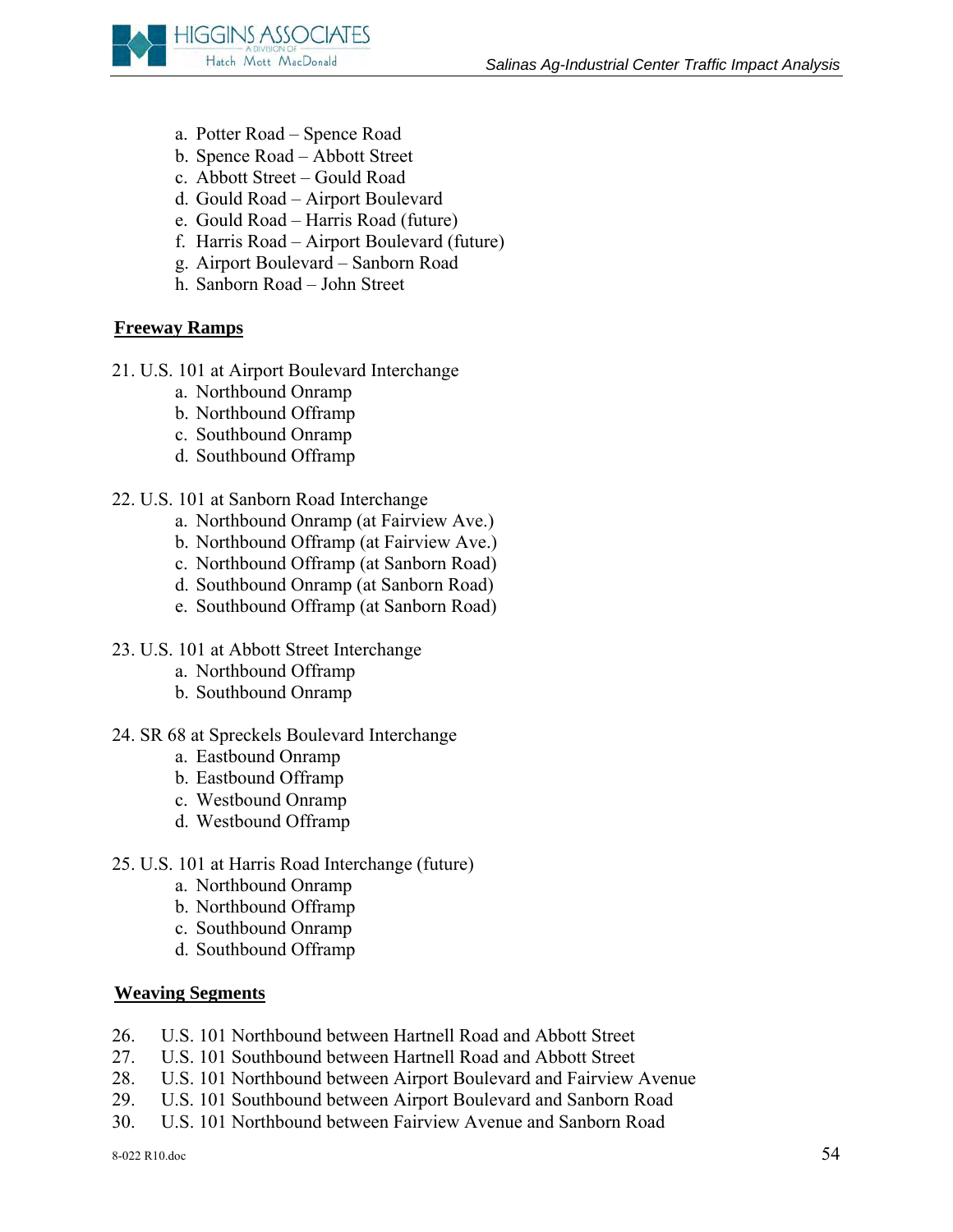a. Potter Road – Spence Road
b. Spence Road – Abbott Street
c. Abbott Street – Gould Road
d. Gould Road – Airport Boulevard
e. Gould Road – Harris Road (future)
f. Harris Road – Airport Boulevard (future)
g. Airport Boulevard – Sanborn Road
h. Sanborn Road – John Street

**Freeway Ramps**

21. U.S. 101 at Airport Boulevard Interchange
    a. Northbound Onramp
    b. Northbound Offramp
    c. Southbound Onramp
    d. Southbound Offramp

22. U.S. 101 at Sanborn Road Interchange
    a. Northbound Onramp (at Fairview Ave.)
    b. Northbound Offramp (at Fairview Ave.)
    c. Northbound Offramp (at Sanborn Road)
    d. Southbound Onramp (at Sanborn Road)
    e. Southbound Offramp (at Sanborn Road)

23. U.S. 101 at Abbott Street Interchange
    a. Northbound Offramp
    b. Southbound Onramp

24. SR 68 at Spreckels Boulevard Interchange
    a. Eastbound Onramp
    b. Eastbound Offramp
    c. Westbound Onramp
    d. Westbound Offramp

25. U.S. 101 at Harris Road Interchange (future)
    a. Northbound Onramp
    b. Northbound Offramp
    c. Southbound Onramp
    d. Southbound Offramp

**Weaving Segments**

26. U.S. 101 Northbound between Hartnell Road and Abbott Street
27. U.S. 101 Southbound between Hartnell Road and Abbott Street
28. U.S. 101 Northbound between Airport Boulevard and Fairview Avenue
29. U.S. 101 Southbound between Airport Boulevard and Sanborn Road
30. U.S. 101 Northbound between Fairview Avenue and Sanborn Road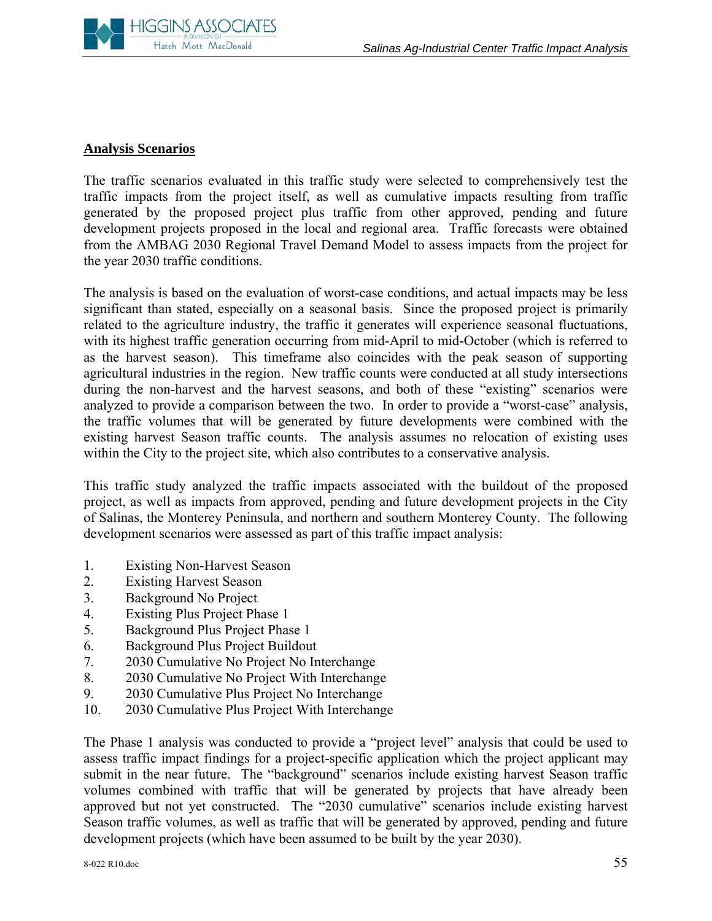## Analysis Scenarios

The traffic scenarios evaluated in this traffic study were selected to comprehensively test the traffic impacts from the project itself, as well as cumulative impacts resulting from traffic generated by the proposed project plus traffic from other approved, pending and future development projects proposed in the local and regional area. Traffic forecasts were obtained from the AMBAG 2030 Regional Travel Demand Model to assess impacts from the project for the year 2030 traffic conditions.

The analysis is based on the evaluation of worst-case conditions, and actual impacts may be less significant than stated, especially on a seasonal basis. Since the proposed project is primarily related to the agriculture industry, the traffic it generates will experience seasonal fluctuations, with its highest traffic generation occurring from mid-April to mid-October (which is referred to as the harvest season). This timeframe also coincides with the peak season of supporting agricultural industries in the region. New traffic counts were conducted at all study intersections during the non-harvest and the harvest seasons, and both of these "existing" scenarios were analyzed to provide a comparison between the two. In order to provide a "worst-case" analysis, the traffic volumes that will be generated by future developments were combined with the existing harvest Season traffic counts. The analysis assumes no relocation of existing uses within the City to the project site, which also contributes to a conservative analysis.

This traffic study analyzed the traffic impacts associated with the buildout of the proposed project, as well as impacts from approved, pending and future development projects in the City of Salinas, the Monterey Peninsula, and northern and southern Monterey County. The following development scenarios were assessed as part of this traffic impact analysis:

1. Existing Non-Harvest Season
2. Existing Harvest Season
3. Background No Project
4. Existing Plus Project Phase 1
5. Background Plus Project Phase 1
6. Background Plus Project Buildout
7. 2030 Cumulative No Project No Interchange
8. 2030 Cumulative No Project With Interchange
9. 2030 Cumulative Plus Project No Interchange
10. 2030 Cumulative Plus Project With Interchange

The Phase 1 analysis was conducted to provide a "project level" analysis that could be used to assess traffic impact findings for a project-specific application which the project applicant may submit in the near future. The "background" scenarios include existing harvest Season traffic volumes combined with traffic that will be generated by projects that have already been approved but not yet constructed. The "2030 cumulative" scenarios include existing harvest Season traffic volumes, as well as traffic that will be generated by approved, pending and future development projects (which have been assumed to be built by the year 2030).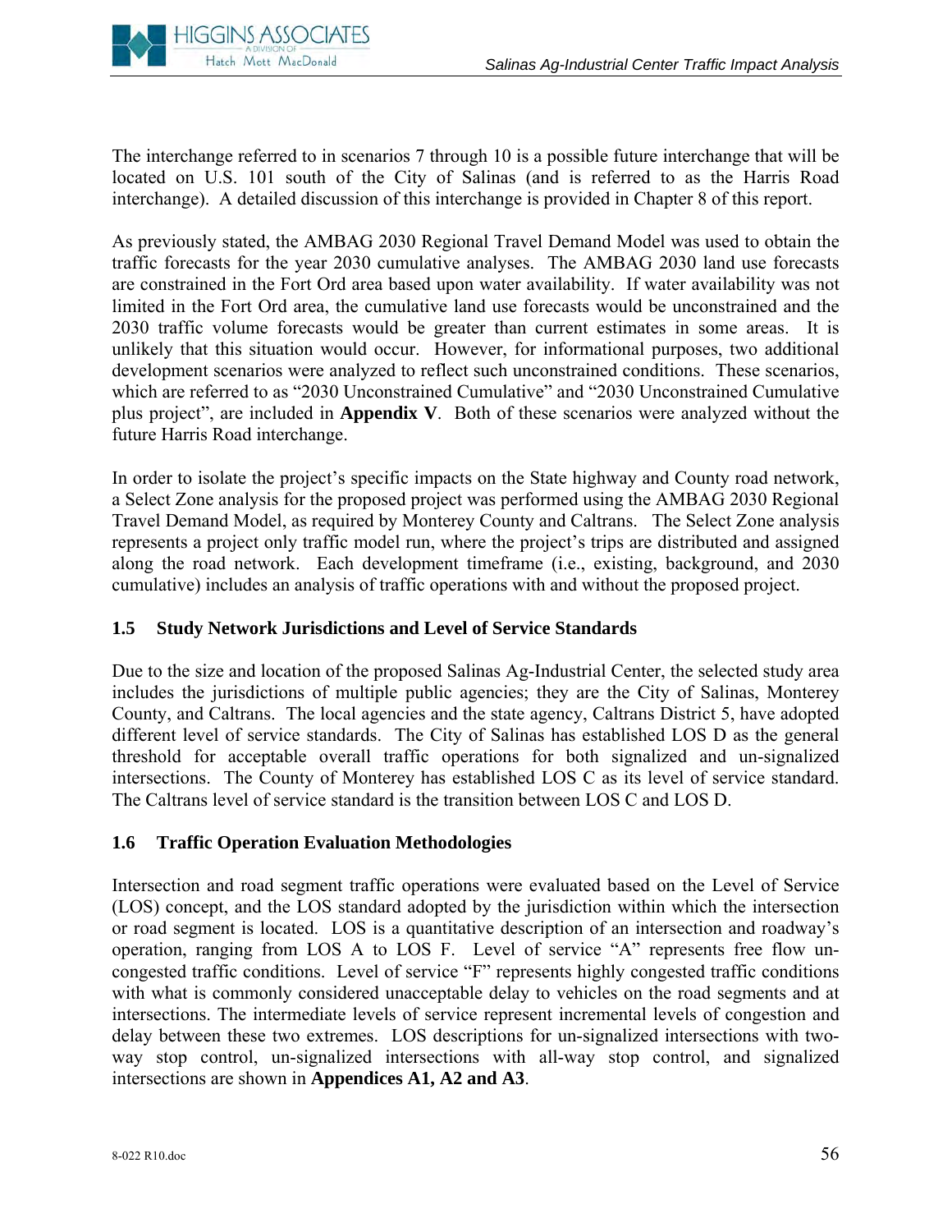The interchange referred to in scenarios 7 through 10 is a possible future interchange that will be located on U.S. 101 south of the City of Salinas (and is referred to as the Harris Road interchange). A detailed discussion of this interchange is provided in Chapter 8 of this report.

As previously stated, the AMBAG 2030 Regional Travel Demand Model was used to obtain the traffic forecasts for the year 2030 cumulative analyses. The AMBAG 2030 land use forecasts are constrained in the Fort Ord area based upon water availability. If water availability was not limited in the Fort Ord area, the cumulative land use forecasts would be unconstrained and the 2030 traffic volume forecasts would be greater than current estimates in some areas. It is unlikely that this situation would occur. However, for informational purposes, two additional development scenarios were analyzed to reflect such unconstrained conditions. These scenarios, which are referred to as "2030 Unconstrained Cumulative" and "2030 Unconstrained Cumulative plus project", are included in **Appendix V**. Both of these scenarios were analyzed without the future Harris Road interchange.

In order to isolate the project's specific impacts on the State highway and County road network, a Select Zone analysis for the proposed project was performed using the AMBAG 2030 Regional Travel Demand Model, as required by Monterey County and Caltrans. The Select Zone analysis represents a project only traffic model run, where the project's trips are distributed and assigned along the road network. Each development timeframe (i.e., existing, background, and 2030 cumulative) includes an analysis of traffic operations with and without the proposed project.

### 1.5 Study Network Jurisdictions and Level of Service Standards

Due to the size and location of the proposed Salinas Ag-Industrial Center, the selected study area includes the jurisdictions of multiple public agencies; they are the City of Salinas, Monterey County, and Caltrans. The local agencies and the state agency, Caltrans District 5, have adopted different level of service standards. The City of Salinas has established LOS D as the general threshold for acceptable overall traffic operations for both signalized and un-signalized intersections. The County of Monterey has established LOS C as its level of service standard. The Caltrans level of service standard is the transition between LOS C and LOS D.

### 1.6 Traffic Operation Evaluation Methodologies

Intersection and road segment traffic operations were evaluated based on the Level of Service (LOS) concept, and the LOS standard adopted by the jurisdiction within which the intersection or road segment is located. LOS is a quantitative description of an intersection and roadway's operation, ranging from LOS A to LOS F. Level of service "A" represents free flow un-congested traffic conditions. Level of service "F" represents highly congested traffic conditions with what is commonly considered unacceptable delay to vehicles on the road segments and at intersections. The intermediate levels of service represent incremental levels of congestion and delay between these two extremes. LOS descriptions for un-signalized intersections with two-way stop control, un-signalized intersections with all-way stop control, and signalized intersections are shown in **Appendices A1, A2 and A3**.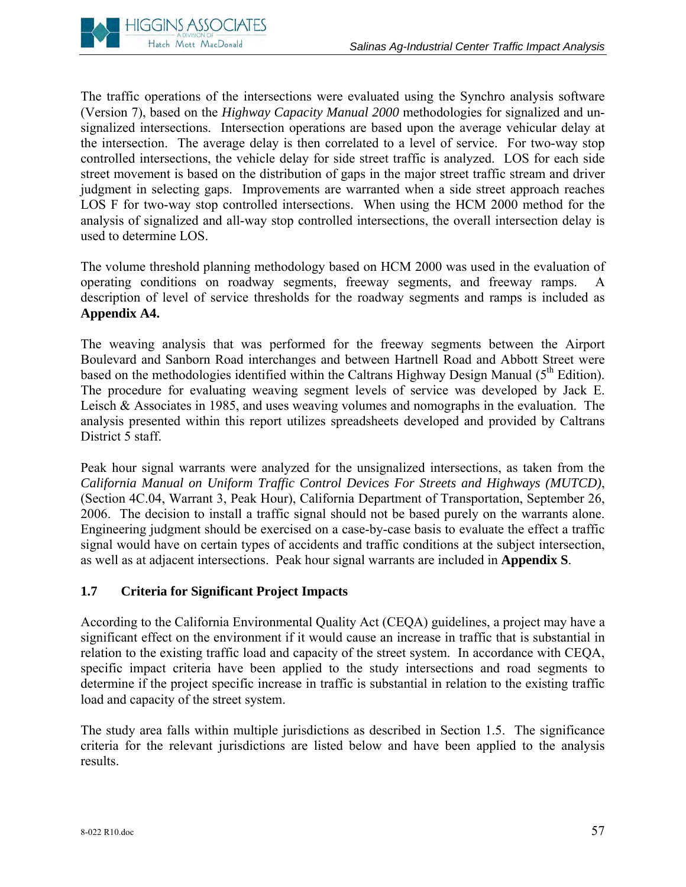The traffic operations of the intersections were evaluated using the Synchro analysis software (Version 7), based on the *Highway Capacity Manual 2000* methodologies for signalized and un-signalized intersections. Intersection operations are based upon the average vehicular delay at the intersection. The average delay is then correlated to a level of service. For two-way stop controlled intersections, the vehicle delay for side street traffic is analyzed. LOS for each side street movement is based on the distribution of gaps in the major street traffic stream and driver judgment in selecting gaps. Improvements are warranted when a side street approach reaches LOS F for two-way stop controlled intersections. When using the HCM 2000 method for the analysis of signalized and all-way stop controlled intersections, the overall intersection delay is used to determine LOS.

The volume threshold planning methodology based on HCM 2000 was used in the evaluation of operating conditions on roadway segments, freeway segments, and freeway ramps. A description of level of service thresholds for the roadway segments and ramps is included as **Appendix A4.**

The weaving analysis that was performed for the freeway segments between the Airport Boulevard and Sanborn Road interchanges and between Hartnell Road and Abbott Street were based on the methodologies identified within the Caltrans Highway Design Manual (5th Edition). The procedure for evaluating weaving segment levels of service was developed by Jack E. Leisch & Associates in 1985, and uses weaving volumes and nomographs in the evaluation. The analysis presented within this report utilizes spreadsheets developed and provided by Caltrans District 5 staff.

Peak hour signal warrants were analyzed for the unsignalized intersections, as taken from the *California Manual on Uniform Traffic Control Devices For Streets and Highways (MUTCD)*, (Section 4C.04, Warrant 3, Peak Hour), California Department of Transportation, September 26, 2006. The decision to install a traffic signal should not be based purely on the warrants alone. Engineering judgment should be exercised on a case-by-case basis to evaluate the effect a traffic signal would have on certain types of accidents and traffic conditions at the subject intersection, as well as at adjacent intersections. Peak hour signal warrants are included in **Appendix S**.

## 1.7 Criteria for Significant Project Impacts

According to the California Environmental Quality Act (CEQA) guidelines, a project may have a significant effect on the environment if it would cause an increase in traffic that is substantial in relation to the existing traffic load and capacity of the street system. In accordance with CEQA, specific impact criteria have been applied to the study intersections and road segments to determine if the project specific increase in traffic is substantial in relation to the existing traffic load and capacity of the street system.

The study area falls within multiple jurisdictions as described in Section 1.5. The significance criteria for the relevant jurisdictions are listed below and have been applied to the analysis results.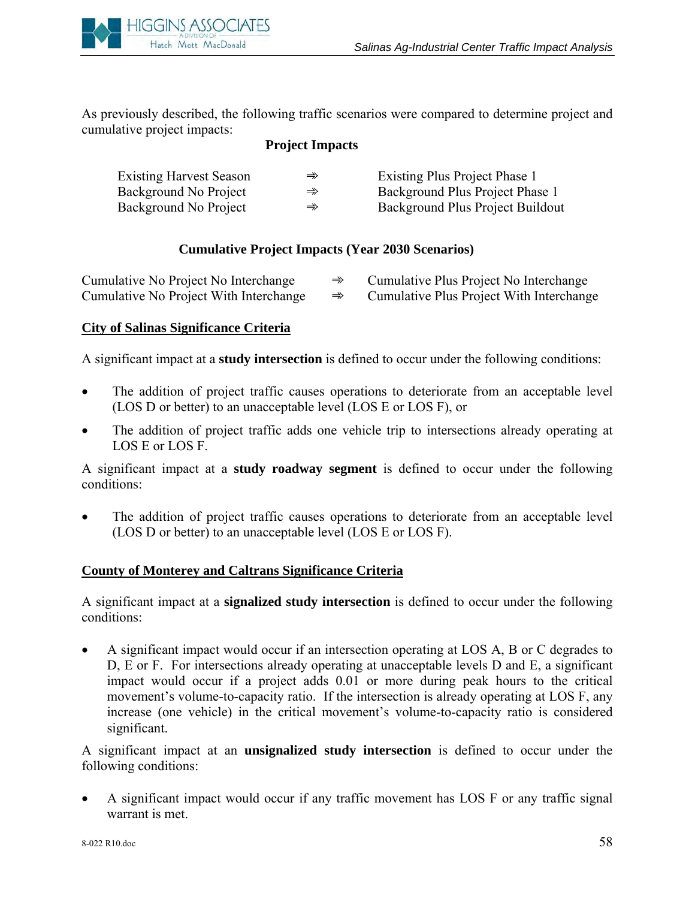As previously described, the following traffic scenarios were compared to determine project and cumulative project impacts:

**Project Impacts**

| | | |
|---|---|---|
| Existing Harvest Season | ⇛ | Existing Plus Project Phase 1 |
| Background No Project | ⇛ | Background Plus Project Phase 1 |
| Background No Project | ⇛ | Background Plus Project Buildout |

**Cumulative Project Impacts (Year 2030 Scenarios)**

| | | |
|---|---|---|
| Cumulative No Project No Interchange | ⇛ | Cumulative Plus Project No Interchange |
| Cumulative No Project With Interchange | ⇛ | Cumulative Plus Project With Interchange |

## City of Salinas Significance Criteria

A significant impact at a **study intersection** is defined to occur under the following conditions:

- The addition of project traffic causes operations to deteriorate from an acceptable level (LOS D or better) to an unacceptable level (LOS E or LOS F), or
- The addition of project traffic adds one vehicle trip to intersections already operating at LOS E or LOS F.

A significant impact at a **study roadway segment** is defined to occur under the following conditions:

- The addition of project traffic causes operations to deteriorate from an acceptable level (LOS D or better) to an unacceptable level (LOS E or LOS F).

## County of Monterey and Caltrans Significance Criteria

A significant impact at a **signalized study intersection** is defined to occur under the following conditions:

- A significant impact would occur if an intersection operating at LOS A, B or C degrades to D, E or F. For intersections already operating at unacceptable levels D and E, a significant impact would occur if a project adds 0.01 or more during peak hours to the critical movement's volume-to-capacity ratio. If the intersection is already operating at LOS F, any increase (one vehicle) in the critical movement's volume-to-capacity ratio is considered significant.

A significant impact at an **unsignalized study intersection** is defined to occur under the following conditions:

- A significant impact would occur if any traffic movement has LOS F or any traffic signal warrant is met.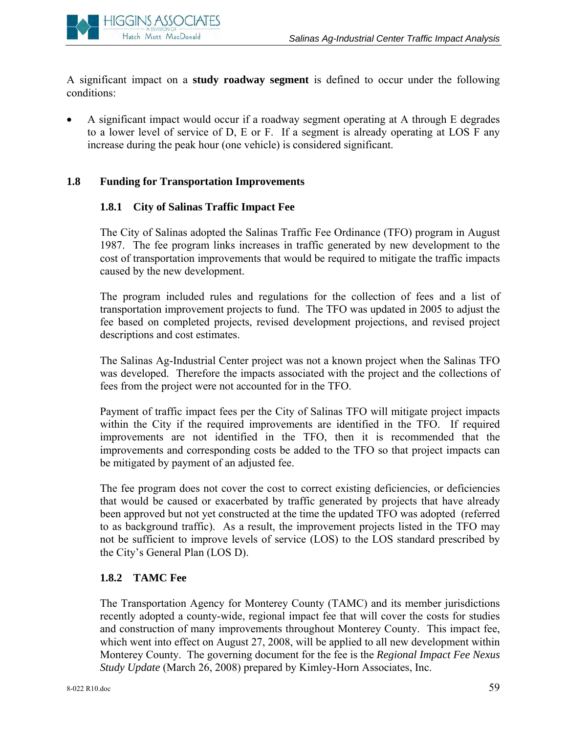A significant impact on a **study roadway segment** is defined to occur under the following conditions:

- A significant impact would occur if a roadway segment operating at A through E degrades to a lower level of service of D, E or F. If a segment is already operating at LOS F any increase during the peak hour (one vehicle) is considered significant.

## 1.8 Funding for Transportation Improvements

### 1.8.1 City of Salinas Traffic Impact Fee

The City of Salinas adopted the Salinas Traffic Fee Ordinance (TFO) program in August 1987. The fee program links increases in traffic generated by new development to the cost of transportation improvements that would be required to mitigate the traffic impacts caused by the new development.

The program included rules and regulations for the collection of fees and a list of transportation improvement projects to fund. The TFO was updated in 2005 to adjust the fee based on completed projects, revised development projections, and revised project descriptions and cost estimates.

The Salinas Ag-Industrial Center project was not a known project when the Salinas TFO was developed. Therefore the impacts associated with the project and the collections of fees from the project were not accounted for in the TFO.

Payment of traffic impact fees per the City of Salinas TFO will mitigate project impacts within the City if the required improvements are identified in the TFO. If required improvements are not identified in the TFO, then it is recommended that the improvements and corresponding costs be added to the TFO so that project impacts can be mitigated by payment of an adjusted fee.

The fee program does not cover the cost to correct existing deficiencies, or deficiencies that would be caused or exacerbated by traffic generated by projects that have already been approved but not yet constructed at the time the updated TFO was adopted (referred to as background traffic). As a result, the improvement projects listed in the TFO may not be sufficient to improve levels of service (LOS) to the LOS standard prescribed by the City's General Plan (LOS D).

### 1.8.2 TAMC Fee

The Transportation Agency for Monterey County (TAMC) and its member jurisdictions recently adopted a county-wide, regional impact fee that will cover the costs for studies and construction of many improvements throughout Monterey County. This impact fee, which went into effect on August 27, 2008, will be applied to all new development within Monterey County. The governing document for the fee is the *Regional Impact Fee Nexus Study Update* (March 26, 2008) prepared by Kimley-Horn Associates, Inc.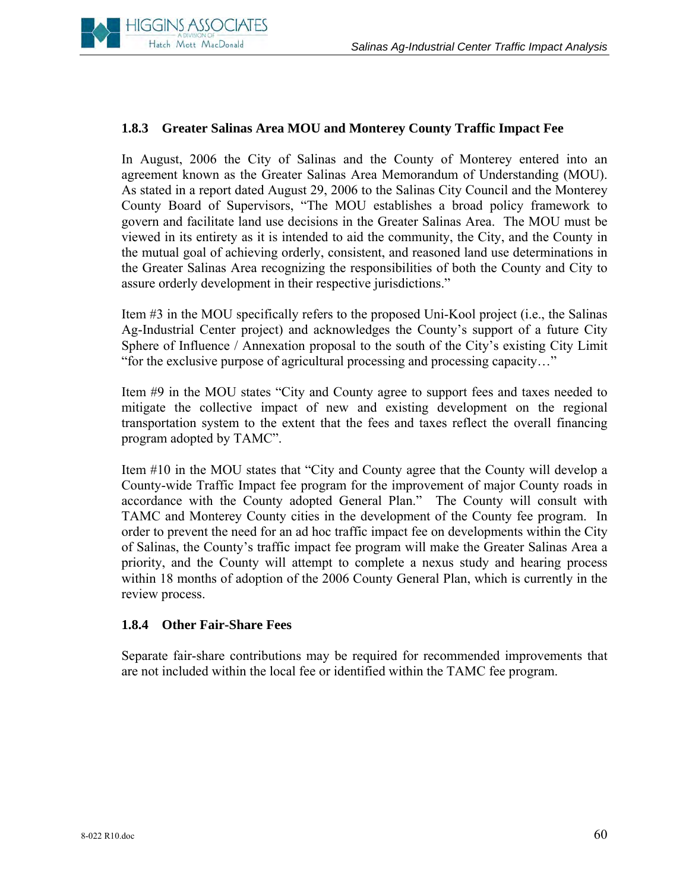### 1.8.3 Greater Salinas Area MOU and Monterey County Traffic Impact Fee

In August, 2006 the City of Salinas and the County of Monterey entered into an agreement known as the Greater Salinas Area Memorandum of Understanding (MOU). As stated in a report dated August 29, 2006 to the Salinas City Council and the Monterey County Board of Supervisors, "The MOU establishes a broad policy framework to govern and facilitate land use decisions in the Greater Salinas Area. The MOU must be viewed in its entirety as it is intended to aid the community, the City, and the County in the mutual goal of achieving orderly, consistent, and reasoned land use determinations in the Greater Salinas Area recognizing the responsibilities of both the County and City to assure orderly development in their respective jurisdictions."

Item #3 in the MOU specifically refers to the proposed Uni-Kool project (i.e., the Salinas Ag-Industrial Center project) and acknowledges the County's support of a future City Sphere of Influence / Annexation proposal to the south of the City's existing City Limit "for the exclusive purpose of agricultural processing and processing capacity…"

Item #9 in the MOU states "City and County agree to support fees and taxes needed to mitigate the collective impact of new and existing development on the regional transportation system to the extent that the fees and taxes reflect the overall financing program adopted by TAMC".

Item #10 in the MOU states that "City and County agree that the County will develop a County-wide Traffic Impact fee program for the improvement of major County roads in accordance with the County adopted General Plan." The County will consult with TAMC and Monterey County cities in the development of the County fee program. In order to prevent the need for an ad hoc traffic impact fee on developments within the City of Salinas, the County's traffic impact fee program will make the Greater Salinas Area a priority, and the County will attempt to complete a nexus study and hearing process within 18 months of adoption of the 2006 County General Plan, which is currently in the review process.

### 1.8.4 Other Fair-Share Fees

Separate fair-share contributions may be required for recommended improvements that are not included within the local fee or identified within the TAMC fee program.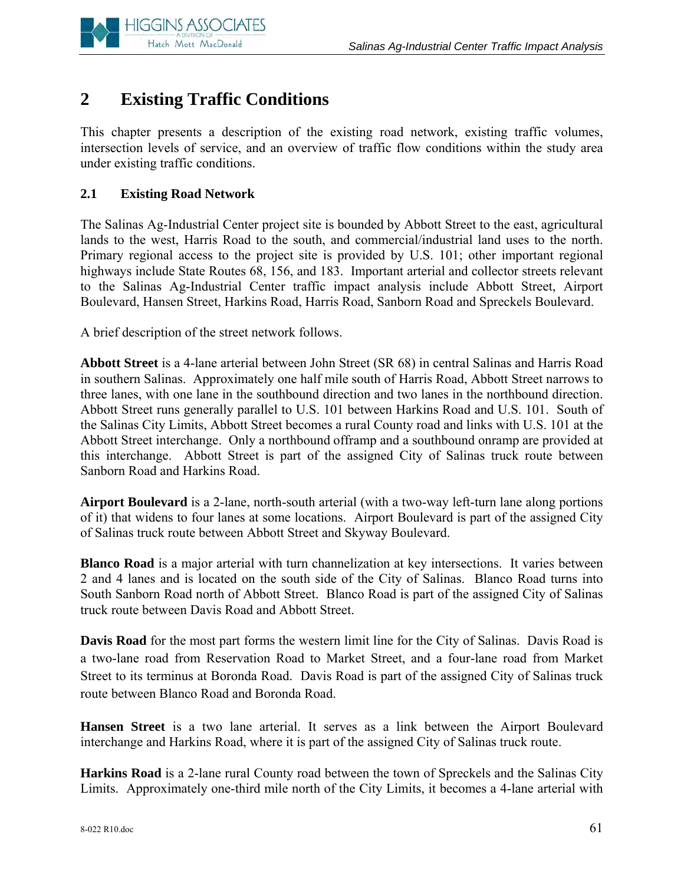# 2 Existing Traffic Conditions

This chapter presents a description of the existing road network, existing traffic volumes, intersection levels of service, and an overview of traffic flow conditions within the study area under existing traffic conditions.

## 2.1 Existing Road Network

The Salinas Ag-Industrial Center project site is bounded by Abbott Street to the east, agricultural lands to the west, Harris Road to the south, and commercial/industrial land uses to the north. Primary regional access to the project site is provided by U.S. 101; other important regional highways include State Routes 68, 156, and 183. Important arterial and collector streets relevant to the Salinas Ag-Industrial Center traffic impact analysis include Abbott Street, Airport Boulevard, Hansen Street, Harkins Road, Harris Road, Sanborn Road and Spreckels Boulevard.

A brief description of the street network follows.

**Abbott Street** is a 4-lane arterial between John Street (SR 68) in central Salinas and Harris Road in southern Salinas. Approximately one half mile south of Harris Road, Abbott Street narrows to three lanes, with one lane in the southbound direction and two lanes in the northbound direction. Abbott Street runs generally parallel to U.S. 101 between Harkins Road and U.S. 101. South of the Salinas City Limits, Abbott Street becomes a rural County road and links with U.S. 101 at the Abbott Street interchange. Only a northbound offramp and a southbound onramp are provided at this interchange. Abbott Street is part of the assigned City of Salinas truck route between Sanborn Road and Harkins Road.

**Airport Boulevard** is a 2-lane, north-south arterial (with a two-way left-turn lane along portions of it) that widens to four lanes at some locations. Airport Boulevard is part of the assigned City of Salinas truck route between Abbott Street and Skyway Boulevard.

**Blanco Road** is a major arterial with turn channelization at key intersections. It varies between 2 and 4 lanes and is located on the south side of the City of Salinas. Blanco Road turns into South Sanborn Road north of Abbott Street. Blanco Road is part of the assigned City of Salinas truck route between Davis Road and Abbott Street.

**Davis Road** for the most part forms the western limit line for the City of Salinas. Davis Road is a two-lane road from Reservation Road to Market Street, and a four-lane road from Market Street to its terminus at Boronda Road. Davis Road is part of the assigned City of Salinas truck route between Blanco Road and Boronda Road.

**Hansen Street** is a two lane arterial. It serves as a link between the Airport Boulevard interchange and Harkins Road, where it is part of the assigned City of Salinas truck route.

**Harkins Road** is a 2-lane rural County road between the town of Spreckels and the Salinas City Limits. Approximately one-third mile north of the City Limits, it becomes a 4-lane arterial with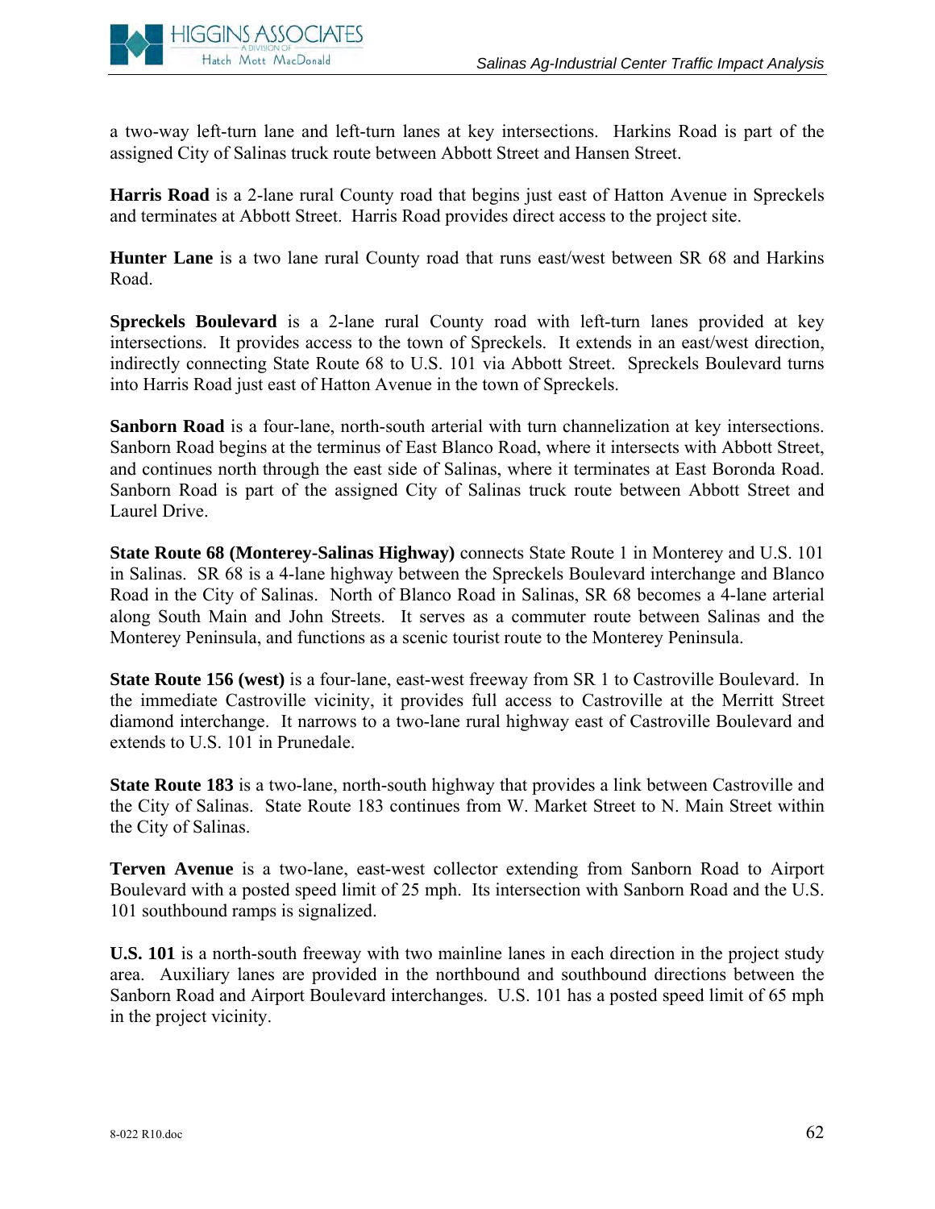a two-way left-turn lane and left-turn lanes at key intersections. Harkins Road is part of the assigned City of Salinas truck route between Abbott Street and Hansen Street.

**Harris Road** is a 2-lane rural County road that begins just east of Hatton Avenue in Spreckels and terminates at Abbott Street. Harris Road provides direct access to the project site.

**Hunter Lane** is a two lane rural County road that runs east/west between SR 68 and Harkins Road.

**Spreckels Boulevard** is a 2-lane rural County road with left-turn lanes provided at key intersections. It provides access to the town of Spreckels. It extends in an east/west direction, indirectly connecting State Route 68 to U.S. 101 via Abbott Street. Spreckels Boulevard turns into Harris Road just east of Hatton Avenue in the town of Spreckels.

**Sanborn Road** is a four-lane, north-south arterial with turn channelization at key intersections. Sanborn Road begins at the terminus of East Blanco Road, where it intersects with Abbott Street, and continues north through the east side of Salinas, where it terminates at East Boronda Road. Sanborn Road is part of the assigned City of Salinas truck route between Abbott Street and Laurel Drive.

**State Route 68 (Monterey-Salinas Highway)** connects State Route 1 in Monterey and U.S. 101 in Salinas. SR 68 is a 4-lane highway between the Spreckels Boulevard interchange and Blanco Road in the City of Salinas. North of Blanco Road in Salinas, SR 68 becomes a 4-lane arterial along South Main and John Streets. It serves as a commuter route between Salinas and the Monterey Peninsula, and functions as a scenic tourist route to the Monterey Peninsula.

**State Route 156 (west)** is a four-lane, east-west freeway from SR 1 to Castroville Boulevard. In the immediate Castroville vicinity, it provides full access to Castroville at the Merritt Street diamond interchange. It narrows to a two-lane rural highway east of Castroville Boulevard and extends to U.S. 101 in Prunedale.

**State Route 183** is a two-lane, north-south highway that provides a link between Castroville and the City of Salinas. State Route 183 continues from W. Market Street to N. Main Street within the City of Salinas.

**Terven Avenue** is a two-lane, east-west collector extending from Sanborn Road to Airport Boulevard with a posted speed limit of 25 mph. Its intersection with Sanborn Road and the U.S. 101 southbound ramps is signalized.

**U.S. 101** is a north-south freeway with two mainline lanes in each direction in the project study area. Auxiliary lanes are provided in the northbound and southbound directions between the Sanborn Road and Airport Boulevard interchanges. U.S. 101 has a posted speed limit of 65 mph in the project vicinity.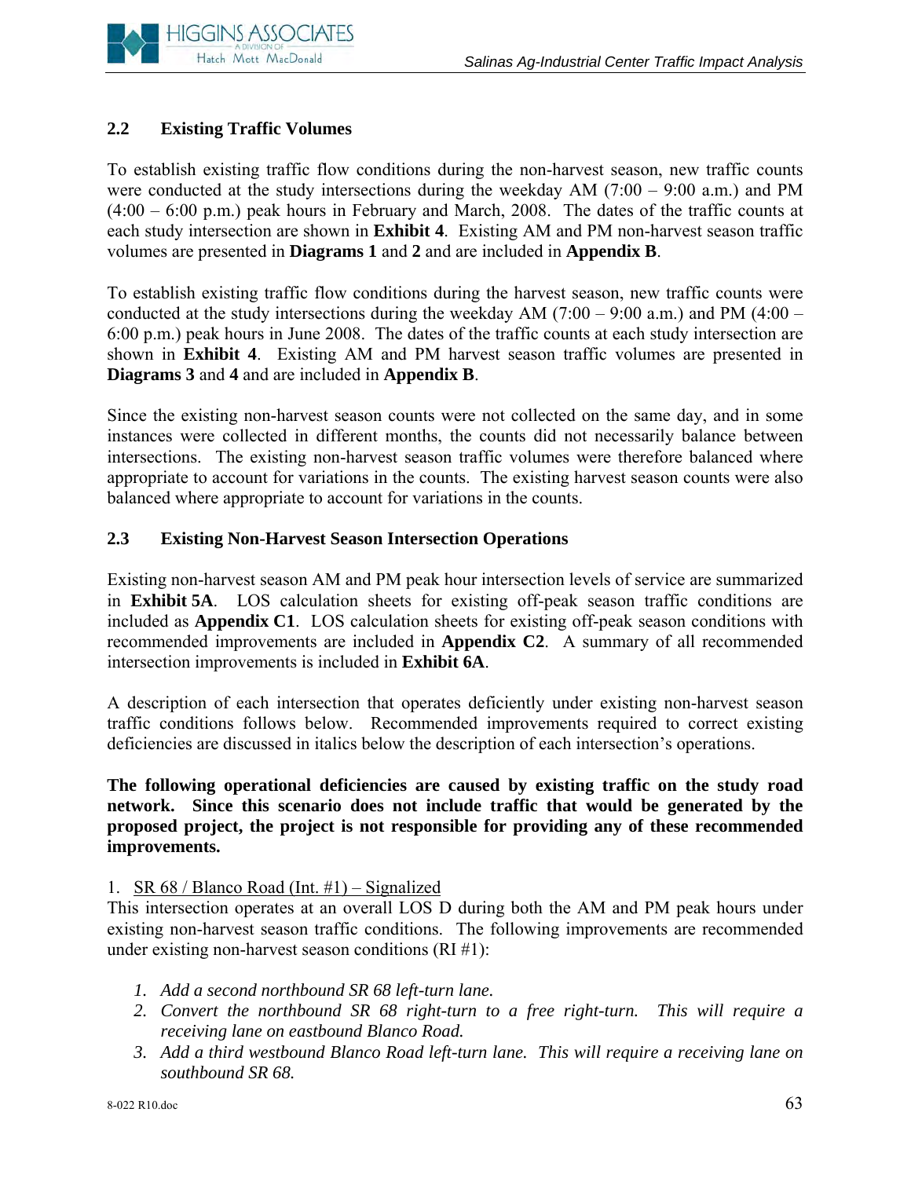## 2.2 Existing Traffic Volumes

To establish existing traffic flow conditions during the non-harvest season, new traffic counts were conducted at the study intersections during the weekday AM (7:00 – 9:00 a.m.) and PM (4:00 – 6:00 p.m.) peak hours in February and March, 2008. The dates of the traffic counts at each study intersection are shown in **Exhibit 4**. Existing AM and PM non-harvest season traffic volumes are presented in **Diagrams 1** and **2** and are included in **Appendix B**.

To establish existing traffic flow conditions during the harvest season, new traffic counts were conducted at the study intersections during the weekday AM (7:00 – 9:00 a.m.) and PM (4:00 – 6:00 p.m.) peak hours in June 2008. The dates of the traffic counts at each study intersection are shown in **Exhibit 4**. Existing AM and PM harvest season traffic volumes are presented in **Diagrams 3** and **4** and are included in **Appendix B**.

Since the existing non-harvest season counts were not collected on the same day, and in some instances were collected in different months, the counts did not necessarily balance between intersections. The existing non-harvest season traffic volumes were therefore balanced where appropriate to account for variations in the counts. The existing harvest season counts were also balanced where appropriate to account for variations in the counts.

## 2.3 Existing Non-Harvest Season Intersection Operations

Existing non-harvest season AM and PM peak hour intersection levels of service are summarized in **Exhibit 5A**. LOS calculation sheets for existing off-peak season traffic conditions are included as **Appendix C1**. LOS calculation sheets for existing off-peak season conditions with recommended improvements are included in **Appendix C2**. A summary of all recommended intersection improvements is included in **Exhibit 6A**.

A description of each intersection that operates deficiently under existing non-harvest season traffic conditions follows below. Recommended improvements required to correct existing deficiencies are discussed in italics below the description of each intersection's operations.

**The following operational deficiencies are caused by existing traffic on the study road network. Since this scenario does not include traffic that would be generated by the proposed project, the project is not responsible for providing any of these recommended improvements.**

1. <u>SR 68 / Blanco Road (Int. #1) – Signalized</u>

This intersection operates at an overall LOS D during both the AM and PM peak hours under existing non-harvest season traffic conditions. The following improvements are recommended under existing non-harvest season conditions (RI #1):

1. *Add a second northbound SR 68 left-turn lane.*
2. *Convert the northbound SR 68 right-turn to a free right-turn. This will require a receiving lane on eastbound Blanco Road.*
3. *Add a third westbound Blanco Road left-turn lane. This will require a receiving lane on southbound SR 68.*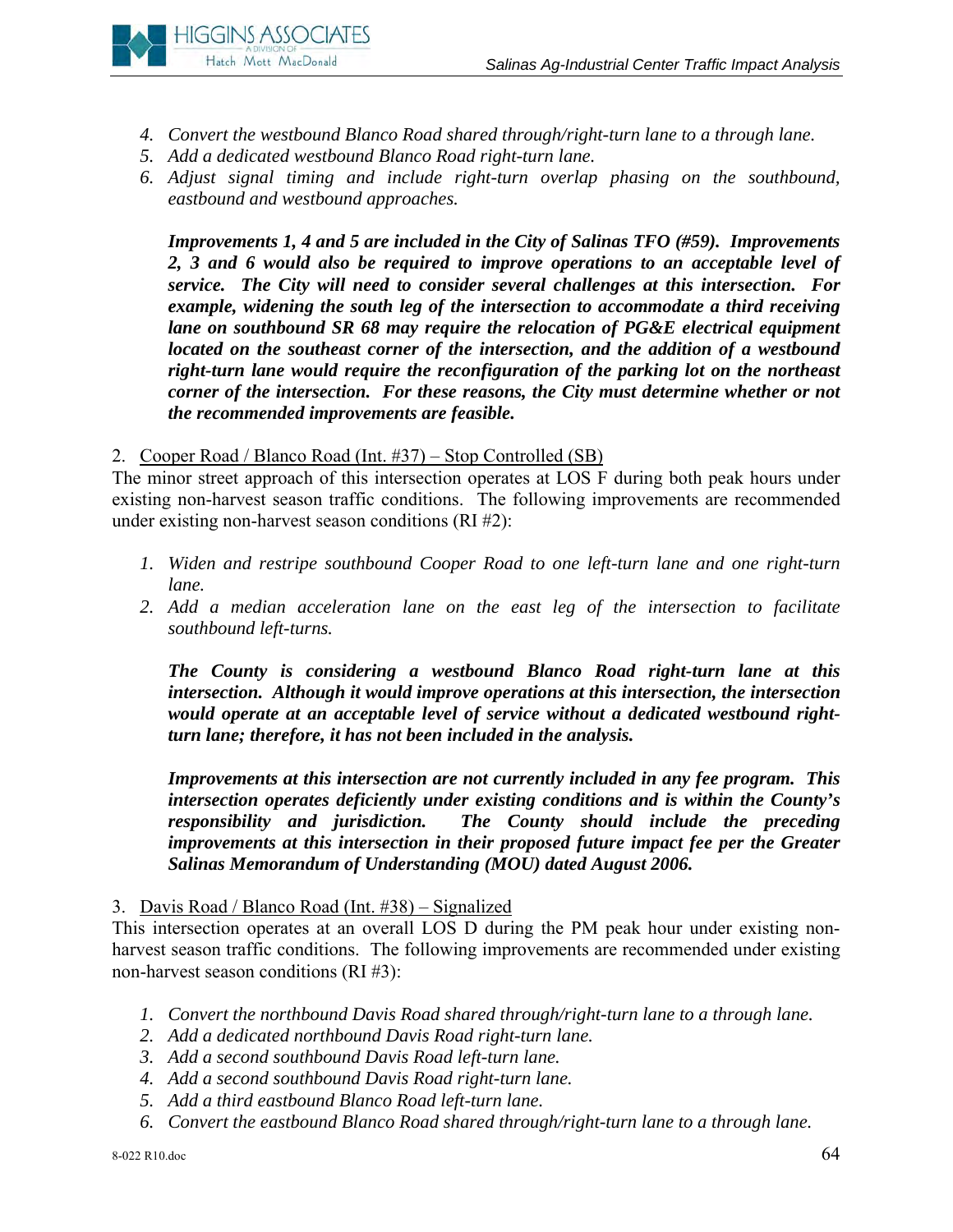4. *Convert the westbound Blanco Road shared through/right-turn lane to a through lane.*
5. *Add a dedicated westbound Blanco Road right-turn lane.*
6. *Adjust signal timing and include right-turn overlap phasing on the southbound, eastbound and westbound approaches.*

   ***Improvements 1, 4 and 5 are included in the City of Salinas TFO (#59). Improvements 2, 3 and 6 would also be required to improve operations to an acceptable level of service. The City will need to consider several challenges at this intersection. For example, widening the south leg of the intersection to accommodate a third receiving lane on southbound SR 68 may require the relocation of PG&E electrical equipment located on the southeast corner of the intersection, and the addition of a westbound right-turn lane would require the reconfiguration of the parking lot on the northeast corner of the intersection. For these reasons, the City must determine whether or not the recommended improvements are feasible.***

2. Cooper Road / Blanco Road (Int. #37) – Stop Controlled (SB)

The minor street approach of this intersection operates at LOS F during both peak hours under existing non-harvest season traffic conditions. The following improvements are recommended under existing non-harvest season conditions (RI #2):

1. *Widen and restripe southbound Cooper Road to one left-turn lane and one right-turn lane.*
2. *Add a median acceleration lane on the east leg of the intersection to facilitate southbound left-turns.*

   ***The County is considering a westbound Blanco Road right-turn lane at this intersection. Although it would improve operations at this intersection, the intersection would operate at an acceptable level of service without a dedicated westbound right-turn lane; therefore, it has not been included in the analysis.***

   ***Improvements at this intersection are not currently included in any fee program. This intersection operates deficiently under existing conditions and is within the County's responsibility and jurisdiction. The County should include the preceding improvements at this intersection in their proposed future impact fee per the Greater Salinas Memorandum of Understanding (MOU) dated August 2006.***

3. Davis Road / Blanco Road (Int. #38) – Signalized

This intersection operates at an overall LOS D during the PM peak hour under existing non-harvest season traffic conditions. The following improvements are recommended under existing non-harvest season conditions (RI #3):

1. *Convert the northbound Davis Road shared through/right-turn lane to a through lane.*
2. *Add a dedicated northbound Davis Road right-turn lane.*
3. *Add a second southbound Davis Road left-turn lane.*
4. *Add a second southbound Davis Road right-turn lane.*
5. *Add a third eastbound Blanco Road left-turn lane.*
6. *Convert the eastbound Blanco Road shared through/right-turn lane to a through lane.*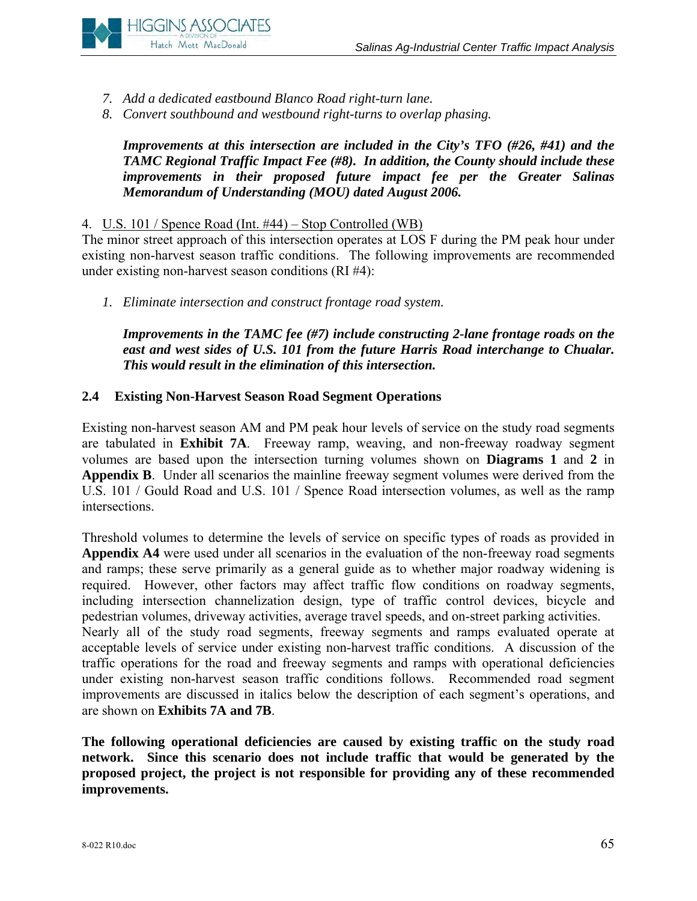7. *Add a dedicated eastbound Blanco Road right-turn lane.*
8. *Convert southbound and westbound right-turns to overlap phasing.*

***Improvements at this intersection are included in the City's TFO (#26, #41) and the TAMC Regional Traffic Impact Fee (#8). In addition, the County should include these improvements in their proposed future impact fee per the Greater Salinas Memorandum of Understanding (MOU) dated August 2006.***

4. U.S. 101 / Spence Road (Int. #44) – Stop Controlled (WB)

The minor street approach of this intersection operates at LOS F during the PM peak hour under existing non-harvest season traffic conditions. The following improvements are recommended under existing non-harvest season conditions (RI #4):

1. *Eliminate intersection and construct frontage road system.*

***Improvements in the TAMC fee (#7) include constructing 2-lane frontage roads on the east and west sides of U.S. 101 from the future Harris Road interchange to Chualar. This would result in the elimination of this intersection.***

## 2.4 Existing Non-Harvest Season Road Segment Operations

Existing non-harvest season AM and PM peak hour levels of service on the study road segments are tabulated in **Exhibit 7A**. Freeway ramp, weaving, and non-freeway roadway segment volumes are based upon the intersection turning volumes shown on **Diagrams 1** and **2** in **Appendix B**. Under all scenarios the mainline freeway segment volumes were derived from the U.S. 101 / Gould Road and U.S. 101 / Spence Road intersection volumes, as well as the ramp intersections.

Threshold volumes to determine the levels of service on specific types of roads as provided in **Appendix A4** were used under all scenarios in the evaluation of the non-freeway road segments and ramps; these serve primarily as a general guide as to whether major roadway widening is required. However, other factors may affect traffic flow conditions on roadway segments, including intersection channelization design, type of traffic control devices, bicycle and pedestrian volumes, driveway activities, average travel speeds, and on-street parking activities. Nearly all of the study road segments, freeway segments and ramps evaluated operate at acceptable levels of service under existing non-harvest traffic conditions. A discussion of the traffic operations for the road and freeway segments and ramps with operational deficiencies under existing non-harvest season traffic conditions follows. Recommended road segment improvements are discussed in italics below the description of each segment's operations, and are shown on **Exhibits 7A and 7B**.

**The following operational deficiencies are caused by existing traffic on the study road network. Since this scenario does not include traffic that would be generated by the proposed project, the project is not responsible for providing any of these recommended improvements.**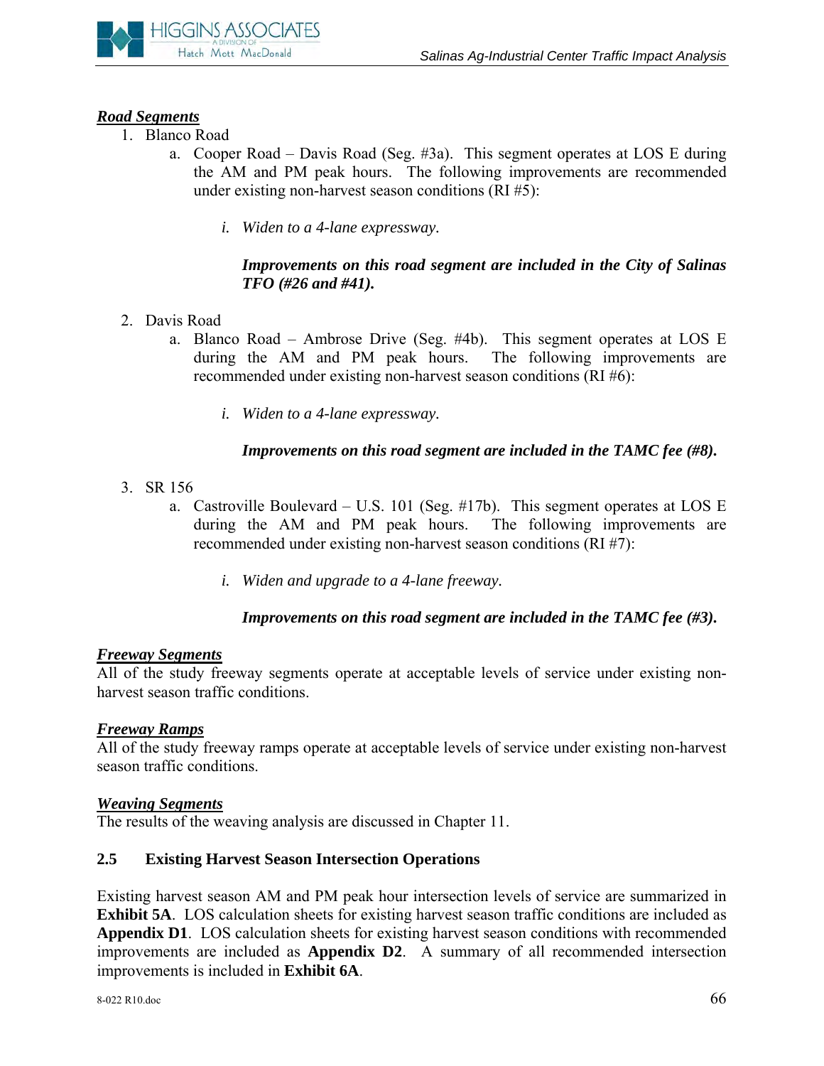***Road Segments***

1. Blanco Road
    a. Cooper Road – Davis Road (Seg. #3a). This segment operates at LOS E during the AM and PM peak hours. The following improvements are recommended under existing non-harvest season conditions (RI #5):

        i. *Widen to a 4-lane expressway.*

        ***Improvements on this road segment are included in the City of Salinas TFO (#26 and #41).***

2. Davis Road
    a. Blanco Road – Ambrose Drive (Seg. #4b). This segment operates at LOS E during the AM and PM peak hours. The following improvements are recommended under existing non-harvest season conditions (RI #6):

        i. *Widen to a 4-lane expressway.*

        ***Improvements on this road segment are included in the TAMC fee (#8).***

3. SR 156
    a. Castroville Boulevard – U.S. 101 (Seg. #17b). This segment operates at LOS E during the AM and PM peak hours. The following improvements are recommended under existing non-harvest season conditions (RI #7):

        i. *Widen and upgrade to a 4-lane freeway.*

        ***Improvements on this road segment are included in the TAMC fee (#3).***

***Freeway Segments***

All of the study freeway segments operate at acceptable levels of service under existing non-harvest season traffic conditions.

***Freeway Ramps***

All of the study freeway ramps operate at acceptable levels of service under existing non-harvest season traffic conditions.

***Weaving Segments***

The results of the weaving analysis are discussed in Chapter 11.

### 2.5 Existing Harvest Season Intersection Operations

Existing harvest season AM and PM peak hour intersection levels of service are summarized in **Exhibit 5A**. LOS calculation sheets for existing harvest season traffic conditions are included as **Appendix D1**. LOS calculation sheets for existing harvest season conditions with recommended improvements are included as **Appendix D2**. A summary of all recommended intersection improvements is included in **Exhibit 6A**.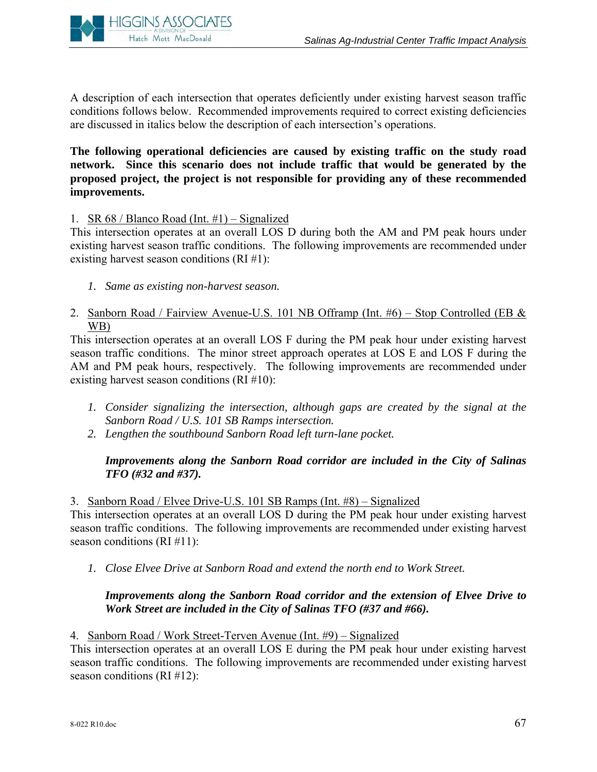A description of each intersection that operates deficiently under existing harvest season traffic conditions follows below. Recommended improvements required to correct existing deficiencies are discussed in italics below the description of each intersection's operations.

**The following operational deficiencies are caused by existing traffic on the study road network. Since this scenario does not include traffic that would be generated by the proposed project, the project is not responsible for providing any of these recommended improvements.**

1. <u>SR 68 / Blanco Road (Int. #1) – Signalized</u>

This intersection operates at an overall LOS D during both the AM and PM peak hours under existing harvest season traffic conditions. The following improvements are recommended under existing harvest season conditions (RI #1):

   1. *Same as existing non-harvest season.*

2. <u>Sanborn Road / Fairview Avenue-U.S. 101 NB Offramp (Int. #6) – Stop Controlled (EB & WB)</u>

This intersection operates at an overall LOS F during the PM peak hour under existing harvest season traffic conditions. The minor street approach operates at LOS E and LOS F during the AM and PM peak hours, respectively. The following improvements are recommended under existing harvest season conditions (RI #10):

   1. *Consider signalizing the intersection, although gaps are created by the signal at the Sanborn Road / U.S. 101 SB Ramps intersection.*
   2. *Lengthen the southbound Sanborn Road left turn-lane pocket.*

   ***Improvements along the Sanborn Road corridor are included in the City of Salinas TFO (#32 and #37).***

3. <u>Sanborn Road / Elvee Drive-U.S. 101 SB Ramps (Int. #8) – Signalized</u>

This intersection operates at an overall LOS D during the PM peak hour under existing harvest season traffic conditions. The following improvements are recommended under existing harvest season conditions (RI #11):

   1. *Close Elvee Drive at Sanborn Road and extend the north end to Work Street.*

   ***Improvements along the Sanborn Road corridor and the extension of Elvee Drive to Work Street are included in the City of Salinas TFO (#37 and #66).***

4. <u>Sanborn Road / Work Street-Terven Avenue (Int. #9) – Signalized</u>

This intersection operates at an overall LOS E during the PM peak hour under existing harvest season traffic conditions. The following improvements are recommended under existing harvest season conditions (RI #12):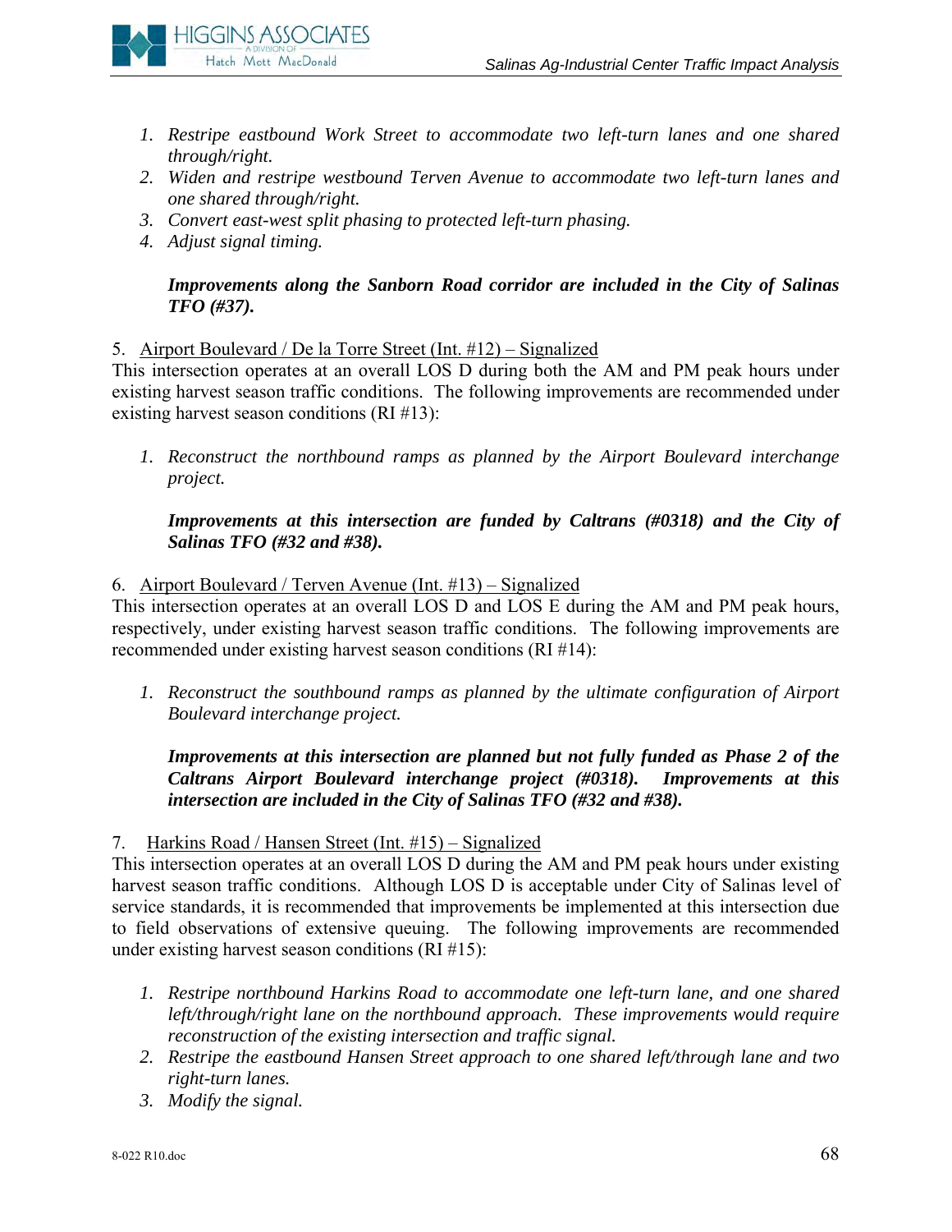1. *Restripe eastbound Work Street to accommodate two left-turn lanes and one shared through/right.*
2. *Widen and restripe westbound Terven Avenue to accommodate two left-turn lanes and one shared through/right.*
3. *Convert east-west split phasing to protected left-turn phasing.*
4. *Adjust signal timing.*

***Improvements along the Sanborn Road corridor are included in the City of Salinas TFO (#37).***

5. Airport Boulevard / De la Torre Street (Int. #12) – Signalized

This intersection operates at an overall LOS D during both the AM and PM peak hours under existing harvest season traffic conditions. The following improvements are recommended under existing harvest season conditions (RI #13):

1. *Reconstruct the northbound ramps as planned by the Airport Boulevard interchange project.*

***Improvements at this intersection are funded by Caltrans (#0318) and the City of Salinas TFO (#32 and #38).***

6. Airport Boulevard / Terven Avenue (Int. #13) – Signalized

This intersection operates at an overall LOS D and LOS E during the AM and PM peak hours, respectively, under existing harvest season traffic conditions. The following improvements are recommended under existing harvest season conditions (RI #14):

1. *Reconstruct the southbound ramps as planned by the ultimate configuration of Airport Boulevard interchange project.*

***Improvements at this intersection are planned but not fully funded as Phase 2 of the Caltrans Airport Boulevard interchange project (#0318). Improvements at this intersection are included in the City of Salinas TFO (#32 and #38).***

7. Harkins Road / Hansen Street (Int. #15) – Signalized

This intersection operates at an overall LOS D during the AM and PM peak hours under existing harvest season traffic conditions. Although LOS D is acceptable under City of Salinas level of service standards, it is recommended that improvements be implemented at this intersection due to field observations of extensive queuing. The following improvements are recommended under existing harvest season conditions (RI #15):

1. *Restripe northbound Harkins Road to accommodate one left-turn lane, and one shared left/through/right lane on the northbound approach. These improvements would require reconstruction of the existing intersection and traffic signal.*
2. *Restripe the eastbound Hansen Street approach to one shared left/through lane and two right-turn lanes.*
3. *Modify the signal.*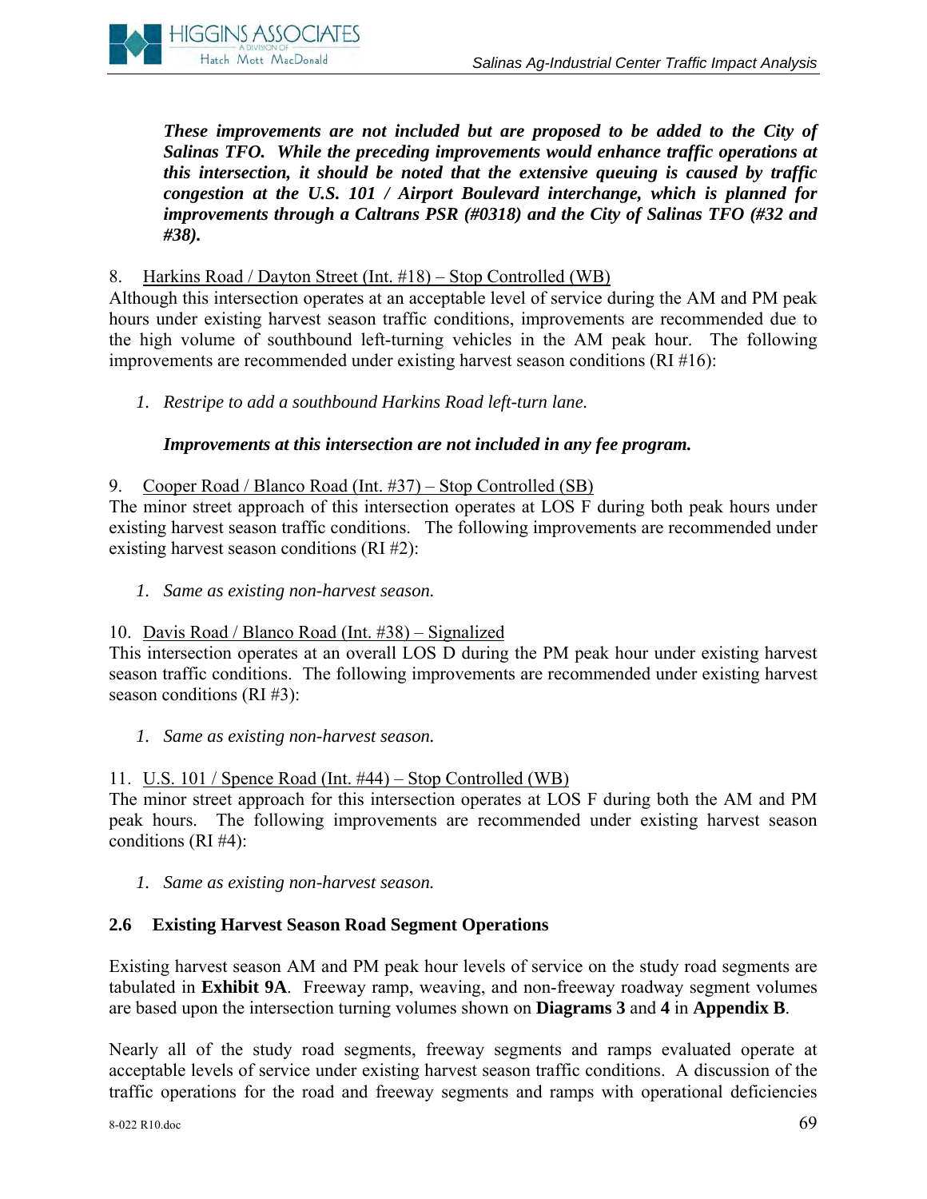***These improvements are not included but are proposed to be added to the City of Salinas TFO. While the preceding improvements would enhance traffic operations at this intersection, it should be noted that the extensive queuing is caused by traffic congestion at the U.S. 101 / Airport Boulevard interchange, which is planned for improvements through a Caltrans PSR (#0318) and the City of Salinas TFO (#32 and #38).***

8. Harkins Road / Dayton Street (Int. #18) – Stop Controlled (WB)

Although this intersection operates at an acceptable level of service during the AM and PM peak hours under existing harvest season traffic conditions, improvements are recommended due to the high volume of southbound left-turning vehicles in the AM peak hour. The following improvements are recommended under existing harvest season conditions (RI #16):

1. *Restripe to add a southbound Harkins Road left-turn lane.*

***Improvements at this intersection are not included in any fee program.***

9. Cooper Road / Blanco Road (Int. #37) – Stop Controlled (SB)

The minor street approach of this intersection operates at LOS F during both peak hours under existing harvest season traffic conditions. The following improvements are recommended under existing harvest season conditions (RI #2):

1. *Same as existing non-harvest season.*

10. Davis Road / Blanco Road (Int. #38) – Signalized

This intersection operates at an overall LOS D during the PM peak hour under existing harvest season traffic conditions. The following improvements are recommended under existing harvest season conditions (RI #3):

1. *Same as existing non-harvest season.*

11. U.S. 101 / Spence Road (Int. #44) – Stop Controlled (WB)

The minor street approach for this intersection operates at LOS F during both the AM and PM peak hours. The following improvements are recommended under existing harvest season conditions (RI #4):

1. *Same as existing non-harvest season.*

## 2.6 Existing Harvest Season Road Segment Operations

Existing harvest season AM and PM peak hour levels of service on the study road segments are tabulated in **Exhibit 9A**. Freeway ramp, weaving, and non-freeway roadway segment volumes are based upon the intersection turning volumes shown on **Diagrams 3** and **4** in **Appendix B**.

Nearly all of the study road segments, freeway segments and ramps evaluated operate at acceptable levels of service under existing harvest season traffic conditions. A discussion of the traffic operations for the road and freeway segments and ramps with operational deficiencies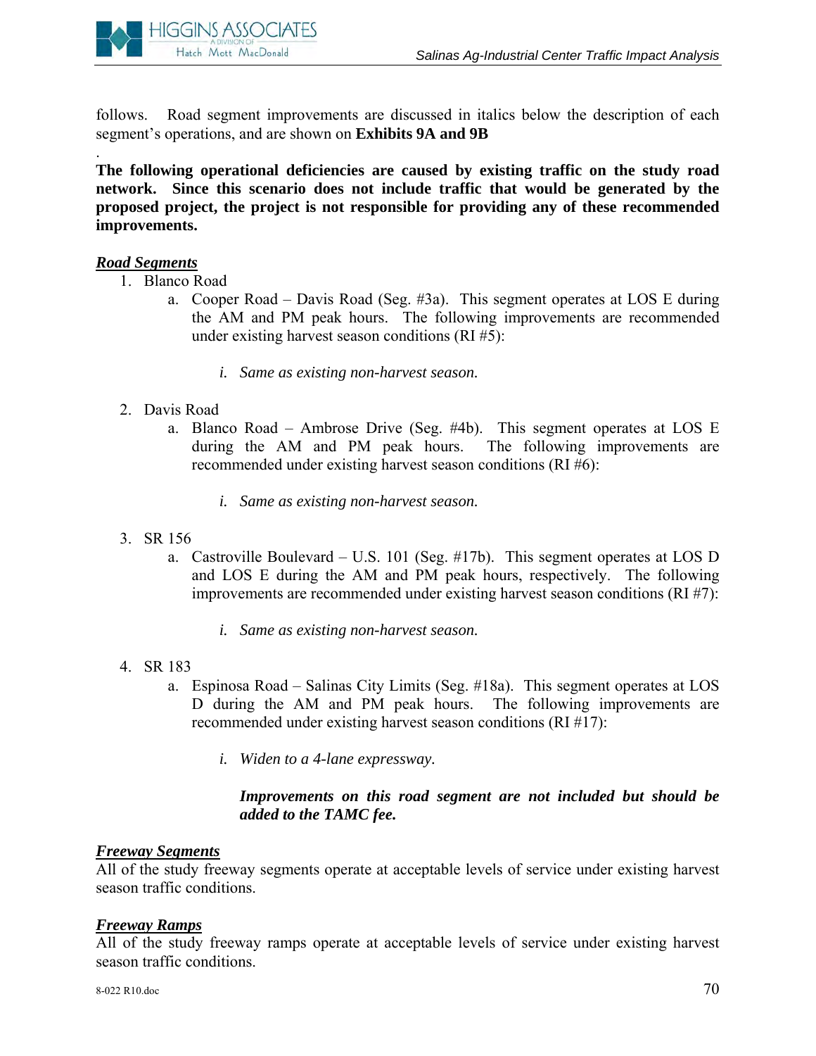follows. Road segment improvements are discussed in italics below the description of each segment's operations, and are shown on **Exhibits 9A and 9B**

.

**The following operational deficiencies are caused by existing traffic on the study road network. Since this scenario does not include traffic that would be generated by the proposed project, the project is not responsible for providing any of these recommended improvements.**

***Road Segments***

1. Blanco Road
   a. Cooper Road – Davis Road (Seg. #3a). This segment operates at LOS E during the AM and PM peak hours. The following improvements are recommended under existing harvest season conditions (RI #5):

      i. *Same as existing non-harvest season.*

2. Davis Road
   a. Blanco Road – Ambrose Drive (Seg. #4b). This segment operates at LOS E during the AM and PM peak hours. The following improvements are recommended under existing harvest season conditions (RI #6):

      i. *Same as existing non-harvest season.*

3. SR 156
   a. Castroville Boulevard – U.S. 101 (Seg. #17b). This segment operates at LOS D and LOS E during the AM and PM peak hours, respectively. The following improvements are recommended under existing harvest season conditions (RI #7):

      i. *Same as existing non-harvest season.*

4. SR 183
   a. Espinosa Road – Salinas City Limits (Seg. #18a). This segment operates at LOS D during the AM and PM peak hours. The following improvements are recommended under existing harvest season conditions (RI #17):

      i. *Widen to a 4-lane expressway.*

      ***Improvements on this road segment are not included but should be added to the TAMC fee.***

***Freeway Segments***

All of the study freeway segments operate at acceptable levels of service under existing harvest season traffic conditions.

***Freeway Ramps***

All of the study freeway ramps operate at acceptable levels of service under existing harvest season traffic conditions.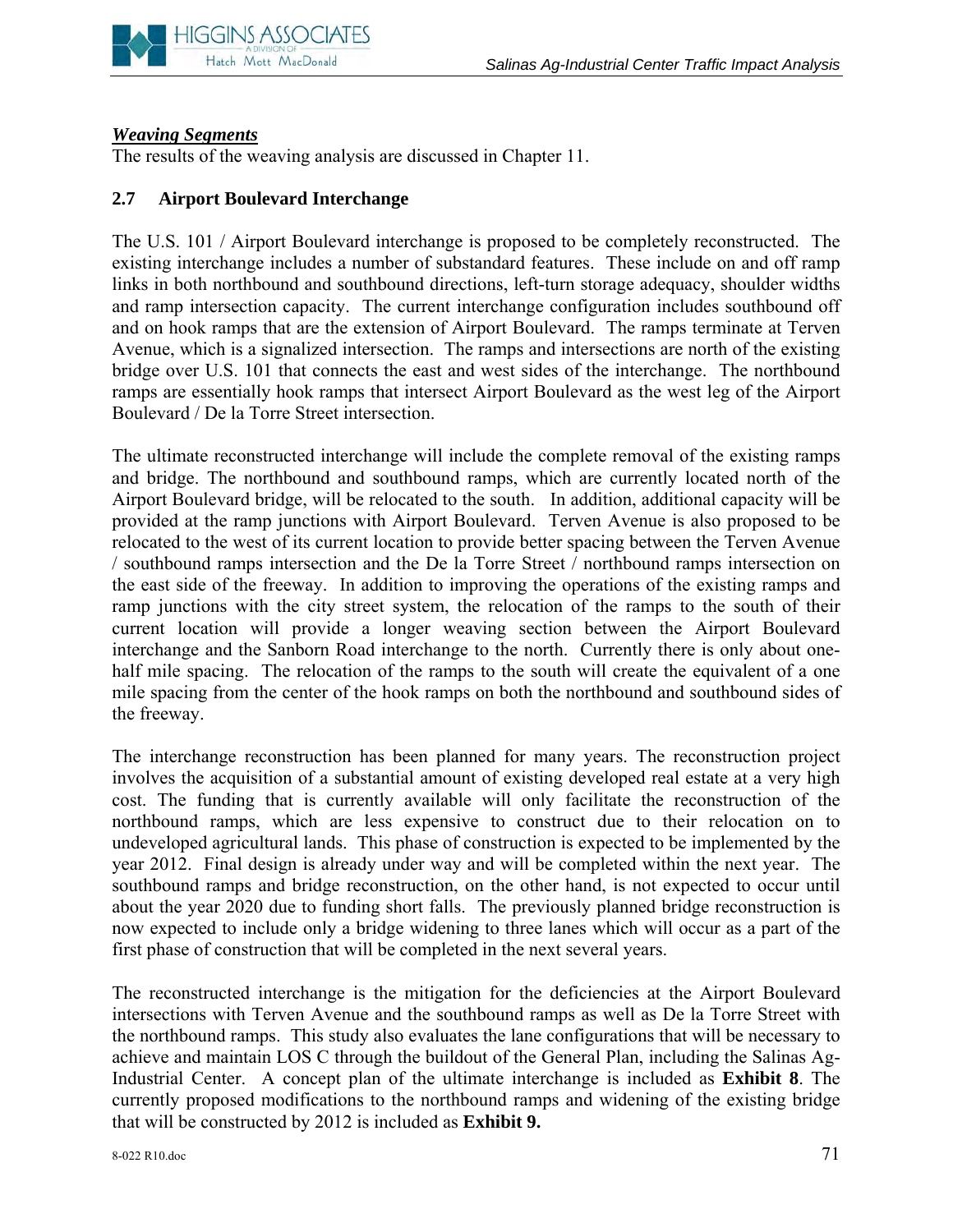***Weaving Segments***
The results of the weaving analysis are discussed in Chapter 11.

## 2.7 Airport Boulevard Interchange

The U.S. 101 / Airport Boulevard interchange is proposed to be completely reconstructed. The existing interchange includes a number of substandard features. These include on and off ramp links in both northbound and southbound directions, left-turn storage adequacy, shoulder widths and ramp intersection capacity. The current interchange configuration includes southbound off and on hook ramps that are the extension of Airport Boulevard. The ramps terminate at Terven Avenue, which is a signalized intersection. The ramps and intersections are north of the existing bridge over U.S. 101 that connects the east and west sides of the interchange. The northbound ramps are essentially hook ramps that intersect Airport Boulevard as the west leg of the Airport Boulevard / De la Torre Street intersection.

The ultimate reconstructed interchange will include the complete removal of the existing ramps and bridge. The northbound and southbound ramps, which are currently located north of the Airport Boulevard bridge, will be relocated to the south. In addition, additional capacity will be provided at the ramp junctions with Airport Boulevard. Terven Avenue is also proposed to be relocated to the west of its current location to provide better spacing between the Terven Avenue / southbound ramps intersection and the De la Torre Street / northbound ramps intersection on the east side of the freeway. In addition to improving the operations of the existing ramps and ramp junctions with the city street system, the relocation of the ramps to the south of their current location will provide a longer weaving section between the Airport Boulevard interchange and the Sanborn Road interchange to the north. Currently there is only about one-half mile spacing. The relocation of the ramps to the south will create the equivalent of a one mile spacing from the center of the hook ramps on both the northbound and southbound sides of the freeway.

The interchange reconstruction has been planned for many years. The reconstruction project involves the acquisition of a substantial amount of existing developed real estate at a very high cost. The funding that is currently available will only facilitate the reconstruction of the northbound ramps, which are less expensive to construct due to their relocation on to undeveloped agricultural lands. This phase of construction is expected to be implemented by the year 2012. Final design is already under way and will be completed within the next year. The southbound ramps and bridge reconstruction, on the other hand, is not expected to occur until about the year 2020 due to funding short falls. The previously planned bridge reconstruction is now expected to include only a bridge widening to three lanes which will occur as a part of the first phase of construction that will be completed in the next several years.

The reconstructed interchange is the mitigation for the deficiencies at the Airport Boulevard intersections with Terven Avenue and the southbound ramps as well as De la Torre Street with the northbound ramps. This study also evaluates the lane configurations that will be necessary to achieve and maintain LOS C through the buildout of the General Plan, including the Salinas Ag-Industrial Center. A concept plan of the ultimate interchange is included as **Exhibit 8**. The currently proposed modifications to the northbound ramps and widening of the existing bridge that will be constructed by 2012 is included as **Exhibit 9.**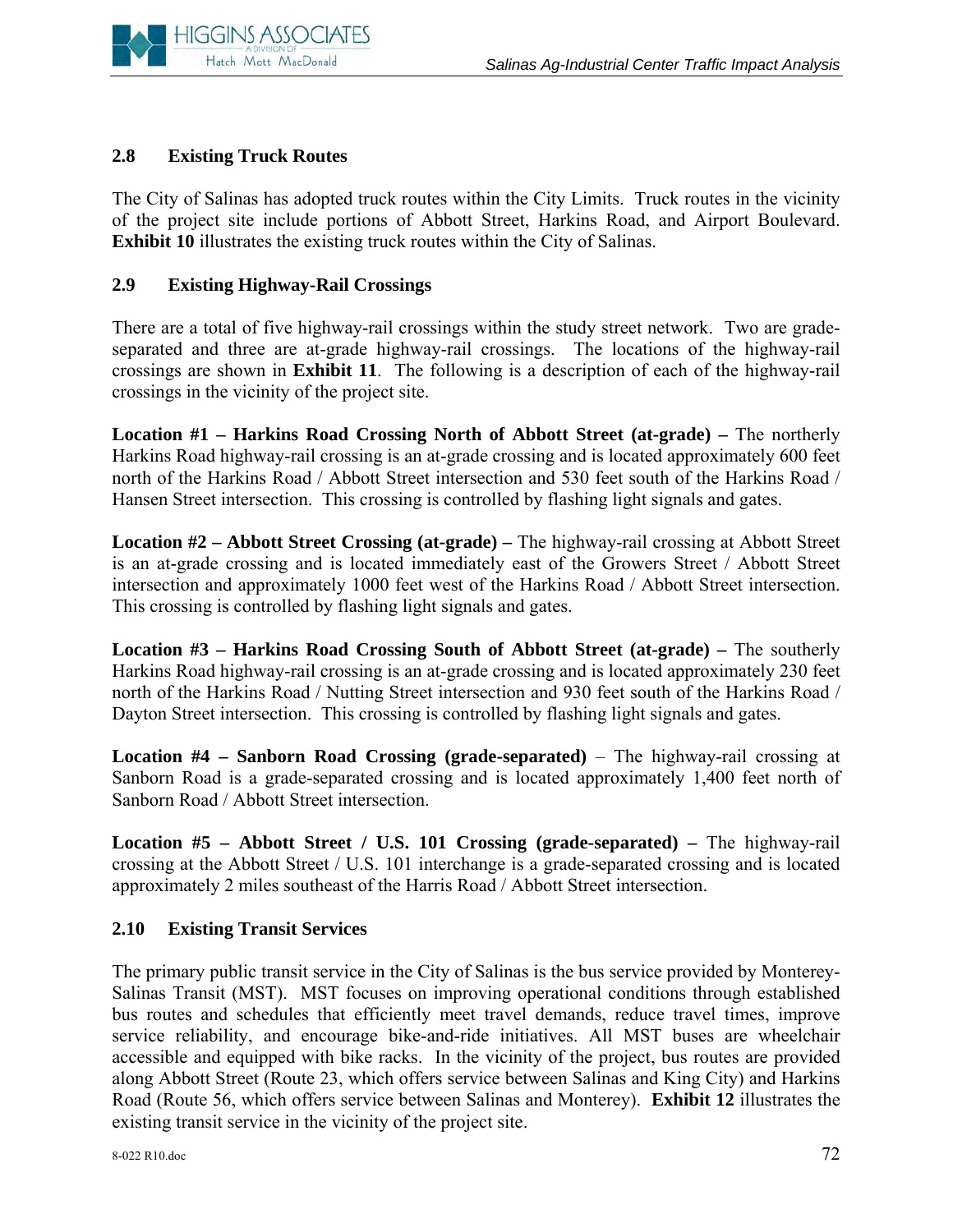## 2.8 Existing Truck Routes

The City of Salinas has adopted truck routes within the City Limits. Truck routes in the vicinity of the project site include portions of Abbott Street, Harkins Road, and Airport Boulevard. **Exhibit 10** illustrates the existing truck routes within the City of Salinas.

## 2.9 Existing Highway-Rail Crossings

There are a total of five highway-rail crossings within the study street network. Two are grade-separated and three are at-grade highway-rail crossings. The locations of the highway-rail crossings are shown in **Exhibit 11**. The following is a description of each of the highway-rail crossings in the vicinity of the project site.

**Location #1 – Harkins Road Crossing North of Abbott Street (at-grade) –** The northerly Harkins Road highway-rail crossing is an at-grade crossing and is located approximately 600 feet north of the Harkins Road / Abbott Street intersection and 530 feet south of the Harkins Road / Hansen Street intersection. This crossing is controlled by flashing light signals and gates.

**Location #2 – Abbott Street Crossing (at-grade) –** The highway-rail crossing at Abbott Street is an at-grade crossing and is located immediately east of the Growers Street / Abbott Street intersection and approximately 1000 feet west of the Harkins Road / Abbott Street intersection. This crossing is controlled by flashing light signals and gates.

**Location #3 – Harkins Road Crossing South of Abbott Street (at-grade) –** The southerly Harkins Road highway-rail crossing is an at-grade crossing and is located approximately 230 feet north of the Harkins Road / Nutting Street intersection and 930 feet south of the Harkins Road / Dayton Street intersection. This crossing is controlled by flashing light signals and gates.

**Location #4 – Sanborn Road Crossing (grade-separated)** – The highway-rail crossing at Sanborn Road is a grade-separated crossing and is located approximately 1,400 feet north of Sanborn Road / Abbott Street intersection.

**Location #5 – Abbott Street / U.S. 101 Crossing (grade-separated) –** The highway-rail crossing at the Abbott Street / U.S. 101 interchange is a grade-separated crossing and is located approximately 2 miles southeast of the Harris Road / Abbott Street intersection.

## 2.10 Existing Transit Services

The primary public transit service in the City of Salinas is the bus service provided by Monterey-Salinas Transit (MST). MST focuses on improving operational conditions through established bus routes and schedules that efficiently meet travel demands, reduce travel times, improve service reliability, and encourage bike-and-ride initiatives. All MST buses are wheelchair accessible and equipped with bike racks. In the vicinity of the project, bus routes are provided along Abbott Street (Route 23, which offers service between Salinas and King City) and Harkins Road (Route 56, which offers service between Salinas and Monterey). **Exhibit 12** illustrates the existing transit service in the vicinity of the project site.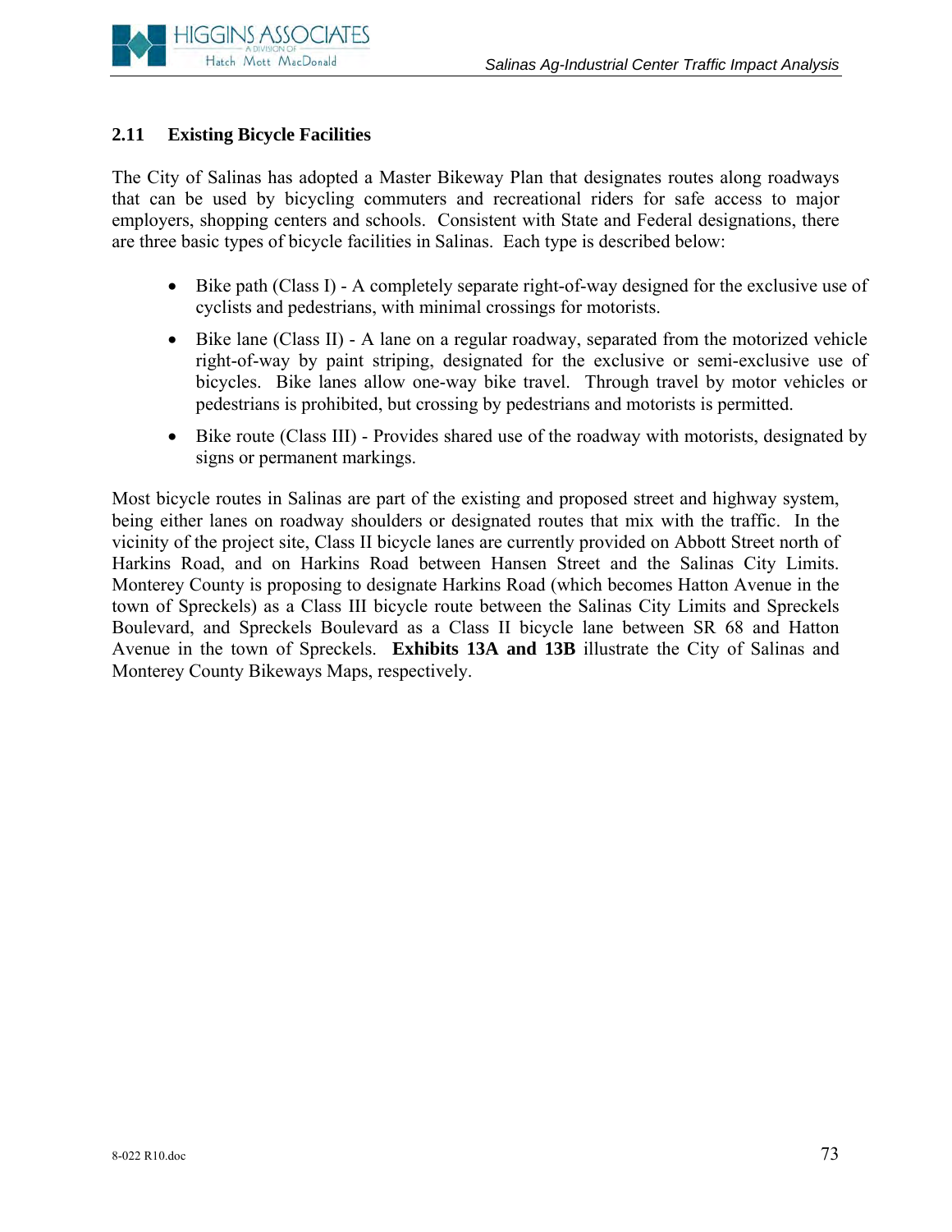## 2.11 Existing Bicycle Facilities

The City of Salinas has adopted a Master Bikeway Plan that designates routes along roadways that can be used by bicycling commuters and recreational riders for safe access to major employers, shopping centers and schools. Consistent with State and Federal designations, there are three basic types of bicycle facilities in Salinas. Each type is described below:

- Bike path (Class I) - A completely separate right-of-way designed for the exclusive use of cyclists and pedestrians, with minimal crossings for motorists.
- Bike lane (Class II) - A lane on a regular roadway, separated from the motorized vehicle right-of-way by paint striping, designated for the exclusive or semi-exclusive use of bicycles. Bike lanes allow one-way bike travel. Through travel by motor vehicles or pedestrians is prohibited, but crossing by pedestrians and motorists is permitted.
- Bike route (Class III) - Provides shared use of the roadway with motorists, designated by signs or permanent markings.

Most bicycle routes in Salinas are part of the existing and proposed street and highway system, being either lanes on roadway shoulders or designated routes that mix with the traffic. In the vicinity of the project site, Class II bicycle lanes are currently provided on Abbott Street north of Harkins Road, and on Harkins Road between Hansen Street and the Salinas City Limits. Monterey County is proposing to designate Harkins Road (which becomes Hatton Avenue in the town of Spreckels) as a Class III bicycle route between the Salinas City Limits and Spreckels Boulevard, and Spreckels Boulevard as a Class II bicycle lane between SR 68 and Hatton Avenue in the town of Spreckels. **Exhibits 13A and 13B** illustrate the City of Salinas and Monterey County Bikeways Maps, respectively.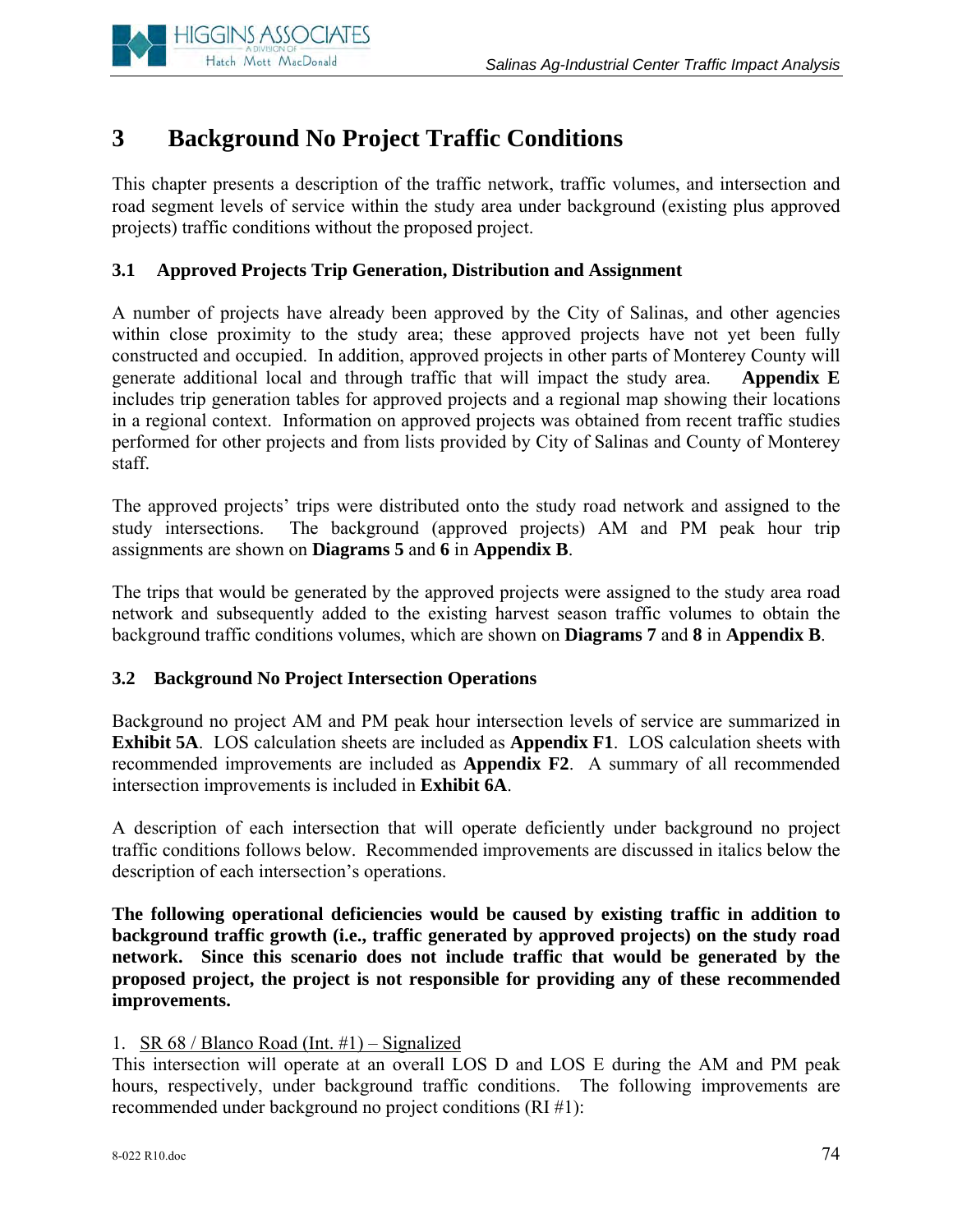# 3 Background No Project Traffic Conditions

This chapter presents a description of the traffic network, traffic volumes, and intersection and road segment levels of service within the study area under background (existing plus approved projects) traffic conditions without the proposed project.

## 3.1 Approved Projects Trip Generation, Distribution and Assignment

A number of projects have already been approved by the City of Salinas, and other agencies within close proximity to the study area; these approved projects have not yet been fully constructed and occupied. In addition, approved projects in other parts of Monterey County will generate additional local and through traffic that will impact the study area. **Appendix E** includes trip generation tables for approved projects and a regional map showing their locations in a regional context. Information on approved projects was obtained from recent traffic studies performed for other projects and from lists provided by City of Salinas and County of Monterey staff.

The approved projects' trips were distributed onto the study road network and assigned to the study intersections. The background (approved projects) AM and PM peak hour trip assignments are shown on **Diagrams 5** and **6** in **Appendix B**.

The trips that would be generated by the approved projects were assigned to the study area road network and subsequently added to the existing harvest season traffic volumes to obtain the background traffic conditions volumes, which are shown on **Diagrams 7** and **8** in **Appendix B**.

## 3.2 Background No Project Intersection Operations

Background no project AM and PM peak hour intersection levels of service are summarized in **Exhibit 5A**. LOS calculation sheets are included as **Appendix F1**. LOS calculation sheets with recommended improvements are included as **Appendix F2**. A summary of all recommended intersection improvements is included in **Exhibit 6A**.

A description of each intersection that will operate deficiently under background no project traffic conditions follows below. Recommended improvements are discussed in italics below the description of each intersection's operations.

**The following operational deficiencies would be caused by existing traffic in addition to background traffic growth (i.e., traffic generated by approved projects) on the study road network. Since this scenario does not include traffic that would be generated by the proposed project, the project is not responsible for providing any of these recommended improvements.**

1. <u>SR 68 / Blanco Road (Int. #1) – Signalized</u>

This intersection will operate at an overall LOS D and LOS E during the AM and PM peak hours, respectively, under background traffic conditions. The following improvements are recommended under background no project conditions (RI #1):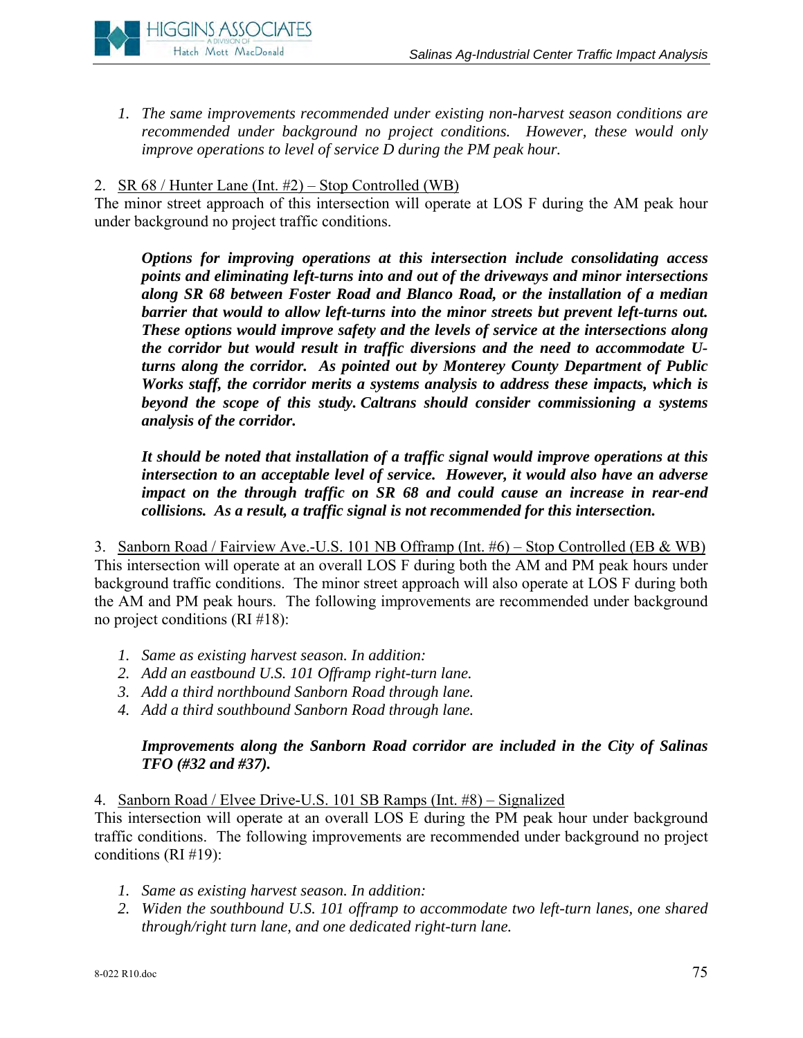1. *The same improvements recommended under existing non-harvest season conditions are recommended under background no project conditions. However, these would only improve operations to level of service D during the PM peak hour.*

2. SR 68 / Hunter Lane (Int. #2) – Stop Controlled (WB)

The minor street approach of this intersection will operate at LOS F during the AM peak hour under background no project traffic conditions.

> ***Options for improving operations at this intersection include consolidating access points and eliminating left-turns into and out of the driveways and minor intersections along SR 68 between Foster Road and Blanco Road, or the installation of a median barrier that would to allow left-turns into the minor streets but prevent left-turns out. These options would improve safety and the levels of service at the intersections along the corridor but would result in traffic diversions and the need to accommodate U-turns along the corridor. As pointed out by Monterey County Department of Public Works staff, the corridor merits a systems analysis to address these impacts, which is beyond the scope of this study. Caltrans should consider commissioning a systems analysis of the corridor.***
>
> ***It should be noted that installation of a traffic signal would improve operations at this intersection to an acceptable level of service. However, it would also have an adverse impact on the through traffic on SR 68 and could cause an increase in rear-end collisions. As a result, a traffic signal is not recommended for this intersection.***

3. Sanborn Road / Fairview Ave.-U.S. 101 NB Offramp (Int. #6) – Stop Controlled (EB & WB)

This intersection will operate at an overall LOS F during both the AM and PM peak hours under background traffic conditions. The minor street approach will also operate at LOS F during both the AM and PM peak hours. The following improvements are recommended under background no project conditions (RI #18):

1. *Same as existing harvest season. In addition:*
2. *Add an eastbound U.S. 101 Offramp right-turn lane.*
3. *Add a third northbound Sanborn Road through lane.*
4. *Add a third southbound Sanborn Road through lane.*

> ***Improvements along the Sanborn Road corridor are included in the City of Salinas TFO (#32 and #37).***

4. Sanborn Road / Elvee Drive-U.S. 101 SB Ramps (Int. #8) – Signalized

This intersection will operate at an overall LOS E during the PM peak hour under background traffic conditions. The following improvements are recommended under background no project conditions (RI #19):

1. *Same as existing harvest season. In addition:*
2. *Widen the southbound U.S. 101 offramp to accommodate two left-turn lanes, one shared through/right turn lane, and one dedicated right-turn lane.*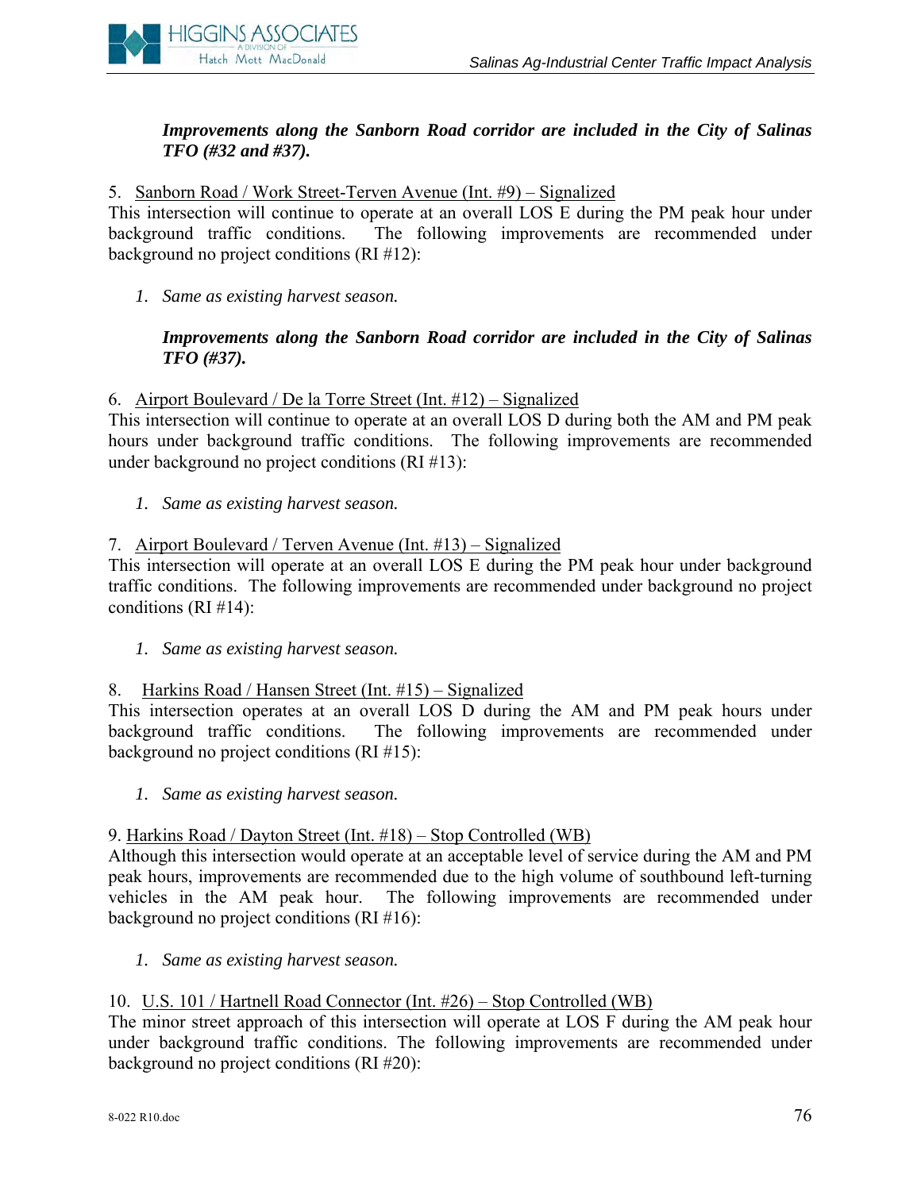***Improvements along the Sanborn Road corridor are included in the City of Salinas TFO (#32 and #37).***

5. <u>Sanborn Road / Work Street-Terven Avenue (Int. #9) – Signalized</u>
This intersection will continue to operate at an overall LOS E during the PM peak hour under background traffic conditions. The following improvements are recommended under background no project conditions (RI #12):

1. *Same as existing harvest season.*

***Improvements along the Sanborn Road corridor are included in the City of Salinas TFO (#37).***

6. <u>Airport Boulevard / De la Torre Street (Int. #12) – Signalized</u>
This intersection will continue to operate at an overall LOS D during both the AM and PM peak hours under background traffic conditions. The following improvements are recommended under background no project conditions (RI #13):

1. *Same as existing harvest season.*

7. <u>Airport Boulevard / Terven Avenue (Int. #13) – Signalized</u>
This intersection will operate at an overall LOS E during the PM peak hour under background traffic conditions. The following improvements are recommended under background no project conditions (RI #14):

1. *Same as existing harvest season.*

8. <u>Harkins Road / Hansen Street (Int. #15) – Signalized</u>
This intersection operates at an overall LOS D during the AM and PM peak hours under background traffic conditions. The following improvements are recommended under background no project conditions (RI #15):

1. *Same as existing harvest season.*

9. <u>Harkins Road / Dayton Street (Int. #18) – Stop Controlled (WB)</u>
Although this intersection would operate at an acceptable level of service during the AM and PM peak hours, improvements are recommended due to the high volume of southbound left-turning vehicles in the AM peak hour. The following improvements are recommended under background no project conditions (RI #16):

1. *Same as existing harvest season.*

10. <u>U.S. 101 / Hartnell Road Connector (Int. #26) – Stop Controlled (WB)</u>
The minor street approach of this intersection will operate at LOS F during the AM peak hour under background traffic conditions. The following improvements are recommended under background no project conditions (RI #20):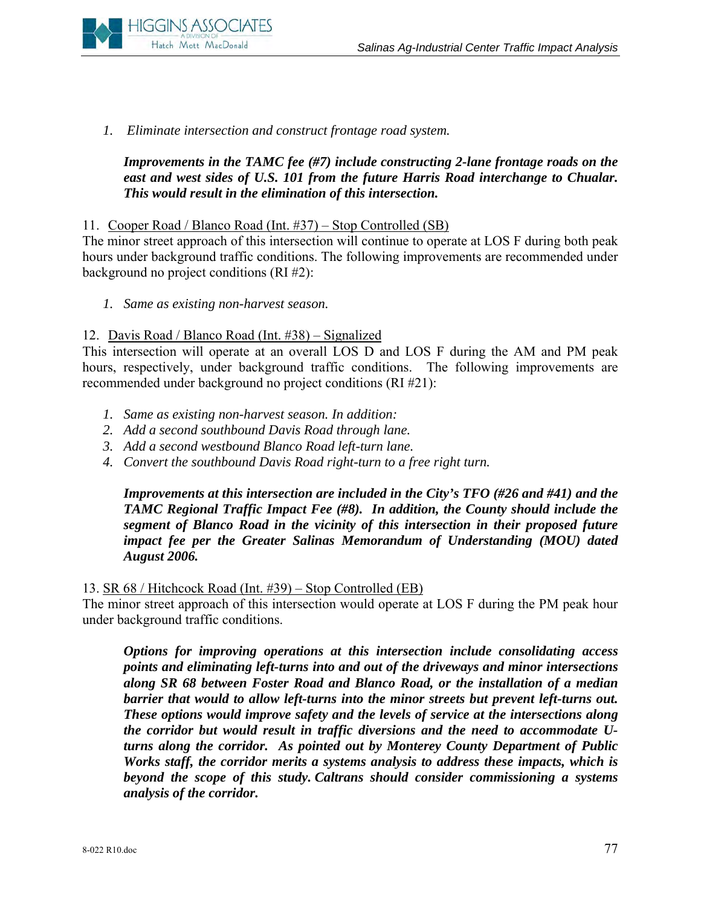1. *Eliminate intersection and construct frontage road system.*

   ***Improvements in the TAMC fee (#7) include constructing 2-lane frontage roads on the east and west sides of U.S. 101 from the future Harris Road interchange to Chualar. This would result in the elimination of this intersection.***

11. Cooper Road / Blanco Road (Int. #37) – Stop Controlled (SB)

The minor street approach of this intersection will continue to operate at LOS F during both peak hours under background traffic conditions. The following improvements are recommended under background no project conditions (RI #2):

1. *Same as existing non-harvest season.*

12. Davis Road / Blanco Road (Int. #38) – Signalized

This intersection will operate at an overall LOS D and LOS F during the AM and PM peak hours, respectively, under background traffic conditions. The following improvements are recommended under background no project conditions (RI #21):

1. *Same as existing non-harvest season. In addition:*
2. *Add a second southbound Davis Road through lane.*
3. *Add a second westbound Blanco Road left-turn lane.*
4. *Convert the southbound Davis Road right-turn to a free right turn.*

   ***Improvements at this intersection are included in the City's TFO (#26 and #41) and the TAMC Regional Traffic Impact Fee (#8). In addition, the County should include the segment of Blanco Road in the vicinity of this intersection in their proposed future impact fee per the Greater Salinas Memorandum of Understanding (MOU) dated August 2006.***

13. SR 68 / Hitchcock Road (Int. #39) – Stop Controlled (EB)

The minor street approach of this intersection would operate at LOS F during the PM peak hour under background traffic conditions.

***Options for improving operations at this intersection include consolidating access points and eliminating left-turns into and out of the driveways and minor intersections along SR 68 between Foster Road and Blanco Road, or the installation of a median barrier that would to allow left-turns into the minor streets but prevent left-turns out. These options would improve safety and the levels of service at the intersections along the corridor but would result in traffic diversions and the need to accommodate U-turns along the corridor. As pointed out by Monterey County Department of Public Works staff, the corridor merits a systems analysis to address these impacts, which is beyond the scope of this study. Caltrans should consider commissioning a systems analysis of the corridor.***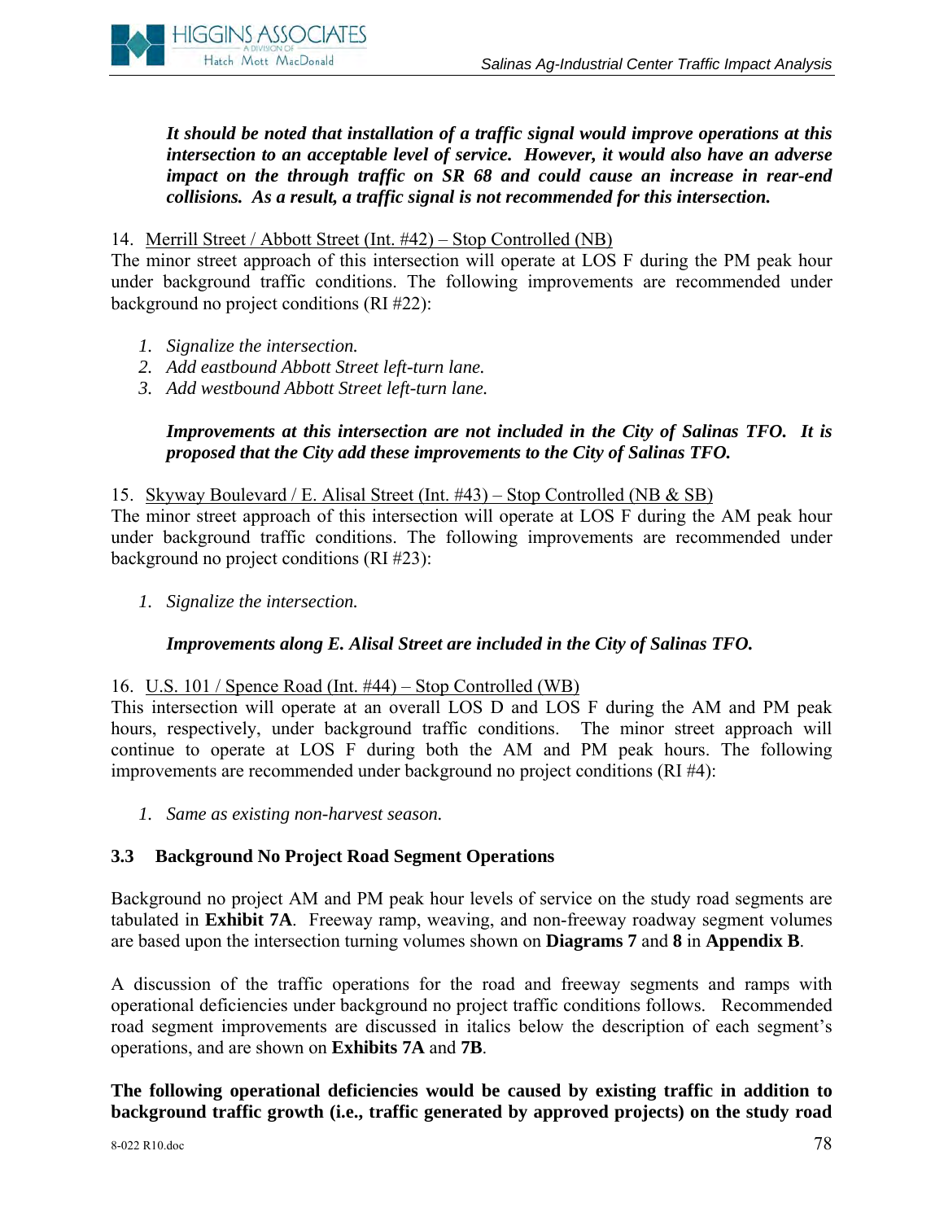***It should be noted that installation of a traffic signal would improve operations at this intersection to an acceptable level of service. However, it would also have an adverse impact on the through traffic on SR 68 and could cause an increase in rear-end collisions. As a result, a traffic signal is not recommended for this intersection.***

14. <u>Merrill Street / Abbott Street (Int. #42) – Stop Controlled (NB)</u>
The minor street approach of this intersection will operate at LOS F during the PM peak hour under background traffic conditions. The following improvements are recommended under background no project conditions (RI #22):

1. *Signalize the intersection.*
2. *Add eastbound Abbott Street left-turn lane.*
3. *Add westbound Abbott Street left-turn lane.*

***Improvements at this intersection are not included in the City of Salinas TFO. It is proposed that the City add these improvements to the City of Salinas TFO.***

15. <u>Skyway Boulevard / E. Alisal Street (Int. #43) – Stop Controlled (NB & SB)</u>
The minor street approach of this intersection will operate at LOS F during the AM peak hour under background traffic conditions. The following improvements are recommended under background no project conditions (RI #23):

1. *Signalize the intersection.*

***Improvements along E. Alisal Street are included in the City of Salinas TFO.***

16. <u>U.S. 101 / Spence Road (Int. #44) – Stop Controlled (WB)</u>
This intersection will operate at an overall LOS D and LOS F during the AM and PM peak hours, respectively, under background traffic conditions. The minor street approach will continue to operate at LOS F during both the AM and PM peak hours. The following improvements are recommended under background no project conditions (RI #4):

1. *Same as existing non-harvest season.*

### 3.3 Background No Project Road Segment Operations

Background no project AM and PM peak hour levels of service on the study road segments are tabulated in **Exhibit 7A**. Freeway ramp, weaving, and non-freeway roadway segment volumes are based upon the intersection turning volumes shown on **Diagrams 7** and **8** in **Appendix B**.

A discussion of the traffic operations for the road and freeway segments and ramps with operational deficiencies under background no project traffic conditions follows. Recommended road segment improvements are discussed in italics below the description of each segment's operations, and are shown on **Exhibits 7A** and **7B**.

**The following operational deficiencies would be caused by existing traffic in addition to background traffic growth (i.e., traffic generated by approved projects) on the study road**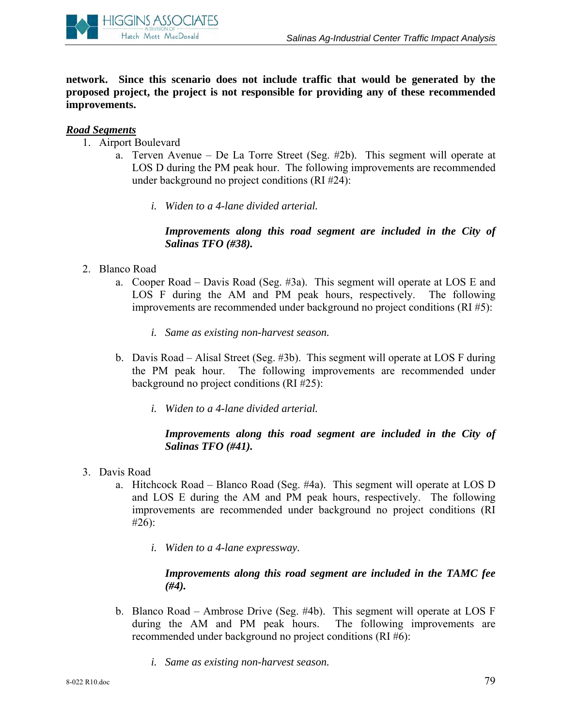**network. Since this scenario does not include traffic that would be generated by the proposed project, the project is not responsible for providing any of these recommended improvements.**

***Road Segments***

1. Airport Boulevard
   a. Terven Avenue – De La Torre Street (Seg. #2b). This segment will operate at LOS D during the PM peak hour. The following improvements are recommended under background no project conditions (RI #24):

      i. *Widen to a 4-lane divided arterial.*

      ***Improvements along this road segment are included in the City of Salinas TFO (#38).***

2. Blanco Road
   a. Cooper Road – Davis Road (Seg. #3a). This segment will operate at LOS E and LOS F during the AM and PM peak hours, respectively. The following improvements are recommended under background no project conditions (RI #5):

      i. *Same as existing non-harvest season.*

   b. Davis Road – Alisal Street (Seg. #3b). This segment will operate at LOS F during the PM peak hour. The following improvements are recommended under background no project conditions (RI #25):

      i. *Widen to a 4-lane divided arterial.*

      ***Improvements along this road segment are included in the City of Salinas TFO (#41).***

3. Davis Road
   a. Hitchcock Road – Blanco Road (Seg. #4a). This segment will operate at LOS D and LOS E during the AM and PM peak hours, respectively. The following improvements are recommended under background no project conditions (RI #26):

      i. *Widen to a 4-lane expressway.*

      ***Improvements along this road segment are included in the TAMC fee (#4).***

   b. Blanco Road – Ambrose Drive (Seg. #4b). This segment will operate at LOS F during the AM and PM peak hours. The following improvements are recommended under background no project conditions (RI #6):

      i. *Same as existing non-harvest season.*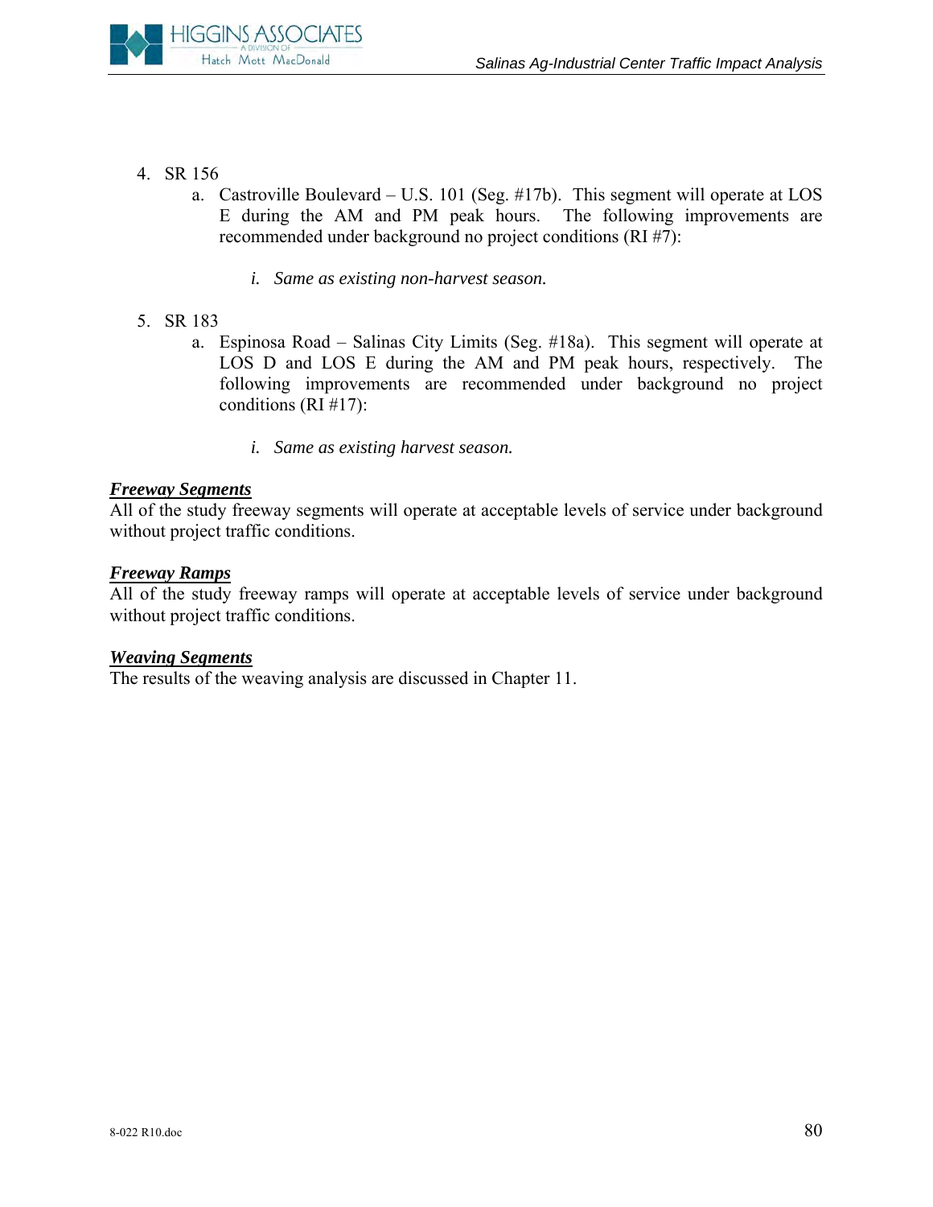4. SR 156
   a. Castroville Boulevard – U.S. 101 (Seg. #17b). This segment will operate at LOS E during the AM and PM peak hours. The following improvements are recommended under background no project conditions (RI #7):

      *i. Same as existing non-harvest season.*

5. SR 183
   a. Espinosa Road – Salinas City Limits (Seg. #18a). This segment will operate at LOS D and LOS E during the AM and PM peak hours, respectively. The following improvements are recommended under background no project conditions (RI #17):

      *i. Same as existing harvest season.*

***Freeway Segments***

All of the study freeway segments will operate at acceptable levels of service under background without project traffic conditions.

***Freeway Ramps***

All of the study freeway ramps will operate at acceptable levels of service under background without project traffic conditions.

***Weaving Segments***

The results of the weaving analysis are discussed in Chapter 11.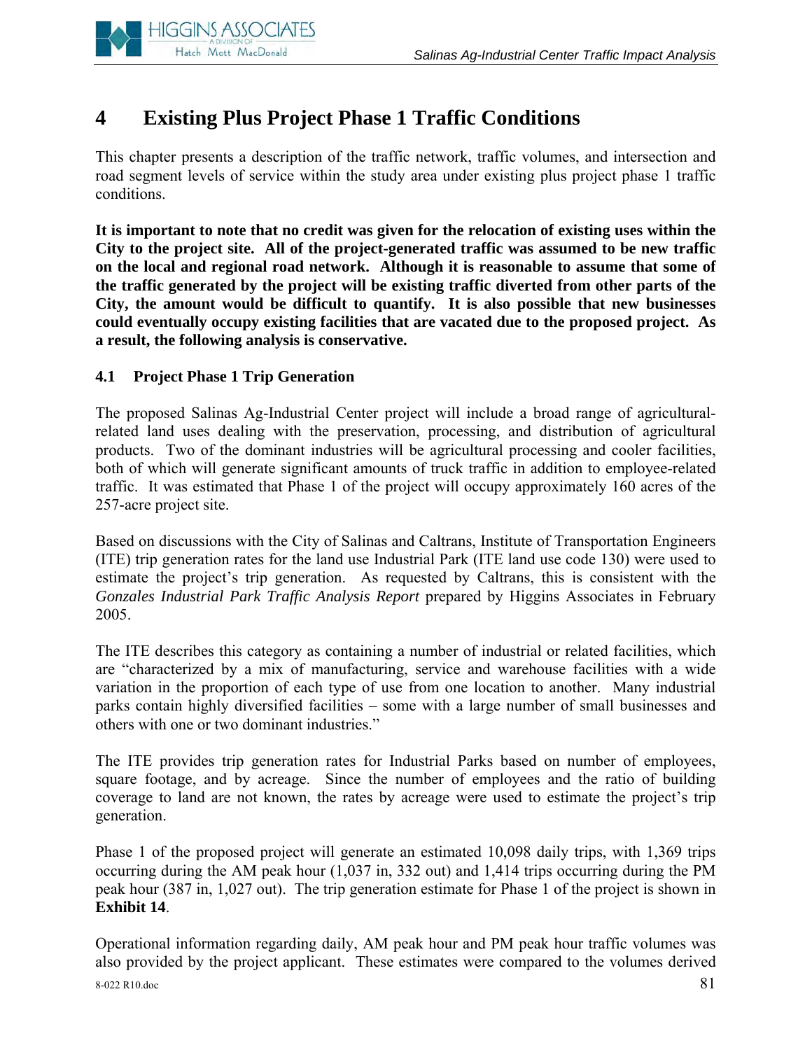# 4 Existing Plus Project Phase 1 Traffic Conditions

This chapter presents a description of the traffic network, traffic volumes, and intersection and road segment levels of service within the study area under existing plus project phase 1 traffic conditions.

**It is important to note that no credit was given for the relocation of existing uses within the City to the project site. All of the project-generated traffic was assumed to be new traffic on the local and regional road network. Although it is reasonable to assume that some of the traffic generated by the project will be existing traffic diverted from other parts of the City, the amount would be difficult to quantify. It is also possible that new businesses could eventually occupy existing facilities that are vacated due to the proposed project. As a result, the following analysis is conservative.**

## 4.1 Project Phase 1 Trip Generation

The proposed Salinas Ag-Industrial Center project will include a broad range of agricultural-related land uses dealing with the preservation, processing, and distribution of agricultural products. Two of the dominant industries will be agricultural processing and cooler facilities, both of which will generate significant amounts of truck traffic in addition to employee-related traffic. It was estimated that Phase 1 of the project will occupy approximately 160 acres of the 257-acre project site.

Based on discussions with the City of Salinas and Caltrans, Institute of Transportation Engineers (ITE) trip generation rates for the land use Industrial Park (ITE land use code 130) were used to estimate the project's trip generation. As requested by Caltrans, this is consistent with the *Gonzales Industrial Park Traffic Analysis Report* prepared by Higgins Associates in February 2005.

The ITE describes this category as containing a number of industrial or related facilities, which are "characterized by a mix of manufacturing, service and warehouse facilities with a wide variation in the proportion of each type of use from one location to another. Many industrial parks contain highly diversified facilities – some with a large number of small businesses and others with one or two dominant industries."

The ITE provides trip generation rates for Industrial Parks based on number of employees, square footage, and by acreage. Since the number of employees and the ratio of building coverage to land are not known, the rates by acreage were used to estimate the project's trip generation.

Phase 1 of the proposed project will generate an estimated 10,098 daily trips, with 1,369 trips occurring during the AM peak hour (1,037 in, 332 out) and 1,414 trips occurring during the PM peak hour (387 in, 1,027 out). The trip generation estimate for Phase 1 of the project is shown in **Exhibit 14**.

Operational information regarding daily, AM peak hour and PM peak hour traffic volumes was also provided by the project applicant. These estimates were compared to the volumes derived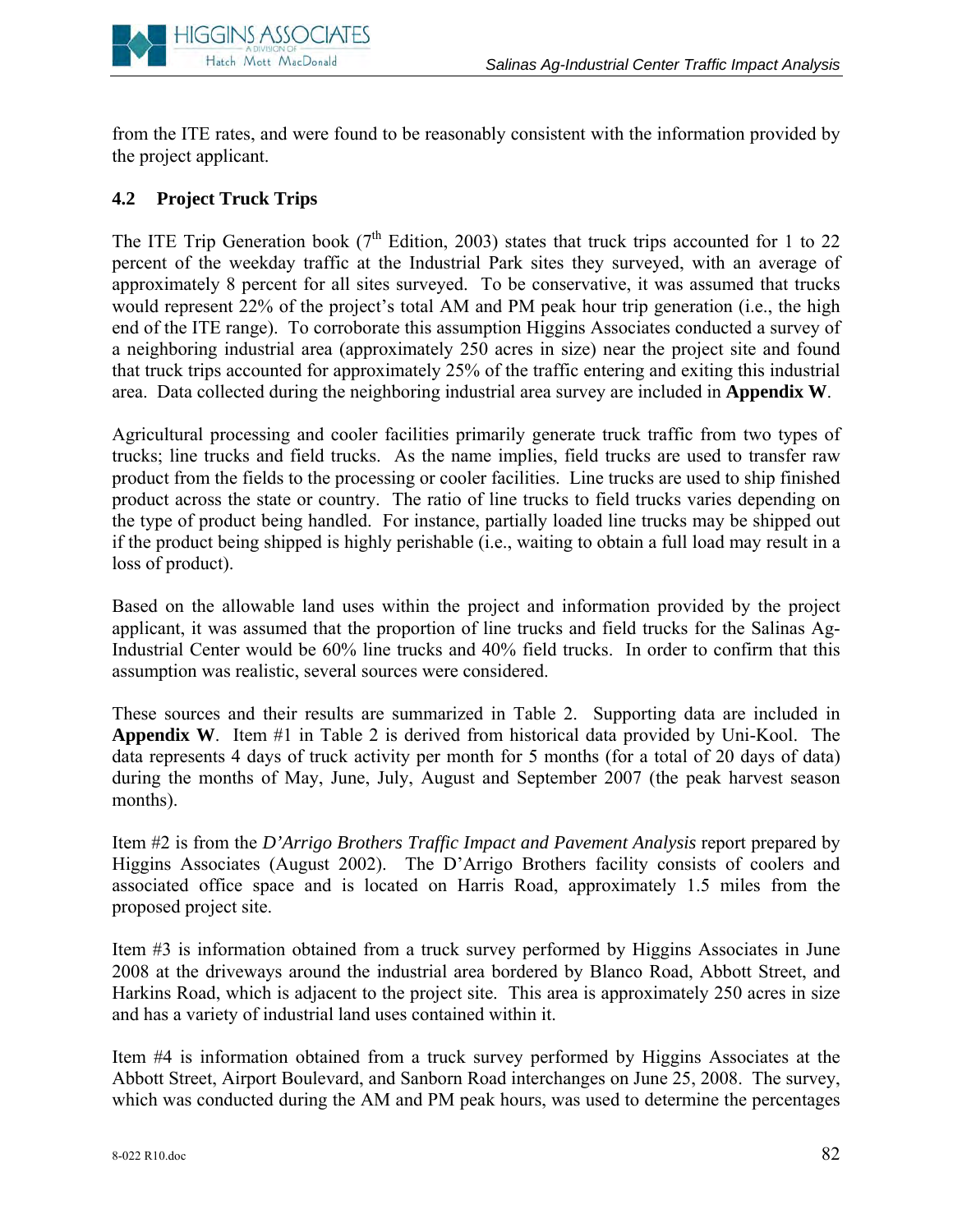from the ITE rates, and were found to be reasonably consistent with the information provided by the project applicant.

## 4.2 Project Truck Trips

The ITE Trip Generation book (7th Edition, 2003) states that truck trips accounted for 1 to 22 percent of the weekday traffic at the Industrial Park sites they surveyed, with an average of approximately 8 percent for all sites surveyed. To be conservative, it was assumed that trucks would represent 22% of the project's total AM and PM peak hour trip generation (i.e., the high end of the ITE range). To corroborate this assumption Higgins Associates conducted a survey of a neighboring industrial area (approximately 250 acres in size) near the project site and found that truck trips accounted for approximately 25% of the traffic entering and exiting this industrial area. Data collected during the neighboring industrial area survey are included in **Appendix W**.

Agricultural processing and cooler facilities primarily generate truck traffic from two types of trucks; line trucks and field trucks. As the name implies, field trucks are used to transfer raw product from the fields to the processing or cooler facilities. Line trucks are used to ship finished product across the state or country. The ratio of line trucks to field trucks varies depending on the type of product being handled. For instance, partially loaded line trucks may be shipped out if the product being shipped is highly perishable (i.e., waiting to obtain a full load may result in a loss of product).

Based on the allowable land uses within the project and information provided by the project applicant, it was assumed that the proportion of line trucks and field trucks for the Salinas Ag-Industrial Center would be 60% line trucks and 40% field trucks. In order to confirm that this assumption was realistic, several sources were considered.

These sources and their results are summarized in Table 2. Supporting data are included in **Appendix W**. Item #1 in Table 2 is derived from historical data provided by Uni-Kool. The data represents 4 days of truck activity per month for 5 months (for a total of 20 days of data) during the months of May, June, July, August and September 2007 (the peak harvest season months).

Item #2 is from the *D'Arrigo Brothers Traffic Impact and Pavement Analysis* report prepared by Higgins Associates (August 2002). The D'Arrigo Brothers facility consists of coolers and associated office space and is located on Harris Road, approximately 1.5 miles from the proposed project site.

Item #3 is information obtained from a truck survey performed by Higgins Associates in June 2008 at the driveways around the industrial area bordered by Blanco Road, Abbott Street, and Harkins Road, which is adjacent to the project site. This area is approximately 250 acres in size and has a variety of industrial land uses contained within it.

Item #4 is information obtained from a truck survey performed by Higgins Associates at the Abbott Street, Airport Boulevard, and Sanborn Road interchanges on June 25, 2008. The survey, which was conducted during the AM and PM peak hours, was used to determine the percentages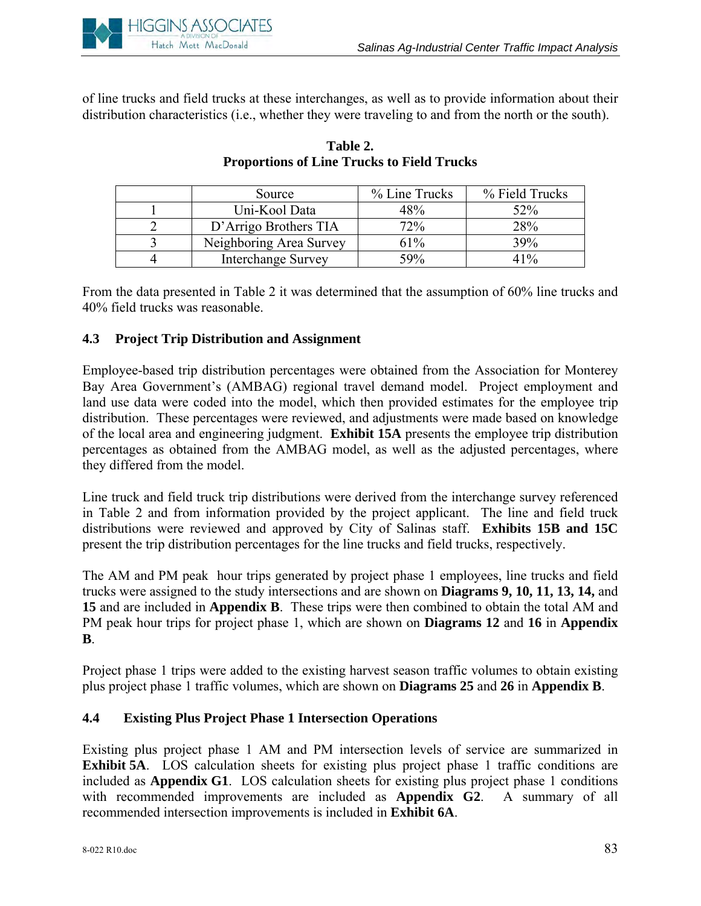of line trucks and field trucks at these interchanges, as well as to provide information about their distribution characteristics (i.e., whether they were traveling to and from the north or the south).

**Table 2.**
**Proportions of Line Trucks to Field Trucks**

| | Source | % Line Trucks | % Field Trucks |
|---|---|---|---|
| 1 | Uni-Kool Data | 48% | 52% |
| 2 | D'Arrigo Brothers TIA | 72% | 28% |
| 3 | Neighboring Area Survey | 61% | 39% |
| 4 | Interchange Survey | 59% | 41% |

From the data presented in Table 2 it was determined that the assumption of 60% line trucks and 40% field trucks was reasonable.

### 4.3 Project Trip Distribution and Assignment

Employee-based trip distribution percentages were obtained from the Association for Monterey Bay Area Government's (AMBAG) regional travel demand model. Project employment and land use data were coded into the model, which then provided estimates for the employee trip distribution. These percentages were reviewed, and adjustments were made based on knowledge of the local area and engineering judgment. **Exhibit 15A** presents the employee trip distribution percentages as obtained from the AMBAG model, as well as the adjusted percentages, where they differed from the model.

Line truck and field truck trip distributions were derived from the interchange survey referenced in Table 2 and from information provided by the project applicant. The line and field truck distributions were reviewed and approved by City of Salinas staff. **Exhibits 15B and 15C** present the trip distribution percentages for the line trucks and field trucks, respectively.

The AM and PM peak hour trips generated by project phase 1 employees, line trucks and field trucks were assigned to the study intersections and are shown on **Diagrams 9, 10, 11, 13, 14,** and **15** and are included in **Appendix B**. These trips were then combined to obtain the total AM and PM peak hour trips for project phase 1, which are shown on **Diagrams 12** and **16** in **Appendix B**.

Project phase 1 trips were added to the existing harvest season traffic volumes to obtain existing plus project phase 1 traffic volumes, which are shown on **Diagrams 25** and **26** in **Appendix B**.

### 4.4 Existing Plus Project Phase 1 Intersection Operations

Existing plus project phase 1 AM and PM intersection levels of service are summarized in **Exhibit 5A**. LOS calculation sheets for existing plus project phase 1 traffic conditions are included as **Appendix G1**. LOS calculation sheets for existing plus project phase 1 conditions with recommended improvements are included as **Appendix G2**. A summary of all recommended intersection improvements is included in **Exhibit 6A**.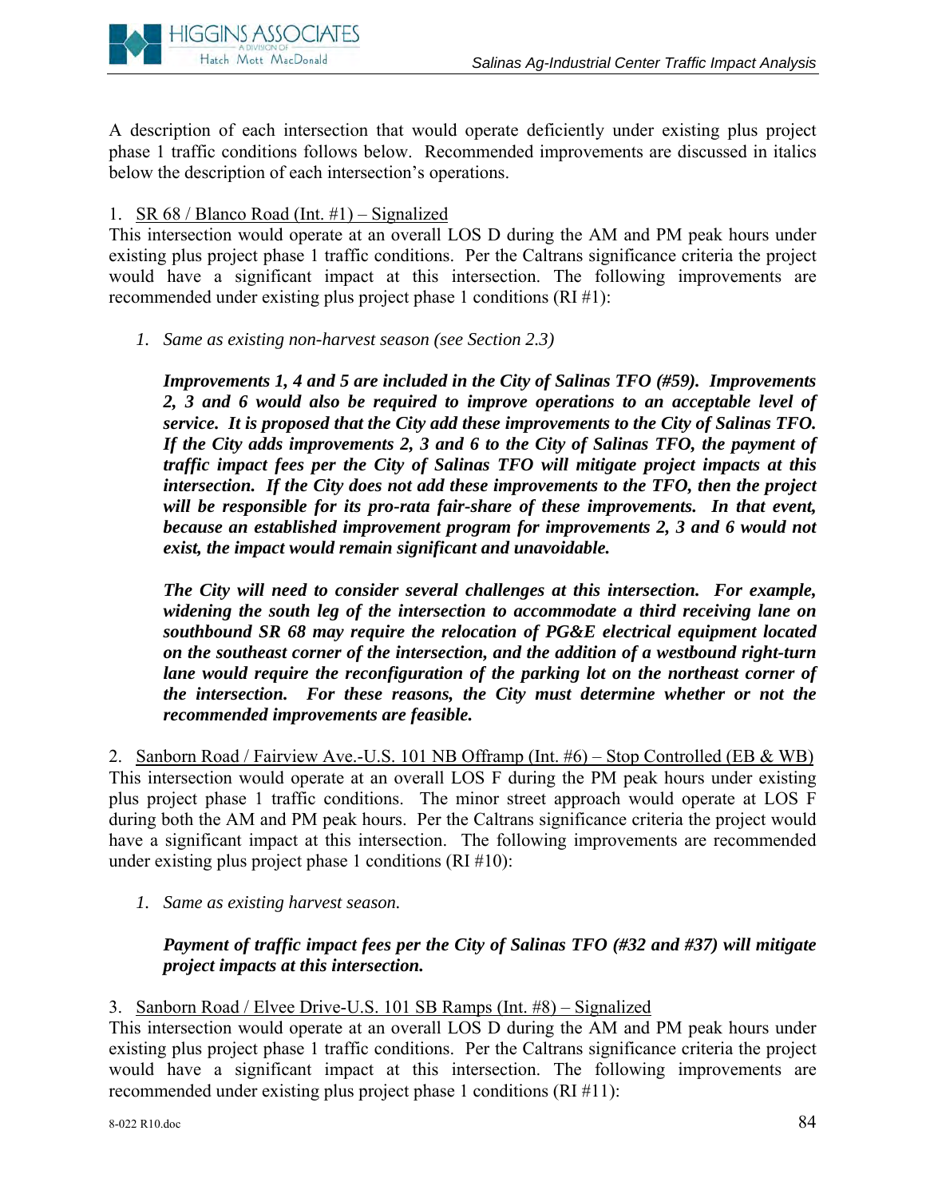A description of each intersection that would operate deficiently under existing plus project phase 1 traffic conditions follows below. Recommended improvements are discussed in italics below the description of each intersection's operations.

1. <u>SR 68 / Blanco Road (Int. #1) – Signalized</u>

This intersection would operate at an overall LOS D during the AM and PM peak hours under existing plus project phase 1 traffic conditions. Per the Caltrans significance criteria the project would have a significant impact at this intersection. The following improvements are recommended under existing plus project phase 1 conditions (RI #1):

   1. *Same as existing non-harvest season (see Section 2.3)*

   ***Improvements 1, 4 and 5 are included in the City of Salinas TFO (#59). Improvements 2, 3 and 6 would also be required to improve operations to an acceptable level of service. It is proposed that the City add these improvements to the City of Salinas TFO. If the City adds improvements 2, 3 and 6 to the City of Salinas TFO, the payment of traffic impact fees per the City of Salinas TFO will mitigate project impacts at this intersection. If the City does not add these improvements to the TFO, then the project will be responsible for its pro-rata fair-share of these improvements. In that event, because an established improvement program for improvements 2, 3 and 6 would not exist, the impact would remain significant and unavoidable.***

   ***The City will need to consider several challenges at this intersection. For example, widening the south leg of the intersection to accommodate a third receiving lane on southbound SR 68 may require the relocation of PG&E electrical equipment located on the southeast corner of the intersection, and the addition of a westbound right-turn lane would require the reconfiguration of the parking lot on the northeast corner of the intersection. For these reasons, the City must determine whether or not the recommended improvements are feasible.***

2. <u>Sanborn Road / Fairview Ave.-U.S. 101 NB Offramp (Int. #6) – Stop Controlled (EB & WB)</u>

This intersection would operate at an overall LOS F during the PM peak hours under existing plus project phase 1 traffic conditions. The minor street approach would operate at LOS F during both the AM and PM peak hours. Per the Caltrans significance criteria the project would have a significant impact at this intersection. The following improvements are recommended under existing plus project phase 1 conditions (RI #10):

   1. *Same as existing harvest season.*

   ***Payment of traffic impact fees per the City of Salinas TFO (#32 and #37) will mitigate project impacts at this intersection.***

3. <u>Sanborn Road / Elvee Drive-U.S. 101 SB Ramps (Int. #8) – Signalized</u>

This intersection would operate at an overall LOS D during the AM and PM peak hours under existing plus project phase 1 traffic conditions. Per the Caltrans significance criteria the project would have a significant impact at this intersection. The following improvements are recommended under existing plus project phase 1 conditions (RI #11):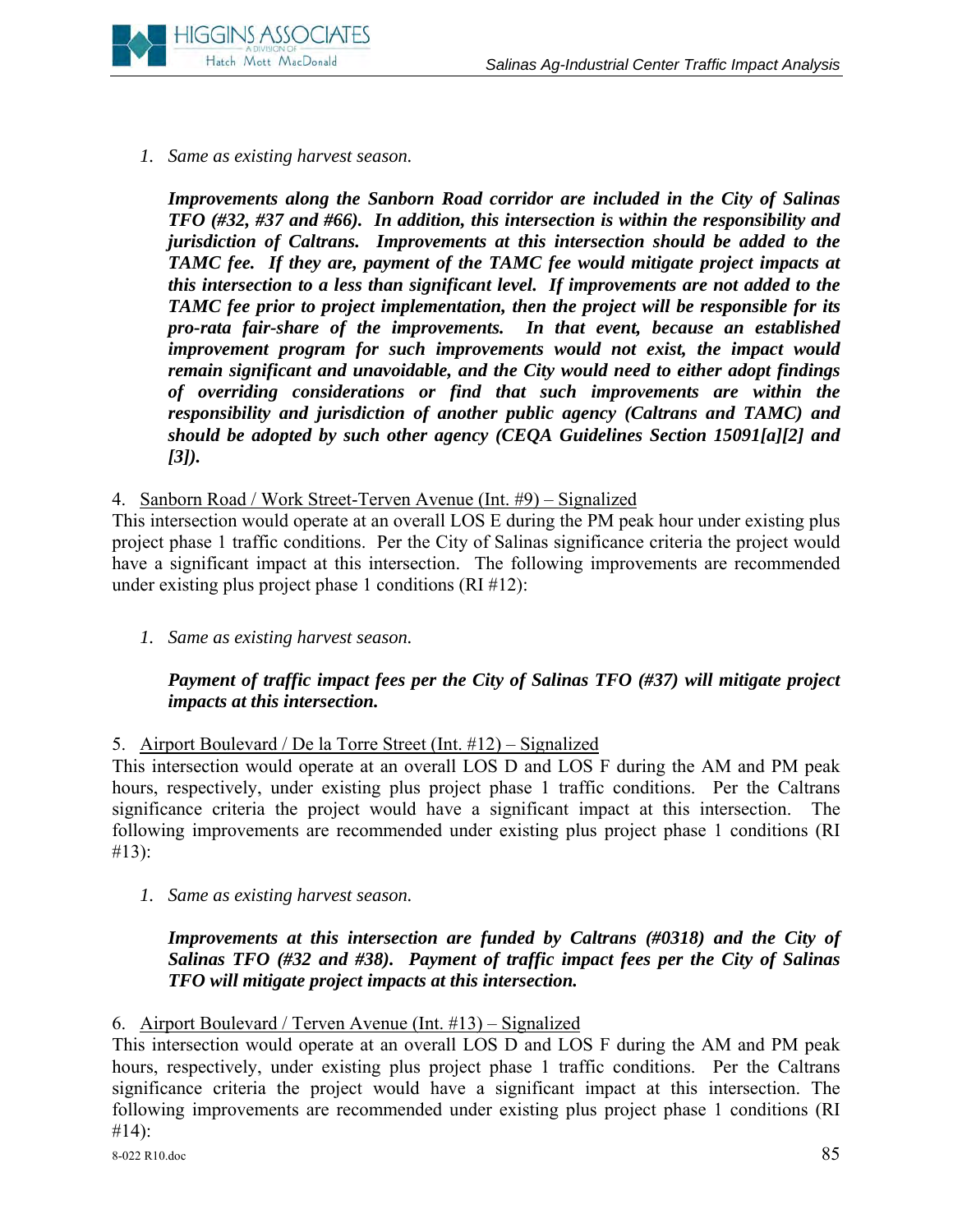*1. Same as existing harvest season.*

***Improvements along the Sanborn Road corridor are included in the City of Salinas TFO (#32, #37 and #66). In addition, this intersection is within the responsibility and jurisdiction of Caltrans. Improvements at this intersection should be added to the TAMC fee. If they are, payment of the TAMC fee would mitigate project impacts at this intersection to a less than significant level. If improvements are not added to the TAMC fee prior to project implementation, then the project will be responsible for its pro-rata fair-share of the improvements. In that event, because an established improvement program for such improvements would not exist, the impact would remain significant and unavoidable, and the City would need to either adopt findings of overriding considerations or find that such improvements are within the responsibility and jurisdiction of another public agency (Caltrans and TAMC) and should be adopted by such other agency (CEQA Guidelines Section 15091[a][2] and [3]).***

4. <u>Sanborn Road / Work Street-Terven Avenue (Int. #9) – Signalized</u>

This intersection would operate at an overall LOS E during the PM peak hour under existing plus project phase 1 traffic conditions. Per the City of Salinas significance criteria the project would have a significant impact at this intersection. The following improvements are recommended under existing plus project phase 1 conditions (RI #12):

*1. Same as existing harvest season.*

***Payment of traffic impact fees per the City of Salinas TFO (#37) will mitigate project impacts at this intersection.***

5. <u>Airport Boulevard / De la Torre Street (Int. #12) – Signalized</u>

This intersection would operate at an overall LOS D and LOS F during the AM and PM peak hours, respectively, under existing plus project phase 1 traffic conditions. Per the Caltrans significance criteria the project would have a significant impact at this intersection. The following improvements are recommended under existing plus project phase 1 conditions (RI #13):

*1. Same as existing harvest season.*

***Improvements at this intersection are funded by Caltrans (#0318) and the City of Salinas TFO (#32 and #38). Payment of traffic impact fees per the City of Salinas TFO will mitigate project impacts at this intersection.***

6. <u>Airport Boulevard / Terven Avenue (Int. #13) – Signalized</u>

This intersection would operate at an overall LOS D and LOS F during the AM and PM peak hours, respectively, under existing plus project phase 1 traffic conditions. Per the Caltrans significance criteria the project would have a significant impact at this intersection. The following improvements are recommended under existing plus project phase 1 conditions (RI #14):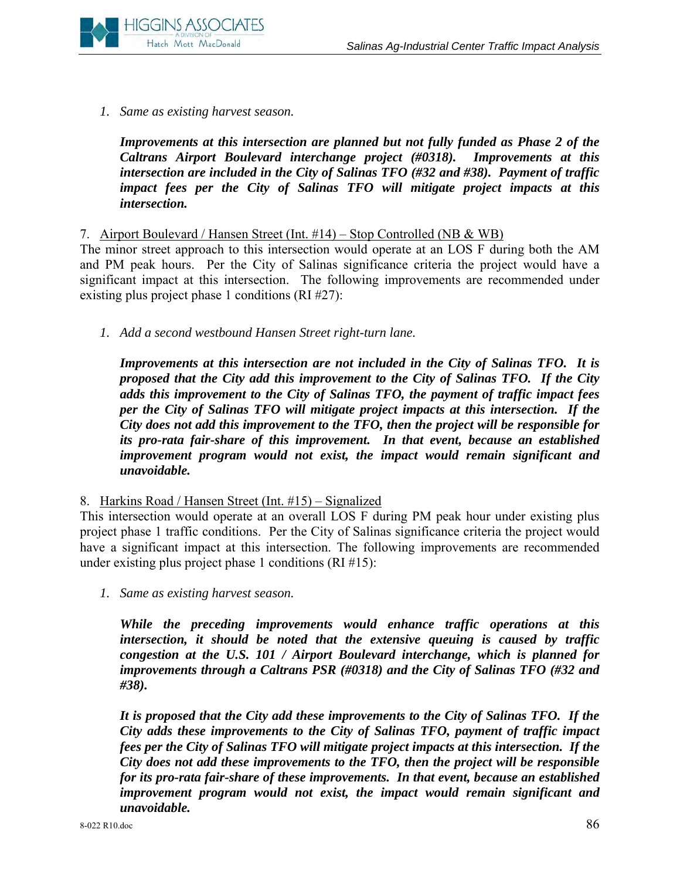*1. Same as existing harvest season.*

***Improvements at this intersection are planned but not fully funded as Phase 2 of the Caltrans Airport Boulevard interchange project (#0318). Improvements at this intersection are included in the City of Salinas TFO (#32 and #38). Payment of traffic impact fees per the City of Salinas TFO will mitigate project impacts at this intersection.***

7. <u>Airport Boulevard / Hansen Street (Int. #14) – Stop Controlled (NB & WB)</u>

The minor street approach to this intersection would operate at an LOS F during both the AM and PM peak hours. Per the City of Salinas significance criteria the project would have a significant impact at this intersection. The following improvements are recommended under existing plus project phase 1 conditions (RI #27):

*1. Add a second westbound Hansen Street right-turn lane.*

***Improvements at this intersection are not included in the City of Salinas TFO. It is proposed that the City add this improvement to the City of Salinas TFO. If the City adds this improvement to the City of Salinas TFO, the payment of traffic impact fees per the City of Salinas TFO will mitigate project impacts at this intersection. If the City does not add this improvement to the TFO, then the project will be responsible for its pro-rata fair-share of this improvement. In that event, because an established improvement program would not exist, the impact would remain significant and unavoidable.***

8. <u>Harkins Road / Hansen Street (Int. #15) – Signalized</u>

This intersection would operate at an overall LOS F during PM peak hour under existing plus project phase 1 traffic conditions. Per the City of Salinas significance criteria the project would have a significant impact at this intersection. The following improvements are recommended under existing plus project phase 1 conditions (RI #15):

*1. Same as existing harvest season.*

***While the preceding improvements would enhance traffic operations at this intersection, it should be noted that the extensive queuing is caused by traffic congestion at the U.S. 101 / Airport Boulevard interchange, which is planned for improvements through a Caltrans PSR (#0318) and the City of Salinas TFO (#32 and #38).***

***It is proposed that the City add these improvements to the City of Salinas TFO. If the City adds these improvements to the City of Salinas TFO, payment of traffic impact fees per the City of Salinas TFO will mitigate project impacts at this intersection. If the City does not add these improvements to the TFO, then the project will be responsible for its pro-rata fair-share of these improvements. In that event, because an established improvement program would not exist, the impact would remain significant and unavoidable.***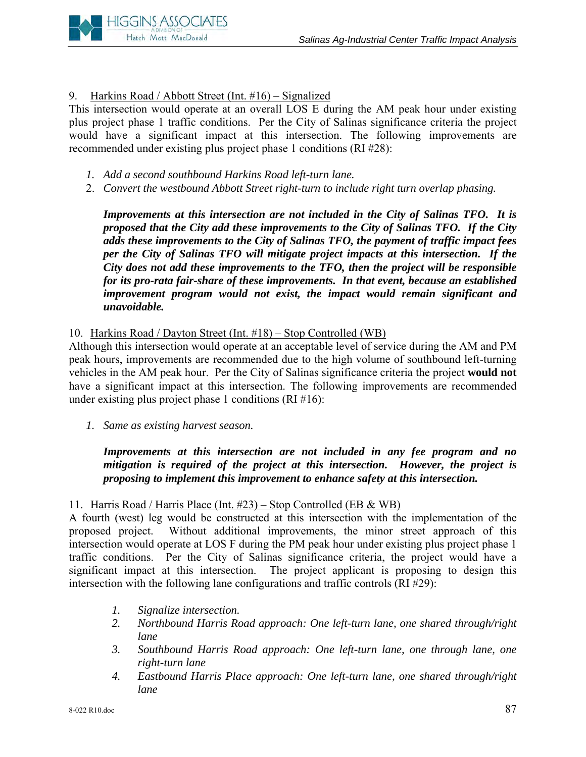9. Harkins Road / Abbott Street (Int. #16) – Signalized

This intersection would operate at an overall LOS E during the AM peak hour under existing plus project phase 1 traffic conditions. Per the City of Salinas significance criteria the project would have a significant impact at this intersection. The following improvements are recommended under existing plus project phase 1 conditions (RI #28):

1. *Add a second southbound Harkins Road left-turn lane.*
2. *Convert the westbound Abbott Street right-turn to include right turn overlap phasing.*

   ***Improvements at this intersection are not included in the City of Salinas TFO. It is proposed that the City add these improvements to the City of Salinas TFO. If the City adds these improvements to the City of Salinas TFO, the payment of traffic impact fees per the City of Salinas TFO will mitigate project impacts at this intersection. If the City does not add these improvements to the TFO, then the project will be responsible for its pro-rata fair-share of these improvements. In that event, because an established improvement program would not exist, the impact would remain significant and unavoidable.***

10. Harkins Road / Dayton Street (Int. #18) – Stop Controlled (WB)

Although this intersection would operate at an acceptable level of service during the AM and PM peak hours, improvements are recommended due to the high volume of southbound left-turning vehicles in the AM peak hour. Per the City of Salinas significance criteria the project **would not** have a significant impact at this intersection. The following improvements are recommended under existing plus project phase 1 conditions (RI #16):

1. *Same as existing harvest season.*

   ***Improvements at this intersection are not included in any fee program and no mitigation is required of the project at this intersection. However, the project is proposing to implement this improvement to enhance safety at this intersection.***

11. Harris Road / Harris Place (Int. #23) – Stop Controlled (EB & WB)

A fourth (west) leg would be constructed at this intersection with the implementation of the proposed project. Without additional improvements, the minor street approach of this intersection would operate at LOS F during the PM peak hour under existing plus project phase 1 traffic conditions. Per the City of Salinas significance criteria, the project would have a significant impact at this intersection. The project applicant is proposing to design this intersection with the following lane configurations and traffic controls (RI #29):

1. *Signalize intersection.*
2. *Northbound Harris Road approach: One left-turn lane, one shared through/right lane*
3. *Southbound Harris Road approach: One left-turn lane, one through lane, one right-turn lane*
4. *Eastbound Harris Place approach: One left-turn lane, one shared through/right lane*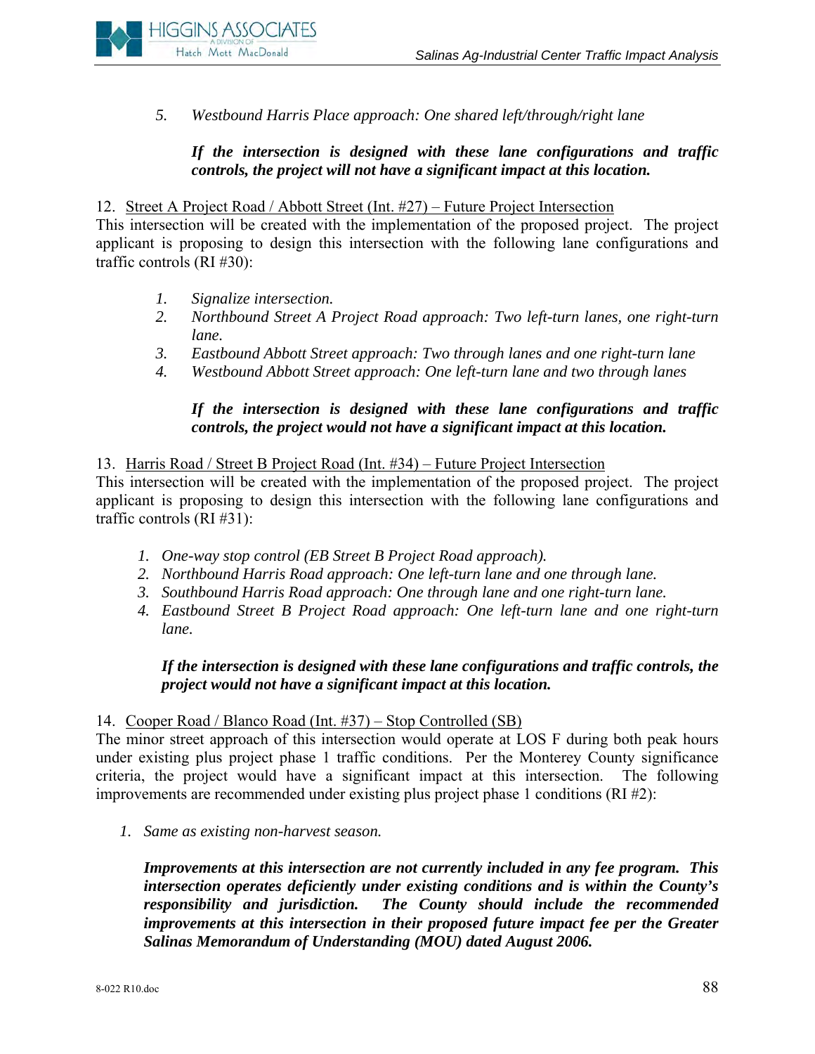5. *Westbound Harris Place approach: One shared left/through/right lane*

   ***If the intersection is designed with these lane configurations and traffic controls, the project will not have a significant impact at this location.***

12. Street A Project Road / Abbott Street (Int. #27) – Future Project Intersection

This intersection will be created with the implementation of the proposed project. The project applicant is proposing to design this intersection with the following lane configurations and traffic controls (RI #30):

1. *Signalize intersection.*
2. *Northbound Street A Project Road approach: Two left-turn lanes, one right-turn lane.*
3. *Eastbound Abbott Street approach: Two through lanes and one right-turn lane*
4. *Westbound Abbott Street approach: One left-turn lane and two through lanes*

   ***If the intersection is designed with these lane configurations and traffic controls, the project would not have a significant impact at this location.***

13. Harris Road / Street B Project Road (Int. #34) – Future Project Intersection

This intersection will be created with the implementation of the proposed project. The project applicant is proposing to design this intersection with the following lane configurations and traffic controls (RI #31):

1. *One-way stop control (EB Street B Project Road approach).*
2. *Northbound Harris Road approach: One left-turn lane and one through lane.*
3. *Southbound Harris Road approach: One through lane and one right-turn lane.*
4. *Eastbound Street B Project Road approach: One left-turn lane and one right-turn lane.*

   ***If the intersection is designed with these lane configurations and traffic controls, the project would not have a significant impact at this location.***

14. Cooper Road / Blanco Road (Int. #37) – Stop Controlled (SB)

The minor street approach of this intersection would operate at LOS F during both peak hours under existing plus project phase 1 traffic conditions. Per the Monterey County significance criteria, the project would have a significant impact at this intersection. The following improvements are recommended under existing plus project phase 1 conditions (RI #2):

1. *Same as existing non-harvest season.*

   ***Improvements at this intersection are not currently included in any fee program. This intersection operates deficiently under existing conditions and is within the County's responsibility and jurisdiction. The County should include the recommended improvements at this intersection in their proposed future impact fee per the Greater Salinas Memorandum of Understanding (MOU) dated August 2006.***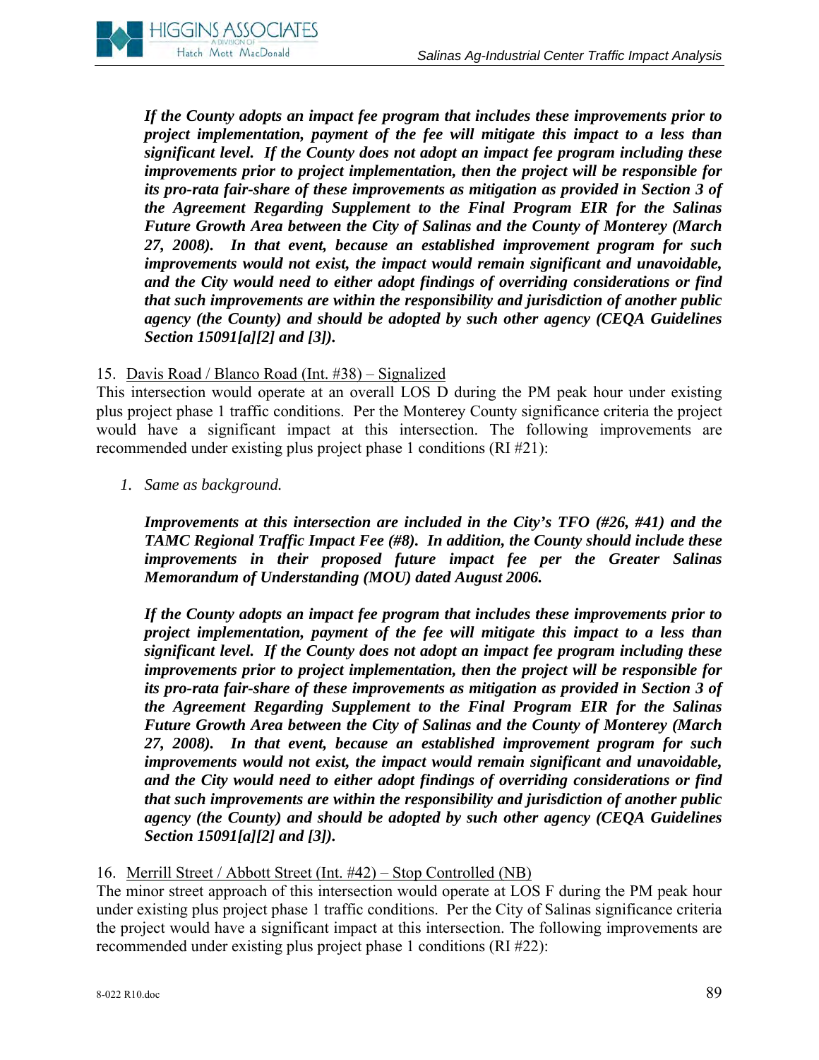***If the County adopts an impact fee program that includes these improvements prior to project implementation, payment of the fee will mitigate this impact to a less than significant level. If the County does not adopt an impact fee program including these improvements prior to project implementation, then the project will be responsible for its pro-rata fair-share of these improvements as mitigation as provided in Section 3 of the Agreement Regarding Supplement to the Final Program EIR for the Salinas Future Growth Area between the City of Salinas and the County of Monterey (March 27, 2008). In that event, because an established improvement program for such improvements would not exist, the impact would remain significant and unavoidable, and the City would need to either adopt findings of overriding considerations or find that such improvements are within the responsibility and jurisdiction of another public agency (the County) and should be adopted by such other agency (CEQA Guidelines Section 15091[a][2] and [3]).***

15. <u>Davis Road / Blanco Road (Int. #38) – Signalized</u>

This intersection would operate at an overall LOS D during the PM peak hour under existing plus project phase 1 traffic conditions. Per the Monterey County significance criteria the project would have a significant impact at this intersection. The following improvements are recommended under existing plus project phase 1 conditions (RI #21):

1. *Same as background.*

***Improvements at this intersection are included in the City's TFO (#26, #41) and the TAMC Regional Traffic Impact Fee (#8). In addition, the County should include these improvements in their proposed future impact fee per the Greater Salinas Memorandum of Understanding (MOU) dated August 2006.***

***If the County adopts an impact fee program that includes these improvements prior to project implementation, payment of the fee will mitigate this impact to a less than significant level. If the County does not adopt an impact fee program including these improvements prior to project implementation, then the project will be responsible for its pro-rata fair-share of these improvements as mitigation as provided in Section 3 of the Agreement Regarding Supplement to the Final Program EIR for the Salinas Future Growth Area between the City of Salinas and the County of Monterey (March 27, 2008). In that event, because an established improvement program for such improvements would not exist, the impact would remain significant and unavoidable, and the City would need to either adopt findings of overriding considerations or find that such improvements are within the responsibility and jurisdiction of another public agency (the County) and should be adopted by such other agency (CEQA Guidelines Section 15091[a][2] and [3]).***

16. <u>Merrill Street / Abbott Street (Int. #42) – Stop Controlled (NB)</u>

The minor street approach of this intersection would operate at LOS F during the PM peak hour under existing plus project phase 1 traffic conditions. Per the City of Salinas significance criteria the project would have a significant impact at this intersection. The following improvements are recommended under existing plus project phase 1 conditions (RI #22):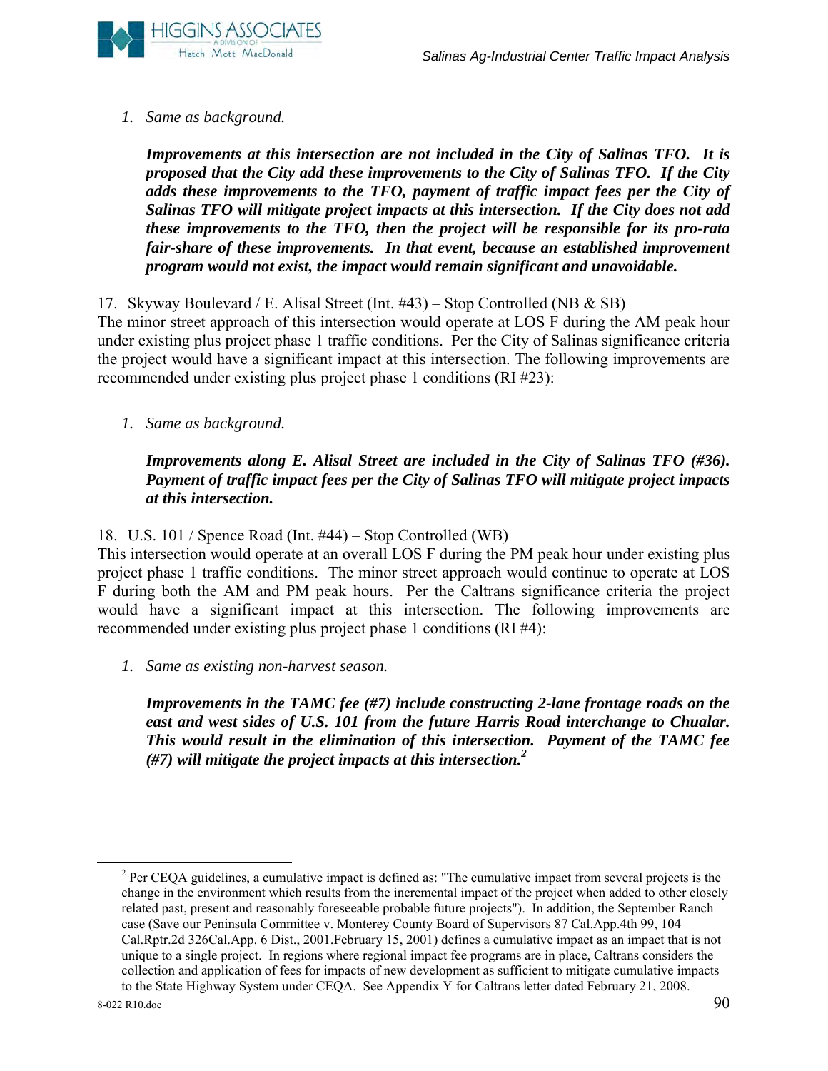1. *Same as background.*

    ***Improvements at this intersection are not included in the City of Salinas TFO. It is proposed that the City add these improvements to the City of Salinas TFO. If the City adds these improvements to the TFO, payment of traffic impact fees per the City of Salinas TFO will mitigate project impacts at this intersection. If the City does not add these improvements to the TFO, then the project will be responsible for its pro-rata fair-share of these improvements. In that event, because an established improvement program would not exist, the impact would remain significant and unavoidable.***

17. <u>Skyway Boulevard / E. Alisal Street (Int. #43) – Stop Controlled (NB & SB)</u>

The minor street approach of this intersection would operate at LOS F during the AM peak hour under existing plus project phase 1 traffic conditions. Per the City of Salinas significance criteria the project would have a significant impact at this intersection. The following improvements are recommended under existing plus project phase 1 conditions (RI #23):

1. *Same as background.*

    ***Improvements along E. Alisal Street are included in the City of Salinas TFO (#36). Payment of traffic impact fees per the City of Salinas TFO will mitigate project impacts at this intersection.***

18. <u>U.S. 101 / Spence Road (Int. #44) – Stop Controlled (WB)</u>

This intersection would operate at an overall LOS F during the PM peak hour under existing plus project phase 1 traffic conditions. The minor street approach would continue to operate at LOS F during both the AM and PM peak hours. Per the Caltrans significance criteria the project would have a significant impact at this intersection. The following improvements are recommended under existing plus project phase 1 conditions (RI #4):

1. *Same as existing non-harvest season.*

    ***Improvements in the TAMC fee (#7) include constructing 2-lane frontage roads on the east and west sides of U.S. 101 from the future Harris Road interchange to Chualar. This would result in the elimination of this intersection. Payment of the TAMC fee (#7) will mitigate the project impacts at this intersection.[2]***

---

[2] Per CEQA guidelines, a cumulative impact is defined as: "The cumulative impact from several projects is the change in the environment which results from the incremental impact of the project when added to other closely related past, present and reasonably foreseeable probable future projects"). In addition, the September Ranch case (Save our Peninsula Committee v. Monterey County Board of Supervisors 87 Cal.App.4th 99, 104 Cal.Rptr.2d 326Cal.App. 6 Dist., 2001.February 15, 2001) defines a cumulative impact as an impact that is not unique to a single project. In regions where regional impact fee programs are in place, Caltrans considers the collection and application of fees for impacts of new development as sufficient to mitigate cumulative impacts to the State Highway System under CEQA. See Appendix Y for Caltrans letter dated February 21, 2008.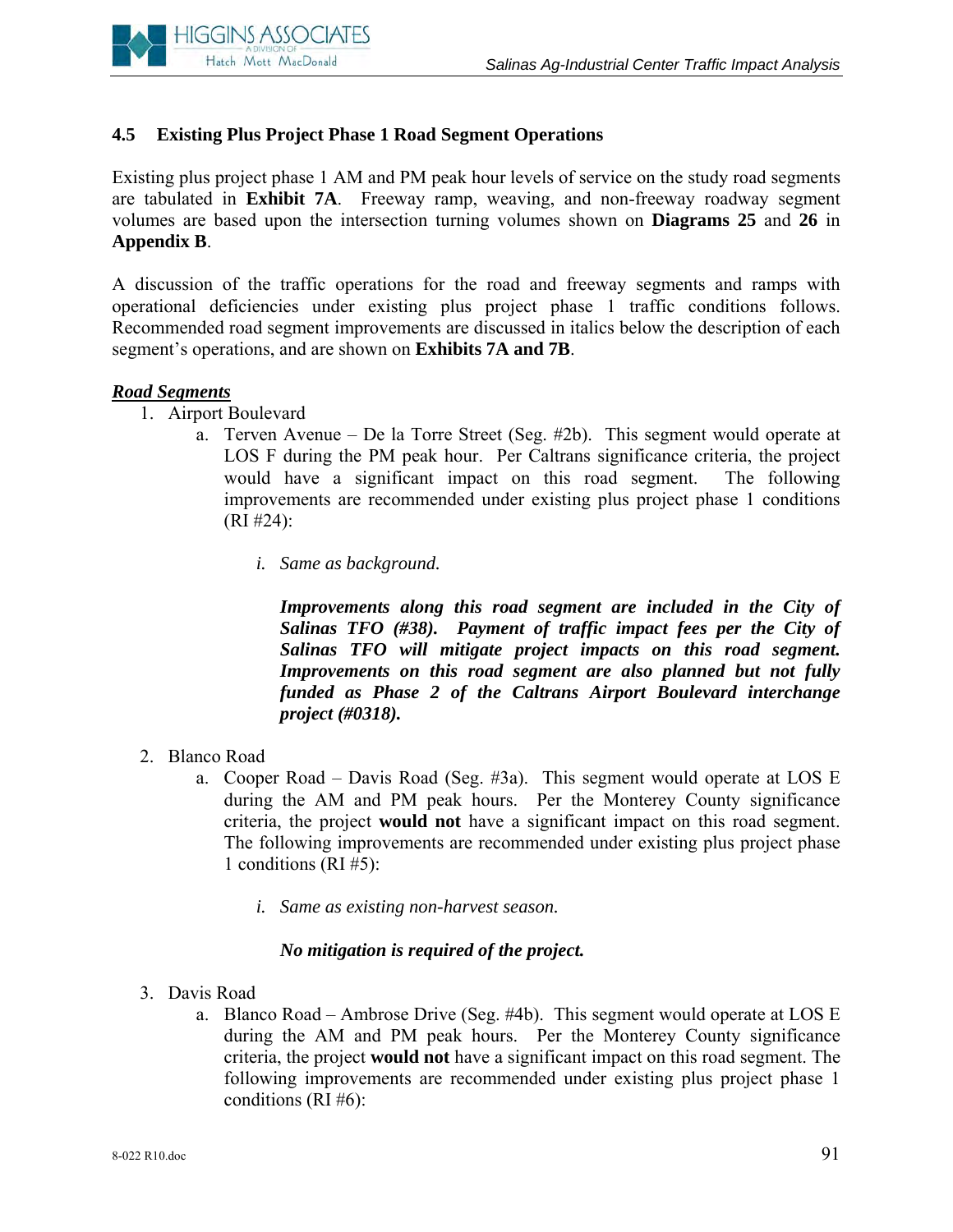### 4.5 Existing Plus Project Phase 1 Road Segment Operations

Existing plus project phase 1 AM and PM peak hour levels of service on the study road segments are tabulated in **Exhibit 7A**. Freeway ramp, weaving, and non-freeway roadway segment volumes are based upon the intersection turning volumes shown on **Diagrams 25** and **26** in **Appendix B**.

A discussion of the traffic operations for the road and freeway segments and ramps with operational deficiencies under existing plus project phase 1 traffic conditions follows. Recommended road segment improvements are discussed in italics below the description of each segment's operations, and are shown on **Exhibits 7A and 7B**.

***Road Segments***

1. Airport Boulevard
   a. Terven Avenue – De la Torre Street (Seg. #2b). This segment would operate at LOS F during the PM peak hour. Per Caltrans significance criteria, the project would have a significant impact on this road segment. The following improvements are recommended under existing plus project phase 1 conditions (RI #24):

      i. *Same as background.*

      ***Improvements along this road segment are included in the City of Salinas TFO (#38). Payment of traffic impact fees per the City of Salinas TFO will mitigate project impacts on this road segment. Improvements on this road segment are also planned but not fully funded as Phase 2 of the Caltrans Airport Boulevard interchange project (#0318).***

2. Blanco Road
   a. Cooper Road – Davis Road (Seg. #3a). This segment would operate at LOS E during the AM and PM peak hours. Per the Monterey County significance criteria, the project **would not** have a significant impact on this road segment. The following improvements are recommended under existing plus project phase 1 conditions (RI #5):

      i. *Same as existing non-harvest season.*

      ***No mitigation is required of the project.***

3. Davis Road
   a. Blanco Road – Ambrose Drive (Seg. #4b). This segment would operate at LOS E during the AM and PM peak hours. Per the Monterey County significance criteria, the project **would not** have a significant impact on this road segment. The following improvements are recommended under existing plus project phase 1 conditions (RI #6):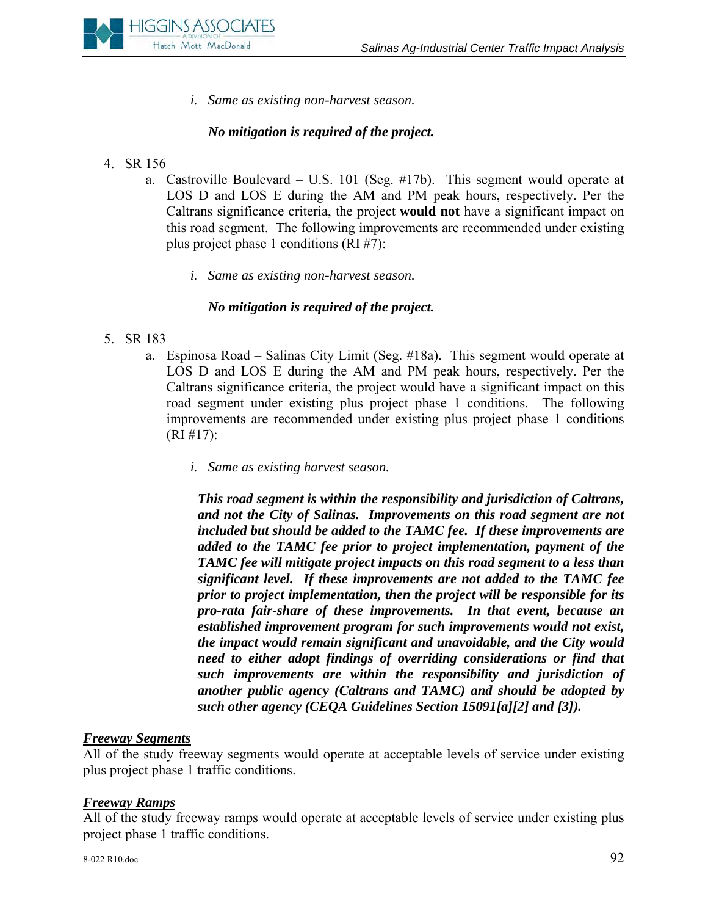i. *Same as existing non-harvest season.*

***No mitigation is required of the project.***

4. SR 156
   a. Castroville Boulevard – U.S. 101 (Seg. #17b). This segment would operate at LOS D and LOS E during the AM and PM peak hours, respectively. Per the Caltrans significance criteria, the project **would not** have a significant impact on this road segment. The following improvements are recommended under existing plus project phase 1 conditions (RI #7):

      i. *Same as existing non-harvest season.*

      ***No mitigation is required of the project.***

5. SR 183
   a. Espinosa Road – Salinas City Limit (Seg. #18a). This segment would operate at LOS D and LOS E during the AM and PM peak hours, respectively. Per the Caltrans significance criteria, the project would have a significant impact on this road segment under existing plus project phase 1 conditions. The following improvements are recommended under existing plus project phase 1 conditions (RI #17):

      i. *Same as existing harvest season.*

      ***This road segment is within the responsibility and jurisdiction of Caltrans, and not the City of Salinas. Improvements on this road segment are not included but should be added to the TAMC fee. If these improvements are added to the TAMC fee prior to project implementation, payment of the TAMC fee will mitigate project impacts on this road segment to a less than significant level. If these improvements are not added to the TAMC fee prior to project implementation, then the project will be responsible for its pro-rata fair-share of these improvements. In that event, because an established improvement program for such improvements would not exist, the impact would remain significant and unavoidable, and the City would need to either adopt findings of overriding considerations or find that such improvements are within the responsibility and jurisdiction of another public agency (Caltrans and TAMC) and should be adopted by such other agency (CEQA Guidelines Section 15091[a][2] and [3]).***

***<u>Freeway Segments</u>***

All of the study freeway segments would operate at acceptable levels of service under existing plus project phase 1 traffic conditions.

***<u>Freeway Ramps</u>***

All of the study freeway ramps would operate at acceptable levels of service under existing plus project phase 1 traffic conditions.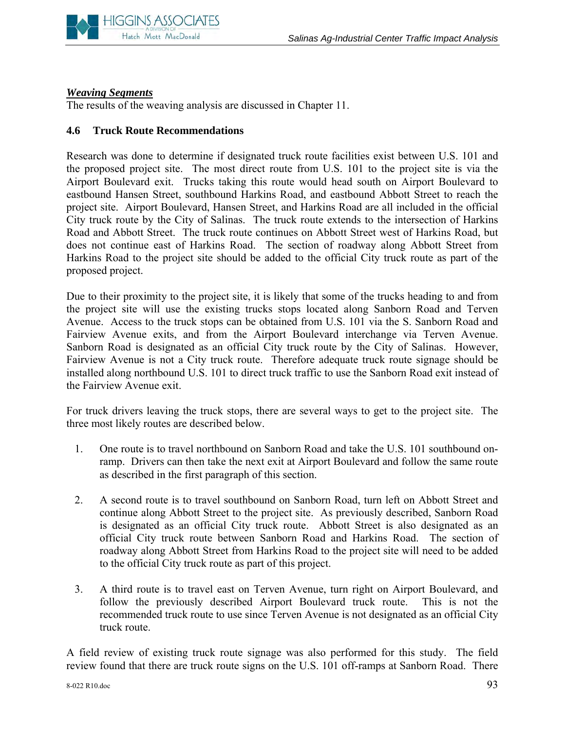***Weaving Segments***

The results of the weaving analysis are discussed in Chapter 11.

### 4.6 Truck Route Recommendations

Research was done to determine if designated truck route facilities exist between U.S. 101 and the proposed project site. The most direct route from U.S. 101 to the project site is via the Airport Boulevard exit. Trucks taking this route would head south on Airport Boulevard to eastbound Hansen Street, southbound Harkins Road, and eastbound Abbott Street to reach the project site. Airport Boulevard, Hansen Street, and Harkins Road are all included in the official City truck route by the City of Salinas. The truck route extends to the intersection of Harkins Road and Abbott Street. The truck route continues on Abbott Street west of Harkins Road, but does not continue east of Harkins Road. The section of roadway along Abbott Street from Harkins Road to the project site should be added to the official City truck route as part of the proposed project.

Due to their proximity to the project site, it is likely that some of the trucks heading to and from the project site will use the existing trucks stops located along Sanborn Road and Terven Avenue. Access to the truck stops can be obtained from U.S. 101 via the S. Sanborn Road and Fairview Avenue exits, and from the Airport Boulevard interchange via Terven Avenue. Sanborn Road is designated as an official City truck route by the City of Salinas. However, Fairview Avenue is not a City truck route. Therefore adequate truck route signage should be installed along northbound U.S. 101 to direct truck traffic to use the Sanborn Road exit instead of the Fairview Avenue exit.

For truck drivers leaving the truck stops, there are several ways to get to the project site. The three most likely routes are described below.

1. One route is to travel northbound on Sanborn Road and take the U.S. 101 southbound on-ramp. Drivers can then take the next exit at Airport Boulevard and follow the same route as described in the first paragraph of this section.

2. A second route is to travel southbound on Sanborn Road, turn left on Abbott Street and continue along Abbott Street to the project site. As previously described, Sanborn Road is designated as an official City truck route. Abbott Street is also designated as an official City truck route between Sanborn Road and Harkins Road. The section of roadway along Abbott Street from Harkins Road to the project site will need to be added to the official City truck route as part of this project.

3. A third route is to travel east on Terven Avenue, turn right on Airport Boulevard, and follow the previously described Airport Boulevard truck route. This is not the recommended truck route to use since Terven Avenue is not designated as an official City truck route.

A field review of existing truck route signage was also performed for this study. The field review found that there are truck route signs on the U.S. 101 off-ramps at Sanborn Road. There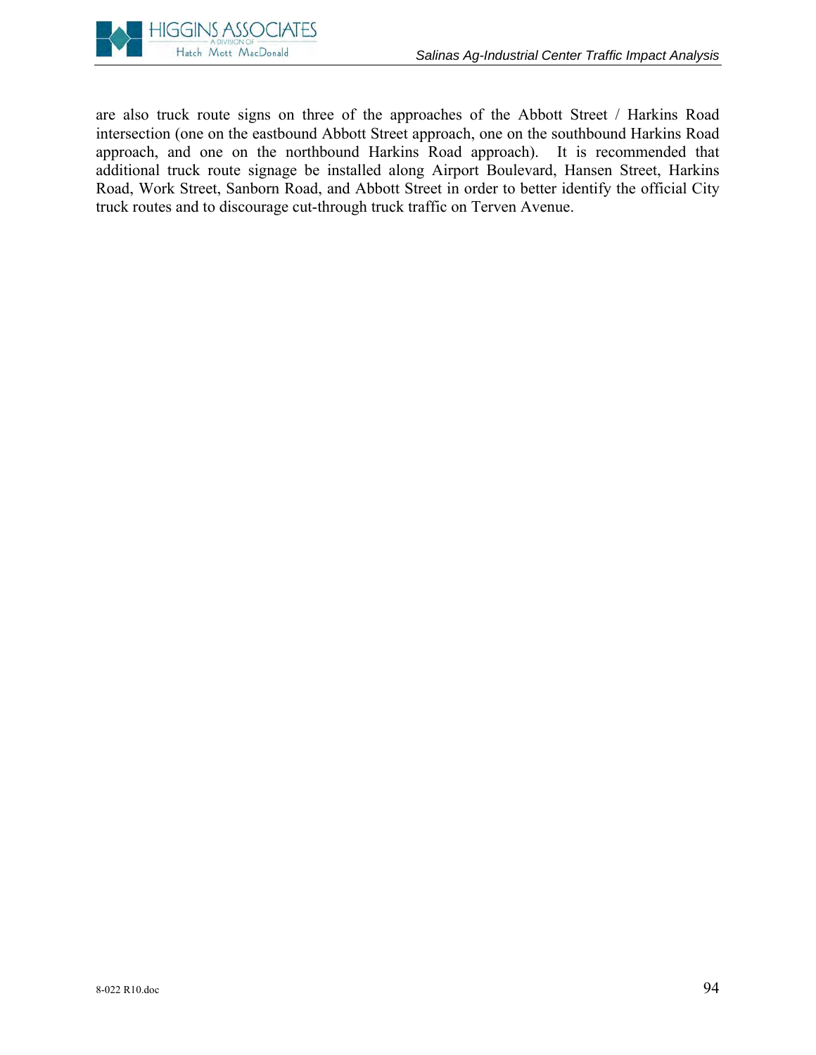are also truck route signs on three of the approaches of the Abbott Street / Harkins Road intersection (one on the eastbound Abbott Street approach, one on the southbound Harkins Road approach, and one on the northbound Harkins Road approach). It is recommended that additional truck route signage be installed along Airport Boulevard, Hansen Street, Harkins Road, Work Street, Sanborn Road, and Abbott Street in order to better identify the official City truck routes and to discourage cut-through truck traffic on Terven Avenue.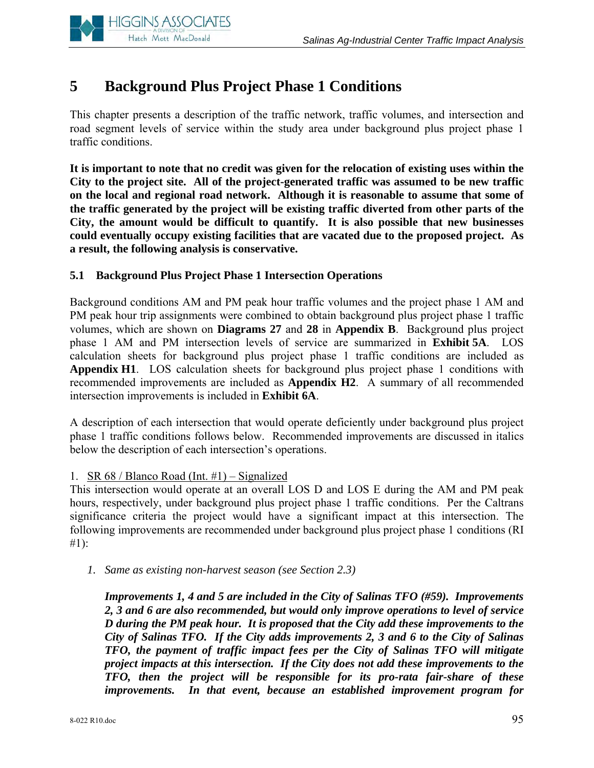# 5 Background Plus Project Phase 1 Conditions

This chapter presents a description of the traffic network, traffic volumes, and intersection and road segment levels of service within the study area under background plus project phase 1 traffic conditions.

**It is important to note that no credit was given for the relocation of existing uses within the City to the project site. All of the project-generated traffic was assumed to be new traffic on the local and regional road network. Although it is reasonable to assume that some of the traffic generated by the project will be existing traffic diverted from other parts of the City, the amount would be difficult to quantify. It is also possible that new businesses could eventually occupy existing facilities that are vacated due to the proposed project. As a result, the following analysis is conservative.**

## 5.1 Background Plus Project Phase 1 Intersection Operations

Background conditions AM and PM peak hour traffic volumes and the project phase 1 AM and PM peak hour trip assignments were combined to obtain background plus project phase 1 traffic volumes, which are shown on **Diagrams 27** and **28** in **Appendix B**. Background plus project phase 1 AM and PM intersection levels of service are summarized in **Exhibit 5A**. LOS calculation sheets for background plus project phase 1 traffic conditions are included as **Appendix H1**. LOS calculation sheets for background plus project phase 1 conditions with recommended improvements are included as **Appendix H2**. A summary of all recommended intersection improvements is included in **Exhibit 6A**.

A description of each intersection that would operate deficiently under background plus project phase 1 traffic conditions follows below. Recommended improvements are discussed in italics below the description of each intersection's operations.

1. <u>SR 68 / Blanco Road (Int. #1) – Signalized</u>

This intersection would operate at an overall LOS D and LOS E during the AM and PM peak hours, respectively, under background plus project phase 1 traffic conditions. Per the Caltrans significance criteria the project would have a significant impact at this intersection. The following improvements are recommended under background plus project phase 1 conditions (RI #1):

1. *Same as existing non-harvest season (see Section 2.3)*

***Improvements 1, 4 and 5 are included in the City of Salinas TFO (#59). Improvements 2, 3 and 6 are also recommended, but would only improve operations to level of service D during the PM peak hour. It is proposed that the City add these improvements to the City of Salinas TFO. If the City adds improvements 2, 3 and 6 to the City of Salinas TFO, the payment of traffic impact fees per the City of Salinas TFO will mitigate project impacts at this intersection. If the City does not add these improvements to the TFO, then the project will be responsible for its pro-rata fair-share of these improvements. In that event, because an established improvement program for***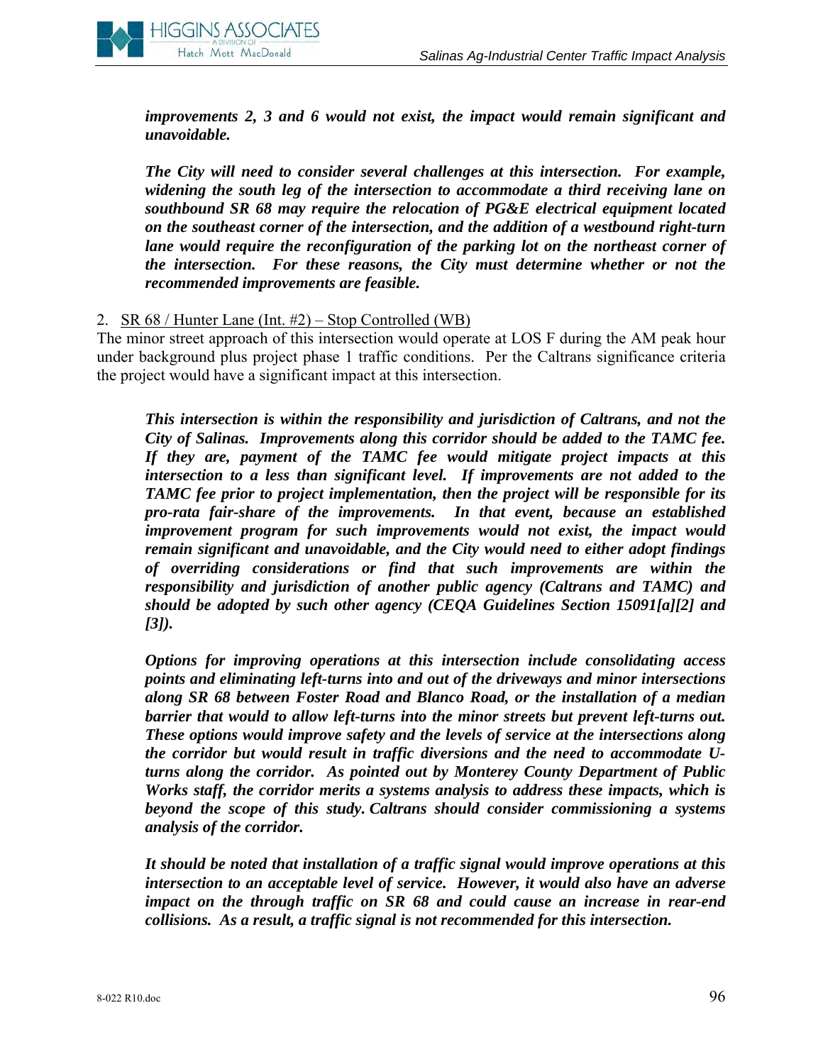***improvements 2, 3 and 6 would not exist, the impact would remain significant and unavoidable.***

***The City will need to consider several challenges at this intersection. For example, widening the south leg of the intersection to accommodate a third receiving lane on southbound SR 68 may require the relocation of PG&E electrical equipment located on the southeast corner of the intersection, and the addition of a westbound right-turn lane would require the reconfiguration of the parking lot on the northeast corner of the intersection. For these reasons, the City must determine whether or not the recommended improvements are feasible.***

2. <u>SR 68 / Hunter Lane (Int. #2) – Stop Controlled (WB)</u>

The minor street approach of this intersection would operate at LOS F during the AM peak hour under background plus project phase 1 traffic conditions. Per the Caltrans significance criteria the project would have a significant impact at this intersection.

***This intersection is within the responsibility and jurisdiction of Caltrans, and not the City of Salinas. Improvements along this corridor should be added to the TAMC fee. If they are, payment of the TAMC fee would mitigate project impacts at this intersection to a less than significant level. If improvements are not added to the TAMC fee prior to project implementation, then the project will be responsible for its pro-rata fair-share of the improvements. In that event, because an established improvement program for such improvements would not exist, the impact would remain significant and unavoidable, and the City would need to either adopt findings of overriding considerations or find that such improvements are within the responsibility and jurisdiction of another public agency (Caltrans and TAMC) and should be adopted by such other agency (CEQA Guidelines Section 15091[a][2] and [3]).***

***Options for improving operations at this intersection include consolidating access points and eliminating left-turns into and out of the driveways and minor intersections along SR 68 between Foster Road and Blanco Road, or the installation of a median barrier that would to allow left-turns into the minor streets but prevent left-turns out. These options would improve safety and the levels of service at the intersections along the corridor but would result in traffic diversions and the need to accommodate U-turns along the corridor. As pointed out by Monterey County Department of Public Works staff, the corridor merits a systems analysis to address these impacts, which is beyond the scope of this study. Caltrans should consider commissioning a systems analysis of the corridor.***

***It should be noted that installation of a traffic signal would improve operations at this intersection to an acceptable level of service. However, it would also have an adverse impact on the through traffic on SR 68 and could cause an increase in rear-end collisions. As a result, a traffic signal is not recommended for this intersection.***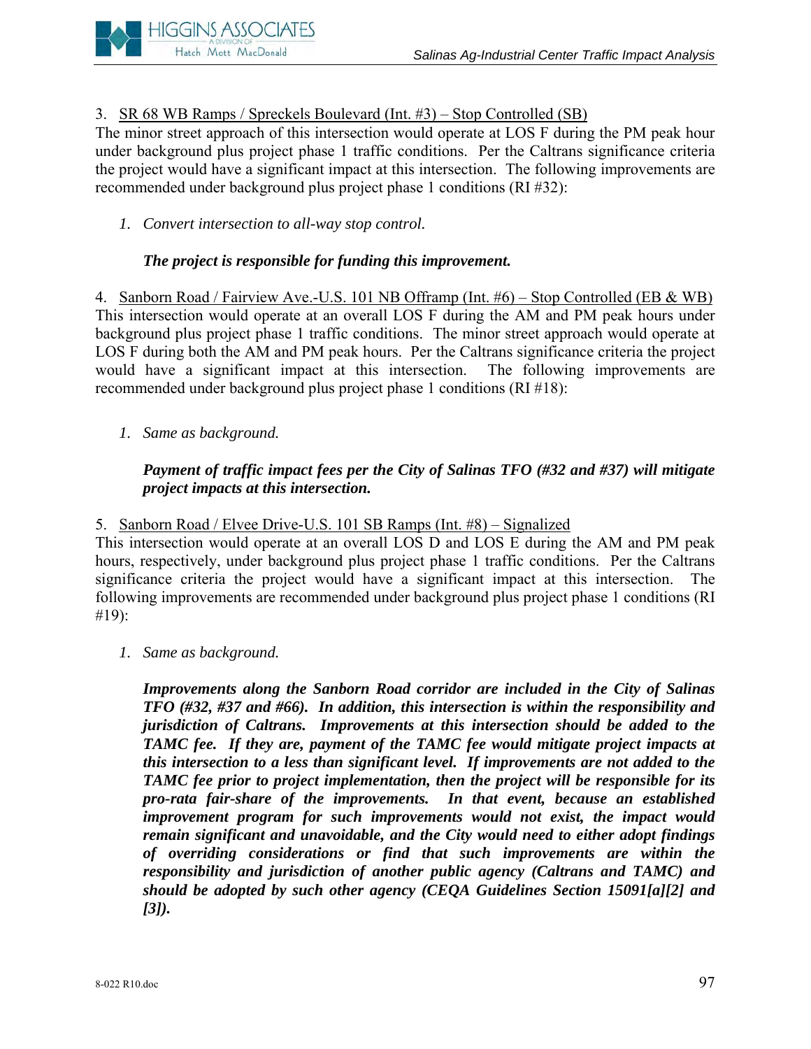3. <u>SR 68 WB Ramps / Spreckels Boulevard (Int. #3) – Stop Controlled (SB)</u>
The minor street approach of this intersection would operate at LOS F during the PM peak hour under background plus project phase 1 traffic conditions. Per the Caltrans significance criteria the project would have a significant impact at this intersection. The following improvements are recommended under background plus project phase 1 conditions (RI #32):

1. *Convert intersection to all-way stop control.*

   ***The project is responsible for funding this improvement.***

4. <u>Sanborn Road / Fairview Ave.-U.S. 101 NB Offramp (Int. #6) – Stop Controlled (EB & WB)</u>
This intersection would operate at an overall LOS F during the AM and PM peak hours under background plus project phase 1 traffic conditions. The minor street approach would operate at LOS F during both the AM and PM peak hours. Per the Caltrans significance criteria the project would have a significant impact at this intersection. The following improvements are recommended under background plus project phase 1 conditions (RI #18):

1. *Same as background.*

   ***Payment of traffic impact fees per the City of Salinas TFO (#32 and #37) will mitigate project impacts at this intersection.***

5. <u>Sanborn Road / Elvee Drive-U.S. 101 SB Ramps (Int. #8) – Signalized</u>
This intersection would operate at an overall LOS D and LOS E during the AM and PM peak hours, respectively, under background plus project phase 1 traffic conditions. Per the Caltrans significance criteria the project would have a significant impact at this intersection. The following improvements are recommended under background plus project phase 1 conditions (RI #19):

1. *Same as background.*

   ***Improvements along the Sanborn Road corridor are included in the City of Salinas TFO (#32, #37 and #66). In addition, this intersection is within the responsibility and jurisdiction of Caltrans. Improvements at this intersection should be added to the TAMC fee. If they are, payment of the TAMC fee would mitigate project impacts at this intersection to a less than significant level. If improvements are not added to the TAMC fee prior to project implementation, then the project will be responsible for its pro-rata fair-share of the improvements. In that event, because an established improvement program for such improvements would not exist, the impact would remain significant and unavoidable, and the City would need to either adopt findings of overriding considerations or find that such improvements are within the responsibility and jurisdiction of another public agency (Caltrans and TAMC) and should be adopted by such other agency (CEQA Guidelines Section 15091[a][2] and [3]).***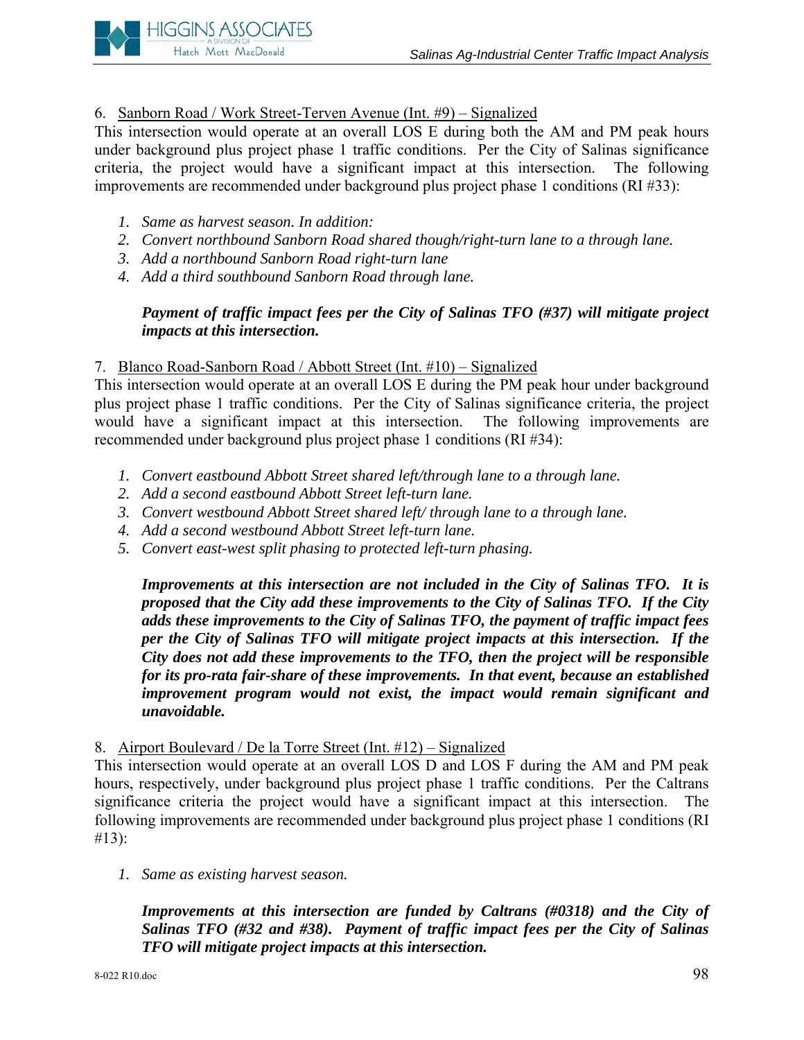6. Sanborn Road / Work Street-Terven Avenue (Int. #9) – Signalized

This intersection would operate at an overall LOS E during both the AM and PM peak hours under background plus project phase 1 traffic conditions. Per the City of Salinas significance criteria, the project would have a significant impact at this intersection. The following improvements are recommended under background plus project phase 1 conditions (RI #33):

1. *Same as harvest season. In addition:*
2. *Convert northbound Sanborn Road shared though/right-turn lane to a through lane.*
3. *Add a northbound Sanborn Road right-turn lane*
4. *Add a third southbound Sanborn Road through lane.*

***Payment of traffic impact fees per the City of Salinas TFO (#37) will mitigate project impacts at this intersection.***

7. Blanco Road-Sanborn Road / Abbott Street (Int. #10) – Signalized

This intersection would operate at an overall LOS E during the PM peak hour under background plus project phase 1 traffic conditions. Per the City of Salinas significance criteria, the project would have a significant impact at this intersection. The following improvements are recommended under background plus project phase 1 conditions (RI #34):

1. *Convert eastbound Abbott Street shared left/through lane to a through lane.*
2. *Add a second eastbound Abbott Street left-turn lane.*
3. *Convert westbound Abbott Street shared left/ through lane to a through lane.*
4. *Add a second westbound Abbott Street left-turn lane.*
5. *Convert east-west split phasing to protected left-turn phasing.*

***Improvements at this intersection are not included in the City of Salinas TFO. It is proposed that the City add these improvements to the City of Salinas TFO. If the City adds these improvements to the City of Salinas TFO, the payment of traffic impact fees per the City of Salinas TFO will mitigate project impacts at this intersection. If the City does not add these improvements to the TFO, then the project will be responsible for its pro-rata fair-share of these improvements. In that event, because an established improvement program would not exist, the impact would remain significant and unavoidable.***

8. Airport Boulevard / De la Torre Street (Int. #12) – Signalized

This intersection would operate at an overall LOS D and LOS F during the AM and PM peak hours, respectively, under background plus project phase 1 traffic conditions. Per the Caltrans significance criteria the project would have a significant impact at this intersection. The following improvements are recommended under background plus project phase 1 conditions (RI #13):

1. *Same as existing harvest season.*

***Improvements at this intersection are funded by Caltrans (#0318) and the City of Salinas TFO (#32 and #38). Payment of traffic impact fees per the City of Salinas TFO will mitigate project impacts at this intersection.***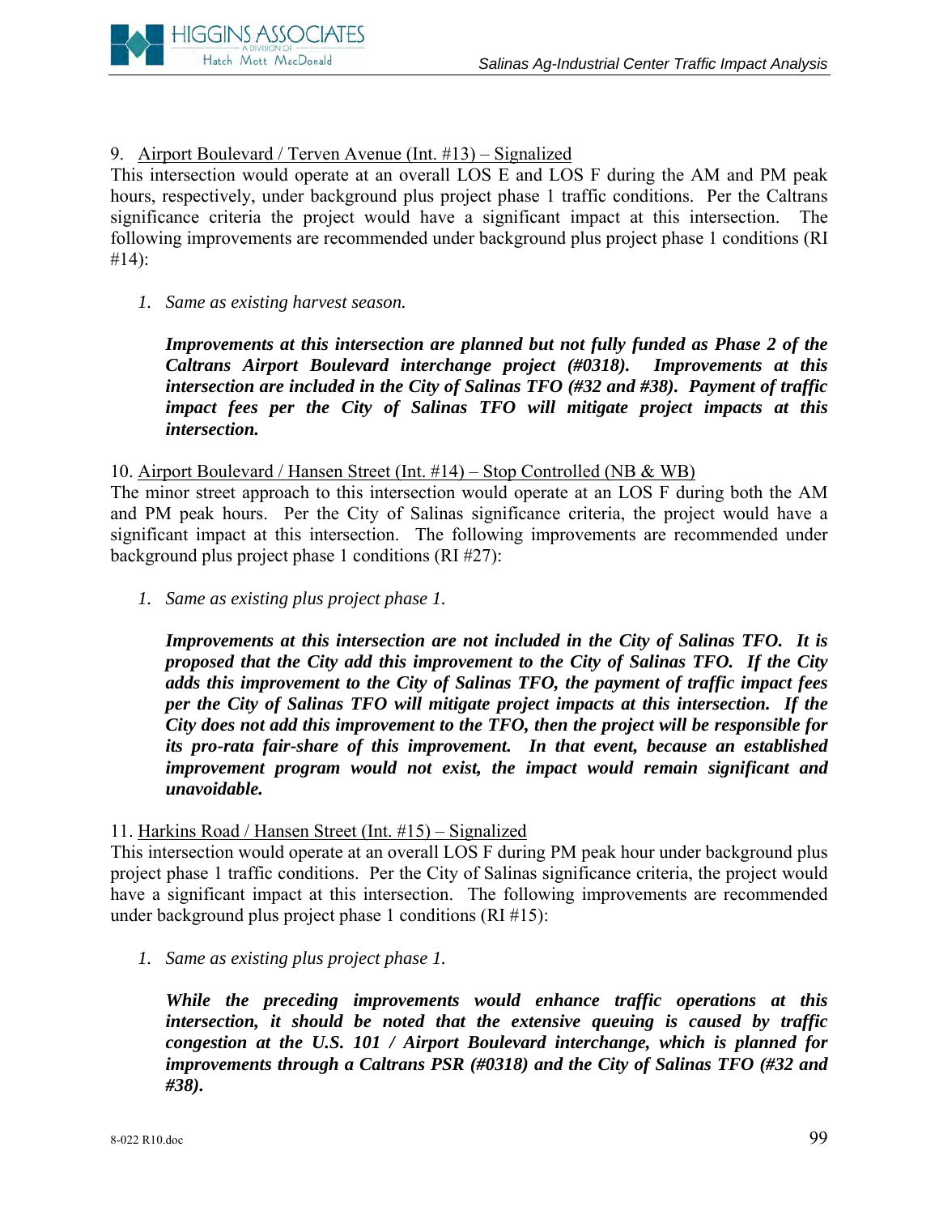9. Airport Boulevard / Terven Avenue (Int. #13) – Signalized

This intersection would operate at an overall LOS E and LOS F during the AM and PM peak hours, respectively, under background plus project phase 1 traffic conditions. Per the Caltrans significance criteria the project would have a significant impact at this intersection. The following improvements are recommended under background plus project phase 1 conditions (RI #14):

1. *Same as existing harvest season.*

   ***Improvements at this intersection are planned but not fully funded as Phase 2 of the Caltrans Airport Boulevard interchange project (#0318). Improvements at this intersection are included in the City of Salinas TFO (#32 and #38). Payment of traffic impact fees per the City of Salinas TFO will mitigate project impacts at this intersection.***

10. Airport Boulevard / Hansen Street (Int. #14) – Stop Controlled (NB & WB)

The minor street approach to this intersection would operate at an LOS F during both the AM and PM peak hours. Per the City of Salinas significance criteria, the project would have a significant impact at this intersection. The following improvements are recommended under background plus project phase 1 conditions (RI #27):

1. *Same as existing plus project phase 1.*

   ***Improvements at this intersection are not included in the City of Salinas TFO. It is proposed that the City add this improvement to the City of Salinas TFO. If the City adds this improvement to the City of Salinas TFO, the payment of traffic impact fees per the City of Salinas TFO will mitigate project impacts at this intersection. If the City does not add this improvement to the TFO, then the project will be responsible for its pro-rata fair-share of this improvement. In that event, because an established improvement program would not exist, the impact would remain significant and unavoidable.***

11. Harkins Road / Hansen Street (Int. #15) – Signalized

This intersection would operate at an overall LOS F during PM peak hour under background plus project phase 1 traffic conditions. Per the City of Salinas significance criteria, the project would have a significant impact at this intersection. The following improvements are recommended under background plus project phase 1 conditions (RI #15):

1. *Same as existing plus project phase 1.*

   ***While the preceding improvements would enhance traffic operations at this intersection, it should be noted that the extensive queuing is caused by traffic congestion at the U.S. 101 / Airport Boulevard interchange, which is planned for improvements through a Caltrans PSR (#0318) and the City of Salinas TFO (#32 and #38).***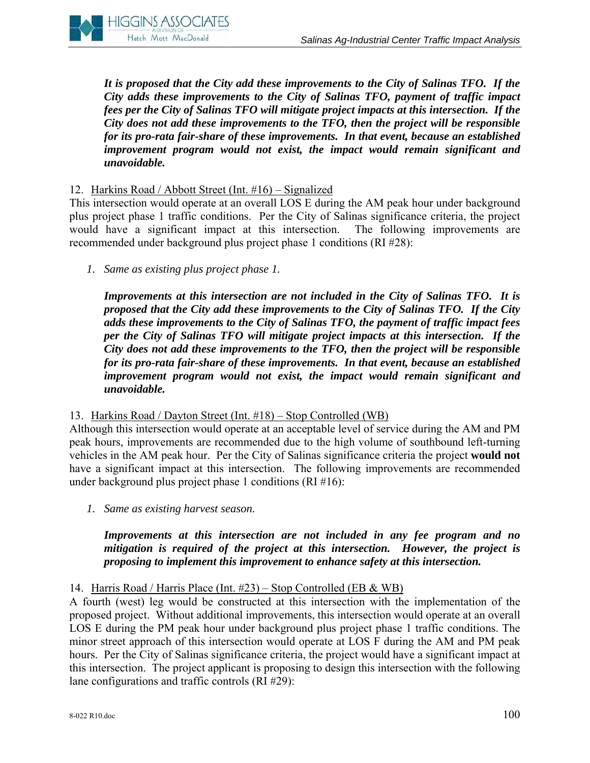***It is proposed that the City add these improvements to the City of Salinas TFO. If the City adds these improvements to the City of Salinas TFO, payment of traffic impact fees per the City of Salinas TFO will mitigate project impacts at this intersection. If the City does not add these improvements to the TFO, then the project will be responsible for its pro-rata fair-share of these improvements. In that event, because an established improvement program would not exist, the impact would remain significant and unavoidable.***

12. Harkins Road / Abbott Street (Int. #16) – Signalized

This intersection would operate at an overall LOS E during the AM peak hour under background plus project phase 1 traffic conditions. Per the City of Salinas significance criteria, the project would have a significant impact at this intersection. The following improvements are recommended under background plus project phase 1 conditions (RI #28):

1. *Same as existing plus project phase 1.*

***Improvements at this intersection are not included in the City of Salinas TFO. It is proposed that the City add these improvements to the City of Salinas TFO. If the City adds these improvements to the City of Salinas TFO, the payment of traffic impact fees per the City of Salinas TFO will mitigate project impacts at this intersection. If the City does not add these improvements to the TFO, then the project will be responsible for its pro-rata fair-share of these improvements. In that event, because an established improvement program would not exist, the impact would remain significant and unavoidable.***

13. Harkins Road / Dayton Street (Int. #18) – Stop Controlled (WB)

Although this intersection would operate at an acceptable level of service during the AM and PM peak hours, improvements are recommended due to the high volume of southbound left-turning vehicles in the AM peak hour. Per the City of Salinas significance criteria the project **would not** have a significant impact at this intersection. The following improvements are recommended under background plus project phase 1 conditions (RI #16):

1. *Same as existing harvest season.*

***Improvements at this intersection are not included in any fee program and no mitigation is required of the project at this intersection. However, the project is proposing to implement this improvement to enhance safety at this intersection.***

14. Harris Road / Harris Place (Int. #23) – Stop Controlled (EB & WB)

A fourth (west) leg would be constructed at this intersection with the implementation of the proposed project. Without additional improvements, this intersection would operate at an overall LOS E during the PM peak hour under background plus project phase 1 traffic conditions. The minor street approach of this intersection would operate at LOS F during the AM and PM peak hours. Per the City of Salinas significance criteria, the project would have a significant impact at this intersection. The project applicant is proposing to design this intersection with the following lane configurations and traffic controls (RI #29):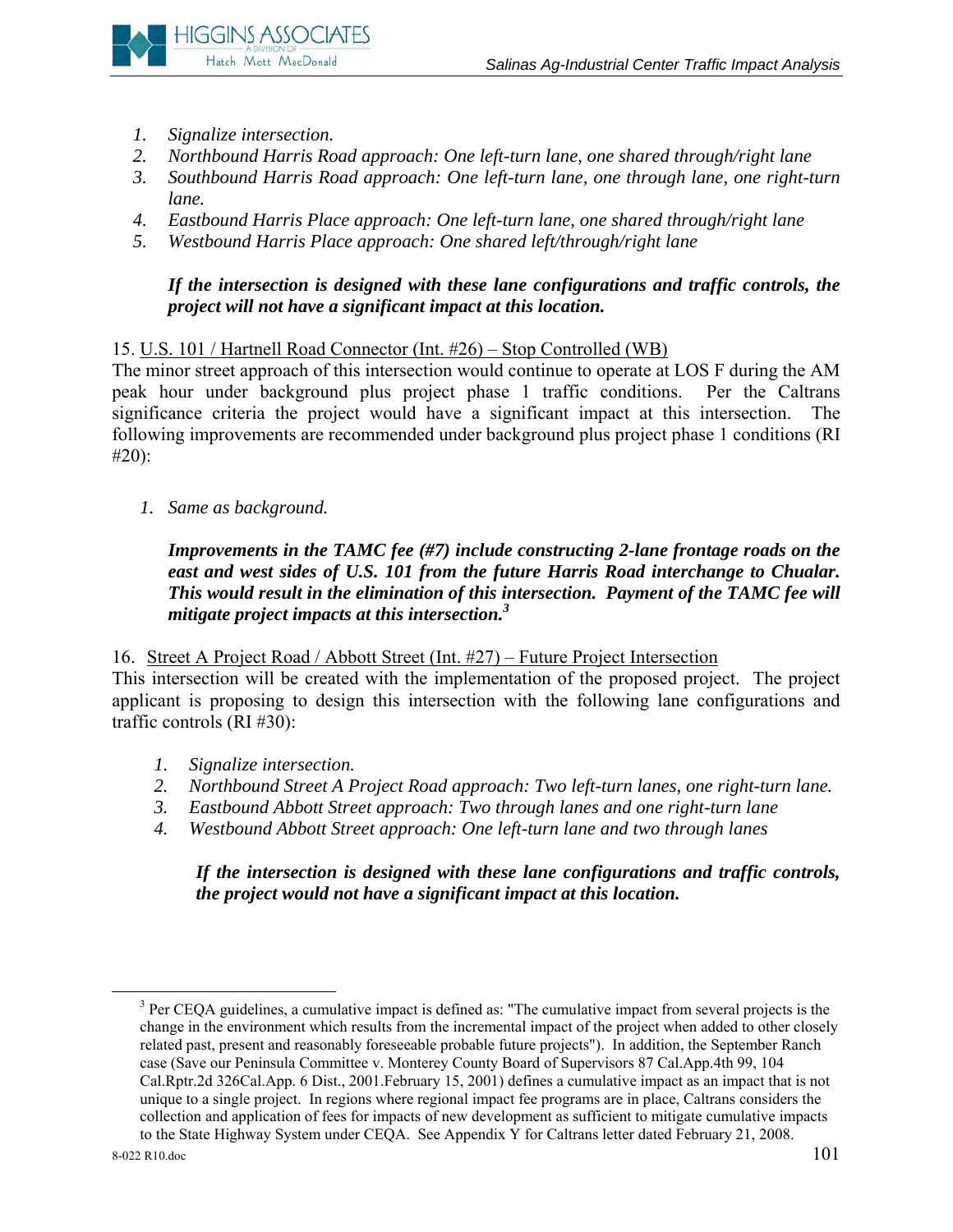1. *Signalize intersection.*
2. *Northbound Harris Road approach: One left-turn lane, one shared through/right lane*
3. *Southbound Harris Road approach: One left-turn lane, one through lane, one right-turn lane.*
4. *Eastbound Harris Place approach: One left-turn lane, one shared through/right lane*
5. *Westbound Harris Place approach: One shared left/through/right lane*

***If the intersection is designed with these lane configurations and traffic controls, the project will not have a significant impact at this location.***

15. U.S. 101 / Hartnell Road Connector (Int. #26) – Stop Controlled (WB)
The minor street approach of this intersection would continue to operate at LOS F during the AM peak hour under background plus project phase 1 traffic conditions. Per the Caltrans significance criteria the project would have a significant impact at this intersection. The following improvements are recommended under background plus project phase 1 conditions (RI #20):

1. *Same as background.*

***Improvements in the TAMC fee (#7) include constructing 2-lane frontage roads on the east and west sides of U.S. 101 from the future Harris Road interchange to Chualar. This would result in the elimination of this intersection. Payment of the TAMC fee will mitigate project impacts at this intersection.***[3]

16. Street A Project Road / Abbott Street (Int. #27) – Future Project Intersection
This intersection will be created with the implementation of the proposed project. The project applicant is proposing to design this intersection with the following lane configurations and traffic controls (RI #30):

1. *Signalize intersection.*
2. *Northbound Street A Project Road approach: Two left-turn lanes, one right-turn lane.*
3. *Eastbound Abbott Street approach: Two through lanes and one right-turn lane*
4. *Westbound Abbott Street approach: One left-turn lane and two through lanes*

***If the intersection is designed with these lane configurations and traffic controls, the project would not have a significant impact at this location.***

[3] Per CEQA guidelines, a cumulative impact is defined as: "The cumulative impact from several projects is the change in the environment which results from the incremental impact of the project when added to other closely related past, present and reasonably foreseeable probable future projects"). In addition, the September Ranch case (Save our Peninsula Committee v. Monterey County Board of Supervisors 87 Cal.App.4th 99, 104 Cal.Rptr.2d 326Cal.App. 6 Dist., 2001.February 15, 2001) defines a cumulative impact as an impact that is not unique to a single project. In regions where regional impact fee programs are in place, Caltrans considers the collection and application of fees for impacts of new development as sufficient to mitigate cumulative impacts to the State Highway System under CEQA. See Appendix Y for Caltrans letter dated February 21, 2008.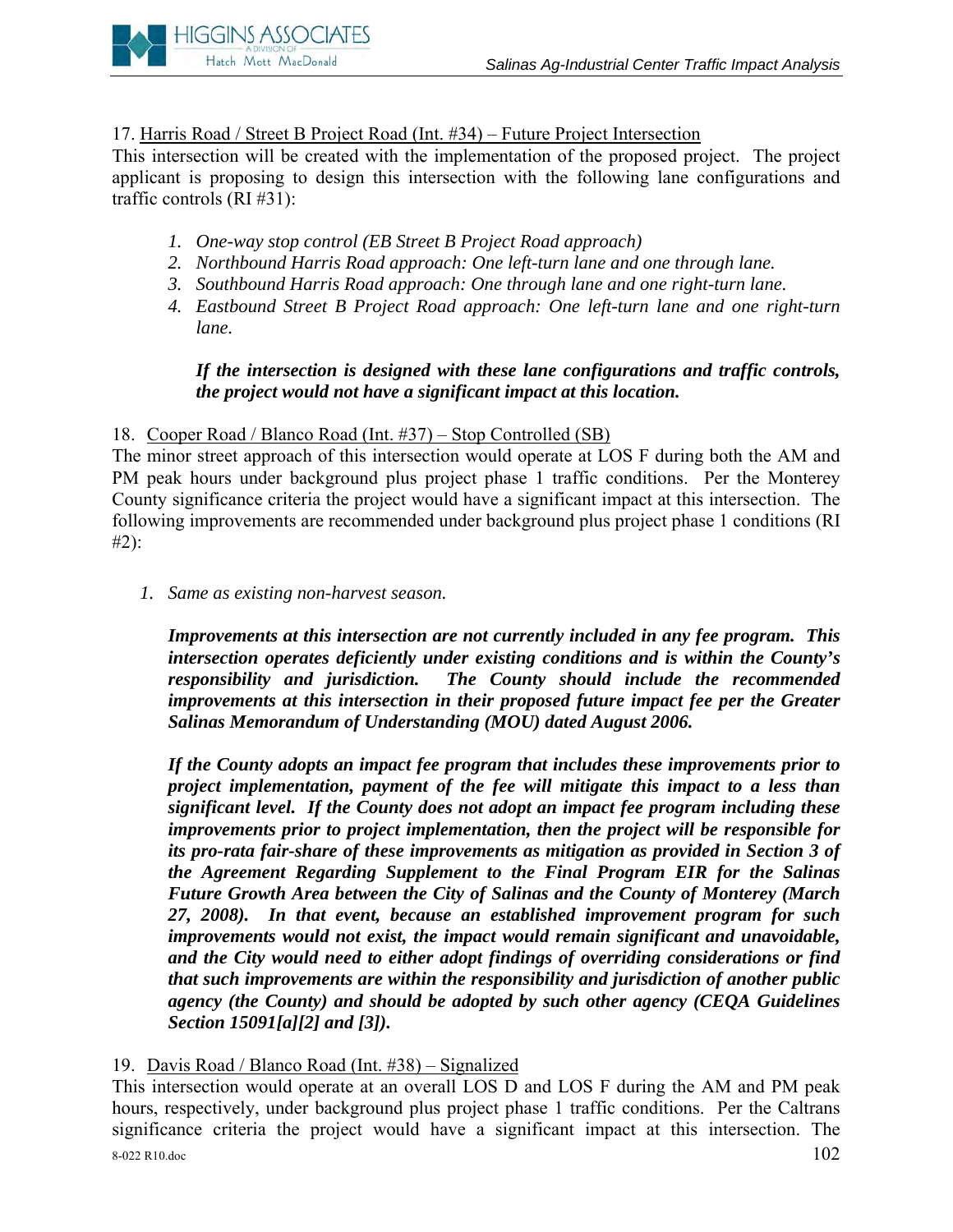17. <u>Harris Road / Street B Project Road (Int. #34) – Future Project Intersection</u>
This intersection will be created with the implementation of the proposed project. The project applicant is proposing to design this intersection with the following lane configurations and traffic controls (RI #31):

1. *One-way stop control (EB Street B Project Road approach)*
2. *Northbound Harris Road approach: One left-turn lane and one through lane.*
3. *Southbound Harris Road approach: One through lane and one right-turn lane.*
4. *Eastbound Street B Project Road approach: One left-turn lane and one right-turn lane.*

***If the intersection is designed with these lane configurations and traffic controls, the project would not have a significant impact at this location.***

18. <u>Cooper Road / Blanco Road (Int. #37) – Stop Controlled (SB)</u>
The minor street approach of this intersection would operate at LOS F during both the AM and PM peak hours under background plus project phase 1 traffic conditions. Per the Monterey County significance criteria the project would have a significant impact at this intersection. The following improvements are recommended under background plus project phase 1 conditions (RI #2):

1. *Same as existing non-harvest season.*

***Improvements at this intersection are not currently included in any fee program. This intersection operates deficiently under existing conditions and is within the County's responsibility and jurisdiction. The County should include the recommended improvements at this intersection in their proposed future impact fee per the Greater Salinas Memorandum of Understanding (MOU) dated August 2006.***

***If the County adopts an impact fee program that includes these improvements prior to project implementation, payment of the fee will mitigate this impact to a less than significant level. If the County does not adopt an impact fee program including these improvements prior to project implementation, then the project will be responsible for its pro-rata fair-share of these improvements as mitigation as provided in Section 3 of the Agreement Regarding Supplement to the Final Program EIR for the Salinas Future Growth Area between the City of Salinas and the County of Monterey (March 27, 2008). In that event, because an established improvement program for such improvements would not exist, the impact would remain significant and unavoidable, and the City would need to either adopt findings of overriding considerations or find that such improvements are within the responsibility and jurisdiction of another public agency (the County) and should be adopted by such other agency (CEQA Guidelines Section 15091[a][2] and [3]).***

19. <u>Davis Road / Blanco Road (Int. #38) – Signalized</u>
This intersection would operate at an overall LOS D and LOS F during the AM and PM peak hours, respectively, under background plus project phase 1 traffic conditions. Per the Caltrans significance criteria the project would have a significant impact at this intersection. The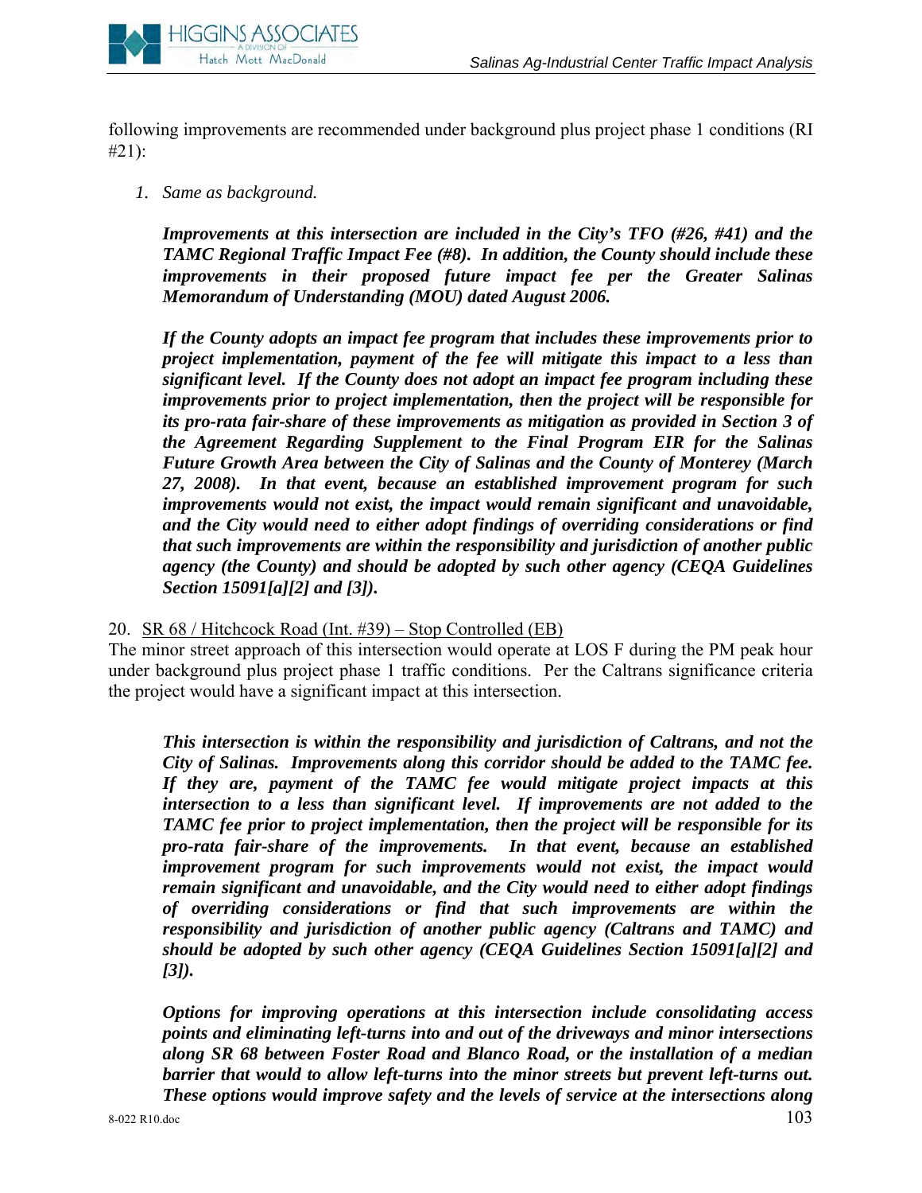following improvements are recommended under background plus project phase 1 conditions (RI #21):

1. *Same as background.*

   ***Improvements at this intersection are included in the City's TFO (#26, #41) and the TAMC Regional Traffic Impact Fee (#8). In addition, the County should include these improvements in their proposed future impact fee per the Greater Salinas Memorandum of Understanding (MOU) dated August 2006.***

   ***If the County adopts an impact fee program that includes these improvements prior to project implementation, payment of the fee will mitigate this impact to a less than significant level. If the County does not adopt an impact fee program including these improvements prior to project implementation, then the project will be responsible for its pro-rata fair-share of these improvements as mitigation as provided in Section 3 of the Agreement Regarding Supplement to the Final Program EIR for the Salinas Future Growth Area between the City of Salinas and the County of Monterey (March 27, 2008). In that event, because an established improvement program for such improvements would not exist, the impact would remain significant and unavoidable, and the City would need to either adopt findings of overriding considerations or find that such improvements are within the responsibility and jurisdiction of another public agency (the County) and should be adopted by such other agency (CEQA Guidelines Section 15091[a][2] and [3]).***

20. <u>SR 68 / Hitchcock Road (Int. #39) – Stop Controlled (EB)</u>

The minor street approach of this intersection would operate at LOS F during the PM peak hour under background plus project phase 1 traffic conditions. Per the Caltrans significance criteria the project would have a significant impact at this intersection.

***This intersection is within the responsibility and jurisdiction of Caltrans, and not the City of Salinas. Improvements along this corridor should be added to the TAMC fee. If they are, payment of the TAMC fee would mitigate project impacts at this intersection to a less than significant level. If improvements are not added to the TAMC fee prior to project implementation, then the project will be responsible for its pro-rata fair-share of the improvements. In that event, because an established improvement program for such improvements would not exist, the impact would remain significant and unavoidable, and the City would need to either adopt findings of overriding considerations or find that such improvements are within the responsibility and jurisdiction of another public agency (Caltrans and TAMC) and should be adopted by such other agency (CEQA Guidelines Section 15091[a][2] and [3]).***

***Options for improving operations at this intersection include consolidating access points and eliminating left-turns into and out of the driveways and minor intersections along SR 68 between Foster Road and Blanco Road, or the installation of a median barrier that would to allow left-turns into the minor streets but prevent left-turns out. These options would improve safety and the levels of service at the intersections along***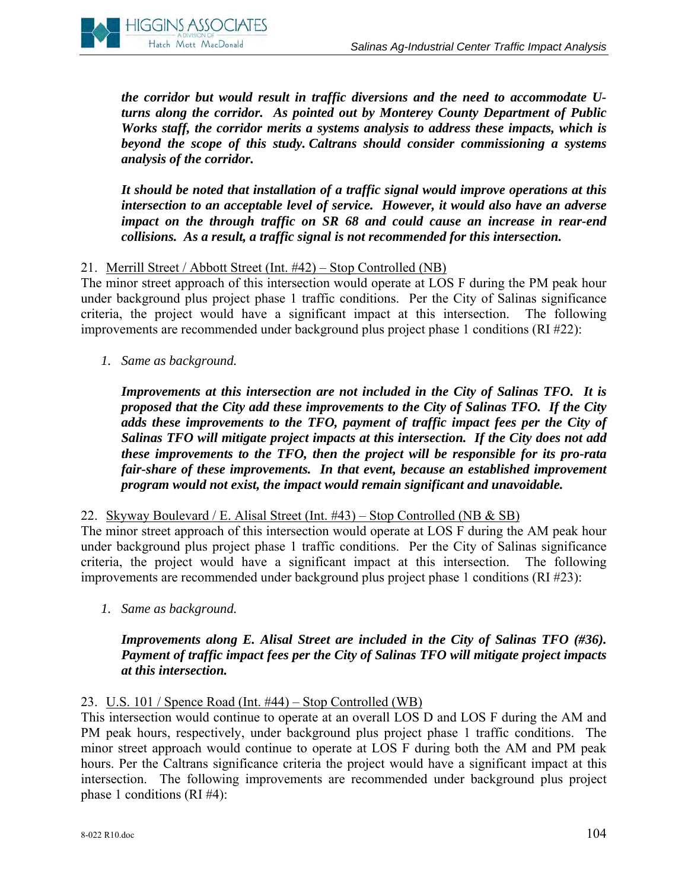***the corridor but would result in traffic diversions and the need to accommodate U-turns along the corridor. As pointed out by Monterey County Department of Public Works staff, the corridor merits a systems analysis to address these impacts, which is beyond the scope of this study. Caltrans should consider commissioning a systems analysis of the corridor.***

***It should be noted that installation of a traffic signal would improve operations at this intersection to an acceptable level of service. However, it would also have an adverse impact on the through traffic on SR 68 and could cause an increase in rear-end collisions. As a result, a traffic signal is not recommended for this intersection.***

21. Merrill Street / Abbott Street (Int. #42) – Stop Controlled (NB)

The minor street approach of this intersection would operate at LOS F during the PM peak hour under background plus project phase 1 traffic conditions. Per the City of Salinas significance criteria, the project would have a significant impact at this intersection. The following improvements are recommended under background plus project phase 1 conditions (RI #22):

1. *Same as background.*

   ***Improvements at this intersection are not included in the City of Salinas TFO. It is proposed that the City add these improvements to the City of Salinas TFO. If the City adds these improvements to the TFO, payment of traffic impact fees per the City of Salinas TFO will mitigate project impacts at this intersection. If the City does not add these improvements to the TFO, then the project will be responsible for its pro-rata fair-share of these improvements. In that event, because an established improvement program would not exist, the impact would remain significant and unavoidable.***

22. Skyway Boulevard / E. Alisal Street (Int. #43) – Stop Controlled (NB & SB)

The minor street approach of this intersection would operate at LOS F during the AM peak hour under background plus project phase 1 traffic conditions. Per the City of Salinas significance criteria, the project would have a significant impact at this intersection. The following improvements are recommended under background plus project phase 1 conditions (RI #23):

1. *Same as background.*

   ***Improvements along E. Alisal Street are included in the City of Salinas TFO (#36). Payment of traffic impact fees per the City of Salinas TFO will mitigate project impacts at this intersection.***

23. U.S. 101 / Spence Road (Int. #44) – Stop Controlled (WB)

This intersection would continue to operate at an overall LOS D and LOS F during the AM and PM peak hours, respectively, under background plus project phase 1 traffic conditions. The minor street approach would continue to operate at LOS F during both the AM and PM peak hours. Per the Caltrans significance criteria the project would have a significant impact at this intersection. The following improvements are recommended under background plus project phase 1 conditions (RI #4):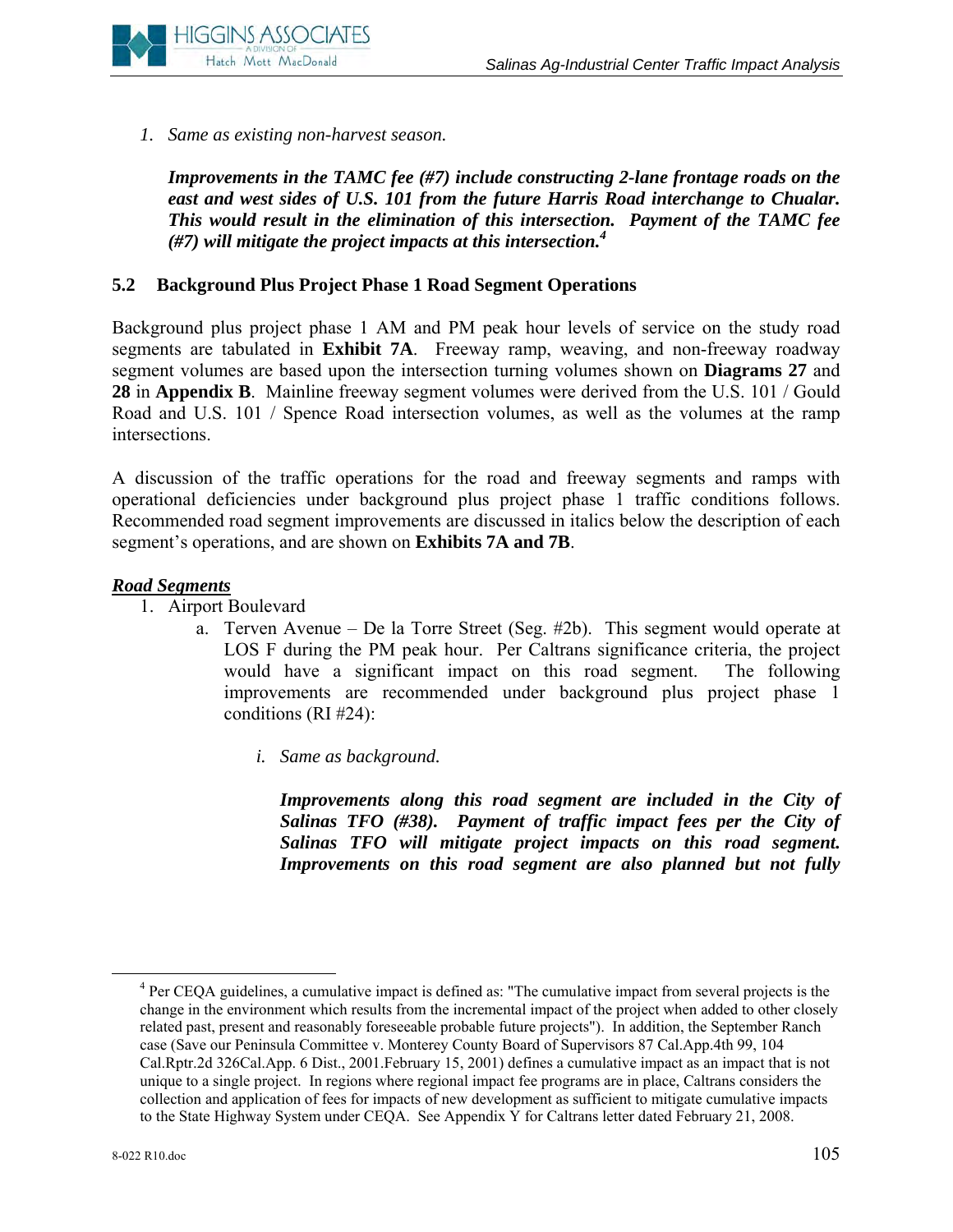1. *Same as existing non-harvest season.*

   ***Improvements in the TAMC fee (#7) include constructing 2-lane frontage roads on the east and west sides of U.S. 101 from the future Harris Road interchange to Chualar. This would result in the elimination of this intersection. Payment of the TAMC fee (#7) will mitigate the project impacts at this intersection.***[4]

## 5.2 Background Plus Project Phase 1 Road Segment Operations

Background plus project phase 1 AM and PM peak hour levels of service on the study road segments are tabulated in **Exhibit 7A**. Freeway ramp, weaving, and non-freeway roadway segment volumes are based upon the intersection turning volumes shown on **Diagrams 27** and **28** in **Appendix B**. Mainline freeway segment volumes were derived from the U.S. 101 / Gould Road and U.S. 101 / Spence Road intersection volumes, as well as the volumes at the ramp intersections.

A discussion of the traffic operations for the road and freeway segments and ramps with operational deficiencies under background plus project phase 1 traffic conditions follows. Recommended road segment improvements are discussed in italics below the description of each segment's operations, and are shown on **Exhibits 7A and 7B**.

***Road Segments***

1. Airport Boulevard
   a. Terven Avenue – De la Torre Street (Seg. #2b). This segment would operate at LOS F during the PM peak hour. Per Caltrans significance criteria, the project would have a significant impact on this road segment. The following improvements are recommended under background plus project phase 1 conditions (RI #24):

      i. *Same as background.*

      ***Improvements along this road segment are included in the City of Salinas TFO (#38). Payment of traffic impact fees per the City of Salinas TFO will mitigate project impacts on this road segment. Improvements on this road segment are also planned but not fully***

---

[4] Per CEQA guidelines, a cumulative impact is defined as: "The cumulative impact from several projects is the change in the environment which results from the incremental impact of the project when added to other closely related past, present and reasonably foreseeable probable future projects"). In addition, the September Ranch case (Save our Peninsula Committee v. Monterey County Board of Supervisors 87 Cal.App.4th 99, 104 Cal.Rptr.2d 326Cal.App. 6 Dist., 2001.February 15, 2001) defines a cumulative impact as an impact that is not unique to a single project. In regions where regional impact fee programs are in place, Caltrans considers the collection and application of fees for impacts of new development as sufficient to mitigate cumulative impacts to the State Highway System under CEQA. See Appendix Y for Caltrans letter dated February 21, 2008.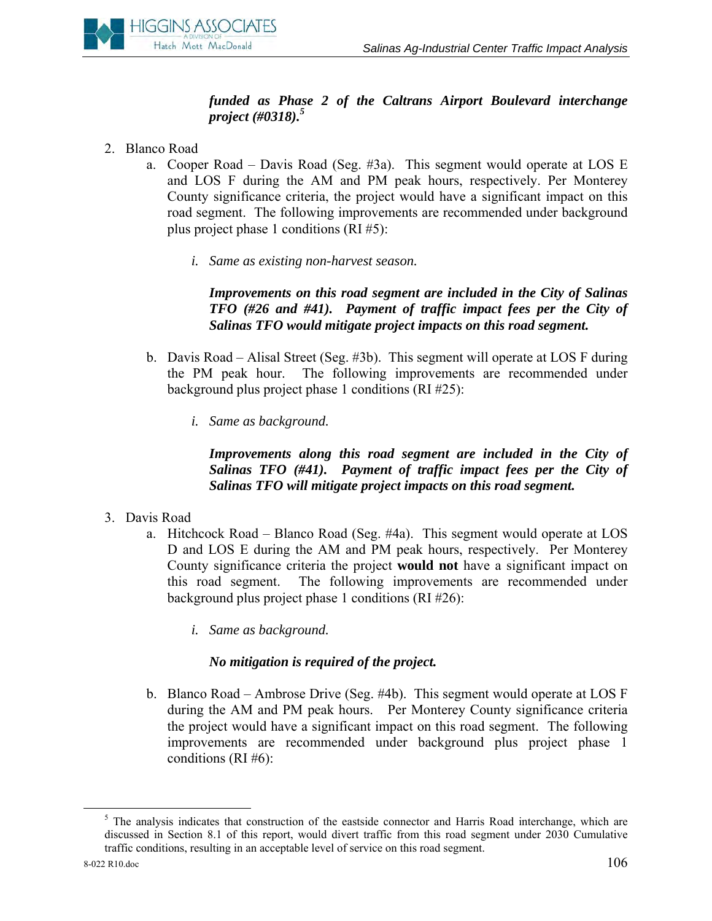***funded as Phase 2 of the Caltrans Airport Boulevard interchange project (#0318).***[5]

2. Blanco Road
   a. Cooper Road – Davis Road (Seg. #3a). This segment would operate at LOS E and LOS F during the AM and PM peak hours, respectively. Per Monterey County significance criteria, the project would have a significant impact on this road segment. The following improvements are recommended under background plus project phase 1 conditions (RI #5):

      *i. Same as existing non-harvest season.*

      ***Improvements on this road segment are included in the City of Salinas TFO (#26 and #41). Payment of traffic impact fees per the City of Salinas TFO would mitigate project impacts on this road segment.***

   b. Davis Road – Alisal Street (Seg. #3b). This segment will operate at LOS F during the PM peak hour. The following improvements are recommended under background plus project phase 1 conditions (RI #25):

      *i. Same as background.*

      ***Improvements along this road segment are included in the City of Salinas TFO (#41). Payment of traffic impact fees per the City of Salinas TFO will mitigate project impacts on this road segment.***

3. Davis Road
   a. Hitchcock Road – Blanco Road (Seg. #4a). This segment would operate at LOS D and LOS E during the AM and PM peak hours, respectively. Per Monterey County significance criteria the project **would not** have a significant impact on this road segment. The following improvements are recommended under background plus project phase 1 conditions (RI #26):

      *i. Same as background.*

      ***No mitigation is required of the project.***

   b. Blanco Road – Ambrose Drive (Seg. #4b). This segment would operate at LOS F during the AM and PM peak hours. Per Monterey County significance criteria the project would have a significant impact on this road segment. The following improvements are recommended under background plus project phase 1 conditions (RI #6):

---

[5] The analysis indicates that construction of the eastside connector and Harris Road interchange, which are discussed in Section 8.1 of this report, would divert traffic from this road segment under 2030 Cumulative traffic conditions, resulting in an acceptable level of service on this road segment.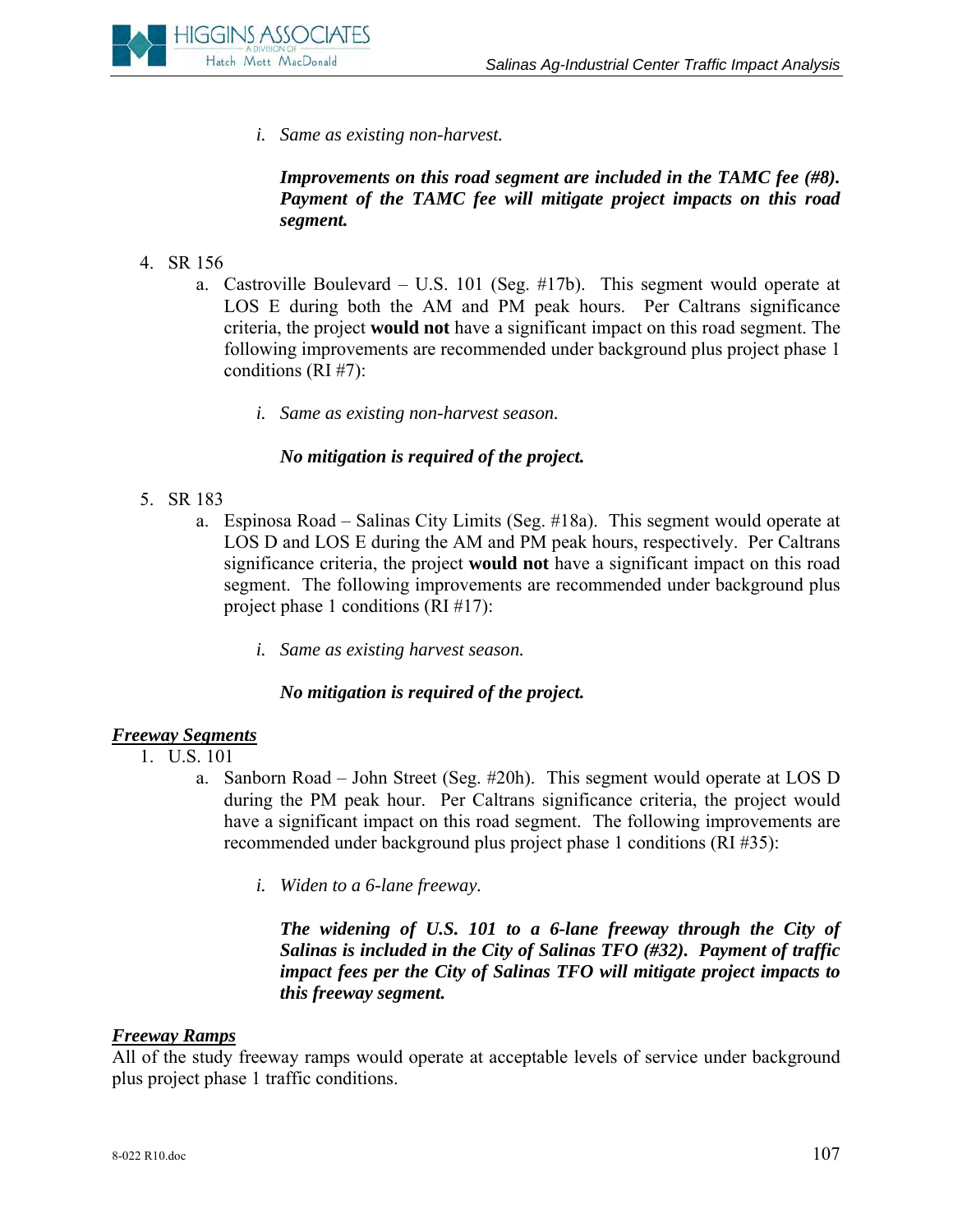i. *Same as existing non-harvest.*

***Improvements on this road segment are included in the TAMC fee (#8). Payment of the TAMC fee will mitigate project impacts on this road segment.***

4. SR 156
   a. Castroville Boulevard – U.S. 101 (Seg. #17b). This segment would operate at LOS E during both the AM and PM peak hours. Per Caltrans significance criteria, the project **would not** have a significant impact on this road segment. The following improvements are recommended under background plus project phase 1 conditions (RI #7):

      i. *Same as existing non-harvest season.*

      ***No mitigation is required of the project.***

5. SR 183
   a. Espinosa Road – Salinas City Limits (Seg. #18a). This segment would operate at LOS D and LOS E during the AM and PM peak hours, respectively. Per Caltrans significance criteria, the project **would not** have a significant impact on this road segment. The following improvements are recommended under background plus project phase 1 conditions (RI #17):

      i. *Same as existing harvest season.*

      ***No mitigation is required of the project.***

***Freeway Segments***

1. U.S. 101
   a. Sanborn Road – John Street (Seg. #20h). This segment would operate at LOS D during the PM peak hour. Per Caltrans significance criteria, the project would have a significant impact on this road segment. The following improvements are recommended under background plus project phase 1 conditions (RI #35):

      i. *Widen to a 6-lane freeway.*

      ***The widening of U.S. 101 to a 6-lane freeway through the City of Salinas is included in the City of Salinas TFO (#32). Payment of traffic impact fees per the City of Salinas TFO will mitigate project impacts to this freeway segment.***

***Freeway Ramps***

All of the study freeway ramps would operate at acceptable levels of service under background plus project phase 1 traffic conditions.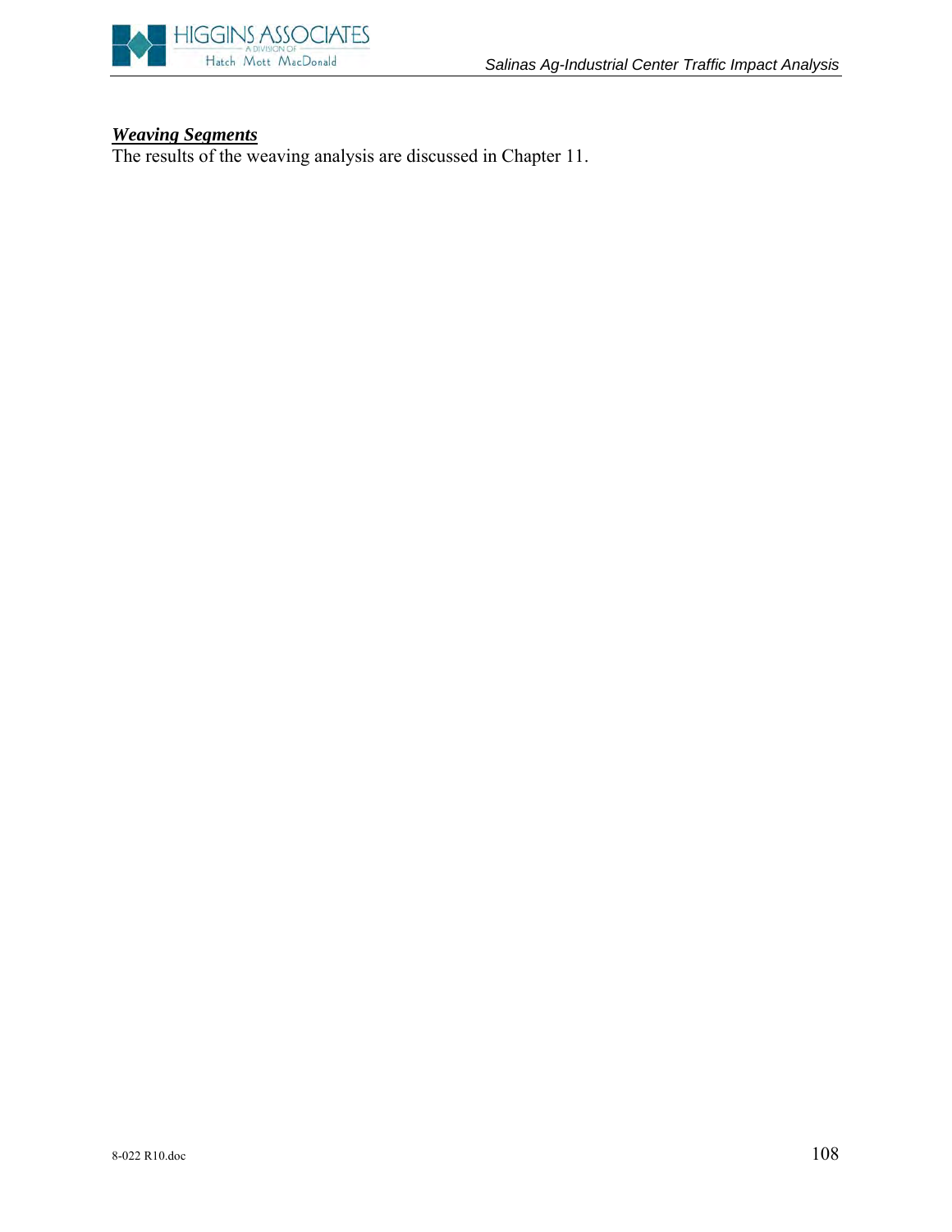***Weaving Segments***

The results of the weaving analysis are discussed in Chapter 11.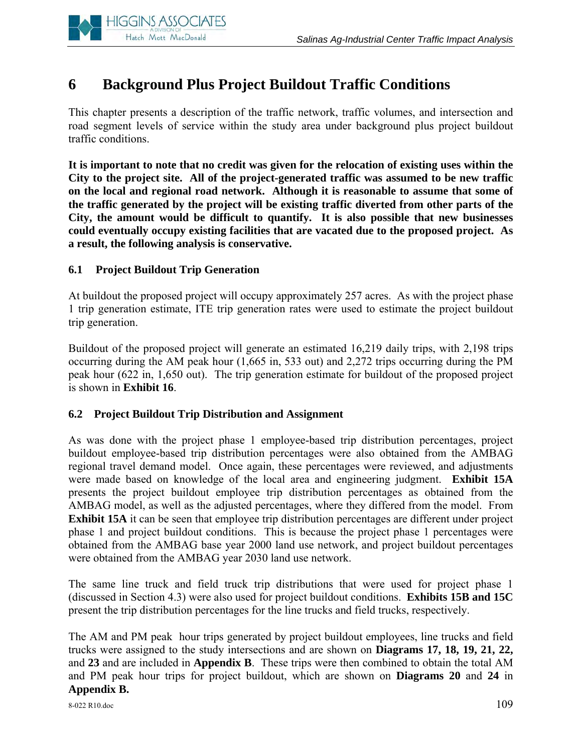# 6 Background Plus Project Buildout Traffic Conditions

This chapter presents a description of the traffic network, traffic volumes, and intersection and road segment levels of service within the study area under background plus project buildout traffic conditions.

**It is important to note that no credit was given for the relocation of existing uses within the City to the project site. All of the project-generated traffic was assumed to be new traffic on the local and regional road network. Although it is reasonable to assume that some of the traffic generated by the project will be existing traffic diverted from other parts of the City, the amount would be difficult to quantify. It is also possible that new businesses could eventually occupy existing facilities that are vacated due to the proposed project. As a result, the following analysis is conservative.**

### 6.1 Project Buildout Trip Generation

At buildout the proposed project will occupy approximately 257 acres. As with the project phase 1 trip generation estimate, ITE trip generation rates were used to estimate the project buildout trip generation.

Buildout of the proposed project will generate an estimated 16,219 daily trips, with 2,198 trips occurring during the AM peak hour (1,665 in, 533 out) and 2,272 trips occurring during the PM peak hour (622 in, 1,650 out). The trip generation estimate for buildout of the proposed project is shown in **Exhibit 16**.

### 6.2 Project Buildout Trip Distribution and Assignment

As was done with the project phase 1 employee-based trip distribution percentages, project buildout employee-based trip distribution percentages were also obtained from the AMBAG regional travel demand model. Once again, these percentages were reviewed, and adjustments were made based on knowledge of the local area and engineering judgment. **Exhibit 15A** presents the project buildout employee trip distribution percentages as obtained from the AMBAG model, as well as the adjusted percentages, where they differed from the model. From **Exhibit 15A** it can be seen that employee trip distribution percentages are different under project phase 1 and project buildout conditions. This is because the project phase 1 percentages were obtained from the AMBAG base year 2000 land use network, and project buildout percentages were obtained from the AMBAG year 2030 land use network.

The same line truck and field truck trip distributions that were used for project phase 1 (discussed in Section 4.3) were also used for project buildout conditions. **Exhibits 15B and 15C** present the trip distribution percentages for the line trucks and field trucks, respectively.

The AM and PM peak hour trips generated by project buildout employees, line trucks and field trucks were assigned to the study intersections and are shown on **Diagrams 17, 18, 19, 21, 22,** and **23** and are included in **Appendix B**. These trips were then combined to obtain the total AM and PM peak hour trips for project buildout, which are shown on **Diagrams 20** and **24** in **Appendix B.**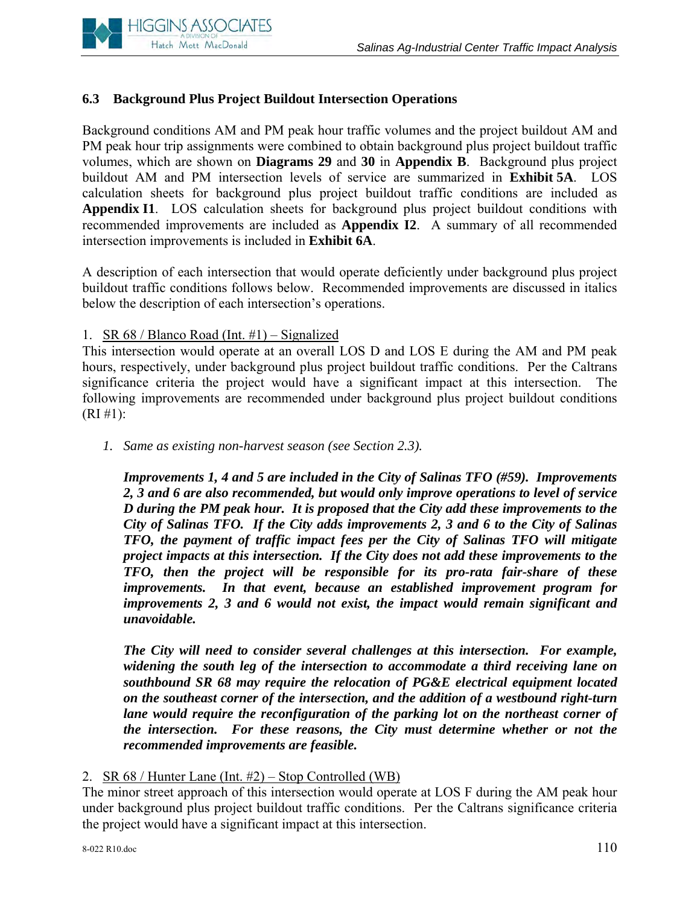### 6.3 Background Plus Project Buildout Intersection Operations

Background conditions AM and PM peak hour traffic volumes and the project buildout AM and PM peak hour trip assignments were combined to obtain background plus project buildout traffic volumes, which are shown on **Diagrams 29** and **30** in **Appendix B**. Background plus project buildout AM and PM intersection levels of service are summarized in **Exhibit 5A**. LOS calculation sheets for background plus project buildout traffic conditions are included as **Appendix I1**. LOS calculation sheets for background plus project buildout conditions with recommended improvements are included as **Appendix I2**. A summary of all recommended intersection improvements is included in **Exhibit 6A**.

A description of each intersection that would operate deficiently under background plus project buildout traffic conditions follows below. Recommended improvements are discussed in italics below the description of each intersection's operations.

1. <u>SR 68 / Blanco Road (Int. #1) – Signalized</u>

This intersection would operate at an overall LOS D and LOS E during the AM and PM peak hours, respectively, under background plus project buildout traffic conditions. Per the Caltrans significance criteria the project would have a significant impact at this intersection. The following improvements are recommended under background plus project buildout conditions (RI #1):

   1. *Same as existing non-harvest season (see Section 2.3).*

   ***Improvements 1, 4 and 5 are included in the City of Salinas TFO (#59). Improvements 2, 3 and 6 are also recommended, but would only improve operations to level of service D during the PM peak hour. It is proposed that the City add these improvements to the City of Salinas TFO. If the City adds improvements 2, 3 and 6 to the City of Salinas TFO, the payment of traffic impact fees per the City of Salinas TFO will mitigate project impacts at this intersection. If the City does not add these improvements to the TFO, then the project will be responsible for its pro-rata fair-share of these improvements. In that event, because an established improvement program for improvements 2, 3 and 6 would not exist, the impact would remain significant and unavoidable.***

   ***The City will need to consider several challenges at this intersection. For example, widening the south leg of the intersection to accommodate a third receiving lane on southbound SR 68 may require the relocation of PG&E electrical equipment located on the southeast corner of the intersection, and the addition of a westbound right-turn lane would require the reconfiguration of the parking lot on the northeast corner of the intersection. For these reasons, the City must determine whether or not the recommended improvements are feasible.***

2. <u>SR 68 / Hunter Lane (Int. #2) – Stop Controlled (WB)</u>

The minor street approach of this intersection would operate at LOS F during the AM peak hour under background plus project buildout traffic conditions. Per the Caltrans significance criteria the project would have a significant impact at this intersection.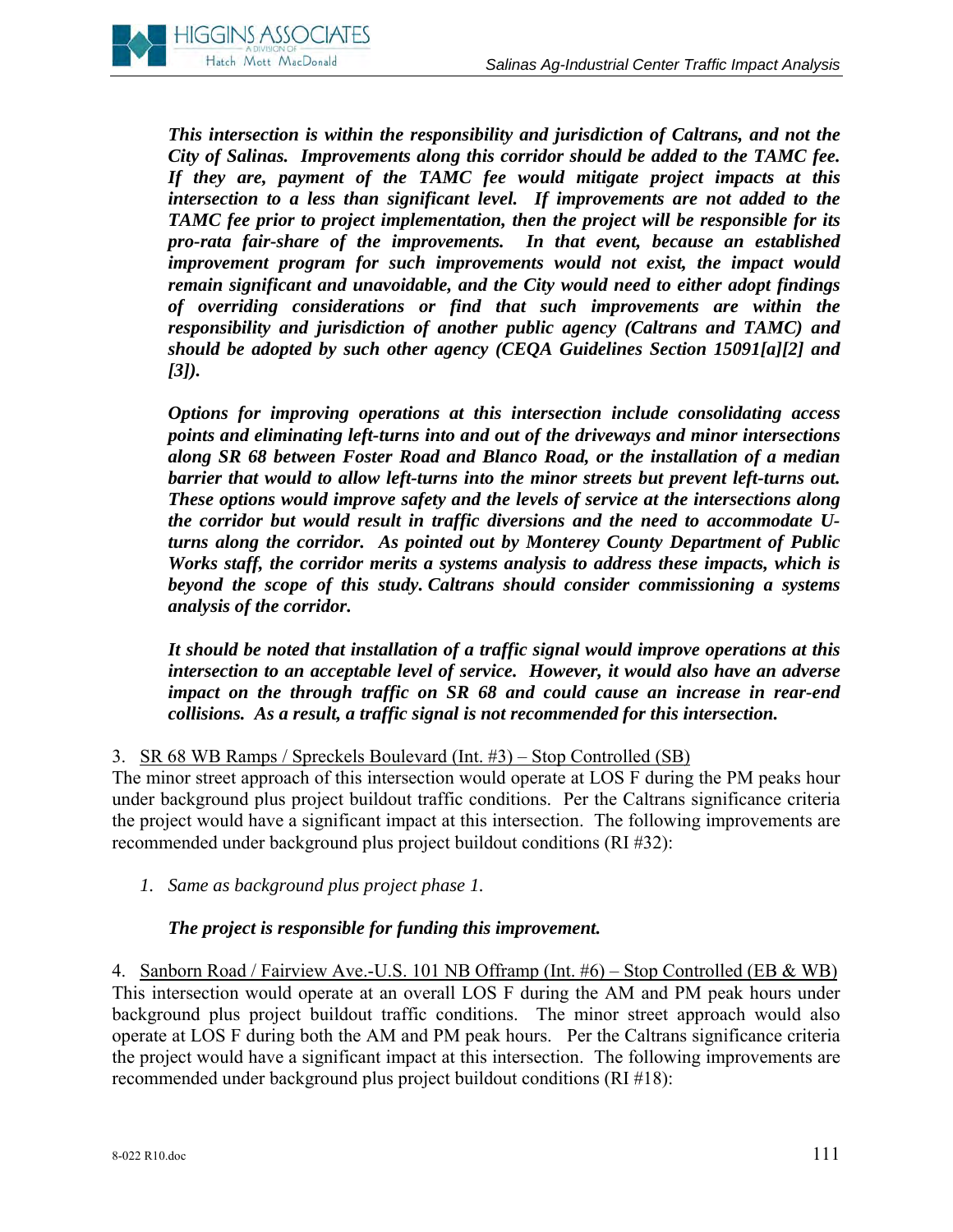***This intersection is within the responsibility and jurisdiction of Caltrans, and not the City of Salinas. Improvements along this corridor should be added to the TAMC fee. If they are, payment of the TAMC fee would mitigate project impacts at this intersection to a less than significant level. If improvements are not added to the TAMC fee prior to project implementation, then the project will be responsible for its pro-rata fair-share of the improvements. In that event, because an established improvement program for such improvements would not exist, the impact would remain significant and unavoidable, and the City would need to either adopt findings of overriding considerations or find that such improvements are within the responsibility and jurisdiction of another public agency (Caltrans and TAMC) and should be adopted by such other agency (CEQA Guidelines Section 15091[a][2] and [3]).***

***Options for improving operations at this intersection include consolidating access points and eliminating left-turns into and out of the driveways and minor intersections along SR 68 between Foster Road and Blanco Road, or the installation of a median barrier that would to allow left-turns into the minor streets but prevent left-turns out. These options would improve safety and the levels of service at the intersections along the corridor but would result in traffic diversions and the need to accommodate U-turns along the corridor. As pointed out by Monterey County Department of Public Works staff, the corridor merits a systems analysis to address these impacts, which is beyond the scope of this study. Caltrans should consider commissioning a systems analysis of the corridor.***

***It should be noted that installation of a traffic signal would improve operations at this intersection to an acceptable level of service. However, it would also have an adverse impact on the through traffic on SR 68 and could cause an increase in rear-end collisions. As a result, a traffic signal is not recommended for this intersection.***

3. <u>SR 68 WB Ramps / Spreckels Boulevard (Int. #3) – Stop Controlled (SB)</u>
The minor street approach of this intersection would operate at LOS F during the PM peaks hour under background plus project buildout traffic conditions. Per the Caltrans significance criteria the project would have a significant impact at this intersection. The following improvements are recommended under background plus project buildout conditions (RI #32):

1. *Same as background plus project phase 1.*

   ***The project is responsible for funding this improvement.***

4. <u>Sanborn Road / Fairview Ave.-U.S. 101 NB Offramp (Int. #6) – Stop Controlled (EB & WB)</u>
This intersection would operate at an overall LOS F during the AM and PM peak hours under background plus project buildout traffic conditions. The minor street approach would also operate at LOS F during both the AM and PM peak hours. Per the Caltrans significance criteria the project would have a significant impact at this intersection. The following improvements are recommended under background plus project buildout conditions (RI #18):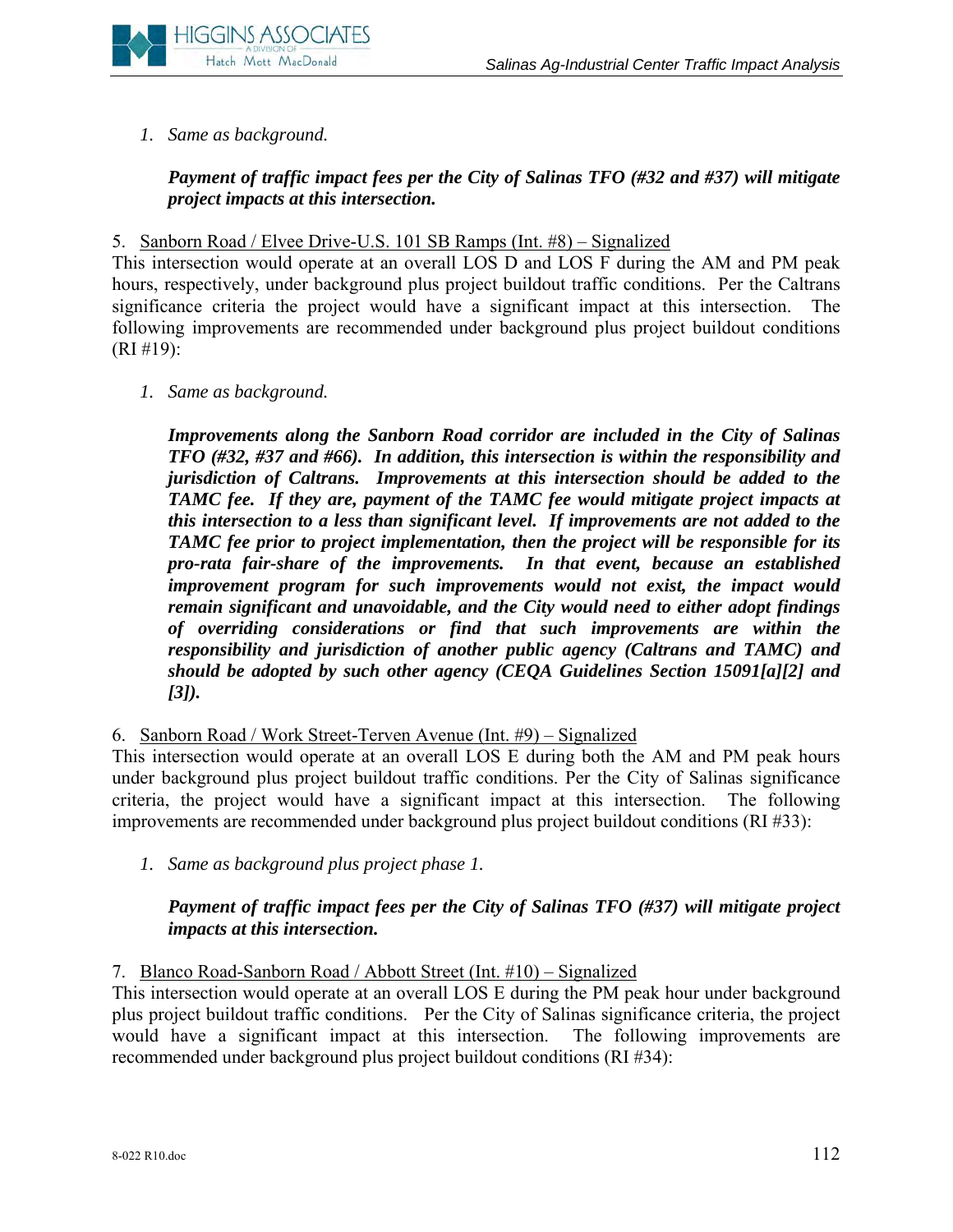*1. Same as background.*

***Payment of traffic impact fees per the City of Salinas TFO (#32 and #37) will mitigate project impacts at this intersection.***

5. Sanborn Road / Elvee Drive-U.S. 101 SB Ramps (Int. #8) – Signalized

This intersection would operate at an overall LOS D and LOS F during the AM and PM peak hours, respectively, under background plus project buildout traffic conditions. Per the Caltrans significance criteria the project would have a significant impact at this intersection. The following improvements are recommended under background plus project buildout conditions (RI #19):

*1. Same as background.*

***Improvements along the Sanborn Road corridor are included in the City of Salinas TFO (#32, #37 and #66). In addition, this intersection is within the responsibility and jurisdiction of Caltrans. Improvements at this intersection should be added to the TAMC fee. If they are, payment of the TAMC fee would mitigate project impacts at this intersection to a less than significant level. If improvements are not added to the TAMC fee prior to project implementation, then the project will be responsible for its pro-rata fair-share of the improvements. In that event, because an established improvement program for such improvements would not exist, the impact would remain significant and unavoidable, and the City would need to either adopt findings of overriding considerations or find that such improvements are within the responsibility and jurisdiction of another public agency (Caltrans and TAMC) and should be adopted by such other agency (CEQA Guidelines Section 15091[a][2] and [3]).***

6. Sanborn Road / Work Street-Terven Avenue (Int. #9) – Signalized

This intersection would operate at an overall LOS E during both the AM and PM peak hours under background plus project buildout traffic conditions. Per the City of Salinas significance criteria, the project would have a significant impact at this intersection. The following improvements are recommended under background plus project buildout conditions (RI #33):

*1. Same as background plus project phase 1.*

***Payment of traffic impact fees per the City of Salinas TFO (#37) will mitigate project impacts at this intersection.***

7. Blanco Road-Sanborn Road / Abbott Street (Int. #10) – Signalized

This intersection would operate at an overall LOS E during the PM peak hour under background plus project buildout traffic conditions. Per the City of Salinas significance criteria, the project would have a significant impact at this intersection. The following improvements are recommended under background plus project buildout conditions (RI #34):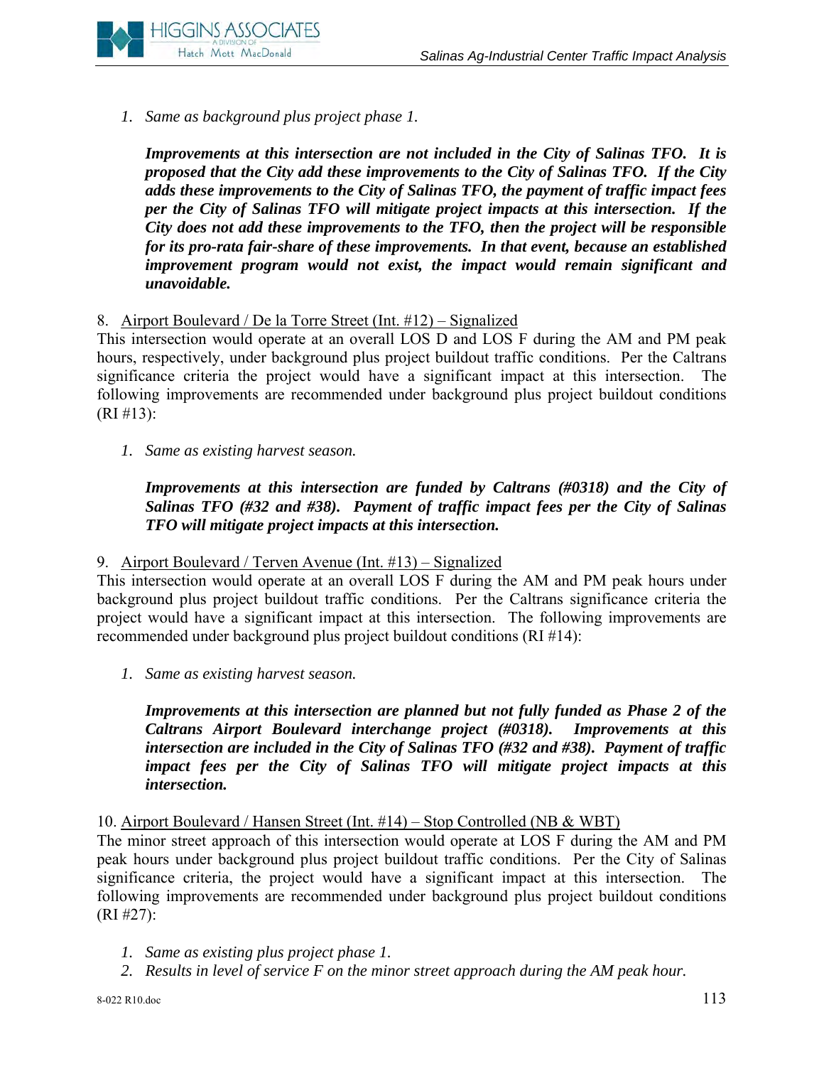1. *Same as background plus project phase 1.*

   ***Improvements at this intersection are not included in the City of Salinas TFO. It is proposed that the City add these improvements to the City of Salinas TFO. If the City adds these improvements to the City of Salinas TFO, the payment of traffic impact fees per the City of Salinas TFO will mitigate project impacts at this intersection. If the City does not add these improvements to the TFO, then the project will be responsible for its pro-rata fair-share of these improvements. In that event, because an established improvement program would not exist, the impact would remain significant and unavoidable.***

8. <u>Airport Boulevard / De la Torre Street (Int. #12) – Signalized</u>

This intersection would operate at an overall LOS D and LOS F during the AM and PM peak hours, respectively, under background plus project buildout traffic conditions. Per the Caltrans significance criteria the project would have a significant impact at this intersection. The following improvements are recommended under background plus project buildout conditions (RI #13):

1. *Same as existing harvest season.*

   ***Improvements at this intersection are funded by Caltrans (#0318) and the City of Salinas TFO (#32 and #38). Payment of traffic impact fees per the City of Salinas TFO will mitigate project impacts at this intersection.***

9. <u>Airport Boulevard / Terven Avenue (Int. #13) – Signalized</u>

This intersection would operate at an overall LOS F during the AM and PM peak hours under background plus project buildout traffic conditions. Per the Caltrans significance criteria the project would have a significant impact at this intersection. The following improvements are recommended under background plus project buildout conditions (RI #14):

1. *Same as existing harvest season.*

   ***Improvements at this intersection are planned but not fully funded as Phase 2 of the Caltrans Airport Boulevard interchange project (#0318). Improvements at this intersection are included in the City of Salinas TFO (#32 and #38). Payment of traffic impact fees per the City of Salinas TFO will mitigate project impacts at this intersection.***

10. <u>Airport Boulevard / Hansen Street (Int. #14) – Stop Controlled (NB & WBT)</u>

The minor street approach of this intersection would operate at LOS F during the AM and PM peak hours under background plus project buildout traffic conditions. Per the City of Salinas significance criteria, the project would have a significant impact at this intersection. The following improvements are recommended under background plus project buildout conditions (RI #27):

1. *Same as existing plus project phase 1.*
2. *Results in level of service F on the minor street approach during the AM peak hour.*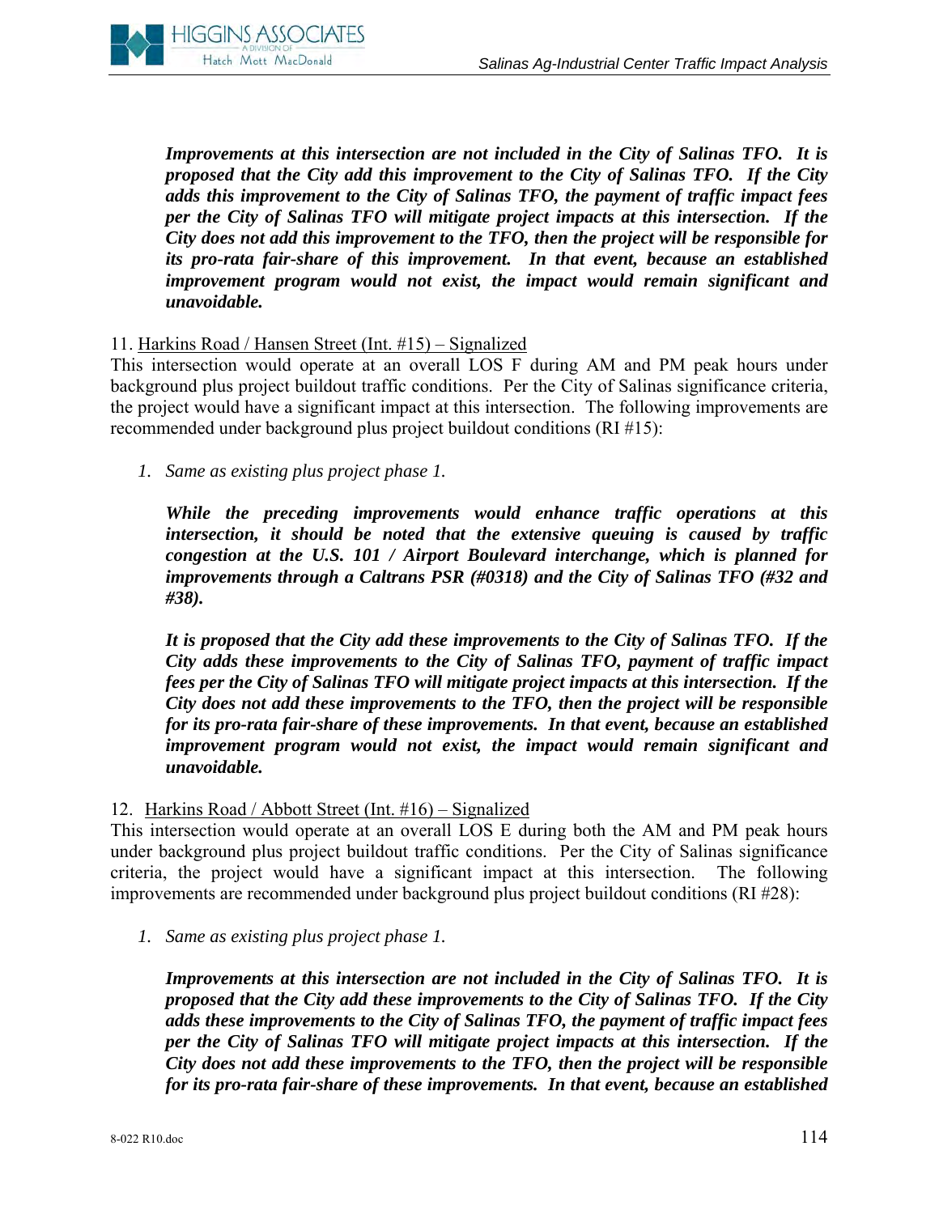***Improvements at this intersection are not included in the City of Salinas TFO. It is proposed that the City add this improvement to the City of Salinas TFO. If the City adds this improvement to the City of Salinas TFO, the payment of traffic impact fees per the City of Salinas TFO will mitigate project impacts at this intersection. If the City does not add this improvement to the TFO, then the project will be responsible for its pro-rata fair-share of this improvement. In that event, because an established improvement program would not exist, the impact would remain significant and unavoidable.***

11. <u>Harkins Road / Hansen Street (Int. #15) – Signalized</u>

This intersection would operate at an overall LOS F during AM and PM peak hours under background plus project buildout traffic conditions. Per the City of Salinas significance criteria, the project would have a significant impact at this intersection. The following improvements are recommended under background plus project buildout conditions (RI #15):

1. *Same as existing plus project phase 1.*

   ***While the preceding improvements would enhance traffic operations at this intersection, it should be noted that the extensive queuing is caused by traffic congestion at the U.S. 101 / Airport Boulevard interchange, which is planned for improvements through a Caltrans PSR (#0318) and the City of Salinas TFO (#32 and #38).***

   ***It is proposed that the City add these improvements to the City of Salinas TFO. If the City adds these improvements to the City of Salinas TFO, payment of traffic impact fees per the City of Salinas TFO will mitigate project impacts at this intersection. If the City does not add these improvements to the TFO, then the project will be responsible for its pro-rata fair-share of these improvements. In that event, because an established improvement program would not exist, the impact would remain significant and unavoidable.***

12. <u>Harkins Road / Abbott Street (Int. #16) – Signalized</u>

This intersection would operate at an overall LOS E during both the AM and PM peak hours under background plus project buildout traffic conditions. Per the City of Salinas significance criteria, the project would have a significant impact at this intersection. The following improvements are recommended under background plus project buildout conditions (RI #28):

1. *Same as existing plus project phase 1.*

   ***Improvements at this intersection are not included in the City of Salinas TFO. It is proposed that the City add these improvements to the City of Salinas TFO. If the City adds these improvements to the City of Salinas TFO, the payment of traffic impact fees per the City of Salinas TFO will mitigate project impacts at this intersection. If the City does not add these improvements to the TFO, then the project will be responsible for its pro-rata fair-share of these improvements. In that event, because an established***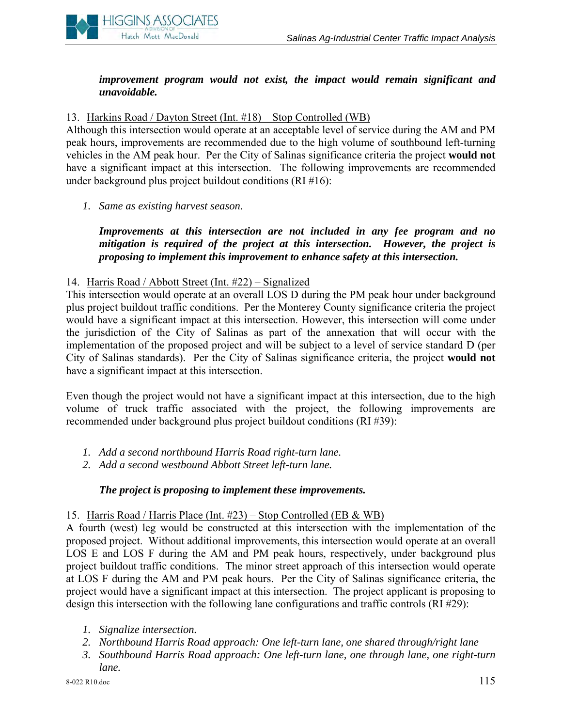***improvement program would not exist, the impact would remain significant and unavoidable.***

13. Harkins Road / Dayton Street (Int. #18) – Stop Controlled (WB)

Although this intersection would operate at an acceptable level of service during the AM and PM peak hours, improvements are recommended due to the high volume of southbound left-turning vehicles in the AM peak hour. Per the City of Salinas significance criteria the project **would not** have a significant impact at this intersection. The following improvements are recommended under background plus project buildout conditions (RI #16):

1. *Same as existing harvest season.*

***Improvements at this intersection are not included in any fee program and no mitigation is required of the project at this intersection. However, the project is proposing to implement this improvement to enhance safety at this intersection.***

14. Harris Road / Abbott Street (Int. #22) – Signalized

This intersection would operate at an overall LOS D during the PM peak hour under background plus project buildout traffic conditions. Per the Monterey County significance criteria the project would have a significant impact at this intersection. However, this intersection will come under the jurisdiction of the City of Salinas as part of the annexation that will occur with the implementation of the proposed project and will be subject to a level of service standard D (per City of Salinas standards). Per the City of Salinas significance criteria, the project **would not** have a significant impact at this intersection.

Even though the project would not have a significant impact at this intersection, due to the high volume of truck traffic associated with the project, the following improvements are recommended under background plus project buildout conditions (RI #39):

1. *Add a second northbound Harris Road right-turn lane.*
2. *Add a second westbound Abbott Street left-turn lane.*

***The project is proposing to implement these improvements.***

15. Harris Road / Harris Place (Int. #23) – Stop Controlled (EB & WB)

A fourth (west) leg would be constructed at this intersection with the implementation of the proposed project. Without additional improvements, this intersection would operate at an overall LOS E and LOS F during the AM and PM peak hours, respectively, under background plus project buildout traffic conditions. The minor street approach of this intersection would operate at LOS F during the AM and PM peak hours. Per the City of Salinas significance criteria, the project would have a significant impact at this intersection. The project applicant is proposing to design this intersection with the following lane configurations and traffic controls (RI #29):

1. *Signalize intersection.*
2. *Northbound Harris Road approach: One left-turn lane, one shared through/right lane*
3. *Southbound Harris Road approach: One left-turn lane, one through lane, one right-turn lane.*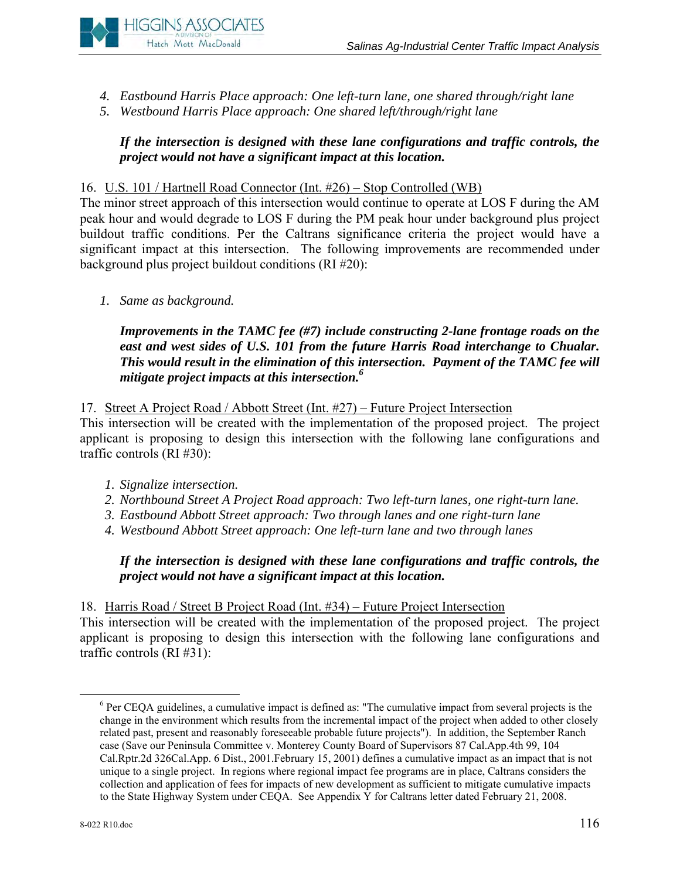4. *Eastbound Harris Place approach: One left-turn lane, one shared through/right lane*
5. *Westbound Harris Place approach: One shared left/through/right lane*

   ***If the intersection is designed with these lane configurations and traffic controls, the project would not have a significant impact at this location.***

16. U.S. 101 / Hartnell Road Connector (Int. #26) – Stop Controlled (WB)

The minor street approach of this intersection would continue to operate at LOS F during the AM peak hour and would degrade to LOS F during the PM peak hour under background plus project buildout traffic conditions. Per the Caltrans significance criteria the project would have a significant impact at this intersection. The following improvements are recommended under background plus project buildout conditions (RI #20):

1. *Same as background.*

   ***Improvements in the TAMC fee (#7) include constructing 2-lane frontage roads on the east and west sides of U.S. 101 from the future Harris Road interchange to Chualar. This would result in the elimination of this intersection. Payment of the TAMC fee will mitigate project impacts at this intersection.***[6]

17. Street A Project Road / Abbott Street (Int. #27) – Future Project Intersection

This intersection will be created with the implementation of the proposed project. The project applicant is proposing to design this intersection with the following lane configurations and traffic controls (RI #30):

1. *Signalize intersection.*
2. *Northbound Street A Project Road approach: Two left-turn lanes, one right-turn lane.*
3. *Eastbound Abbott Street approach: Two through lanes and one right-turn lane*
4. *Westbound Abbott Street approach: One left-turn lane and two through lanes*

   ***If the intersection is designed with these lane configurations and traffic controls, the project would not have a significant impact at this location.***

18. Harris Road / Street B Project Road (Int. #34) – Future Project Intersection

This intersection will be created with the implementation of the proposed project. The project applicant is proposing to design this intersection with the following lane configurations and traffic controls (RI #31):

---

[6] Per CEQA guidelines, a cumulative impact is defined as: "The cumulative impact from several projects is the change in the environment which results from the incremental impact of the project when added to other closely related past, present and reasonably foreseeable probable future projects"). In addition, the September Ranch case (Save our Peninsula Committee v. Monterey County Board of Supervisors 87 Cal.App.4th 99, 104 Cal.Rptr.2d 326Cal.App. 6 Dist., 2001.February 15, 2001) defines a cumulative impact as an impact that is not unique to a single project. In regions where regional impact fee programs are in place, Caltrans considers the collection and application of fees for impacts of new development as sufficient to mitigate cumulative impacts to the State Highway System under CEQA. See Appendix Y for Caltrans letter dated February 21, 2008.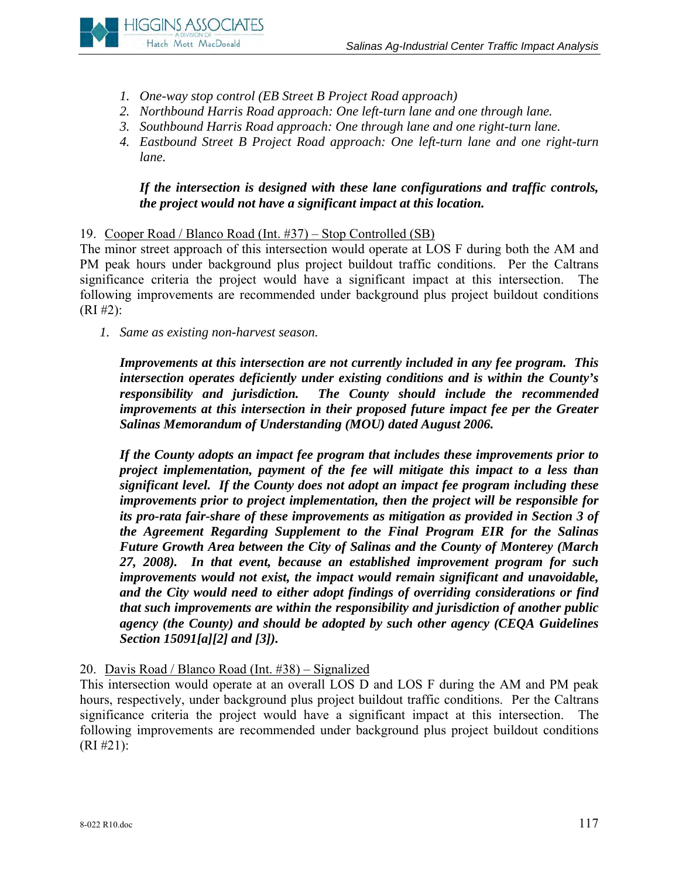1. *One-way stop control (EB Street B Project Road approach)*
2. *Northbound Harris Road approach: One left-turn lane and one through lane.*
3. *Southbound Harris Road approach: One through lane and one right-turn lane.*
4. *Eastbound Street B Project Road approach: One left-turn lane and one right-turn lane.*

   ***If the intersection is designed with these lane configurations and traffic controls, the project would not have a significant impact at this location.***

19. Cooper Road / Blanco Road (Int. #37) – Stop Controlled (SB)

The minor street approach of this intersection would operate at LOS F during both the AM and PM peak hours under background plus project buildout traffic conditions. Per the Caltrans significance criteria the project would have a significant impact at this intersection. The following improvements are recommended under background plus project buildout conditions (RI #2):

1. *Same as existing non-harvest season.*

   ***Improvements at this intersection are not currently included in any fee program. This intersection operates deficiently under existing conditions and is within the County's responsibility and jurisdiction. The County should include the recommended improvements at this intersection in their proposed future impact fee per the Greater Salinas Memorandum of Understanding (MOU) dated August 2006.***

   ***If the County adopts an impact fee program that includes these improvements prior to project implementation, payment of the fee will mitigate this impact to a less than significant level. If the County does not adopt an impact fee program including these improvements prior to project implementation, then the project will be responsible for its pro-rata fair-share of these improvements as mitigation as provided in Section 3 of the Agreement Regarding Supplement to the Final Program EIR for the Salinas Future Growth Area between the City of Salinas and the County of Monterey (March 27, 2008). In that event, because an established improvement program for such improvements would not exist, the impact would remain significant and unavoidable, and the City would need to either adopt findings of overriding considerations or find that such improvements are within the responsibility and jurisdiction of another public agency (the County) and should be adopted by such other agency (CEQA Guidelines Section 15091[a][2] and [3]).***

20. Davis Road / Blanco Road (Int. #38) – Signalized

This intersection would operate at an overall LOS D and LOS F during the AM and PM peak hours, respectively, under background plus project buildout traffic conditions. Per the Caltrans significance criteria the project would have a significant impact at this intersection. The following improvements are recommended under background plus project buildout conditions (RI #21):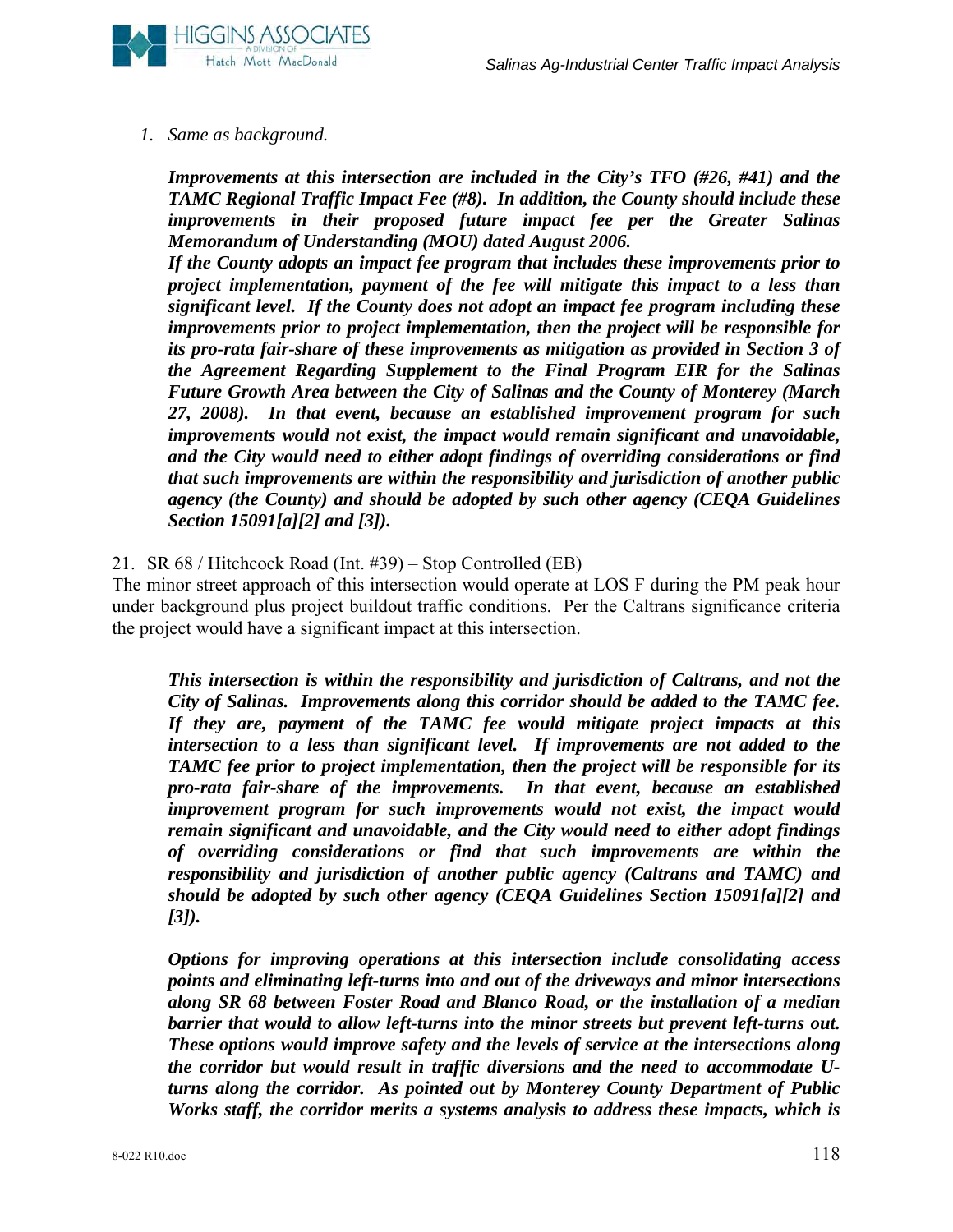*1. Same as background.*

***Improvements at this intersection are included in the City's TFO (#26, #41) and the TAMC Regional Traffic Impact Fee (#8). In addition, the County should include these improvements in their proposed future impact fee per the Greater Salinas Memorandum of Understanding (MOU) dated August 2006.***

***If the County adopts an impact fee program that includes these improvements prior to project implementation, payment of the fee will mitigate this impact to a less than significant level. If the County does not adopt an impact fee program including these improvements prior to project implementation, then the project will be responsible for its pro-rata fair-share of these improvements as mitigation as provided in Section 3 of the Agreement Regarding Supplement to the Final Program EIR for the Salinas Future Growth Area between the City of Salinas and the County of Monterey (March 27, 2008). In that event, because an established improvement program for such improvements would not exist, the impact would remain significant and unavoidable, and the City would need to either adopt findings of overriding considerations or find that such improvements are within the responsibility and jurisdiction of another public agency (the County) and should be adopted by such other agency (CEQA Guidelines Section 15091[a][2] and [3]).***

21. <u>SR 68 / Hitchcock Road (Int. #39) – Stop Controlled (EB)</u>

The minor street approach of this intersection would operate at LOS F during the PM peak hour under background plus project buildout traffic conditions. Per the Caltrans significance criteria the project would have a significant impact at this intersection.

***This intersection is within the responsibility and jurisdiction of Caltrans, and not the City of Salinas. Improvements along this corridor should be added to the TAMC fee. If they are, payment of the TAMC fee would mitigate project impacts at this intersection to a less than significant level. If improvements are not added to the TAMC fee prior to project implementation, then the project will be responsible for its pro-rata fair-share of the improvements. In that event, because an established improvement program for such improvements would not exist, the impact would remain significant and unavoidable, and the City would need to either adopt findings of overriding considerations or find that such improvements are within the responsibility and jurisdiction of another public agency (Caltrans and TAMC) and should be adopted by such other agency (CEQA Guidelines Section 15091[a][2] and [3]).***

***Options for improving operations at this intersection include consolidating access points and eliminating left-turns into and out of the driveways and minor intersections along SR 68 between Foster Road and Blanco Road, or the installation of a median barrier that would to allow left-turns into the minor streets but prevent left-turns out. These options would improve safety and the levels of service at the intersections along the corridor but would result in traffic diversions and the need to accommodate U-turns along the corridor. As pointed out by Monterey County Department of Public Works staff, the corridor merits a systems analysis to address these impacts, which is***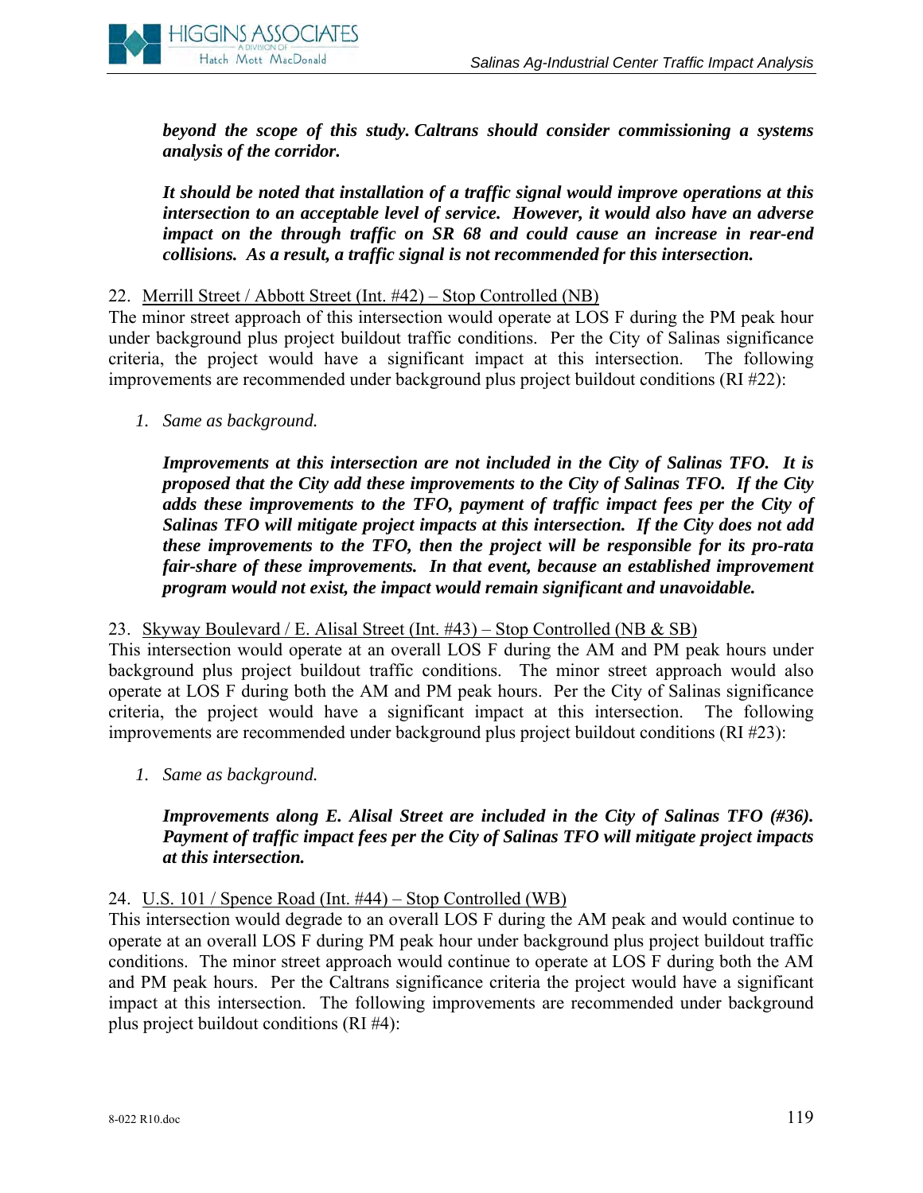***beyond the scope of this study. Caltrans should consider commissioning a systems analysis of the corridor.***

***It should be noted that installation of a traffic signal would improve operations at this intersection to an acceptable level of service. However, it would also have an adverse impact on the through traffic on SR 68 and could cause an increase in rear-end collisions. As a result, a traffic signal is not recommended for this intersection.***

22. Merrill Street / Abbott Street (Int. #42) – Stop Controlled (NB)

The minor street approach of this intersection would operate at LOS F during the PM peak hour under background plus project buildout traffic conditions. Per the City of Salinas significance criteria, the project would have a significant impact at this intersection. The following improvements are recommended under background plus project buildout conditions (RI #22):

1. *Same as background.*

   ***Improvements at this intersection are not included in the City of Salinas TFO. It is proposed that the City add these improvements to the City of Salinas TFO. If the City adds these improvements to the TFO, payment of traffic impact fees per the City of Salinas TFO will mitigate project impacts at this intersection. If the City does not add these improvements to the TFO, then the project will be responsible for its pro-rata fair-share of these improvements. In that event, because an established improvement program would not exist, the impact would remain significant and unavoidable.***

23. Skyway Boulevard / E. Alisal Street (Int. #43) – Stop Controlled (NB & SB)

This intersection would operate at an overall LOS F during the AM and PM peak hours under background plus project buildout traffic conditions. The minor street approach would also operate at LOS F during both the AM and PM peak hours. Per the City of Salinas significance criteria, the project would have a significant impact at this intersection. The following improvements are recommended under background plus project buildout conditions (RI #23):

1. *Same as background.*

   ***Improvements along E. Alisal Street are included in the City of Salinas TFO (#36). Payment of traffic impact fees per the City of Salinas TFO will mitigate project impacts at this intersection.***

24. U.S. 101 / Spence Road (Int. #44) – Stop Controlled (WB)

This intersection would degrade to an overall LOS F during the AM peak and would continue to operate at an overall LOS F during PM peak hour under background plus project buildout traffic conditions. The minor street approach would continue to operate at LOS F during both the AM and PM peak hours. Per the Caltrans significance criteria the project would have a significant impact at this intersection. The following improvements are recommended under background plus project buildout conditions (RI #4):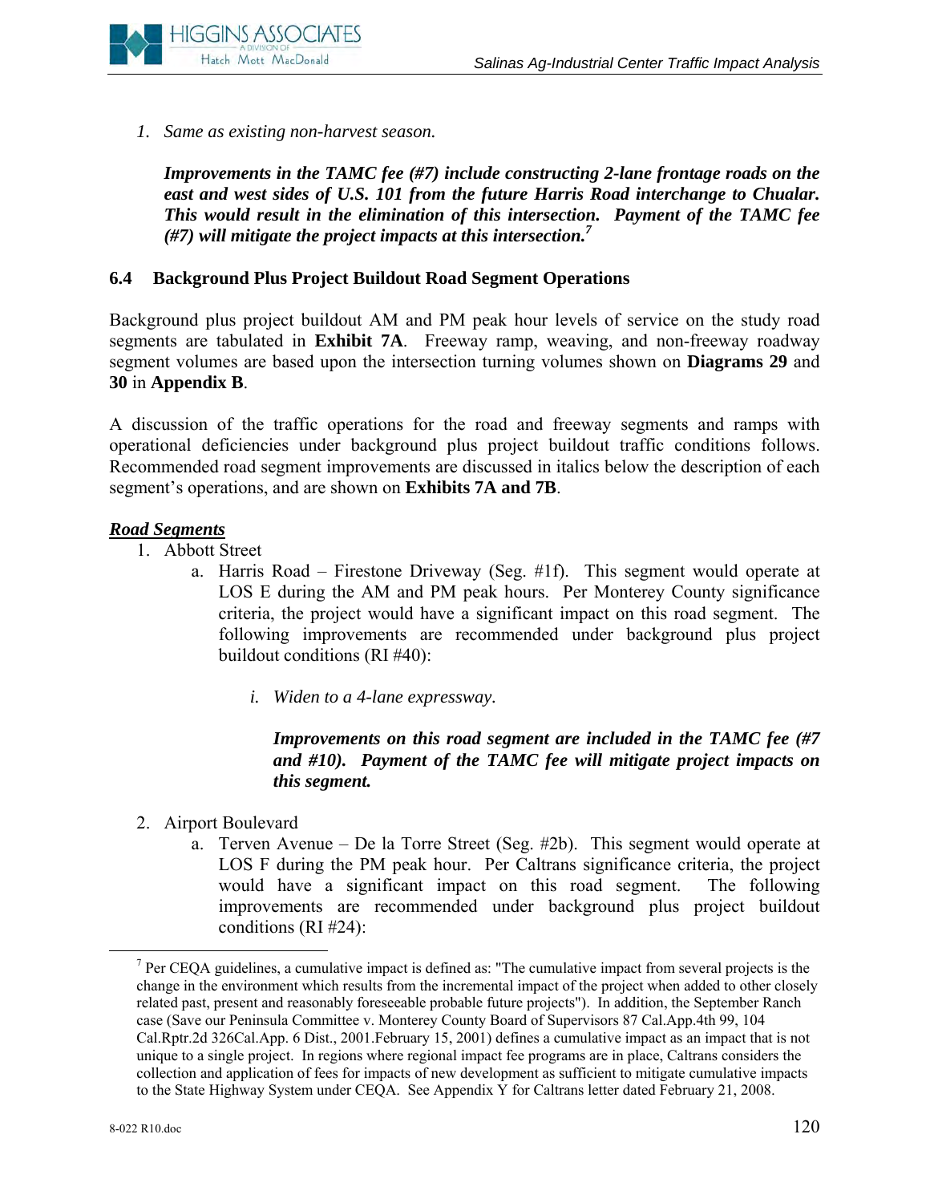1. *Same as existing non-harvest season.*

   ***Improvements in the TAMC fee (#7) include constructing 2-lane frontage roads on the east and west sides of U.S. 101 from the future Harris Road interchange to Chualar. This would result in the elimination of this intersection. Payment of the TAMC fee (#7) will mitigate the project impacts at this intersection.***[7]

## 6.4 Background Plus Project Buildout Road Segment Operations

Background plus project buildout AM and PM peak hour levels of service on the study road segments are tabulated in **Exhibit 7A**. Freeway ramp, weaving, and non-freeway roadway segment volumes are based upon the intersection turning volumes shown on **Diagrams 29** and **30** in **Appendix B**.

A discussion of the traffic operations for the road and freeway segments and ramps with operational deficiencies under background plus project buildout traffic conditions follows. Recommended road segment improvements are discussed in italics below the description of each segment's operations, and are shown on **Exhibits 7A and 7B**.

***Road Segments***

1. Abbott Street
   a. Harris Road – Firestone Driveway (Seg. #1f). This segment would operate at LOS E during the AM and PM peak hours. Per Monterey County significance criteria, the project would have a significant impact on this road segment. The following improvements are recommended under background plus project buildout conditions (RI #40):

      i. *Widen to a 4-lane expressway.*

         ***Improvements on this road segment are included in the TAMC fee (#7 and #10). Payment of the TAMC fee will mitigate project impacts on this segment.***

2. Airport Boulevard
   a. Terven Avenue – De la Torre Street (Seg. #2b). This segment would operate at LOS F during the PM peak hour. Per Caltrans significance criteria, the project would have a significant impact on this road segment. The following improvements are recommended under background plus project buildout conditions (RI #24):

---

[7] Per CEQA guidelines, a cumulative impact is defined as: "The cumulative impact from several projects is the change in the environment which results from the incremental impact of the project when added to other closely related past, present and reasonably foreseeable probable future projects"). In addition, the September Ranch case (Save our Peninsula Committee v. Monterey County Board of Supervisors 87 Cal.App.4th 99, 104 Cal.Rptr.2d 326Cal.App. 6 Dist., 2001.February 15, 2001) defines a cumulative impact as an impact that is not unique to a single project. In regions where regional impact fee programs are in place, Caltrans considers the collection and application of fees for impacts of new development as sufficient to mitigate cumulative impacts to the State Highway System under CEQA. See Appendix Y for Caltrans letter dated February 21, 2008.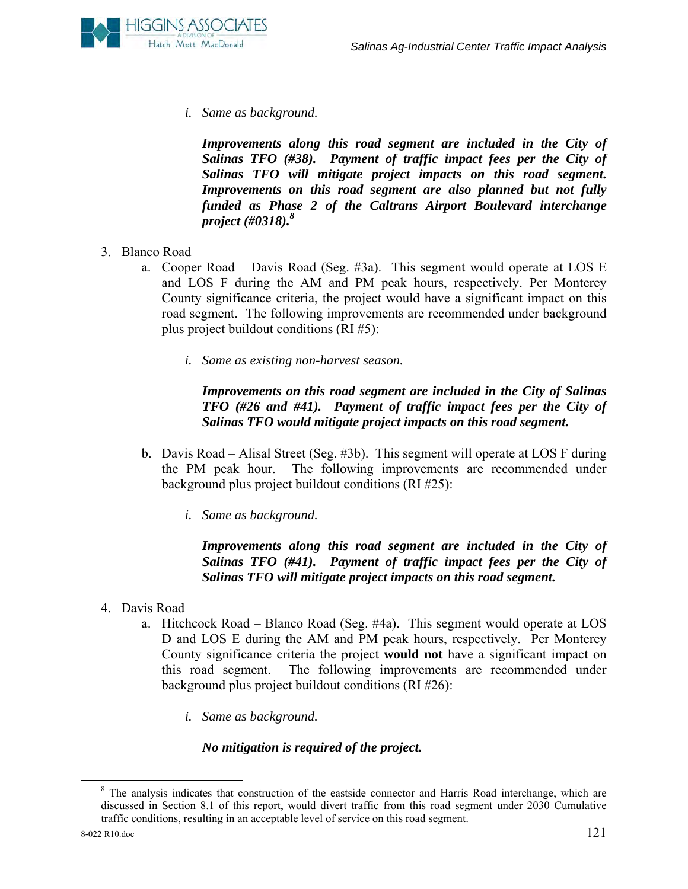i. *Same as background.*

***Improvements along this road segment are included in the City of Salinas TFO (#38). Payment of traffic impact fees per the City of Salinas TFO will mitigate project impacts on this road segment. Improvements on this road segment are also planned but not fully funded as Phase 2 of the Caltrans Airport Boulevard interchange project (#0318).***[8]

3. Blanco Road
   a. Cooper Road – Davis Road (Seg. #3a). This segment would operate at LOS E and LOS F during the AM and PM peak hours, respectively. Per Monterey County significance criteria, the project would have a significant impact on this road segment. The following improvements are recommended under background plus project buildout conditions (RI #5):

      i. *Same as existing non-harvest season.*

      ***Improvements on this road segment are included in the City of Salinas TFO (#26 and #41). Payment of traffic impact fees per the City of Salinas TFO would mitigate project impacts on this road segment.***

   b. Davis Road – Alisal Street (Seg. #3b). This segment will operate at LOS F during the PM peak hour. The following improvements are recommended under background plus project buildout conditions (RI #25):

      i. *Same as background.*

      ***Improvements along this road segment are included in the City of Salinas TFO (#41). Payment of traffic impact fees per the City of Salinas TFO will mitigate project impacts on this road segment.***

4. Davis Road
   a. Hitchcock Road – Blanco Road (Seg. #4a). This segment would operate at LOS D and LOS E during the AM and PM peak hours, respectively. Per Monterey County significance criteria the project **would not** have a significant impact on this road segment. The following improvements are recommended under background plus project buildout conditions (RI #26):

      i. *Same as background.*

      ***No mitigation is required of the project.***

---

[8] The analysis indicates that construction of the eastside connector and Harris Road interchange, which are discussed in Section 8.1 of this report, would divert traffic from this road segment under 2030 Cumulative traffic conditions, resulting in an acceptable level of service on this road segment.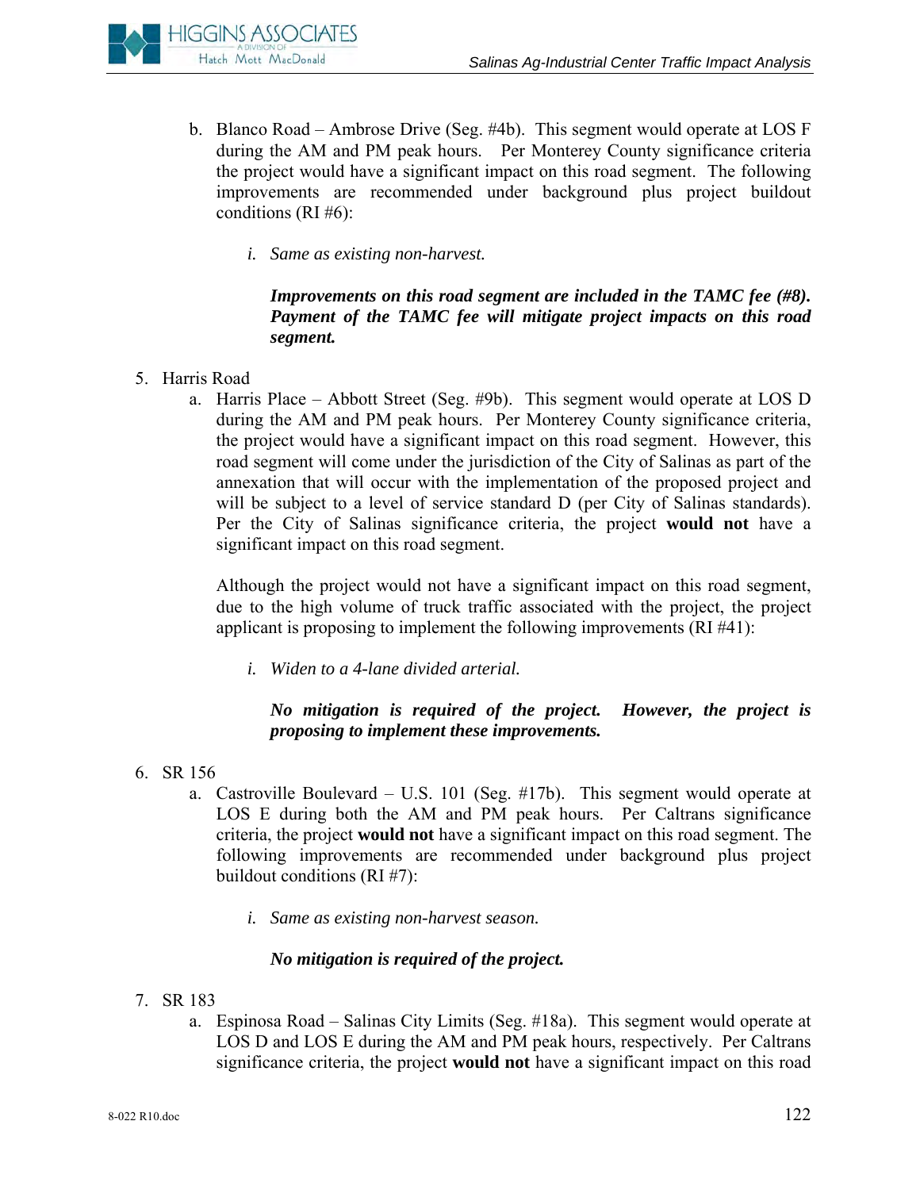b. Blanco Road – Ambrose Drive (Seg. #4b). This segment would operate at LOS F during the AM and PM peak hours. Per Monterey County significance criteria the project would have a significant impact on this road segment. The following improvements are recommended under background plus project buildout conditions (RI #6):

    i. *Same as existing non-harvest.*

    ***Improvements on this road segment are included in the TAMC fee (#8). Payment of the TAMC fee will mitigate project impacts on this road segment.***

5. Harris Road

    a. Harris Place – Abbott Street (Seg. #9b). This segment would operate at LOS D during the AM and PM peak hours. Per Monterey County significance criteria, the project would have a significant impact on this road segment. However, this road segment will come under the jurisdiction of the City of Salinas as part of the annexation that will occur with the implementation of the proposed project and will be subject to a level of service standard D (per City of Salinas standards). Per the City of Salinas significance criteria, the project **would not** have a significant impact on this road segment.

    Although the project would not have a significant impact on this road segment, due to the high volume of truck traffic associated with the project, the project applicant is proposing to implement the following improvements (RI #41):

    i. *Widen to a 4-lane divided arterial.*

    ***No mitigation is required of the project. However, the project is proposing to implement these improvements.***

6. SR 156

    a. Castroville Boulevard – U.S. 101 (Seg. #17b). This segment would operate at LOS E during both the AM and PM peak hours. Per Caltrans significance criteria, the project **would not** have a significant impact on this road segment. The following improvements are recommended under background plus project buildout conditions (RI #7):

    i. *Same as existing non-harvest season.*

    ***No mitigation is required of the project.***

7. SR 183

    a. Espinosa Road – Salinas City Limits (Seg. #18a). This segment would operate at LOS D and LOS E during the AM and PM peak hours, respectively. Per Caltrans significance criteria, the project **would not** have a significant impact on this road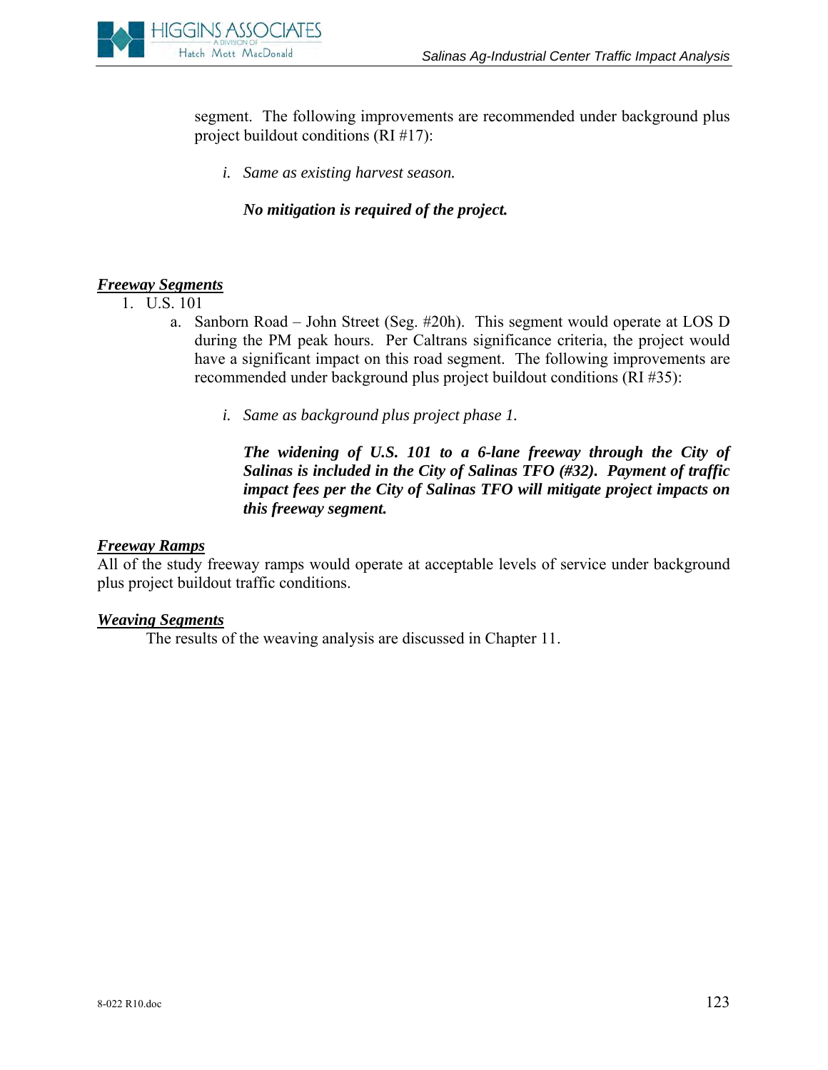segment. The following improvements are recommended under background plus project buildout conditions (RI #17):

*i. Same as existing harvest season.*

***No mitigation is required of the project.***

***Freeway Segments***

1. U.S. 101
   a. Sanborn Road – John Street (Seg. #20h). This segment would operate at LOS D during the PM peak hours. Per Caltrans significance criteria, the project would have a significant impact on this road segment. The following improvements are recommended under background plus project buildout conditions (RI #35):

      *i. Same as background plus project phase 1.*

      ***The widening of U.S. 101 to a 6-lane freeway through the City of Salinas is included in the City of Salinas TFO (#32). Payment of traffic impact fees per the City of Salinas TFO will mitigate project impacts on this freeway segment.***

***Freeway Ramps***

All of the study freeway ramps would operate at acceptable levels of service under background plus project buildout traffic conditions.

***Weaving Segments***

The results of the weaving analysis are discussed in Chapter 11.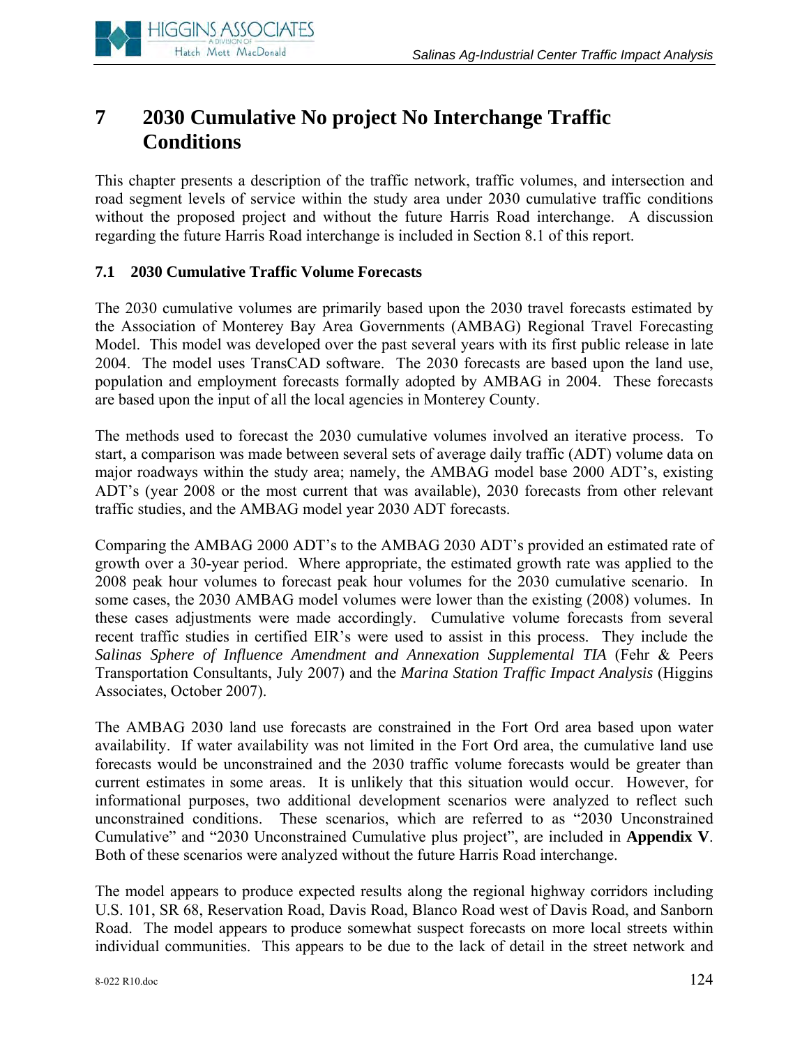# 7 2030 Cumulative No project No Interchange Traffic Conditions

This chapter presents a description of the traffic network, traffic volumes, and intersection and road segment levels of service within the study area under 2030 cumulative traffic conditions without the proposed project and without the future Harris Road interchange. A discussion regarding the future Harris Road interchange is included in Section 8.1 of this report.

### 7.1 2030 Cumulative Traffic Volume Forecasts

The 2030 cumulative volumes are primarily based upon the 2030 travel forecasts estimated by the Association of Monterey Bay Area Governments (AMBAG) Regional Travel Forecasting Model. This model was developed over the past several years with its first public release in late 2004. The model uses TransCAD software. The 2030 forecasts are based upon the land use, population and employment forecasts formally adopted by AMBAG in 2004. These forecasts are based upon the input of all the local agencies in Monterey County.

The methods used to forecast the 2030 cumulative volumes involved an iterative process. To start, a comparison was made between several sets of average daily traffic (ADT) volume data on major roadways within the study area; namely, the AMBAG model base 2000 ADT's, existing ADT's (year 2008 or the most current that was available), 2030 forecasts from other relevant traffic studies, and the AMBAG model year 2030 ADT forecasts.

Comparing the AMBAG 2000 ADT's to the AMBAG 2030 ADT's provided an estimated rate of growth over a 30-year period. Where appropriate, the estimated growth rate was applied to the 2008 peak hour volumes to forecast peak hour volumes for the 2030 cumulative scenario. In some cases, the 2030 AMBAG model volumes were lower than the existing (2008) volumes. In these cases adjustments were made accordingly. Cumulative volume forecasts from several recent traffic studies in certified EIR's were used to assist in this process. They include the *Salinas Sphere of Influence Amendment and Annexation Supplemental TIA* (Fehr & Peers Transportation Consultants, July 2007) and the *Marina Station Traffic Impact Analysis* (Higgins Associates, October 2007).

The AMBAG 2030 land use forecasts are constrained in the Fort Ord area based upon water availability. If water availability was not limited in the Fort Ord area, the cumulative land use forecasts would be unconstrained and the 2030 traffic volume forecasts would be greater than current estimates in some areas. It is unlikely that this situation would occur. However, for informational purposes, two additional development scenarios were analyzed to reflect such unconstrained conditions. These scenarios, which are referred to as "2030 Unconstrained Cumulative" and "2030 Unconstrained Cumulative plus project", are included in **Appendix V**. Both of these scenarios were analyzed without the future Harris Road interchange.

The model appears to produce expected results along the regional highway corridors including U.S. 101, SR 68, Reservation Road, Davis Road, Blanco Road west of Davis Road, and Sanborn Road. The model appears to produce somewhat suspect forecasts on more local streets within individual communities. This appears to be due to the lack of detail in the street network and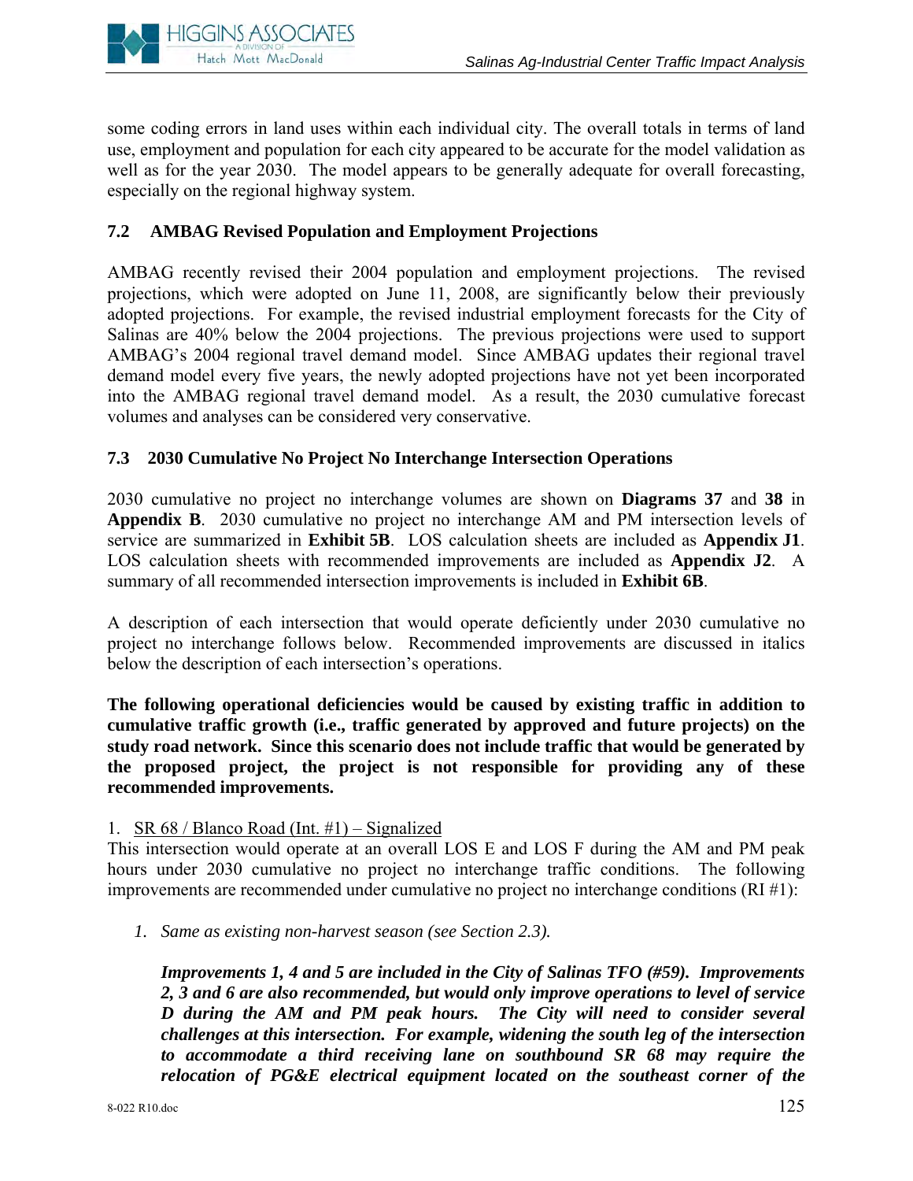some coding errors in land uses within each individual city. The overall totals in terms of land use, employment and population for each city appeared to be accurate for the model validation as well as for the year 2030. The model appears to be generally adequate for overall forecasting, especially on the regional highway system.

### 7.2 AMBAG Revised Population and Employment Projections

AMBAG recently revised their 2004 population and employment projections. The revised projections, which were adopted on June 11, 2008, are significantly below their previously adopted projections. For example, the revised industrial employment forecasts for the City of Salinas are 40% below the 2004 projections. The previous projections were used to support AMBAG's 2004 regional travel demand model. Since AMBAG updates their regional travel demand model every five years, the newly adopted projections have not yet been incorporated into the AMBAG regional travel demand model. As a result, the 2030 cumulative forecast volumes and analyses can be considered very conservative.

### 7.3 2030 Cumulative No Project No Interchange Intersection Operations

2030 cumulative no project no interchange volumes are shown on **Diagrams 37** and **38** in **Appendix B**. 2030 cumulative no project no interchange AM and PM intersection levels of service are summarized in **Exhibit 5B**. LOS calculation sheets are included as **Appendix J1**. LOS calculation sheets with recommended improvements are included as **Appendix J2**. A summary of all recommended intersection improvements is included in **Exhibit 6B**.

A description of each intersection that would operate deficiently under 2030 cumulative no project no interchange follows below. Recommended improvements are discussed in italics below the description of each intersection's operations.

**The following operational deficiencies would be caused by existing traffic in addition to cumulative traffic growth (i.e., traffic generated by approved and future projects) on the study road network. Since this scenario does not include traffic that would be generated by the proposed project, the project is not responsible for providing any of these recommended improvements.**

1. <u>SR 68 / Blanco Road (Int. #1) – Signalized</u>

This intersection would operate at an overall LOS E and LOS F during the AM and PM peak hours under 2030 cumulative no project no interchange traffic conditions. The following improvements are recommended under cumulative no project no interchange conditions (RI #1):

1. *Same as existing non-harvest season (see Section 2.3).*

***Improvements 1, 4 and 5 are included in the City of Salinas TFO (#59). Improvements 2, 3 and 6 are also recommended, but would only improve operations to level of service D during the AM and PM peak hours. The City will need to consider several challenges at this intersection. For example, widening the south leg of the intersection to accommodate a third receiving lane on southbound SR 68 may require the relocation of PG&E electrical equipment located on the southeast corner of the***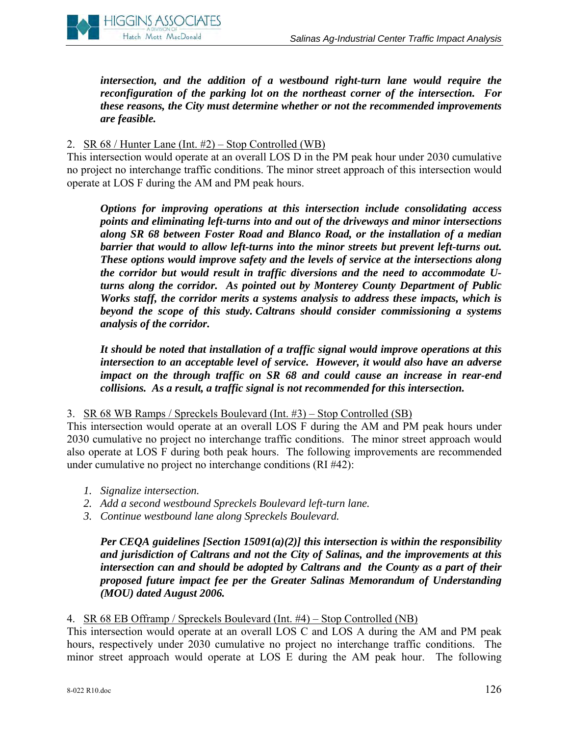***intersection, and the addition of a westbound right-turn lane would require the reconfiguration of the parking lot on the northeast corner of the intersection. For these reasons, the City must determine whether or not the recommended improvements are feasible.***

2. <u>SR 68 / Hunter Lane (Int. #2) – Stop Controlled (WB)</u>

This intersection would operate at an overall LOS D in the PM peak hour under 2030 cumulative no project no interchange traffic conditions. The minor street approach of this intersection would operate at LOS F during the AM and PM peak hours.

> ***Options for improving operations at this intersection include consolidating access points and eliminating left-turns into and out of the driveways and minor intersections along SR 68 between Foster Road and Blanco Road, or the installation of a median barrier that would to allow left-turns into the minor streets but prevent left-turns out. These options would improve safety and the levels of service at the intersections along the corridor but would result in traffic diversions and the need to accommodate U-turns along the corridor. As pointed out by Monterey County Department of Public Works staff, the corridor merits a systems analysis to address these impacts, which is beyond the scope of this study. Caltrans should consider commissioning a systems analysis of the corridor.***
>
> ***It should be noted that installation of a traffic signal would improve operations at this intersection to an acceptable level of service. However, it would also have an adverse impact on the through traffic on SR 68 and could cause an increase in rear-end collisions. As a result, a traffic signal is not recommended for this intersection.***

3. <u>SR 68 WB Ramps / Spreckels Boulevard (Int. #3) – Stop Controlled (SB)</u>

This intersection would operate at an overall LOS F during the AM and PM peak hours under 2030 cumulative no project no interchange traffic conditions. The minor street approach would also operate at LOS F during both peak hours. The following improvements are recommended under cumulative no project no interchange conditions (RI #42):

1. *Signalize intersection.*
2. *Add a second westbound Spreckels Boulevard left-turn lane.*
3. *Continue westbound lane along Spreckels Boulevard.*

> ***Per CEQA guidelines [Section 15091(a)(2)] this intersection is within the responsibility and jurisdiction of Caltrans and not the City of Salinas, and the improvements at this intersection can and should be adopted by Caltrans and the County as a part of their proposed future impact fee per the Greater Salinas Memorandum of Understanding (MOU) dated August 2006.***

4. <u>SR 68 EB Offramp / Spreckels Boulevard (Int. #4) – Stop Controlled (NB)</u>

This intersection would operate at an overall LOS C and LOS A during the AM and PM peak hours, respectively under 2030 cumulative no project no interchange traffic conditions. The minor street approach would operate at LOS E during the AM peak hour. The following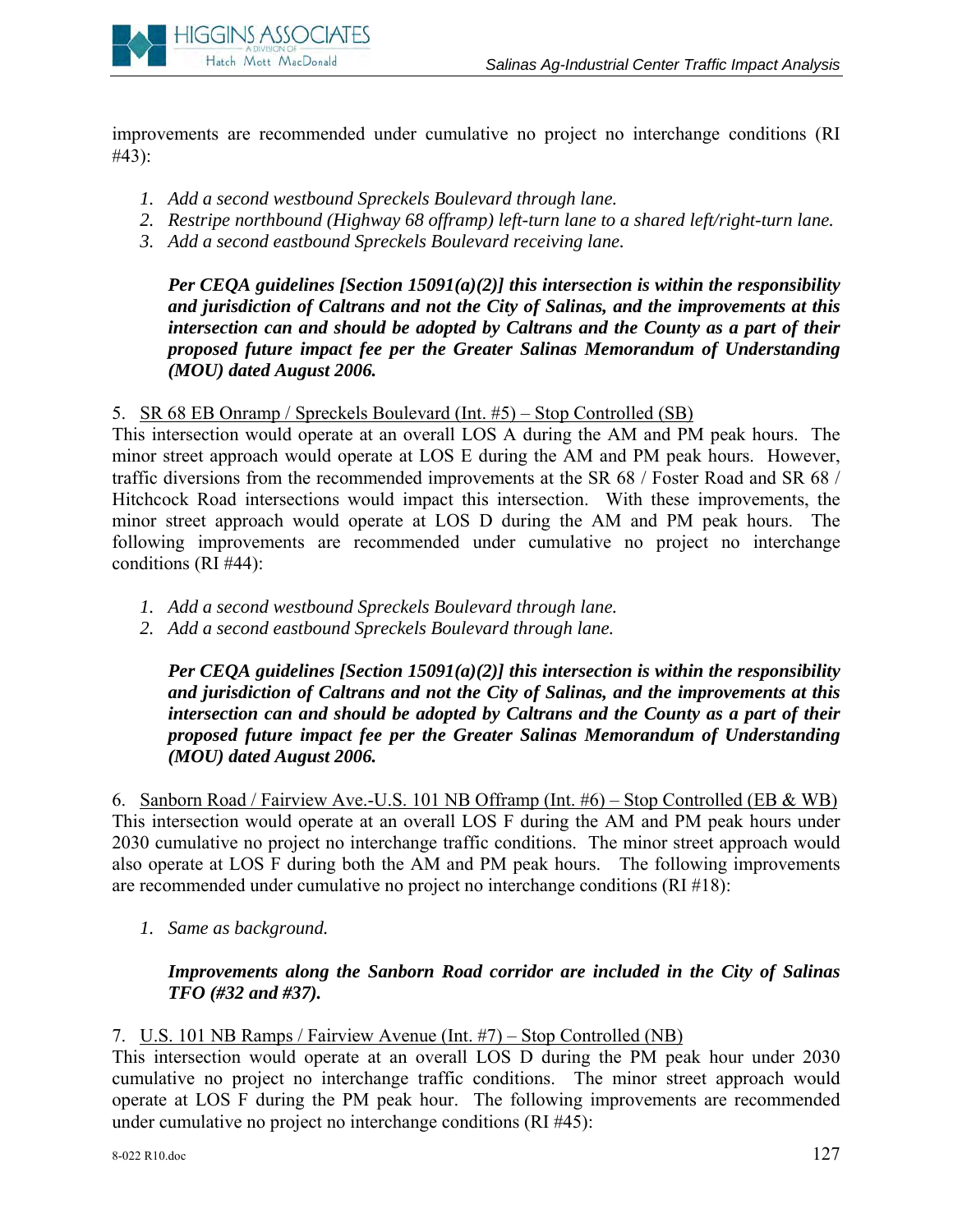improvements are recommended under cumulative no project no interchange conditions (RI #43):

1. *Add a second westbound Spreckels Boulevard through lane.*
2. *Restripe northbound (Highway 68 offramp) left-turn lane to a shared left/right-turn lane.*
3. *Add a second eastbound Spreckels Boulevard receiving lane.*

   ***Per CEQA guidelines [Section 15091(a)(2)] this intersection is within the responsibility and jurisdiction of Caltrans and not the City of Salinas, and the improvements at this intersection can and should be adopted by Caltrans and the County as a part of their proposed future impact fee per the Greater Salinas Memorandum of Understanding (MOU) dated August 2006.***

5. <u>SR 68 EB Onramp / Spreckels Boulevard (Int. #5) – Stop Controlled (SB)</u>
This intersection would operate at an overall LOS A during the AM and PM peak hours. The minor street approach would operate at LOS E during the AM and PM peak hours. However, traffic diversions from the recommended improvements at the SR 68 / Foster Road and SR 68 / Hitchcock Road intersections would impact this intersection. With these improvements, the minor street approach would operate at LOS D during the AM and PM peak hours. The following improvements are recommended under cumulative no project no interchange conditions (RI #44):

1. *Add a second westbound Spreckels Boulevard through lane.*
2. *Add a second eastbound Spreckels Boulevard through lane.*

   ***Per CEQA guidelines [Section 15091(a)(2)] this intersection is within the responsibility and jurisdiction of Caltrans and not the City of Salinas, and the improvements at this intersection can and should be adopted by Caltrans and the County as a part of their proposed future impact fee per the Greater Salinas Memorandum of Understanding (MOU) dated August 2006.***

6. <u>Sanborn Road / Fairview Ave.-U.S. 101 NB Offramp (Int. #6) – Stop Controlled (EB & WB)</u>
This intersection would operate at an overall LOS F during the AM and PM peak hours under 2030 cumulative no project no interchange traffic conditions. The minor street approach would also operate at LOS F during both the AM and PM peak hours. The following improvements are recommended under cumulative no project no interchange conditions (RI #18):

1. *Same as background.*

   ***Improvements along the Sanborn Road corridor are included in the City of Salinas TFO (#32 and #37).***

7. <u>U.S. 101 NB Ramps / Fairview Avenue (Int. #7) – Stop Controlled (NB)</u>
This intersection would operate at an overall LOS D during the PM peak hour under 2030 cumulative no project no interchange traffic conditions. The minor street approach would operate at LOS F during the PM peak hour. The following improvements are recommended under cumulative no project no interchange conditions (RI #45):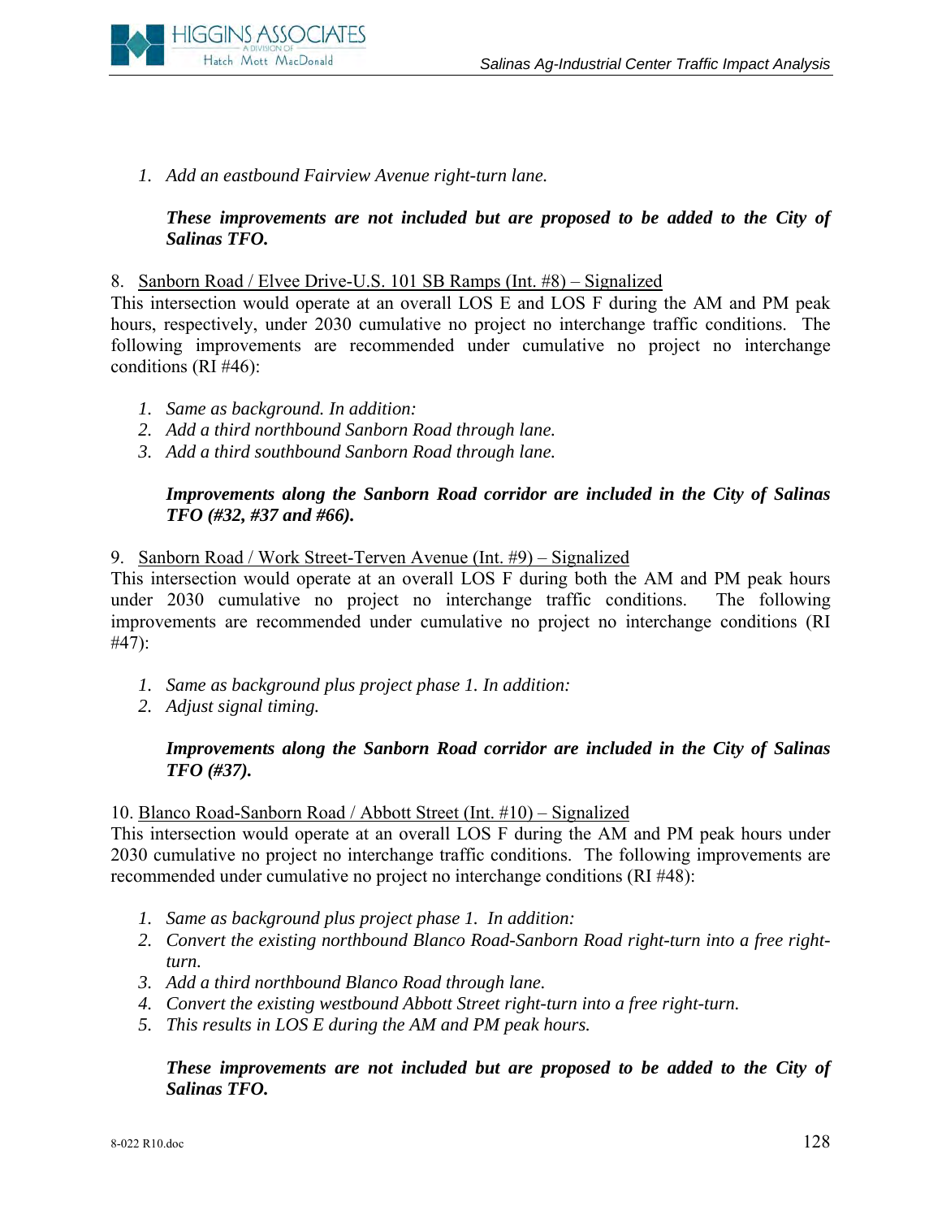1. *Add an eastbound Fairview Avenue right-turn lane.*

***These improvements are not included but are proposed to be added to the City of Salinas TFO.***

8. <u>Sanborn Road / Elvee Drive-U.S. 101 SB Ramps (Int. #8) – Signalized</u>

This intersection would operate at an overall LOS E and LOS F during the AM and PM peak hours, respectively, under 2030 cumulative no project no interchange traffic conditions. The following improvements are recommended under cumulative no project no interchange conditions (RI #46):

1. *Same as background. In addition:*
2. *Add a third northbound Sanborn Road through lane.*
3. *Add a third southbound Sanborn Road through lane.*

***Improvements along the Sanborn Road corridor are included in the City of Salinas TFO (#32, #37 and #66).***

9. <u>Sanborn Road / Work Street-Terven Avenue (Int. #9) – Signalized</u>

This intersection would operate at an overall LOS F during both the AM and PM peak hours under 2030 cumulative no project no interchange traffic conditions. The following improvements are recommended under cumulative no project no interchange conditions (RI #47):

1. *Same as background plus project phase 1. In addition:*
2. *Adjust signal timing.*

***Improvements along the Sanborn Road corridor are included in the City of Salinas TFO (#37).***

10. <u>Blanco Road-Sanborn Road / Abbott Street (Int. #10) – Signalized</u>

This intersection would operate at an overall LOS F during the AM and PM peak hours under 2030 cumulative no project no interchange traffic conditions. The following improvements are recommended under cumulative no project no interchange conditions (RI #48):

1. *Same as background plus project phase 1. In addition:*
2. *Convert the existing northbound Blanco Road-Sanborn Road right-turn into a free right-turn.*
3. *Add a third northbound Blanco Road through lane.*
4. *Convert the existing westbound Abbott Street right-turn into a free right-turn.*
5. *This results in LOS E during the AM and PM peak hours.*

***These improvements are not included but are proposed to be added to the City of Salinas TFO.***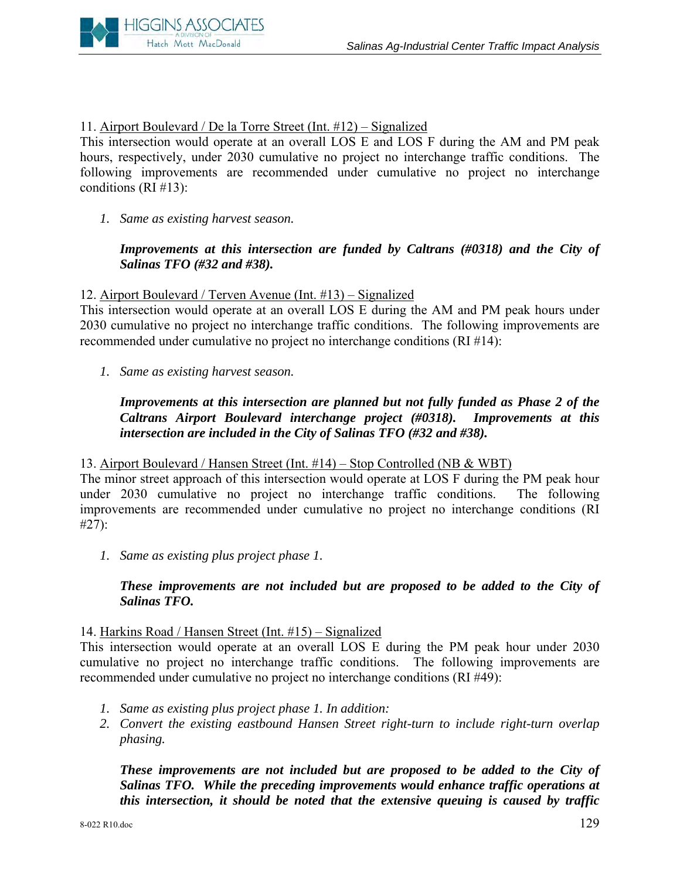11. <u>Airport Boulevard / De la Torre Street (Int. #12) – Signalized</u>
This intersection would operate at an overall LOS E and LOS F during the AM and PM peak hours, respectively, under 2030 cumulative no project no interchange traffic conditions. The following improvements are recommended under cumulative no project no interchange conditions (RI #13):

1. *Same as existing harvest season.*

   ***Improvements at this intersection are funded by Caltrans (#0318) and the City of Salinas TFO (#32 and #38).***

12. <u>Airport Boulevard / Terven Avenue (Int. #13) – Signalized</u>
This intersection would operate at an overall LOS E during the AM and PM peak hours under 2030 cumulative no project no interchange traffic conditions. The following improvements are recommended under cumulative no project no interchange conditions (RI #14):

1. *Same as existing harvest season.*

   ***Improvements at this intersection are planned but not fully funded as Phase 2 of the Caltrans Airport Boulevard interchange project (#0318). Improvements at this intersection are included in the City of Salinas TFO (#32 and #38).***

13. <u>Airport Boulevard / Hansen Street (Int. #14) – Stop Controlled (NB & WBT)</u>
The minor street approach of this intersection would operate at LOS F during the PM peak hour under 2030 cumulative no project no interchange traffic conditions. The following improvements are recommended under cumulative no project no interchange conditions (RI #27):

1. *Same as existing plus project phase 1.*

   ***These improvements are not included but are proposed to be added to the City of Salinas TFO.***

14. <u>Harkins Road / Hansen Street (Int. #15) – Signalized</u>
This intersection would operate at an overall LOS E during the PM peak hour under 2030 cumulative no project no interchange traffic conditions. The following improvements are recommended under cumulative no project no interchange conditions (RI #49):

1. *Same as existing plus project phase 1. In addition:*
2. *Convert the existing eastbound Hansen Street right-turn to include right-turn overlap phasing.*

   ***These improvements are not included but are proposed to be added to the City of Salinas TFO. While the preceding improvements would enhance traffic operations at this intersection, it should be noted that the extensive queuing is caused by traffic***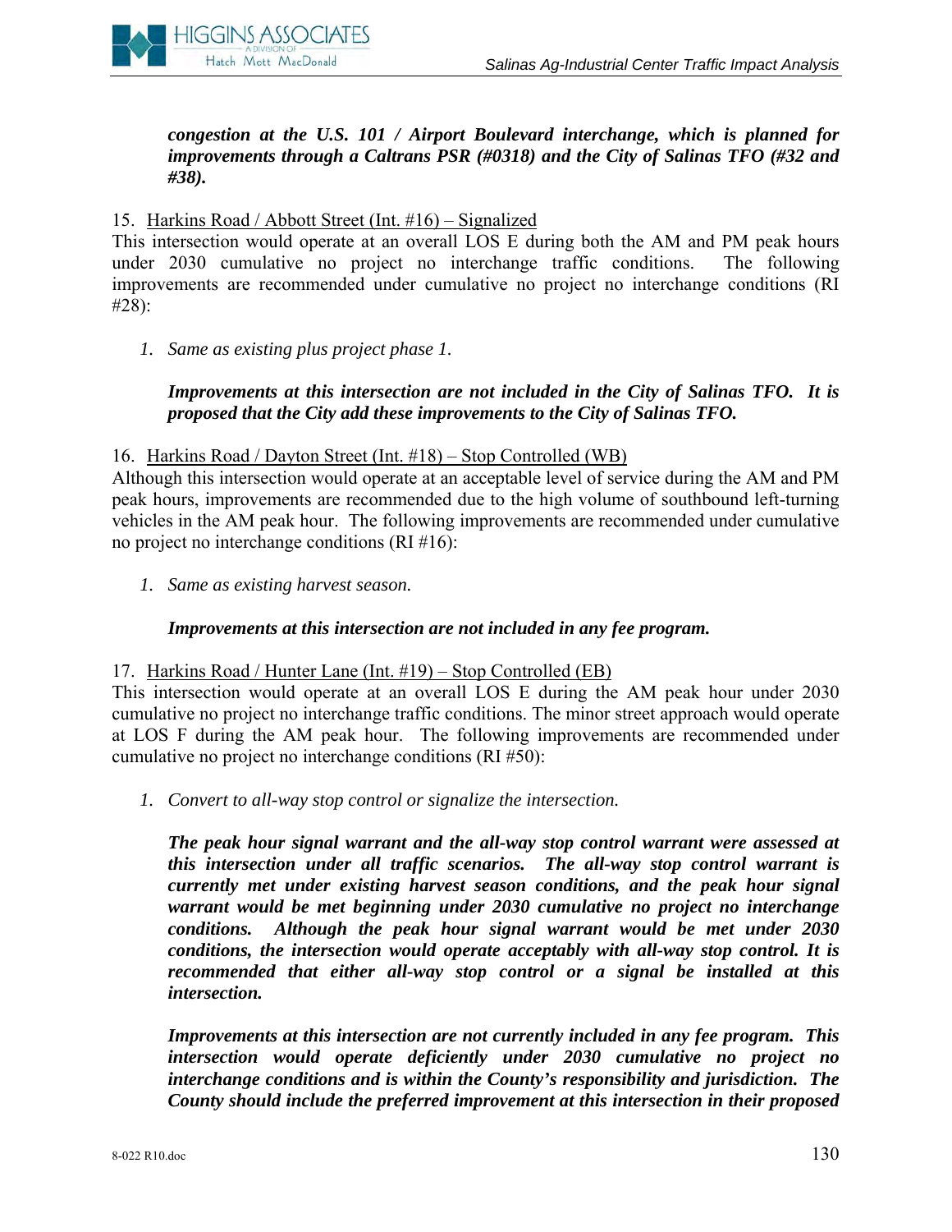***congestion at the U.S. 101 / Airport Boulevard interchange, which is planned for improvements through a Caltrans PSR (#0318) and the City of Salinas TFO (#32 and #38).***

15. Harkins Road / Abbott Street (Int. #16) – Signalized

This intersection would operate at an overall LOS E during both the AM and PM peak hours under 2030 cumulative no project no interchange traffic conditions. The following improvements are recommended under cumulative no project no interchange conditions (RI #28):

1. *Same as existing plus project phase 1.*

   ***Improvements at this intersection are not included in the City of Salinas TFO. It is proposed that the City add these improvements to the City of Salinas TFO.***

16. Harkins Road / Dayton Street (Int. #18) – Stop Controlled (WB)

Although this intersection would operate at an acceptable level of service during the AM and PM peak hours, improvements are recommended due to the high volume of southbound left-turning vehicles in the AM peak hour. The following improvements are recommended under cumulative no project no interchange conditions (RI #16):

1. *Same as existing harvest season.*

   ***Improvements at this intersection are not included in any fee program.***

17. Harkins Road / Hunter Lane (Int. #19) – Stop Controlled (EB)

This intersection would operate at an overall LOS E during the AM peak hour under 2030 cumulative no project no interchange traffic conditions. The minor street approach would operate at LOS F during the AM peak hour. The following improvements are recommended under cumulative no project no interchange conditions (RI #50):

1. *Convert to all-way stop control or signalize the intersection.*

   ***The peak hour signal warrant and the all-way stop control warrant were assessed at this intersection under all traffic scenarios. The all-way stop control warrant is currently met under existing harvest season conditions, and the peak hour signal warrant would be met beginning under 2030 cumulative no project no interchange conditions. Although the peak hour signal warrant would be met under 2030 conditions, the intersection would operate acceptably with all-way stop control. It is recommended that either all-way stop control or a signal be installed at this intersection.***

   ***Improvements at this intersection are not currently included in any fee program. This intersection would operate deficiently under 2030 cumulative no project no interchange conditions and is within the County's responsibility and jurisdiction. The County should include the preferred improvement at this intersection in their proposed***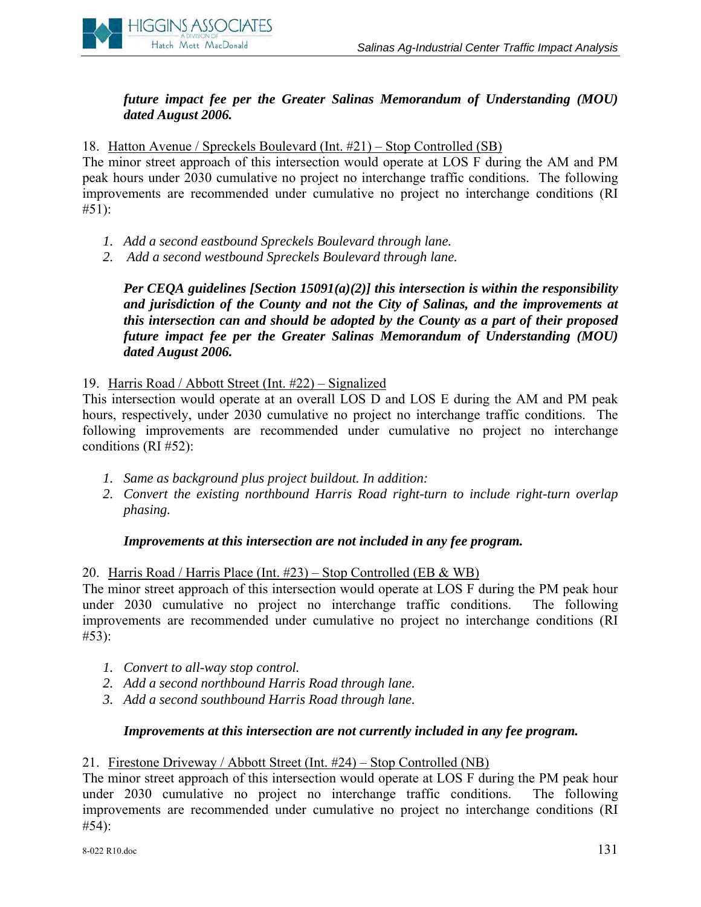***future impact fee per the Greater Salinas Memorandum of Understanding (MOU) dated August 2006.***

18. Hatton Avenue / Spreckels Boulevard (Int. #21) – Stop Controlled (SB)

The minor street approach of this intersection would operate at LOS F during the AM and PM peak hours under 2030 cumulative no project no interchange traffic conditions. The following improvements are recommended under cumulative no project no interchange conditions (RI #51):

1. *Add a second eastbound Spreckels Boulevard through lane.*
2. *Add a second westbound Spreckels Boulevard through lane.*

***Per CEQA guidelines [Section 15091(a)(2)] this intersection is within the responsibility and jurisdiction of the County and not the City of Salinas, and the improvements at this intersection can and should be adopted by the County as a part of their proposed future impact fee per the Greater Salinas Memorandum of Understanding (MOU) dated August 2006.***

19. Harris Road / Abbott Street (Int. #22) – Signalized

This intersection would operate at an overall LOS D and LOS E during the AM and PM peak hours, respectively, under 2030 cumulative no project no interchange traffic conditions. The following improvements are recommended under cumulative no project no interchange conditions (RI #52):

1. *Same as background plus project buildout. In addition:*
2. *Convert the existing northbound Harris Road right-turn to include right-turn overlap phasing.*

***Improvements at this intersection are not included in any fee program.***

20. Harris Road / Harris Place (Int. #23) – Stop Controlled (EB & WB)

The minor street approach of this intersection would operate at LOS F during the PM peak hour under 2030 cumulative no project no interchange traffic conditions. The following improvements are recommended under cumulative no project no interchange conditions (RI #53):

1. *Convert to all-way stop control.*
2. *Add a second northbound Harris Road through lane.*
3. *Add a second southbound Harris Road through lane.*

***Improvements at this intersection are not currently included in any fee program.***

21. Firestone Driveway / Abbott Street (Int. #24) – Stop Controlled (NB)

The minor street approach of this intersection would operate at LOS F during the PM peak hour under 2030 cumulative no project no interchange traffic conditions. The following improvements are recommended under cumulative no project no interchange conditions (RI #54):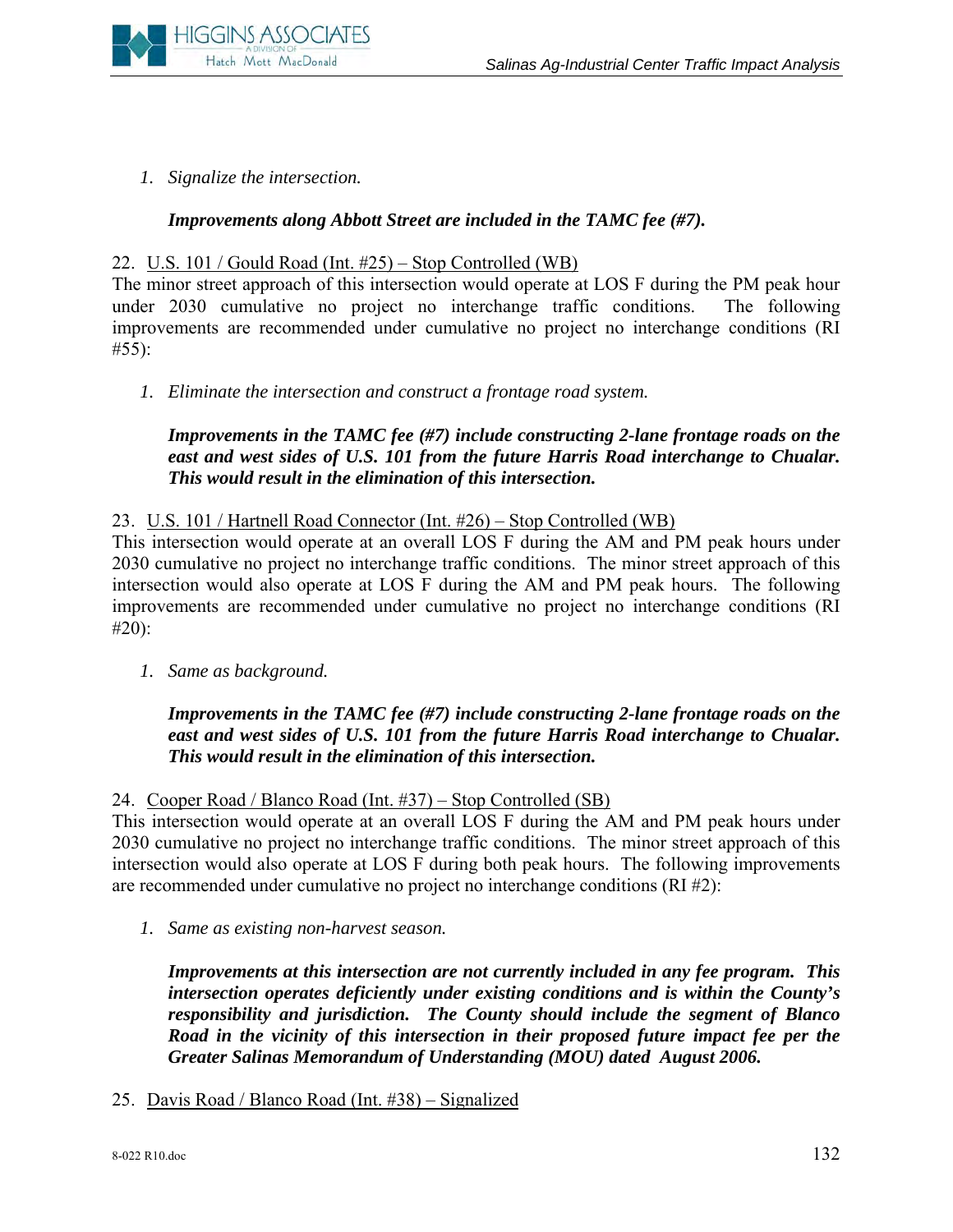1. *Signalize the intersection.*

   ***Improvements along Abbott Street are included in the TAMC fee (#7).***

22. <u>U.S. 101 / Gould Road (Int. #25) – Stop Controlled (WB)</u>

The minor street approach of this intersection would operate at LOS F during the PM peak hour under 2030 cumulative no project no interchange traffic conditions. The following improvements are recommended under cumulative no project no interchange conditions (RI #55):

1. *Eliminate the intersection and construct a frontage road system.*

   ***Improvements in the TAMC fee (#7) include constructing 2-lane frontage roads on the east and west sides of U.S. 101 from the future Harris Road interchange to Chualar. This would result in the elimination of this intersection.***

23. <u>U.S. 101 / Hartnell Road Connector (Int. #26) – Stop Controlled (WB)</u>

This intersection would operate at an overall LOS F during the AM and PM peak hours under 2030 cumulative no project no interchange traffic conditions. The minor street approach of this intersection would also operate at LOS F during the AM and PM peak hours. The following improvements are recommended under cumulative no project no interchange conditions (RI #20):

1. *Same as background.*

   ***Improvements in the TAMC fee (#7) include constructing 2-lane frontage roads on the east and west sides of U.S. 101 from the future Harris Road interchange to Chualar. This would result in the elimination of this intersection.***

24. <u>Cooper Road / Blanco Road (Int. #37) – Stop Controlled (SB)</u>

This intersection would operate at an overall LOS F during the AM and PM peak hours under 2030 cumulative no project no interchange traffic conditions. The minor street approach of this intersection would also operate at LOS F during both peak hours. The following improvements are recommended under cumulative no project no interchange conditions (RI #2):

1. *Same as existing non-harvest season.*

   ***Improvements at this intersection are not currently included in any fee program. This intersection operates deficiently under existing conditions and is within the County's responsibility and jurisdiction. The County should include the segment of Blanco Road in the vicinity of this intersection in their proposed future impact fee per the Greater Salinas Memorandum of Understanding (MOU) dated August 2006.***

25. <u>Davis Road / Blanco Road (Int. #38) – Signalized</u>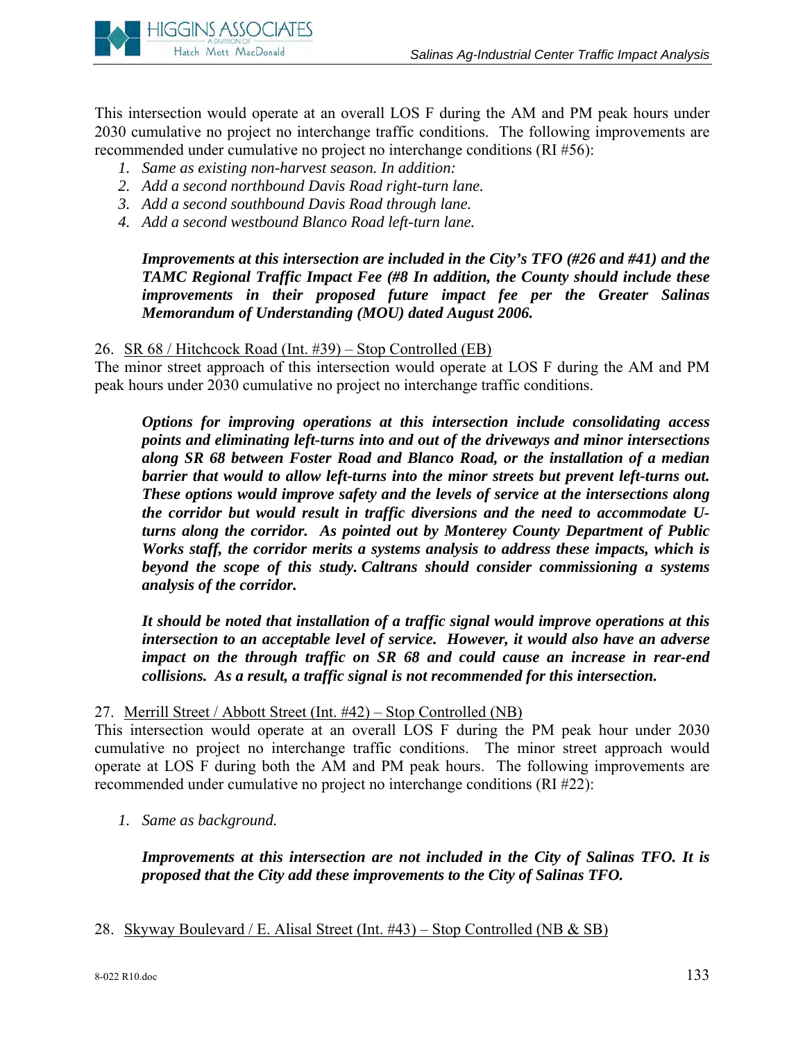This intersection would operate at an overall LOS F during the AM and PM peak hours under 2030 cumulative no project no interchange traffic conditions. The following improvements are recommended under cumulative no project no interchange conditions (RI #56):

1. *Same as existing non-harvest season. In addition:*
2. *Add a second northbound Davis Road right-turn lane.*
3. *Add a second southbound Davis Road through lane.*
4. *Add a second westbound Blanco Road left-turn lane.*

***Improvements at this intersection are included in the City's TFO (#26 and #41) and the TAMC Regional Traffic Impact Fee (#8 In addition, the County should include these improvements in their proposed future impact fee per the Greater Salinas Memorandum of Understanding (MOU) dated August 2006.***

26. <u>SR 68 / Hitchcock Road (Int. #39) – Stop Controlled (EB)</u>

The minor street approach of this intersection would operate at LOS F during the AM and PM peak hours under 2030 cumulative no project no interchange traffic conditions.

***Options for improving operations at this intersection include consolidating access points and eliminating left-turns into and out of the driveways and minor intersections along SR 68 between Foster Road and Blanco Road, or the installation of a median barrier that would to allow left-turns into the minor streets but prevent left-turns out. These options would improve safety and the levels of service at the intersections along the corridor but would result in traffic diversions and the need to accommodate U-turns along the corridor. As pointed out by Monterey County Department of Public Works staff, the corridor merits a systems analysis to address these impacts, which is beyond the scope of this study. Caltrans should consider commissioning a systems analysis of the corridor.***

***It should be noted that installation of a traffic signal would improve operations at this intersection to an acceptable level of service. However, it would also have an adverse impact on the through traffic on SR 68 and could cause an increase in rear-end collisions. As a result, a traffic signal is not recommended for this intersection.***

27. <u>Merrill Street / Abbott Street (Int. #42) – Stop Controlled (NB)</u>

This intersection would operate at an overall LOS F during the PM peak hour under 2030 cumulative no project no interchange traffic conditions. The minor street approach would operate at LOS F during both the AM and PM peak hours. The following improvements are recommended under cumulative no project no interchange conditions (RI #22):

1. *Same as background.*

***Improvements at this intersection are not included in the City of Salinas TFO. It is proposed that the City add these improvements to the City of Salinas TFO.***

28. <u>Skyway Boulevard / E. Alisal Street (Int. #43) – Stop Controlled (NB & SB)</u>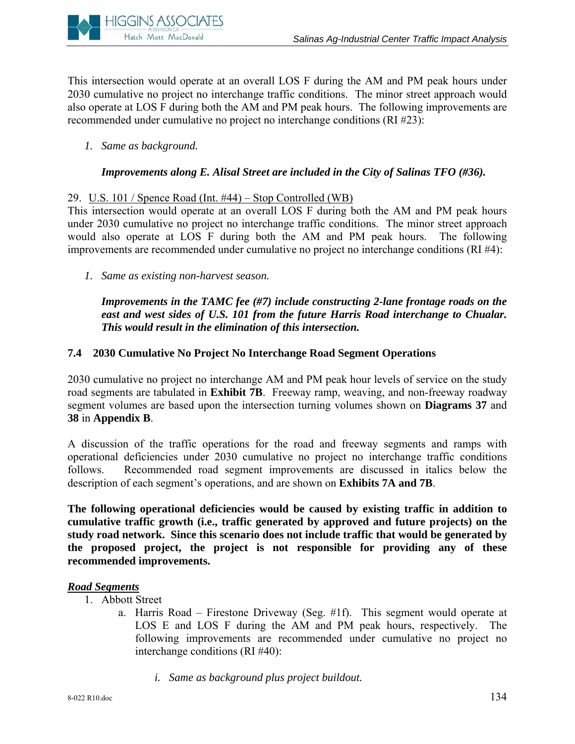This intersection would operate at an overall LOS F during the AM and PM peak hours under 2030 cumulative no project no interchange traffic conditions. The minor street approach would also operate at LOS F during both the AM and PM peak hours. The following improvements are recommended under cumulative no project no interchange conditions (RI #23):

1. *Same as background.*

   ***Improvements along E. Alisal Street are included in the City of Salinas TFO (#36).***

29. U.S. 101 / Spence Road (Int. #44) – Stop Controlled (WB)

This intersection would operate at an overall LOS F during both the AM and PM peak hours under 2030 cumulative no project no interchange traffic conditions. The minor street approach would also operate at LOS F during both the AM and PM peak hours. The following improvements are recommended under cumulative no project no interchange conditions (RI #4):

1. *Same as existing non-harvest season.*

   ***Improvements in the TAMC fee (#7) include constructing 2-lane frontage roads on the east and west sides of U.S. 101 from the future Harris Road interchange to Chualar. This would result in the elimination of this intersection.***

### 7.4 2030 Cumulative No Project No Interchange Road Segment Operations

2030 cumulative no project no interchange AM and PM peak hour levels of service on the study road segments are tabulated in **Exhibit 7B**. Freeway ramp, weaving, and non-freeway roadway segment volumes are based upon the intersection turning volumes shown on **Diagrams 37** and **38** in **Appendix B**.

A discussion of the traffic operations for the road and freeway segments and ramps with operational deficiencies under 2030 cumulative no project no interchange traffic conditions follows. Recommended road segment improvements are discussed in italics below the description of each segment's operations, and are shown on **Exhibits 7A and 7B**.

**The following operational deficiencies would be caused by existing traffic in addition to cumulative traffic growth (i.e., traffic generated by approved and future projects) on the study road network. Since this scenario does not include traffic that would be generated by the proposed project, the project is not responsible for providing any of these recommended improvements.**

***Road Segments***

1. Abbott Street
   a. Harris Road – Firestone Driveway (Seg. #1f). This segment would operate at LOS E and LOS F during the AM and PM peak hours, respectively. The following improvements are recommended under cumulative no project no interchange conditions (RI #40):

      i. *Same as background plus project buildout.*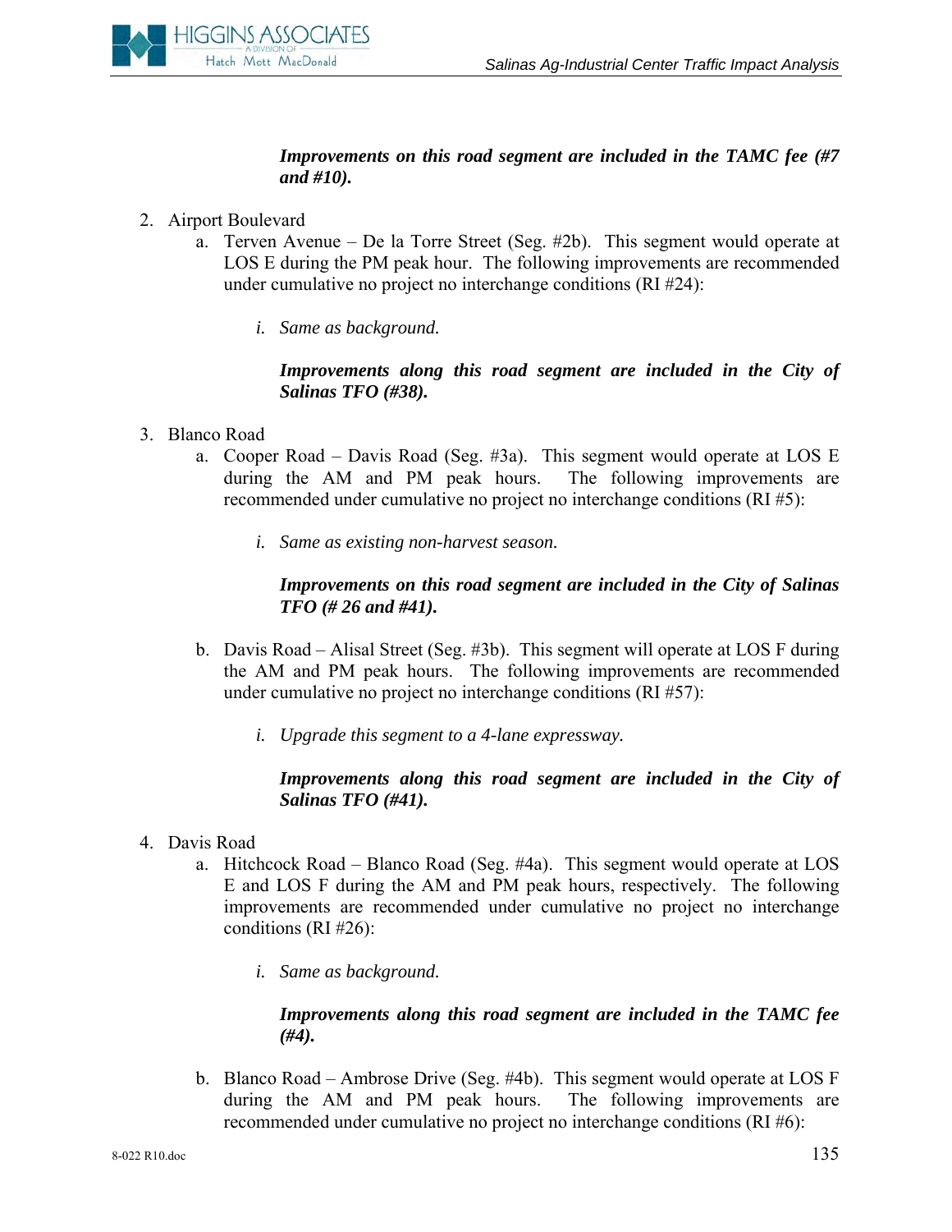***Improvements on this road segment are included in the TAMC fee (#7 and #10).***

2. Airport Boulevard
   a. Terven Avenue – De la Torre Street (Seg. #2b). This segment would operate at LOS E during the PM peak hour. The following improvements are recommended under cumulative no project no interchange conditions (RI #24):

      i. *Same as background.*

      ***Improvements along this road segment are included in the City of Salinas TFO (#38).***

3. Blanco Road
   a. Cooper Road – Davis Road (Seg. #3a). This segment would operate at LOS E during the AM and PM peak hours. The following improvements are recommended under cumulative no project no interchange conditions (RI #5):

      i. *Same as existing non-harvest season.*

      ***Improvements on this road segment are included in the City of Salinas TFO (# 26 and #41).***

   b. Davis Road – Alisal Street (Seg. #3b). This segment will operate at LOS F during the AM and PM peak hours. The following improvements are recommended under cumulative no project no interchange conditions (RI #57):

      i. *Upgrade this segment to a 4-lane expressway.*

      ***Improvements along this road segment are included in the City of Salinas TFO (#41).***

4. Davis Road
   a. Hitchcock Road – Blanco Road (Seg. #4a). This segment would operate at LOS E and LOS F during the AM and PM peak hours, respectively. The following improvements are recommended under cumulative no project no interchange conditions (RI #26):

      i. *Same as background.*

      ***Improvements along this road segment are included in the TAMC fee (#4).***

   b. Blanco Road – Ambrose Drive (Seg. #4b). This segment would operate at LOS F during the AM and PM peak hours. The following improvements are recommended under cumulative no project no interchange conditions (RI #6):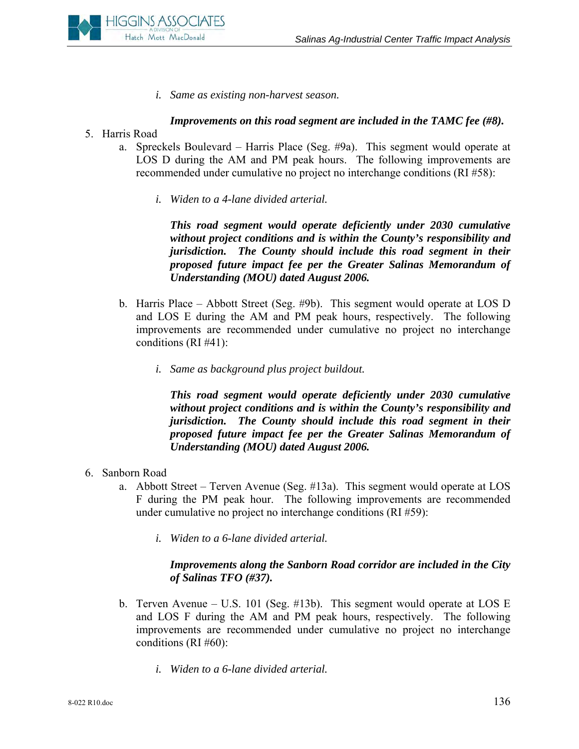i. *Same as existing non-harvest season.*

***Improvements on this road segment are included in the TAMC fee (#8).***

5. Harris Road
    a. Spreckels Boulevard – Harris Place (Seg. #9a). This segment would operate at LOS D during the AM and PM peak hours. The following improvements are recommended under cumulative no project no interchange conditions (RI #58):

        i. *Widen to a 4-lane divided arterial.*

        ***This road segment would operate deficiently under 2030 cumulative without project conditions and is within the County's responsibility and jurisdiction. The County should include this road segment in their proposed future impact fee per the Greater Salinas Memorandum of Understanding (MOU) dated August 2006.***

    b. Harris Place – Abbott Street (Seg. #9b). This segment would operate at LOS D and LOS E during the AM and PM peak hours, respectively. The following improvements are recommended under cumulative no project no interchange conditions (RI #41):

        i. *Same as background plus project buildout.*

        ***This road segment would operate deficiently under 2030 cumulative without project conditions and is within the County's responsibility and jurisdiction. The County should include this road segment in their proposed future impact fee per the Greater Salinas Memorandum of Understanding (MOU) dated August 2006.***

6. Sanborn Road
    a. Abbott Street – Terven Avenue (Seg. #13a). This segment would operate at LOS F during the PM peak hour. The following improvements are recommended under cumulative no project no interchange conditions (RI #59):

        i. *Widen to a 6-lane divided arterial.*

        ***Improvements along the Sanborn Road corridor are included in the City of Salinas TFO (#37).***

    b. Terven Avenue – U.S. 101 (Seg. #13b). This segment would operate at LOS E and LOS F during the AM and PM peak hours, respectively. The following improvements are recommended under cumulative no project no interchange conditions (RI #60):

        i. *Widen to a 6-lane divided arterial.*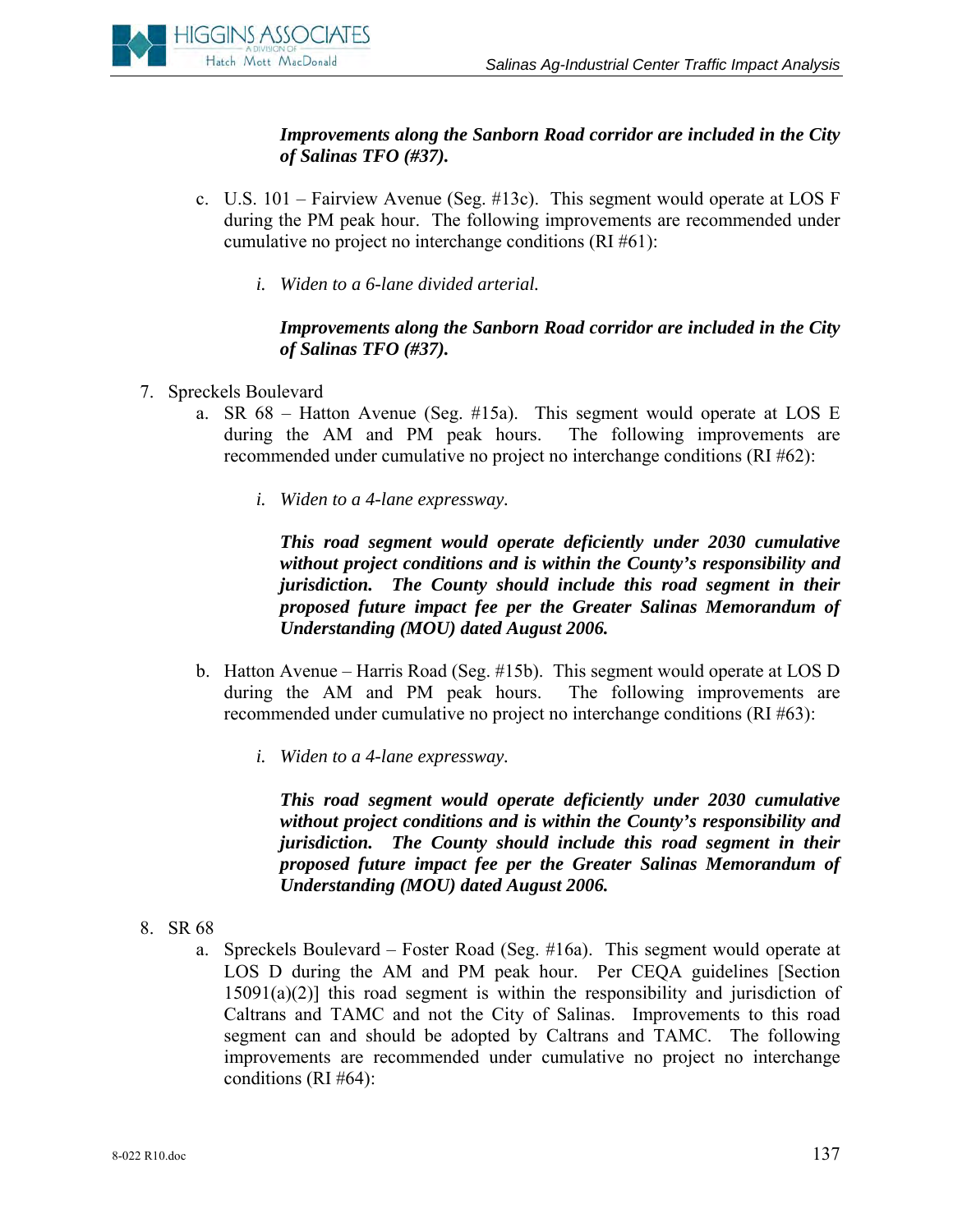***Improvements along the Sanborn Road corridor are included in the City of Salinas TFO (#37).***

c. U.S. 101 – Fairview Avenue (Seg. #13c). This segment would operate at LOS F during the PM peak hour. The following improvements are recommended under cumulative no project no interchange conditions (RI #61):

   *i. Widen to a 6-lane divided arterial.*

   ***Improvements along the Sanborn Road corridor are included in the City of Salinas TFO (#37).***

7. Spreckels Boulevard

   a. SR 68 – Hatton Avenue (Seg. #15a). This segment would operate at LOS E during the AM and PM peak hours. The following improvements are recommended under cumulative no project no interchange conditions (RI #62):

      *i. Widen to a 4-lane expressway.*

      ***This road segment would operate deficiently under 2030 cumulative without project conditions and is within the County's responsibility and jurisdiction. The County should include this road segment in their proposed future impact fee per the Greater Salinas Memorandum of Understanding (MOU) dated August 2006.***

   b. Hatton Avenue – Harris Road (Seg. #15b). This segment would operate at LOS D during the AM and PM peak hours. The following improvements are recommended under cumulative no project no interchange conditions (RI #63):

      *i. Widen to a 4-lane expressway.*

      ***This road segment would operate deficiently under 2030 cumulative without project conditions and is within the County's responsibility and jurisdiction. The County should include this road segment in their proposed future impact fee per the Greater Salinas Memorandum of Understanding (MOU) dated August 2006.***

8. SR 68

   a. Spreckels Boulevard – Foster Road (Seg. #16a). This segment would operate at LOS D during the AM and PM peak hour. Per CEQA guidelines [Section 15091(a)(2)] this road segment is within the responsibility and jurisdiction of Caltrans and TAMC and not the City of Salinas. Improvements to this road segment can and should be adopted by Caltrans and TAMC. The following improvements are recommended under cumulative no project no interchange conditions (RI #64):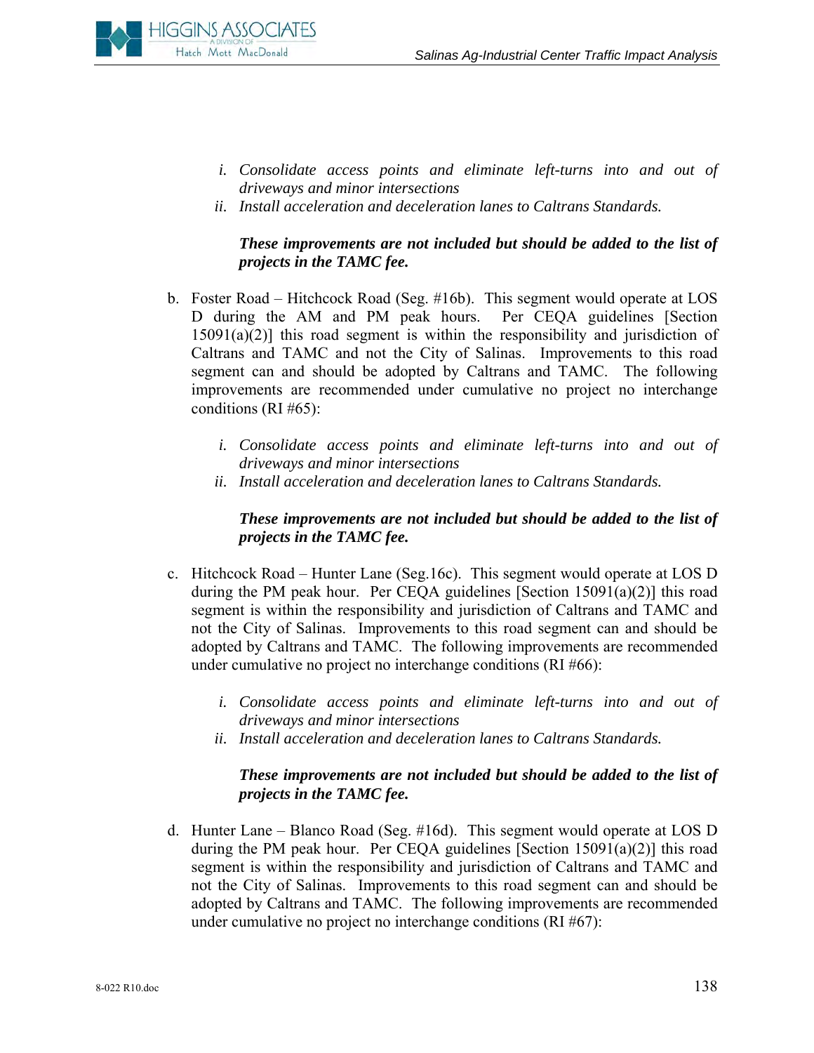i. *Consolidate access points and eliminate left-turns into and out of driveways and minor intersections*
   ii. *Install acceleration and deceleration lanes to Caltrans Standards.*

   ***These improvements are not included but should be added to the list of projects in the TAMC fee.***

b. Foster Road – Hitchcock Road (Seg. #16b). This segment would operate at LOS D during the AM and PM peak hours. Per CEQA guidelines [Section 15091(a)(2)] this road segment is within the responsibility and jurisdiction of Caltrans and TAMC and not the City of Salinas. Improvements to this road segment can and should be adopted by Caltrans and TAMC. The following improvements are recommended under cumulative no project no interchange conditions (RI #65):

   i. *Consolidate access points and eliminate left-turns into and out of driveways and minor intersections*
   ii. *Install acceleration and deceleration lanes to Caltrans Standards.*

   ***These improvements are not included but should be added to the list of projects in the TAMC fee.***

c. Hitchcock Road – Hunter Lane (Seg.16c). This segment would operate at LOS D during the PM peak hour. Per CEQA guidelines [Section 15091(a)(2)] this road segment is within the responsibility and jurisdiction of Caltrans and TAMC and not the City of Salinas. Improvements to this road segment can and should be adopted by Caltrans and TAMC. The following improvements are recommended under cumulative no project no interchange conditions (RI #66):

   i. *Consolidate access points and eliminate left-turns into and out of driveways and minor intersections*
   ii. *Install acceleration and deceleration lanes to Caltrans Standards.*

   ***These improvements are not included but should be added to the list of projects in the TAMC fee.***

d. Hunter Lane – Blanco Road (Seg. #16d). This segment would operate at LOS D during the PM peak hour. Per CEQA guidelines [Section 15091(a)(2)] this road segment is within the responsibility and jurisdiction of Caltrans and TAMC and not the City of Salinas. Improvements to this road segment can and should be adopted by Caltrans and TAMC. The following improvements are recommended under cumulative no project no interchange conditions (RI #67):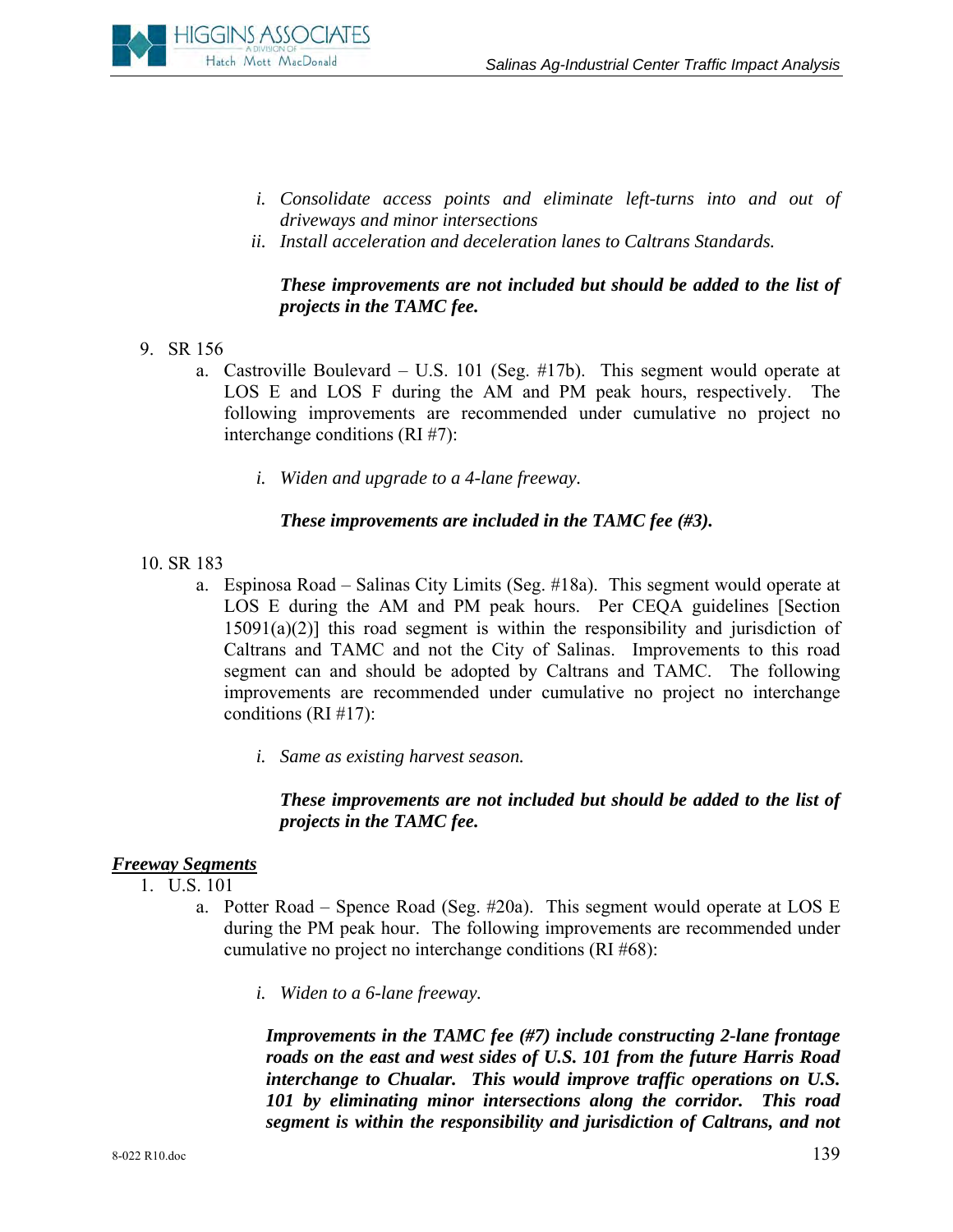i. *Consolidate access points and eliminate left-turns into and out of driveways and minor intersections*
   ii. *Install acceleration and deceleration lanes to Caltrans Standards.*

   ***These improvements are not included but should be added to the list of projects in the TAMC fee.***

9. SR 156
   a. Castroville Boulevard – U.S. 101 (Seg. #17b). This segment would operate at LOS E and LOS F during the AM and PM peak hours, respectively. The following improvements are recommended under cumulative no project no interchange conditions (RI #7):

      i. *Widen and upgrade to a 4-lane freeway.*

      ***These improvements are included in the TAMC fee (#3).***

10. SR 183
   a. Espinosa Road – Salinas City Limits (Seg. #18a). This segment would operate at LOS E during the AM and PM peak hours. Per CEQA guidelines [Section 15091(a)(2)] this road segment is within the responsibility and jurisdiction of Caltrans and TAMC and not the City of Salinas. Improvements to this road segment can and should be adopted by Caltrans and TAMC. The following improvements are recommended under cumulative no project no interchange conditions (RI #17):

      i. *Same as existing harvest season.*

      ***These improvements are not included but should be added to the list of projects in the TAMC fee.***

***<u>Freeway Segments</u>***

1. U.S. 101
   a. Potter Road – Spence Road (Seg. #20a). This segment would operate at LOS E during the PM peak hour. The following improvements are recommended under cumulative no project no interchange conditions (RI #68):

      i. *Widen to a 6-lane freeway.*

      ***Improvements in the TAMC fee (#7) include constructing 2-lane frontage roads on the east and west sides of U.S. 101 from the future Harris Road interchange to Chualar. This would improve traffic operations on U.S. 101 by eliminating minor intersections along the corridor. This road segment is within the responsibility and jurisdiction of Caltrans, and not***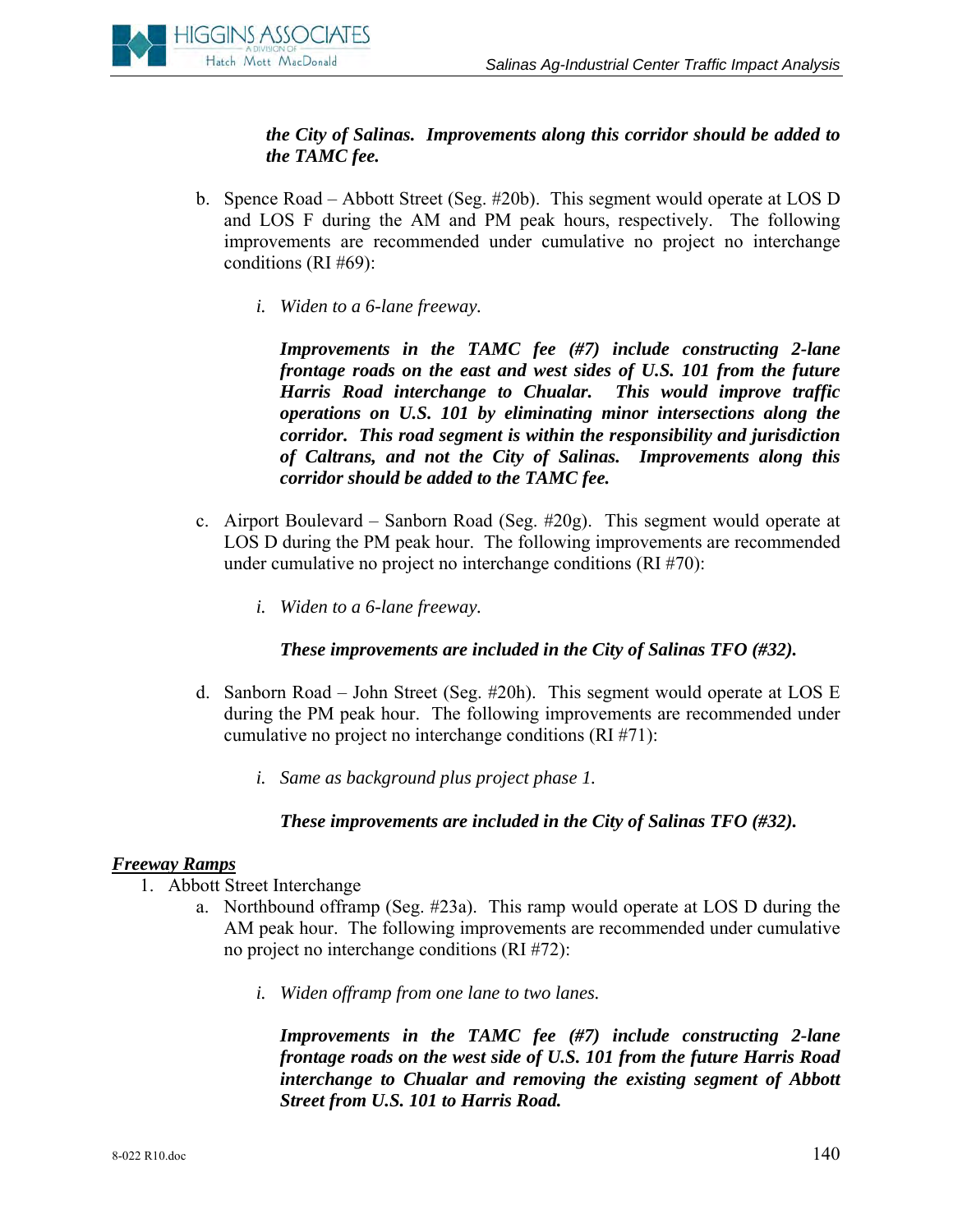***the City of Salinas. Improvements along this corridor should be added to the TAMC fee.***

b. Spence Road – Abbott Street (Seg. #20b). This segment would operate at LOS D and LOS F during the AM and PM peak hours, respectively. The following improvements are recommended under cumulative no project no interchange conditions (RI #69):

   i. *Widen to a 6-lane freeway.*

   ***Improvements in the TAMC fee (#7) include constructing 2-lane frontage roads on the east and west sides of U.S. 101 from the future Harris Road interchange to Chualar. This would improve traffic operations on U.S. 101 by eliminating minor intersections along the corridor. This road segment is within the responsibility and jurisdiction of Caltrans, and not the City of Salinas. Improvements along this corridor should be added to the TAMC fee.***

c. Airport Boulevard – Sanborn Road (Seg. #20g). This segment would operate at LOS D during the PM peak hour. The following improvements are recommended under cumulative no project no interchange conditions (RI #70):

   i. *Widen to a 6-lane freeway.*

   ***These improvements are included in the City of Salinas TFO (#32).***

d. Sanborn Road – John Street (Seg. #20h). This segment would operate at LOS E during the PM peak hour. The following improvements are recommended under cumulative no project no interchange conditions (RI #71):

   i. *Same as background plus project phase 1.*

   ***These improvements are included in the City of Salinas TFO (#32).***

***Freeway Ramps***

1. Abbott Street Interchange
   a. Northbound offramp (Seg. #23a). This ramp would operate at LOS D during the AM peak hour. The following improvements are recommended under cumulative no project no interchange conditions (RI #72):

      i. *Widen offramp from one lane to two lanes.*

      ***Improvements in the TAMC fee (#7) include constructing 2-lane frontage roads on the west side of U.S. 101 from the future Harris Road interchange to Chualar and removing the existing segment of Abbott Street from U.S. 101 to Harris Road.***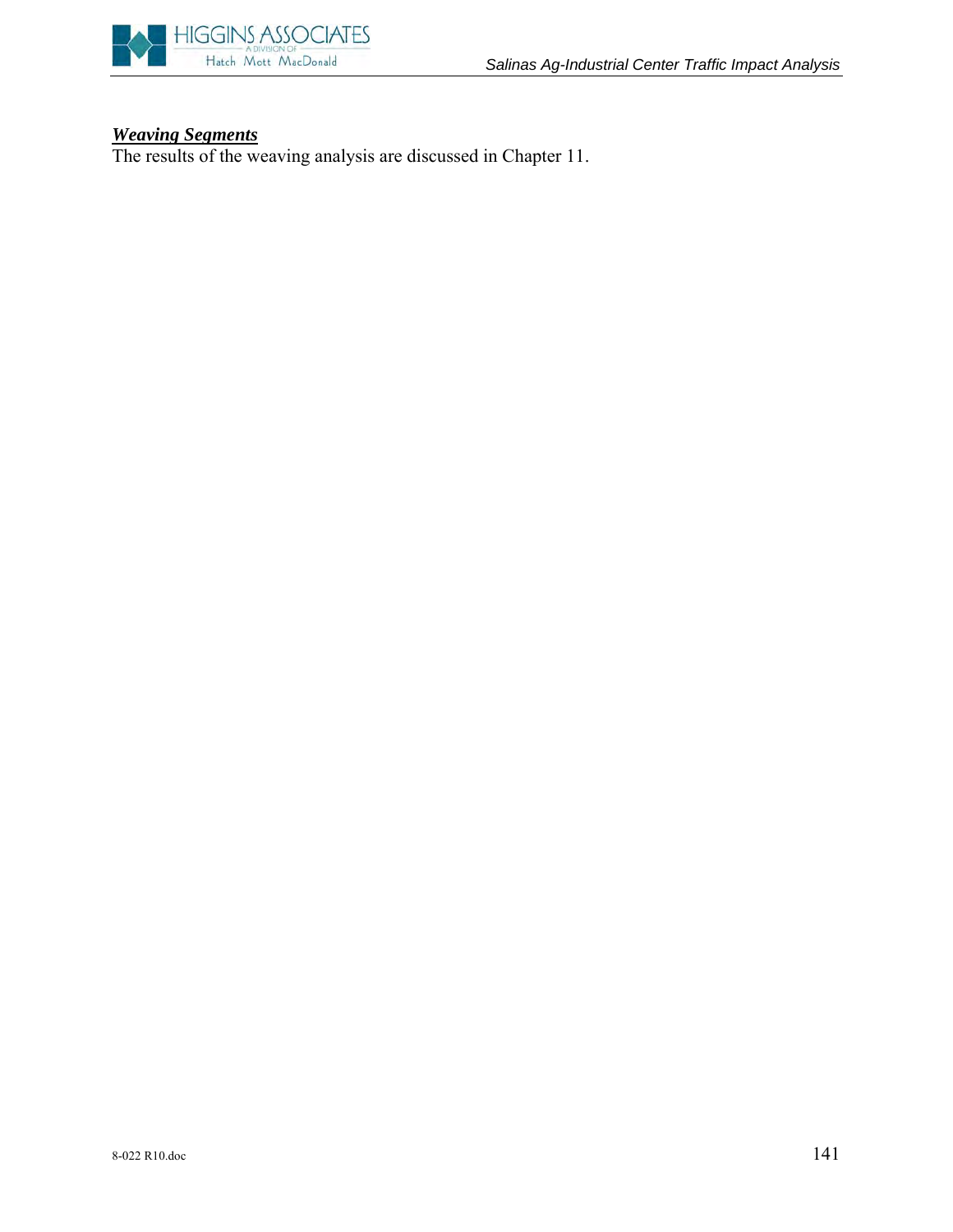***Weaving Segments***

The results of the weaving analysis are discussed in Chapter 11.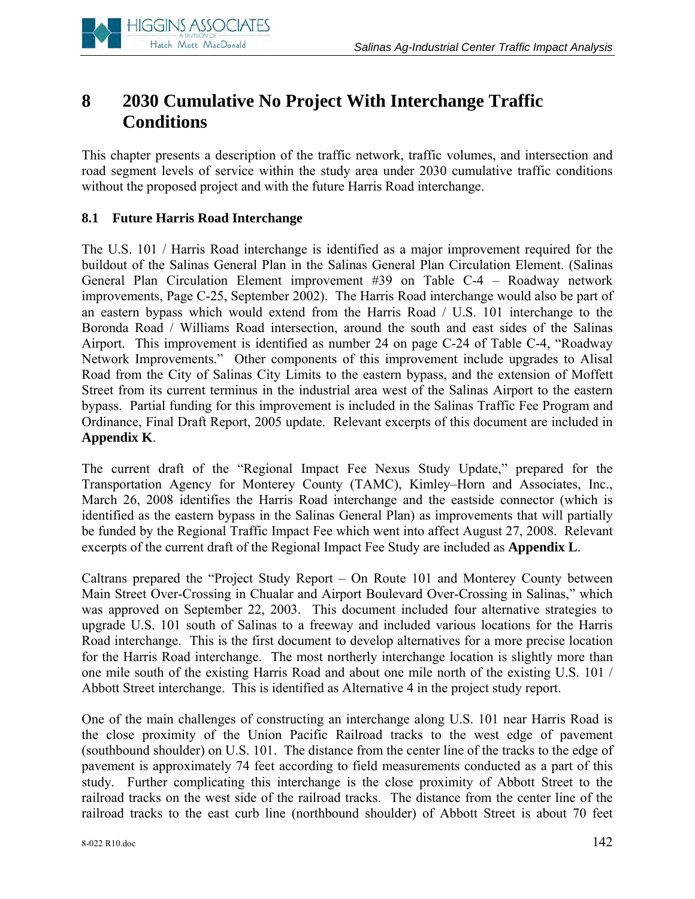# 8 2030 Cumulative No Project With Interchange Traffic Conditions

This chapter presents a description of the traffic network, traffic volumes, and intersection and road segment levels of service within the study area under 2030 cumulative traffic conditions without the proposed project and with the future Harris Road interchange.

## 8.1 Future Harris Road Interchange

The U.S. 101 / Harris Road interchange is identified as a major improvement required for the buildout of the Salinas General Plan in the Salinas General Plan Circulation Element. (Salinas General Plan Circulation Element improvement #39 on Table C-4 – Roadway network improvements, Page C-25, September 2002). The Harris Road interchange would also be part of an eastern bypass which would extend from the Harris Road / U.S. 101 interchange to the Boronda Road / Williams Road intersection, around the south and east sides of the Salinas Airport. This improvement is identified as number 24 on page C-24 of Table C-4, "Roadway Network Improvements." Other components of this improvement include upgrades to Alisal Road from the City of Salinas City Limits to the eastern bypass, and the extension of Moffett Street from its current terminus in the industrial area west of the Salinas Airport to the eastern bypass. Partial funding for this improvement is included in the Salinas Traffic Fee Program and Ordinance, Final Draft Report, 2005 update. Relevant excerpts of this document are included in **Appendix K**.

The current draft of the "Regional Impact Fee Nexus Study Update," prepared for the Transportation Agency for Monterey County (TAMC), Kimley–Horn and Associates, Inc., March 26, 2008 identifies the Harris Road interchange and the eastside connector (which is identified as the eastern bypass in the Salinas General Plan) as improvements that will partially be funded by the Regional Traffic Impact Fee which went into affect August 27, 2008. Relevant excerpts of the current draft of the Regional Impact Fee Study are included as **Appendix L**.

Caltrans prepared the "Project Study Report – On Route 101 and Monterey County between Main Street Over-Crossing in Chualar and Airport Boulevard Over-Crossing in Salinas," which was approved on September 22, 2003. This document included four alternative strategies to upgrade U.S. 101 south of Salinas to a freeway and included various locations for the Harris Road interchange. This is the first document to develop alternatives for a more precise location for the Harris Road interchange. The most northerly interchange location is slightly more than one mile south of the existing Harris Road and about one mile north of the existing U.S. 101 / Abbott Street interchange. This is identified as Alternative 4 in the project study report.

One of the main challenges of constructing an interchange along U.S. 101 near Harris Road is the close proximity of the Union Pacific Railroad tracks to the west edge of pavement (southbound shoulder) on U.S. 101. The distance from the center line of the tracks to the edge of pavement is approximately 74 feet according to field measurements conducted as a part of this study. Further complicating this interchange is the close proximity of Abbott Street to the railroad tracks on the west side of the railroad tracks. The distance from the center line of the railroad tracks to the east curb line (northbound shoulder) of Abbott Street is about 70 feet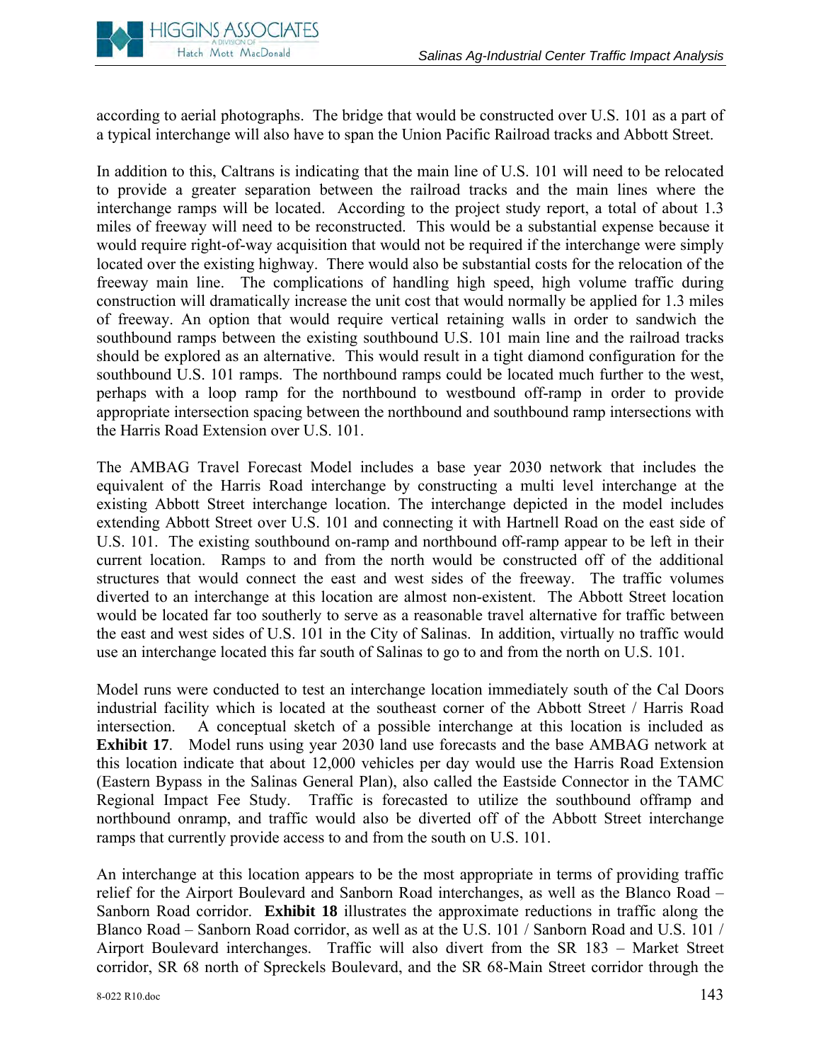according to aerial photographs. The bridge that would be constructed over U.S. 101 as a part of a typical interchange will also have to span the Union Pacific Railroad tracks and Abbott Street.

In addition to this, Caltrans is indicating that the main line of U.S. 101 will need to be relocated to provide a greater separation between the railroad tracks and the main lines where the interchange ramps will be located. According to the project study report, a total of about 1.3 miles of freeway will need to be reconstructed. This would be a substantial expense because it would require right-of-way acquisition that would not be required if the interchange were simply located over the existing highway. There would also be substantial costs for the relocation of the freeway main line. The complications of handling high speed, high volume traffic during construction will dramatically increase the unit cost that would normally be applied for 1.3 miles of freeway. An option that would require vertical retaining walls in order to sandwich the southbound ramps between the existing southbound U.S. 101 main line and the railroad tracks should be explored as an alternative. This would result in a tight diamond configuration for the southbound U.S. 101 ramps. The northbound ramps could be located much further to the west, perhaps with a loop ramp for the northbound to westbound off-ramp in order to provide appropriate intersection spacing between the northbound and southbound ramp intersections with the Harris Road Extension over U.S. 101.

The AMBAG Travel Forecast Model includes a base year 2030 network that includes the equivalent of the Harris Road interchange by constructing a multi level interchange at the existing Abbott Street interchange location. The interchange depicted in the model includes extending Abbott Street over U.S. 101 and connecting it with Hartnell Road on the east side of U.S. 101. The existing southbound on-ramp and northbound off-ramp appear to be left in their current location. Ramps to and from the north would be constructed off of the additional structures that would connect the east and west sides of the freeway. The traffic volumes diverted to an interchange at this location are almost non-existent. The Abbott Street location would be located far too southerly to serve as a reasonable travel alternative for traffic between the east and west sides of U.S. 101 in the City of Salinas. In addition, virtually no traffic would use an interchange located this far south of Salinas to go to and from the north on U.S. 101.

Model runs were conducted to test an interchange location immediately south of the Cal Doors industrial facility which is located at the southeast corner of the Abbott Street / Harris Road intersection. A conceptual sketch of a possible interchange at this location is included as **Exhibit 17**. Model runs using year 2030 land use forecasts and the base AMBAG network at this location indicate that about 12,000 vehicles per day would use the Harris Road Extension (Eastern Bypass in the Salinas General Plan), also called the Eastside Connector in the TAMC Regional Impact Fee Study. Traffic is forecasted to utilize the southbound offramp and northbound onramp, and traffic would also be diverted off of the Abbott Street interchange ramps that currently provide access to and from the south on U.S. 101.

An interchange at this location appears to be the most appropriate in terms of providing traffic relief for the Airport Boulevard and Sanborn Road interchanges, as well as the Blanco Road – Sanborn Road corridor. **Exhibit 18** illustrates the approximate reductions in traffic along the Blanco Road – Sanborn Road corridor, as well as at the U.S. 101 / Sanborn Road and U.S. 101 / Airport Boulevard interchanges. Traffic will also divert from the SR 183 – Market Street corridor, SR 68 north of Spreckels Boulevard, and the SR 68-Main Street corridor through the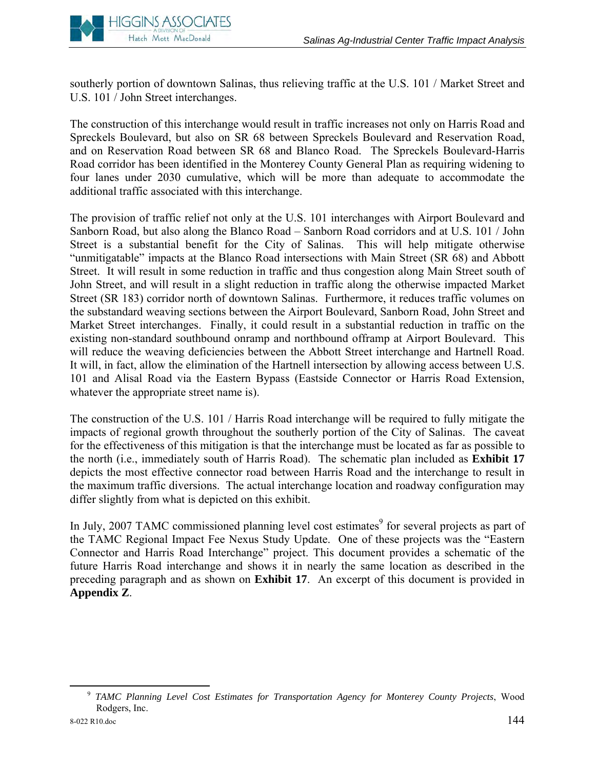southerly portion of downtown Salinas, thus relieving traffic at the U.S. 101 / Market Street and U.S. 101 / John Street interchanges.

The construction of this interchange would result in traffic increases not only on Harris Road and Spreckels Boulevard, but also on SR 68 between Spreckels Boulevard and Reservation Road, and on Reservation Road between SR 68 and Blanco Road. The Spreckels Boulevard-Harris Road corridor has been identified in the Monterey County General Plan as requiring widening to four lanes under 2030 cumulative, which will be more than adequate to accommodate the additional traffic associated with this interchange.

The provision of traffic relief not only at the U.S. 101 interchanges with Airport Boulevard and Sanborn Road, but also along the Blanco Road – Sanborn Road corridors and at U.S. 101 / John Street is a substantial benefit for the City of Salinas. This will help mitigate otherwise "unmitigatable" impacts at the Blanco Road intersections with Main Street (SR 68) and Abbott Street. It will result in some reduction in traffic and thus congestion along Main Street south of John Street, and will result in a slight reduction in traffic along the otherwise impacted Market Street (SR 183) corridor north of downtown Salinas. Furthermore, it reduces traffic volumes on the substandard weaving sections between the Airport Boulevard, Sanborn Road, John Street and Market Street interchanges. Finally, it could result in a substantial reduction in traffic on the existing non-standard southbound onramp and northbound offramp at Airport Boulevard. This will reduce the weaving deficiencies between the Abbott Street interchange and Hartnell Road. It will, in fact, allow the elimination of the Hartnell intersection by allowing access between U.S. 101 and Alisal Road via the Eastern Bypass (Eastside Connector or Harris Road Extension, whatever the appropriate street name is).

The construction of the U.S. 101 / Harris Road interchange will be required to fully mitigate the impacts of regional growth throughout the southerly portion of the City of Salinas. The caveat for the effectiveness of this mitigation is that the interchange must be located as far as possible to the north (i.e., immediately south of Harris Road). The schematic plan included as **Exhibit 17** depicts the most effective connector road between Harris Road and the interchange to result in the maximum traffic diversions. The actual interchange location and roadway configuration may differ slightly from what is depicted on this exhibit.

In July, 2007 TAMC commissioned planning level cost estimates[9] for several projects as part of the TAMC Regional Impact Fee Nexus Study Update. One of these projects was the "Eastern Connector and Harris Road Interchange" project. This document provides a schematic of the future Harris Road interchange and shows it in nearly the same location as described in the preceding paragraph and as shown on **Exhibit 17**. An excerpt of this document is provided in **Appendix Z**.

---

[9] *TAMC Planning Level Cost Estimates for Transportation Agency for Monterey County Projects*, Wood Rodgers, Inc.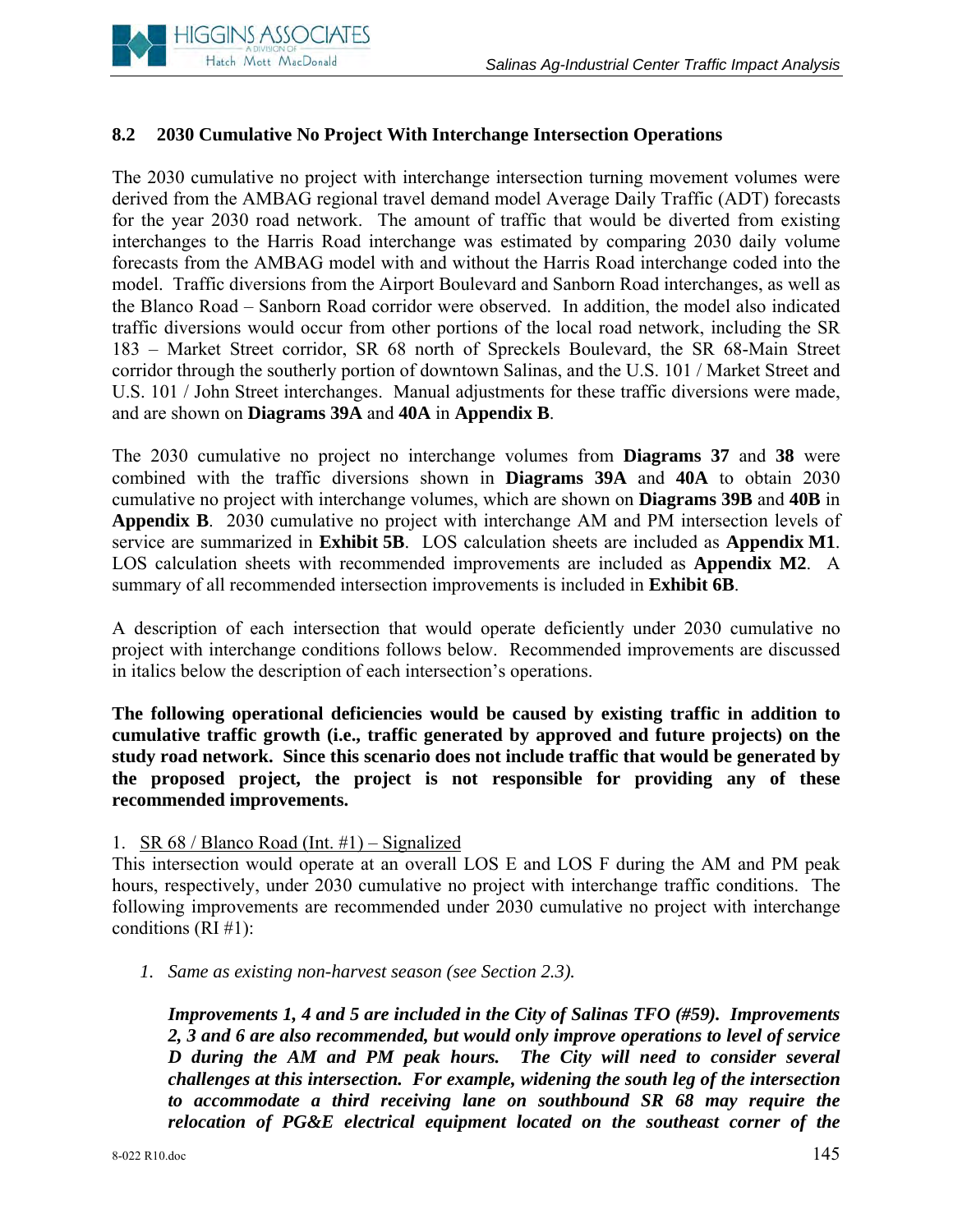### 8.2 2030 Cumulative No Project With Interchange Intersection Operations

The 2030 cumulative no project with interchange intersection turning movement volumes were derived from the AMBAG regional travel demand model Average Daily Traffic (ADT) forecasts for the year 2030 road network. The amount of traffic that would be diverted from existing interchanges to the Harris Road interchange was estimated by comparing 2030 daily volume forecasts from the AMBAG model with and without the Harris Road interchange coded into the model. Traffic diversions from the Airport Boulevard and Sanborn Road interchanges, as well as the Blanco Road – Sanborn Road corridor were observed. In addition, the model also indicated traffic diversions would occur from other portions of the local road network, including the SR 183 – Market Street corridor, SR 68 north of Spreckels Boulevard, the SR 68-Main Street corridor through the southerly portion of downtown Salinas, and the U.S. 101 / Market Street and U.S. 101 / John Street interchanges. Manual adjustments for these traffic diversions were made, and are shown on **Diagrams 39A** and **40A** in **Appendix B**.

The 2030 cumulative no project no interchange volumes from **Diagrams 37** and **38** were combined with the traffic diversions shown in **Diagrams 39A** and **40A** to obtain 2030 cumulative no project with interchange volumes, which are shown on **Diagrams 39B** and **40B** in **Appendix B**. 2030 cumulative no project with interchange AM and PM intersection levels of service are summarized in **Exhibit 5B**. LOS calculation sheets are included as **Appendix M1**. LOS calculation sheets with recommended improvements are included as **Appendix M2**. A summary of all recommended intersection improvements is included in **Exhibit 6B**.

A description of each intersection that would operate deficiently under 2030 cumulative no project with interchange conditions follows below. Recommended improvements are discussed in italics below the description of each intersection's operations.

**The following operational deficiencies would be caused by existing traffic in addition to cumulative traffic growth (i.e., traffic generated by approved and future projects) on the study road network. Since this scenario does not include traffic that would be generated by the proposed project, the project is not responsible for providing any of these recommended improvements.**

1. <u>SR 68 / Blanco Road (Int. #1) – Signalized</u>

This intersection would operate at an overall LOS E and LOS F during the AM and PM peak hours, respectively, under 2030 cumulative no project with interchange traffic conditions. The following improvements are recommended under 2030 cumulative no project with interchange conditions (RI #1):

1. *Same as existing non-harvest season (see Section 2.3).*

***Improvements 1, 4 and 5 are included in the City of Salinas TFO (#59). Improvements 2, 3 and 6 are also recommended, but would only improve operations to level of service D during the AM and PM peak hours. The City will need to consider several challenges at this intersection. For example, widening the south leg of the intersection to accommodate a third receiving lane on southbound SR 68 may require the relocation of PG&E electrical equipment located on the southeast corner of the***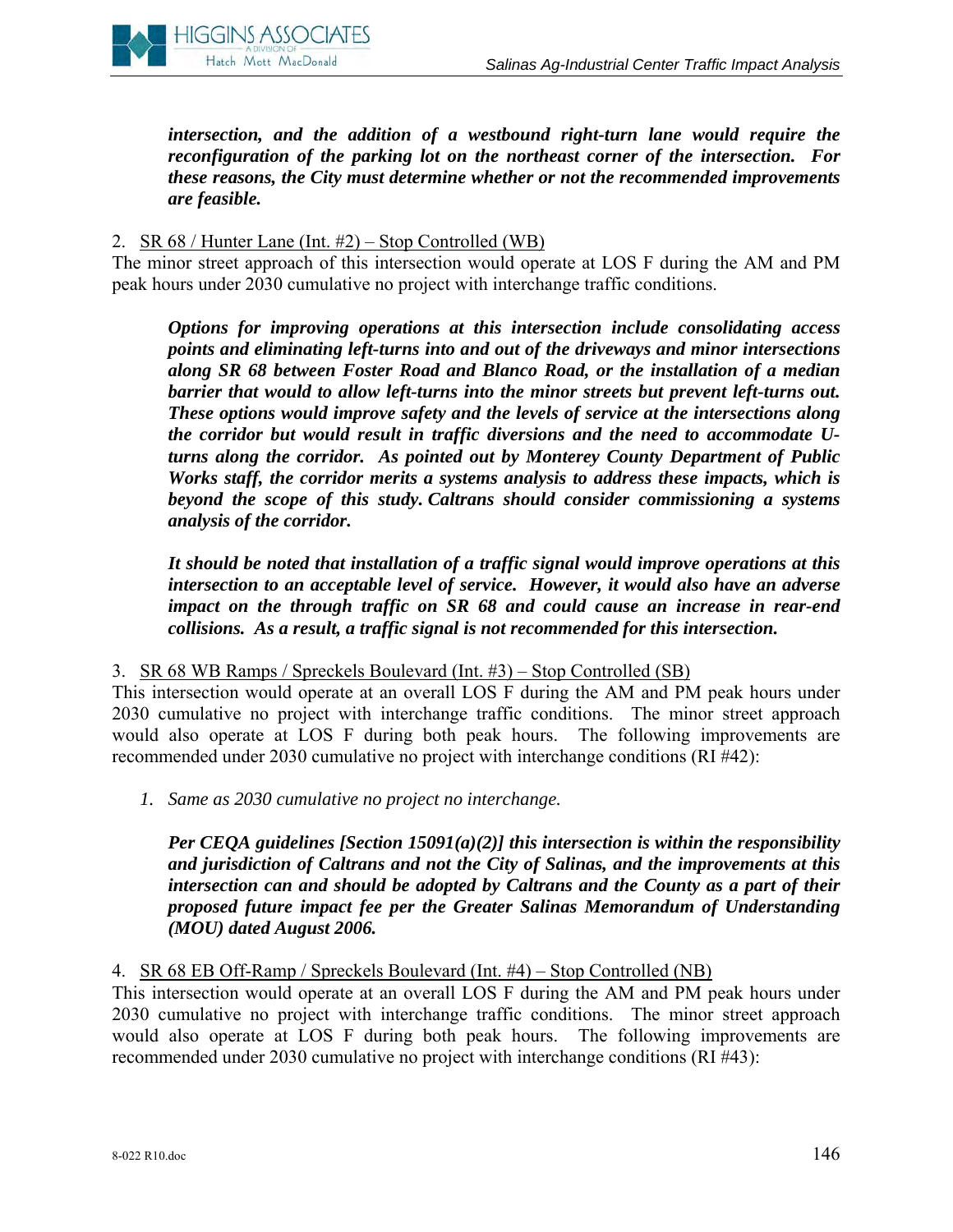***intersection, and the addition of a westbound right-turn lane would require the reconfiguration of the parking lot on the northeast corner of the intersection. For these reasons, the City must determine whether or not the recommended improvements are feasible.***

2. <u>SR 68 / Hunter Lane (Int. #2) – Stop Controlled (WB)</u>

The minor street approach of this intersection would operate at LOS F during the AM and PM peak hours under 2030 cumulative no project with interchange traffic conditions.

***Options for improving operations at this intersection include consolidating access points and eliminating left-turns into and out of the driveways and minor intersections along SR 68 between Foster Road and Blanco Road, or the installation of a median barrier that would to allow left-turns into the minor streets but prevent left-turns out. These options would improve safety and the levels of service at the intersections along the corridor but would result in traffic diversions and the need to accommodate U-turns along the corridor. As pointed out by Monterey County Department of Public Works staff, the corridor merits a systems analysis to address these impacts, which is beyond the scope of this study. Caltrans should consider commissioning a systems analysis of the corridor.***

***It should be noted that installation of a traffic signal would improve operations at this intersection to an acceptable level of service. However, it would also have an adverse impact on the through traffic on SR 68 and could cause an increase in rear-end collisions. As a result, a traffic signal is not recommended for this intersection.***

3. <u>SR 68 WB Ramps / Spreckels Boulevard (Int. #3) – Stop Controlled (SB)</u>

This intersection would operate at an overall LOS F during the AM and PM peak hours under 2030 cumulative no project with interchange traffic conditions. The minor street approach would also operate at LOS F during both peak hours. The following improvements are recommended under 2030 cumulative no project with interchange conditions (RI #42):

1. *Same as 2030 cumulative no project no interchange.*

***Per CEQA guidelines [Section 15091(a)(2)] this intersection is within the responsibility and jurisdiction of Caltrans and not the City of Salinas, and the improvements at this intersection can and should be adopted by Caltrans and the County as a part of their proposed future impact fee per the Greater Salinas Memorandum of Understanding (MOU) dated August 2006.***

4. <u>SR 68 EB Off-Ramp / Spreckels Boulevard (Int. #4) – Stop Controlled (NB)</u>

This intersection would operate at an overall LOS F during the AM and PM peak hours under 2030 cumulative no project with interchange traffic conditions. The minor street approach would also operate at LOS F during both peak hours. The following improvements are recommended under 2030 cumulative no project with interchange conditions (RI #43):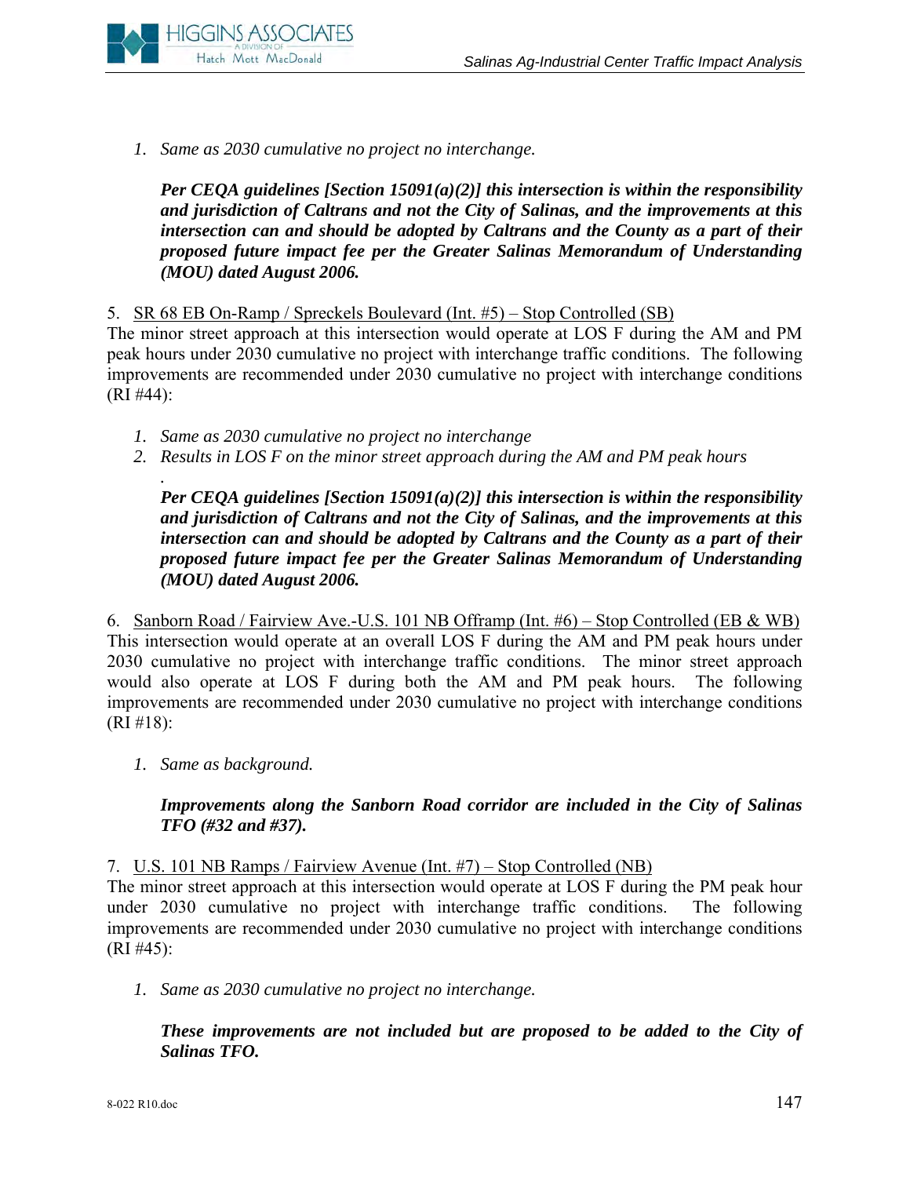*1. Same as 2030 cumulative no project no interchange.*

***Per CEQA guidelines [Section 15091(a)(2)] this intersection is within the responsibility and jurisdiction of Caltrans and not the City of Salinas, and the improvements at this intersection can and should be adopted by Caltrans and the County as a part of their proposed future impact fee per the Greater Salinas Memorandum of Understanding (MOU) dated August 2006.***

5. <u>SR 68 EB On-Ramp / Spreckels Boulevard (Int. #5) – Stop Controlled (SB)</u>
The minor street approach at this intersection would operate at LOS F during the AM and PM peak hours under 2030 cumulative no project with interchange traffic conditions. The following improvements are recommended under 2030 cumulative no project with interchange conditions (RI #44):

1. *Same as 2030 cumulative no project no interchange*
2. *Results in LOS F on the minor street approach during the AM and PM peak hours*

.

***Per CEQA guidelines [Section 15091(a)(2)] this intersection is within the responsibility and jurisdiction of Caltrans and not the City of Salinas, and the improvements at this intersection can and should be adopted by Caltrans and the County as a part of their proposed future impact fee per the Greater Salinas Memorandum of Understanding (MOU) dated August 2006.***

6. <u>Sanborn Road / Fairview Ave.-U.S. 101 NB Offramp (Int. #6) – Stop Controlled (EB & WB)</u>
This intersection would operate at an overall LOS F during the AM and PM peak hours under 2030 cumulative no project with interchange traffic conditions. The minor street approach would also operate at LOS F during both the AM and PM peak hours. The following improvements are recommended under 2030 cumulative no project with interchange conditions (RI #18):

*1. Same as background.*

***Improvements along the Sanborn Road corridor are included in the City of Salinas TFO (#32 and #37).***

7. <u>U.S. 101 NB Ramps / Fairview Avenue (Int. #7) – Stop Controlled (NB)</u>
The minor street approach at this intersection would operate at LOS F during the PM peak hour under 2030 cumulative no project with interchange traffic conditions. The following improvements are recommended under 2030 cumulative no project with interchange conditions (RI #45):

*1. Same as 2030 cumulative no project no interchange.*

***These improvements are not included but are proposed to be added to the City of Salinas TFO.***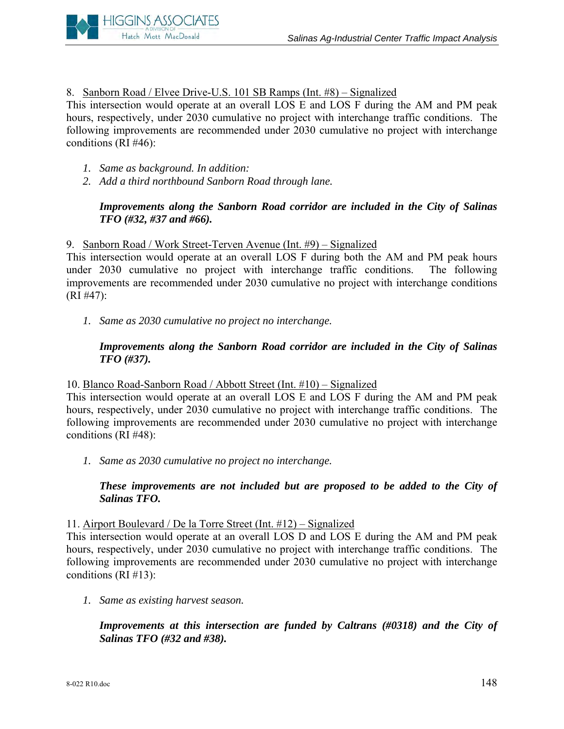8. Sanborn Road / Elvee Drive-U.S. 101 SB Ramps (Int. #8) – Signalized

This intersection would operate at an overall LOS E and LOS F during the AM and PM peak hours, respectively, under 2030 cumulative no project with interchange traffic conditions. The following improvements are recommended under 2030 cumulative no project with interchange conditions (RI #46):

1. *Same as background. In addition:*
2. *Add a third northbound Sanborn Road through lane.*

   ***Improvements along the Sanborn Road corridor are included in the City of Salinas TFO (#32, #37 and #66).***

9. Sanborn Road / Work Street-Terven Avenue (Int. #9) – Signalized

This intersection would operate at an overall LOS F during both the AM and PM peak hours under 2030 cumulative no project with interchange traffic conditions. The following improvements are recommended under 2030 cumulative no project with interchange conditions (RI #47):

1. *Same as 2030 cumulative no project no interchange.*

   ***Improvements along the Sanborn Road corridor are included in the City of Salinas TFO (#37).***

10. Blanco Road-Sanborn Road / Abbott Street (Int. #10) – Signalized

This intersection would operate at an overall LOS E and LOS F during the AM and PM peak hours, respectively, under 2030 cumulative no project with interchange traffic conditions. The following improvements are recommended under 2030 cumulative no project with interchange conditions (RI #48):

1. *Same as 2030 cumulative no project no interchange.*

   ***These improvements are not included but are proposed to be added to the City of Salinas TFO.***

11. Airport Boulevard / De la Torre Street (Int. #12) – Signalized

This intersection would operate at an overall LOS D and LOS E during the AM and PM peak hours, respectively, under 2030 cumulative no project with interchange traffic conditions. The following improvements are recommended under 2030 cumulative no project with interchange conditions (RI #13):

1. *Same as existing harvest season.*

   ***Improvements at this intersection are funded by Caltrans (#0318) and the City of Salinas TFO (#32 and #38).***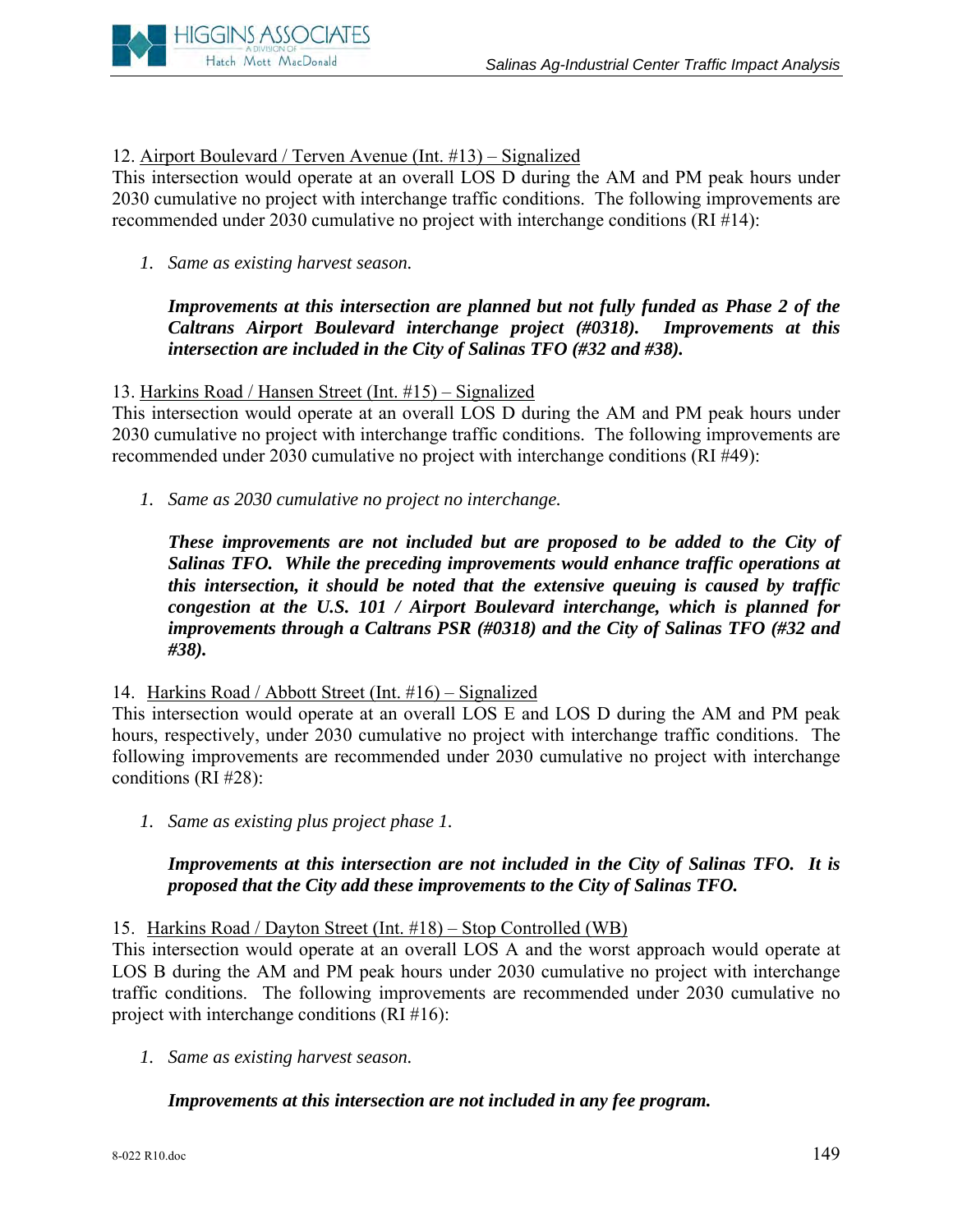12. Airport Boulevard / Terven Avenue (Int. #13) – Signalized

This intersection would operate at an overall LOS D during the AM and PM peak hours under 2030 cumulative no project with interchange traffic conditions. The following improvements are recommended under 2030 cumulative no project with interchange conditions (RI #14):

1. *Same as existing harvest season.*

   ***Improvements at this intersection are planned but not fully funded as Phase 2 of the Caltrans Airport Boulevard interchange project (#0318). Improvements at this intersection are included in the City of Salinas TFO (#32 and #38).***

13. Harkins Road / Hansen Street (Int. #15) – Signalized

This intersection would operate at an overall LOS D during the AM and PM peak hours under 2030 cumulative no project with interchange traffic conditions. The following improvements are recommended under 2030 cumulative no project with interchange conditions (RI #49):

1. *Same as 2030 cumulative no project no interchange.*

   ***These improvements are not included but are proposed to be added to the City of Salinas TFO. While the preceding improvements would enhance traffic operations at this intersection, it should be noted that the extensive queuing is caused by traffic congestion at the U.S. 101 / Airport Boulevard interchange, which is planned for improvements through a Caltrans PSR (#0318) and the City of Salinas TFO (#32 and #38).***

14. Harkins Road / Abbott Street (Int. #16) – Signalized

This intersection would operate at an overall LOS E and LOS D during the AM and PM peak hours, respectively, under 2030 cumulative no project with interchange traffic conditions. The following improvements are recommended under 2030 cumulative no project with interchange conditions (RI #28):

1. *Same as existing plus project phase 1.*

   ***Improvements at this intersection are not included in the City of Salinas TFO. It is proposed that the City add these improvements to the City of Salinas TFO.***

15. Harkins Road / Dayton Street (Int. #18) – Stop Controlled (WB)

This intersection would operate at an overall LOS A and the worst approach would operate at LOS B during the AM and PM peak hours under 2030 cumulative no project with interchange traffic conditions. The following improvements are recommended under 2030 cumulative no project with interchange conditions (RI #16):

1. *Same as existing harvest season.*

   ***Improvements at this intersection are not included in any fee program.***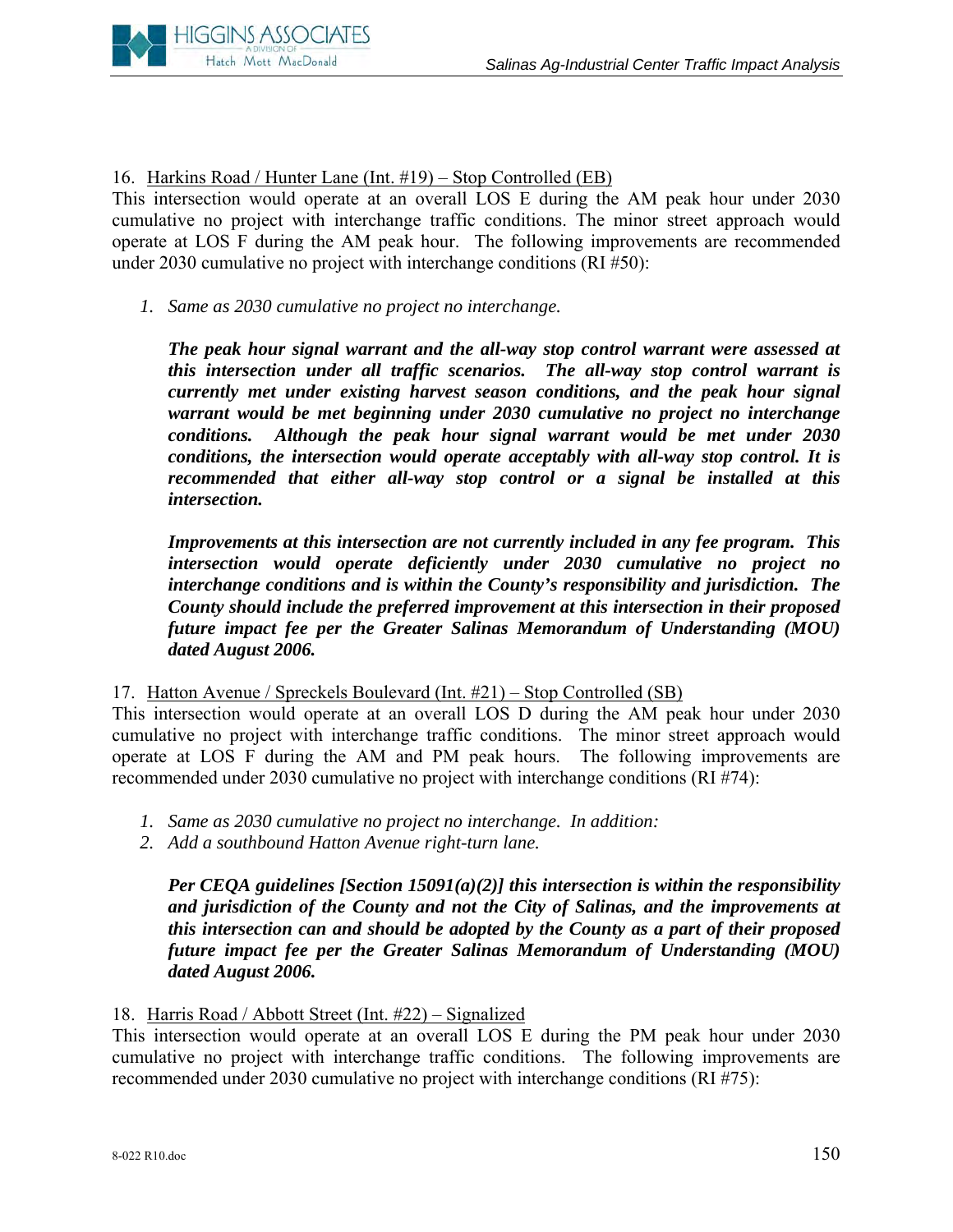16. <u>Harkins Road / Hunter Lane (Int. #19) – Stop Controlled (EB)</u>
This intersection would operate at an overall LOS E during the AM peak hour under 2030 cumulative no project with interchange traffic conditions. The minor street approach would operate at LOS F during the AM peak hour. The following improvements are recommended under 2030 cumulative no project with interchange conditions (RI #50):

1. *Same as 2030 cumulative no project no interchange.*

   ***The peak hour signal warrant and the all-way stop control warrant were assessed at this intersection under all traffic scenarios. The all-way stop control warrant is currently met under existing harvest season conditions, and the peak hour signal warrant would be met beginning under 2030 cumulative no project no interchange conditions. Although the peak hour signal warrant would be met under 2030 conditions, the intersection would operate acceptably with all-way stop control. It is recommended that either all-way stop control or a signal be installed at this intersection.***

   ***Improvements at this intersection are not currently included in any fee program. This intersection would operate deficiently under 2030 cumulative no project no interchange conditions and is within the County's responsibility and jurisdiction. The County should include the preferred improvement at this intersection in their proposed future impact fee per the Greater Salinas Memorandum of Understanding (MOU) dated August 2006.***

17. <u>Hatton Avenue / Spreckels Boulevard (Int. #21) – Stop Controlled (SB)</u>
This intersection would operate at an overall LOS D during the AM peak hour under 2030 cumulative no project with interchange traffic conditions. The minor street approach would operate at LOS F during the AM and PM peak hours. The following improvements are recommended under 2030 cumulative no project with interchange conditions (RI #74):

1. *Same as 2030 cumulative no project no interchange. In addition:*
2. *Add a southbound Hatton Avenue right-turn lane.*

   ***Per CEQA guidelines [Section 15091(a)(2)] this intersection is within the responsibility and jurisdiction of the County and not the City of Salinas, and the improvements at this intersection can and should be adopted by the County as a part of their proposed future impact fee per the Greater Salinas Memorandum of Understanding (MOU) dated August 2006.***

18. <u>Harris Road / Abbott Street (Int. #22) – Signalized</u>
This intersection would operate at an overall LOS E during the PM peak hour under 2030 cumulative no project with interchange traffic conditions. The following improvements are recommended under 2030 cumulative no project with interchange conditions (RI #75):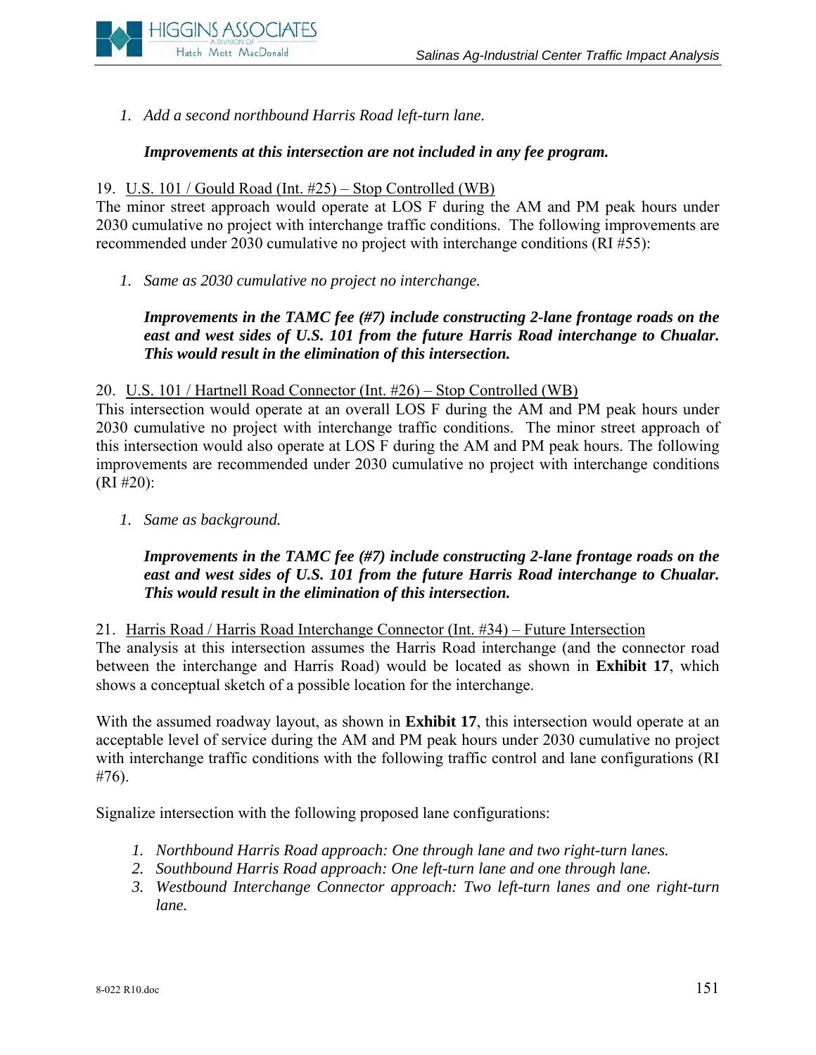1. *Add a second northbound Harris Road left-turn lane.*

   ***Improvements at this intersection are not included in any fee program.***

19. <u>U.S. 101 / Gould Road (Int. #25) – Stop Controlled (WB)</u>

The minor street approach would operate at LOS F during the AM and PM peak hours under 2030 cumulative no project with interchange traffic conditions. The following improvements are recommended under 2030 cumulative no project with interchange conditions (RI #55):

1. *Same as 2030 cumulative no project no interchange.*

   ***Improvements in the TAMC fee (#7) include constructing 2-lane frontage roads on the east and west sides of U.S. 101 from the future Harris Road interchange to Chualar. This would result in the elimination of this intersection.***

20. <u>U.S. 101 / Hartnell Road Connector (Int. #26) – Stop Controlled (WB)</u>

This intersection would operate at an overall LOS F during the AM and PM peak hours under 2030 cumulative no project with interchange traffic conditions. The minor street approach of this intersection would also operate at LOS F during the AM and PM peak hours. The following improvements are recommended under 2030 cumulative no project with interchange conditions (RI #20):

1. *Same as background.*

   ***Improvements in the TAMC fee (#7) include constructing 2-lane frontage roads on the east and west sides of U.S. 101 from the future Harris Road interchange to Chualar. This would result in the elimination of this intersection.***

21. <u>Harris Road / Harris Road Interchange Connector (Int. #34) – Future Intersection</u>

The analysis at this intersection assumes the Harris Road interchange (and the connector road between the interchange and Harris Road) would be located as shown in **Exhibit 17**, which shows a conceptual sketch of a possible location for the interchange.

With the assumed roadway layout, as shown in **Exhibit 17**, this intersection would operate at an acceptable level of service during the AM and PM peak hours under 2030 cumulative no project with interchange traffic conditions with the following traffic control and lane configurations (RI #76).

Signalize intersection with the following proposed lane configurations:

1. *Northbound Harris Road approach: One through lane and two right-turn lanes.*
2. *Southbound Harris Road approach: One left-turn lane and one through lane.*
3. *Westbound Interchange Connector approach: Two left-turn lanes and one right-turn lane.*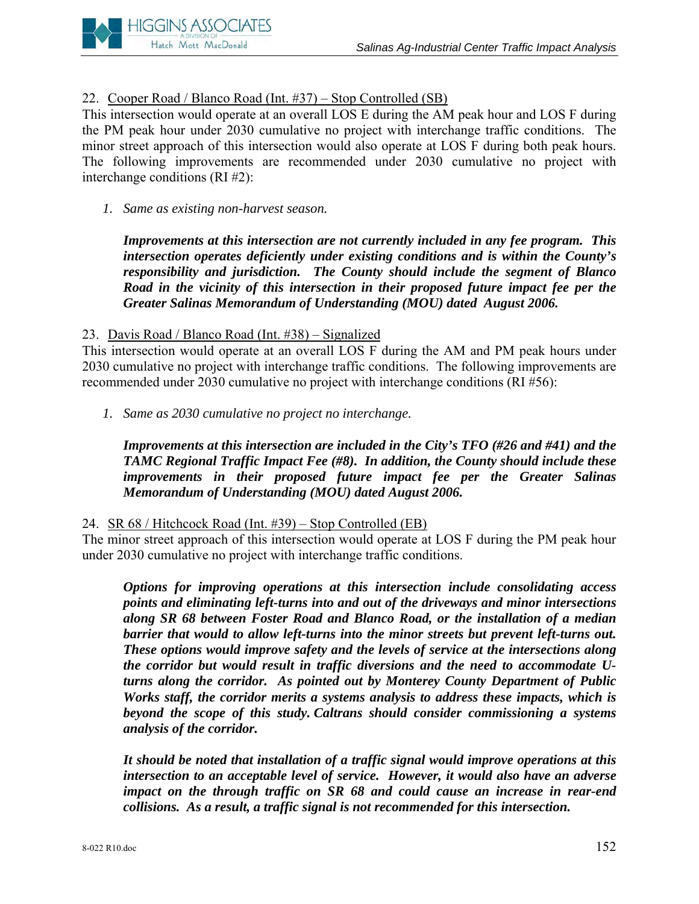22. Cooper Road / Blanco Road (Int. #37) – Stop Controlled (SB)

This intersection would operate at an overall LOS E during the AM peak hour and LOS F during the PM peak hour under 2030 cumulative no project with interchange traffic conditions. The minor street approach of this intersection would also operate at LOS F during both peak hours. The following improvements are recommended under 2030 cumulative no project with interchange conditions (RI #2):

1. *Same as existing non-harvest season.*

***Improvements at this intersection are not currently included in any fee program. This intersection operates deficiently under existing conditions and is within the County's responsibility and jurisdiction. The County should include the segment of Blanco Road in the vicinity of this intersection in their proposed future impact fee per the Greater Salinas Memorandum of Understanding (MOU) dated August 2006.***

23. Davis Road / Blanco Road (Int. #38) – Signalized

This intersection would operate at an overall LOS F during the AM and PM peak hours under 2030 cumulative no project with interchange traffic conditions. The following improvements are recommended under 2030 cumulative no project with interchange conditions (RI #56):

1. *Same as 2030 cumulative no project no interchange.*

***Improvements at this intersection are included in the City's TFO (#26 and #41) and the TAMC Regional Traffic Impact Fee (#8). In addition, the County should include these improvements in their proposed future impact fee per the Greater Salinas Memorandum of Understanding (MOU) dated August 2006.***

24. SR 68 / Hitchcock Road (Int. #39) – Stop Controlled (EB)

The minor street approach of this intersection would operate at LOS F during the PM peak hour under 2030 cumulative no project with interchange traffic conditions.

***Options for improving operations at this intersection include consolidating access points and eliminating left-turns into and out of the driveways and minor intersections along SR 68 between Foster Road and Blanco Road, or the installation of a median barrier that would to allow left-turns into the minor streets but prevent left-turns out. These options would improve safety and the levels of service at the intersections along the corridor but would result in traffic diversions and the need to accommodate U-turns along the corridor. As pointed out by Monterey County Department of Public Works staff, the corridor merits a systems analysis to address these impacts, which is beyond the scope of this study. Caltrans should consider commissioning a systems analysis of the corridor.***

***It should be noted that installation of a traffic signal would improve operations at this intersection to an acceptable level of service. However, it would also have an adverse impact on the through traffic on SR 68 and could cause an increase in rear-end collisions. As a result, a traffic signal is not recommended for this intersection.***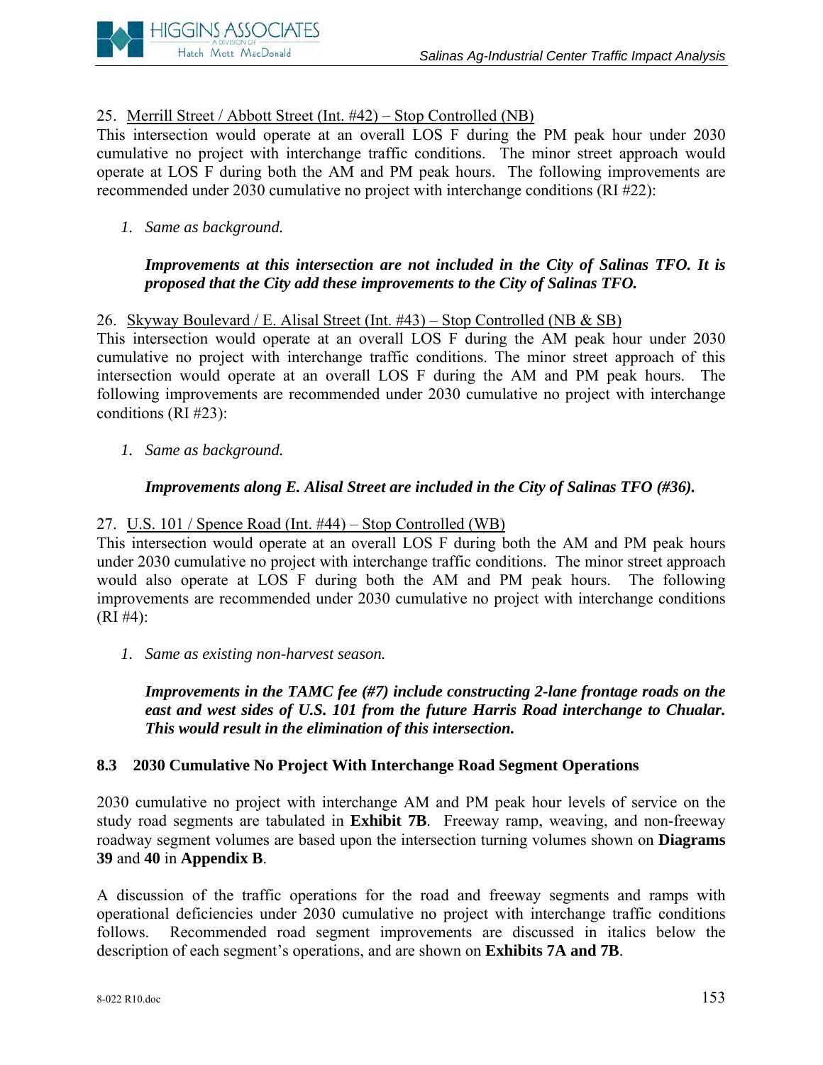25. Merrill Street / Abbott Street (Int. #42) – Stop Controlled (NB)

This intersection would operate at an overall LOS F during the PM peak hour under 2030 cumulative no project with interchange traffic conditions. The minor street approach would operate at LOS F during both the AM and PM peak hours. The following improvements are recommended under 2030 cumulative no project with interchange conditions (RI #22):

1. *Same as background.*

   ***Improvements at this intersection are not included in the City of Salinas TFO. It is proposed that the City add these improvements to the City of Salinas TFO.***

26. Skyway Boulevard / E. Alisal Street (Int. #43) – Stop Controlled (NB & SB)

This intersection would operate at an overall LOS F during the AM peak hour under 2030 cumulative no project with interchange traffic conditions. The minor street approach of this intersection would operate at an overall LOS F during the AM and PM peak hours. The following improvements are recommended under 2030 cumulative no project with interchange conditions (RI #23):

1. *Same as background.*

   ***Improvements along E. Alisal Street are included in the City of Salinas TFO (#36).***

27. U.S. 101 / Spence Road (Int. #44) – Stop Controlled (WB)

This intersection would operate at an overall LOS F during both the AM and PM peak hours under 2030 cumulative no project with interchange traffic conditions. The minor street approach would also operate at LOS F during both the AM and PM peak hours. The following improvements are recommended under 2030 cumulative no project with interchange conditions (RI #4):

1. *Same as existing non-harvest season.*

   ***Improvements in the TAMC fee (#7) include constructing 2-lane frontage roads on the east and west sides of U.S. 101 from the future Harris Road interchange to Chualar. This would result in the elimination of this intersection.***

### 8.3 2030 Cumulative No Project With Interchange Road Segment Operations

2030 cumulative no project with interchange AM and PM peak hour levels of service on the study road segments are tabulated in **Exhibit 7B**. Freeway ramp, weaving, and non-freeway roadway segment volumes are based upon the intersection turning volumes shown on **Diagrams 39** and **40** in **Appendix B**.

A discussion of the traffic operations for the road and freeway segments and ramps with operational deficiencies under 2030 cumulative no project with interchange traffic conditions follows. Recommended road segment improvements are discussed in italics below the description of each segment's operations, and are shown on **Exhibits 7A and 7B**.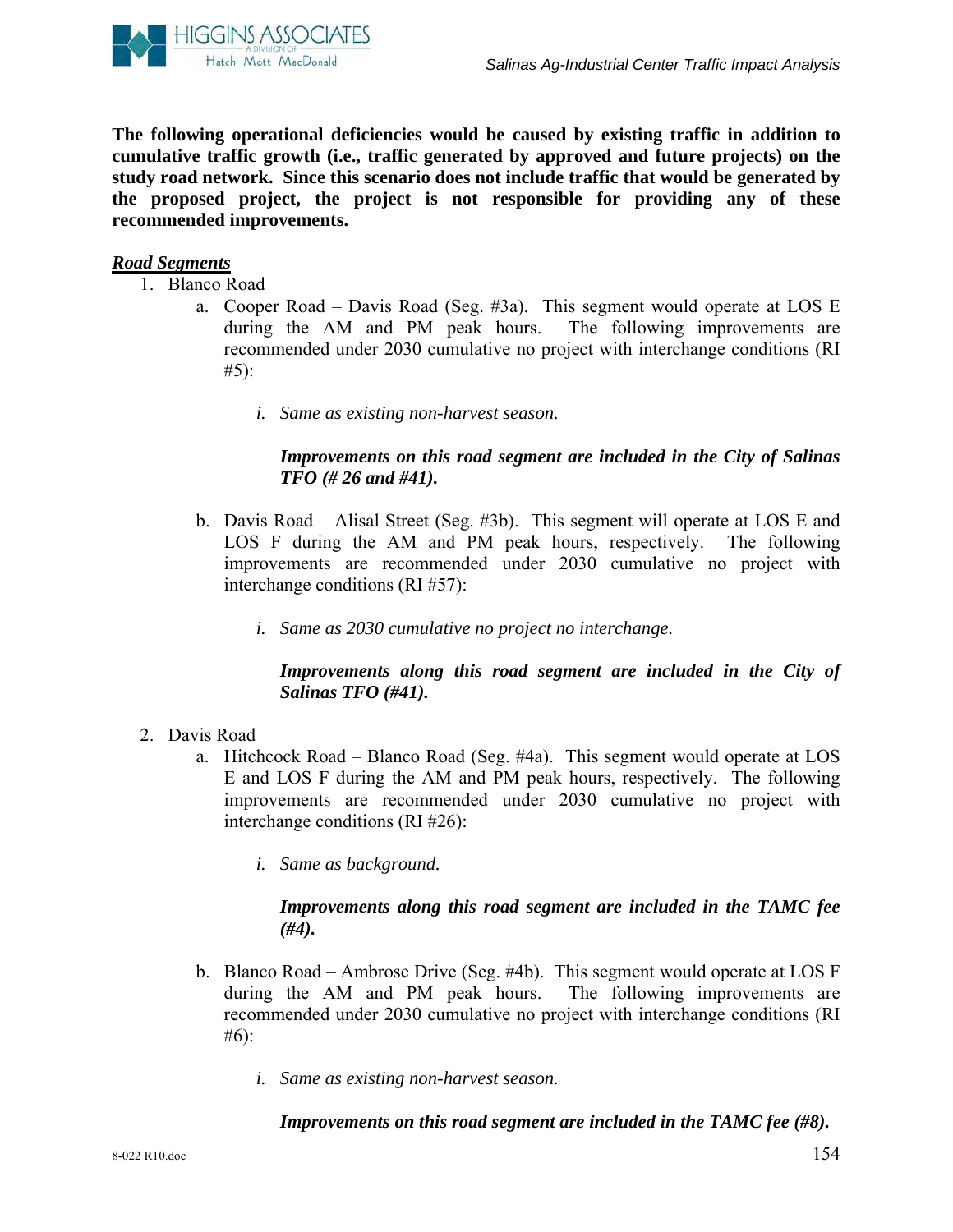**The following operational deficiencies would be caused by existing traffic in addition to cumulative traffic growth (i.e., traffic generated by approved and future projects) on the study road network. Since this scenario does not include traffic that would be generated by the proposed project, the project is not responsible for providing any of these recommended improvements.**

***Road Segments***

1. Blanco Road
   a. Cooper Road – Davis Road (Seg. #3a). This segment would operate at LOS E during the AM and PM peak hours. The following improvements are recommended under 2030 cumulative no project with interchange conditions (RI #5):

      i. *Same as existing non-harvest season.*

      ***Improvements on this road segment are included in the City of Salinas TFO (# 26 and #41).***

   b. Davis Road – Alisal Street (Seg. #3b). This segment will operate at LOS E and LOS F during the AM and PM peak hours, respectively. The following improvements are recommended under 2030 cumulative no project with interchange conditions (RI #57):

      i. *Same as 2030 cumulative no project no interchange.*

      ***Improvements along this road segment are included in the City of Salinas TFO (#41).***

2. Davis Road
   a. Hitchcock Road – Blanco Road (Seg. #4a). This segment would operate at LOS E and LOS F during the AM and PM peak hours, respectively. The following improvements are recommended under 2030 cumulative no project with interchange conditions (RI #26):

      i. *Same as background.*

      ***Improvements along this road segment are included in the TAMC fee (#4).***

   b. Blanco Road – Ambrose Drive (Seg. #4b). This segment would operate at LOS F during the AM and PM peak hours. The following improvements are recommended under 2030 cumulative no project with interchange conditions (RI #6):

      i. *Same as existing non-harvest season.*

      ***Improvements on this road segment are included in the TAMC fee (#8).***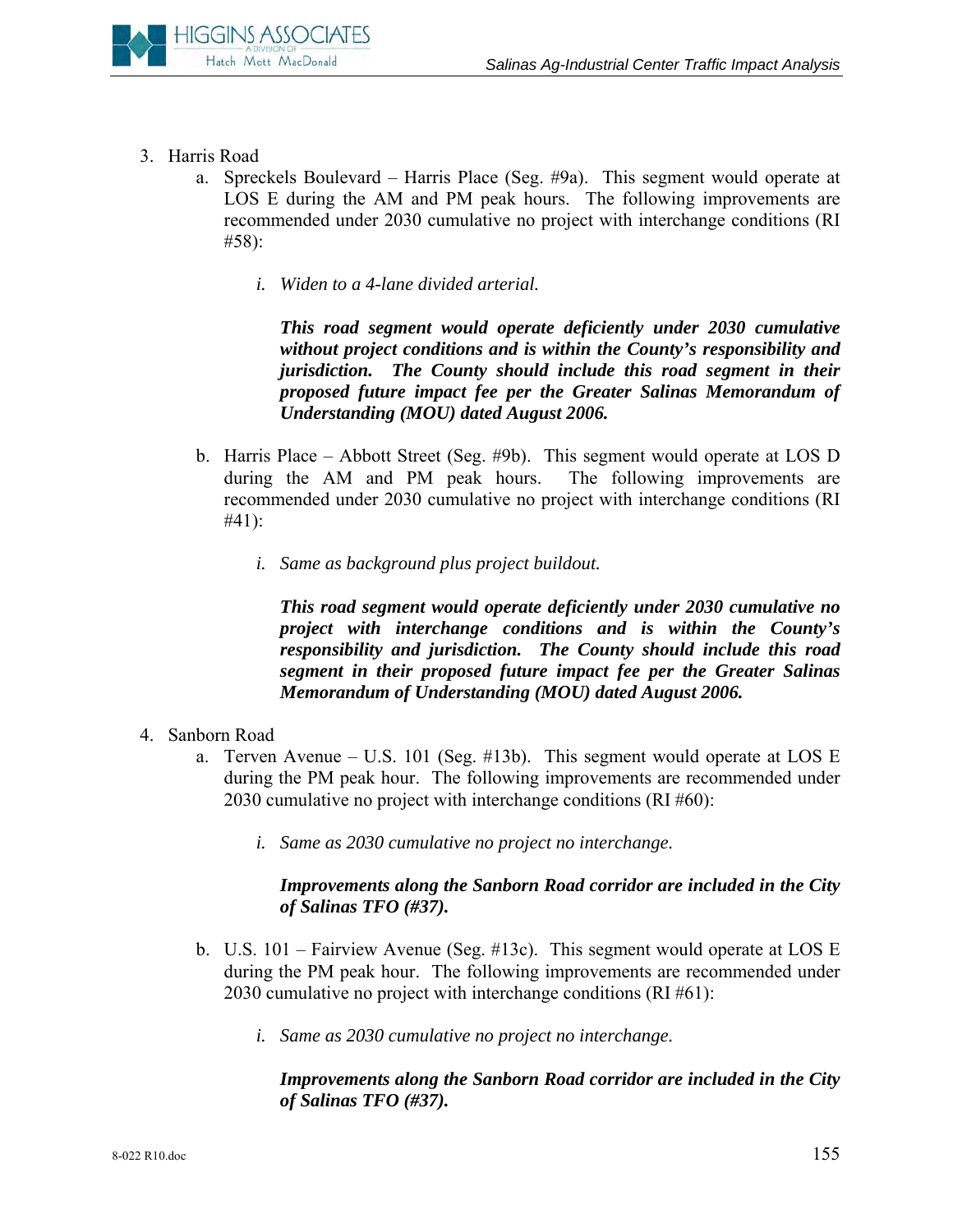3. Harris Road
    a. Spreckels Boulevard – Harris Place (Seg. #9a). This segment would operate at LOS E during the AM and PM peak hours. The following improvements are recommended under 2030 cumulative no project with interchange conditions (RI #58):

        i. *Widen to a 4-lane divided arterial.*

        ***This road segment would operate deficiently under 2030 cumulative without project conditions and is within the County's responsibility and jurisdiction. The County should include this road segment in their proposed future impact fee per the Greater Salinas Memorandum of Understanding (MOU) dated August 2006.***

    b. Harris Place – Abbott Street (Seg. #9b). This segment would operate at LOS D during the AM and PM peak hours. The following improvements are recommended under 2030 cumulative no project with interchange conditions (RI #41):

        i. *Same as background plus project buildout.*

        ***This road segment would operate deficiently under 2030 cumulative no project with interchange conditions and is within the County's responsibility and jurisdiction. The County should include this road segment in their proposed future impact fee per the Greater Salinas Memorandum of Understanding (MOU) dated August 2006.***

4. Sanborn Road
    a. Terven Avenue – U.S. 101 (Seg. #13b). This segment would operate at LOS E during the PM peak hour. The following improvements are recommended under 2030 cumulative no project with interchange conditions (RI #60):

        i. *Same as 2030 cumulative no project no interchange.*

        ***Improvements along the Sanborn Road corridor are included in the City of Salinas TFO (#37).***

    b. U.S. 101 – Fairview Avenue (Seg. #13c). This segment would operate at LOS E during the PM peak hour. The following improvements are recommended under 2030 cumulative no project with interchange conditions (RI #61):

        i. *Same as 2030 cumulative no project no interchange.*

        ***Improvements along the Sanborn Road corridor are included in the City of Salinas TFO (#37).***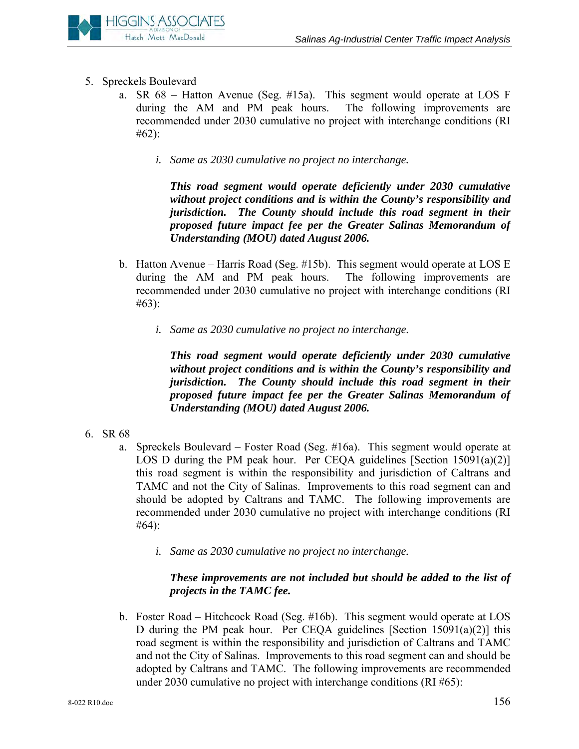5. Spreckels Boulevard
   a. SR 68 – Hatton Avenue (Seg. #15a). This segment would operate at LOS F during the AM and PM peak hours. The following improvements are recommended under 2030 cumulative no project with interchange conditions (RI #62):

      i. *Same as 2030 cumulative no project no interchange.*

      ***This road segment would operate deficiently under 2030 cumulative without project conditions and is within the County's responsibility and jurisdiction. The County should include this road segment in their proposed future impact fee per the Greater Salinas Memorandum of Understanding (MOU) dated August 2006.***

   b. Hatton Avenue – Harris Road (Seg. #15b). This segment would operate at LOS E during the AM and PM peak hours. The following improvements are recommended under 2030 cumulative no project with interchange conditions (RI #63):

      i. *Same as 2030 cumulative no project no interchange.*

      ***This road segment would operate deficiently under 2030 cumulative without project conditions and is within the County's responsibility and jurisdiction. The County should include this road segment in their proposed future impact fee per the Greater Salinas Memorandum of Understanding (MOU) dated August 2006.***

6. SR 68
   a. Spreckels Boulevard – Foster Road (Seg. #16a). This segment would operate at LOS D during the PM peak hour. Per CEQA guidelines [Section 15091(a)(2)] this road segment is within the responsibility and jurisdiction of Caltrans and TAMC and not the City of Salinas. Improvements to this road segment can and should be adopted by Caltrans and TAMC. The following improvements are recommended under 2030 cumulative no project with interchange conditions (RI #64):

      i. *Same as 2030 cumulative no project no interchange.*

      ***These improvements are not included but should be added to the list of projects in the TAMC fee.***

   b. Foster Road – Hitchcock Road (Seg. #16b). This segment would operate at LOS D during the PM peak hour. Per CEQA guidelines [Section 15091(a)(2)] this road segment is within the responsibility and jurisdiction of Caltrans and TAMC and not the City of Salinas. Improvements to this road segment can and should be adopted by Caltrans and TAMC. The following improvements are recommended under 2030 cumulative no project with interchange conditions (RI #65):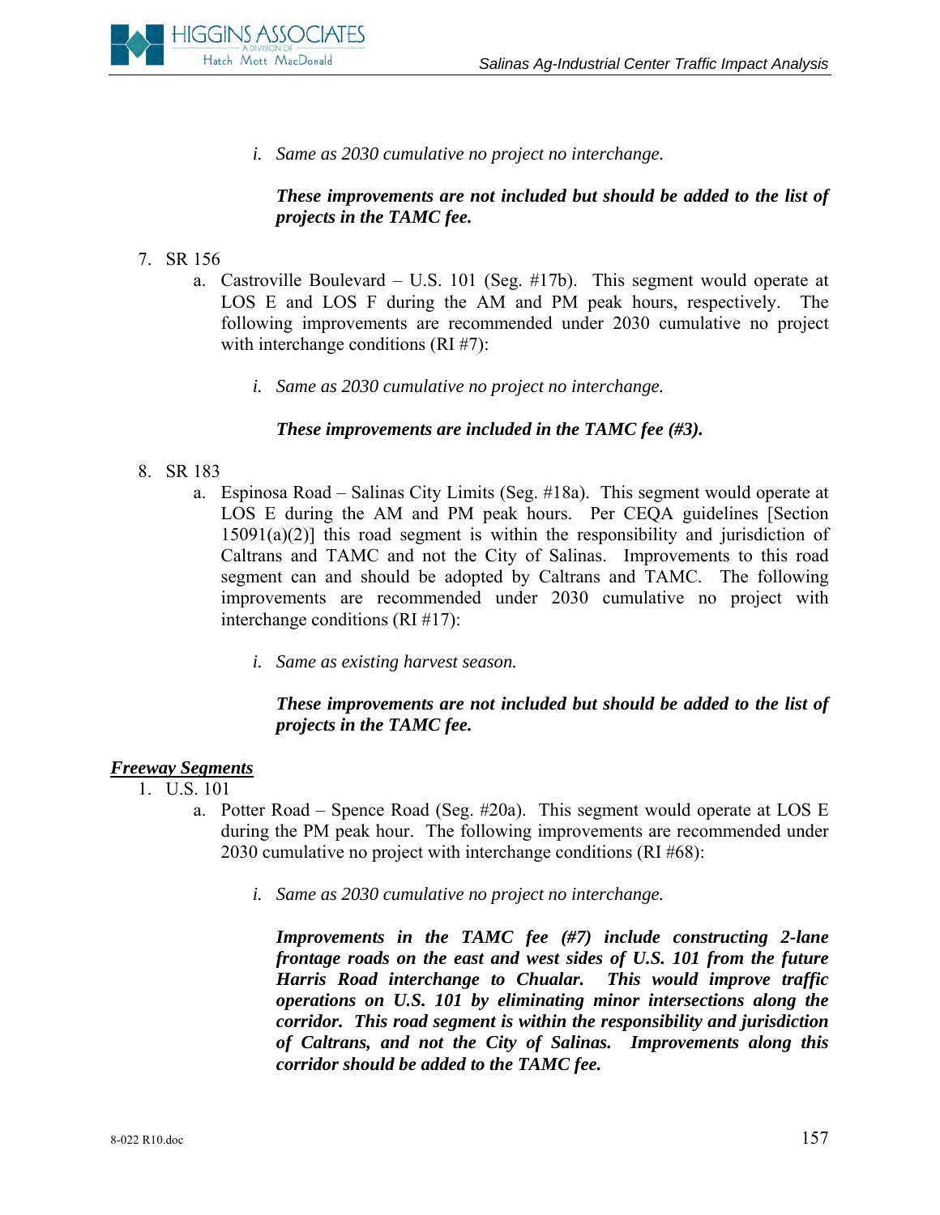i. *Same as 2030 cumulative no project no interchange.*

***These improvements are not included but should be added to the list of projects in the TAMC fee.***

7. SR 156
   a. Castroville Boulevard – U.S. 101 (Seg. #17b). This segment would operate at LOS E and LOS F during the AM and PM peak hours, respectively. The following improvements are recommended under 2030 cumulative no project with interchange conditions (RI #7):

      i. *Same as 2030 cumulative no project no interchange.*

      ***These improvements are included in the TAMC fee (#3).***

8. SR 183
   a. Espinosa Road – Salinas City Limits (Seg. #18a). This segment would operate at LOS E during the AM and PM peak hours. Per CEQA guidelines [Section 15091(a)(2)] this road segment is within the responsibility and jurisdiction of Caltrans and TAMC and not the City of Salinas. Improvements to this road segment can and should be adopted by Caltrans and TAMC. The following improvements are recommended under 2030 cumulative no project with interchange conditions (RI #17):

      i. *Same as existing harvest season.*

      ***These improvements are not included but should be added to the list of projects in the TAMC fee.***

***<u>Freeway Segments</u>***

1. U.S. 101
   a. Potter Road – Spence Road (Seg. #20a). This segment would operate at LOS E during the PM peak hour. The following improvements are recommended under 2030 cumulative no project with interchange conditions (RI #68):

      i. *Same as 2030 cumulative no project no interchange.*

      ***Improvements in the TAMC fee (#7) include constructing 2-lane frontage roads on the east and west sides of U.S. 101 from the future Harris Road interchange to Chualar. This would improve traffic operations on U.S. 101 by eliminating minor intersections along the corridor. This road segment is within the responsibility and jurisdiction of Caltrans, and not the City of Salinas. Improvements along this corridor should be added to the TAMC fee.***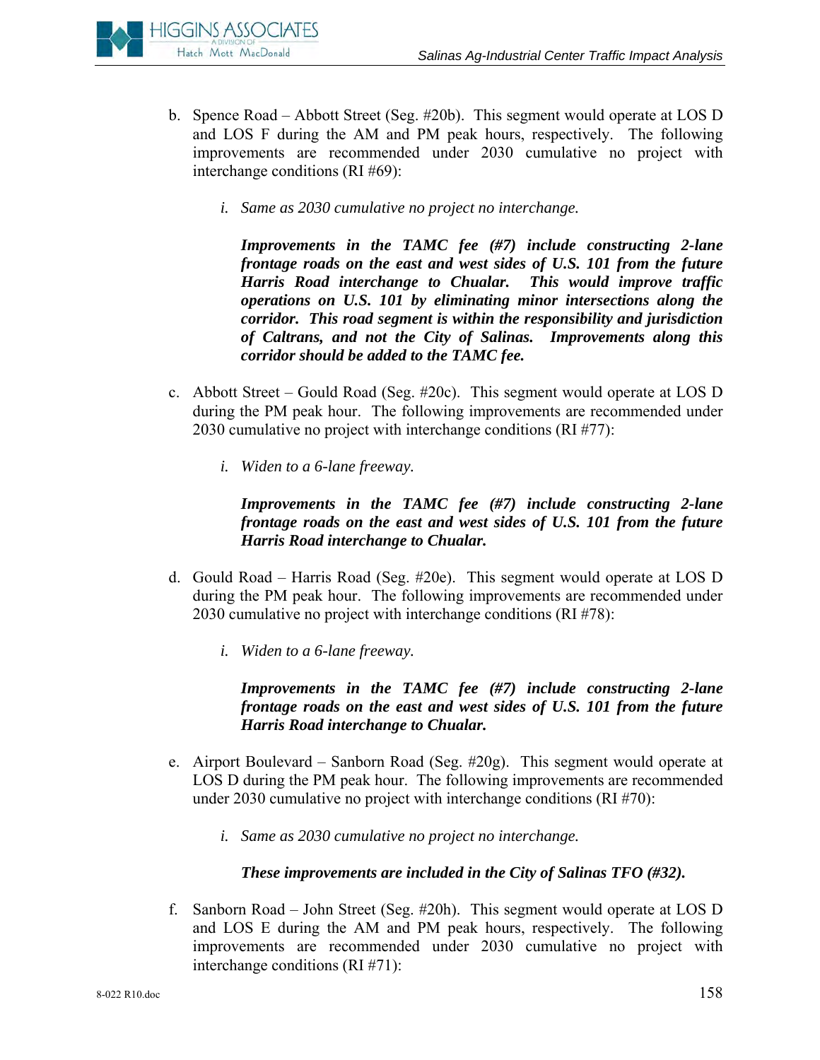b. Spence Road – Abbott Street (Seg. #20b). This segment would operate at LOS D and LOS F during the AM and PM peak hours, respectively. The following improvements are recommended under 2030 cumulative no project with interchange conditions (RI #69):

   i. *Same as 2030 cumulative no project no interchange.*

      ***Improvements in the TAMC fee (#7) include constructing 2-lane frontage roads on the east and west sides of U.S. 101 from the future Harris Road interchange to Chualar. This would improve traffic operations on U.S. 101 by eliminating minor intersections along the corridor. This road segment is within the responsibility and jurisdiction of Caltrans, and not the City of Salinas. Improvements along this corridor should be added to the TAMC fee.***

c. Abbott Street – Gould Road (Seg. #20c). This segment would operate at LOS D during the PM peak hour. The following improvements are recommended under 2030 cumulative no project with interchange conditions (RI #77):

   i. *Widen to a 6-lane freeway.*

      ***Improvements in the TAMC fee (#7) include constructing 2-lane frontage roads on the east and west sides of U.S. 101 from the future Harris Road interchange to Chualar.***

d. Gould Road – Harris Road (Seg. #20e). This segment would operate at LOS D during the PM peak hour. The following improvements are recommended under 2030 cumulative no project with interchange conditions (RI #78):

   i. *Widen to a 6-lane freeway.*

      ***Improvements in the TAMC fee (#7) include constructing 2-lane frontage roads on the east and west sides of U.S. 101 from the future Harris Road interchange to Chualar.***

e. Airport Boulevard – Sanborn Road (Seg. #20g). This segment would operate at LOS D during the PM peak hour. The following improvements are recommended under 2030 cumulative no project with interchange conditions (RI #70):

   i. *Same as 2030 cumulative no project no interchange.*

      ***These improvements are included in the City of Salinas TFO (#32).***

f. Sanborn Road – John Street (Seg. #20h). This segment would operate at LOS D and LOS E during the AM and PM peak hours, respectively. The following improvements are recommended under 2030 cumulative no project with interchange conditions (RI #71):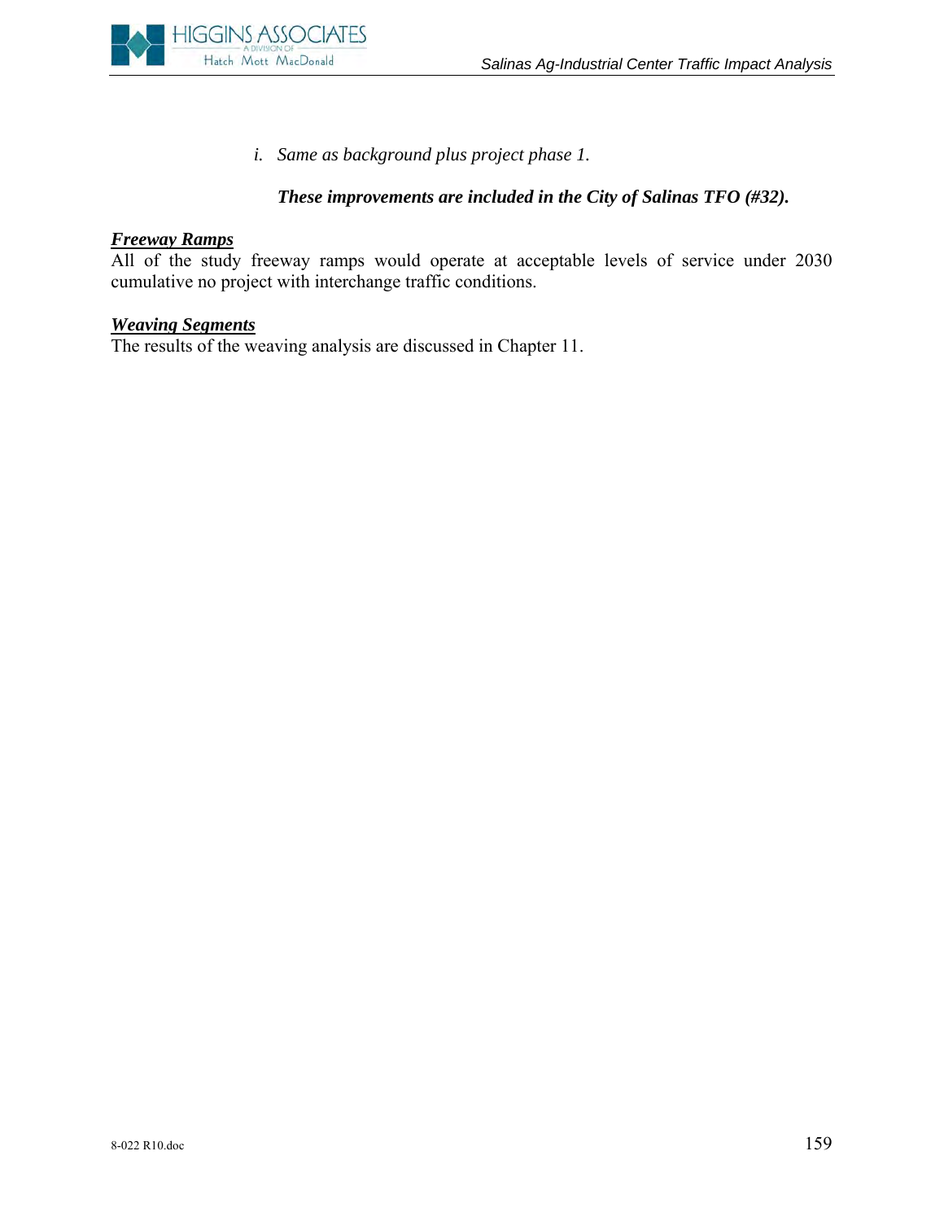i. *Same as background plus project phase 1.*

***These improvements are included in the City of Salinas TFO (#32).***

***Freeway Ramps***

All of the study freeway ramps would operate at acceptable levels of service under 2030 cumulative no project with interchange traffic conditions.

***Weaving Segments***

The results of the weaving analysis are discussed in Chapter 11.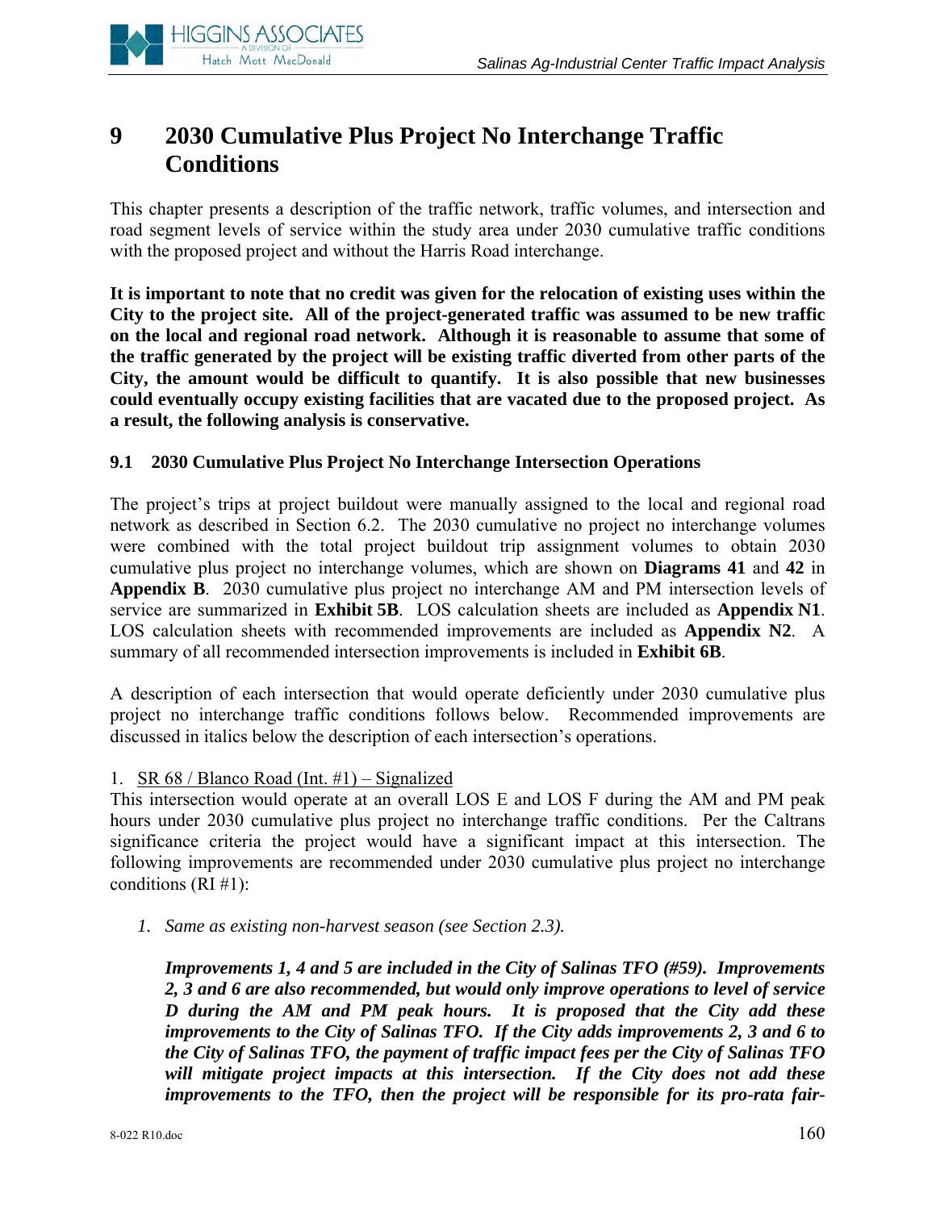# 9 2030 Cumulative Plus Project No Interchange Traffic Conditions

This chapter presents a description of the traffic network, traffic volumes, and intersection and road segment levels of service within the study area under 2030 cumulative traffic conditions with the proposed project and without the Harris Road interchange.

**It is important to note that no credit was given for the relocation of existing uses within the City to the project site. All of the project-generated traffic was assumed to be new traffic on the local and regional road network. Although it is reasonable to assume that some of the traffic generated by the project will be existing traffic diverted from other parts of the City, the amount would be difficult to quantify. It is also possible that new businesses could eventually occupy existing facilities that are vacated due to the proposed project. As a result, the following analysis is conservative.**

### 9.1 2030 Cumulative Plus Project No Interchange Intersection Operations

The project's trips at project buildout were manually assigned to the local and regional road network as described in Section 6.2. The 2030 cumulative no project no interchange volumes were combined with the total project buildout trip assignment volumes to obtain 2030 cumulative plus project no interchange volumes, which are shown on **Diagrams 41** and **42** in **Appendix B**. 2030 cumulative plus project no interchange AM and PM intersection levels of service are summarized in **Exhibit 5B**. LOS calculation sheets are included as **Appendix N1**. LOS calculation sheets with recommended improvements are included as **Appendix N2**. A summary of all recommended intersection improvements is included in **Exhibit 6B**.

A description of each intersection that would operate deficiently under 2030 cumulative plus project no interchange traffic conditions follows below. Recommended improvements are discussed in italics below the description of each intersection's operations.

1. SR 68 / Blanco Road (Int. #1) – Signalized

This intersection would operate at an overall LOS E and LOS F during the AM and PM peak hours under 2030 cumulative plus project no interchange traffic conditions. Per the Caltrans significance criteria the project would have a significant impact at this intersection. The following improvements are recommended under 2030 cumulative plus project no interchange conditions (RI #1):

1. *Same as existing non-harvest season (see Section 2.3).*

   ***Improvements 1, 4 and 5 are included in the City of Salinas TFO (#59). Improvements 2, 3 and 6 are also recommended, but would only improve operations to level of service D during the AM and PM peak hours. It is proposed that the City add these improvements to the City of Salinas TFO. If the City adds improvements 2, 3 and 6 to the City of Salinas TFO, the payment of traffic impact fees per the City of Salinas TFO will mitigate project impacts at this intersection. If the City does not add these improvements to the TFO, then the project will be responsible for its pro-rata fair-***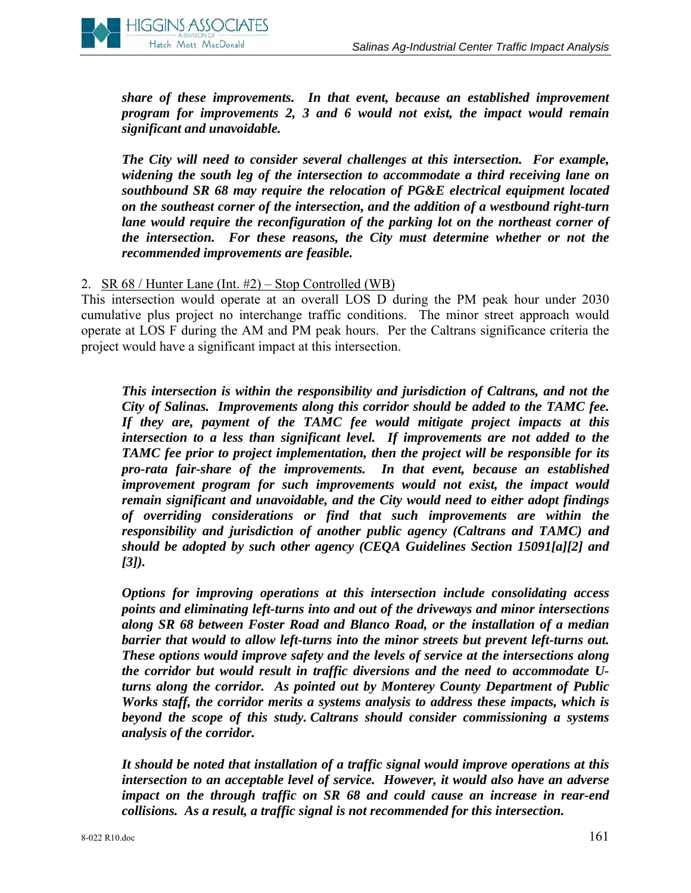***share of these improvements. In that event, because an established improvement program for improvements 2, 3 and 6 would not exist, the impact would remain significant and unavoidable.***

***The City will need to consider several challenges at this intersection. For example, widening the south leg of the intersection to accommodate a third receiving lane on southbound SR 68 may require the relocation of PG&E electrical equipment located on the southeast corner of the intersection, and the addition of a westbound right-turn lane would require the reconfiguration of the parking lot on the northeast corner of the intersection. For these reasons, the City must determine whether or not the recommended improvements are feasible.***

2. <u>SR 68 / Hunter Lane (Int. #2) – Stop Controlled (WB)</u>

This intersection would operate at an overall LOS D during the PM peak hour under 2030 cumulative plus project no interchange traffic conditions. The minor street approach would operate at LOS F during the AM and PM peak hours. Per the Caltrans significance criteria the project would have a significant impact at this intersection.

***This intersection is within the responsibility and jurisdiction of Caltrans, and not the City of Salinas. Improvements along this corridor should be added to the TAMC fee. If they are, payment of the TAMC fee would mitigate project impacts at this intersection to a less than significant level. If improvements are not added to the TAMC fee prior to project implementation, then the project will be responsible for its pro-rata fair-share of the improvements. In that event, because an established improvement program for such improvements would not exist, the impact would remain significant and unavoidable, and the City would need to either adopt findings of overriding considerations or find that such improvements are within the responsibility and jurisdiction of another public agency (Caltrans and TAMC) and should be adopted by such other agency (CEQA Guidelines Section 15091[a][2] and [3]).***

***Options for improving operations at this intersection include consolidating access points and eliminating left-turns into and out of the driveways and minor intersections along SR 68 between Foster Road and Blanco Road, or the installation of a median barrier that would to allow left-turns into the minor streets but prevent left-turns out. These options would improve safety and the levels of service at the intersections along the corridor but would result in traffic diversions and the need to accommodate U-turns along the corridor. As pointed out by Monterey County Department of Public Works staff, the corridor merits a systems analysis to address these impacts, which is beyond the scope of this study. Caltrans should consider commissioning a systems analysis of the corridor.***

***It should be noted that installation of a traffic signal would improve operations at this intersection to an acceptable level of service. However, it would also have an adverse impact on the through traffic on SR 68 and could cause an increase in rear-end collisions. As a result, a traffic signal is not recommended for this intersection.***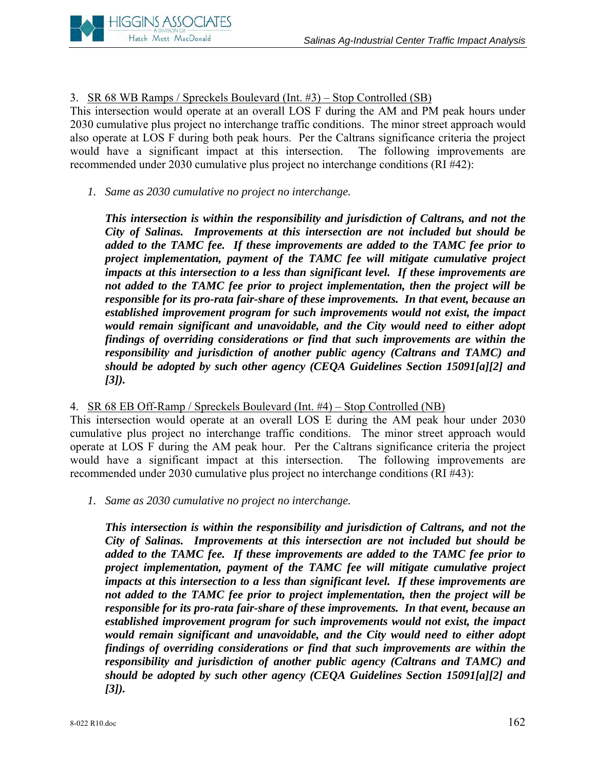3. <u>SR 68 WB Ramps / Spreckels Boulevard (Int. #3) – Stop Controlled (SB)</u>

This intersection would operate at an overall LOS F during the AM and PM peak hours under 2030 cumulative plus project no interchange traffic conditions. The minor street approach would also operate at LOS F during both peak hours. Per the Caltrans significance criteria the project would have a significant impact at this intersection. The following improvements are recommended under 2030 cumulative plus project no interchange conditions (RI #42):

1. *Same as 2030 cumulative no project no interchange.*

   ***This intersection is within the responsibility and jurisdiction of Caltrans, and not the City of Salinas. Improvements at this intersection are not included but should be added to the TAMC fee. If these improvements are added to the TAMC fee prior to project implementation, payment of the TAMC fee will mitigate cumulative project impacts at this intersection to a less than significant level. If these improvements are not added to the TAMC fee prior to project implementation, then the project will be responsible for its pro-rata fair-share of these improvements. In that event, because an established improvement program for such improvements would not exist, the impact would remain significant and unavoidable, and the City would need to either adopt findings of overriding considerations or find that such improvements are within the responsibility and jurisdiction of another public agency (Caltrans and TAMC) and should be adopted by such other agency (CEQA Guidelines Section 15091[a][2] and [3]).***

4. <u>SR 68 EB Off-Ramp / Spreckels Boulevard (Int. #4) – Stop Controlled (NB)</u>

This intersection would operate at an overall LOS E during the AM peak hour under 2030 cumulative plus project no interchange traffic conditions. The minor street approach would operate at LOS F during the AM peak hour. Per the Caltrans significance criteria the project would have a significant impact at this intersection. The following improvements are recommended under 2030 cumulative plus project no interchange conditions (RI #43):

1. *Same as 2030 cumulative no project no interchange.*

   ***This intersection is within the responsibility and jurisdiction of Caltrans, and not the City of Salinas. Improvements at this intersection are not included but should be added to the TAMC fee. If these improvements are added to the TAMC fee prior to project implementation, payment of the TAMC fee will mitigate cumulative project impacts at this intersection to a less than significant level. If these improvements are not added to the TAMC fee prior to project implementation, then the project will be responsible for its pro-rata fair-share of these improvements. In that event, because an established improvement program for such improvements would not exist, the impact would remain significant and unavoidable, and the City would need to either adopt findings of overriding considerations or find that such improvements are within the responsibility and jurisdiction of another public agency (Caltrans and TAMC) and should be adopted by such other agency (CEQA Guidelines Section 15091[a][2] and [3]).***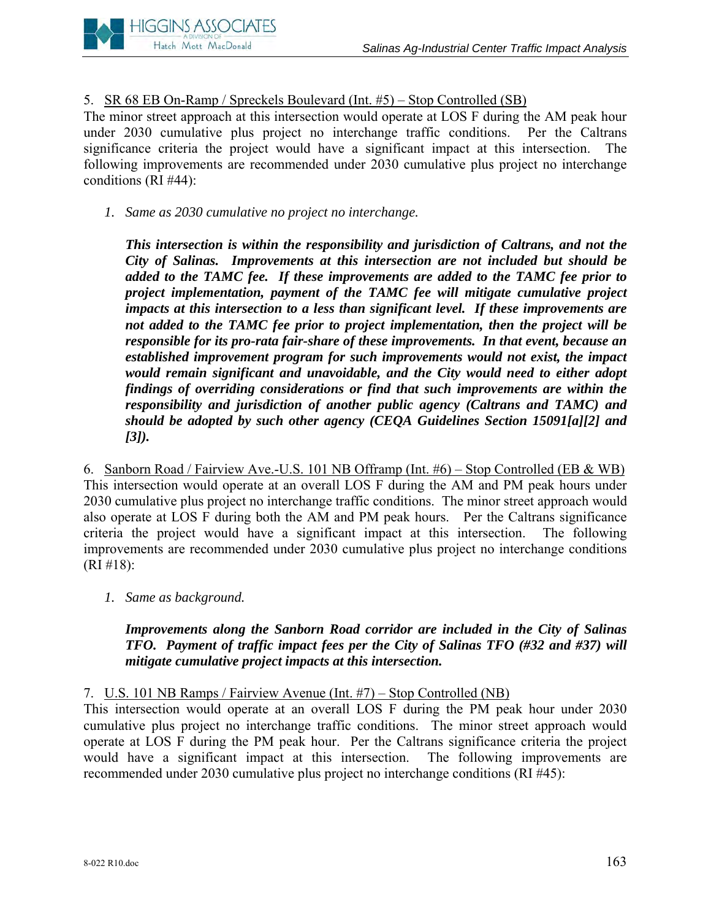5. <u>SR 68 EB On-Ramp / Spreckels Boulevard (Int. #5) – Stop Controlled (SB)</u>
The minor street approach at this intersection would operate at LOS F during the AM peak hour under 2030 cumulative plus project no interchange traffic conditions. Per the Caltrans significance criteria the project would have a significant impact at this intersection. The following improvements are recommended under 2030 cumulative plus project no interchange conditions (RI #44):

1. *Same as 2030 cumulative no project no interchange.*

   ***This intersection is within the responsibility and jurisdiction of Caltrans, and not the City of Salinas. Improvements at this intersection are not included but should be added to the TAMC fee. If these improvements are added to the TAMC fee prior to project implementation, payment of the TAMC fee will mitigate cumulative project impacts at this intersection to a less than significant level. If these improvements are not added to the TAMC fee prior to project implementation, then the project will be responsible for its pro-rata fair-share of these improvements. In that event, because an established improvement program for such improvements would not exist, the impact would remain significant and unavoidable, and the City would need to either adopt findings of overriding considerations or find that such improvements are within the responsibility and jurisdiction of another public agency (Caltrans and TAMC) and should be adopted by such other agency (CEQA Guidelines Section 15091[a][2] and [3]).***

6. <u>Sanborn Road / Fairview Ave.-U.S. 101 NB Offramp (Int. #6) – Stop Controlled (EB & WB)</u>
This intersection would operate at an overall LOS F during the AM and PM peak hours under 2030 cumulative plus project no interchange traffic conditions. The minor street approach would also operate at LOS F during both the AM and PM peak hours. Per the Caltrans significance criteria the project would have a significant impact at this intersection. The following improvements are recommended under 2030 cumulative plus project no interchange conditions (RI #18):

1. *Same as background.*

   ***Improvements along the Sanborn Road corridor are included in the City of Salinas TFO. Payment of traffic impact fees per the City of Salinas TFO (#32 and #37) will mitigate cumulative project impacts at this intersection.***

7. <u>U.S. 101 NB Ramps / Fairview Avenue (Int. #7) – Stop Controlled (NB)</u>
This intersection would operate at an overall LOS F during the PM peak hour under 2030 cumulative plus project no interchange traffic conditions. The minor street approach would operate at LOS F during the PM peak hour. Per the Caltrans significance criteria the project would have a significant impact at this intersection. The following improvements are recommended under 2030 cumulative plus project no interchange conditions (RI #45):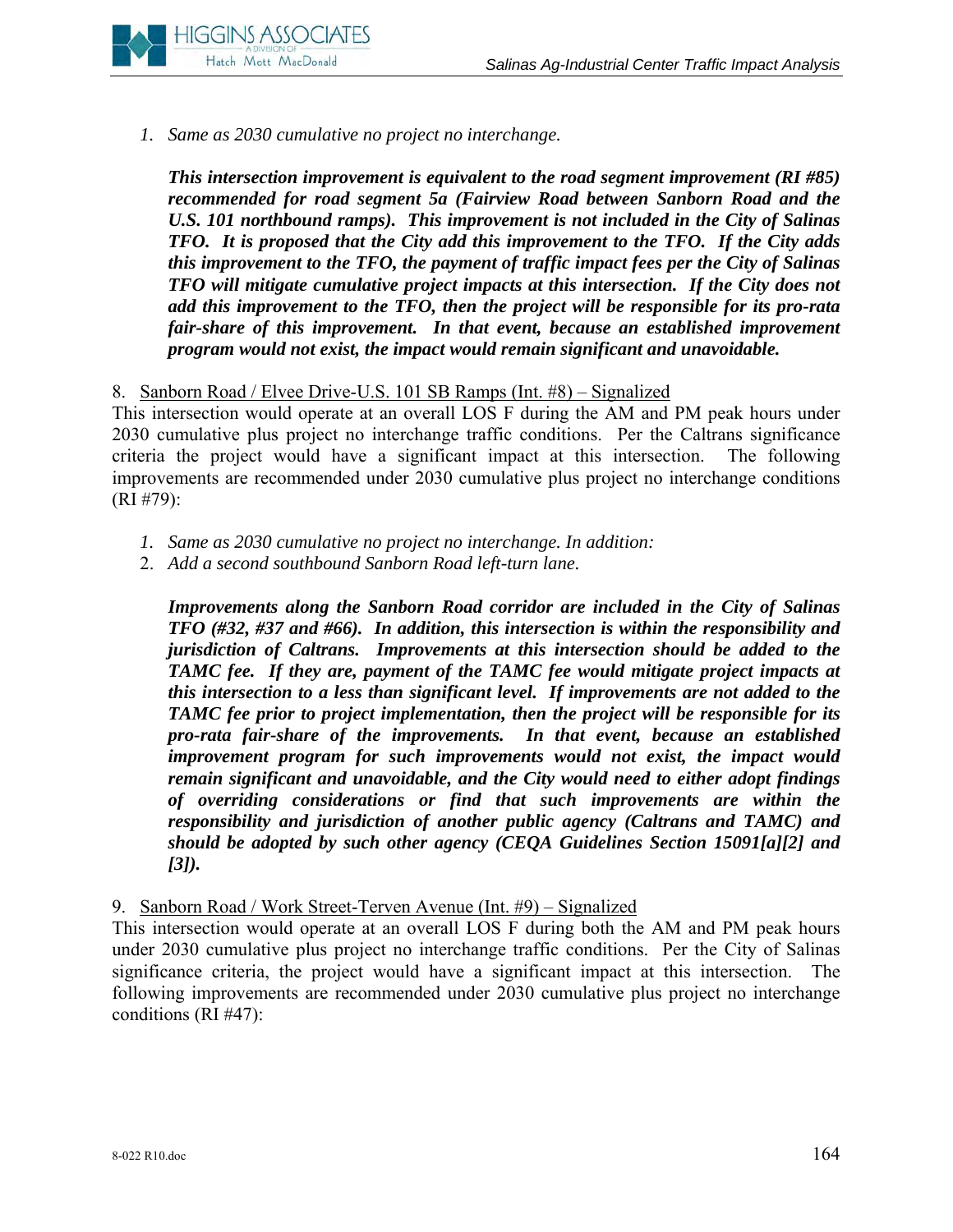1. *Same as 2030 cumulative no project no interchange.*

   ***This intersection improvement is equivalent to the road segment improvement (RI #85) recommended for road segment 5a (Fairview Road between Sanborn Road and the U.S. 101 northbound ramps). This improvement is not included in the City of Salinas TFO. It is proposed that the City add this improvement to the TFO. If the City adds this improvement to the TFO, the payment of traffic impact fees per the City of Salinas TFO will mitigate cumulative project impacts at this intersection. If the City does not add this improvement to the TFO, then the project will be responsible for its pro-rata fair-share of this improvement. In that event, because an established improvement program would not exist, the impact would remain significant and unavoidable.***

8. <u>Sanborn Road / Elvee Drive-U.S. 101 SB Ramps (Int. #8) – Signalized</u>

This intersection would operate at an overall LOS F during the AM and PM peak hours under 2030 cumulative plus project no interchange traffic conditions. Per the Caltrans significance criteria the project would have a significant impact at this intersection. The following improvements are recommended under 2030 cumulative plus project no interchange conditions (RI #79):

1. *Same as 2030 cumulative no project no interchange. In addition:*
2. *Add a second southbound Sanborn Road left-turn lane.*

   ***Improvements along the Sanborn Road corridor are included in the City of Salinas TFO (#32, #37 and #66). In addition, this intersection is within the responsibility and jurisdiction of Caltrans. Improvements at this intersection should be added to the TAMC fee. If they are, payment of the TAMC fee would mitigate project impacts at this intersection to a less than significant level. If improvements are not added to the TAMC fee prior to project implementation, then the project will be responsible for its pro-rata fair-share of the improvements. In that event, because an established improvement program for such improvements would not exist, the impact would remain significant and unavoidable, and the City would need to either adopt findings of overriding considerations or find that such improvements are within the responsibility and jurisdiction of another public agency (Caltrans and TAMC) and should be adopted by such other agency (CEQA Guidelines Section 15091[a][2] and [3]).***

9. <u>Sanborn Road / Work Street-Terven Avenue (Int. #9) – Signalized</u>

This intersection would operate at an overall LOS F during both the AM and PM peak hours under 2030 cumulative plus project no interchange traffic conditions. Per the City of Salinas significance criteria, the project would have a significant impact at this intersection. The following improvements are recommended under 2030 cumulative plus project no interchange conditions (RI #47):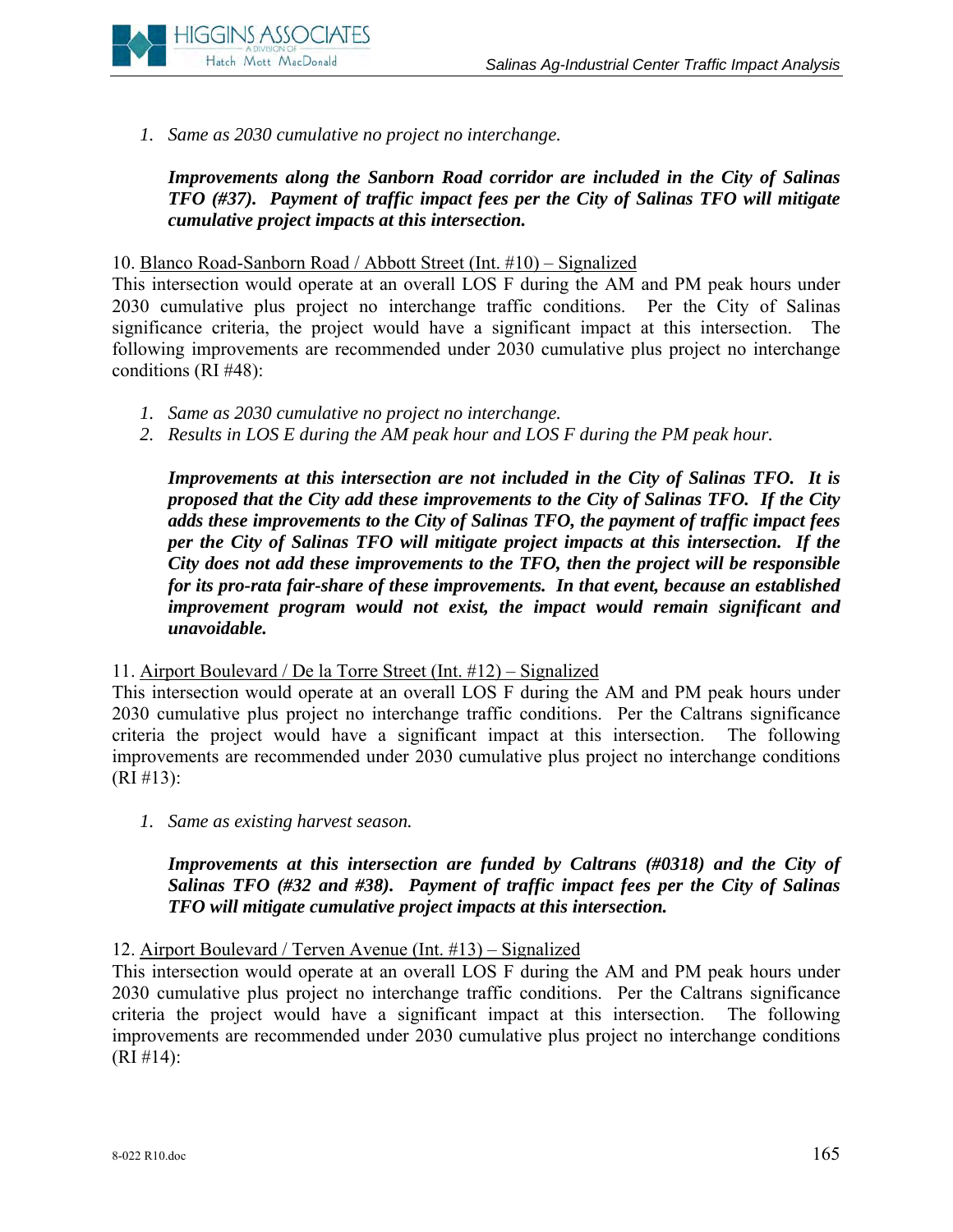1. *Same as 2030 cumulative no project no interchange.*

   ***Improvements along the Sanborn Road corridor are included in the City of Salinas TFO (#37). Payment of traffic impact fees per the City of Salinas TFO will mitigate cumulative project impacts at this intersection.***

10. Blanco Road-Sanborn Road / Abbott Street (Int. #10) – Signalized

This intersection would operate at an overall LOS F during the AM and PM peak hours under 2030 cumulative plus project no interchange traffic conditions. Per the City of Salinas significance criteria, the project would have a significant impact at this intersection. The following improvements are recommended under 2030 cumulative plus project no interchange conditions (RI #48):

1. *Same as 2030 cumulative no project no interchange.*
2. *Results in LOS E during the AM peak hour and LOS F during the PM peak hour.*

   ***Improvements at this intersection are not included in the City of Salinas TFO. It is proposed that the City add these improvements to the City of Salinas TFO. If the City adds these improvements to the City of Salinas TFO, the payment of traffic impact fees per the City of Salinas TFO will mitigate project impacts at this intersection. If the City does not add these improvements to the TFO, then the project will be responsible for its pro-rata fair-share of these improvements. In that event, because an established improvement program would not exist, the impact would remain significant and unavoidable.***

11. Airport Boulevard / De la Torre Street (Int. #12) – Signalized

This intersection would operate at an overall LOS F during the AM and PM peak hours under 2030 cumulative plus project no interchange traffic conditions. Per the Caltrans significance criteria the project would have a significant impact at this intersection. The following improvements are recommended under 2030 cumulative plus project no interchange conditions (RI #13):

1. *Same as existing harvest season.*

   ***Improvements at this intersection are funded by Caltrans (#0318) and the City of Salinas TFO (#32 and #38). Payment of traffic impact fees per the City of Salinas TFO will mitigate cumulative project impacts at this intersection.***

12. Airport Boulevard / Terven Avenue (Int. #13) – Signalized

This intersection would operate at an overall LOS F during the AM and PM peak hours under 2030 cumulative plus project no interchange traffic conditions. Per the Caltrans significance criteria the project would have a significant impact at this intersection. The following improvements are recommended under 2030 cumulative plus project no interchange conditions (RI #14):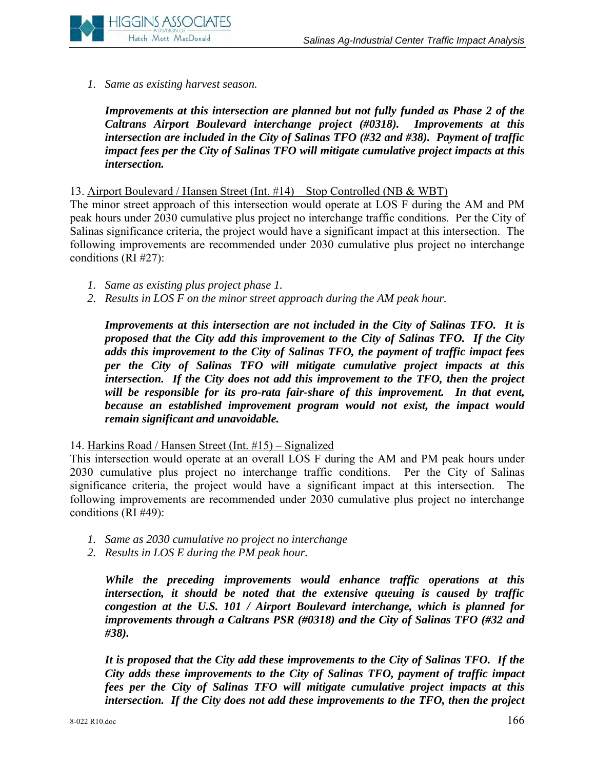1. *Same as existing harvest season.*

   ***Improvements at this intersection are planned but not fully funded as Phase 2 of the Caltrans Airport Boulevard interchange project (#0318). Improvements at this intersection are included in the City of Salinas TFO (#32 and #38). Payment of traffic impact fees per the City of Salinas TFO will mitigate cumulative project impacts at this intersection.***

13. Airport Boulevard / Hansen Street (Int. #14) – Stop Controlled (NB & WBT)
The minor street approach of this intersection would operate at LOS F during the AM and PM peak hours under 2030 cumulative plus project no interchange traffic conditions. Per the City of Salinas significance criteria, the project would have a significant impact at this intersection. The following improvements are recommended under 2030 cumulative plus project no interchange conditions (RI #27):

1. *Same as existing plus project phase 1.*
2. *Results in LOS F on the minor street approach during the AM peak hour.*

   ***Improvements at this intersection are not included in the City of Salinas TFO. It is proposed that the City add this improvement to the City of Salinas TFO. If the City adds this improvement to the City of Salinas TFO, the payment of traffic impact fees per the City of Salinas TFO will mitigate cumulative project impacts at this intersection. If the City does not add this improvement to the TFO, then the project will be responsible for its pro-rata fair-share of this improvement. In that event, because an established improvement program would not exist, the impact would remain significant and unavoidable.***

14. Harkins Road / Hansen Street (Int. #15) – Signalized
This intersection would operate at an overall LOS F during the AM and PM peak hours under 2030 cumulative plus project no interchange traffic conditions. Per the City of Salinas significance criteria, the project would have a significant impact at this intersection. The following improvements are recommended under 2030 cumulative plus project no interchange conditions (RI #49):

1. *Same as 2030 cumulative no project no interchange*
2. *Results in LOS E during the PM peak hour.*

   ***While the preceding improvements would enhance traffic operations at this intersection, it should be noted that the extensive queuing is caused by traffic congestion at the U.S. 101 / Airport Boulevard interchange, which is planned for improvements through a Caltrans PSR (#0318) and the City of Salinas TFO (#32 and #38).***

   ***It is proposed that the City add these improvements to the City of Salinas TFO. If the City adds these improvements to the City of Salinas TFO, payment of traffic impact fees per the City of Salinas TFO will mitigate cumulative project impacts at this intersection. If the City does not add these improvements to the TFO, then the project***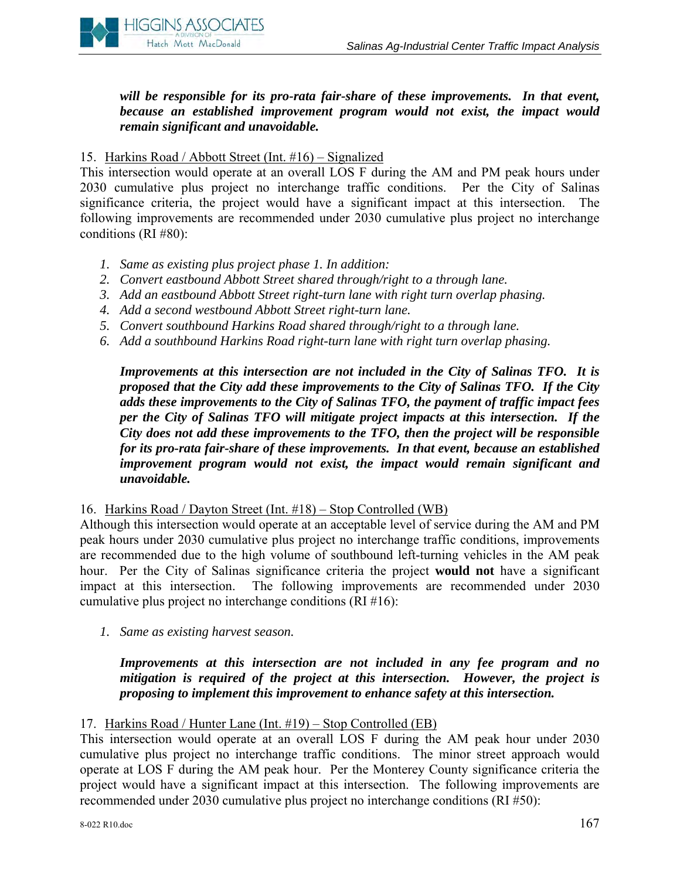***will be responsible for its pro-rata fair-share of these improvements. In that event, because an established improvement program would not exist, the impact would remain significant and unavoidable.***

15. <u>Harkins Road / Abbott Street (Int. #16) – Signalized</u>

This intersection would operate at an overall LOS F during the AM and PM peak hours under 2030 cumulative plus project no interchange traffic conditions. Per the City of Salinas significance criteria, the project would have a significant impact at this intersection. The following improvements are recommended under 2030 cumulative plus project no interchange conditions (RI #80):

1. *Same as existing plus project phase 1. In addition:*
2. *Convert eastbound Abbott Street shared through/right to a through lane.*
3. *Add an eastbound Abbott Street right-turn lane with right turn overlap phasing.*
4. *Add a second westbound Abbott Street right-turn lane.*
5. *Convert southbound Harkins Road shared through/right to a through lane.*
6. *Add a southbound Harkins Road right-turn lane with right turn overlap phasing.*

***Improvements at this intersection are not included in the City of Salinas TFO. It is proposed that the City add these improvements to the City of Salinas TFO. If the City adds these improvements to the City of Salinas TFO, the payment of traffic impact fees per the City of Salinas TFO will mitigate project impacts at this intersection. If the City does not add these improvements to the TFO, then the project will be responsible for its pro-rata fair-share of these improvements. In that event, because an established improvement program would not exist, the impact would remain significant and unavoidable.***

16. <u>Harkins Road / Dayton Street (Int. #18) – Stop Controlled (WB)</u>

Although this intersection would operate at an acceptable level of service during the AM and PM peak hours under 2030 cumulative plus project no interchange traffic conditions, improvements are recommended due to the high volume of southbound left-turning vehicles in the AM peak hour. Per the City of Salinas significance criteria the project **would not** have a significant impact at this intersection. The following improvements are recommended under 2030 cumulative plus project no interchange conditions (RI #16):

1. *Same as existing harvest season.*

***Improvements at this intersection are not included in any fee program and no mitigation is required of the project at this intersection. However, the project is proposing to implement this improvement to enhance safety at this intersection.***

17. <u>Harkins Road / Hunter Lane (Int. #19) – Stop Controlled (EB)</u>

This intersection would operate at an overall LOS F during the AM peak hour under 2030 cumulative plus project no interchange traffic conditions. The minor street approach would operate at LOS F during the AM peak hour. Per the Monterey County significance criteria the project would have a significant impact at this intersection. The following improvements are recommended under 2030 cumulative plus project no interchange conditions (RI #50):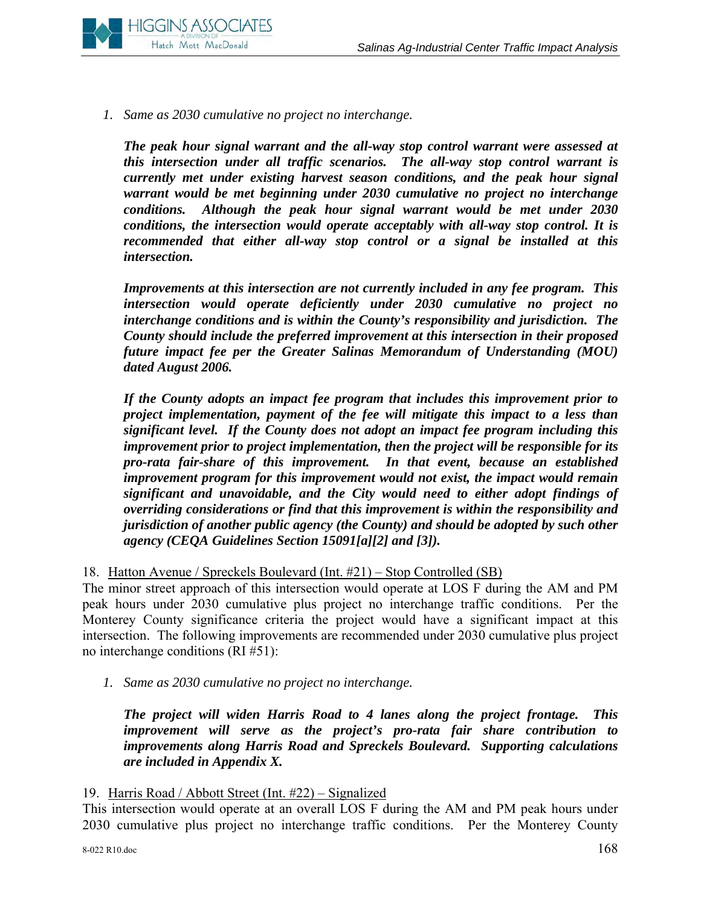1. *Same as 2030 cumulative no project no interchange.*

   ***The peak hour signal warrant and the all-way stop control warrant were assessed at this intersection under all traffic scenarios. The all-way stop control warrant is currently met under existing harvest season conditions, and the peak hour signal warrant would be met beginning under 2030 cumulative no project no interchange conditions. Although the peak hour signal warrant would be met under 2030 conditions, the intersection would operate acceptably with all-way stop control. It is recommended that either all-way stop control or a signal be installed at this intersection.***

   ***Improvements at this intersection are not currently included in any fee program. This intersection would operate deficiently under 2030 cumulative no project no interchange conditions and is within the County's responsibility and jurisdiction. The County should include the preferred improvement at this intersection in their proposed future impact fee per the Greater Salinas Memorandum of Understanding (MOU) dated August 2006.***

   ***If the County adopts an impact fee program that includes this improvement prior to project implementation, payment of the fee will mitigate this impact to a less than significant level. If the County does not adopt an impact fee program including this improvement prior to project implementation, then the project will be responsible for its pro-rata fair-share of this improvement. In that event, because an established improvement program for this improvement would not exist, the impact would remain significant and unavoidable, and the City would need to either adopt findings of overriding considerations or find that this improvement is within the responsibility and jurisdiction of another public agency (the County) and should be adopted by such other agency (CEQA Guidelines Section 15091[a][2] and [3]).***

18. Hatton Avenue / Spreckels Boulevard (Int. #21) – Stop Controlled (SB)

The minor street approach of this intersection would operate at LOS F during the AM and PM peak hours under 2030 cumulative plus project no interchange traffic conditions. Per the Monterey County significance criteria the project would have a significant impact at this intersection. The following improvements are recommended under 2030 cumulative plus project no interchange conditions (RI #51):

1. *Same as 2030 cumulative no project no interchange.*

   ***The project will widen Harris Road to 4 lanes along the project frontage. This improvement will serve as the project's pro-rata fair share contribution to improvements along Harris Road and Spreckels Boulevard. Supporting calculations are included in Appendix X.***

19. Harris Road / Abbott Street (Int. #22) – Signalized

This intersection would operate at an overall LOS F during the AM and PM peak hours under 2030 cumulative plus project no interchange traffic conditions. Per the Monterey County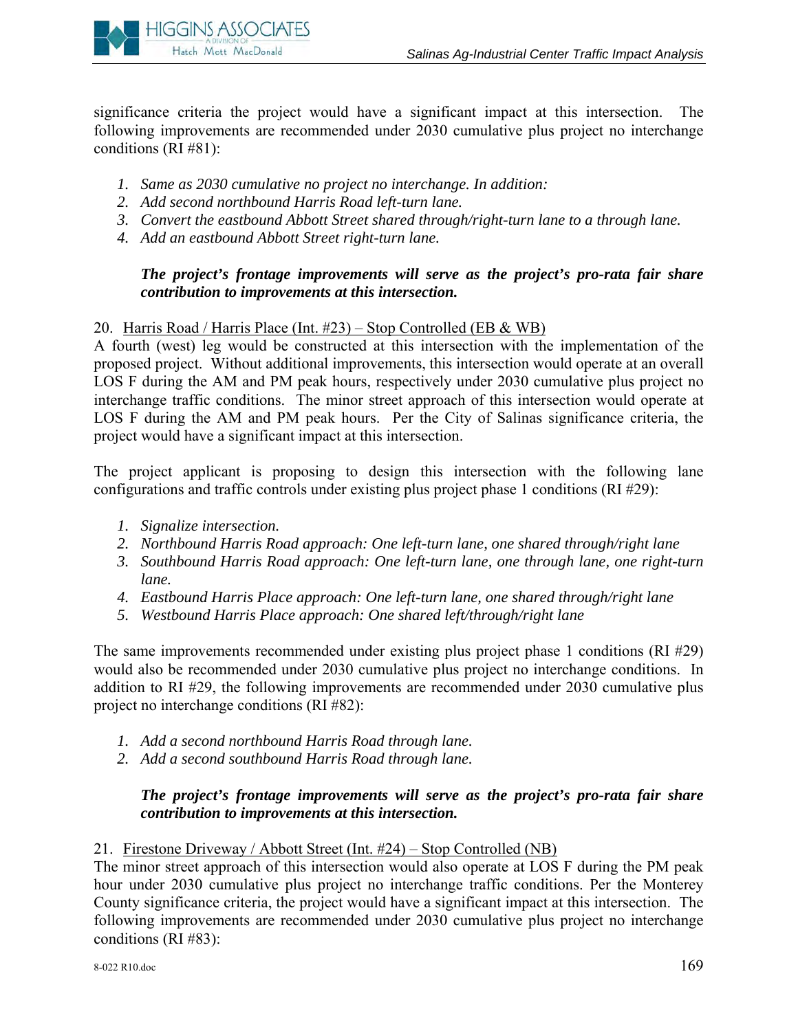significance criteria the project would have a significant impact at this intersection. The following improvements are recommended under 2030 cumulative plus project no interchange conditions (RI #81):

1. *Same as 2030 cumulative no project no interchange. In addition:*
2. *Add second northbound Harris Road left-turn lane.*
3. *Convert the eastbound Abbott Street shared through/right-turn lane to a through lane.*
4. *Add an eastbound Abbott Street right-turn lane.*

   ***The project's frontage improvements will serve as the project's pro-rata fair share contribution to improvements at this intersection.***

20. <u>Harris Road / Harris Place (Int. #23) – Stop Controlled (EB & WB)</u>

A fourth (west) leg would be constructed at this intersection with the implementation of the proposed project. Without additional improvements, this intersection would operate at an overall LOS F during the AM and PM peak hours, respectively under 2030 cumulative plus project no interchange traffic conditions. The minor street approach of this intersection would operate at LOS F during the AM and PM peak hours. Per the City of Salinas significance criteria, the project would have a significant impact at this intersection.

The project applicant is proposing to design this intersection with the following lane configurations and traffic controls under existing plus project phase 1 conditions (RI #29):

1. *Signalize intersection.*
2. *Northbound Harris Road approach: One left-turn lane, one shared through/right lane*
3. *Southbound Harris Road approach: One left-turn lane, one through lane, one right-turn lane.*
4. *Eastbound Harris Place approach: One left-turn lane, one shared through/right lane*
5. *Westbound Harris Place approach: One shared left/through/right lane*

The same improvements recommended under existing plus project phase 1 conditions (RI #29) would also be recommended under 2030 cumulative plus project no interchange conditions. In addition to RI #29, the following improvements are recommended under 2030 cumulative plus project no interchange conditions (RI #82):

1. *Add a second northbound Harris Road through lane.*
2. *Add a second southbound Harris Road through lane.*

   ***The project's frontage improvements will serve as the project's pro-rata fair share contribution to improvements at this intersection.***

21. <u>Firestone Driveway / Abbott Street (Int. #24) – Stop Controlled (NB)</u>

The minor street approach of this intersection would also operate at LOS F during the PM peak hour under 2030 cumulative plus project no interchange traffic conditions. Per the Monterey County significance criteria, the project would have a significant impact at this intersection. The following improvements are recommended under 2030 cumulative plus project no interchange conditions (RI #83):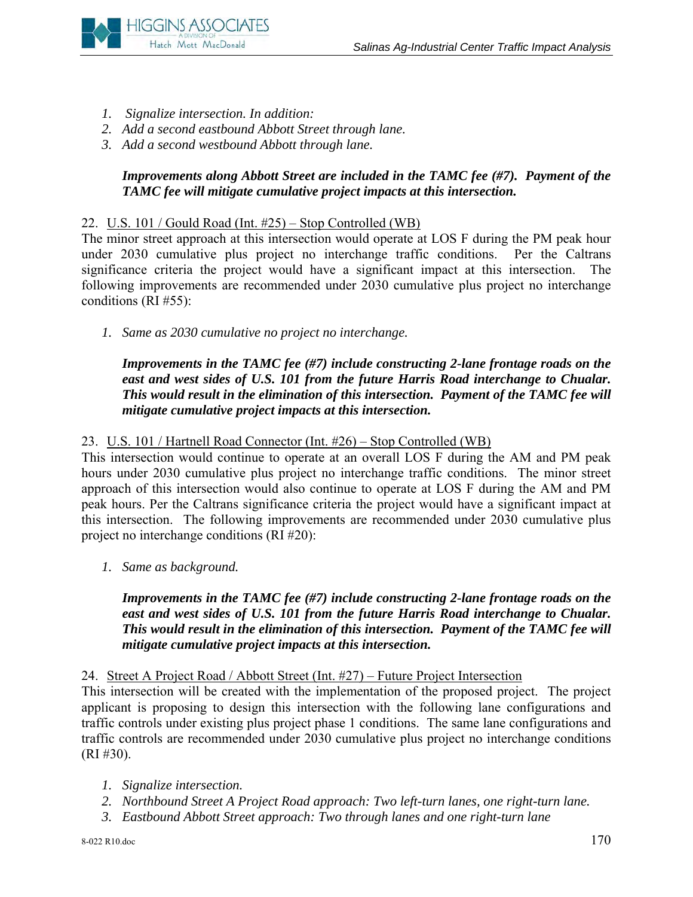1. *Signalize intersection. In addition:*
2. *Add a second eastbound Abbott Street through lane.*
3. *Add a second westbound Abbott through lane.*

***Improvements along Abbott Street are included in the TAMC fee (#7). Payment of the TAMC fee will mitigate cumulative project impacts at this intersection.***

22. U.S. 101 / Gould Road (Int. #25) – Stop Controlled (WB)

The minor street approach at this intersection would operate at LOS F during the PM peak hour under 2030 cumulative plus project no interchange traffic conditions. Per the Caltrans significance criteria the project would have a significant impact at this intersection. The following improvements are recommended under 2030 cumulative plus project no interchange conditions (RI #55):

1. *Same as 2030 cumulative no project no interchange.*

***Improvements in the TAMC fee (#7) include constructing 2-lane frontage roads on the east and west sides of U.S. 101 from the future Harris Road interchange to Chualar. This would result in the elimination of this intersection. Payment of the TAMC fee will mitigate cumulative project impacts at this intersection.***

23. U.S. 101 / Hartnell Road Connector (Int. #26) – Stop Controlled (WB)

This intersection would continue to operate at an overall LOS F during the AM and PM peak hours under 2030 cumulative plus project no interchange traffic conditions. The minor street approach of this intersection would also continue to operate at LOS F during the AM and PM peak hours. Per the Caltrans significance criteria the project would have a significant impact at this intersection. The following improvements are recommended under 2030 cumulative plus project no interchange conditions (RI #20):

1. *Same as background.*

***Improvements in the TAMC fee (#7) include constructing 2-lane frontage roads on the east and west sides of U.S. 101 from the future Harris Road interchange to Chualar. This would result in the elimination of this intersection. Payment of the TAMC fee will mitigate cumulative project impacts at this intersection.***

24. Street A Project Road / Abbott Street (Int. #27) – Future Project Intersection

This intersection will be created with the implementation of the proposed project. The project applicant is proposing to design this intersection with the following lane configurations and traffic controls under existing plus project phase 1 conditions. The same lane configurations and traffic controls are recommended under 2030 cumulative plus project no interchange conditions (RI #30).

1. *Signalize intersection.*
2. *Northbound Street A Project Road approach: Two left-turn lanes, one right-turn lane.*
3. *Eastbound Abbott Street approach: Two through lanes and one right-turn lane*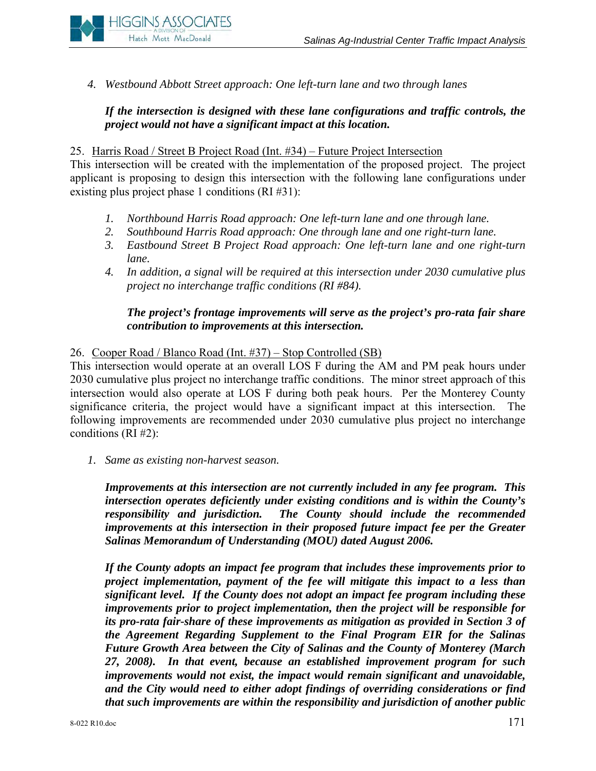4. *Westbound Abbott Street approach: One left-turn lane and two through lanes*

***If the intersection is designed with these lane configurations and traffic controls, the project would not have a significant impact at this location.***

25. Harris Road / Street B Project Road (Int. #34) – Future Project Intersection

This intersection will be created with the implementation of the proposed project. The project applicant is proposing to design this intersection with the following lane configurations under existing plus project phase 1 conditions (RI #31):

1. *Northbound Harris Road approach: One left-turn lane and one through lane.*
2. *Southbound Harris Road approach: One through lane and one right-turn lane.*
3. *Eastbound Street B Project Road approach: One left-turn lane and one right-turn lane.*
4. *In addition, a signal will be required at this intersection under 2030 cumulative plus project no interchange traffic conditions (RI #84).*

***The project's frontage improvements will serve as the project's pro-rata fair share contribution to improvements at this intersection.***

26. Cooper Road / Blanco Road (Int. #37) – Stop Controlled (SB)

This intersection would operate at an overall LOS F during the AM and PM peak hours under 2030 cumulative plus project no interchange traffic conditions. The minor street approach of this intersection would also operate at LOS F during both peak hours. Per the Monterey County significance criteria, the project would have a significant impact at this intersection. The following improvements are recommended under 2030 cumulative plus project no interchange conditions (RI #2):

1. *Same as existing non-harvest season.*

***Improvements at this intersection are not currently included in any fee program. This intersection operates deficiently under existing conditions and is within the County's responsibility and jurisdiction. The County should include the recommended improvements at this intersection in their proposed future impact fee per the Greater Salinas Memorandum of Understanding (MOU) dated August 2006.***

***If the County adopts an impact fee program that includes these improvements prior to project implementation, payment of the fee will mitigate this impact to a less than significant level. If the County does not adopt an impact fee program including these improvements prior to project implementation, then the project will be responsible for its pro-rata fair-share of these improvements as mitigation as provided in Section 3 of the Agreement Regarding Supplement to the Final Program EIR for the Salinas Future Growth Area between the City of Salinas and the County of Monterey (March 27, 2008). In that event, because an established improvement program for such improvements would not exist, the impact would remain significant and unavoidable, and the City would need to either adopt findings of overriding considerations or find that such improvements are within the responsibility and jurisdiction of another public***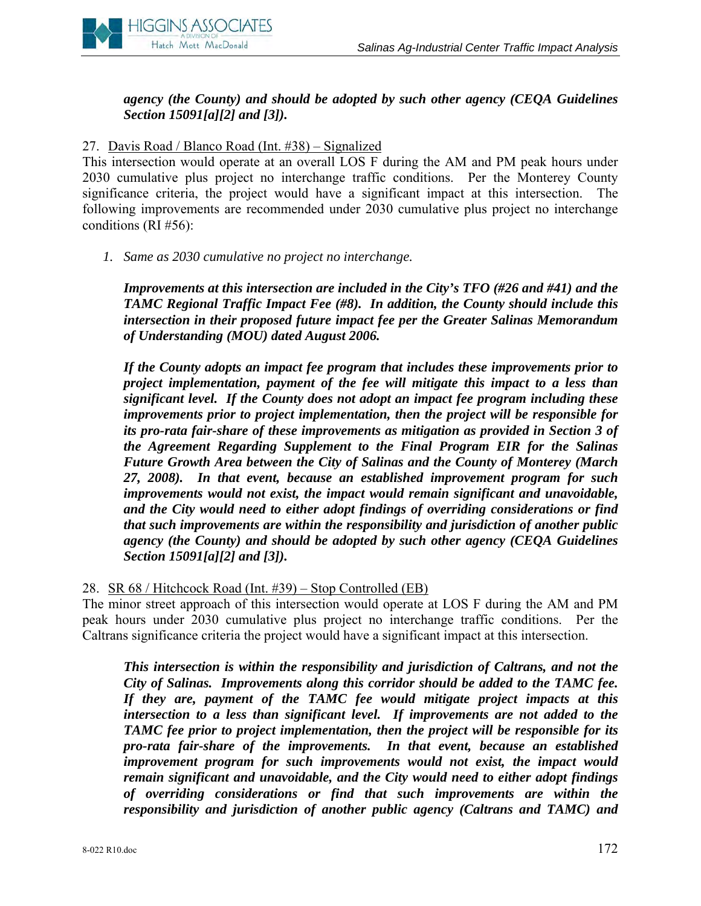***agency (the County) and should be adopted by such other agency (CEQA Guidelines Section 15091[a][2] and [3]).***

27. Davis Road / Blanco Road (Int. #38) – Signalized

This intersection would operate at an overall LOS F during the AM and PM peak hours under 2030 cumulative plus project no interchange traffic conditions. Per the Monterey County significance criteria, the project would have a significant impact at this intersection. The following improvements are recommended under 2030 cumulative plus project no interchange conditions (RI #56):

1. *Same as 2030 cumulative no project no interchange.*

   ***Improvements at this intersection are included in the City's TFO (#26 and #41) and the TAMC Regional Traffic Impact Fee (#8). In addition, the County should include this intersection in their proposed future impact fee per the Greater Salinas Memorandum of Understanding (MOU) dated August 2006.***

   ***If the County adopts an impact fee program that includes these improvements prior to project implementation, payment of the fee will mitigate this impact to a less than significant level. If the County does not adopt an impact fee program including these improvements prior to project implementation, then the project will be responsible for its pro-rata fair-share of these improvements as mitigation as provided in Section 3 of the Agreement Regarding Supplement to the Final Program EIR for the Salinas Future Growth Area between the City of Salinas and the County of Monterey (March 27, 2008). In that event, because an established improvement program for such improvements would not exist, the impact would remain significant and unavoidable, and the City would need to either adopt findings of overriding considerations or find that such improvements are within the responsibility and jurisdiction of another public agency (the County) and should be adopted by such other agency (CEQA Guidelines Section 15091[a][2] and [3]).***

28. SR 68 / Hitchcock Road (Int. #39) – Stop Controlled (EB)

The minor street approach of this intersection would operate at LOS F during the AM and PM peak hours under 2030 cumulative plus project no interchange traffic conditions. Per the Caltrans significance criteria the project would have a significant impact at this intersection.

***This intersection is within the responsibility and jurisdiction of Caltrans, and not the City of Salinas. Improvements along this corridor should be added to the TAMC fee. If they are, payment of the TAMC fee would mitigate project impacts at this intersection to a less than significant level. If improvements are not added to the TAMC fee prior to project implementation, then the project will be responsible for its pro-rata fair-share of the improvements. In that event, because an established improvement program for such improvements would not exist, the impact would remain significant and unavoidable, and the City would need to either adopt findings of overriding considerations or find that such improvements are within the responsibility and jurisdiction of another public agency (Caltrans and TAMC) and***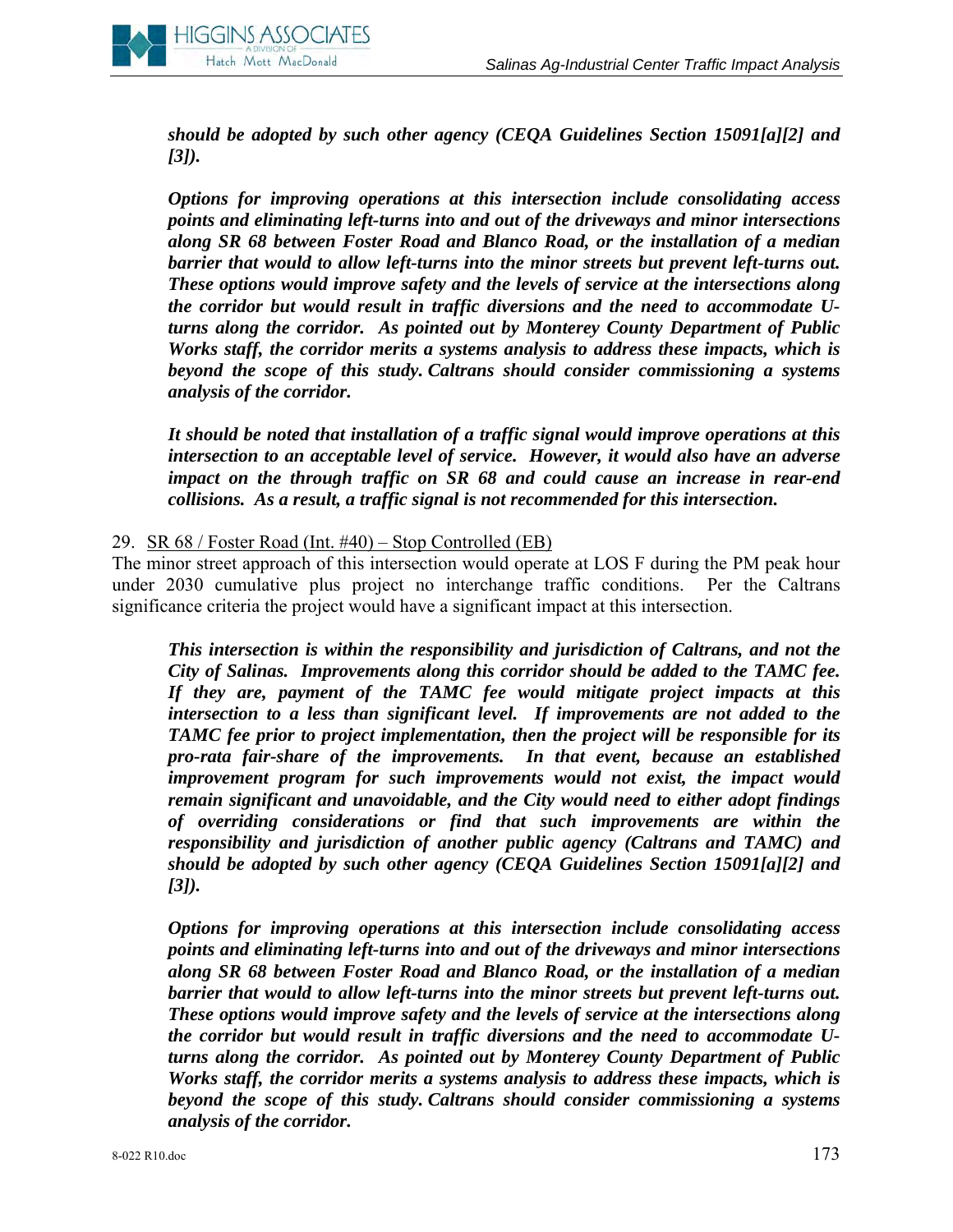***should be adopted by such other agency (CEQA Guidelines Section 15091[a][2] and [3]).***

***Options for improving operations at this intersection include consolidating access points and eliminating left-turns into and out of the driveways and minor intersections along SR 68 between Foster Road and Blanco Road, or the installation of a median barrier that would to allow left-turns into the minor streets but prevent left-turns out. These options would improve safety and the levels of service at the intersections along the corridor but would result in traffic diversions and the need to accommodate U-turns along the corridor. As pointed out by Monterey County Department of Public Works staff, the corridor merits a systems analysis to address these impacts, which is beyond the scope of this study. Caltrans should consider commissioning a systems analysis of the corridor.***

***It should be noted that installation of a traffic signal would improve operations at this intersection to an acceptable level of service. However, it would also have an adverse impact on the through traffic on SR 68 and could cause an increase in rear-end collisions. As a result, a traffic signal is not recommended for this intersection.***

29. SR 68 / Foster Road (Int. #40) – Stop Controlled (EB)

The minor street approach of this intersection would operate at LOS F during the PM peak hour under 2030 cumulative plus project no interchange traffic conditions. Per the Caltrans significance criteria the project would have a significant impact at this intersection.

***This intersection is within the responsibility and jurisdiction of Caltrans, and not the City of Salinas. Improvements along this corridor should be added to the TAMC fee. If they are, payment of the TAMC fee would mitigate project impacts at this intersection to a less than significant level. If improvements are not added to the TAMC fee prior to project implementation, then the project will be responsible for its pro-rata fair-share of the improvements. In that event, because an established improvement program for such improvements would not exist, the impact would remain significant and unavoidable, and the City would need to either adopt findings of overriding considerations or find that such improvements are within the responsibility and jurisdiction of another public agency (Caltrans and TAMC) and should be adopted by such other agency (CEQA Guidelines Section 15091[a][2] and [3]).***

***Options for improving operations at this intersection include consolidating access points and eliminating left-turns into and out of the driveways and minor intersections along SR 68 between Foster Road and Blanco Road, or the installation of a median barrier that would to allow left-turns into the minor streets but prevent left-turns out. These options would improve safety and the levels of service at the intersections along the corridor but would result in traffic diversions and the need to accommodate U-turns along the corridor. As pointed out by Monterey County Department of Public Works staff, the corridor merits a systems analysis to address these impacts, which is beyond the scope of this study. Caltrans should consider commissioning a systems analysis of the corridor.***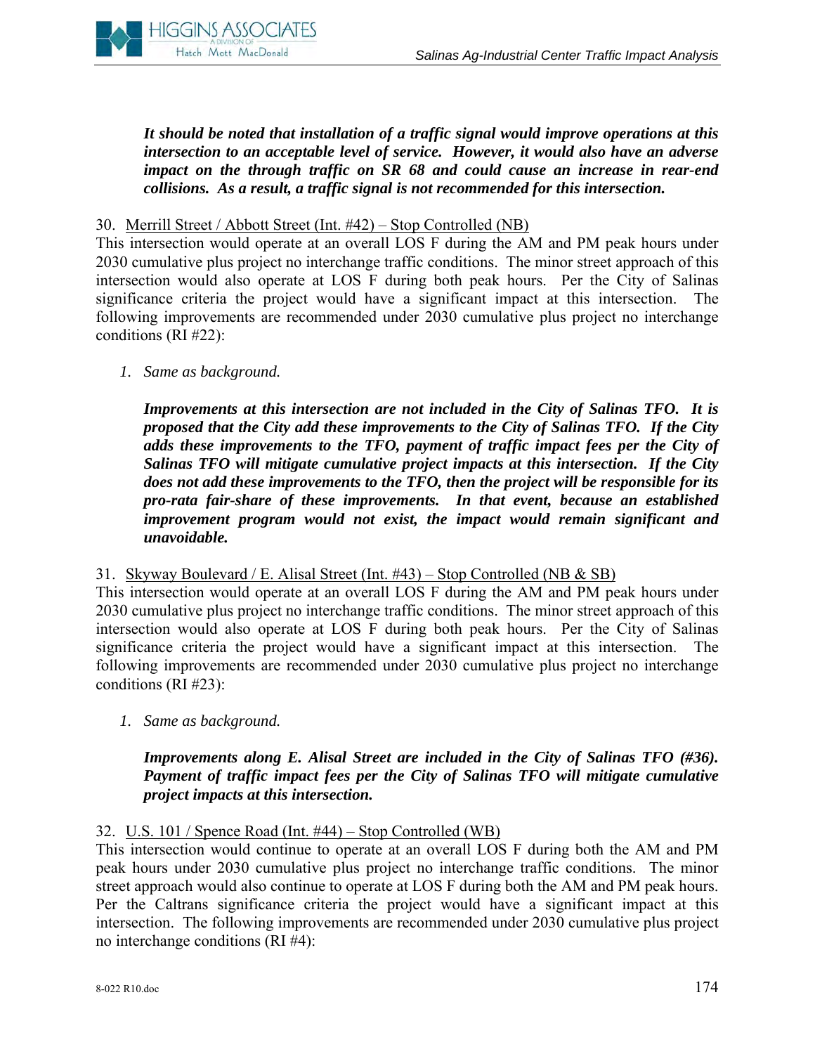***It should be noted that installation of a traffic signal would improve operations at this intersection to an acceptable level of service. However, it would also have an adverse impact on the through traffic on SR 68 and could cause an increase in rear-end collisions. As a result, a traffic signal is not recommended for this intersection.***

30. Merrill Street / Abbott Street (Int. #42) – Stop Controlled (NB)

This intersection would operate at an overall LOS F during the AM and PM peak hours under 2030 cumulative plus project no interchange traffic conditions. The minor street approach of this intersection would also operate at LOS F during both peak hours. Per the City of Salinas significance criteria the project would have a significant impact at this intersection. The following improvements are recommended under 2030 cumulative plus project no interchange conditions (RI #22):

1. *Same as background.*

***Improvements at this intersection are not included in the City of Salinas TFO. It is proposed that the City add these improvements to the City of Salinas TFO. If the City adds these improvements to the TFO, payment of traffic impact fees per the City of Salinas TFO will mitigate cumulative project impacts at this intersection. If the City does not add these improvements to the TFO, then the project will be responsible for its pro-rata fair-share of these improvements. In that event, because an established improvement program would not exist, the impact would remain significant and unavoidable.***

31. Skyway Boulevard / E. Alisal Street (Int. #43) – Stop Controlled (NB & SB)

This intersection would operate at an overall LOS F during the AM and PM peak hours under 2030 cumulative plus project no interchange traffic conditions. The minor street approach of this intersection would also operate at LOS F during both peak hours. Per the City of Salinas significance criteria the project would have a significant impact at this intersection. The following improvements are recommended under 2030 cumulative plus project no interchange conditions (RI #23):

1. *Same as background.*

***Improvements along E. Alisal Street are included in the City of Salinas TFO (#36). Payment of traffic impact fees per the City of Salinas TFO will mitigate cumulative project impacts at this intersection.***

32. U.S. 101 / Spence Road (Int. #44) – Stop Controlled (WB)

This intersection would continue to operate at an overall LOS F during both the AM and PM peak hours under 2030 cumulative plus project no interchange traffic conditions. The minor street approach would also continue to operate at LOS F during both the AM and PM peak hours. Per the Caltrans significance criteria the project would have a significant impact at this intersection. The following improvements are recommended under 2030 cumulative plus project no interchange conditions (RI #4):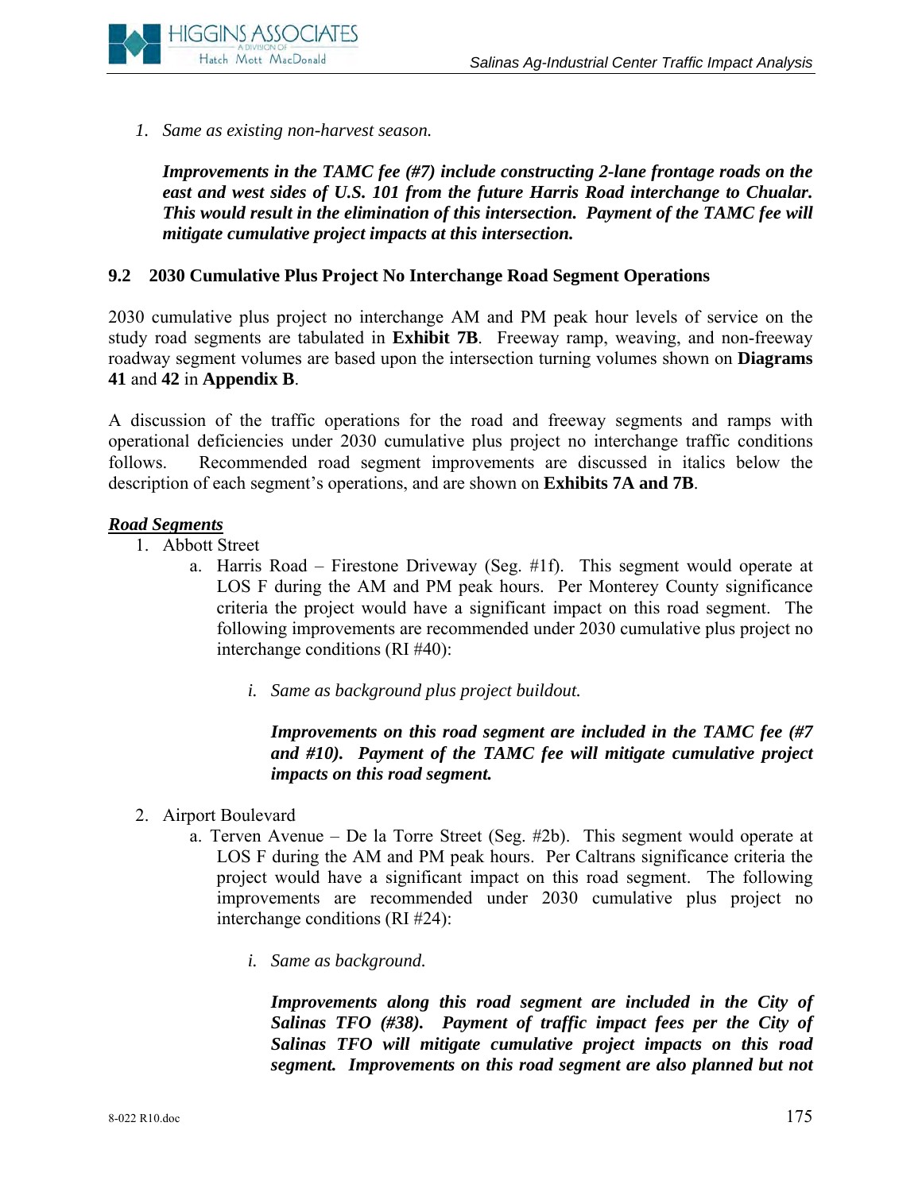1. *Same as existing non-harvest season.*

   ***Improvements in the TAMC fee (#7) include constructing 2-lane frontage roads on the east and west sides of U.S. 101 from the future Harris Road interchange to Chualar. This would result in the elimination of this intersection. Payment of the TAMC fee will mitigate cumulative project impacts at this intersection.***

## 9.2 2030 Cumulative Plus Project No Interchange Road Segment Operations

2030 cumulative plus project no interchange AM and PM peak hour levels of service on the study road segments are tabulated in **Exhibit 7B**. Freeway ramp, weaving, and non-freeway roadway segment volumes are based upon the intersection turning volumes shown on **Diagrams 41** and **42** in **Appendix B**.

A discussion of the traffic operations for the road and freeway segments and ramps with operational deficiencies under 2030 cumulative plus project no interchange traffic conditions follows. Recommended road segment improvements are discussed in italics below the description of each segment's operations, and are shown on **Exhibits 7A and 7B**.

***Road Segments***

1. Abbott Street
   a. Harris Road – Firestone Driveway (Seg. #1f). This segment would operate at LOS F during the AM and PM peak hours. Per Monterey County significance criteria the project would have a significant impact on this road segment. The following improvements are recommended under 2030 cumulative plus project no interchange conditions (RI #40):

      i. *Same as background plus project buildout.*

      ***Improvements on this road segment are included in the TAMC fee (#7 and #10). Payment of the TAMC fee will mitigate cumulative project impacts on this road segment.***

2. Airport Boulevard
   a. Terven Avenue – De la Torre Street (Seg. #2b). This segment would operate at LOS F during the AM and PM peak hours. Per Caltrans significance criteria the project would have a significant impact on this road segment. The following improvements are recommended under 2030 cumulative plus project no interchange conditions (RI #24):

      i. *Same as background.*

      ***Improvements along this road segment are included in the City of Salinas TFO (#38). Payment of traffic impact fees per the City of Salinas TFO will mitigate cumulative project impacts on this road segment. Improvements on this road segment are also planned but not***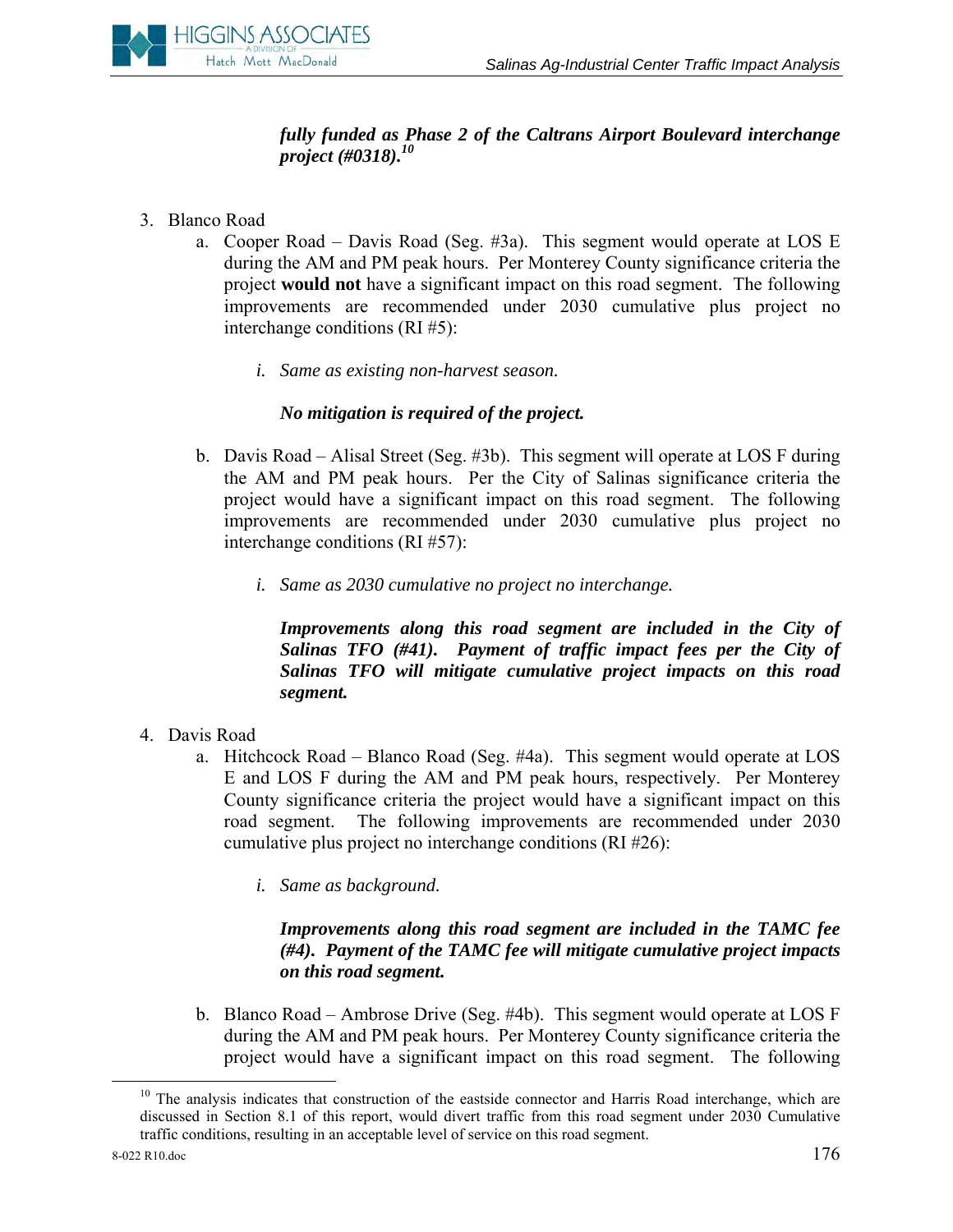***fully funded as Phase 2 of the Caltrans Airport Boulevard interchange project (#0318).***[10]

3. Blanco Road
   a. Cooper Road – Davis Road (Seg. #3a). This segment would operate at LOS E during the AM and PM peak hours. Per Monterey County significance criteria the project **would not** have a significant impact on this road segment. The following improvements are recommended under 2030 cumulative plus project no interchange conditions (RI #5):

      i. *Same as existing non-harvest season.*

      ***No mitigation is required of the project.***

   b. Davis Road – Alisal Street (Seg. #3b). This segment will operate at LOS F during the AM and PM peak hours. Per the City of Salinas significance criteria the project would have a significant impact on this road segment. The following improvements are recommended under 2030 cumulative plus project no interchange conditions (RI #57):

      i. *Same as 2030 cumulative no project no interchange.*

      ***Improvements along this road segment are included in the City of Salinas TFO (#41). Payment of traffic impact fees per the City of Salinas TFO will mitigate cumulative project impacts on this road segment.***

4. Davis Road
   a. Hitchcock Road – Blanco Road (Seg. #4a). This segment would operate at LOS E and LOS F during the AM and PM peak hours, respectively. Per Monterey County significance criteria the project would have a significant impact on this road segment. The following improvements are recommended under 2030 cumulative plus project no interchange conditions (RI #26):

      i. *Same as background.*

      ***Improvements along this road segment are included in the TAMC fee (#4). Payment of the TAMC fee will mitigate cumulative project impacts on this road segment.***

   b. Blanco Road – Ambrose Drive (Seg. #4b). This segment would operate at LOS F during the AM and PM peak hours. Per Monterey County significance criteria the project would have a significant impact on this road segment. The following

---

[10] The analysis indicates that construction of the eastside connector and Harris Road interchange, which are discussed in Section 8.1 of this report, would divert traffic from this road segment under 2030 Cumulative traffic conditions, resulting in an acceptable level of service on this road segment.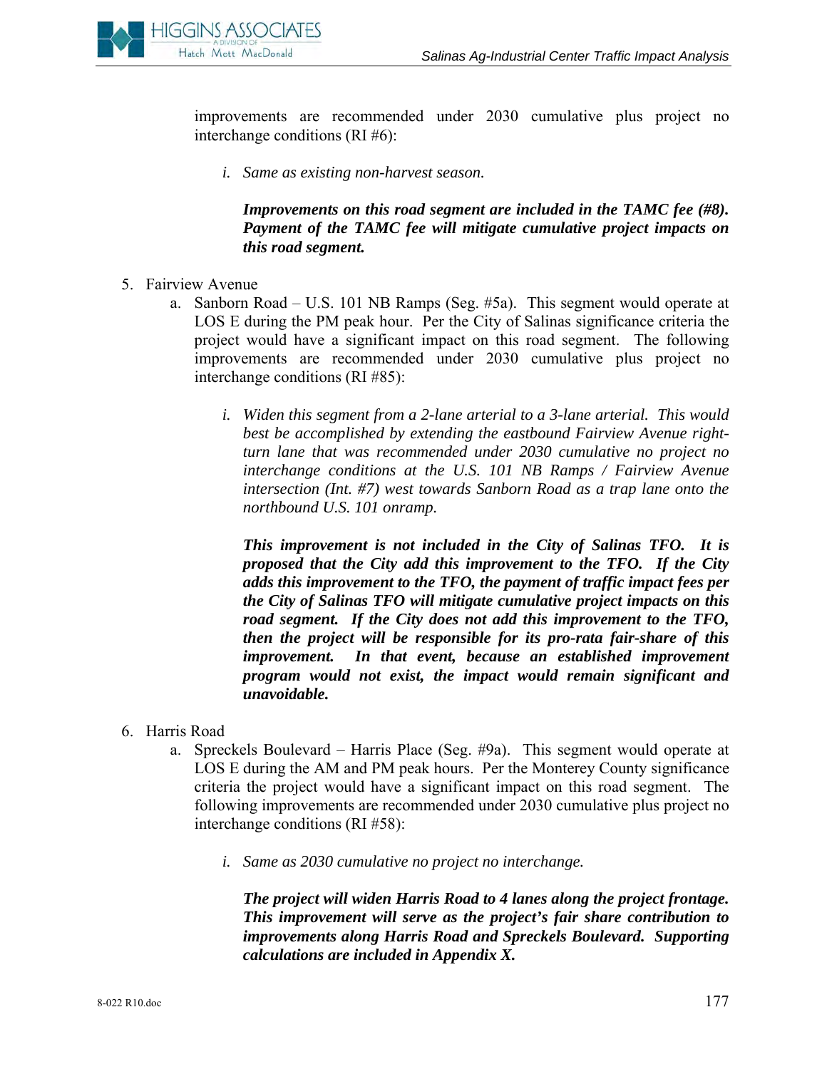improvements are recommended under 2030 cumulative plus project no interchange conditions (RI #6):

   i. *Same as existing non-harvest season.*

      ***Improvements on this road segment are included in the TAMC fee (#8). Payment of the TAMC fee will mitigate cumulative project impacts on this road segment.***

5. Fairview Avenue
   a. Sanborn Road – U.S. 101 NB Ramps (Seg. #5a). This segment would operate at LOS E during the PM peak hour. Per the City of Salinas significance criteria the project would have a significant impact on this road segment. The following improvements are recommended under 2030 cumulative plus project no interchange conditions (RI #85):

      i. *Widen this segment from a 2-lane arterial to a 3-lane arterial. This would best be accomplished by extending the eastbound Fairview Avenue right-turn lane that was recommended under 2030 cumulative no project no interchange conditions at the U.S. 101 NB Ramps / Fairview Avenue intersection (Int. #7) west towards Sanborn Road as a trap lane onto the northbound U.S. 101 onramp.*

         ***This improvement is not included in the City of Salinas TFO. It is proposed that the City add this improvement to the TFO. If the City adds this improvement to the TFO, the payment of traffic impact fees per the City of Salinas TFO will mitigate cumulative project impacts on this road segment. If the City does not add this improvement to the TFO, then the project will be responsible for its pro-rata fair-share of this improvement. In that event, because an established improvement program would not exist, the impact would remain significant and unavoidable.***

6. Harris Road
   a. Spreckels Boulevard – Harris Place (Seg. #9a). This segment would operate at LOS E during the AM and PM peak hours. Per the Monterey County significance criteria the project would have a significant impact on this road segment. The following improvements are recommended under 2030 cumulative plus project no interchange conditions (RI #58):

      i. *Same as 2030 cumulative no project no interchange.*

         ***The project will widen Harris Road to 4 lanes along the project frontage. This improvement will serve as the project's fair share contribution to improvements along Harris Road and Spreckels Boulevard. Supporting calculations are included in Appendix X.***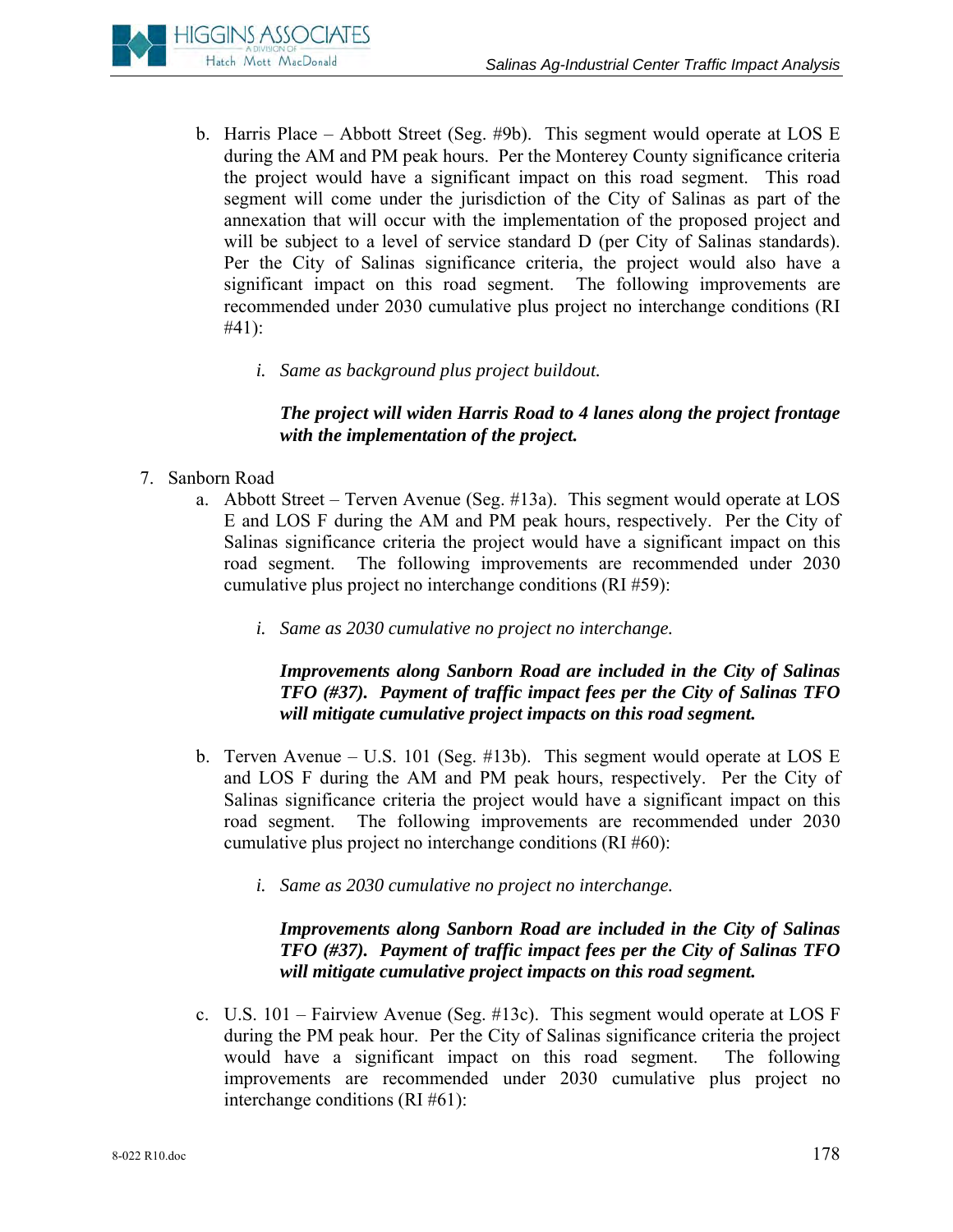b. Harris Place – Abbott Street (Seg. #9b). This segment would operate at LOS E during the AM and PM peak hours. Per the Monterey County significance criteria the project would have a significant impact on this road segment. This road segment will come under the jurisdiction of the City of Salinas as part of the annexation that will occur with the implementation of the proposed project and will be subject to a level of service standard D (per City of Salinas standards). Per the City of Salinas significance criteria, the project would also have a significant impact on this road segment. The following improvements are recommended under 2030 cumulative plus project no interchange conditions (RI #41):

   i. *Same as background plus project buildout.*

   ***The project will widen Harris Road to 4 lanes along the project frontage with the implementation of the project.***

7. Sanborn Road

   a. Abbott Street – Terven Avenue (Seg. #13a). This segment would operate at LOS E and LOS F during the AM and PM peak hours, respectively. Per the City of Salinas significance criteria the project would have a significant impact on this road segment. The following improvements are recommended under 2030 cumulative plus project no interchange conditions (RI #59):

      i. *Same as 2030 cumulative no project no interchange.*

      ***Improvements along Sanborn Road are included in the City of Salinas TFO (#37). Payment of traffic impact fees per the City of Salinas TFO will mitigate cumulative project impacts on this road segment.***

   b. Terven Avenue – U.S. 101 (Seg. #13b). This segment would operate at LOS E and LOS F during the AM and PM peak hours, respectively. Per the City of Salinas significance criteria the project would have a significant impact on this road segment. The following improvements are recommended under 2030 cumulative plus project no interchange conditions (RI #60):

      i. *Same as 2030 cumulative no project no interchange.*

      ***Improvements along Sanborn Road are included in the City of Salinas TFO (#37). Payment of traffic impact fees per the City of Salinas TFO will mitigate cumulative project impacts on this road segment.***

   c. U.S. 101 – Fairview Avenue (Seg. #13c). This segment would operate at LOS F during the PM peak hour. Per the City of Salinas significance criteria the project would have a significant impact on this road segment. The following improvements are recommended under 2030 cumulative plus project no interchange conditions (RI #61):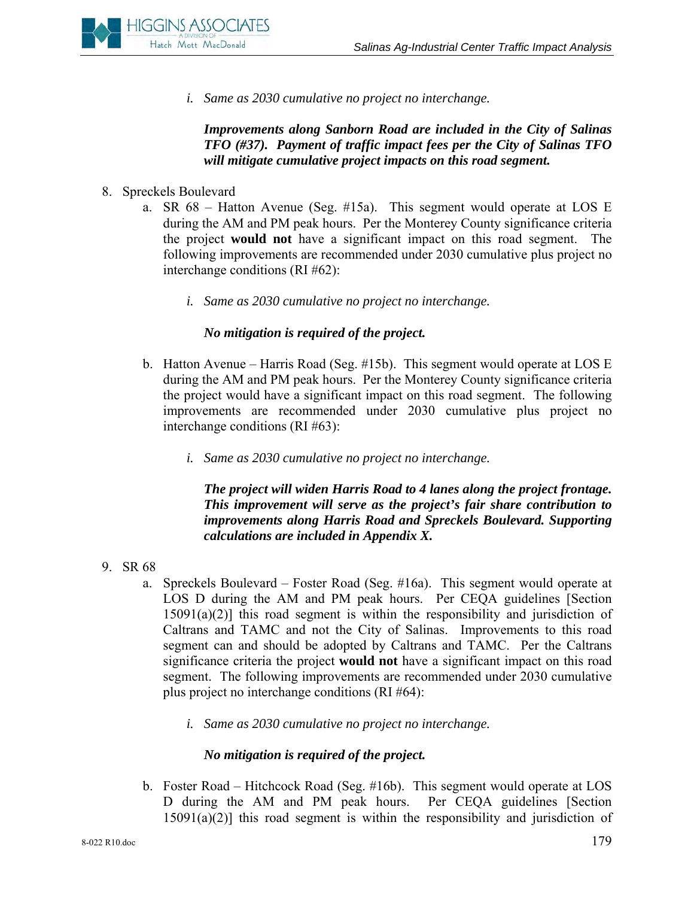i. *Same as 2030 cumulative no project no interchange.*

***Improvements along Sanborn Road are included in the City of Salinas TFO (#37). Payment of traffic impact fees per the City of Salinas TFO will mitigate cumulative project impacts on this road segment.***

8. Spreckels Boulevard
   a. SR 68 – Hatton Avenue (Seg. #15a). This segment would operate at LOS E during the AM and PM peak hours. Per the Monterey County significance criteria the project **would not** have a significant impact on this road segment. The following improvements are recommended under 2030 cumulative plus project no interchange conditions (RI #62):

      i. *Same as 2030 cumulative no project no interchange.*

      ***No mitigation is required of the project.***

   b. Hatton Avenue – Harris Road (Seg. #15b). This segment would operate at LOS E during the AM and PM peak hours. Per the Monterey County significance criteria the project would have a significant impact on this road segment. The following improvements are recommended under 2030 cumulative plus project no interchange conditions (RI #63):

      i. *Same as 2030 cumulative no project no interchange.*

      ***The project will widen Harris Road to 4 lanes along the project frontage. This improvement will serve as the project's fair share contribution to improvements along Harris Road and Spreckels Boulevard. Supporting calculations are included in Appendix X.***

9. SR 68
   a. Spreckels Boulevard – Foster Road (Seg. #16a). This segment would operate at LOS D during the AM and PM peak hours. Per CEQA guidelines [Section 15091(a)(2)] this road segment is within the responsibility and jurisdiction of Caltrans and TAMC and not the City of Salinas. Improvements to this road segment can and should be adopted by Caltrans and TAMC. Per the Caltrans significance criteria the project **would not** have a significant impact on this road segment. The following improvements are recommended under 2030 cumulative plus project no interchange conditions (RI #64):

      i. *Same as 2030 cumulative no project no interchange.*

      ***No mitigation is required of the project.***

   b. Foster Road – Hitchcock Road (Seg. #16b). This segment would operate at LOS D during the AM and PM peak hours. Per CEQA guidelines [Section 15091(a)(2)] this road segment is within the responsibility and jurisdiction of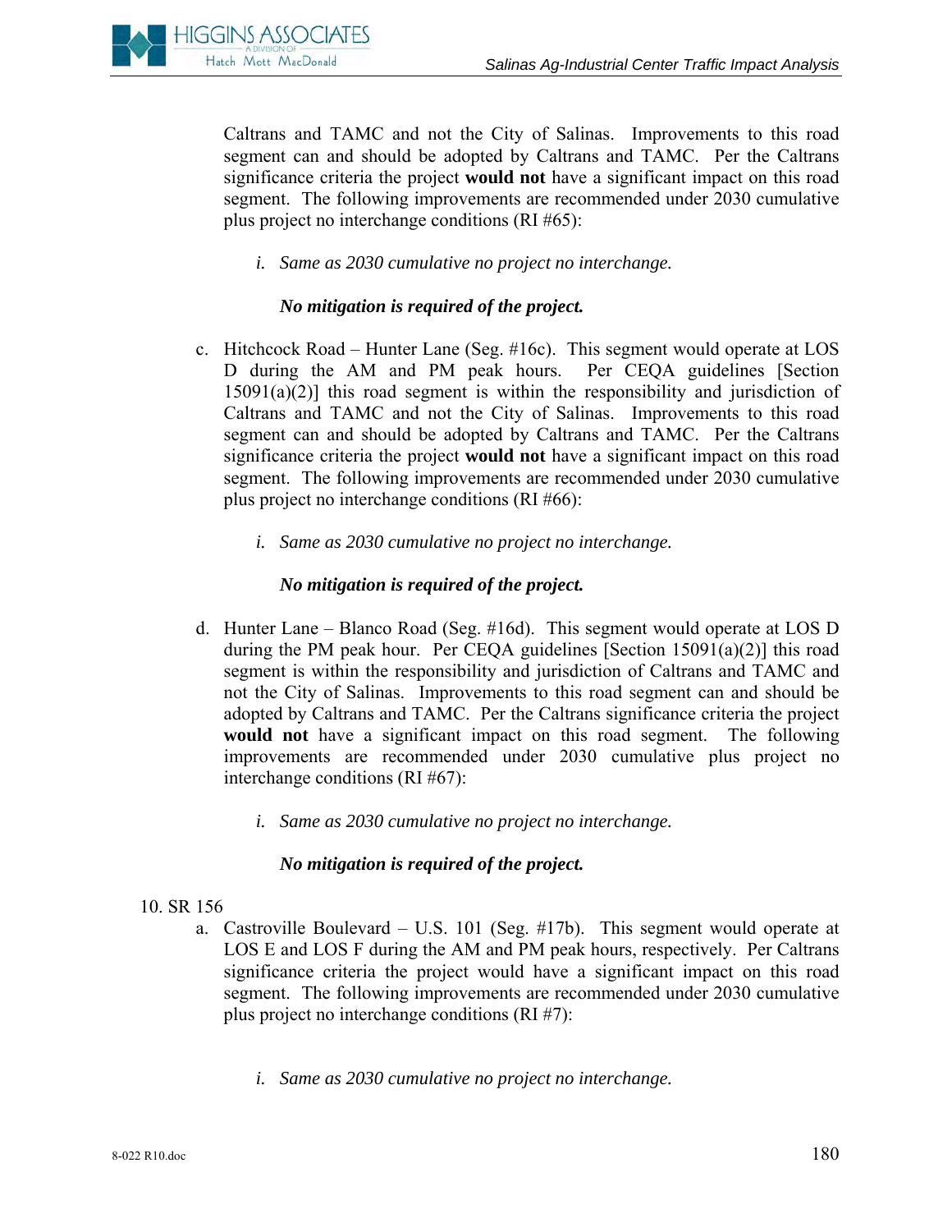Caltrans and TAMC and not the City of Salinas. Improvements to this road segment can and should be adopted by Caltrans and TAMC. Per the Caltrans significance criteria the project **would not** have a significant impact on this road segment. The following improvements are recommended under 2030 cumulative plus project no interchange conditions (RI #65):

   i. *Same as 2030 cumulative no project no interchange.*

   ***No mitigation is required of the project.***

c. Hitchcock Road – Hunter Lane (Seg. #16c). This segment would operate at LOS D during the AM and PM peak hours. Per CEQA guidelines [Section 15091(a)(2)] this road segment is within the responsibility and jurisdiction of Caltrans and TAMC and not the City of Salinas. Improvements to this road segment can and should be adopted by Caltrans and TAMC. Per the Caltrans significance criteria the project **would not** have a significant impact on this road segment. The following improvements are recommended under 2030 cumulative plus project no interchange conditions (RI #66):

   i. *Same as 2030 cumulative no project no interchange.*

   ***No mitigation is required of the project.***

d. Hunter Lane – Blanco Road (Seg. #16d). This segment would operate at LOS D during the PM peak hour. Per CEQA guidelines [Section 15091(a)(2)] this road segment is within the responsibility and jurisdiction of Caltrans and TAMC and not the City of Salinas. Improvements to this road segment can and should be adopted by Caltrans and TAMC. Per the Caltrans significance criteria the project **would not** have a significant impact on this road segment. The following improvements are recommended under 2030 cumulative plus project no interchange conditions (RI #67):

   i. *Same as 2030 cumulative no project no interchange.*

   ***No mitigation is required of the project.***

10. SR 156

   a. Castroville Boulevard – U.S. 101 (Seg. #17b). This segment would operate at LOS E and LOS F during the AM and PM peak hours, respectively. Per Caltrans significance criteria the project would have a significant impact on this road segment. The following improvements are recommended under 2030 cumulative plus project no interchange conditions (RI #7):

      i. *Same as 2030 cumulative no project no interchange.*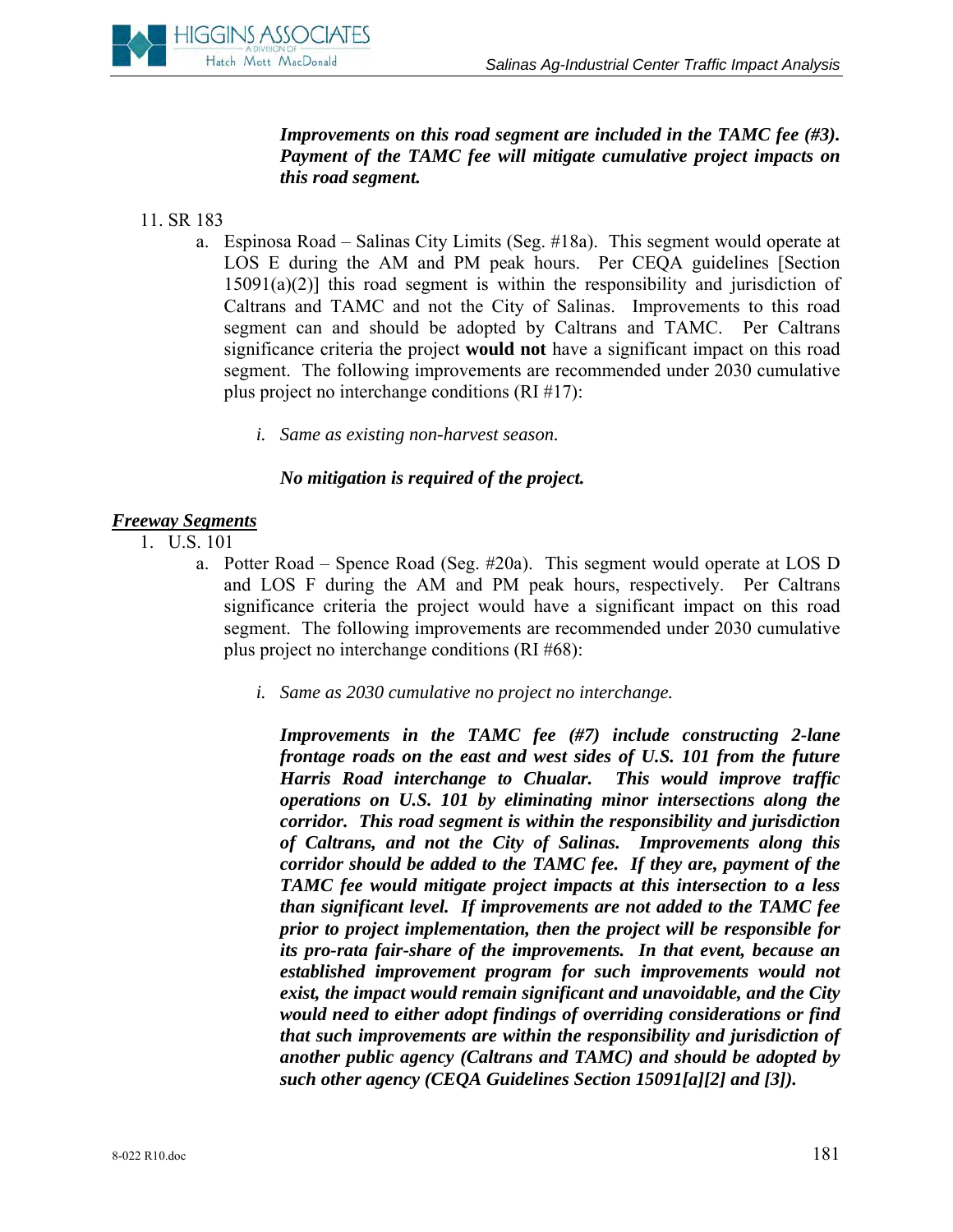***Improvements on this road segment are included in the TAMC fee (#3). Payment of the TAMC fee will mitigate cumulative project impacts on this road segment.***

11. SR 183
    a. Espinosa Road – Salinas City Limits (Seg. #18a). This segment would operate at LOS E during the AM and PM peak hours. Per CEQA guidelines [Section 15091(a)(2)] this road segment is within the responsibility and jurisdiction of Caltrans and TAMC and not the City of Salinas. Improvements to this road segment can and should be adopted by Caltrans and TAMC. Per Caltrans significance criteria the project **would not** have a significant impact on this road segment. The following improvements are recommended under 2030 cumulative plus project no interchange conditions (RI #17):

       i. *Same as existing non-harvest season.*

       ***No mitigation is required of the project.***

***<u>Freeway Segments</u>***

1. U.S. 101
    a. Potter Road – Spence Road (Seg. #20a). This segment would operate at LOS D and LOS F during the AM and PM peak hours, respectively. Per Caltrans significance criteria the project would have a significant impact on this road segment. The following improvements are recommended under 2030 cumulative plus project no interchange conditions (RI #68):

       i. *Same as 2030 cumulative no project no interchange.*

       ***Improvements in the TAMC fee (#7) include constructing 2-lane frontage roads on the east and west sides of U.S. 101 from the future Harris Road interchange to Chualar. This would improve traffic operations on U.S. 101 by eliminating minor intersections along the corridor. This road segment is within the responsibility and jurisdiction of Caltrans, and not the City of Salinas. Improvements along this corridor should be added to the TAMC fee. If they are, payment of the TAMC fee would mitigate project impacts at this intersection to a less than significant level. If improvements are not added to the TAMC fee prior to project implementation, then the project will be responsible for its pro-rata fair-share of the improvements. In that event, because an established improvement program for such improvements would not exist, the impact would remain significant and unavoidable, and the City would need to either adopt findings of overriding considerations or find that such improvements are within the responsibility and jurisdiction of another public agency (Caltrans and TAMC) and should be adopted by such other agency (CEQA Guidelines Section 15091[a][2] and [3]).***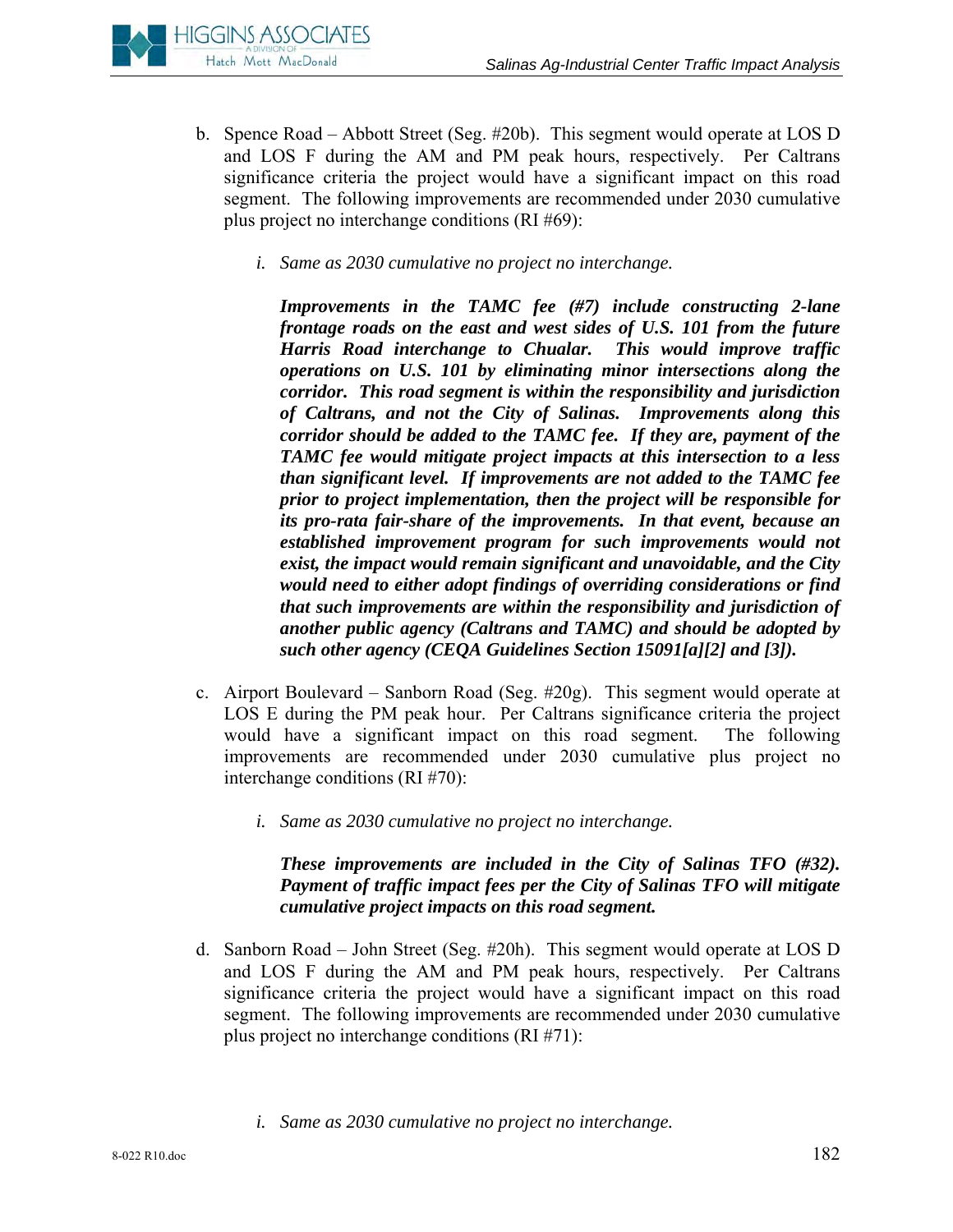b. Spence Road – Abbott Street (Seg. #20b). This segment would operate at LOS D and LOS F during the AM and PM peak hours, respectively. Per Caltrans significance criteria the project would have a significant impact on this road segment. The following improvements are recommended under 2030 cumulative plus project no interchange conditions (RI #69):

   *i. Same as 2030 cumulative no project no interchange.*

   ***Improvements in the TAMC fee (#7) include constructing 2-lane frontage roads on the east and west sides of U.S. 101 from the future Harris Road interchange to Chualar. This would improve traffic operations on U.S. 101 by eliminating minor intersections along the corridor. This road segment is within the responsibility and jurisdiction of Caltrans, and not the City of Salinas. Improvements along this corridor should be added to the TAMC fee. If they are, payment of the TAMC fee would mitigate project impacts at this intersection to a less than significant level. If improvements are not added to the TAMC fee prior to project implementation, then the project will be responsible for its pro-rata fair-share of the improvements. In that event, because an established improvement program for such improvements would not exist, the impact would remain significant and unavoidable, and the City would need to either adopt findings of overriding considerations or find that such improvements are within the responsibility and jurisdiction of another public agency (Caltrans and TAMC) and should be adopted by such other agency (CEQA Guidelines Section 15091[a][2] and [3]).***

c. Airport Boulevard – Sanborn Road (Seg. #20g). This segment would operate at LOS E during the PM peak hour. Per Caltrans significance criteria the project would have a significant impact on this road segment. The following improvements are recommended under 2030 cumulative plus project no interchange conditions (RI #70):

   *i. Same as 2030 cumulative no project no interchange.*

   ***These improvements are included in the City of Salinas TFO (#32). Payment of traffic impact fees per the City of Salinas TFO will mitigate cumulative project impacts on this road segment.***

d. Sanborn Road – John Street (Seg. #20h). This segment would operate at LOS D and LOS F during the AM and PM peak hours, respectively. Per Caltrans significance criteria the project would have a significant impact on this road segment. The following improvements are recommended under 2030 cumulative plus project no interchange conditions (RI #71):

   *i. Same as 2030 cumulative no project no interchange.*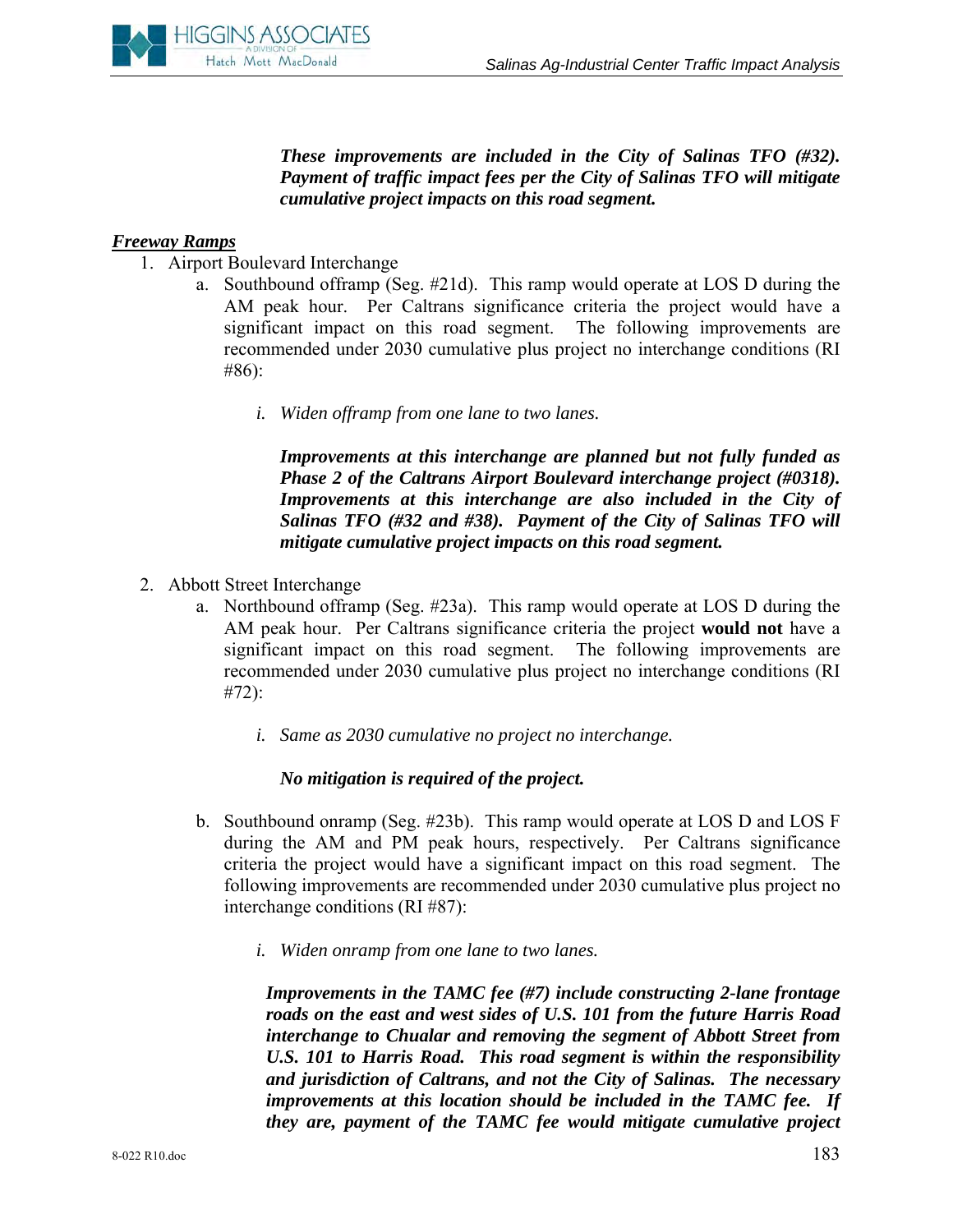***These improvements are included in the City of Salinas TFO (#32). Payment of traffic impact fees per the City of Salinas TFO will mitigate cumulative project impacts on this road segment.***

***Freeway Ramps***

1. Airport Boulevard Interchange
   a. Southbound offramp (Seg. #21d). This ramp would operate at LOS D during the AM peak hour. Per Caltrans significance criteria the project would have a significant impact on this road segment. The following improvements are recommended under 2030 cumulative plus project no interchange conditions (RI #86):

      i. *Widen offramp from one lane to two lanes.*

      ***Improvements at this interchange are planned but not fully funded as Phase 2 of the Caltrans Airport Boulevard interchange project (#0318). Improvements at this interchange are also included in the City of Salinas TFO (#32 and #38). Payment of the City of Salinas TFO will mitigate cumulative project impacts on this road segment.***

2. Abbott Street Interchange
   a. Northbound offramp (Seg. #23a). This ramp would operate at LOS D during the AM peak hour. Per Caltrans significance criteria the project **would not** have a significant impact on this road segment. The following improvements are recommended under 2030 cumulative plus project no interchange conditions (RI #72):

      i. *Same as 2030 cumulative no project no interchange.*

      ***No mitigation is required of the project.***

   b. Southbound onramp (Seg. #23b). This ramp would operate at LOS D and LOS F during the AM and PM peak hours, respectively. Per Caltrans significance criteria the project would have a significant impact on this road segment. The following improvements are recommended under 2030 cumulative plus project no interchange conditions (RI #87):

      i. *Widen onramp from one lane to two lanes.*

   ***Improvements in the TAMC fee (#7) include constructing 2-lane frontage roads on the east and west sides of U.S. 101 from the future Harris Road interchange to Chualar and removing the segment of Abbott Street from U.S. 101 to Harris Road. This road segment is within the responsibility and jurisdiction of Caltrans, and not the City of Salinas. The necessary improvements at this location should be included in the TAMC fee. If they are, payment of the TAMC fee would mitigate cumulative project***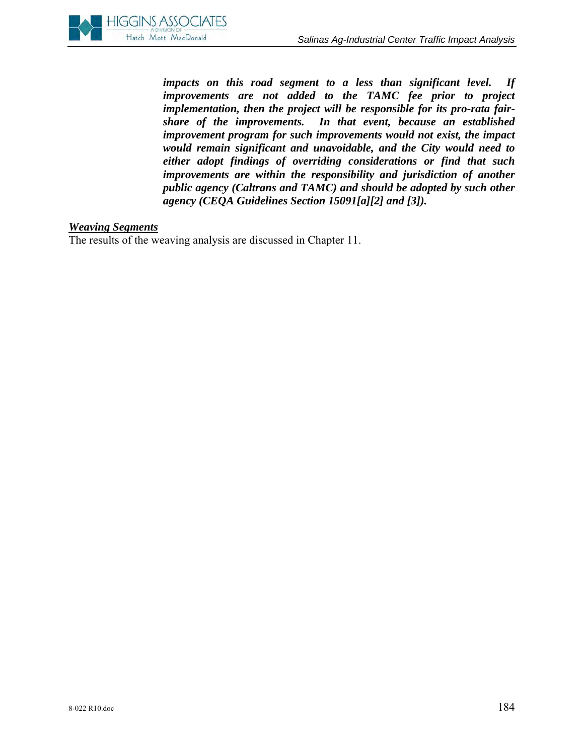***impacts on this road segment to a less than significant level. If improvements are not added to the TAMC fee prior to project implementation, then the project will be responsible for its pro-rata fair-share of the improvements. In that event, because an established improvement program for such improvements would not exist, the impact would remain significant and unavoidable, and the City would need to either adopt findings of overriding considerations or find that such improvements are within the responsibility and jurisdiction of another public agency (Caltrans and TAMC) and should be adopted by such other agency (CEQA Guidelines Section 15091[a][2] and [3]).***

***Weaving Segments***

The results of the weaving analysis are discussed in Chapter 11.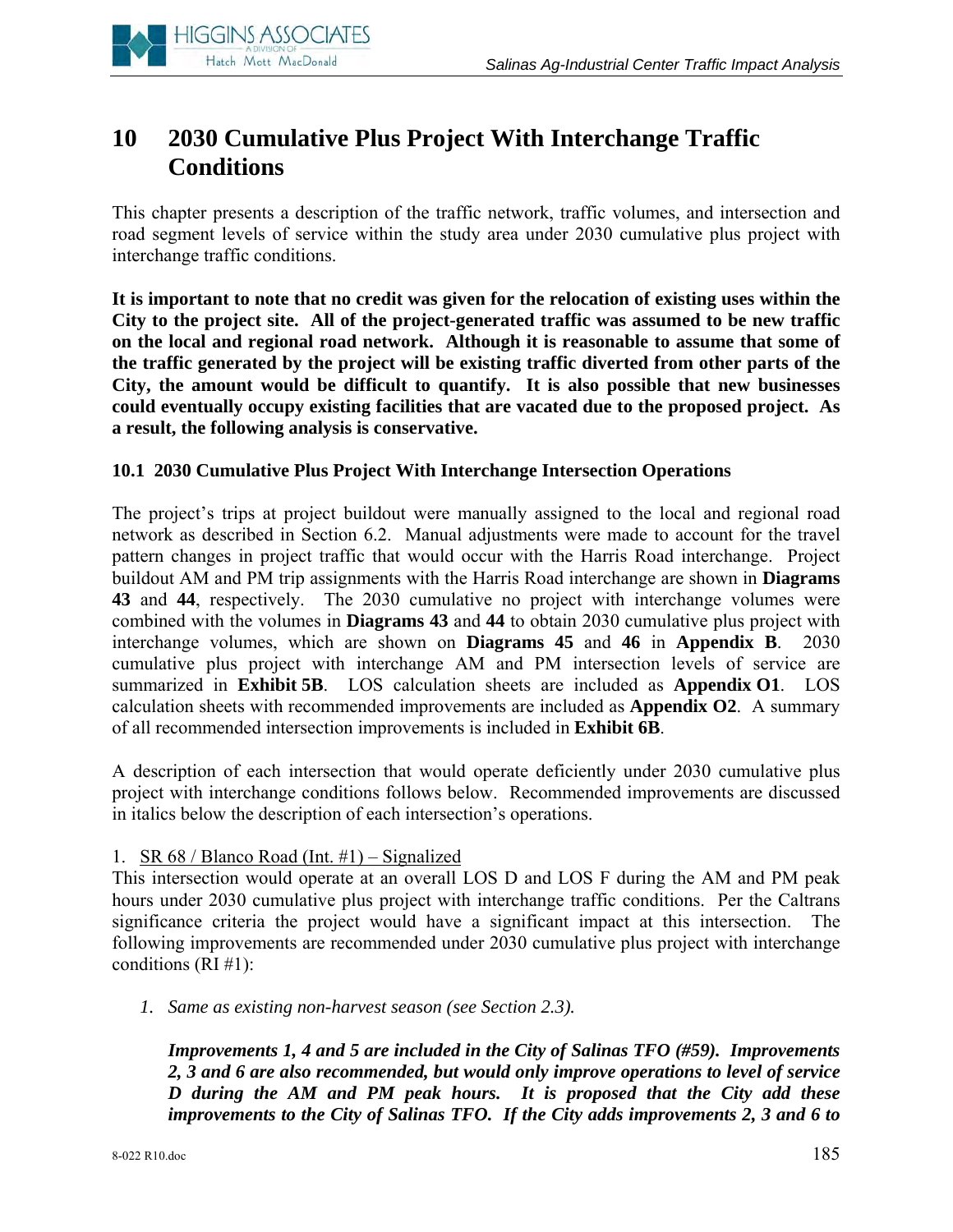# 10 2030 Cumulative Plus Project With Interchange Traffic Conditions

This chapter presents a description of the traffic network, traffic volumes, and intersection and road segment levels of service within the study area under 2030 cumulative plus project with interchange traffic conditions.

**It is important to note that no credit was given for the relocation of existing uses within the City to the project site. All of the project-generated traffic was assumed to be new traffic on the local and regional road network. Although it is reasonable to assume that some of the traffic generated by the project will be existing traffic diverted from other parts of the City, the amount would be difficult to quantify. It is also possible that new businesses could eventually occupy existing facilities that are vacated due to the proposed project. As a result, the following analysis is conservative.**

### 10.1 2030 Cumulative Plus Project With Interchange Intersection Operations

The project's trips at project buildout were manually assigned to the local and regional road network as described in Section 6.2. Manual adjustments were made to account for the travel pattern changes in project traffic that would occur with the Harris Road interchange. Project buildout AM and PM trip assignments with the Harris Road interchange are shown in **Diagrams 43** and **44**, respectively. The 2030 cumulative no project with interchange volumes were combined with the volumes in **Diagrams 43** and **44** to obtain 2030 cumulative plus project with interchange volumes, which are shown on **Diagrams 45** and **46** in **Appendix B**. 2030 cumulative plus project with interchange AM and PM intersection levels of service are summarized in **Exhibit 5B**. LOS calculation sheets are included as **Appendix O1**. LOS calculation sheets with recommended improvements are included as **Appendix O2**. A summary of all recommended intersection improvements is included in **Exhibit 6B**.

A description of each intersection that would operate deficiently under 2030 cumulative plus project with interchange conditions follows below. Recommended improvements are discussed in italics below the description of each intersection's operations.

1. <u>SR 68 / Blanco Road (Int. #1) – Signalized</u>

This intersection would operate at an overall LOS D and LOS F during the AM and PM peak hours under 2030 cumulative plus project with interchange traffic conditions. Per the Caltrans significance criteria the project would have a significant impact at this intersection. The following improvements are recommended under 2030 cumulative plus project with interchange conditions (RI #1):

1. *Same as existing non-harvest season (see Section 2.3).*

   ***Improvements 1, 4 and 5 are included in the City of Salinas TFO (#59). Improvements 2, 3 and 6 are also recommended, but would only improve operations to level of service D during the AM and PM peak hours. It is proposed that the City add these improvements to the City of Salinas TFO. If the City adds improvements 2, 3 and 6 to***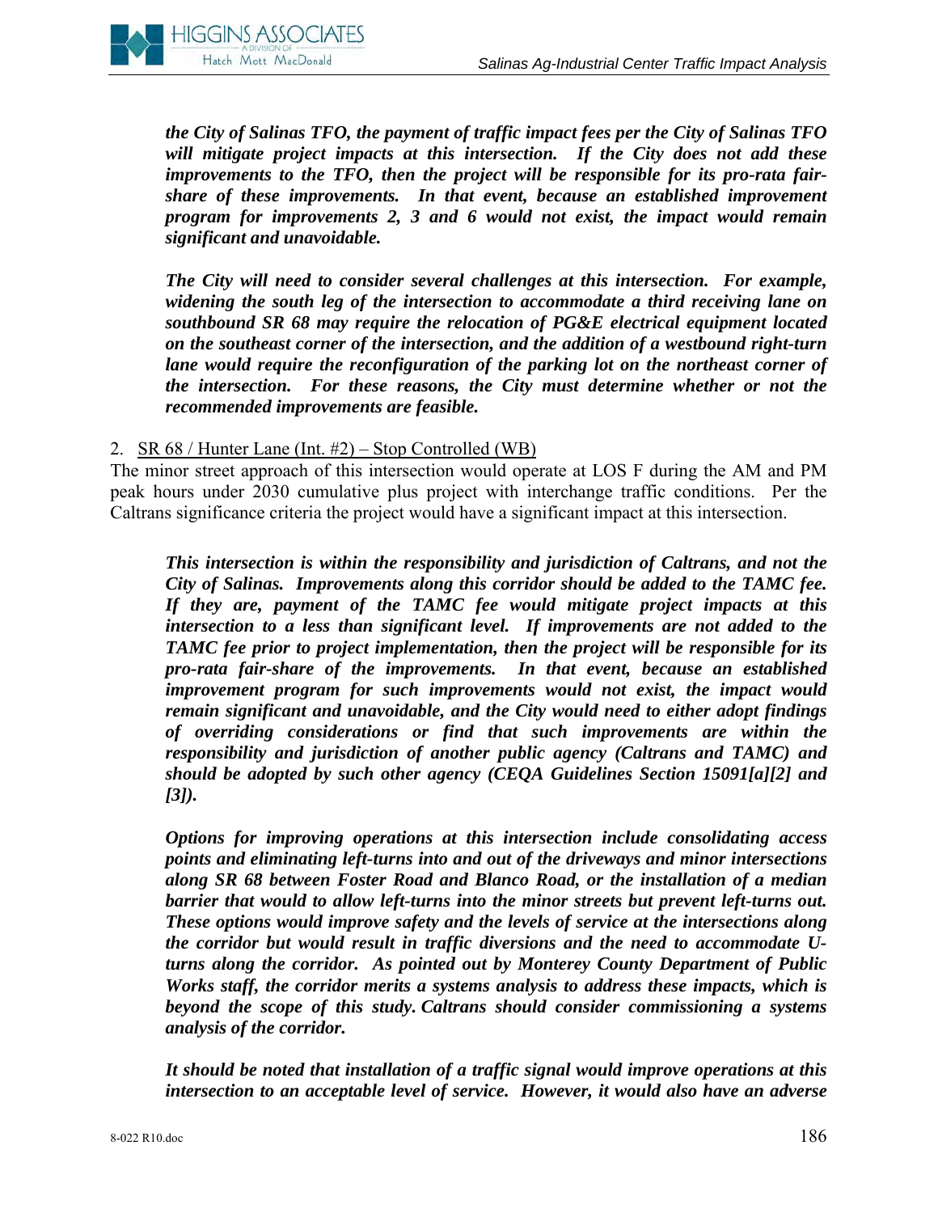***the City of Salinas TFO, the payment of traffic impact fees per the City of Salinas TFO will mitigate project impacts at this intersection. If the City does not add these improvements to the TFO, then the project will be responsible for its pro-rata fair-share of these improvements. In that event, because an established improvement program for improvements 2, 3 and 6 would not exist, the impact would remain significant and unavoidable.***

***The City will need to consider several challenges at this intersection. For example, widening the south leg of the intersection to accommodate a third receiving lane on southbound SR 68 may require the relocation of PG&E electrical equipment located on the southeast corner of the intersection, and the addition of a westbound right-turn lane would require the reconfiguration of the parking lot on the northeast corner of the intersection. For these reasons, the City must determine whether or not the recommended improvements are feasible.***

2. <u>SR 68 / Hunter Lane (Int. #2) – Stop Controlled (WB)</u>

The minor street approach of this intersection would operate at LOS F during the AM and PM peak hours under 2030 cumulative plus project with interchange traffic conditions. Per the Caltrans significance criteria the project would have a significant impact at this intersection.

***This intersection is within the responsibility and jurisdiction of Caltrans, and not the City of Salinas. Improvements along this corridor should be added to the TAMC fee. If they are, payment of the TAMC fee would mitigate project impacts at this intersection to a less than significant level. If improvements are not added to the TAMC fee prior to project implementation, then the project will be responsible for its pro-rata fair-share of the improvements. In that event, because an established improvement program for such improvements would not exist, the impact would remain significant and unavoidable, and the City would need to either adopt findings of overriding considerations or find that such improvements are within the responsibility and jurisdiction of another public agency (Caltrans and TAMC) and should be adopted by such other agency (CEQA Guidelines Section 15091[a][2] and [3]).***

***Options for improving operations at this intersection include consolidating access points and eliminating left-turns into and out of the driveways and minor intersections along SR 68 between Foster Road and Blanco Road, or the installation of a median barrier that would to allow left-turns into the minor streets but prevent left-turns out. These options would improve safety and the levels of service at the intersections along the corridor but would result in traffic diversions and the need to accommodate U-turns along the corridor. As pointed out by Monterey County Department of Public Works staff, the corridor merits a systems analysis to address these impacts, which is beyond the scope of this study. Caltrans should consider commissioning a systems analysis of the corridor.***

***It should be noted that installation of a traffic signal would improve operations at this intersection to an acceptable level of service. However, it would also have an adverse***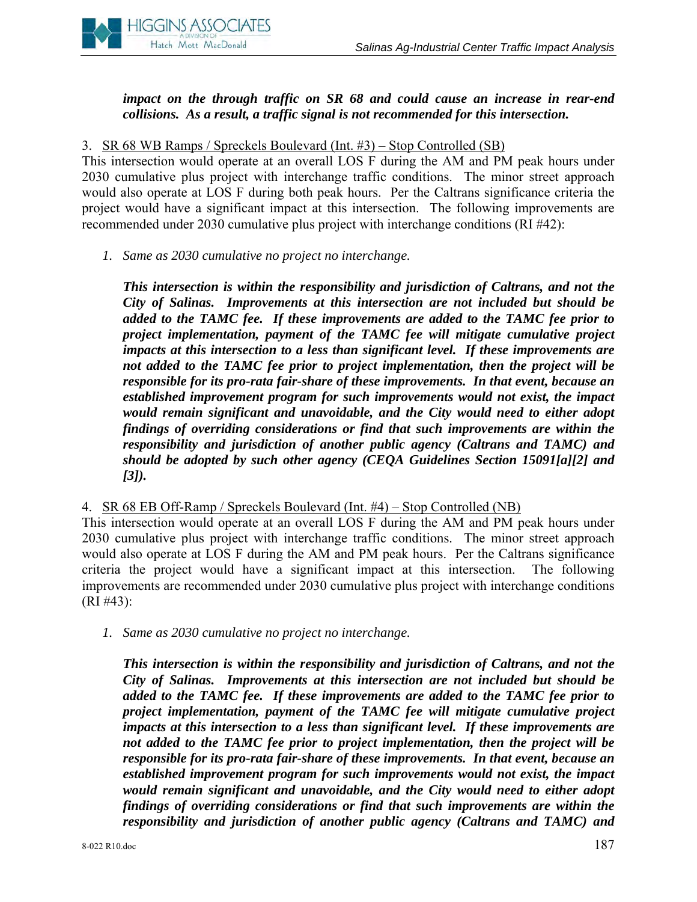***impact on the through traffic on SR 68 and could cause an increase in rear-end collisions. As a result, a traffic signal is not recommended for this intersection.***

3. SR 68 WB Ramps / Spreckels Boulevard (Int. #3) – Stop Controlled (SB)

This intersection would operate at an overall LOS F during the AM and PM peak hours under 2030 cumulative plus project with interchange traffic conditions. The minor street approach would also operate at LOS F during both peak hours. Per the Caltrans significance criteria the project would have a significant impact at this intersection. The following improvements are recommended under 2030 cumulative plus project with interchange conditions (RI #42):

1. *Same as 2030 cumulative no project no interchange.*

***This intersection is within the responsibility and jurisdiction of Caltrans, and not the City of Salinas. Improvements at this intersection are not included but should be added to the TAMC fee. If these improvements are added to the TAMC fee prior to project implementation, payment of the TAMC fee will mitigate cumulative project impacts at this intersection to a less than significant level. If these improvements are not added to the TAMC fee prior to project implementation, then the project will be responsible for its pro-rata fair-share of these improvements. In that event, because an established improvement program for such improvements would not exist, the impact would remain significant and unavoidable, and the City would need to either adopt findings of overriding considerations or find that such improvements are within the responsibility and jurisdiction of another public agency (Caltrans and TAMC) and should be adopted by such other agency (CEQA Guidelines Section 15091[a][2] and [3]).***

4. SR 68 EB Off-Ramp / Spreckels Boulevard (Int. #4) – Stop Controlled (NB)

This intersection would operate at an overall LOS F during the AM and PM peak hours under 2030 cumulative plus project with interchange traffic conditions. The minor street approach would also operate at LOS F during the AM and PM peak hours. Per the Caltrans significance criteria the project would have a significant impact at this intersection. The following improvements are recommended under 2030 cumulative plus project with interchange conditions (RI #43):

1. *Same as 2030 cumulative no project no interchange.*

***This intersection is within the responsibility and jurisdiction of Caltrans, and not the City of Salinas. Improvements at this intersection are not included but should be added to the TAMC fee. If these improvements are added to the TAMC fee prior to project implementation, payment of the TAMC fee will mitigate cumulative project impacts at this intersection to a less than significant level. If these improvements are not added to the TAMC fee prior to project implementation, then the project will be responsible for its pro-rata fair-share of these improvements. In that event, because an established improvement program for such improvements would not exist, the impact would remain significant and unavoidable, and the City would need to either adopt findings of overriding considerations or find that such improvements are within the responsibility and jurisdiction of another public agency (Caltrans and TAMC) and***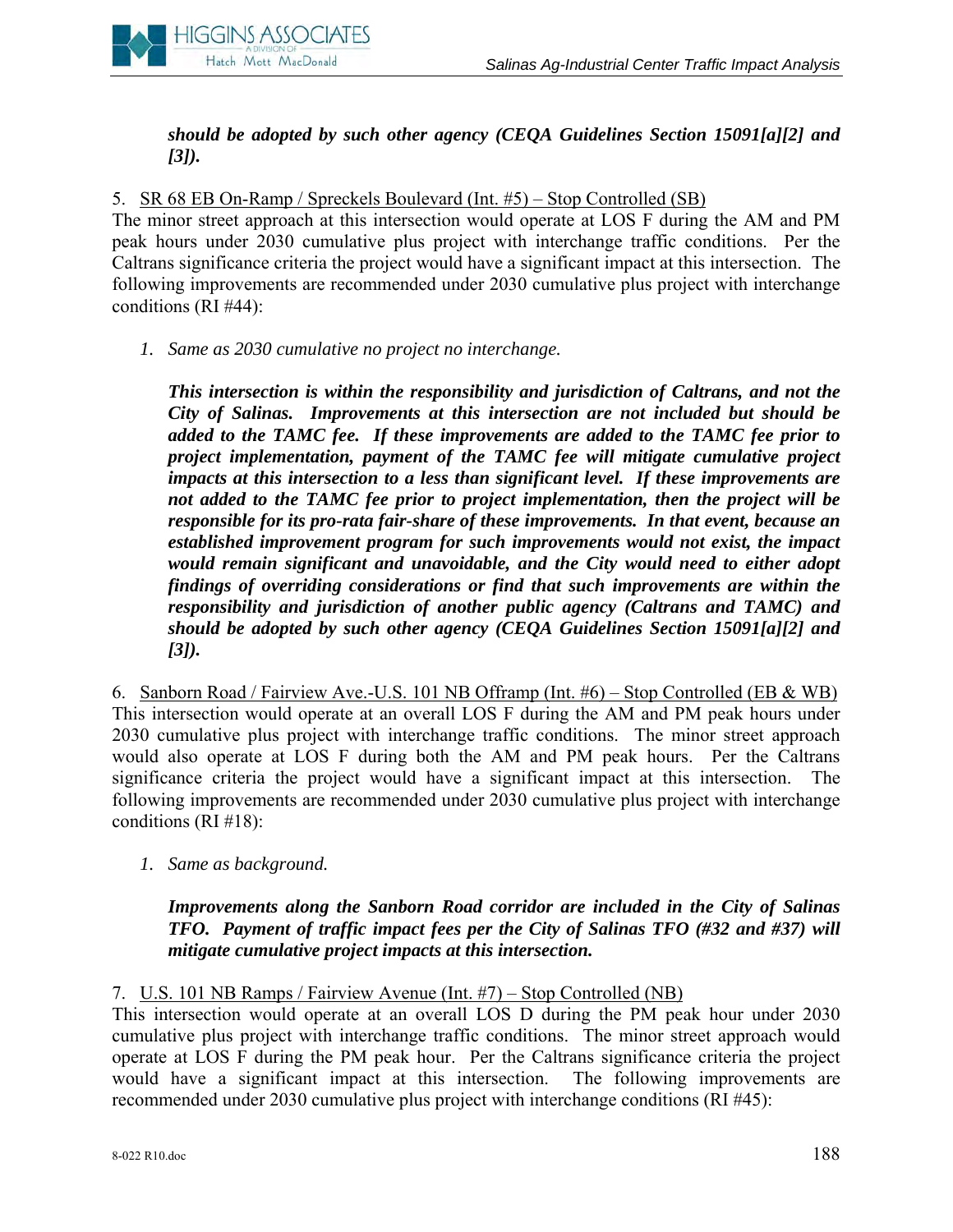***should be adopted by such other agency (CEQA Guidelines Section 15091[a][2] and [3]).***

5. SR 68 EB On-Ramp / Spreckels Boulevard (Int. #5) – Stop Controlled (SB)

The minor street approach at this intersection would operate at LOS F during the AM and PM peak hours under 2030 cumulative plus project with interchange traffic conditions. Per the Caltrans significance criteria the project would have a significant impact at this intersection. The following improvements are recommended under 2030 cumulative plus project with interchange conditions (RI #44):

1. *Same as 2030 cumulative no project no interchange.*

   ***This intersection is within the responsibility and jurisdiction of Caltrans, and not the City of Salinas. Improvements at this intersection are not included but should be added to the TAMC fee. If these improvements are added to the TAMC fee prior to project implementation, payment of the TAMC fee will mitigate cumulative project impacts at this intersection to a less than significant level. If these improvements are not added to the TAMC fee prior to project implementation, then the project will be responsible for its pro-rata fair-share of these improvements. In that event, because an established improvement program for such improvements would not exist, the impact would remain significant and unavoidable, and the City would need to either adopt findings of overriding considerations or find that such improvements are within the responsibility and jurisdiction of another public agency (Caltrans and TAMC) and should be adopted by such other agency (CEQA Guidelines Section 15091[a][2] and [3]).***

6. Sanborn Road / Fairview Ave.-U.S. 101 NB Offramp (Int. #6) – Stop Controlled (EB & WB)

This intersection would operate at an overall LOS F during the AM and PM peak hours under 2030 cumulative plus project with interchange traffic conditions. The minor street approach would also operate at LOS F during both the AM and PM peak hours. Per the Caltrans significance criteria the project would have a significant impact at this intersection. The following improvements are recommended under 2030 cumulative plus project with interchange conditions (RI #18):

1. *Same as background.*

   ***Improvements along the Sanborn Road corridor are included in the City of Salinas TFO. Payment of traffic impact fees per the City of Salinas TFO (#32 and #37) will mitigate cumulative project impacts at this intersection.***

7. U.S. 101 NB Ramps / Fairview Avenue (Int. #7) – Stop Controlled (NB)

This intersection would operate at an overall LOS D during the PM peak hour under 2030 cumulative plus project with interchange traffic conditions. The minor street approach would operate at LOS F during the PM peak hour. Per the Caltrans significance criteria the project would have a significant impact at this intersection. The following improvements are recommended under 2030 cumulative plus project with interchange conditions (RI #45):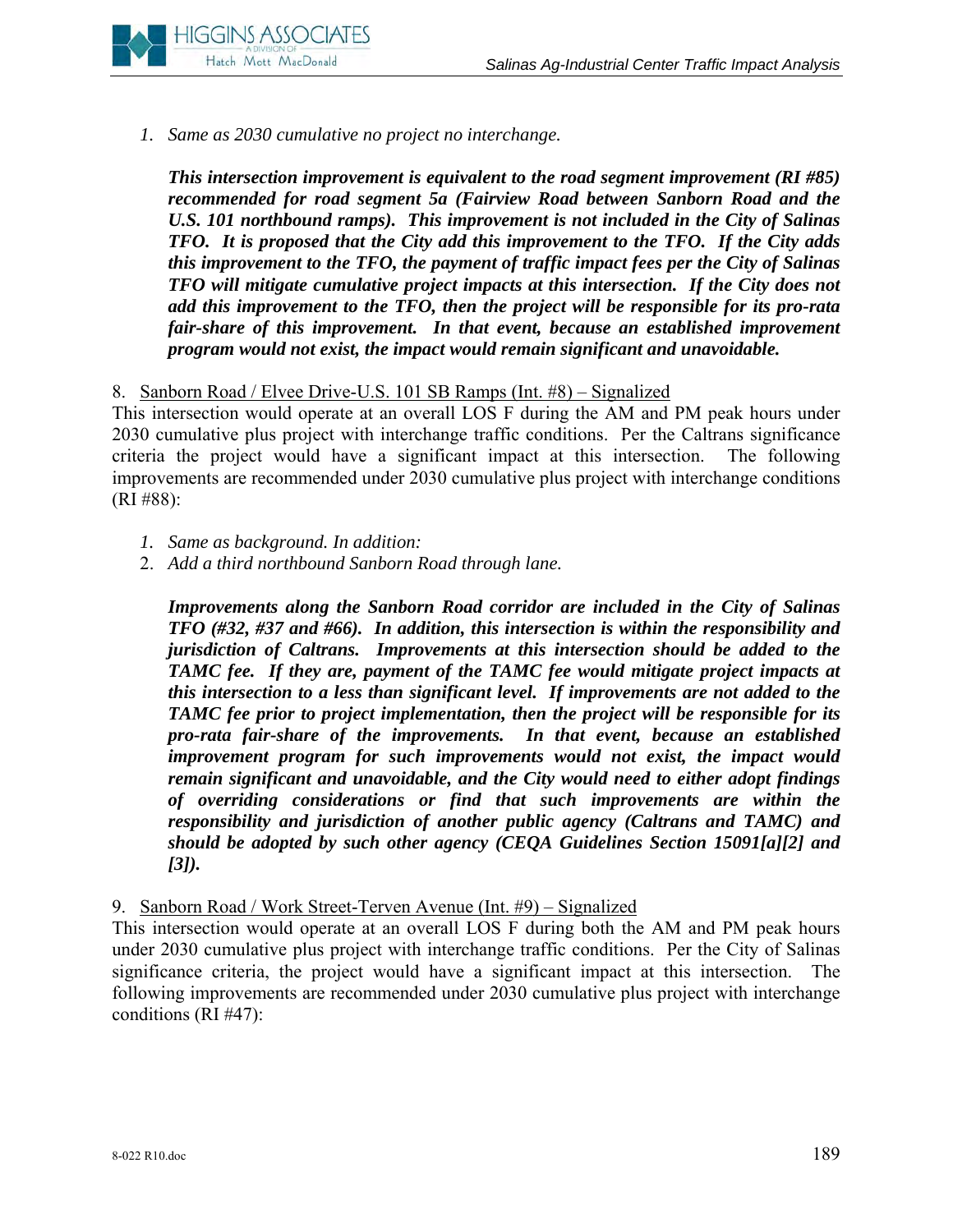1. *Same as 2030 cumulative no project no interchange.*

   ***This intersection improvement is equivalent to the road segment improvement (RI #85) recommended for road segment 5a (Fairview Road between Sanborn Road and the U.S. 101 northbound ramps). This improvement is not included in the City of Salinas TFO. It is proposed that the City add this improvement to the TFO. If the City adds this improvement to the TFO, the payment of traffic impact fees per the City of Salinas TFO will mitigate cumulative project impacts at this intersection. If the City does not add this improvement to the TFO, then the project will be responsible for its pro-rata fair-share of this improvement. In that event, because an established improvement program would not exist, the impact would remain significant and unavoidable.***

8. <u>Sanborn Road / Elvee Drive-U.S. 101 SB Ramps (Int. #8) – Signalized</u>

This intersection would operate at an overall LOS F during the AM and PM peak hours under 2030 cumulative plus project with interchange traffic conditions. Per the Caltrans significance criteria the project would have a significant impact at this intersection. The following improvements are recommended under 2030 cumulative plus project with interchange conditions (RI #88):

1. *Same as background. In addition:*
2. *Add a third northbound Sanborn Road through lane.*

   ***Improvements along the Sanborn Road corridor are included in the City of Salinas TFO (#32, #37 and #66). In addition, this intersection is within the responsibility and jurisdiction of Caltrans. Improvements at this intersection should be added to the TAMC fee. If they are, payment of the TAMC fee would mitigate project impacts at this intersection to a less than significant level. If improvements are not added to the TAMC fee prior to project implementation, then the project will be responsible for its pro-rata fair-share of the improvements. In that event, because an established improvement program for such improvements would not exist, the impact would remain significant and unavoidable, and the City would need to either adopt findings of overriding considerations or find that such improvements are within the responsibility and jurisdiction of another public agency (Caltrans and TAMC) and should be adopted by such other agency (CEQA Guidelines Section 15091[a][2] and [3]).***

9. <u>Sanborn Road / Work Street-Terven Avenue (Int. #9) – Signalized</u>

This intersection would operate at an overall LOS F during both the AM and PM peak hours under 2030 cumulative plus project with interchange traffic conditions. Per the City of Salinas significance criteria, the project would have a significant impact at this intersection. The following improvements are recommended under 2030 cumulative plus project with interchange conditions (RI #47):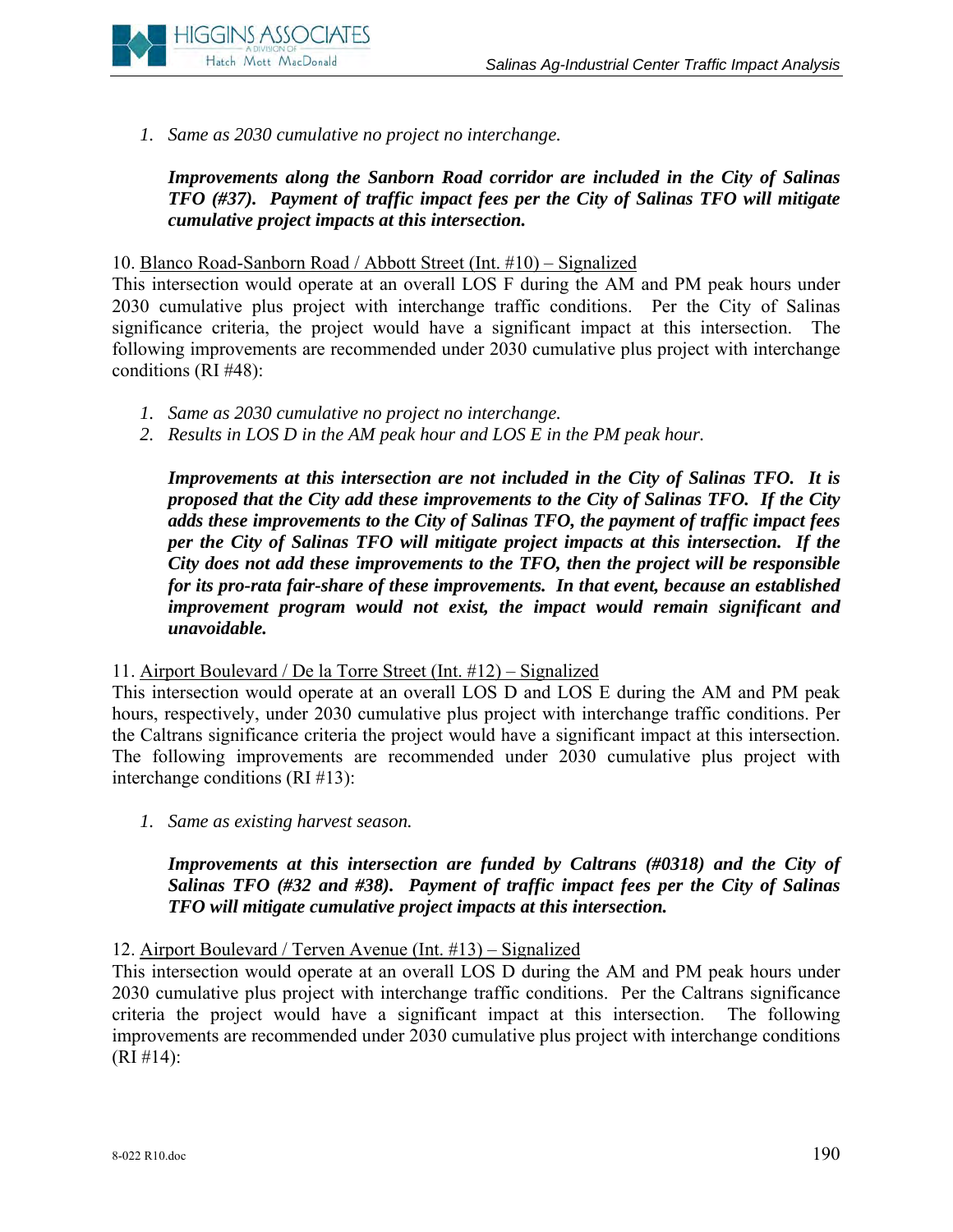1. *Same as 2030 cumulative no project no interchange.*

   ***Improvements along the Sanborn Road corridor are included in the City of Salinas TFO (#37). Payment of traffic impact fees per the City of Salinas TFO will mitigate cumulative project impacts at this intersection.***

10. <u>Blanco Road-Sanborn Road / Abbott Street (Int. #10) – Signalized</u>
This intersection would operate at an overall LOS F during the AM and PM peak hours under 2030 cumulative plus project with interchange traffic conditions. Per the City of Salinas significance criteria, the project would have a significant impact at this intersection. The following improvements are recommended under 2030 cumulative plus project with interchange conditions (RI #48):

1. *Same as 2030 cumulative no project no interchange.*
2. *Results in LOS D in the AM peak hour and LOS E in the PM peak hour.*

   ***Improvements at this intersection are not included in the City of Salinas TFO. It is proposed that the City add these improvements to the City of Salinas TFO. If the City adds these improvements to the City of Salinas TFO, the payment of traffic impact fees per the City of Salinas TFO will mitigate project impacts at this intersection. If the City does not add these improvements to the TFO, then the project will be responsible for its pro-rata fair-share of these improvements. In that event, because an established improvement program would not exist, the impact would remain significant and unavoidable.***

11. <u>Airport Boulevard / De la Torre Street (Int. #12) – Signalized</u>
This intersection would operate at an overall LOS D and LOS E during the AM and PM peak hours, respectively, under 2030 cumulative plus project with interchange traffic conditions. Per the Caltrans significance criteria the project would have a significant impact at this intersection. The following improvements are recommended under 2030 cumulative plus project with interchange conditions (RI #13):

1. *Same as existing harvest season.*

   ***Improvements at this intersection are funded by Caltrans (#0318) and the City of Salinas TFO (#32 and #38). Payment of traffic impact fees per the City of Salinas TFO will mitigate cumulative project impacts at this intersection.***

12. <u>Airport Boulevard / Terven Avenue (Int. #13) – Signalized</u>
This intersection would operate at an overall LOS D during the AM and PM peak hours under 2030 cumulative plus project with interchange traffic conditions. Per the Caltrans significance criteria the project would have a significant impact at this intersection. The following improvements are recommended under 2030 cumulative plus project with interchange conditions (RI #14):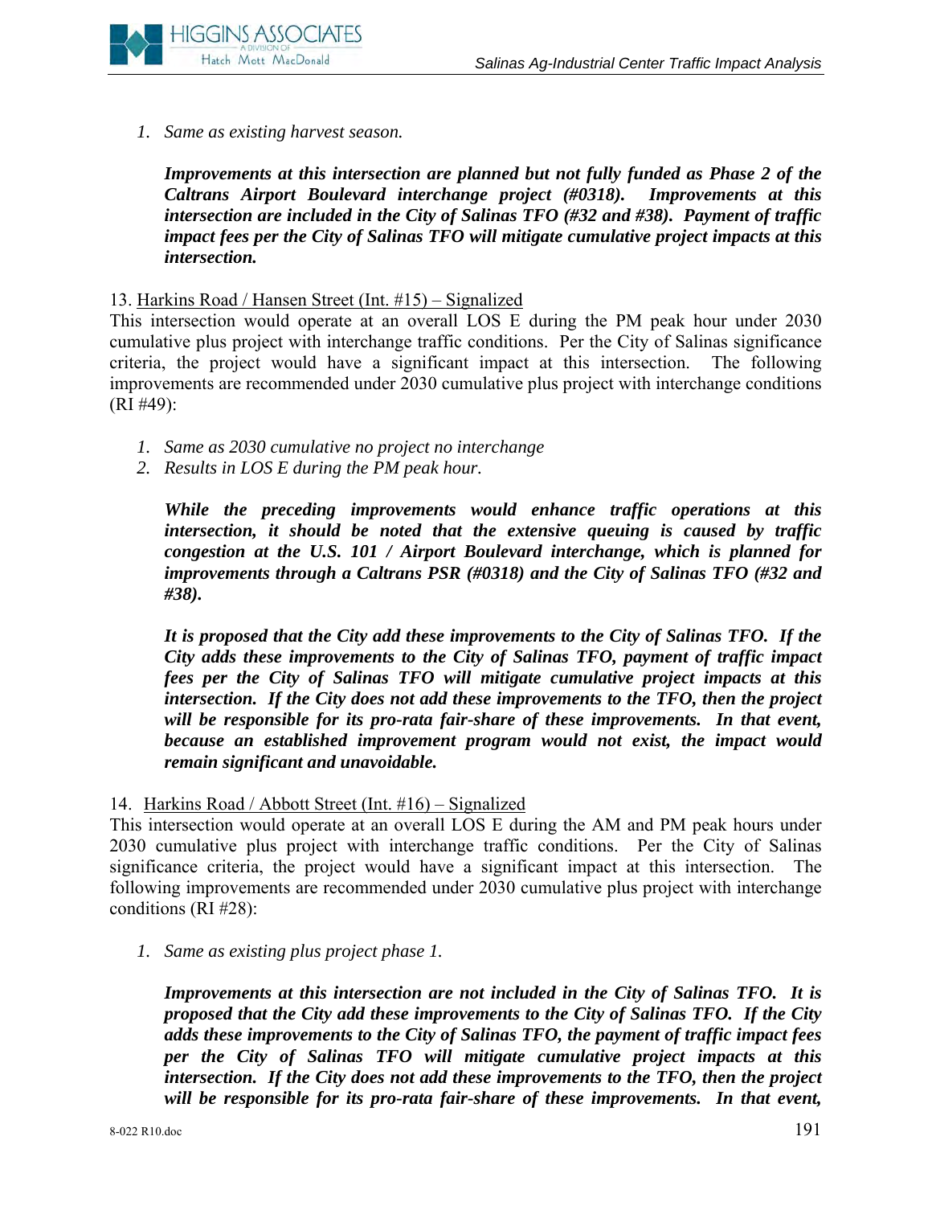*1. Same as existing harvest season.*

***Improvements at this intersection are planned but not fully funded as Phase 2 of the Caltrans Airport Boulevard interchange project (#0318). Improvements at this intersection are included in the City of Salinas TFO (#32 and #38). Payment of traffic impact fees per the City of Salinas TFO will mitigate cumulative project impacts at this intersection.***

13. <u>Harkins Road / Hansen Street (Int. #15) – Signalized</u>

This intersection would operate at an overall LOS E during the PM peak hour under 2030 cumulative plus project with interchange traffic conditions. Per the City of Salinas significance criteria, the project would have a significant impact at this intersection. The following improvements are recommended under 2030 cumulative plus project with interchange conditions (RI #49):

1. *Same as 2030 cumulative no project no interchange*
2. *Results in LOS E during the PM peak hour.*

***While the preceding improvements would enhance traffic operations at this intersection, it should be noted that the extensive queuing is caused by traffic congestion at the U.S. 101 / Airport Boulevard interchange, which is planned for improvements through a Caltrans PSR (#0318) and the City of Salinas TFO (#32 and #38).***

***It is proposed that the City add these improvements to the City of Salinas TFO. If the City adds these improvements to the City of Salinas TFO, payment of traffic impact fees per the City of Salinas TFO will mitigate cumulative project impacts at this intersection. If the City does not add these improvements to the TFO, then the project will be responsible for its pro-rata fair-share of these improvements. In that event, because an established improvement program would not exist, the impact would remain significant and unavoidable.***

14. <u>Harkins Road / Abbott Street (Int. #16) – Signalized</u>

This intersection would operate at an overall LOS E during the AM and PM peak hours under 2030 cumulative plus project with interchange traffic conditions. Per the City of Salinas significance criteria, the project would have a significant impact at this intersection. The following improvements are recommended under 2030 cumulative plus project with interchange conditions (RI #28):

1. *Same as existing plus project phase 1.*

***Improvements at this intersection are not included in the City of Salinas TFO. It is proposed that the City add these improvements to the City of Salinas TFO. If the City adds these improvements to the City of Salinas TFO, the payment of traffic impact fees per the City of Salinas TFO will mitigate cumulative project impacts at this intersection. If the City does not add these improvements to the TFO, then the project will be responsible for its pro-rata fair-share of these improvements. In that event,***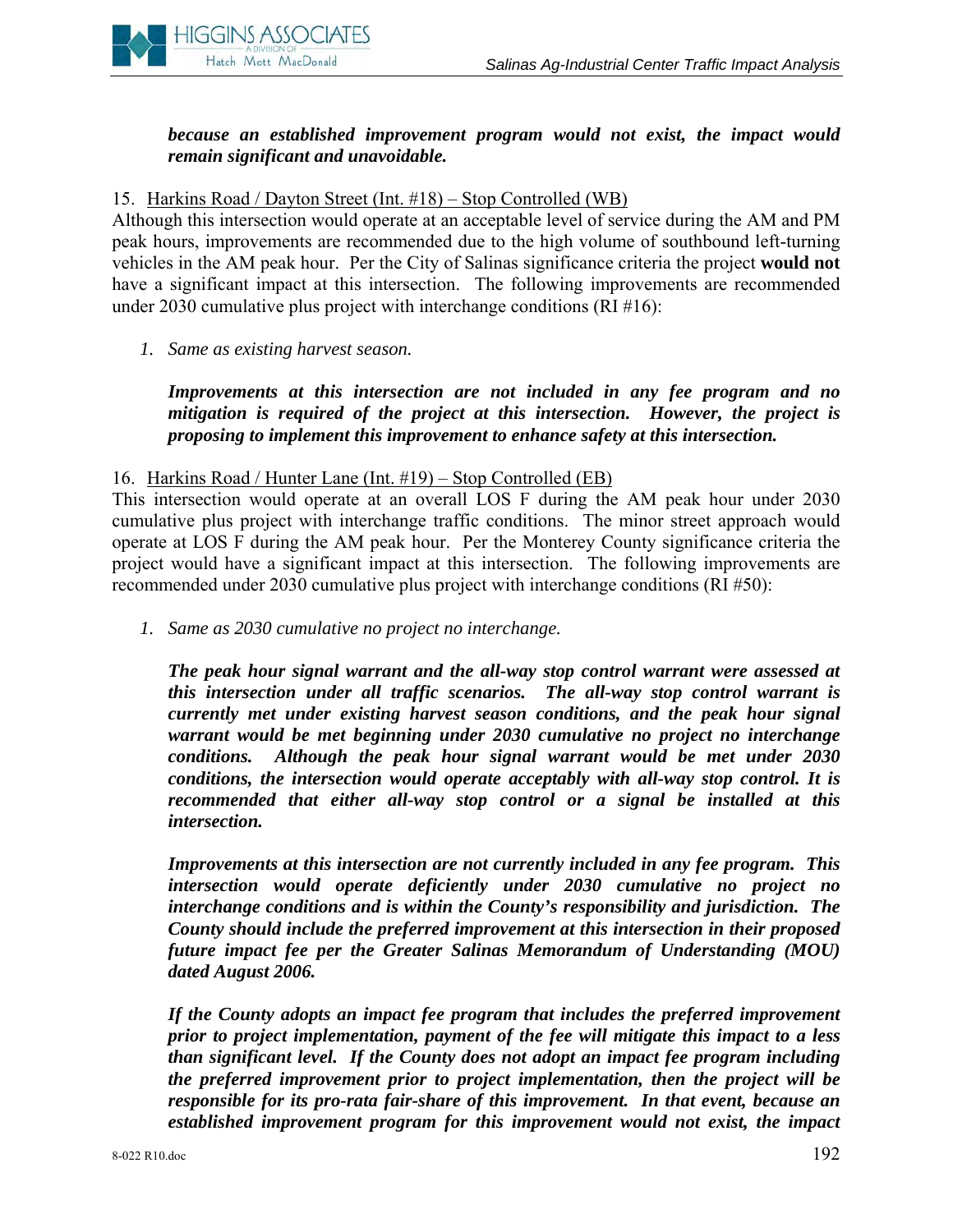***because an established improvement program would not exist, the impact would remain significant and unavoidable.***

15. Harkins Road / Dayton Street (Int. #18) – Stop Controlled (WB)

Although this intersection would operate at an acceptable level of service during the AM and PM peak hours, improvements are recommended due to the high volume of southbound left-turning vehicles in the AM peak hour. Per the City of Salinas significance criteria the project **would not** have a significant impact at this intersection. The following improvements are recommended under 2030 cumulative plus project with interchange conditions (RI #16):

1. *Same as existing harvest season.*

   ***Improvements at this intersection are not included in any fee program and no mitigation is required of the project at this intersection. However, the project is proposing to implement this improvement to enhance safety at this intersection.***

16. Harkins Road / Hunter Lane (Int. #19) – Stop Controlled (EB)

This intersection would operate at an overall LOS F during the AM peak hour under 2030 cumulative plus project with interchange traffic conditions. The minor street approach would operate at LOS F during the AM peak hour. Per the Monterey County significance criteria the project would have a significant impact at this intersection. The following improvements are recommended under 2030 cumulative plus project with interchange conditions (RI #50):

1. *Same as 2030 cumulative no project no interchange.*

   ***The peak hour signal warrant and the all-way stop control warrant were assessed at this intersection under all traffic scenarios. The all-way stop control warrant is currently met under existing harvest season conditions, and the peak hour signal warrant would be met beginning under 2030 cumulative no project no interchange conditions. Although the peak hour signal warrant would be met under 2030 conditions, the intersection would operate acceptably with all-way stop control. It is recommended that either all-way stop control or a signal be installed at this intersection.***

   ***Improvements at this intersection are not currently included in any fee program. This intersection would operate deficiently under 2030 cumulative no project no interchange conditions and is within the County's responsibility and jurisdiction. The County should include the preferred improvement at this intersection in their proposed future impact fee per the Greater Salinas Memorandum of Understanding (MOU) dated August 2006.***

   ***If the County adopts an impact fee program that includes the preferred improvement prior to project implementation, payment of the fee will mitigate this impact to a less than significant level. If the County does not adopt an impact fee program including the preferred improvement prior to project implementation, then the project will be responsible for its pro-rata fair-share of this improvement. In that event, because an established improvement program for this improvement would not exist, the impact***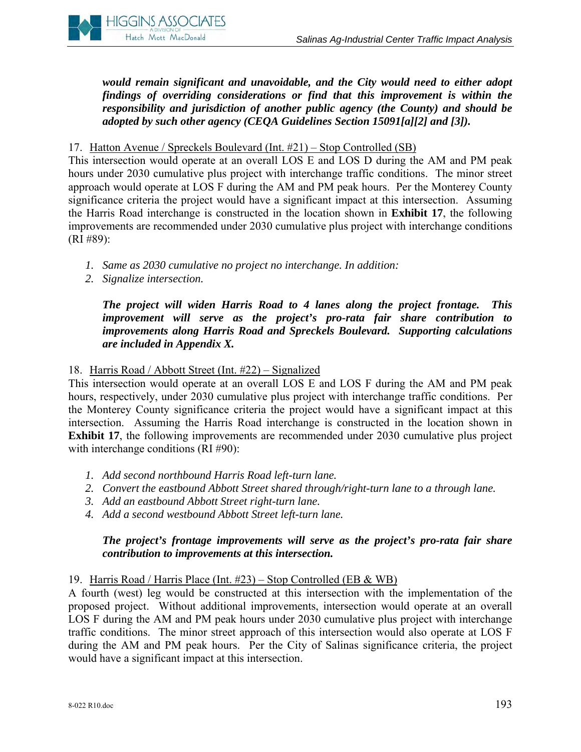***would remain significant and unavoidable, and the City would need to either adopt findings of overriding considerations or find that this improvement is within the responsibility and jurisdiction of another public agency (the County) and should be adopted by such other agency (CEQA Guidelines Section 15091[a][2] and [3]).***

17. Hatton Avenue / Spreckels Boulevard (Int. #21) – Stop Controlled (SB)

This intersection would operate at an overall LOS E and LOS D during the AM and PM peak hours under 2030 cumulative plus project with interchange traffic conditions. The minor street approach would operate at LOS F during the AM and PM peak hours. Per the Monterey County significance criteria the project would have a significant impact at this intersection. Assuming the Harris Road interchange is constructed in the location shown in **Exhibit 17**, the following improvements are recommended under 2030 cumulative plus project with interchange conditions (RI #89):

1. *Same as 2030 cumulative no project no interchange. In addition:*
2. *Signalize intersection.*

***The project will widen Harris Road to 4 lanes along the project frontage. This improvement will serve as the project's pro-rata fair share contribution to improvements along Harris Road and Spreckels Boulevard. Supporting calculations are included in Appendix X.***

18. Harris Road / Abbott Street (Int. #22) – Signalized

This intersection would operate at an overall LOS E and LOS F during the AM and PM peak hours, respectively, under 2030 cumulative plus project with interchange traffic conditions. Per the Monterey County significance criteria the project would have a significant impact at this intersection. Assuming the Harris Road interchange is constructed in the location shown in **Exhibit 17**, the following improvements are recommended under 2030 cumulative plus project with interchange conditions (RI #90):

1. *Add second northbound Harris Road left-turn lane.*
2. *Convert the eastbound Abbott Street shared through/right-turn lane to a through lane.*
3. *Add an eastbound Abbott Street right-turn lane.*
4. *Add a second westbound Abbott Street left-turn lane.*

***The project's frontage improvements will serve as the project's pro-rata fair share contribution to improvements at this intersection.***

19. Harris Road / Harris Place (Int. #23) – Stop Controlled (EB & WB)

A fourth (west) leg would be constructed at this intersection with the implementation of the proposed project. Without additional improvements, intersection would operate at an overall LOS F during the AM and PM peak hours under 2030 cumulative plus project with interchange traffic conditions. The minor street approach of this intersection would also operate at LOS F during the AM and PM peak hours. Per the City of Salinas significance criteria, the project would have a significant impact at this intersection.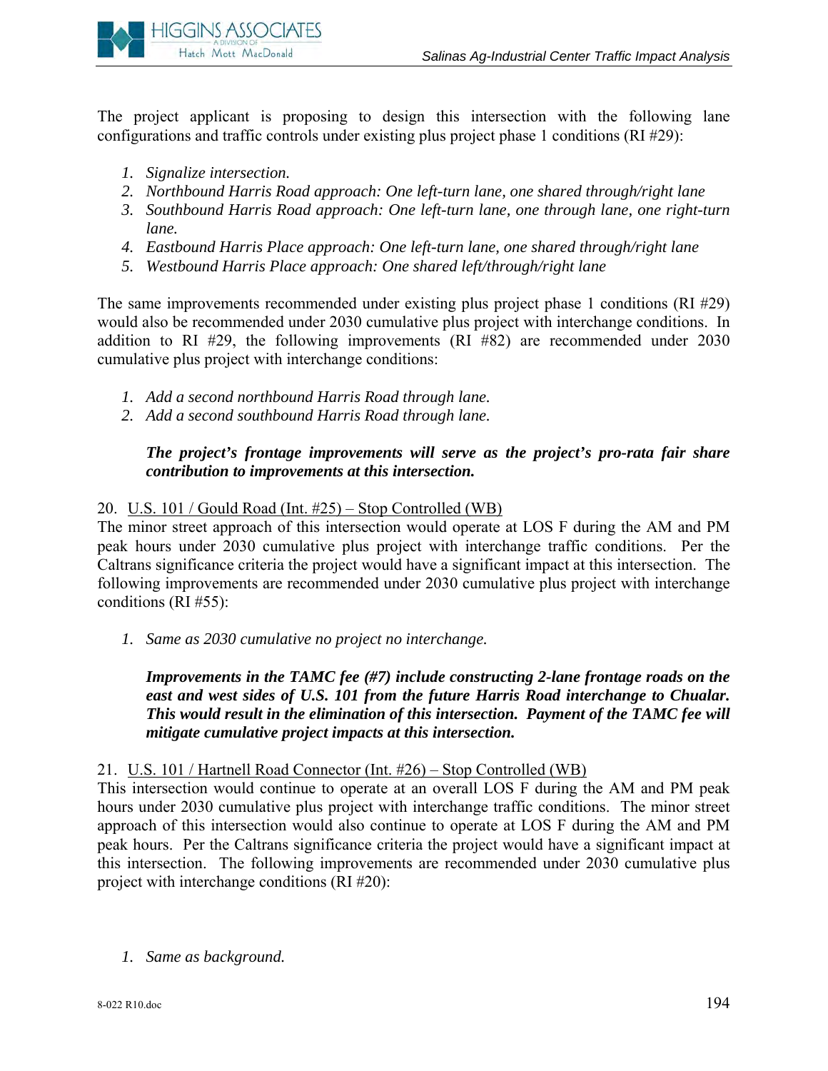The project applicant is proposing to design this intersection with the following lane configurations and traffic controls under existing plus project phase 1 conditions (RI #29):

1. *Signalize intersection.*
2. *Northbound Harris Road approach: One left-turn lane, one shared through/right lane*
3. *Southbound Harris Road approach: One left-turn lane, one through lane, one right-turn lane.*
4. *Eastbound Harris Place approach: One left-turn lane, one shared through/right lane*
5. *Westbound Harris Place approach: One shared left/through/right lane*

The same improvements recommended under existing plus project phase 1 conditions (RI #29) would also be recommended under 2030 cumulative plus project with interchange conditions. In addition to RI #29, the following improvements (RI #82) are recommended under 2030 cumulative plus project with interchange conditions:

1. *Add a second northbound Harris Road through lane.*
2. *Add a second southbound Harris Road through lane.*

   ***The project's frontage improvements will serve as the project's pro-rata fair share contribution to improvements at this intersection.***

20. U.S. 101 / Gould Road (Int. #25) – Stop Controlled (WB)

The minor street approach of this intersection would operate at LOS F during the AM and PM peak hours under 2030 cumulative plus project with interchange traffic conditions. Per the Caltrans significance criteria the project would have a significant impact at this intersection. The following improvements are recommended under 2030 cumulative plus project with interchange conditions (RI #55):

1. *Same as 2030 cumulative no project no interchange.*

   ***Improvements in the TAMC fee (#7) include constructing 2-lane frontage roads on the east and west sides of U.S. 101 from the future Harris Road interchange to Chualar. This would result in the elimination of this intersection. Payment of the TAMC fee will mitigate cumulative project impacts at this intersection.***

21. U.S. 101 / Hartnell Road Connector (Int. #26) – Stop Controlled (WB)

This intersection would continue to operate at an overall LOS F during the AM and PM peak hours under 2030 cumulative plus project with interchange traffic conditions. The minor street approach of this intersection would also continue to operate at LOS F during the AM and PM peak hours. Per the Caltrans significance criteria the project would have a significant impact at this intersection. The following improvements are recommended under 2030 cumulative plus project with interchange conditions (RI #20):

1. *Same as background.*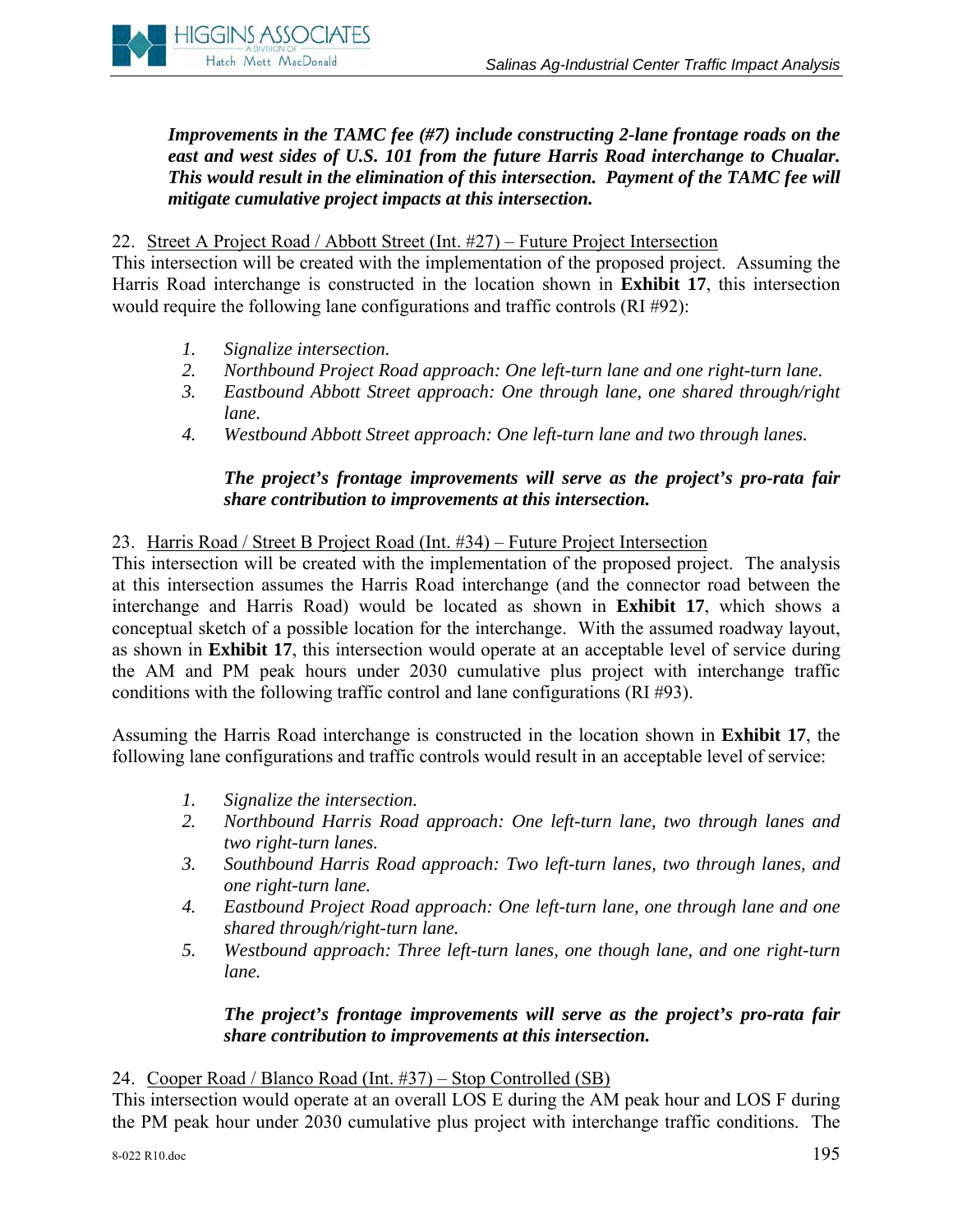***Improvements in the TAMC fee (#7) include constructing 2-lane frontage roads on the east and west sides of U.S. 101 from the future Harris Road interchange to Chualar. This would result in the elimination of this intersection. Payment of the TAMC fee will mitigate cumulative project impacts at this intersection.***

22. Street A Project Road / Abbott Street (Int. #27) – Future Project Intersection

This intersection will be created with the implementation of the proposed project. Assuming the Harris Road interchange is constructed in the location shown in **Exhibit 17**, this intersection would require the following lane configurations and traffic controls (RI #92):

1. *Signalize intersection.*
2. *Northbound Project Road approach: One left-turn lane and one right-turn lane.*
3. *Eastbound Abbott Street approach: One through lane, one shared through/right lane.*
4. *Westbound Abbott Street approach: One left-turn lane and two through lanes.*

   ***The project's frontage improvements will serve as the project's pro-rata fair share contribution to improvements at this intersection.***

23. Harris Road / Street B Project Road (Int. #34) – Future Project Intersection

This intersection will be created with the implementation of the proposed project. The analysis at this intersection assumes the Harris Road interchange (and the connector road between the interchange and Harris Road) would be located as shown in **Exhibit 17**, which shows a conceptual sketch of a possible location for the interchange. With the assumed roadway layout, as shown in **Exhibit 17**, this intersection would operate at an acceptable level of service during the AM and PM peak hours under 2030 cumulative plus project with interchange traffic conditions with the following traffic control and lane configurations (RI #93).

Assuming the Harris Road interchange is constructed in the location shown in **Exhibit 17**, the following lane configurations and traffic controls would result in an acceptable level of service:

1. *Signalize the intersection.*
2. *Northbound Harris Road approach: One left-turn lane, two through lanes and two right-turn lanes.*
3. *Southbound Harris Road approach: Two left-turn lanes, two through lanes, and one right-turn lane.*
4. *Eastbound Project Road approach: One left-turn lane, one through lane and one shared through/right-turn lane.*
5. *Westbound approach: Three left-turn lanes, one though lane, and one right-turn lane.*

   ***The project's frontage improvements will serve as the project's pro-rata fair share contribution to improvements at this intersection.***

24. Cooper Road / Blanco Road (Int. #37) – Stop Controlled (SB)

This intersection would operate at an overall LOS E during the AM peak hour and LOS F during the PM peak hour under 2030 cumulative plus project with interchange traffic conditions. The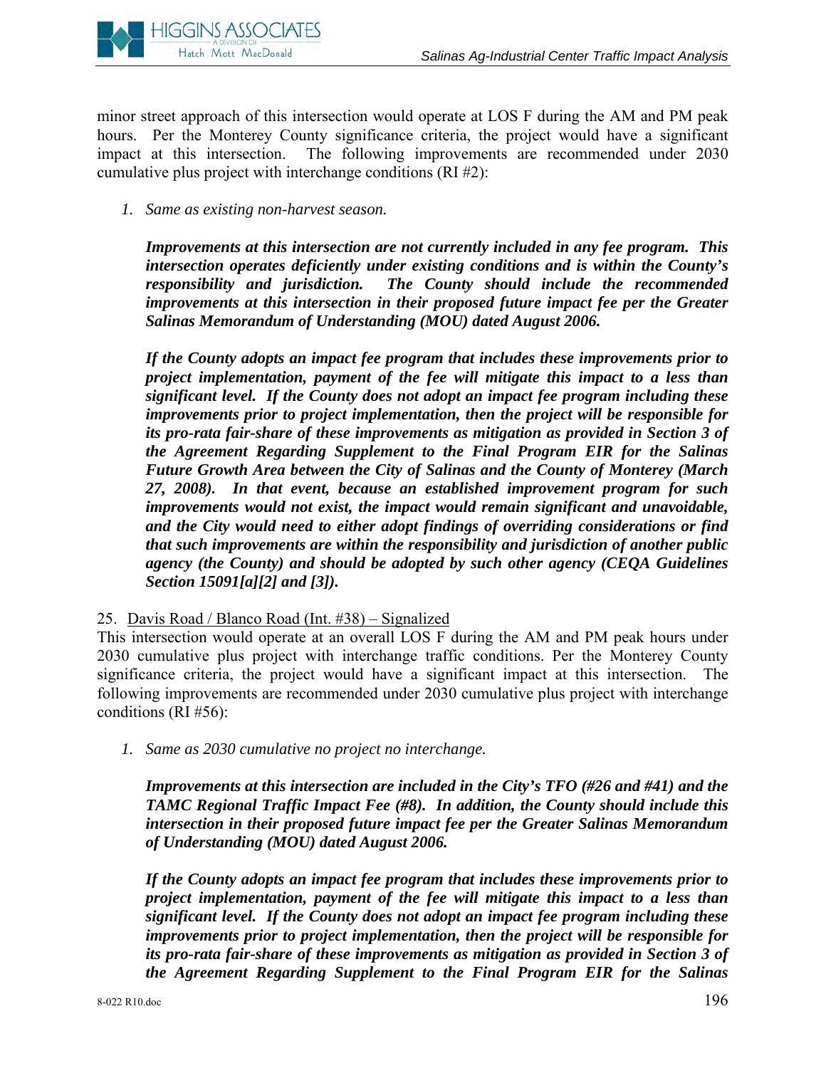minor street approach of this intersection would operate at LOS F during the AM and PM peak hours. Per the Monterey County significance criteria, the project would have a significant impact at this intersection. The following improvements are recommended under 2030 cumulative plus project with interchange conditions (RI #2):

1. *Same as existing non-harvest season.*

   ***Improvements at this intersection are not currently included in any fee program. This intersection operates deficiently under existing conditions and is within the County's responsibility and jurisdiction. The County should include the recommended improvements at this intersection in their proposed future impact fee per the Greater Salinas Memorandum of Understanding (MOU) dated August 2006.***

   ***If the County adopts an impact fee program that includes these improvements prior to project implementation, payment of the fee will mitigate this impact to a less than significant level. If the County does not adopt an impact fee program including these improvements prior to project implementation, then the project will be responsible for its pro-rata fair-share of these improvements as mitigation as provided in Section 3 of the Agreement Regarding Supplement to the Final Program EIR for the Salinas Future Growth Area between the City of Salinas and the County of Monterey (March 27, 2008). In that event, because an established improvement program for such improvements would not exist, the impact would remain significant and unavoidable, and the City would need to either adopt findings of overriding considerations or find that such improvements are within the responsibility and jurisdiction of another public agency (the County) and should be adopted by such other agency (CEQA Guidelines Section 15091[a][2] and [3]).***

25. Davis Road / Blanco Road (Int. #38) – Signalized

This intersection would operate at an overall LOS F during the AM and PM peak hours under 2030 cumulative plus project with interchange traffic conditions. Per the Monterey County significance criteria, the project would have a significant impact at this intersection. The following improvements are recommended under 2030 cumulative plus project with interchange conditions (RI #56):

1. *Same as 2030 cumulative no project no interchange.*

   ***Improvements at this intersection are included in the City's TFO (#26 and #41) and the TAMC Regional Traffic Impact Fee (#8). In addition, the County should include this intersection in their proposed future impact fee per the Greater Salinas Memorandum of Understanding (MOU) dated August 2006.***

   ***If the County adopts an impact fee program that includes these improvements prior to project implementation, payment of the fee will mitigate this impact to a less than significant level. If the County does not adopt an impact fee program including these improvements prior to project implementation, then the project will be responsible for its pro-rata fair-share of these improvements as mitigation as provided in Section 3 of the Agreement Regarding Supplement to the Final Program EIR for the Salinas***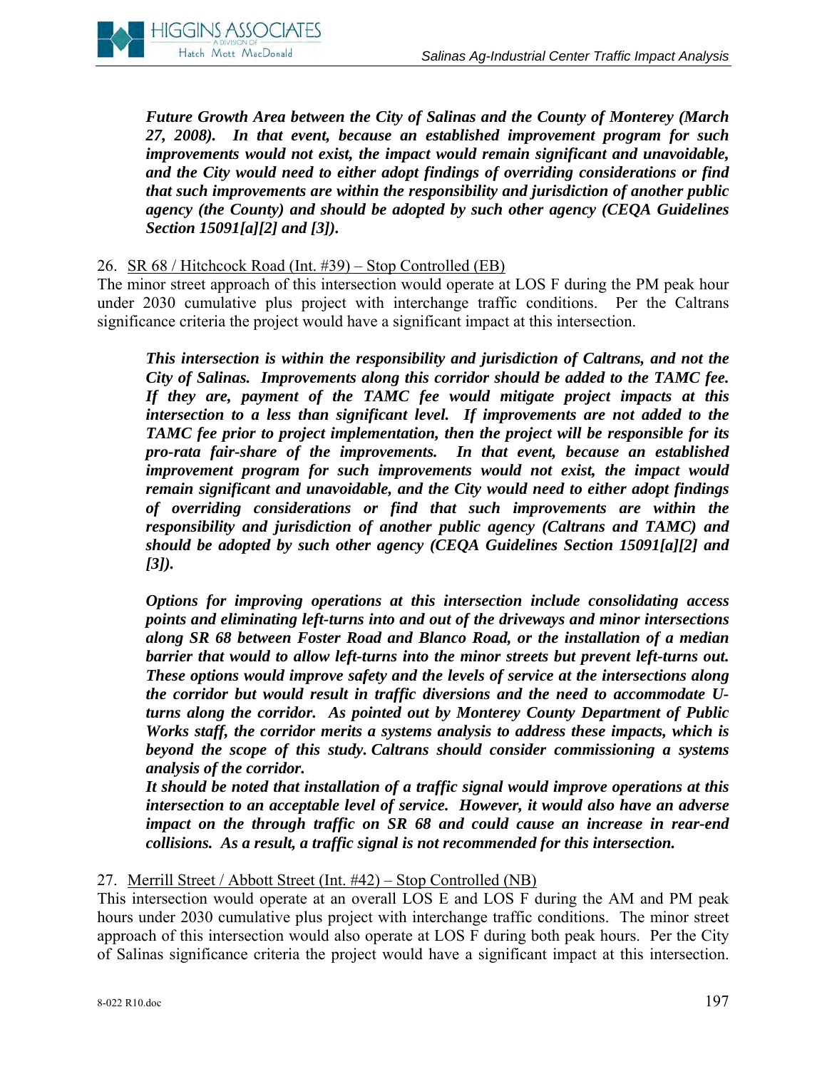***Future Growth Area between the City of Salinas and the County of Monterey (March 27, 2008). In that event, because an established improvement program for such improvements would not exist, the impact would remain significant and unavoidable, and the City would need to either adopt findings of overriding considerations or find that such improvements are within the responsibility and jurisdiction of another public agency (the County) and should be adopted by such other agency (CEQA Guidelines Section 15091[a][2] and [3]).***

26. <u>SR 68 / Hitchcock Road (Int. #39) – Stop Controlled (EB)</u>

The minor street approach of this intersection would operate at LOS F during the PM peak hour under 2030 cumulative plus project with interchange traffic conditions. Per the Caltrans significance criteria the project would have a significant impact at this intersection.

***This intersection is within the responsibility and jurisdiction of Caltrans, and not the City of Salinas. Improvements along this corridor should be added to the TAMC fee. If they are, payment of the TAMC fee would mitigate project impacts at this intersection to a less than significant level. If improvements are not added to the TAMC fee prior to project implementation, then the project will be responsible for its pro-rata fair-share of the improvements. In that event, because an established improvement program for such improvements would not exist, the impact would remain significant and unavoidable, and the City would need to either adopt findings of overriding considerations or find that such improvements are within the responsibility and jurisdiction of another public agency (Caltrans and TAMC) and should be adopted by such other agency (CEQA Guidelines Section 15091[a][2] and [3]).***

***Options for improving operations at this intersection include consolidating access points and eliminating left-turns into and out of the driveways and minor intersections along SR 68 between Foster Road and Blanco Road, or the installation of a median barrier that would to allow left-turns into the minor streets but prevent left-turns out. These options would improve safety and the levels of service at the intersections along the corridor but would result in traffic diversions and the need to accommodate U-turns along the corridor. As pointed out by Monterey County Department of Public Works staff, the corridor merits a systems analysis to address these impacts, which is beyond the scope of this study. Caltrans should consider commissioning a systems analysis of the corridor.***

***It should be noted that installation of a traffic signal would improve operations at this intersection to an acceptable level of service. However, it would also have an adverse impact on the through traffic on SR 68 and could cause an increase in rear-end collisions. As a result, a traffic signal is not recommended for this intersection.***

27. <u>Merrill Street / Abbott Street (Int. #42) – Stop Controlled (NB)</u>

This intersection would operate at an overall LOS E and LOS F during the AM and PM peak hours under 2030 cumulative plus project with interchange traffic conditions. The minor street approach of this intersection would also operate at LOS F during both peak hours. Per the City of Salinas significance criteria the project would have a significant impact at this intersection.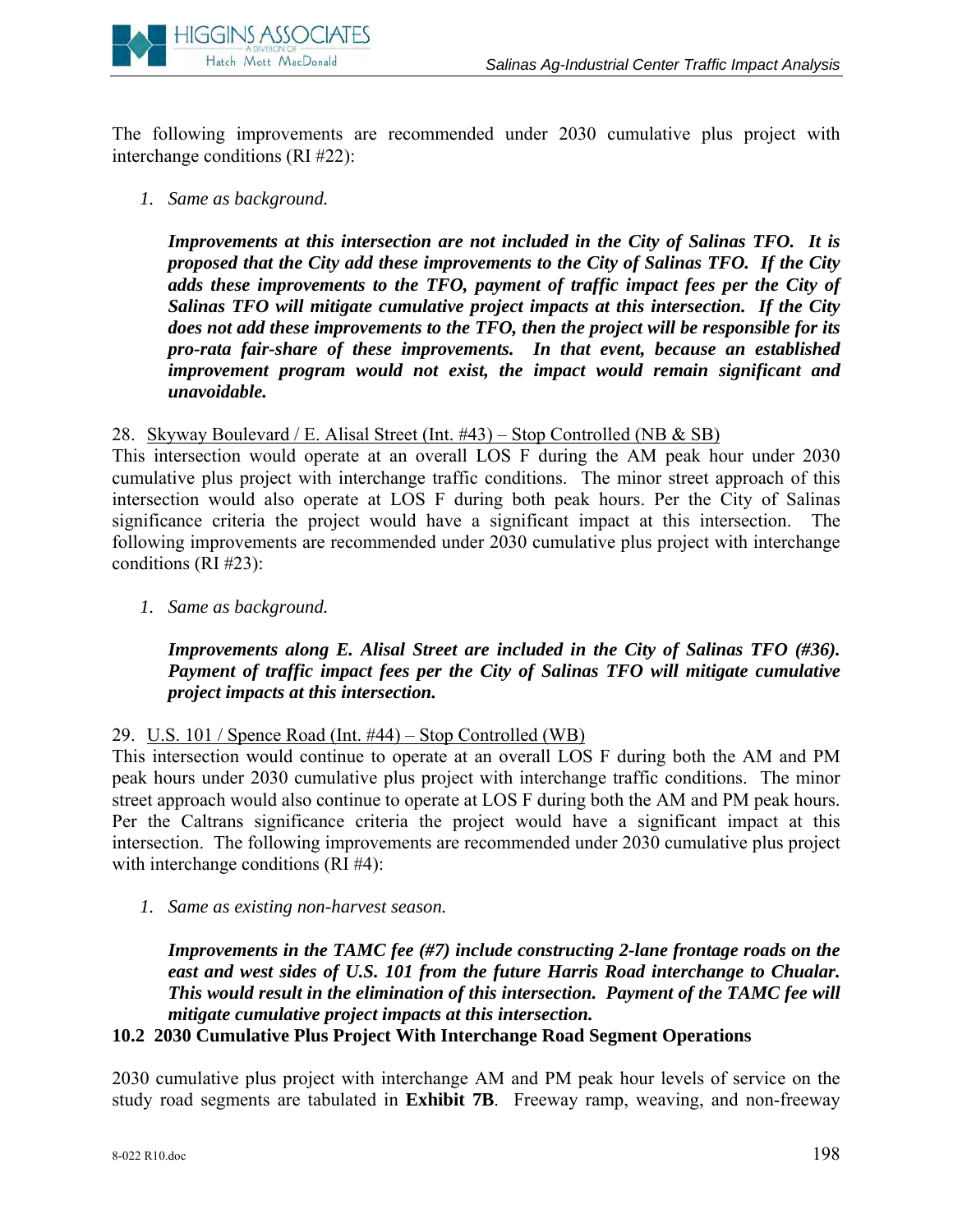The following improvements are recommended under 2030 cumulative plus project with interchange conditions (RI #22):

1. *Same as background.*

   ***Improvements at this intersection are not included in the City of Salinas TFO. It is proposed that the City add these improvements to the City of Salinas TFO. If the City adds these improvements to the TFO, payment of traffic impact fees per the City of Salinas TFO will mitigate cumulative project impacts at this intersection. If the City does not add these improvements to the TFO, then the project will be responsible for its pro-rata fair-share of these improvements. In that event, because an established improvement program would not exist, the impact would remain significant and unavoidable.***

28. <u>Skyway Boulevard / E. Alisal Street (Int. #43) – Stop Controlled (NB & SB)</u>

This intersection would operate at an overall LOS F during the AM peak hour under 2030 cumulative plus project with interchange traffic conditions. The minor street approach of this intersection would also operate at LOS F during both peak hours. Per the City of Salinas significance criteria the project would have a significant impact at this intersection. The following improvements are recommended under 2030 cumulative plus project with interchange conditions (RI #23):

1. *Same as background.*

   ***Improvements along E. Alisal Street are included in the City of Salinas TFO (#36). Payment of traffic impact fees per the City of Salinas TFO will mitigate cumulative project impacts at this intersection.***

29. <u>U.S. 101 / Spence Road (Int. #44) – Stop Controlled (WB)</u>

This intersection would continue to operate at an overall LOS F during both the AM and PM peak hours under 2030 cumulative plus project with interchange traffic conditions. The minor street approach would also continue to operate at LOS F during both the AM and PM peak hours. Per the Caltrans significance criteria the project would have a significant impact at this intersection. The following improvements are recommended under 2030 cumulative plus project with interchange conditions (RI #4):

1. *Same as existing non-harvest season.*

   ***Improvements in the TAMC fee (#7) include constructing 2-lane frontage roads on the east and west sides of U.S. 101 from the future Harris Road interchange to Chualar. This would result in the elimination of this intersection. Payment of the TAMC fee will mitigate cumulative project impacts at this intersection.***

### 10.2 2030 Cumulative Plus Project With Interchange Road Segment Operations

2030 cumulative plus project with interchange AM and PM peak hour levels of service on the study road segments are tabulated in **Exhibit 7B**. Freeway ramp, weaving, and non-freeway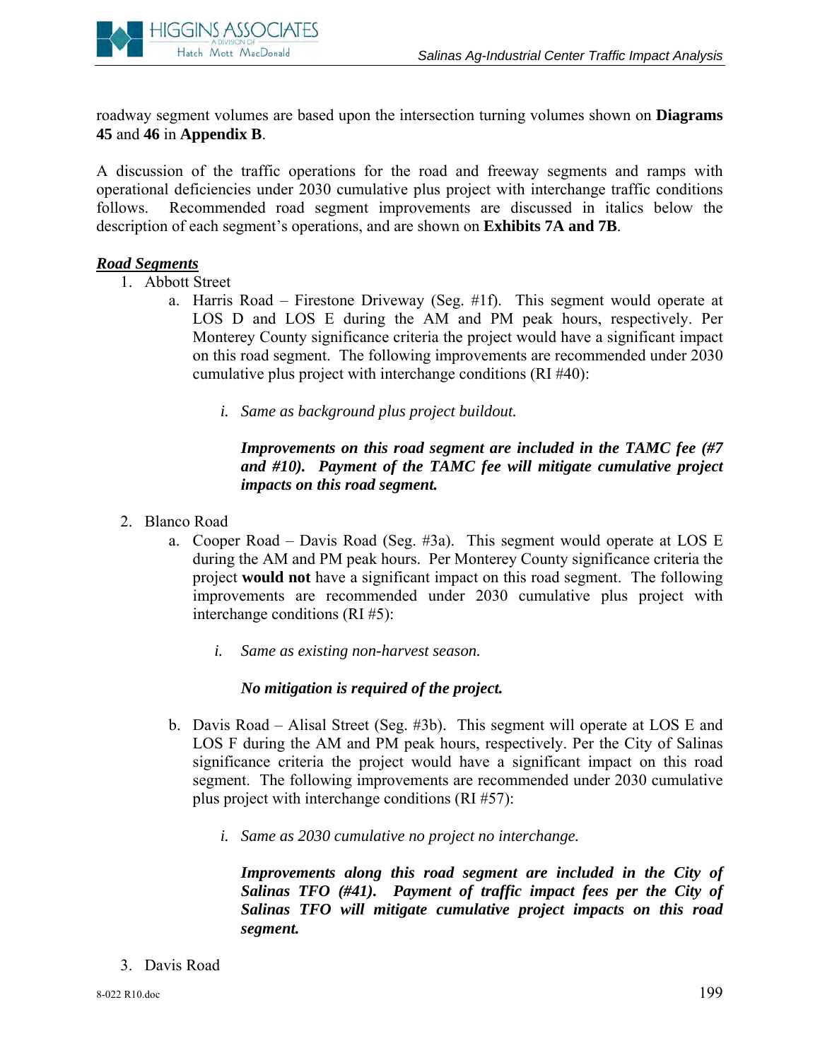roadway segment volumes are based upon the intersection turning volumes shown on **Diagrams 45** and **46** in **Appendix B**.

A discussion of the traffic operations for the road and freeway segments and ramps with operational deficiencies under 2030 cumulative plus project with interchange traffic conditions follows. Recommended road segment improvements are discussed in italics below the description of each segment's operations, and are shown on **Exhibits 7A and 7B**.

***Road Segments***

1. Abbott Street
   a. Harris Road – Firestone Driveway (Seg. #1f). This segment would operate at LOS D and LOS E during the AM and PM peak hours, respectively. Per Monterey County significance criteria the project would have a significant impact on this road segment. The following improvements are recommended under 2030 cumulative plus project with interchange conditions (RI #40):

      i. *Same as background plus project buildout.*

      ***Improvements on this road segment are included in the TAMC fee (#7 and #10). Payment of the TAMC fee will mitigate cumulative project impacts on this road segment.***

2. Blanco Road
   a. Cooper Road – Davis Road (Seg. #3a). This segment would operate at LOS E during the AM and PM peak hours. Per Monterey County significance criteria the project **would not** have a significant impact on this road segment. The following improvements are recommended under 2030 cumulative plus project with interchange conditions (RI #5):

      i. *Same as existing non-harvest season.*

      ***No mitigation is required of the project.***

   b. Davis Road – Alisal Street (Seg. #3b). This segment will operate at LOS E and LOS F during the AM and PM peak hours, respectively. Per the City of Salinas significance criteria the project would have a significant impact on this road segment. The following improvements are recommended under 2030 cumulative plus project with interchange conditions (RI #57):

      i. *Same as 2030 cumulative no project no interchange.*

      ***Improvements along this road segment are included in the City of Salinas TFO (#41). Payment of traffic impact fees per the City of Salinas TFO will mitigate cumulative project impacts on this road segment.***

3. Davis Road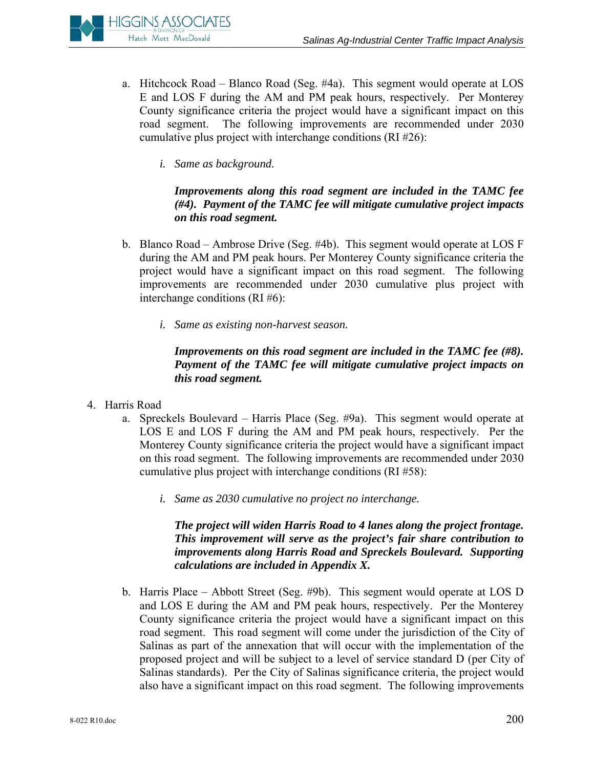a. Hitchcock Road – Blanco Road (Seg. #4a). This segment would operate at LOS E and LOS F during the AM and PM peak hours, respectively. Per Monterey County significance criteria the project would have a significant impact on this road segment. The following improvements are recommended under 2030 cumulative plus project with interchange conditions (RI #26):

   i. *Same as background.*

   ***Improvements along this road segment are included in the TAMC fee (#4). Payment of the TAMC fee will mitigate cumulative project impacts on this road segment.***

b. Blanco Road – Ambrose Drive (Seg. #4b). This segment would operate at LOS F during the AM and PM peak hours. Per Monterey County significance criteria the project would have a significant impact on this road segment. The following improvements are recommended under 2030 cumulative plus project with interchange conditions (RI #6):

   i. *Same as existing non-harvest season.*

   ***Improvements on this road segment are included in the TAMC fee (#8). Payment of the TAMC fee will mitigate cumulative project impacts on this road segment.***

4. Harris Road
   a. Spreckels Boulevard – Harris Place (Seg. #9a). This segment would operate at LOS E and LOS F during the AM and PM peak hours, respectively. Per the Monterey County significance criteria the project would have a significant impact on this road segment. The following improvements are recommended under 2030 cumulative plus project with interchange conditions (RI #58):

      i. *Same as 2030 cumulative no project no interchange.*

      ***The project will widen Harris Road to 4 lanes along the project frontage. This improvement will serve as the project's fair share contribution to improvements along Harris Road and Spreckels Boulevard. Supporting calculations are included in Appendix X.***

   b. Harris Place – Abbott Street (Seg. #9b). This segment would operate at LOS D and LOS E during the AM and PM peak hours, respectively. Per the Monterey County significance criteria the project would have a significant impact on this road segment. This road segment will come under the jurisdiction of the City of Salinas as part of the annexation that will occur with the implementation of the proposed project and will be subject to a level of service standard D (per City of Salinas standards). Per the City of Salinas significance criteria, the project would also have a significant impact on this road segment. The following improvements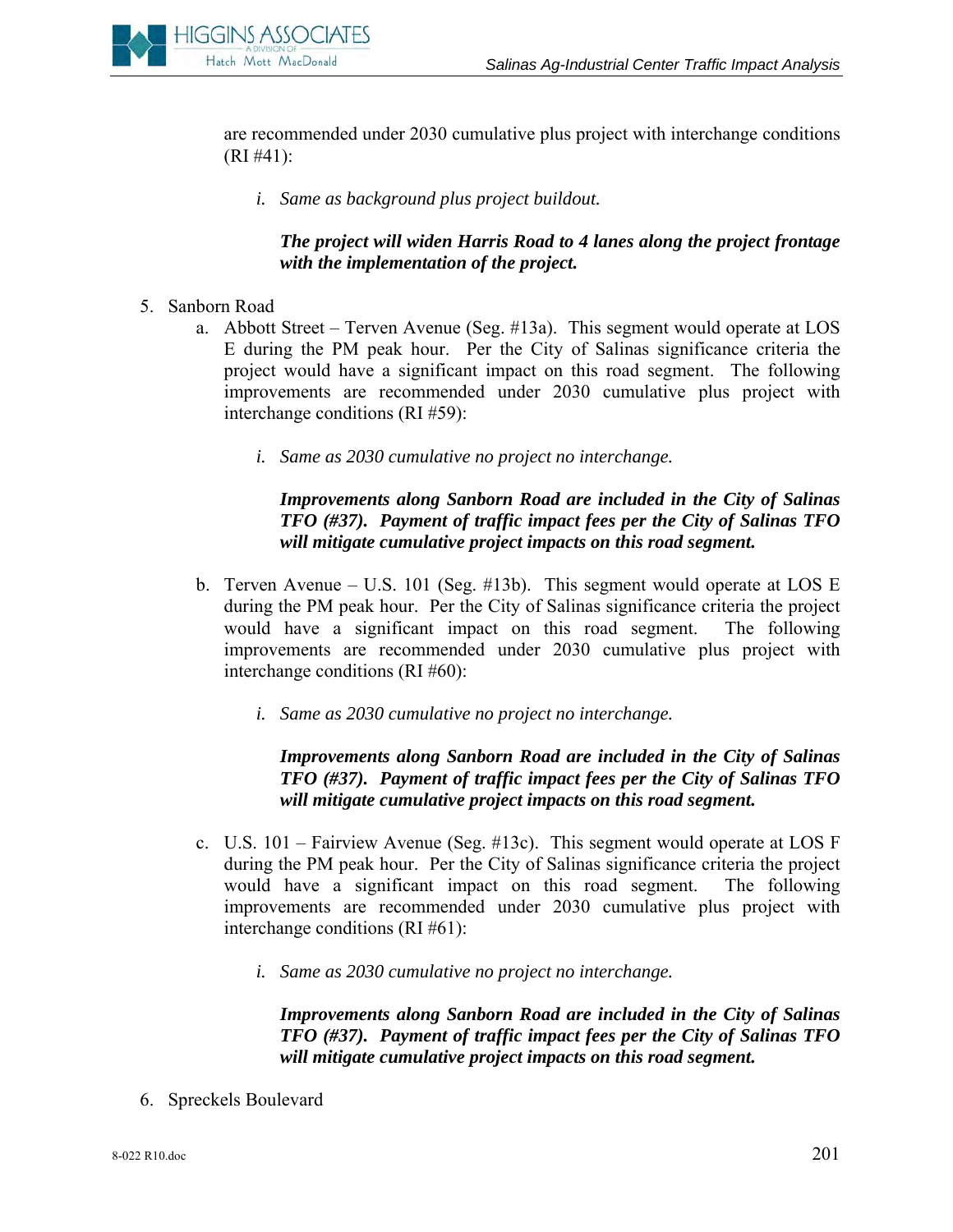are recommended under 2030 cumulative plus project with interchange conditions (RI #41):

   i. *Same as background plus project buildout.*

   ***The project will widen Harris Road to 4 lanes along the project frontage with the implementation of the project.***

5. Sanborn Road
   a. Abbott Street – Terven Avenue (Seg. #13a). This segment would operate at LOS E during the PM peak hour. Per the City of Salinas significance criteria the project would have a significant impact on this road segment. The following improvements are recommended under 2030 cumulative plus project with interchange conditions (RI #59):

      i. *Same as 2030 cumulative no project no interchange.*

      ***Improvements along Sanborn Road are included in the City of Salinas TFO (#37). Payment of traffic impact fees per the City of Salinas TFO will mitigate cumulative project impacts on this road segment.***

   b. Terven Avenue – U.S. 101 (Seg. #13b). This segment would operate at LOS E during the PM peak hour. Per the City of Salinas significance criteria the project would have a significant impact on this road segment. The following improvements are recommended under 2030 cumulative plus project with interchange conditions (RI #60):

      i. *Same as 2030 cumulative no project no interchange.*

      ***Improvements along Sanborn Road are included in the City of Salinas TFO (#37). Payment of traffic impact fees per the City of Salinas TFO will mitigate cumulative project impacts on this road segment.***

   c. U.S. 101 – Fairview Avenue (Seg. #13c). This segment would operate at LOS F during the PM peak hour. Per the City of Salinas significance criteria the project would have a significant impact on this road segment. The following improvements are recommended under 2030 cumulative plus project with interchange conditions (RI #61):

      i. *Same as 2030 cumulative no project no interchange.*

      ***Improvements along Sanborn Road are included in the City of Salinas TFO (#37). Payment of traffic impact fees per the City of Salinas TFO will mitigate cumulative project impacts on this road segment.***

6. Spreckels Boulevard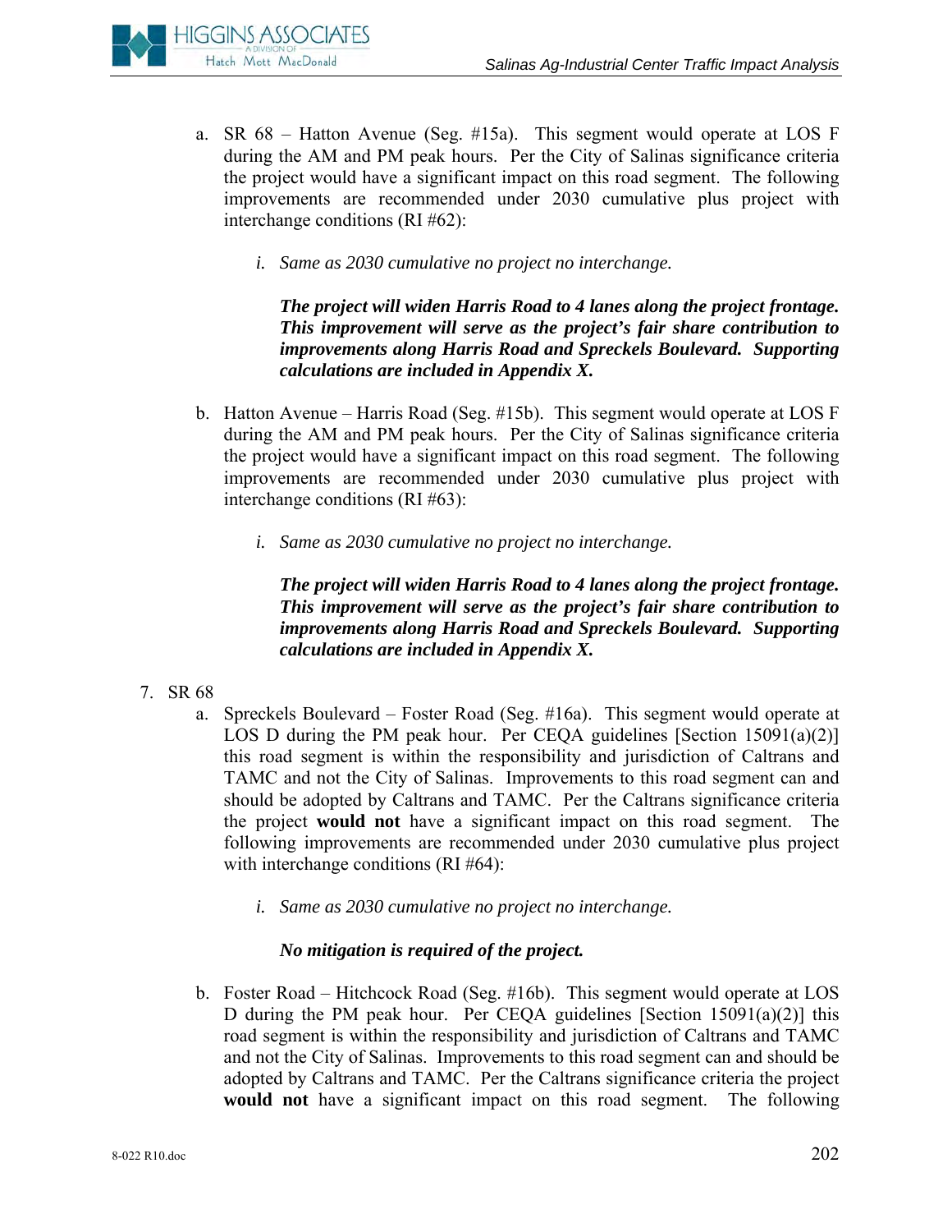a. SR 68 – Hatton Avenue (Seg. #15a). This segment would operate at LOS F during the AM and PM peak hours. Per the City of Salinas significance criteria the project would have a significant impact on this road segment. The following improvements are recommended under 2030 cumulative plus project with interchange conditions (RI #62):

   i. *Same as 2030 cumulative no project no interchange.*

   ***The project will widen Harris Road to 4 lanes along the project frontage. This improvement will serve as the project's fair share contribution to improvements along Harris Road and Spreckels Boulevard. Supporting calculations are included in Appendix X.***

b. Hatton Avenue – Harris Road (Seg. #15b). This segment would operate at LOS F during the AM and PM peak hours. Per the City of Salinas significance criteria the project would have a significant impact on this road segment. The following improvements are recommended under 2030 cumulative plus project with interchange conditions (RI #63):

   i. *Same as 2030 cumulative no project no interchange.*

   ***The project will widen Harris Road to 4 lanes along the project frontage. This improvement will serve as the project's fair share contribution to improvements along Harris Road and Spreckels Boulevard. Supporting calculations are included in Appendix X.***

7. SR 68

   a. Spreckels Boulevard – Foster Road (Seg. #16a). This segment would operate at LOS D during the PM peak hour. Per CEQA guidelines [Section 15091(a)(2)] this road segment is within the responsibility and jurisdiction of Caltrans and TAMC and not the City of Salinas. Improvements to this road segment can and should be adopted by Caltrans and TAMC. Per the Caltrans significance criteria the project **would not** have a significant impact on this road segment. The following improvements are recommended under 2030 cumulative plus project with interchange conditions (RI #64):

      i. *Same as 2030 cumulative no project no interchange.*

      ***No mitigation is required of the project.***

   b. Foster Road – Hitchcock Road (Seg. #16b). This segment would operate at LOS D during the PM peak hour. Per CEQA guidelines [Section 15091(a)(2)] this road segment is within the responsibility and jurisdiction of Caltrans and TAMC and not the City of Salinas. Improvements to this road segment can and should be adopted by Caltrans and TAMC. Per the Caltrans significance criteria the project **would not** have a significant impact on this road segment. The following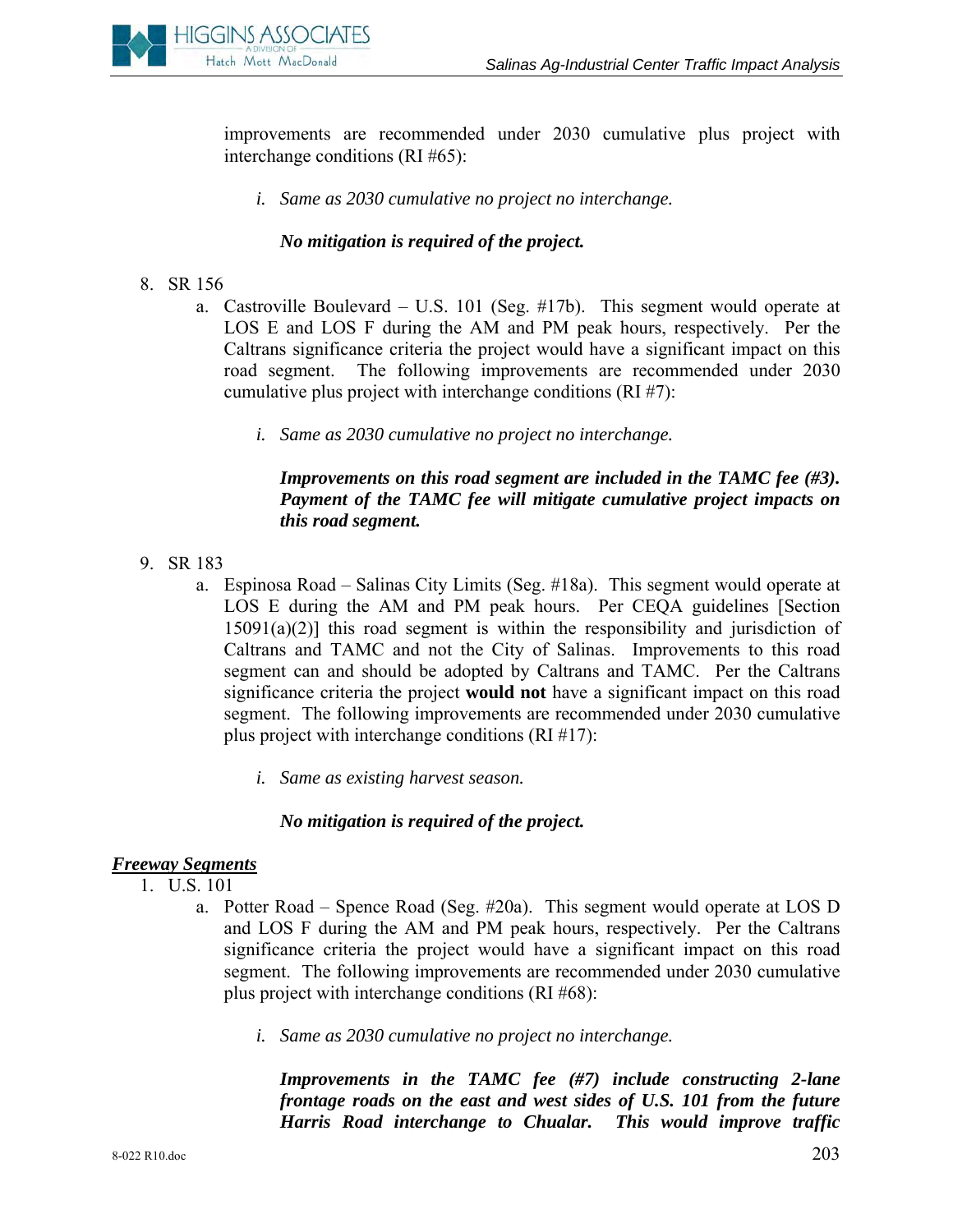improvements are recommended under 2030 cumulative plus project with interchange conditions (RI #65):

   i. *Same as 2030 cumulative no project no interchange.*

      ***No mitigation is required of the project.***

8. SR 156
   a. Castroville Boulevard – U.S. 101 (Seg. #17b). This segment would operate at LOS E and LOS F during the AM and PM peak hours, respectively. Per the Caltrans significance criteria the project would have a significant impact on this road segment. The following improvements are recommended under 2030 cumulative plus project with interchange conditions (RI #7):

      i. *Same as 2030 cumulative no project no interchange.*

         ***Improvements on this road segment are included in the TAMC fee (#3). Payment of the TAMC fee will mitigate cumulative project impacts on this road segment.***

9. SR 183
   a. Espinosa Road – Salinas City Limits (Seg. #18a). This segment would operate at LOS E during the AM and PM peak hours. Per CEQA guidelines [Section 15091(a)(2)] this road segment is within the responsibility and jurisdiction of Caltrans and TAMC and not the City of Salinas. Improvements to this road segment can and should be adopted by Caltrans and TAMC. Per the Caltrans significance criteria the project **would not** have a significant impact on this road segment. The following improvements are recommended under 2030 cumulative plus project with interchange conditions (RI #17):

      i. *Same as existing harvest season.*

         ***No mitigation is required of the project.***

***Freeway Segments***

1. U.S. 101
   a. Potter Road – Spence Road (Seg. #20a). This segment would operate at LOS D and LOS F during the AM and PM peak hours, respectively. Per the Caltrans significance criteria the project would have a significant impact on this road segment. The following improvements are recommended under 2030 cumulative plus project with interchange conditions (RI #68):

      i. *Same as 2030 cumulative no project no interchange.*

         ***Improvements in the TAMC fee (#7) include constructing 2-lane frontage roads on the east and west sides of U.S. 101 from the future Harris Road interchange to Chualar. This would improve traffic***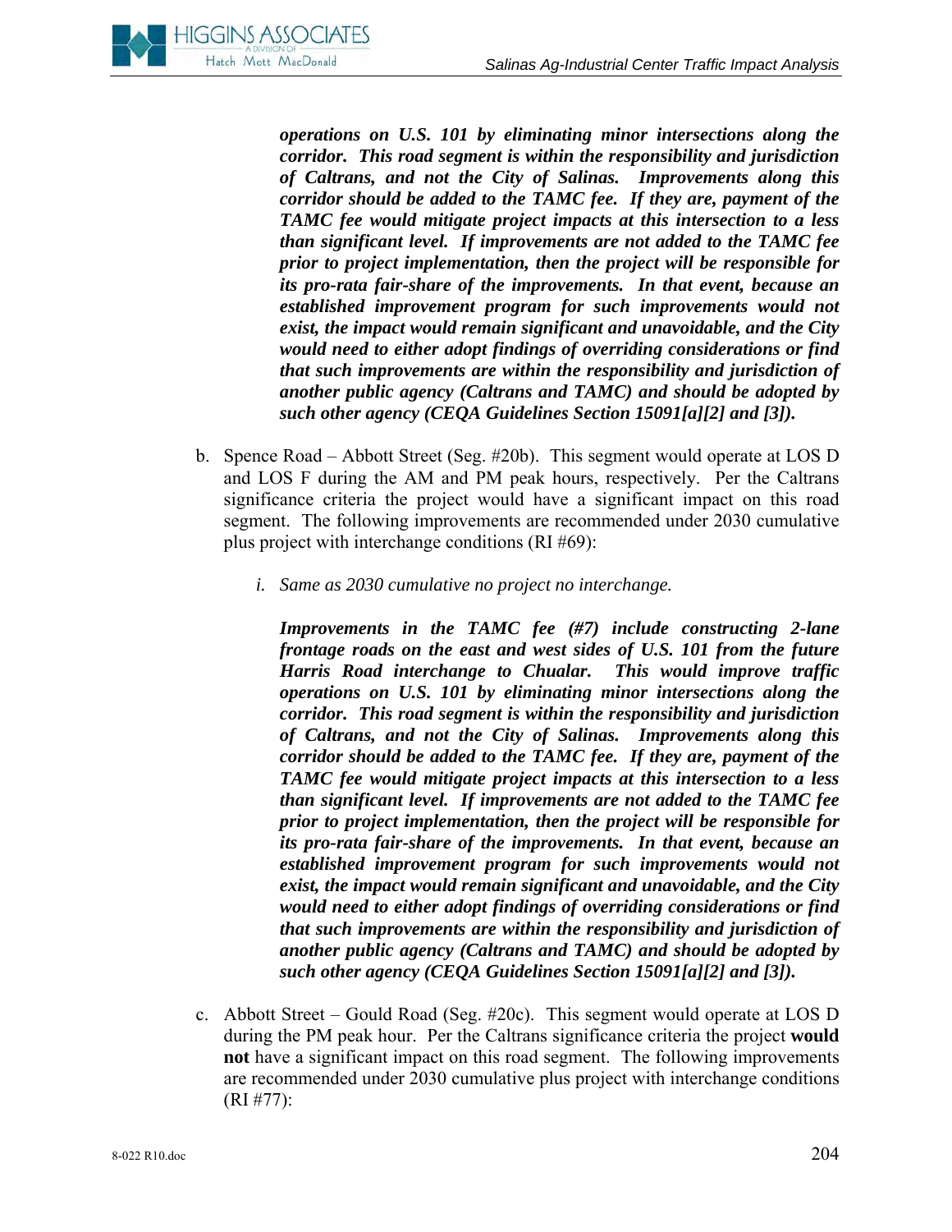***operations on U.S. 101 by eliminating minor intersections along the corridor. This road segment is within the responsibility and jurisdiction of Caltrans, and not the City of Salinas. Improvements along this corridor should be added to the TAMC fee. If they are, payment of the TAMC fee would mitigate project impacts at this intersection to a less than significant level. If improvements are not added to the TAMC fee prior to project implementation, then the project will be responsible for its pro-rata fair-share of the improvements. In that event, because an established improvement program for such improvements would not exist, the impact would remain significant and unavoidable, and the City would need to either adopt findings of overriding considerations or find that such improvements are within the responsibility and jurisdiction of another public agency (Caltrans and TAMC) and should be adopted by such other agency (CEQA Guidelines Section 15091[a][2] and [3]).***

b. Spence Road – Abbott Street (Seg. #20b). This segment would operate at LOS D and LOS F during the AM and PM peak hours, respectively. Per the Caltrans significance criteria the project would have a significant impact on this road segment. The following improvements are recommended under 2030 cumulative plus project with interchange conditions (RI #69):

   *i. Same as 2030 cumulative no project no interchange.*

   ***Improvements in the TAMC fee (#7) include constructing 2-lane frontage roads on the east and west sides of U.S. 101 from the future Harris Road interchange to Chualar. This would improve traffic operations on U.S. 101 by eliminating minor intersections along the corridor. This road segment is within the responsibility and jurisdiction of Caltrans, and not the City of Salinas. Improvements along this corridor should be added to the TAMC fee. If they are, payment of the TAMC fee would mitigate project impacts at this intersection to a less than significant level. If improvements are not added to the TAMC fee prior to project implementation, then the project will be responsible for its pro-rata fair-share of the improvements. In that event, because an established improvement program for such improvements would not exist, the impact would remain significant and unavoidable, and the City would need to either adopt findings of overriding considerations or find that such improvements are within the responsibility and jurisdiction of another public agency (Caltrans and TAMC) and should be adopted by such other agency (CEQA Guidelines Section 15091[a][2] and [3]).***

c. Abbott Street – Gould Road (Seg. #20c). This segment would operate at LOS D during the PM peak hour. Per the Caltrans significance criteria the project **would not** have a significant impact on this road segment. The following improvements are recommended under 2030 cumulative plus project with interchange conditions (RI #77):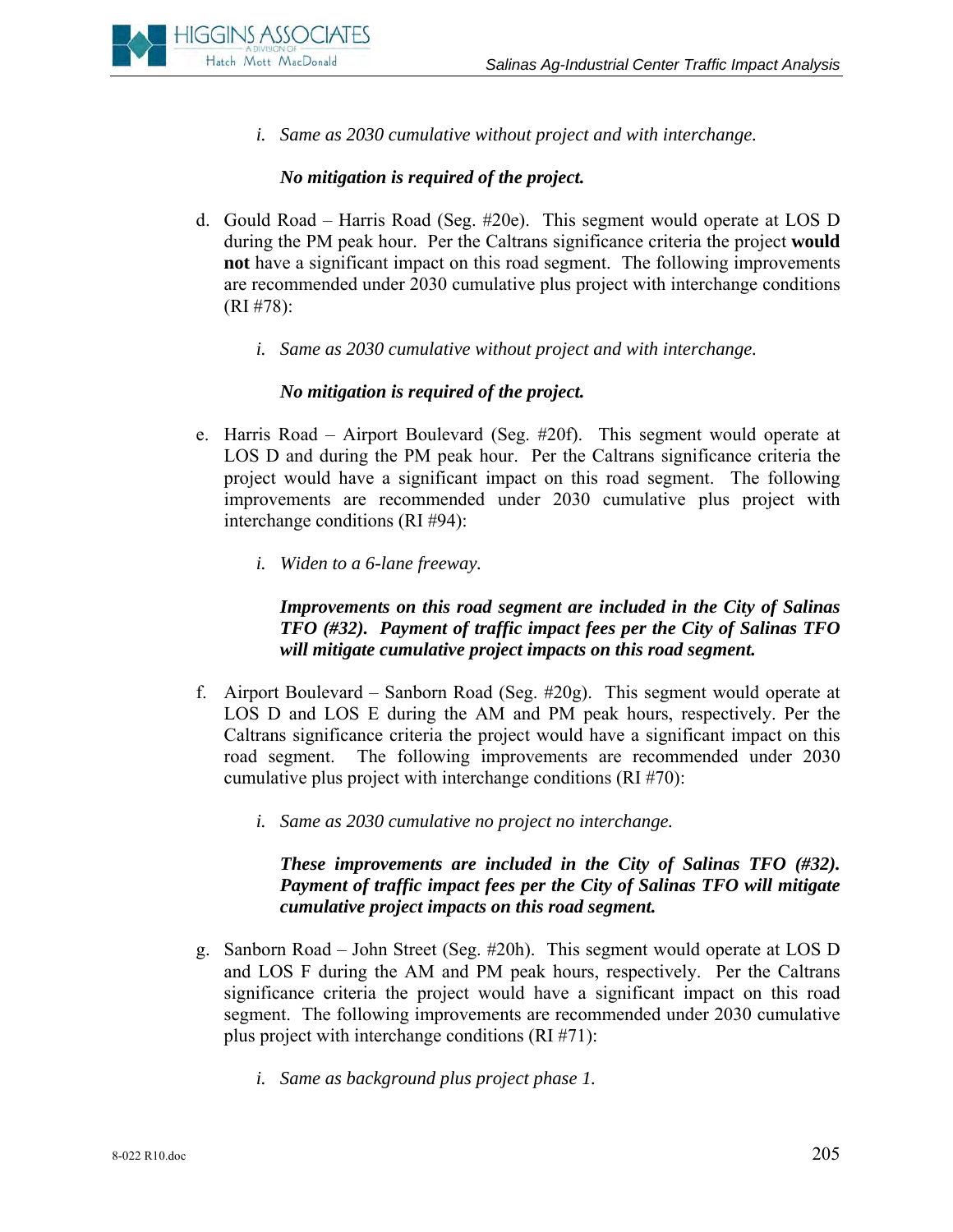i. *Same as 2030 cumulative without project and with interchange.*

***No mitigation is required of the project.***

d. Gould Road – Harris Road (Seg. #20e). This segment would operate at LOS D during the PM peak hour. Per the Caltrans significance criteria the project **would not** have a significant impact on this road segment. The following improvements are recommended under 2030 cumulative plus project with interchange conditions (RI #78):

   i. *Same as 2030 cumulative without project and with interchange.*

   ***No mitigation is required of the project.***

e. Harris Road – Airport Boulevard (Seg. #20f). This segment would operate at LOS D and during the PM peak hour. Per the Caltrans significance criteria the project would have a significant impact on this road segment. The following improvements are recommended under 2030 cumulative plus project with interchange conditions (RI #94):

   i. *Widen to a 6-lane freeway.*

   ***Improvements on this road segment are included in the City of Salinas TFO (#32). Payment of traffic impact fees per the City of Salinas TFO will mitigate cumulative project impacts on this road segment.***

f. Airport Boulevard – Sanborn Road (Seg. #20g). This segment would operate at LOS D and LOS E during the AM and PM peak hours, respectively. Per the Caltrans significance criteria the project would have a significant impact on this road segment. The following improvements are recommended under 2030 cumulative plus project with interchange conditions (RI #70):

   i. *Same as 2030 cumulative no project no interchange.*

   ***These improvements are included in the City of Salinas TFO (#32). Payment of traffic impact fees per the City of Salinas TFO will mitigate cumulative project impacts on this road segment.***

g. Sanborn Road – John Street (Seg. #20h). This segment would operate at LOS D and LOS F during the AM and PM peak hours, respectively. Per the Caltrans significance criteria the project would have a significant impact on this road segment. The following improvements are recommended under 2030 cumulative plus project with interchange conditions (RI #71):

   i. *Same as background plus project phase 1.*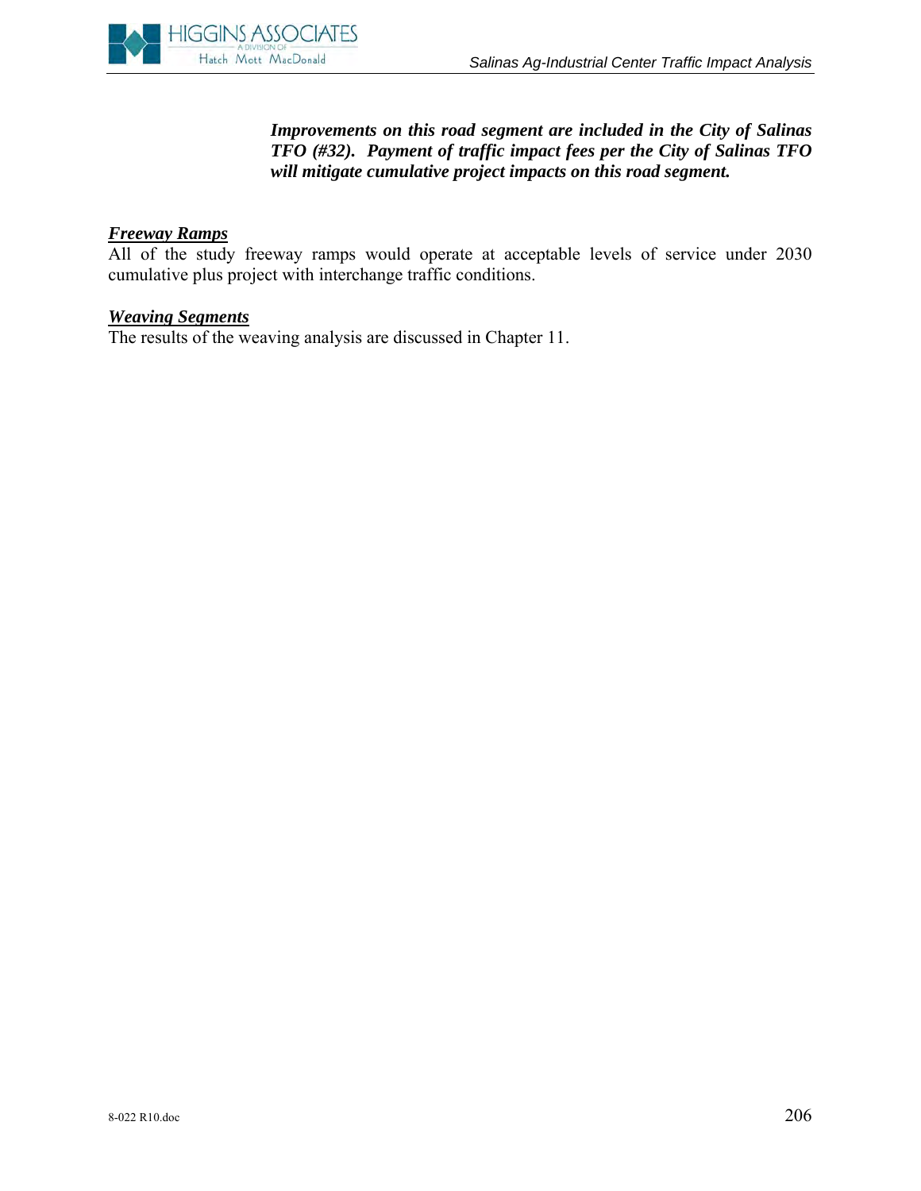***Improvements on this road segment are included in the City of Salinas TFO (#32). Payment of traffic impact fees per the City of Salinas TFO will mitigate cumulative project impacts on this road segment.***

***Freeway Ramps***

All of the study freeway ramps would operate at acceptable levels of service under 2030 cumulative plus project with interchange traffic conditions.

***Weaving Segments***

The results of the weaving analysis are discussed in Chapter 11.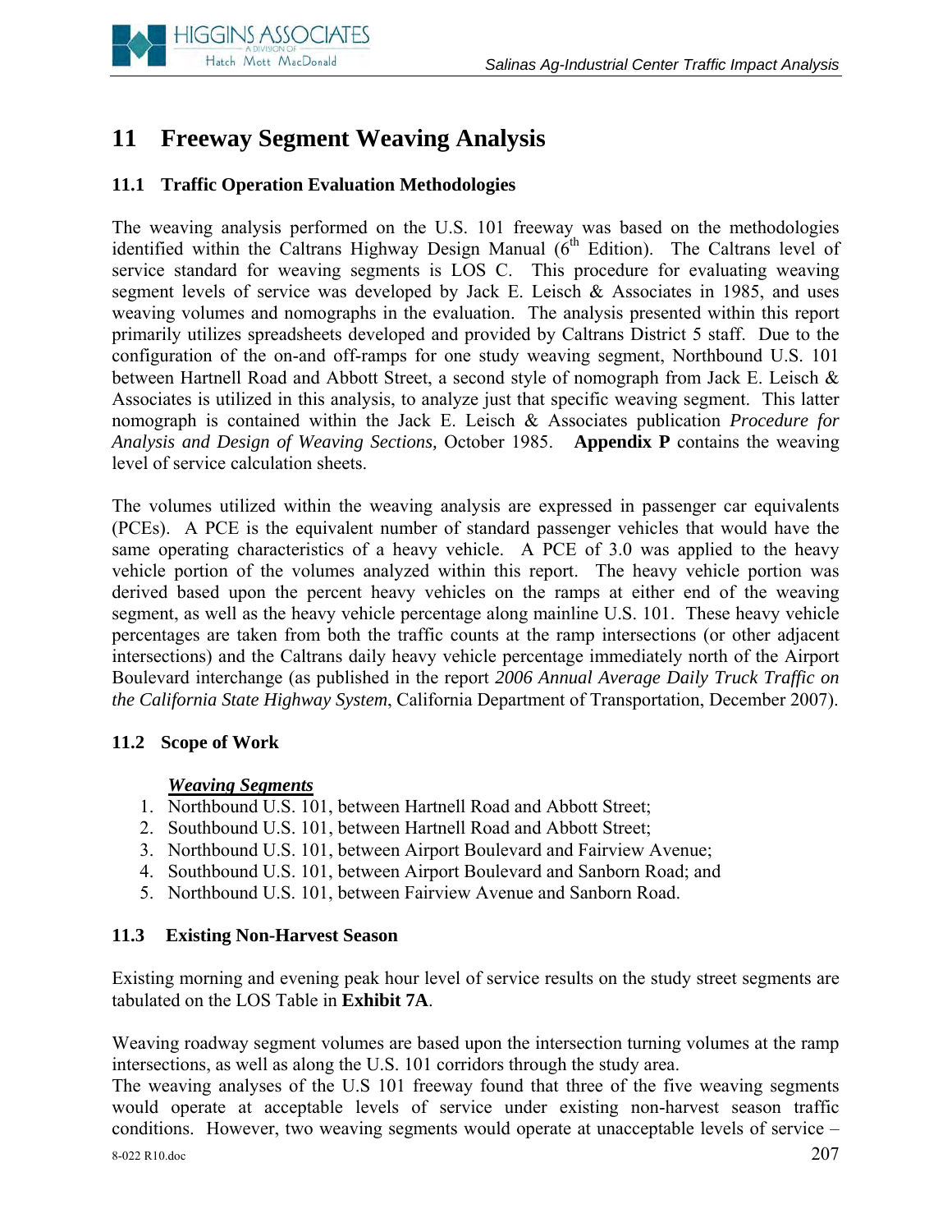# 11 Freeway Segment Weaving Analysis

## 11.1 Traffic Operation Evaluation Methodologies

The weaving analysis performed on the U.S. 101 freeway was based on the methodologies identified within the Caltrans Highway Design Manual (6th Edition). The Caltrans level of service standard for weaving segments is LOS C. This procedure for evaluating weaving segment levels of service was developed by Jack E. Leisch & Associates in 1985, and uses weaving volumes and nomographs in the evaluation. The analysis presented within this report primarily utilizes spreadsheets developed and provided by Caltrans District 5 staff. Due to the configuration of the on-and off-ramps for one study weaving segment, Northbound U.S. 101 between Hartnell Road and Abbott Street, a second style of nomograph from Jack E. Leisch & Associates is utilized in this analysis, to analyze just that specific weaving segment. This latter nomograph is contained within the Jack E. Leisch & Associates publication *Procedure for Analysis and Design of Weaving Sections,* October 1985. **Appendix P** contains the weaving level of service calculation sheets.

The volumes utilized within the weaving analysis are expressed in passenger car equivalents (PCEs). A PCE is the equivalent number of standard passenger vehicles that would have the same operating characteristics of a heavy vehicle. A PCE of 3.0 was applied to the heavy vehicle portion of the volumes analyzed within this report. The heavy vehicle portion was derived based upon the percent heavy vehicles on the ramps at either end of the weaving segment, as well as the heavy vehicle percentage along mainline U.S. 101. These heavy vehicle percentages are taken from both the traffic counts at the ramp intersections (or other adjacent intersections) and the Caltrans daily heavy vehicle percentage immediately north of the Airport Boulevard interchange (as published in the report *2006 Annual Average Daily Truck Traffic on the California State Highway System*, California Department of Transportation, December 2007).

## 11.2 Scope of Work

***Weaving Segments***

1. Northbound U.S. 101, between Hartnell Road and Abbott Street;
2. Southbound U.S. 101, between Hartnell Road and Abbott Street;
3. Northbound U.S. 101, between Airport Boulevard and Fairview Avenue;
4. Southbound U.S. 101, between Airport Boulevard and Sanborn Road; and
5. Northbound U.S. 101, between Fairview Avenue and Sanborn Road.

## 11.3 Existing Non-Harvest Season

Existing morning and evening peak hour level of service results on the study street segments are tabulated on the LOS Table in **Exhibit 7A**.

Weaving roadway segment volumes are based upon the intersection turning volumes at the ramp intersections, as well as along the U.S. 101 corridors through the study area.

The weaving analyses of the U.S 101 freeway found that three of the five weaving segments would operate at acceptable levels of service under existing non-harvest season traffic conditions. However, two weaving segments would operate at unacceptable levels of service –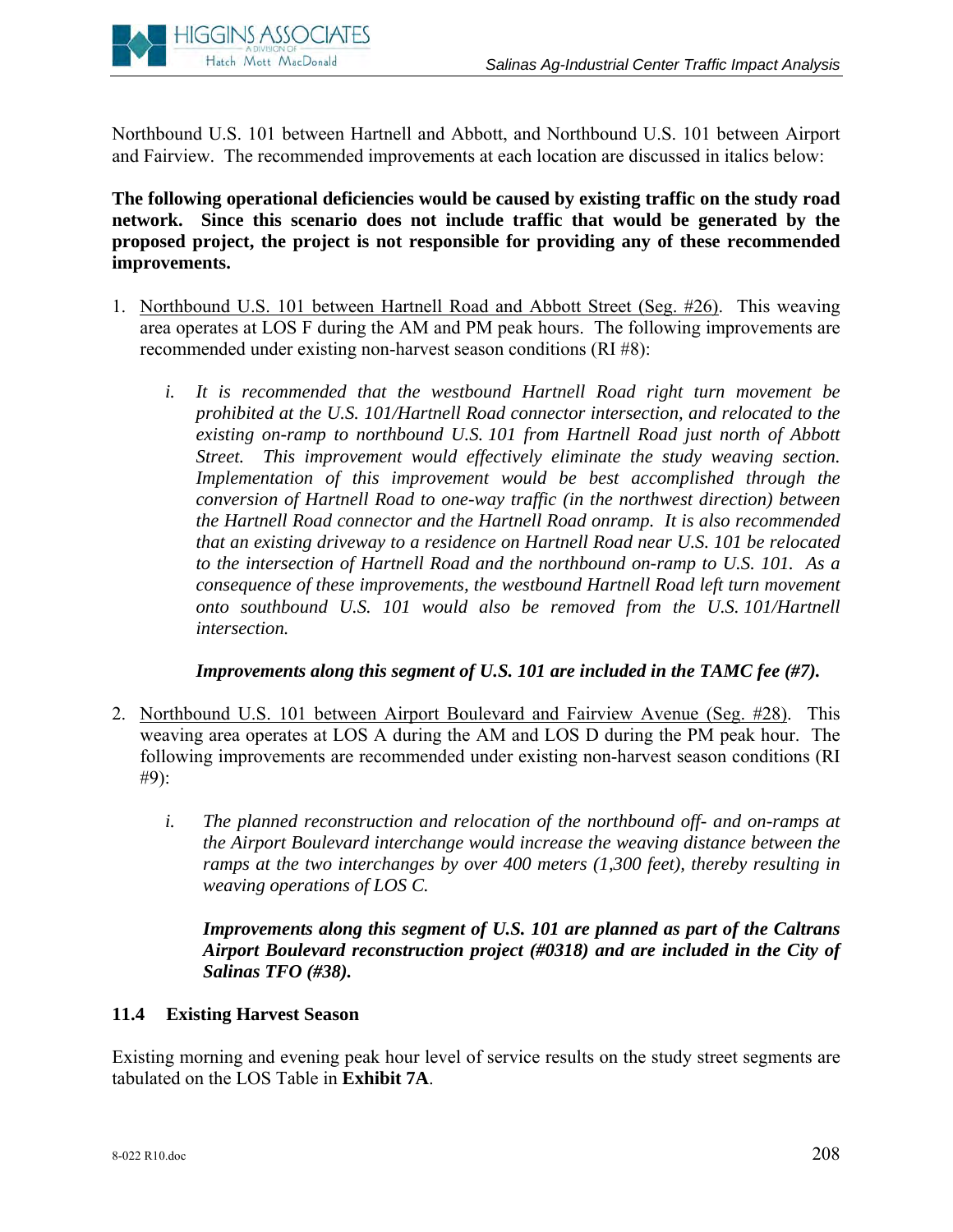Northbound U.S. 101 between Hartnell and Abbott, and Northbound U.S. 101 between Airport and Fairview. The recommended improvements at each location are discussed in italics below:

**The following operational deficiencies would be caused by existing traffic on the study road network. Since this scenario does not include traffic that would be generated by the proposed project, the project is not responsible for providing any of these recommended improvements.**

1. Northbound U.S. 101 between Hartnell Road and Abbott Street (Seg. #26). This weaving area operates at LOS F during the AM and PM peak hours. The following improvements are recommended under existing non-harvest season conditions (RI #8):

   i. *It is recommended that the westbound Hartnell Road right turn movement be prohibited at the U.S. 101/Hartnell Road connector intersection, and relocated to the existing on-ramp to northbound U.S. 101 from Hartnell Road just north of Abbott Street. This improvement would effectively eliminate the study weaving section. Implementation of this improvement would be best accomplished through the conversion of Hartnell Road to one-way traffic (in the northwest direction) between the Hartnell Road connector and the Hartnell Road onramp. It is also recommended that an existing driveway to a residence on Hartnell Road near U.S. 101 be relocated to the intersection of Hartnell Road and the northbound on-ramp to U.S. 101. As a consequence of these improvements, the westbound Hartnell Road left turn movement onto southbound U.S. 101 would also be removed from the U.S. 101/Hartnell intersection.*

   ***Improvements along this segment of U.S. 101 are included in the TAMC fee (#7).***

2. Northbound U.S. 101 between Airport Boulevard and Fairview Avenue (Seg. #28). This weaving area operates at LOS A during the AM and LOS D during the PM peak hour. The following improvements are recommended under existing non-harvest season conditions (RI #9):

   i. *The planned reconstruction and relocation of the northbound off- and on-ramps at the Airport Boulevard interchange would increase the weaving distance between the ramps at the two interchanges by over 400 meters (1,300 feet), thereby resulting in weaving operations of LOS C.*

   ***Improvements along this segment of U.S. 101 are planned as part of the Caltrans Airport Boulevard reconstruction project (#0318) and are included in the City of Salinas TFO (#38).***

### 11.4 Existing Harvest Season

Existing morning and evening peak hour level of service results on the study street segments are tabulated on the LOS Table in **Exhibit 7A**.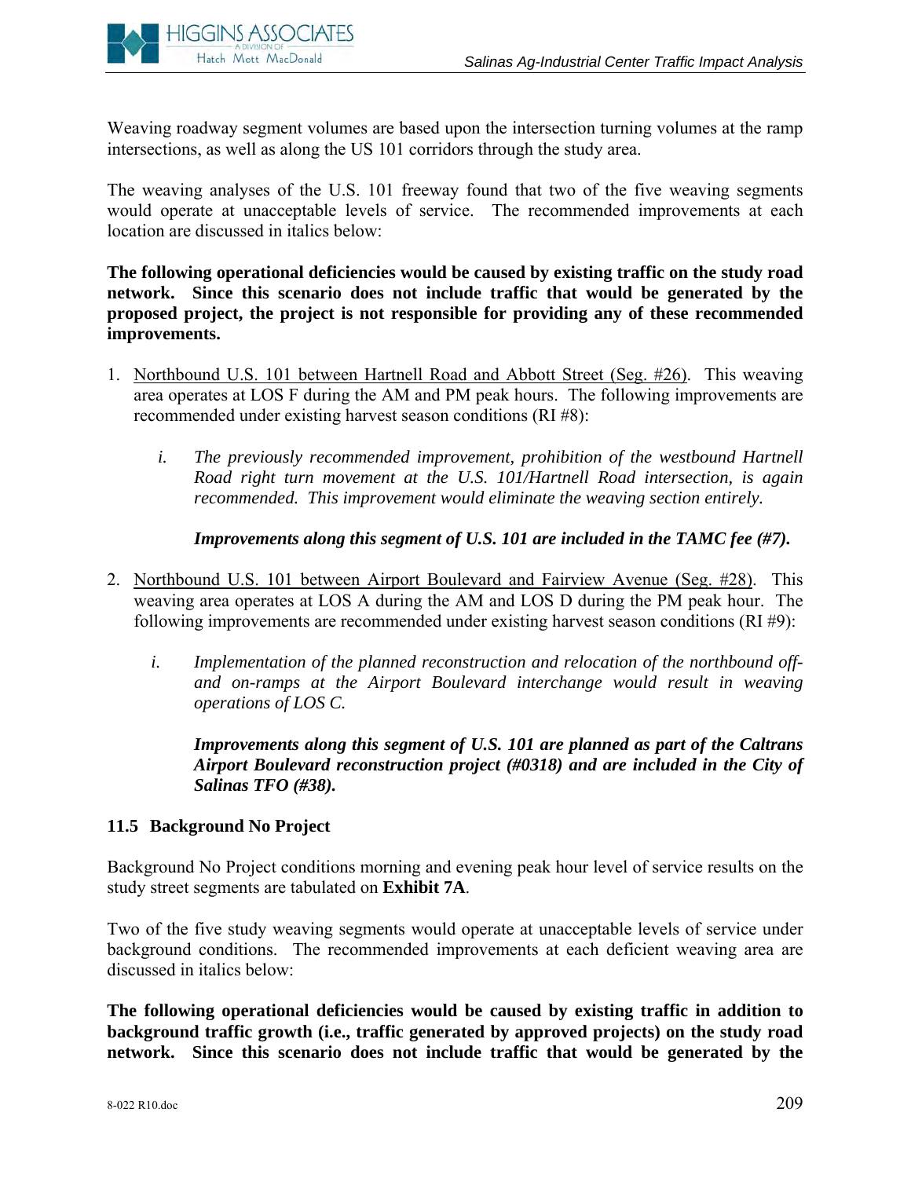Weaving roadway segment volumes are based upon the intersection turning volumes at the ramp intersections, as well as along the US 101 corridors through the study area.

The weaving analyses of the U.S. 101 freeway found that two of the five weaving segments would operate at unacceptable levels of service. The recommended improvements at each location are discussed in italics below:

**The following operational deficiencies would be caused by existing traffic on the study road network. Since this scenario does not include traffic that would be generated by the proposed project, the project is not responsible for providing any of these recommended improvements.**

1. <u>Northbound U.S. 101 between Hartnell Road and Abbott Street (Seg. #26)</u>. This weaving area operates at LOS F during the AM and PM peak hours. The following improvements are recommended under existing harvest season conditions (RI #8):

   i. *The previously recommended improvement, prohibition of the westbound Hartnell Road right turn movement at the U.S. 101/Hartnell Road intersection, is again recommended. This improvement would eliminate the weaving section entirely.*

   ***Improvements along this segment of U.S. 101 are included in the TAMC fee (#7).***

2. <u>Northbound U.S. 101 between Airport Boulevard and Fairview Avenue (Seg. #28)</u>. This weaving area operates at LOS A during the AM and LOS D during the PM peak hour. The following improvements are recommended under existing harvest season conditions (RI #9):

   i. *Implementation of the planned reconstruction and relocation of the northbound off- and on-ramps at the Airport Boulevard interchange would result in weaving operations of LOS C.*

   ***Improvements along this segment of U.S. 101 are planned as part of the Caltrans Airport Boulevard reconstruction project (#0318) and are included in the City of Salinas TFO (#38).***

### 11.5 Background No Project

Background No Project conditions morning and evening peak hour level of service results on the study street segments are tabulated on **Exhibit 7A**.

Two of the five study weaving segments would operate at unacceptable levels of service under background conditions. The recommended improvements at each deficient weaving area are discussed in italics below:

**The following operational deficiencies would be caused by existing traffic in addition to background traffic growth (i.e., traffic generated by approved projects) on the study road network. Since this scenario does not include traffic that would be generated by the**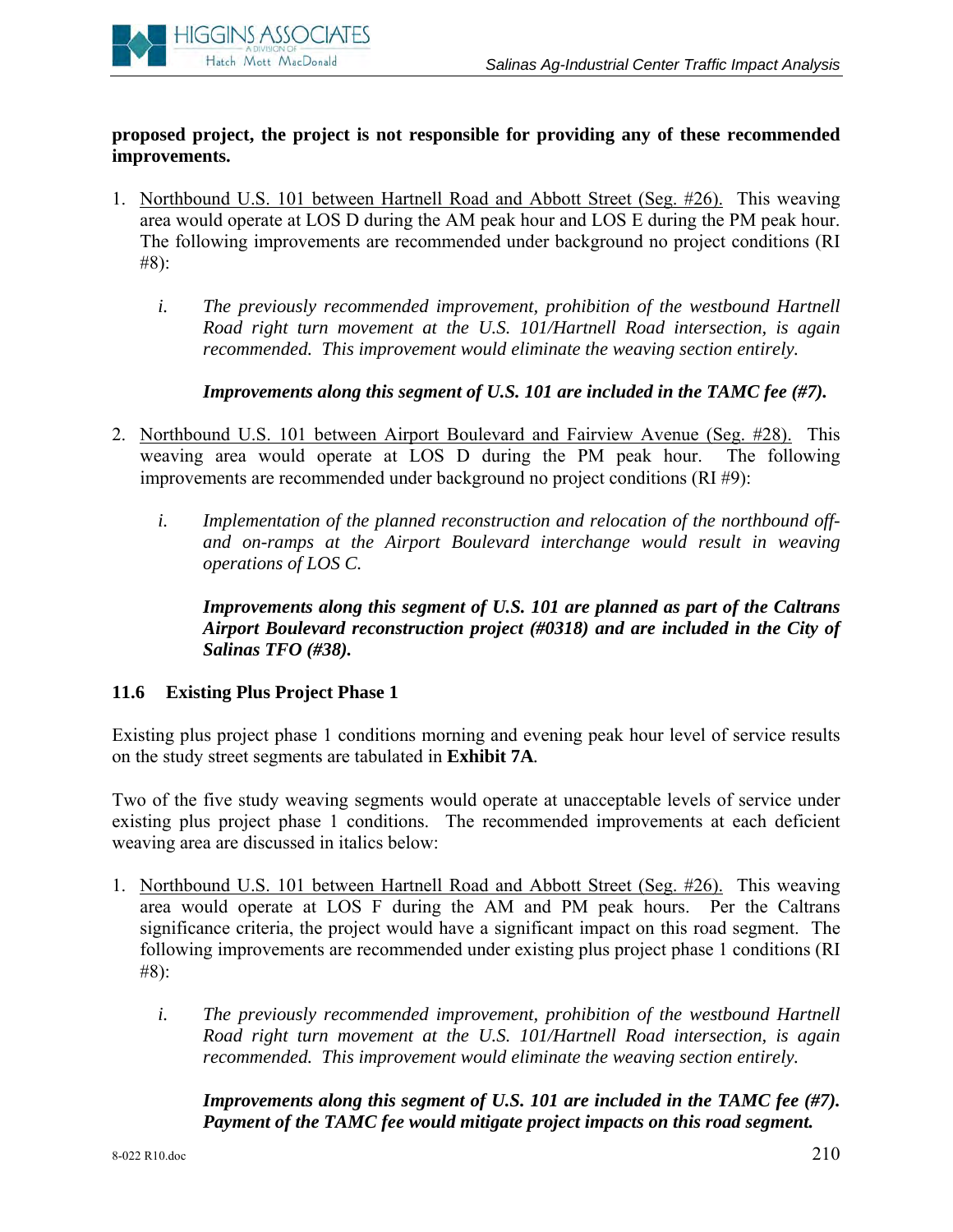**proposed project, the project is not responsible for providing any of these recommended improvements.**

1. Northbound U.S. 101 between Hartnell Road and Abbott Street (Seg. #26). This weaving area would operate at LOS D during the AM peak hour and LOS E during the PM peak hour. The following improvements are recommended under background no project conditions (RI #8):

   i. *The previously recommended improvement, prohibition of the westbound Hartnell Road right turn movement at the U.S. 101/Hartnell Road intersection, is again recommended. This improvement would eliminate the weaving section entirely.*

   ***Improvements along this segment of U.S. 101 are included in the TAMC fee (#7).***

2. Northbound U.S. 101 between Airport Boulevard and Fairview Avenue (Seg. #28). This weaving area would operate at LOS D during the PM peak hour. The following improvements are recommended under background no project conditions (RI #9):

   i. *Implementation of the planned reconstruction and relocation of the northbound off- and on-ramps at the Airport Boulevard interchange would result in weaving operations of LOS C.*

   ***Improvements along this segment of U.S. 101 are planned as part of the Caltrans Airport Boulevard reconstruction project (#0318) and are included in the City of Salinas TFO (#38).***

### 11.6 Existing Plus Project Phase 1

Existing plus project phase 1 conditions morning and evening peak hour level of service results on the study street segments are tabulated in **Exhibit 7A**.

Two of the five study weaving segments would operate at unacceptable levels of service under existing plus project phase 1 conditions. The recommended improvements at each deficient weaving area are discussed in italics below:

1. Northbound U.S. 101 between Hartnell Road and Abbott Street (Seg. #26). This weaving area would operate at LOS F during the AM and PM peak hours. Per the Caltrans significance criteria, the project would have a significant impact on this road segment. The following improvements are recommended under existing plus project phase 1 conditions (RI #8):

   i. *The previously recommended improvement, prohibition of the westbound Hartnell Road right turn movement at the U.S. 101/Hartnell Road intersection, is again recommended. This improvement would eliminate the weaving section entirely.*

   ***Improvements along this segment of U.S. 101 are included in the TAMC fee (#7). Payment of the TAMC fee would mitigate project impacts on this road segment.***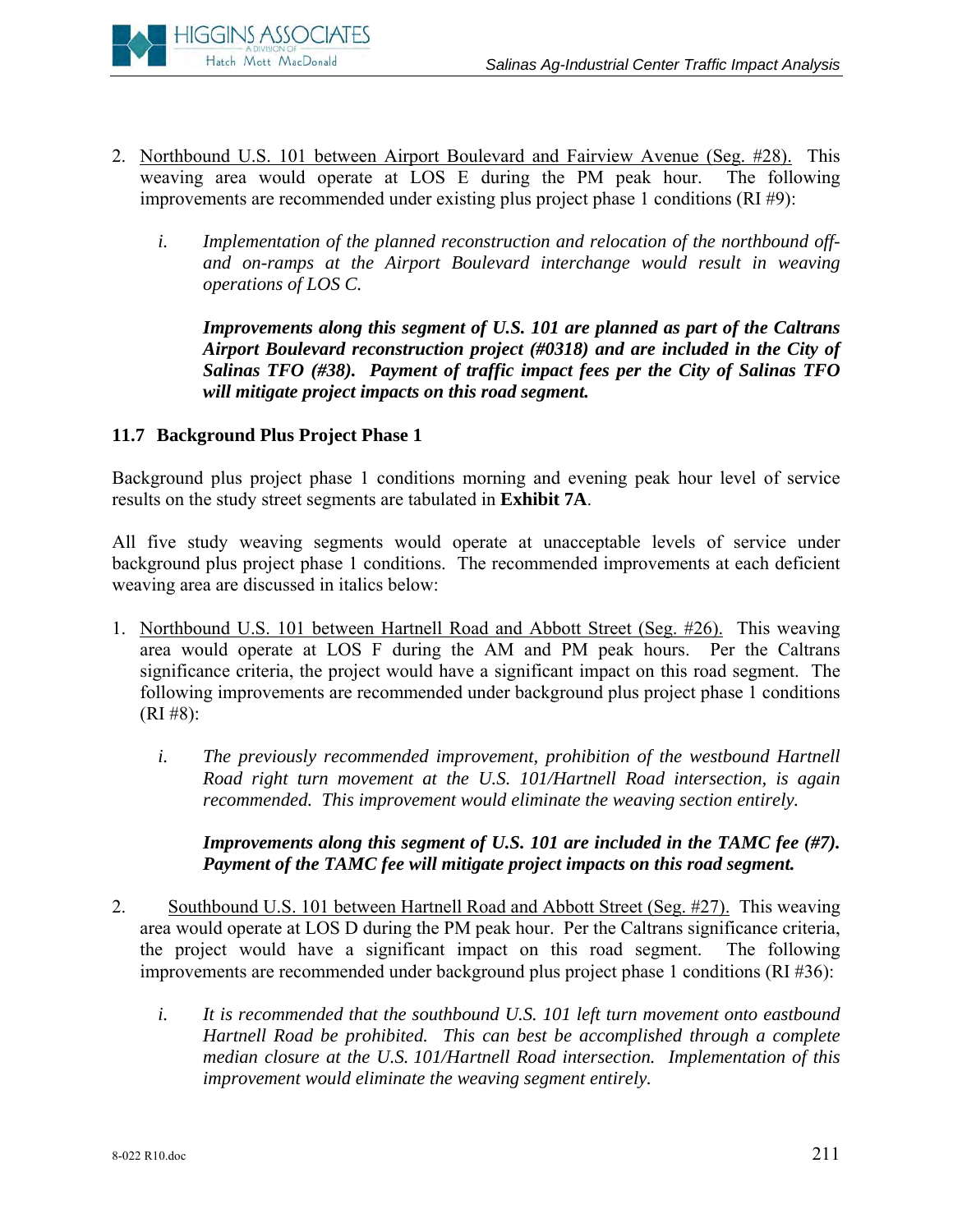2. Northbound U.S. 101 between Airport Boulevard and Fairview Avenue (Seg. #28). This weaving area would operate at LOS E during the PM peak hour. The following improvements are recommended under existing plus project phase 1 conditions (RI #9):

   *i. Implementation of the planned reconstruction and relocation of the northbound off- and on-ramps at the Airport Boulevard interchange would result in weaving operations of LOS C.*

   ***Improvements along this segment of U.S. 101 are planned as part of the Caltrans Airport Boulevard reconstruction project (#0318) and are included in the City of Salinas TFO (#38). Payment of traffic impact fees per the City of Salinas TFO will mitigate project impacts on this road segment.***

### 11.7 Background Plus Project Phase 1

Background plus project phase 1 conditions morning and evening peak hour level of service results on the study street segments are tabulated in **Exhibit 7A**.

All five study weaving segments would operate at unacceptable levels of service under background plus project phase 1 conditions. The recommended improvements at each deficient weaving area are discussed in italics below:

1. Northbound U.S. 101 between Hartnell Road and Abbott Street (Seg. #26). This weaving area would operate at LOS F during the AM and PM peak hours. Per the Caltrans significance criteria, the project would have a significant impact on this road segment. The following improvements are recommended under background plus project phase 1 conditions (RI #8):

   *i. The previously recommended improvement, prohibition of the westbound Hartnell Road right turn movement at the U.S. 101/Hartnell Road intersection, is again recommended. This improvement would eliminate the weaving section entirely.*

   ***Improvements along this segment of U.S. 101 are included in the TAMC fee (#7). Payment of the TAMC fee will mitigate project impacts on this road segment.***

2. Southbound U.S. 101 between Hartnell Road and Abbott Street (Seg. #27). This weaving area would operate at LOS D during the PM peak hour. Per the Caltrans significance criteria, the project would have a significant impact on this road segment. The following improvements are recommended under background plus project phase 1 conditions (RI #36):

   *i. It is recommended that the southbound U.S. 101 left turn movement onto eastbound Hartnell Road be prohibited. This can best be accomplished through a complete median closure at the U.S. 101/Hartnell Road intersection. Implementation of this improvement would eliminate the weaving segment entirely.*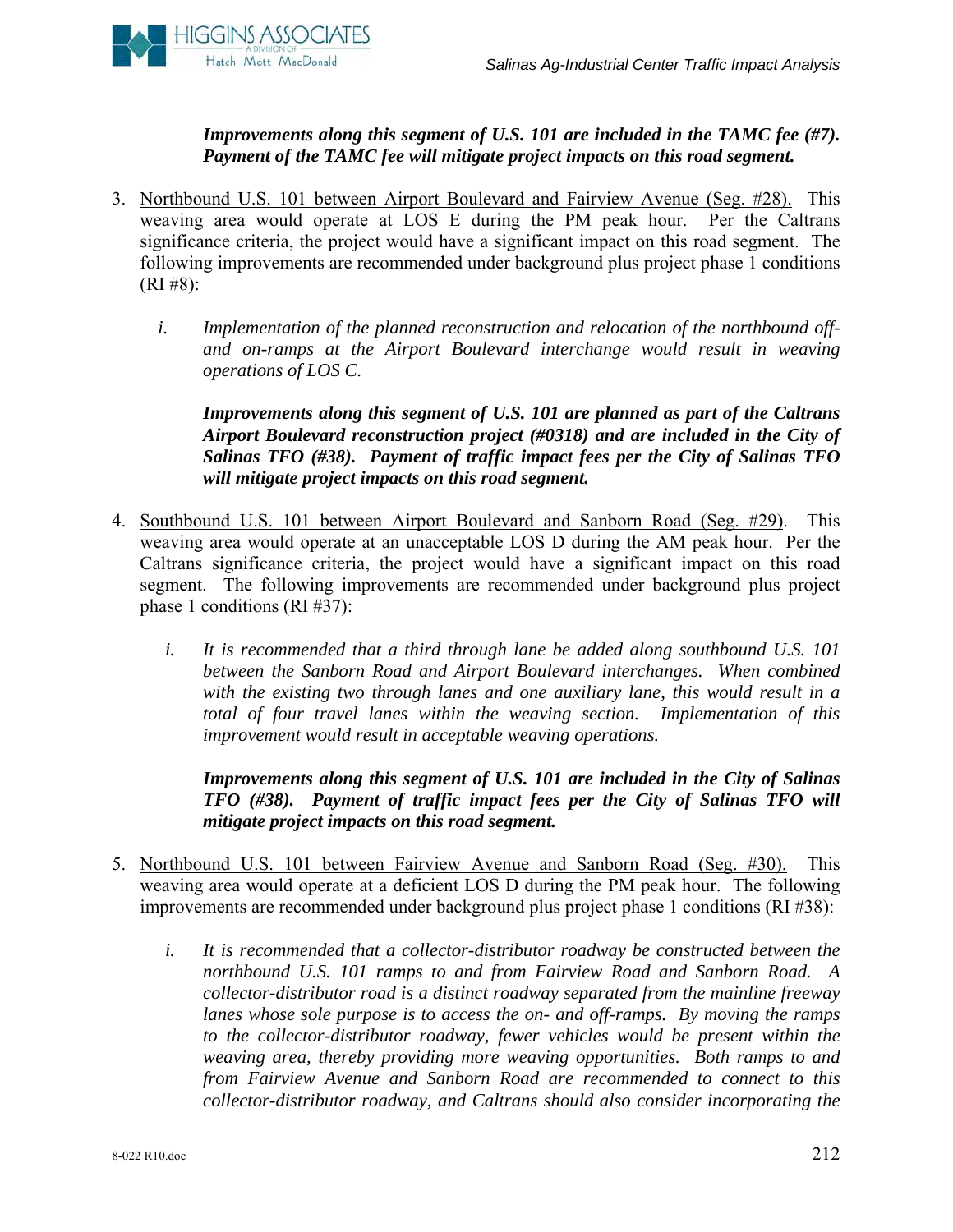***Improvements along this segment of U.S. 101 are included in the TAMC fee (#7). Payment of the TAMC fee will mitigate project impacts on this road segment.***

3. <u>Northbound U.S. 101 between Airport Boulevard and Fairview Avenue (Seg. #28).</u> This weaving area would operate at LOS E during the PM peak hour. Per the Caltrans significance criteria, the project would have a significant impact on this road segment. The following improvements are recommended under background plus project phase 1 conditions (RI #8):

   *i. Implementation of the planned reconstruction and relocation of the northbound off- and on-ramps at the Airport Boulevard interchange would result in weaving operations of LOS C.*

   ***Improvements along this segment of U.S. 101 are planned as part of the Caltrans Airport Boulevard reconstruction project (#0318) and are included in the City of Salinas TFO (#38). Payment of traffic impact fees per the City of Salinas TFO will mitigate project impacts on this road segment.***

4. <u>Southbound U.S. 101 between Airport Boulevard and Sanborn Road (Seg. #29).</u> This weaving area would operate at an unacceptable LOS D during the AM peak hour. Per the Caltrans significance criteria, the project would have a significant impact on this road segment. The following improvements are recommended under background plus project phase 1 conditions (RI #37):

   *i. It is recommended that a third through lane be added along southbound U.S. 101 between the Sanborn Road and Airport Boulevard interchanges. When combined with the existing two through lanes and one auxiliary lane, this would result in a total of four travel lanes within the weaving section. Implementation of this improvement would result in acceptable weaving operations.*

   ***Improvements along this segment of U.S. 101 are included in the City of Salinas TFO (#38). Payment of traffic impact fees per the City of Salinas TFO will mitigate project impacts on this road segment.***

5. <u>Northbound U.S. 101 between Fairview Avenue and Sanborn Road (Seg. #30).</u> This weaving area would operate at a deficient LOS D during the PM peak hour. The following improvements are recommended under background plus project phase 1 conditions (RI #38):

   *i. It is recommended that a collector-distributor roadway be constructed between the northbound U.S. 101 ramps to and from Fairview Road and Sanborn Road. A collector-distributor road is a distinct roadway separated from the mainline freeway lanes whose sole purpose is to access the on- and off-ramps. By moving the ramps to the collector-distributor roadway, fewer vehicles would be present within the weaving area, thereby providing more weaving opportunities. Both ramps to and from Fairview Avenue and Sanborn Road are recommended to connect to this collector-distributor roadway, and Caltrans should also consider incorporating the*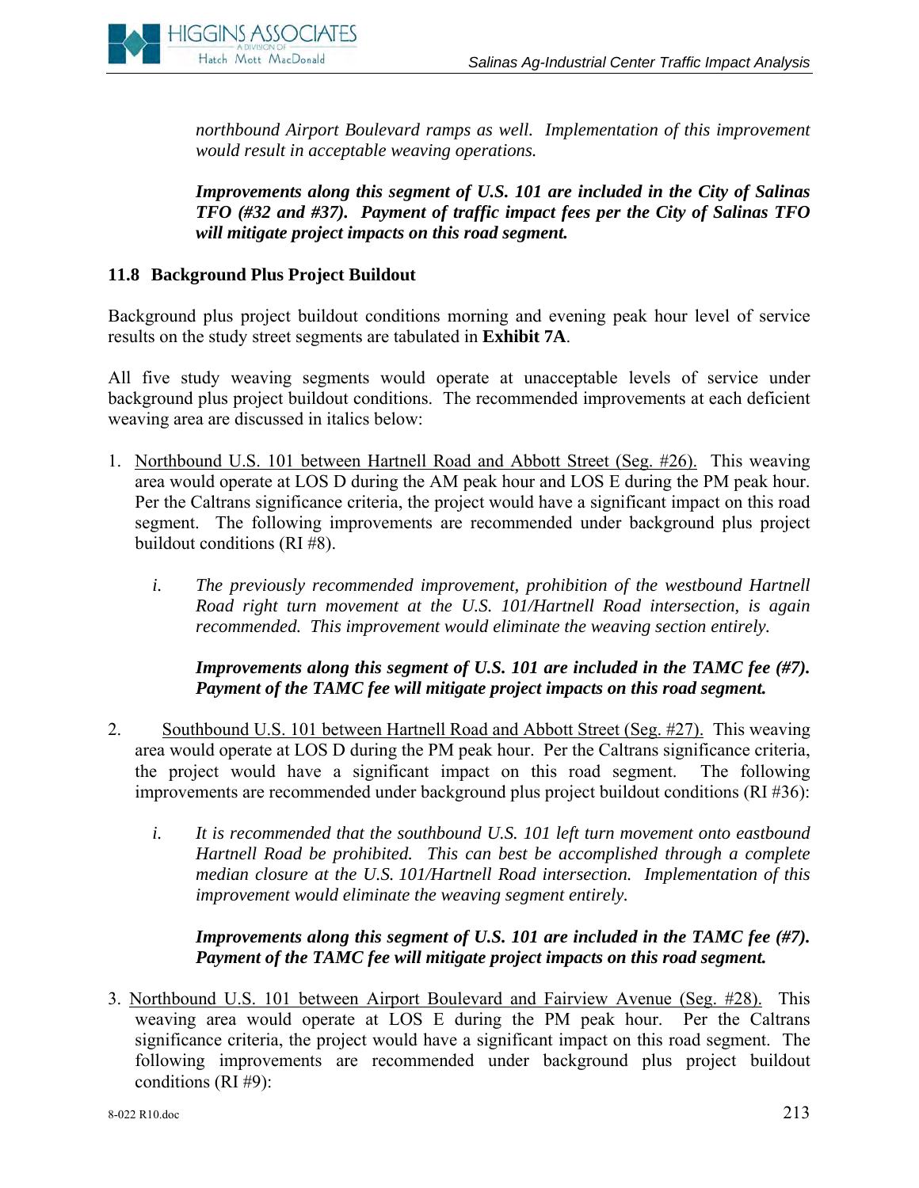*northbound Airport Boulevard ramps as well. Implementation of this improvement would result in acceptable weaving operations.*

***Improvements along this segment of U.S. 101 are included in the City of Salinas TFO (#32 and #37). Payment of traffic impact fees per the City of Salinas TFO will mitigate project impacts on this road segment.***

### 11.8 Background Plus Project Buildout

Background plus project buildout conditions morning and evening peak hour level of service results on the study street segments are tabulated in **Exhibit 7A**.

All five study weaving segments would operate at unacceptable levels of service under background plus project buildout conditions. The recommended improvements at each deficient weaving area are discussed in italics below:

1. <u>Northbound U.S. 101 between Hartnell Road and Abbott Street (Seg. #26).</u> This weaving area would operate at LOS D during the AM peak hour and LOS E during the PM peak hour. Per the Caltrans significance criteria, the project would have a significant impact on this road segment. The following improvements are recommended under background plus project buildout conditions (RI #8).

   i. *The previously recommended improvement, prohibition of the westbound Hartnell Road right turn movement at the U.S. 101/Hartnell Road intersection, is again recommended. This improvement would eliminate the weaving section entirely.*

   ***Improvements along this segment of U.S. 101 are included in the TAMC fee (#7). Payment of the TAMC fee will mitigate project impacts on this road segment.***

2. <u>Southbound U.S. 101 between Hartnell Road and Abbott Street (Seg. #27).</u> This weaving area would operate at LOS D during the PM peak hour. Per the Caltrans significance criteria, the project would have a significant impact on this road segment. The following improvements are recommended under background plus project buildout conditions (RI #36):

   i. *It is recommended that the southbound U.S. 101 left turn movement onto eastbound Hartnell Road be prohibited. This can best be accomplished through a complete median closure at the U.S. 101/Hartnell Road intersection. Implementation of this improvement would eliminate the weaving segment entirely.*

   ***Improvements along this segment of U.S. 101 are included in the TAMC fee (#7). Payment of the TAMC fee will mitigate project impacts on this road segment.***

3. <u>Northbound U.S. 101 between Airport Boulevard and Fairview Avenue (Seg. #28).</u> This weaving area would operate at LOS E during the PM peak hour. Per the Caltrans significance criteria, the project would have a significant impact on this road segment. The following improvements are recommended under background plus project buildout conditions (RI #9):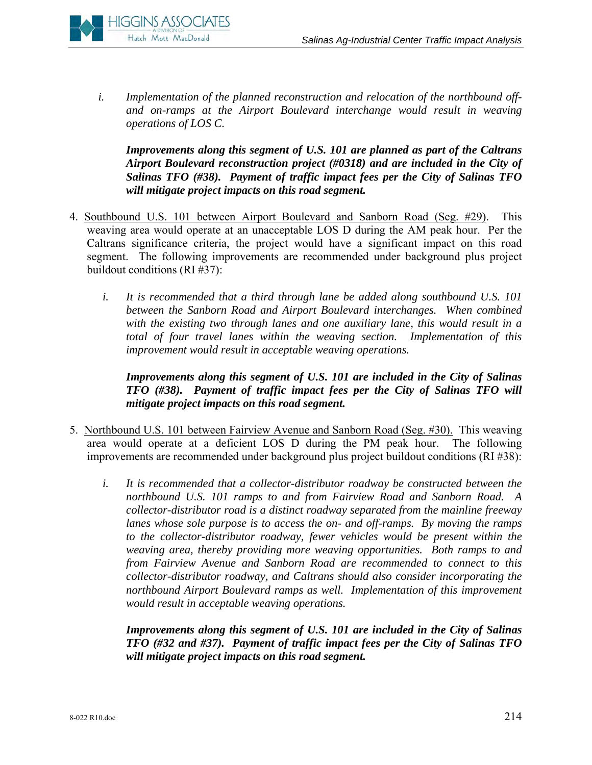*i. Implementation of the planned reconstruction and relocation of the northbound off- and on-ramps at the Airport Boulevard interchange would result in weaving operations of LOS C.*

***Improvements along this segment of U.S. 101 are planned as part of the Caltrans Airport Boulevard reconstruction project (#0318) and are included in the City of Salinas TFO (#38). Payment of traffic impact fees per the City of Salinas TFO will mitigate project impacts on this road segment.***

4. Southbound U.S. 101 between Airport Boulevard and Sanborn Road (Seg. #29). This weaving area would operate at an unacceptable LOS D during the AM peak hour. Per the Caltrans significance criteria, the project would have a significant impact on this road segment. The following improvements are recommended under background plus project buildout conditions (RI #37):

   *i. It is recommended that a third through lane be added along southbound U.S. 101 between the Sanborn Road and Airport Boulevard interchanges. When combined with the existing two through lanes and one auxiliary lane, this would result in a total of four travel lanes within the weaving section. Implementation of this improvement would result in acceptable weaving operations.*

   ***Improvements along this segment of U.S. 101 are included in the City of Salinas TFO (#38). Payment of traffic impact fees per the City of Salinas TFO will mitigate project impacts on this road segment.***

5. Northbound U.S. 101 between Fairview Avenue and Sanborn Road (Seg. #30). This weaving area would operate at a deficient LOS D during the PM peak hour. The following improvements are recommended under background plus project buildout conditions (RI #38):

   *i. It is recommended that a collector-distributor roadway be constructed between the northbound U.S. 101 ramps to and from Fairview Road and Sanborn Road. A collector-distributor road is a distinct roadway separated from the mainline freeway lanes whose sole purpose is to access the on- and off-ramps. By moving the ramps to the collector-distributor roadway, fewer vehicles would be present within the weaving area, thereby providing more weaving opportunities. Both ramps to and from Fairview Avenue and Sanborn Road are recommended to connect to this collector-distributor roadway, and Caltrans should also consider incorporating the northbound Airport Boulevard ramps as well. Implementation of this improvement would result in acceptable weaving operations.*

   ***Improvements along this segment of U.S. 101 are included in the City of Salinas TFO (#32 and #37). Payment of traffic impact fees per the City of Salinas TFO will mitigate project impacts on this road segment.***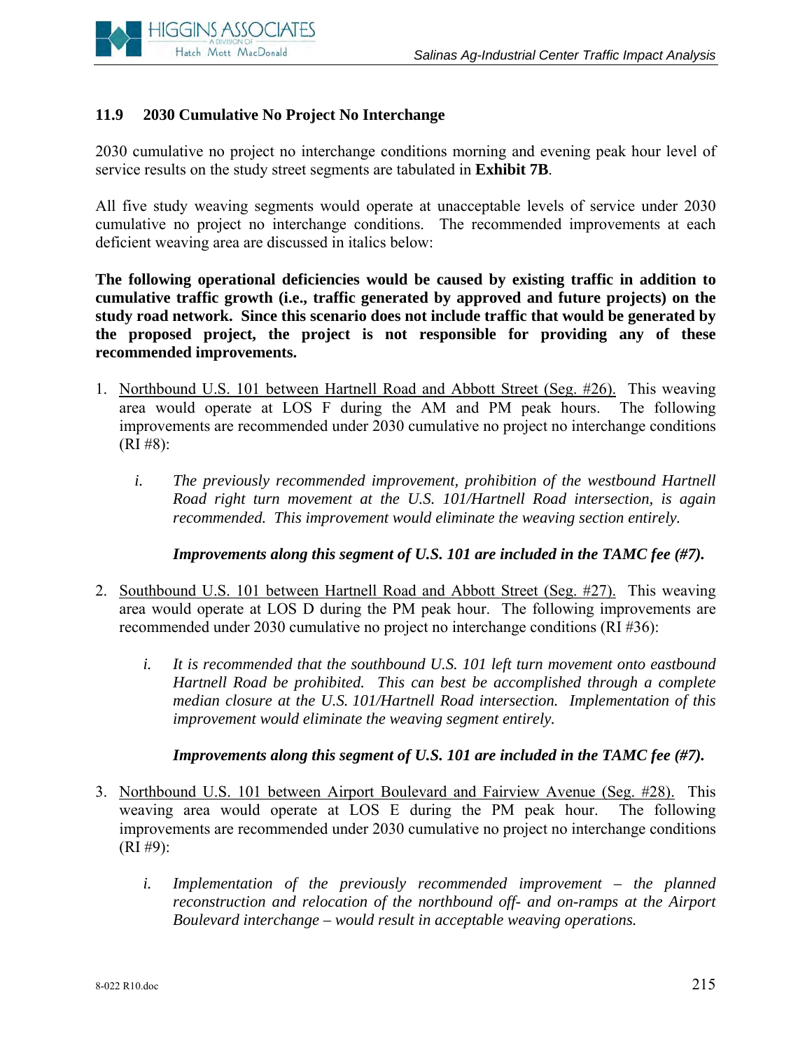### 11.9 2030 Cumulative No Project No Interchange

2030 cumulative no project no interchange conditions morning and evening peak hour level of service results on the study street segments are tabulated in **Exhibit 7B**.

All five study weaving segments would operate at unacceptable levels of service under 2030 cumulative no project no interchange conditions. The recommended improvements at each deficient weaving area are discussed in italics below:

**The following operational deficiencies would be caused by existing traffic in addition to cumulative traffic growth (i.e., traffic generated by approved and future projects) on the study road network. Since this scenario does not include traffic that would be generated by the proposed project, the project is not responsible for providing any of these recommended improvements.**

1. Northbound U.S. 101 between Hartnell Road and Abbott Street (Seg. #26). This weaving area would operate at LOS F during the AM and PM peak hours. The following improvements are recommended under 2030 cumulative no project no interchange conditions (RI #8):

   i. *The previously recommended improvement, prohibition of the westbound Hartnell Road right turn movement at the U.S. 101/Hartnell Road intersection, is again recommended. This improvement would eliminate the weaving section entirely.*

   ***Improvements along this segment of U.S. 101 are included in the TAMC fee (#7).***

2. Southbound U.S. 101 between Hartnell Road and Abbott Street (Seg. #27). This weaving area would operate at LOS D during the PM peak hour. The following improvements are recommended under 2030 cumulative no project no interchange conditions (RI #36):

   i. *It is recommended that the southbound U.S. 101 left turn movement onto eastbound Hartnell Road be prohibited. This can best be accomplished through a complete median closure at the U.S. 101/Hartnell Road intersection. Implementation of this improvement would eliminate the weaving segment entirely.*

   ***Improvements along this segment of U.S. 101 are included in the TAMC fee (#7).***

3. Northbound U.S. 101 between Airport Boulevard and Fairview Avenue (Seg. #28). This weaving area would operate at LOS E during the PM peak hour. The following improvements are recommended under 2030 cumulative no project no interchange conditions (RI #9):

   i. *Implementation of the previously recommended improvement – the planned reconstruction and relocation of the northbound off- and on-ramps at the Airport Boulevard interchange – would result in acceptable weaving operations.*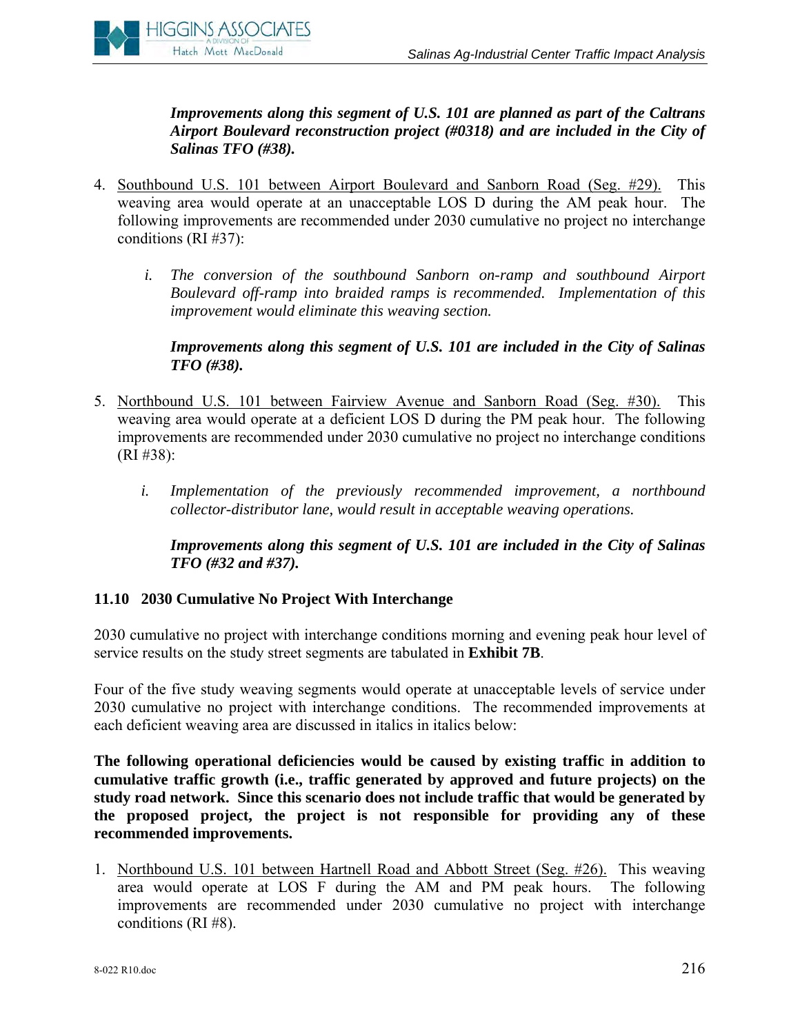***Improvements along this segment of U.S. 101 are planned as part of the Caltrans Airport Boulevard reconstruction project (#0318) and are included in the City of Salinas TFO (#38).***

4. <u>Southbound U.S. 101 between Airport Boulevard and Sanborn Road (Seg. #29).</u> This weaving area would operate at an unacceptable LOS D during the AM peak hour. The following improvements are recommended under 2030 cumulative no project no interchange conditions (RI #37):

   *i. The conversion of the southbound Sanborn on-ramp and southbound Airport Boulevard off-ramp into braided ramps is recommended. Implementation of this improvement would eliminate this weaving section.*

   ***Improvements along this segment of U.S. 101 are included in the City of Salinas TFO (#38).***

5. <u>Northbound U.S. 101 between Fairview Avenue and Sanborn Road (Seg. #30).</u> This weaving area would operate at a deficient LOS D during the PM peak hour. The following improvements are recommended under 2030 cumulative no project no interchange conditions (RI #38):

   *i. Implementation of the previously recommended improvement, a northbound collector-distributor lane, would result in acceptable weaving operations.*

   ***Improvements along this segment of U.S. 101 are included in the City of Salinas TFO (#32 and #37).***

### 11.10 2030 Cumulative No Project With Interchange

2030 cumulative no project with interchange conditions morning and evening peak hour level of service results on the study street segments are tabulated in **Exhibit 7B**.

Four of the five study weaving segments would operate at unacceptable levels of service under 2030 cumulative no project with interchange conditions. The recommended improvements at each deficient weaving area are discussed in italics in italics below:

**The following operational deficiencies would be caused by existing traffic in addition to cumulative traffic growth (i.e., traffic generated by approved and future projects) on the study road network. Since this scenario does not include traffic that would be generated by the proposed project, the project is not responsible for providing any of these recommended improvements.**

1. <u>Northbound U.S. 101 between Hartnell Road and Abbott Street (Seg. #26).</u> This weaving area would operate at LOS F during the AM and PM peak hours. The following improvements are recommended under 2030 cumulative no project with interchange conditions (RI #8).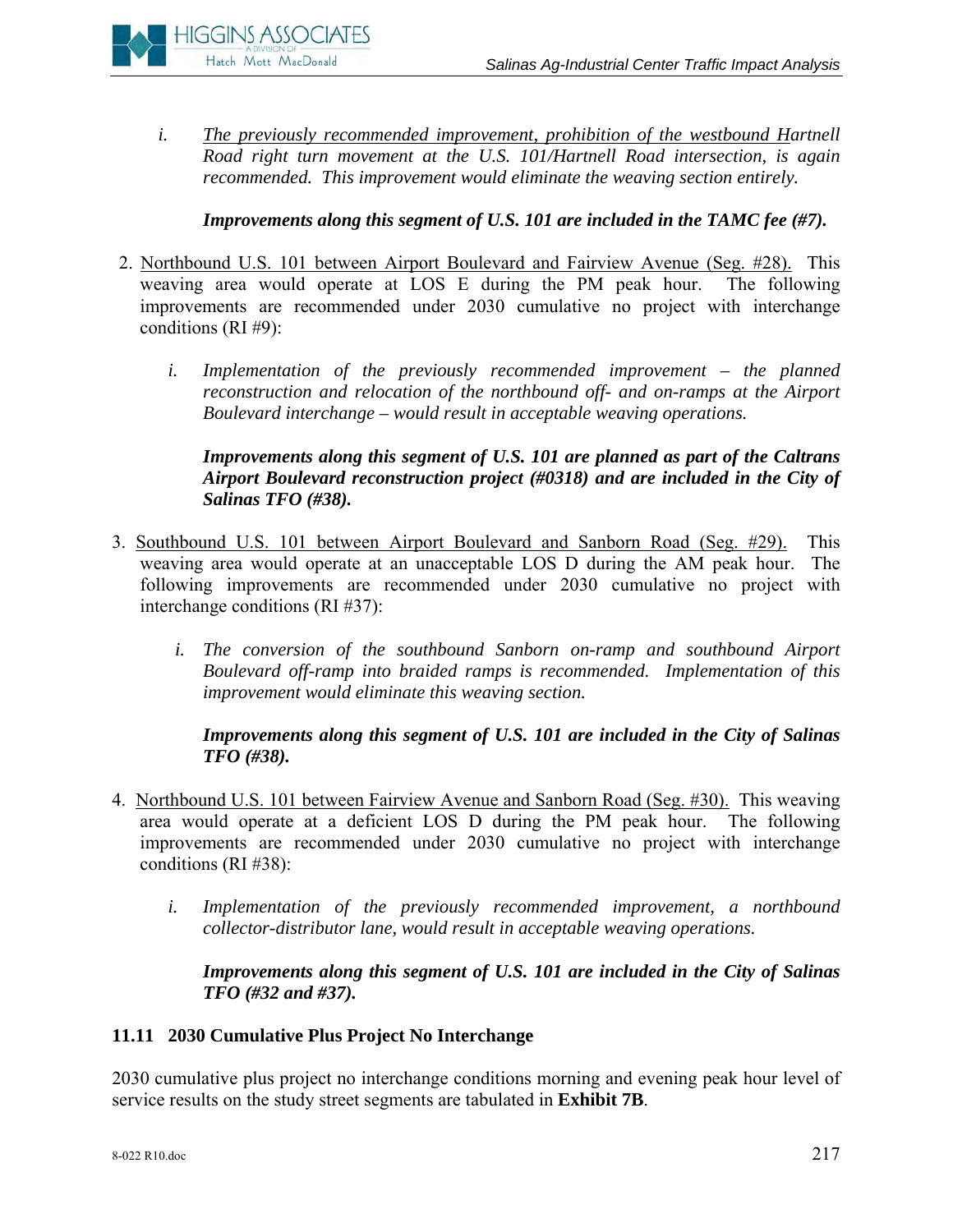i. *The previously recommended improvement, prohibition of the westbound Hartnell Road right turn movement at the U.S. 101/Hartnell Road intersection, is again recommended. This improvement would eliminate the weaving section entirely.*

   ***Improvements along this segment of U.S. 101 are included in the TAMC fee (#7).***

2. Northbound U.S. 101 between Airport Boulevard and Fairview Avenue (Seg. #28). This weaving area would operate at LOS E during the PM peak hour. The following improvements are recommended under 2030 cumulative no project with interchange conditions (RI #9):

   i. *Implementation of the previously recommended improvement – the planned reconstruction and relocation of the northbound off- and on-ramps at the Airport Boulevard interchange – would result in acceptable weaving operations.*

   ***Improvements along this segment of U.S. 101 are planned as part of the Caltrans Airport Boulevard reconstruction project (#0318) and are included in the City of Salinas TFO (#38).***

3. Southbound U.S. 101 between Airport Boulevard and Sanborn Road (Seg. #29). This weaving area would operate at an unacceptable LOS D during the AM peak hour. The following improvements are recommended under 2030 cumulative no project with interchange conditions (RI #37):

   i. *The conversion of the southbound Sanborn on-ramp and southbound Airport Boulevard off-ramp into braided ramps is recommended. Implementation of this improvement would eliminate this weaving section.*

   ***Improvements along this segment of U.S. 101 are included in the City of Salinas TFO (#38).***

4. Northbound U.S. 101 between Fairview Avenue and Sanborn Road (Seg. #30). This weaving area would operate at a deficient LOS D during the PM peak hour. The following improvements are recommended under 2030 cumulative no project with interchange conditions (RI #38):

   i. *Implementation of the previously recommended improvement, a northbound collector-distributor lane, would result in acceptable weaving operations.*

   ***Improvements along this segment of U.S. 101 are included in the City of Salinas TFO (#32 and #37).***

### 11.11 2030 Cumulative Plus Project No Interchange

2030 cumulative plus project no interchange conditions morning and evening peak hour level of service results on the study street segments are tabulated in **Exhibit 7B**.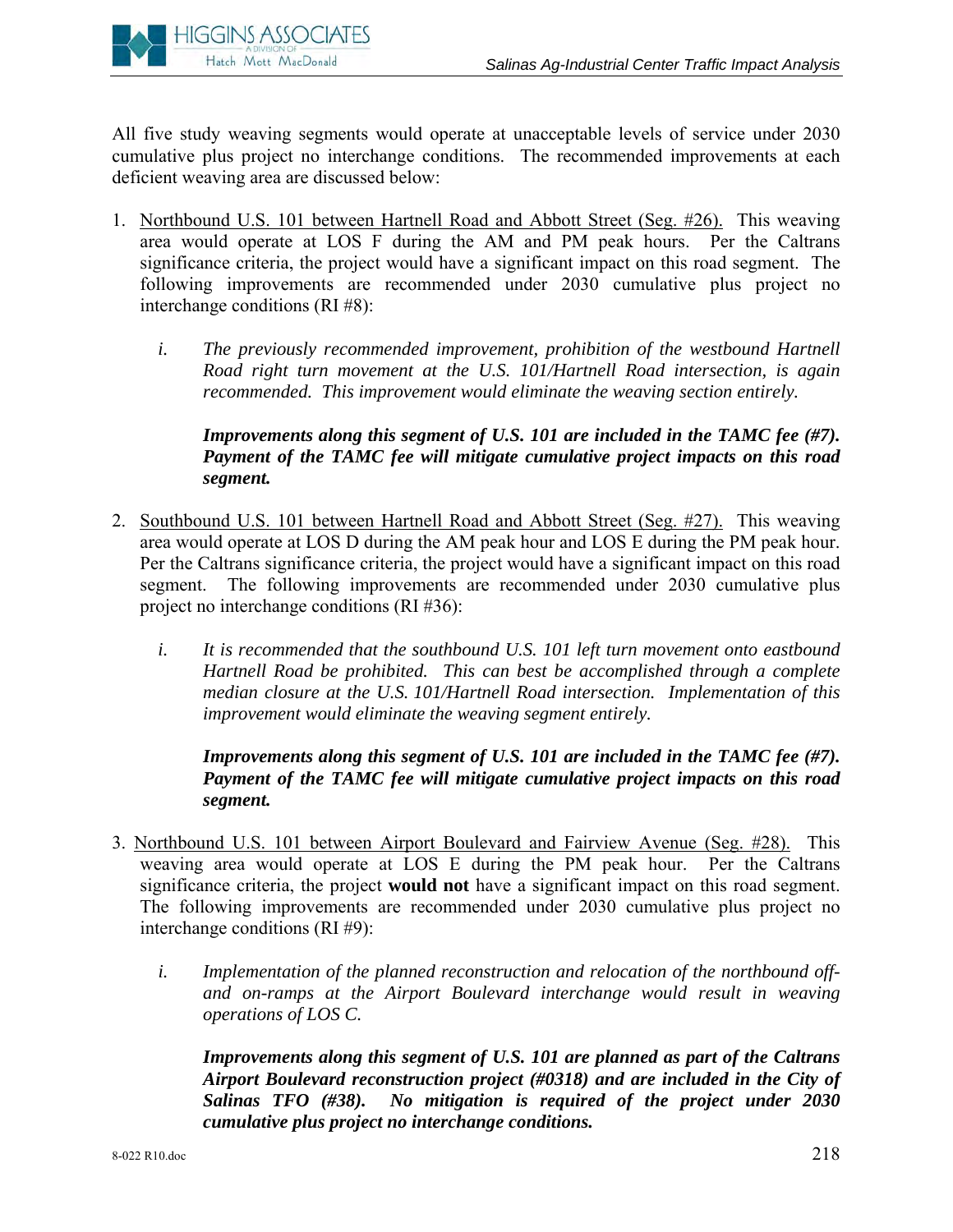All five study weaving segments would operate at unacceptable levels of service under 2030 cumulative plus project no interchange conditions. The recommended improvements at each deficient weaving area are discussed below:

1. Northbound U.S. 101 between Hartnell Road and Abbott Street (Seg. #26). This weaving area would operate at LOS F during the AM and PM peak hours. Per the Caltrans significance criteria, the project would have a significant impact on this road segment. The following improvements are recommended under 2030 cumulative plus project no interchange conditions (RI #8):

   i. *The previously recommended improvement, prohibition of the westbound Hartnell Road right turn movement at the U.S. 101/Hartnell Road intersection, is again recommended. This improvement would eliminate the weaving section entirely.*

   ***Improvements along this segment of U.S. 101 are included in the TAMC fee (#7). Payment of the TAMC fee will mitigate cumulative project impacts on this road segment.***

2. Southbound U.S. 101 between Hartnell Road and Abbott Street (Seg. #27). This weaving area would operate at LOS D during the AM peak hour and LOS E during the PM peak hour. Per the Caltrans significance criteria, the project would have a significant impact on this road segment. The following improvements are recommended under 2030 cumulative plus project no interchange conditions (RI #36):

   i. *It is recommended that the southbound U.S. 101 left turn movement onto eastbound Hartnell Road be prohibited. This can best be accomplished through a complete median closure at the U.S. 101/Hartnell Road intersection. Implementation of this improvement would eliminate the weaving segment entirely.*

   ***Improvements along this segment of U.S. 101 are included in the TAMC fee (#7). Payment of the TAMC fee will mitigate cumulative project impacts on this road segment.***

3. Northbound U.S. 101 between Airport Boulevard and Fairview Avenue (Seg. #28). This weaving area would operate at LOS E during the PM peak hour. Per the Caltrans significance criteria, the project **would not** have a significant impact on this road segment. The following improvements are recommended under 2030 cumulative plus project no interchange conditions (RI #9):

   i. *Implementation of the planned reconstruction and relocation of the northbound off- and on-ramps at the Airport Boulevard interchange would result in weaving operations of LOS C.*

   ***Improvements along this segment of U.S. 101 are planned as part of the Caltrans Airport Boulevard reconstruction project (#0318) and are included in the City of Salinas TFO (#38). No mitigation is required of the project under 2030 cumulative plus project no interchange conditions.***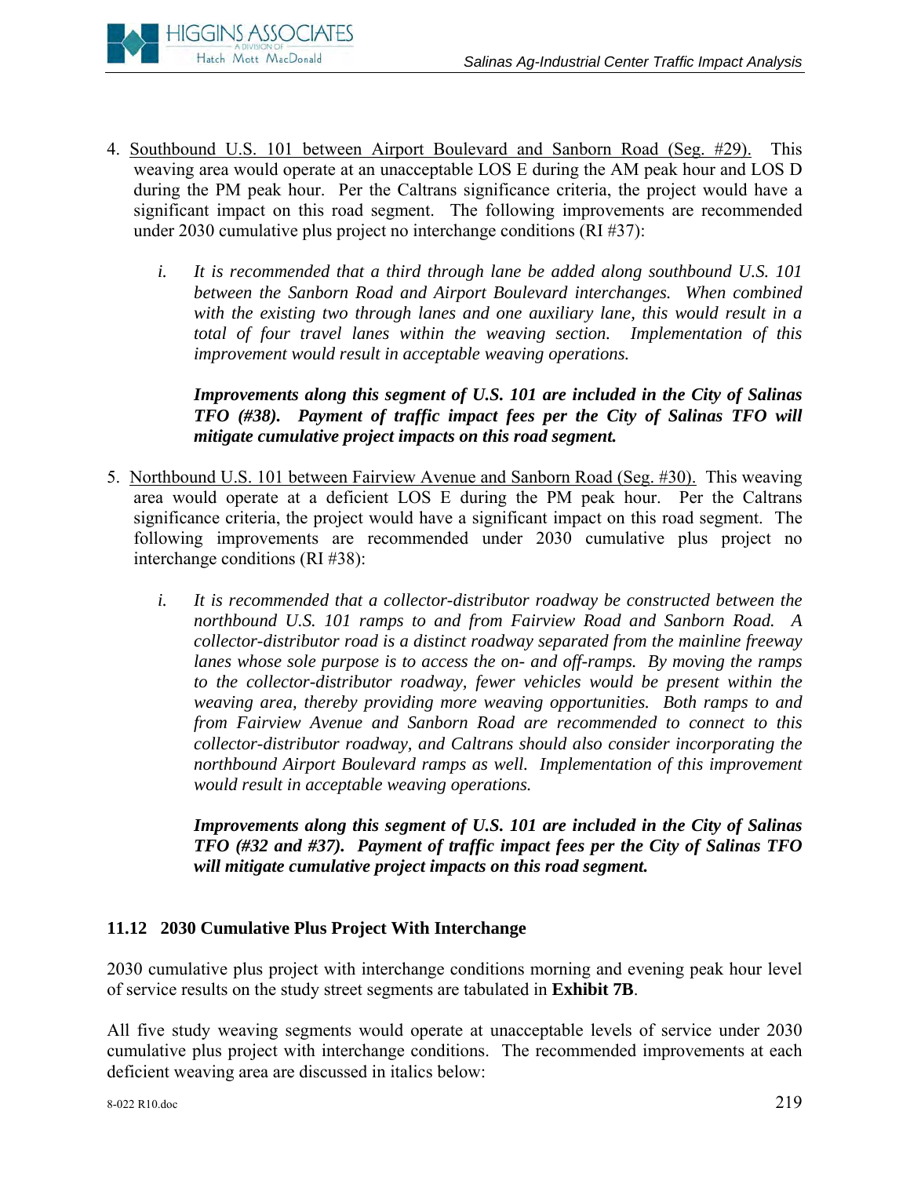4. Southbound U.S. 101 between Airport Boulevard and Sanborn Road (Seg. #29). This weaving area would operate at an unacceptable LOS E during the AM peak hour and LOS D during the PM peak hour. Per the Caltrans significance criteria, the project would have a significant impact on this road segment. The following improvements are recommended under 2030 cumulative plus project no interchange conditions (RI #37):

   i. *It is recommended that a third through lane be added along southbound U.S. 101 between the Sanborn Road and Airport Boulevard interchanges. When combined with the existing two through lanes and one auxiliary lane, this would result in a total of four travel lanes within the weaving section. Implementation of this improvement would result in acceptable weaving operations.*

   ***Improvements along this segment of U.S. 101 are included in the City of Salinas TFO (#38). Payment of traffic impact fees per the City of Salinas TFO will mitigate cumulative project impacts on this road segment.***

5. Northbound U.S. 101 between Fairview Avenue and Sanborn Road (Seg. #30). This weaving area would operate at a deficient LOS E during the PM peak hour. Per the Caltrans significance criteria, the project would have a significant impact on this road segment. The following improvements are recommended under 2030 cumulative plus project no interchange conditions (RI #38):

   i. *It is recommended that a collector-distributor roadway be constructed between the northbound U.S. 101 ramps to and from Fairview Road and Sanborn Road. A collector-distributor road is a distinct roadway separated from the mainline freeway lanes whose sole purpose is to access the on- and off-ramps. By moving the ramps to the collector-distributor roadway, fewer vehicles would be present within the weaving area, thereby providing more weaving opportunities. Both ramps to and from Fairview Avenue and Sanborn Road are recommended to connect to this collector-distributor roadway, and Caltrans should also consider incorporating the northbound Airport Boulevard ramps as well. Implementation of this improvement would result in acceptable weaving operations.*

   ***Improvements along this segment of U.S. 101 are included in the City of Salinas TFO (#32 and #37). Payment of traffic impact fees per the City of Salinas TFO will mitigate cumulative project impacts on this road segment.***

### 11.12 2030 Cumulative Plus Project With Interchange

2030 cumulative plus project with interchange conditions morning and evening peak hour level of service results on the study street segments are tabulated in **Exhibit 7B**.

All five study weaving segments would operate at unacceptable levels of service under 2030 cumulative plus project with interchange conditions. The recommended improvements at each deficient weaving area are discussed in italics below: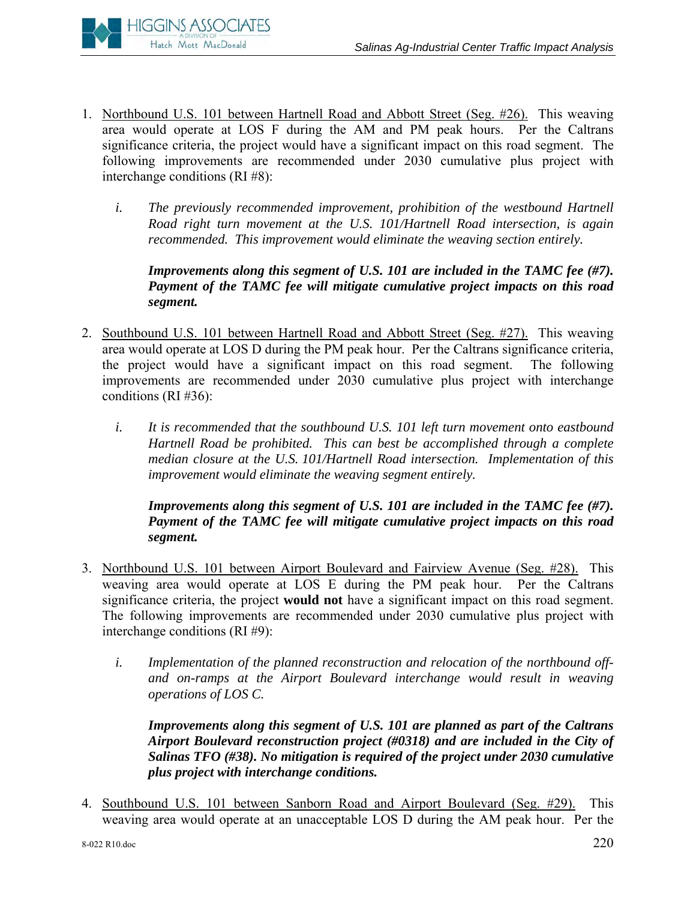1. <u>Northbound U.S. 101 between Hartnell Road and Abbott Street (Seg. #26).</u> This weaving area would operate at LOS F during the AM and PM peak hours. Per the Caltrans significance criteria, the project would have a significant impact on this road segment. The following improvements are recommended under 2030 cumulative plus project with interchange conditions (RI #8):

   *i. The previously recommended improvement, prohibition of the westbound Hartnell Road right turn movement at the U.S. 101/Hartnell Road intersection, is again recommended. This improvement would eliminate the weaving section entirely.*

   ***Improvements along this segment of U.S. 101 are included in the TAMC fee (#7). Payment of the TAMC fee will mitigate cumulative project impacts on this road segment.***

2. <u>Southbound U.S. 101 between Hartnell Road and Abbott Street (Seg. #27).</u> This weaving area would operate at LOS D during the PM peak hour. Per the Caltrans significance criteria, the project would have a significant impact on this road segment. The following improvements are recommended under 2030 cumulative plus project with interchange conditions (RI #36):

   *i. It is recommended that the southbound U.S. 101 left turn movement onto eastbound Hartnell Road be prohibited. This can best be accomplished through a complete median closure at the U.S. 101/Hartnell Road intersection. Implementation of this improvement would eliminate the weaving segment entirely.*

   ***Improvements along this segment of U.S. 101 are included in the TAMC fee (#7). Payment of the TAMC fee will mitigate cumulative project impacts on this road segment.***

3. <u>Northbound U.S. 101 between Airport Boulevard and Fairview Avenue (Seg. #28).</u> This weaving area would operate at LOS E during the PM peak hour. Per the Caltrans significance criteria, the project **would not** have a significant impact on this road segment. The following improvements are recommended under 2030 cumulative plus project with interchange conditions (RI #9):

   *i. Implementation of the planned reconstruction and relocation of the northbound off- and on-ramps at the Airport Boulevard interchange would result in weaving operations of LOS C.*

   ***Improvements along this segment of U.S. 101 are planned as part of the Caltrans Airport Boulevard reconstruction project (#0318) and are included in the City of Salinas TFO (#38). No mitigation is required of the project under 2030 cumulative plus project with interchange conditions.***

4. <u>Southbound U.S. 101 between Sanborn Road and Airport Boulevard (Seg. #29).</u> This weaving area would operate at an unacceptable LOS D during the AM peak hour. Per the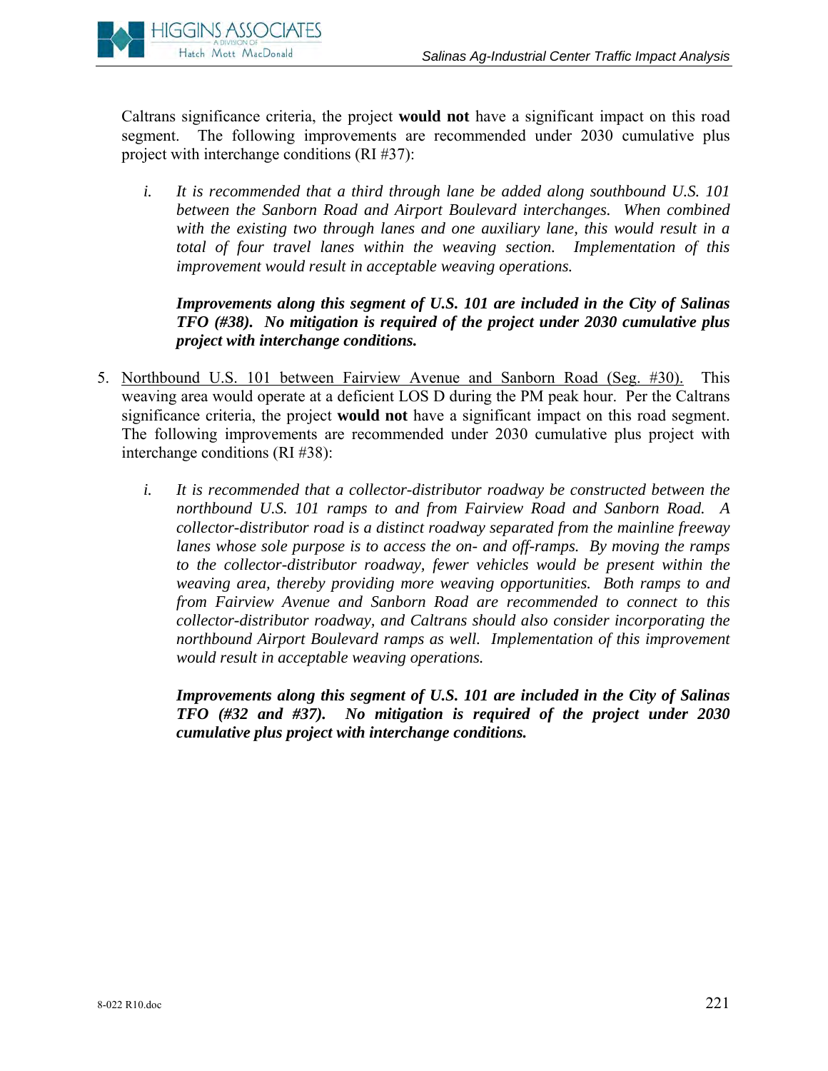Caltrans significance criteria, the project **would not** have a significant impact on this road segment. The following improvements are recommended under 2030 cumulative plus project with interchange conditions (RI #37):

i. *It is recommended that a third through lane be added along southbound U.S. 101 between the Sanborn Road and Airport Boulevard interchanges. When combined with the existing two through lanes and one auxiliary lane, this would result in a total of four travel lanes within the weaving section. Implementation of this improvement would result in acceptable weaving operations.*

   ***Improvements along this segment of U.S. 101 are included in the City of Salinas TFO (#38). No mitigation is required of the project under 2030 cumulative plus project with interchange conditions.***

5. <u>Northbound U.S. 101 between Fairview Avenue and Sanborn Road (Seg. #30).</u> This weaving area would operate at a deficient LOS D during the PM peak hour. Per the Caltrans significance criteria, the project **would not** have a significant impact on this road segment. The following improvements are recommended under 2030 cumulative plus project with interchange conditions (RI #38):

   i. *It is recommended that a collector-distributor roadway be constructed between the northbound U.S. 101 ramps to and from Fairview Road and Sanborn Road. A collector-distributor road is a distinct roadway separated from the mainline freeway lanes whose sole purpose is to access the on- and off-ramps. By moving the ramps to the collector-distributor roadway, fewer vehicles would be present within the weaving area, thereby providing more weaving opportunities. Both ramps to and from Fairview Avenue and Sanborn Road are recommended to connect to this collector-distributor roadway, and Caltrans should also consider incorporating the northbound Airport Boulevard ramps as well. Implementation of this improvement would result in acceptable weaving operations.*

   ***Improvements along this segment of U.S. 101 are included in the City of Salinas TFO (#32 and #37). No mitigation is required of the project under 2030 cumulative plus project with interchange conditions.***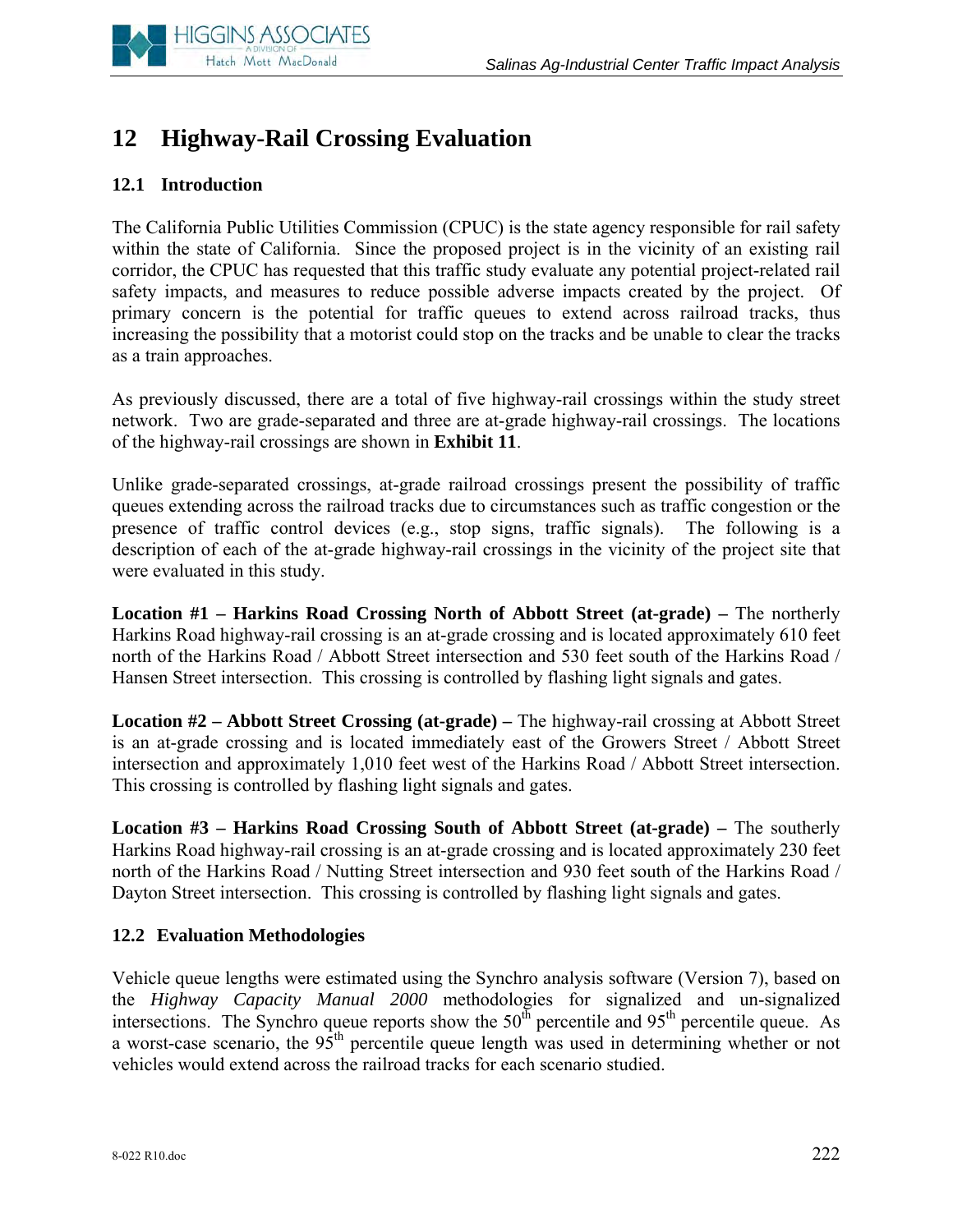# 12 Highway-Rail Crossing Evaluation

## 12.1 Introduction

The California Public Utilities Commission (CPUC) is the state agency responsible for rail safety within the state of California. Since the proposed project is in the vicinity of an existing rail corridor, the CPUC has requested that this traffic study evaluate any potential project-related rail safety impacts, and measures to reduce possible adverse impacts created by the project. Of primary concern is the potential for traffic queues to extend across railroad tracks, thus increasing the possibility that a motorist could stop on the tracks and be unable to clear the tracks as a train approaches.

As previously discussed, there are a total of five highway-rail crossings within the study street network. Two are grade-separated and three are at-grade highway-rail crossings. The locations of the highway-rail crossings are shown in **Exhibit 11**.

Unlike grade-separated crossings, at-grade railroad crossings present the possibility of traffic queues extending across the railroad tracks due to circumstances such as traffic congestion or the presence of traffic control devices (e.g., stop signs, traffic signals). The following is a description of each of the at-grade highway-rail crossings in the vicinity of the project site that were evaluated in this study.

**Location #1 – Harkins Road Crossing North of Abbott Street (at-grade) –** The northerly Harkins Road highway-rail crossing is an at-grade crossing and is located approximately 610 feet north of the Harkins Road / Abbott Street intersection and 530 feet south of the Harkins Road / Hansen Street intersection. This crossing is controlled by flashing light signals and gates.

**Location #2 – Abbott Street Crossing (at-grade) –** The highway-rail crossing at Abbott Street is an at-grade crossing and is located immediately east of the Growers Street / Abbott Street intersection and approximately 1,010 feet west of the Harkins Road / Abbott Street intersection. This crossing is controlled by flashing light signals and gates.

**Location #3 – Harkins Road Crossing South of Abbott Street (at-grade) –** The southerly Harkins Road highway-rail crossing is an at-grade crossing and is located approximately 230 feet north of the Harkins Road / Nutting Street intersection and 930 feet south of the Harkins Road / Dayton Street intersection. This crossing is controlled by flashing light signals and gates.

## 12.2 Evaluation Methodologies

Vehicle queue lengths were estimated using the Synchro analysis software (Version 7), based on the *Highway Capacity Manual 2000* methodologies for signalized and un-signalized intersections. The Synchro queue reports show the $50^{th}$ percentile and $95^{th}$ percentile queue. As a worst-case scenario, the $95^{th}$ percentile queue length was used in determining whether or not vehicles would extend across the railroad tracks for each scenario studied.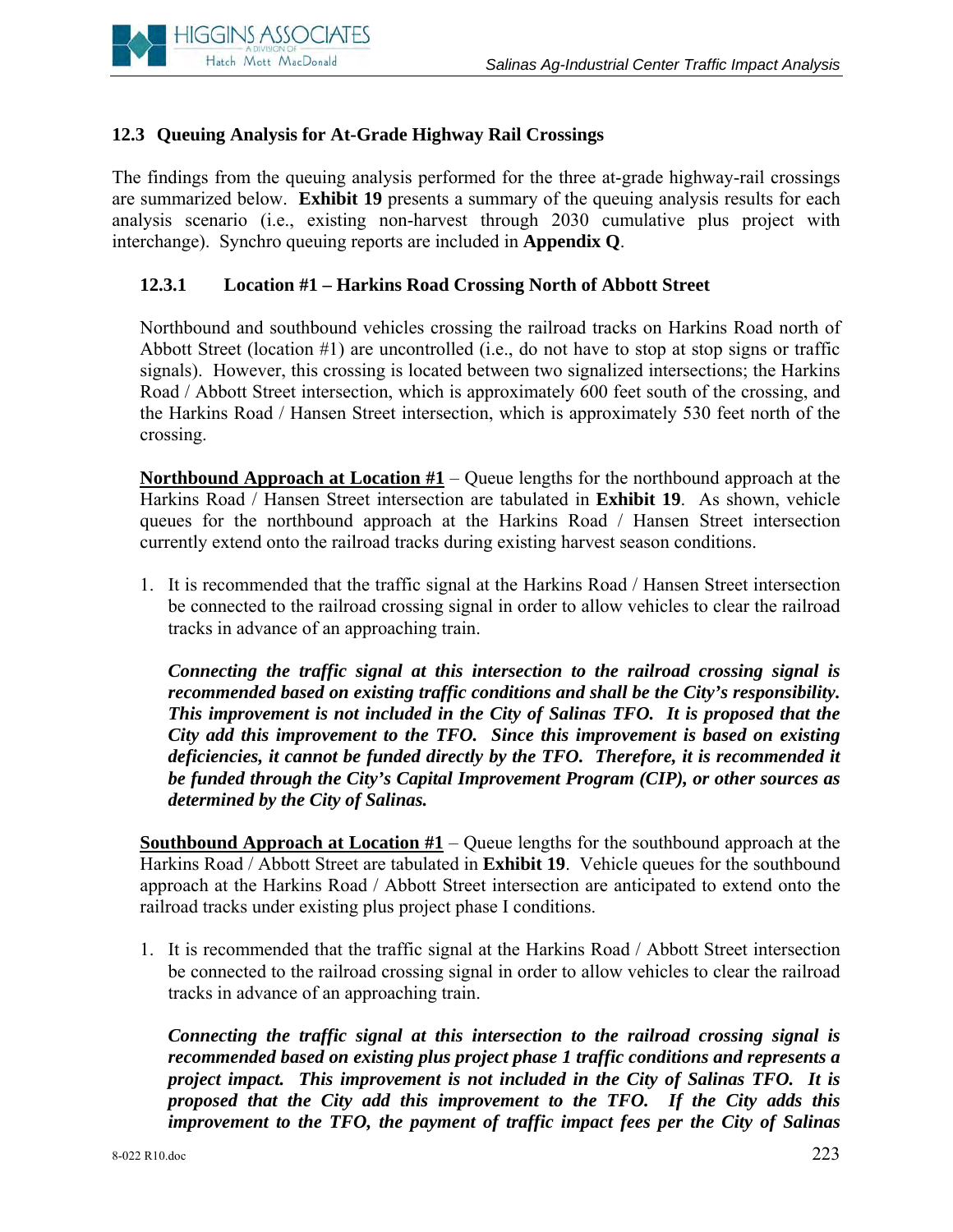## 12.3 Queuing Analysis for At-Grade Highway Rail Crossings

The findings from the queuing analysis performed for the three at-grade highway-rail crossings are summarized below. **Exhibit 19** presents a summary of the queuing analysis results for each analysis scenario (i.e., existing non-harvest through 2030 cumulative plus project with interchange). Synchro queuing reports are included in **Appendix Q**.

### 12.3.1 Location #1 – Harkins Road Crossing North of Abbott Street

Northbound and southbound vehicles crossing the railroad tracks on Harkins Road north of Abbott Street (location #1) are uncontrolled (i.e., do not have to stop at stop signs or traffic signals). However, this crossing is located between two signalized intersections; the Harkins Road / Abbott Street intersection, which is approximately 600 feet south of the crossing, and the Harkins Road / Hansen Street intersection, which is approximately 530 feet north of the crossing.

**Northbound Approach at Location #1** – Queue lengths for the northbound approach at the Harkins Road / Hansen Street intersection are tabulated in **Exhibit 19**. As shown, vehicle queues for the northbound approach at the Harkins Road / Hansen Street intersection currently extend onto the railroad tracks during existing harvest season conditions.

1. It is recommended that the traffic signal at the Harkins Road / Hansen Street intersection be connected to the railroad crossing signal in order to allow vehicles to clear the railroad tracks in advance of an approaching train.

   ***Connecting the traffic signal at this intersection to the railroad crossing signal is recommended based on existing traffic conditions and shall be the City's responsibility. This improvement is not included in the City of Salinas TFO. It is proposed that the City add this improvement to the TFO. Since this improvement is based on existing deficiencies, it cannot be funded directly by the TFO. Therefore, it is recommended it be funded through the City's Capital Improvement Program (CIP), or other sources as determined by the City of Salinas.***

**Southbound Approach at Location #1** – Queue lengths for the southbound approach at the Harkins Road / Abbott Street are tabulated in **Exhibit 19**. Vehicle queues for the southbound approach at the Harkins Road / Abbott Street intersection are anticipated to extend onto the railroad tracks under existing plus project phase I conditions.

1. It is recommended that the traffic signal at the Harkins Road / Abbott Street intersection be connected to the railroad crossing signal in order to allow vehicles to clear the railroad tracks in advance of an approaching train.

   ***Connecting the traffic signal at this intersection to the railroad crossing signal is recommended based on existing plus project phase 1 traffic conditions and represents a project impact. This improvement is not included in the City of Salinas TFO. It is proposed that the City add this improvement to the TFO. If the City adds this improvement to the TFO, the payment of traffic impact fees per the City of Salinas***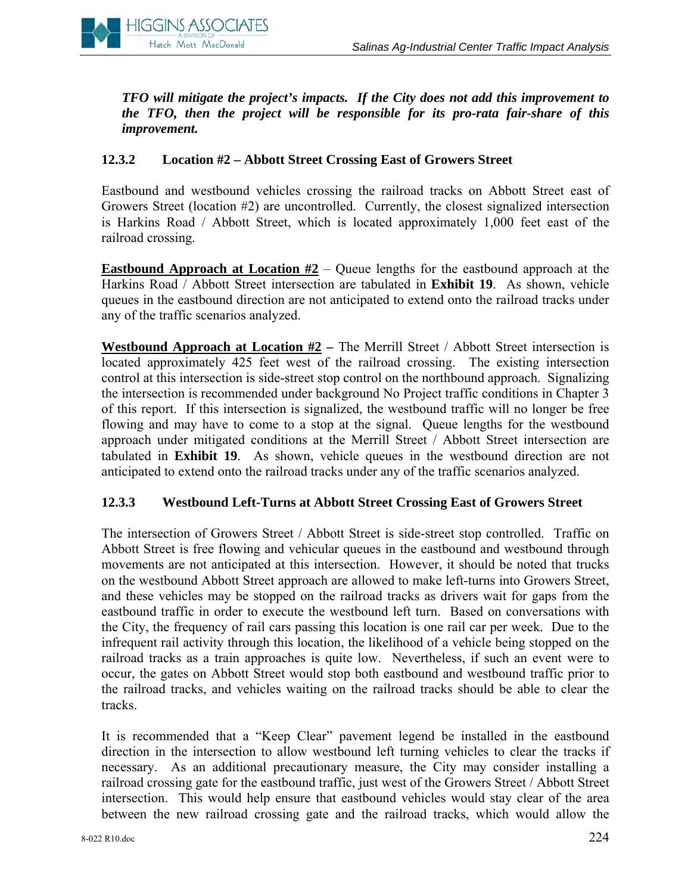***TFO will mitigate the project's impacts. If the City does not add this improvement to the TFO, then the project will be responsible for its pro-rata fair-share of this improvement.***

### 12.3.2 Location #2 – Abbott Street Crossing East of Growers Street

Eastbound and westbound vehicles crossing the railroad tracks on Abbott Street east of Growers Street (location #2) are uncontrolled. Currently, the closest signalized intersection is Harkins Road / Abbott Street, which is located approximately 1,000 feet east of the railroad crossing.

**Eastbound Approach at Location #2** – Queue lengths for the eastbound approach at the Harkins Road / Abbott Street intersection are tabulated in **Exhibit 19**. As shown, vehicle queues in the eastbound direction are not anticipated to extend onto the railroad tracks under any of the traffic scenarios analyzed.

**Westbound Approach at Location #2 –** The Merrill Street / Abbott Street intersection is located approximately 425 feet west of the railroad crossing. The existing intersection control at this intersection is side-street stop control on the northbound approach. Signalizing the intersection is recommended under background No Project traffic conditions in Chapter 3 of this report. If this intersection is signalized, the westbound traffic will no longer be free flowing and may have to come to a stop at the signal. Queue lengths for the westbound approach under mitigated conditions at the Merrill Street / Abbott Street intersection are tabulated in **Exhibit 19**. As shown, vehicle queues in the westbound direction are not anticipated to extend onto the railroad tracks under any of the traffic scenarios analyzed.

### 12.3.3 Westbound Left-Turns at Abbott Street Crossing East of Growers Street

The intersection of Growers Street / Abbott Street is side-street stop controlled. Traffic on Abbott Street is free flowing and vehicular queues in the eastbound and westbound through movements are not anticipated at this intersection. However, it should be noted that trucks on the westbound Abbott Street approach are allowed to make left-turns into Growers Street, and these vehicles may be stopped on the railroad tracks as drivers wait for gaps from the eastbound traffic in order to execute the westbound left turn. Based on conversations with the City, the frequency of rail cars passing this location is one rail car per week. Due to the infrequent rail activity through this location, the likelihood of a vehicle being stopped on the railroad tracks as a train approaches is quite low. Nevertheless, if such an event were to occur, the gates on Abbott Street would stop both eastbound and westbound traffic prior to the railroad tracks, and vehicles waiting on the railroad tracks should be able to clear the tracks.

It is recommended that a "Keep Clear" pavement legend be installed in the eastbound direction in the intersection to allow westbound left turning vehicles to clear the tracks if necessary. As an additional precautionary measure, the City may consider installing a railroad crossing gate for the eastbound traffic, just west of the Growers Street / Abbott Street intersection. This would help ensure that eastbound vehicles would stay clear of the area between the new railroad crossing gate and the railroad tracks, which would allow the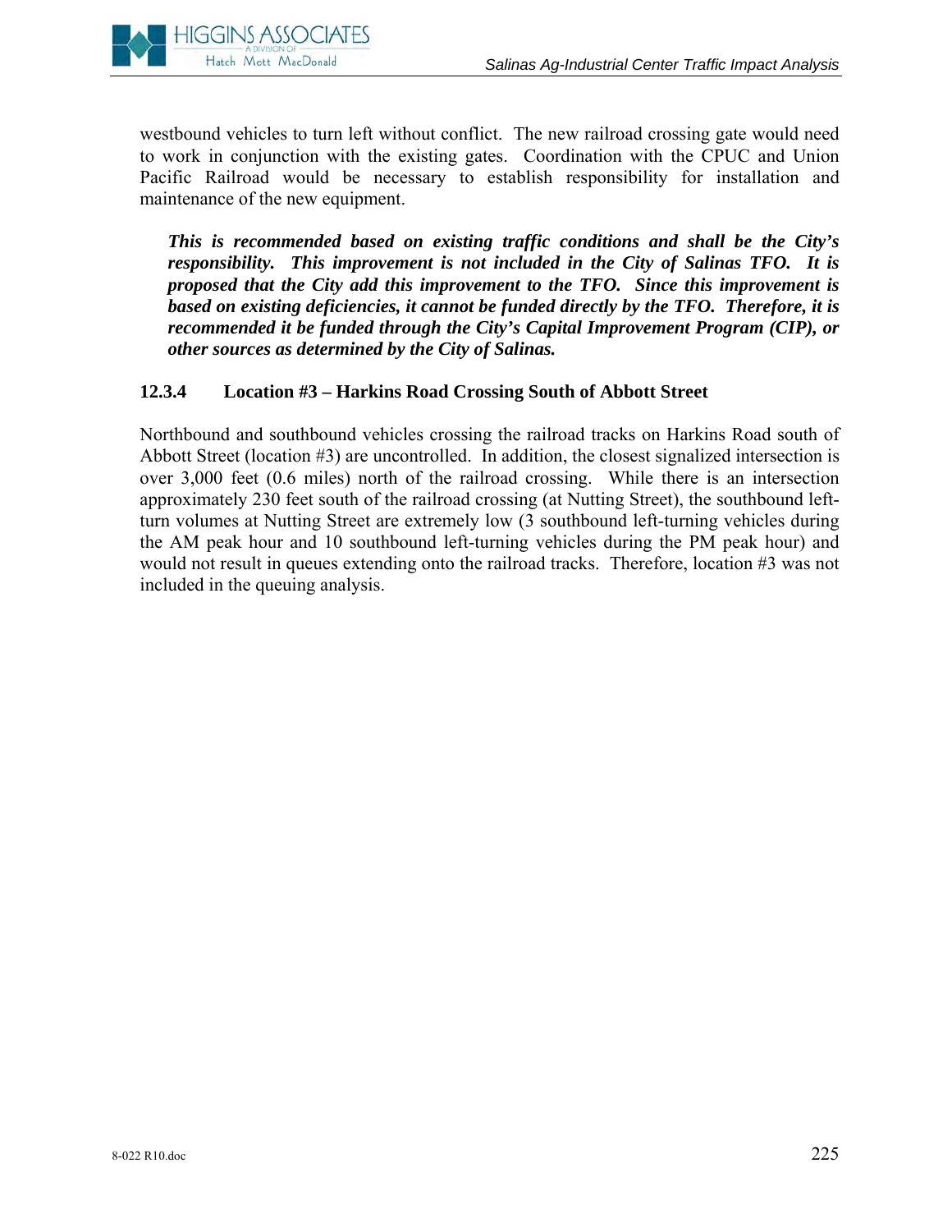westbound vehicles to turn left without conflict. The new railroad crossing gate would need to work in conjunction with the existing gates. Coordination with the CPUC and Union Pacific Railroad would be necessary to establish responsibility for installation and maintenance of the new equipment.

> ***This is recommended based on existing traffic conditions and shall be the City's responsibility. This improvement is not included in the City of Salinas TFO. It is proposed that the City add this improvement to the TFO. Since this improvement is based on existing deficiencies, it cannot be funded directly by the TFO. Therefore, it is recommended it be funded through the City's Capital Improvement Program (CIP), or other sources as determined by the City of Salinas.***

#### 12.3.4 Location #3 – Harkins Road Crossing South of Abbott Street

Northbound and southbound vehicles crossing the railroad tracks on Harkins Road south of Abbott Street (location #3) are uncontrolled. In addition, the closest signalized intersection is over 3,000 feet (0.6 miles) north of the railroad crossing. While there is an intersection approximately 230 feet south of the railroad crossing (at Nutting Street), the southbound left-turn volumes at Nutting Street are extremely low (3 southbound left-turning vehicles during the AM peak hour and 10 southbound left-turning vehicles during the PM peak hour) and would not result in queues extending onto the railroad tracks. Therefore, location #3 was not included in the queuing analysis.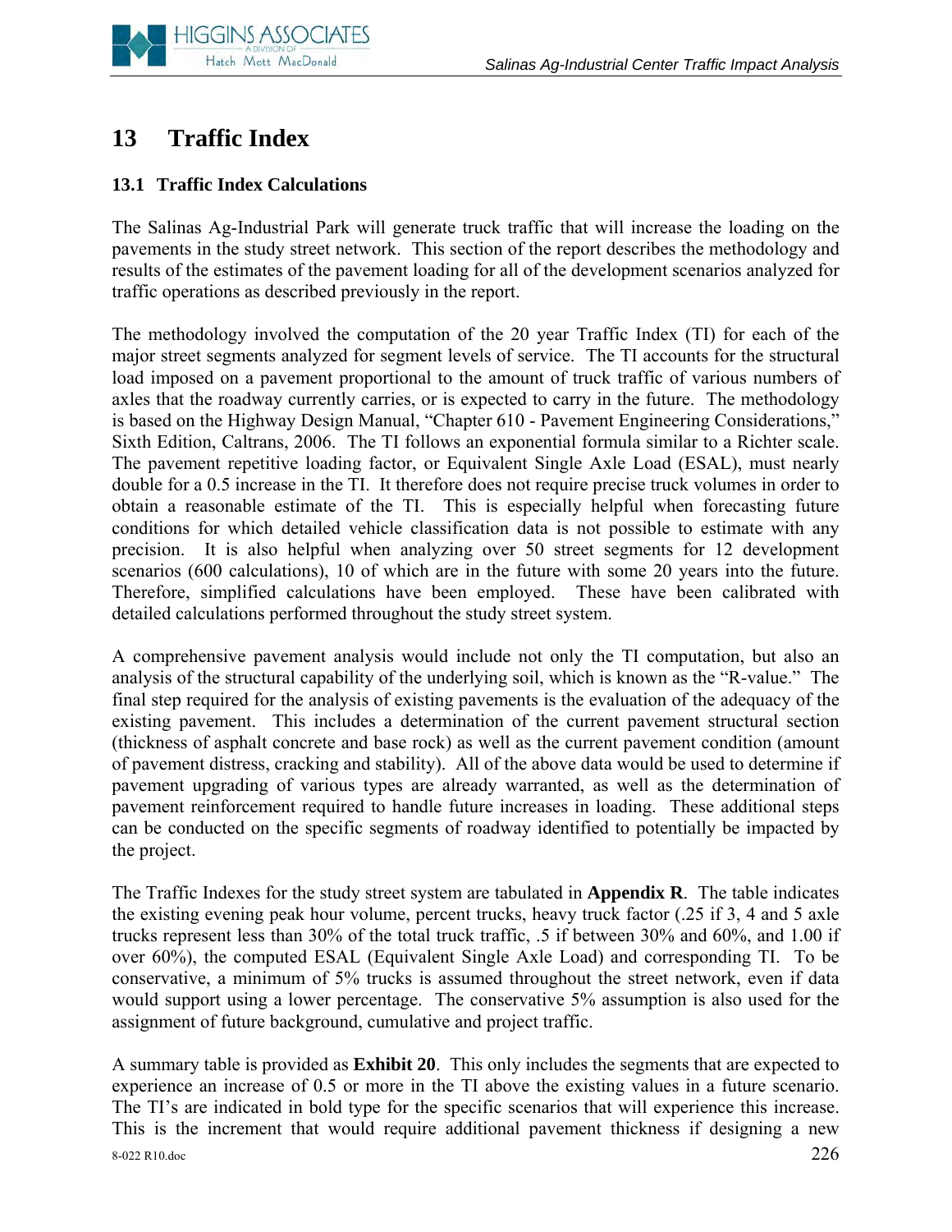# 13 Traffic Index

## 13.1 Traffic Index Calculations

The Salinas Ag-Industrial Park will generate truck traffic that will increase the loading on the pavements in the study street network. This section of the report describes the methodology and results of the estimates of the pavement loading for all of the development scenarios analyzed for traffic operations as described previously in the report.

The methodology involved the computation of the 20 year Traffic Index (TI) for each of the major street segments analyzed for segment levels of service. The TI accounts for the structural load imposed on a pavement proportional to the amount of truck traffic of various numbers of axles that the roadway currently carries, or is expected to carry in the future. The methodology is based on the Highway Design Manual, "Chapter 610 - Pavement Engineering Considerations," Sixth Edition, Caltrans, 2006. The TI follows an exponential formula similar to a Richter scale. The pavement repetitive loading factor, or Equivalent Single Axle Load (ESAL), must nearly double for a 0.5 increase in the TI. It therefore does not require precise truck volumes in order to obtain a reasonable estimate of the TI. This is especially helpful when forecasting future conditions for which detailed vehicle classification data is not possible to estimate with any precision. It is also helpful when analyzing over 50 street segments for 12 development scenarios (600 calculations), 10 of which are in the future with some 20 years into the future. Therefore, simplified calculations have been employed. These have been calibrated with detailed calculations performed throughout the study street system.

A comprehensive pavement analysis would include not only the TI computation, but also an analysis of the structural capability of the underlying soil, which is known as the "R-value." The final step required for the analysis of existing pavements is the evaluation of the adequacy of the existing pavement. This includes a determination of the current pavement structural section (thickness of asphalt concrete and base rock) as well as the current pavement condition (amount of pavement distress, cracking and stability). All of the above data would be used to determine if pavement upgrading of various types are already warranted, as well as the determination of pavement reinforcement required to handle future increases in loading. These additional steps can be conducted on the specific segments of roadway identified to potentially be impacted by the project.

The Traffic Indexes for the study street system are tabulated in **Appendix R**. The table indicates the existing evening peak hour volume, percent trucks, heavy truck factor (.25 if 3, 4 and 5 axle trucks represent less than 30% of the total truck traffic, .5 if between 30% and 60%, and 1.00 if over 60%), the computed ESAL (Equivalent Single Axle Load) and corresponding TI. To be conservative, a minimum of 5% trucks is assumed throughout the street network, even if data would support using a lower percentage. The conservative 5% assumption is also used for the assignment of future background, cumulative and project traffic.

A summary table is provided as **Exhibit 20**. This only includes the segments that are expected to experience an increase of 0.5 or more in the TI above the existing values in a future scenario. The TI's are indicated in bold type for the specific scenarios that will experience this increase. This is the increment that would require additional pavement thickness if designing a new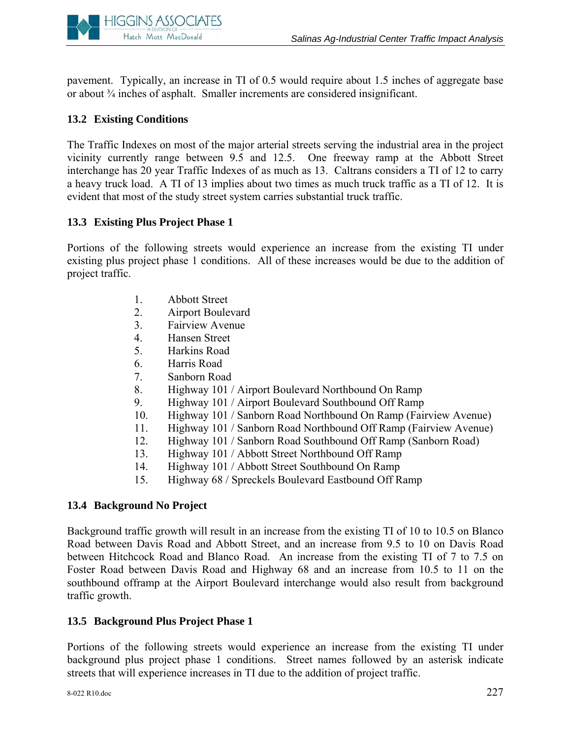pavement. Typically, an increase in TI of 0.5 would require about 1.5 inches of aggregate base or about ¾ inches of asphalt. Smaller increments are considered insignificant.

### 13.2 Existing Conditions

The Traffic Indexes on most of the major arterial streets serving the industrial area in the project vicinity currently range between 9.5 and 12.5. One freeway ramp at the Abbott Street interchange has 20 year Traffic Indexes of as much as 13. Caltrans considers a TI of 12 to carry a heavy truck load. A TI of 13 implies about two times as much truck traffic as a TI of 12. It is evident that most of the study street system carries substantial truck traffic.

### 13.3 Existing Plus Project Phase 1

Portions of the following streets would experience an increase from the existing TI under existing plus project phase 1 conditions. All of these increases would be due to the addition of project traffic.

1. Abbott Street
2. Airport Boulevard
3. Fairview Avenue
4. Hansen Street
5. Harkins Road
6. Harris Road
7. Sanborn Road
8. Highway 101 / Airport Boulevard Northbound On Ramp
9. Highway 101 / Airport Boulevard Southbound Off Ramp
10. Highway 101 / Sanborn Road Northbound On Ramp (Fairview Avenue)
11. Highway 101 / Sanborn Road Northbound Off Ramp (Fairview Avenue)
12. Highway 101 / Sanborn Road Southbound Off Ramp (Sanborn Road)
13. Highway 101 / Abbott Street Northbound Off Ramp
14. Highway 101 / Abbott Street Southbound On Ramp
15. Highway 68 / Spreckels Boulevard Eastbound Off Ramp

### 13.4 Background No Project

Background traffic growth will result in an increase from the existing TI of 10 to 10.5 on Blanco Road between Davis Road and Abbott Street, and an increase from 9.5 to 10 on Davis Road between Hitchcock Road and Blanco Road. An increase from the existing TI of 7 to 7.5 on Foster Road between Davis Road and Highway 68 and an increase from 10.5 to 11 on the southbound offramp at the Airport Boulevard interchange would also result from background traffic growth.

### 13.5 Background Plus Project Phase 1

Portions of the following streets would experience an increase from the existing TI under background plus project phase 1 conditions. Street names followed by an asterisk indicate streets that will experience increases in TI due to the addition of project traffic.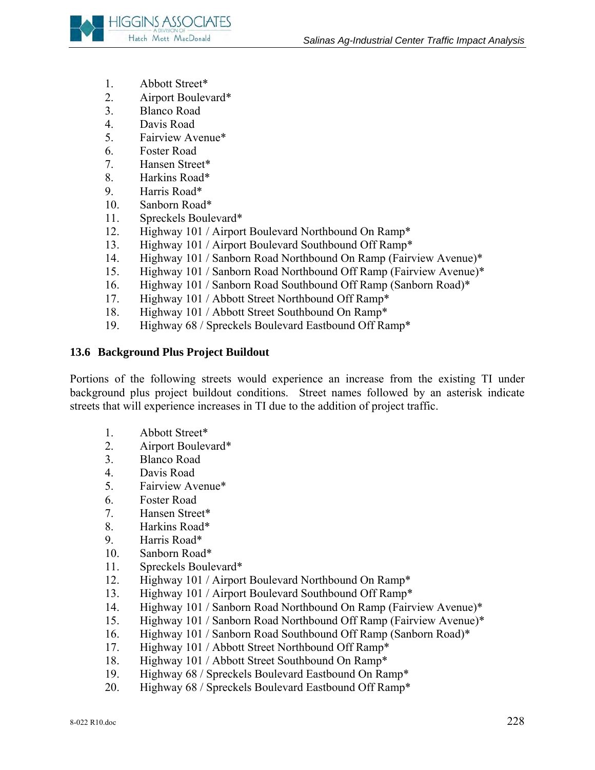1. Abbott Street*
2. Airport Boulevard*
3. Blanco Road
4. Davis Road
5. Fairview Avenue*
6. Foster Road
7. Hansen Street*
8. Harkins Road*
9. Harris Road*
10. Sanborn Road*
11. Spreckels Boulevard*
12. Highway 101 / Airport Boulevard Northbound On Ramp*
13. Highway 101 / Airport Boulevard Southbound Off Ramp*
14. Highway 101 / Sanborn Road Northbound On Ramp (Fairview Avenue)*
15. Highway 101 / Sanborn Road Northbound Off Ramp (Fairview Avenue)*
16. Highway 101 / Sanborn Road Southbound Off Ramp (Sanborn Road)*
17. Highway 101 / Abbott Street Northbound Off Ramp*
18. Highway 101 / Abbott Street Southbound On Ramp*
19. Highway 68 / Spreckels Boulevard Eastbound Off Ramp*

### 13.6 Background Plus Project Buildout

Portions of the following streets would experience an increase from the existing TI under background plus project buildout conditions. Street names followed by an asterisk indicate streets that will experience increases in TI due to the addition of project traffic.

1. Abbott Street*
2. Airport Boulevard*
3. Blanco Road
4. Davis Road
5. Fairview Avenue*
6. Foster Road
7. Hansen Street*
8. Harkins Road*
9. Harris Road*
10. Sanborn Road*
11. Spreckels Boulevard*
12. Highway 101 / Airport Boulevard Northbound On Ramp*
13. Highway 101 / Airport Boulevard Southbound Off Ramp*
14. Highway 101 / Sanborn Road Northbound On Ramp (Fairview Avenue)*
15. Highway 101 / Sanborn Road Northbound Off Ramp (Fairview Avenue)*
16. Highway 101 / Sanborn Road Southbound Off Ramp (Sanborn Road)*
17. Highway 101 / Abbott Street Northbound Off Ramp*
18. Highway 101 / Abbott Street Southbound On Ramp*
19. Highway 68 / Spreckels Boulevard Eastbound On Ramp*
20. Highway 68 / Spreckels Boulevard Eastbound Off Ramp*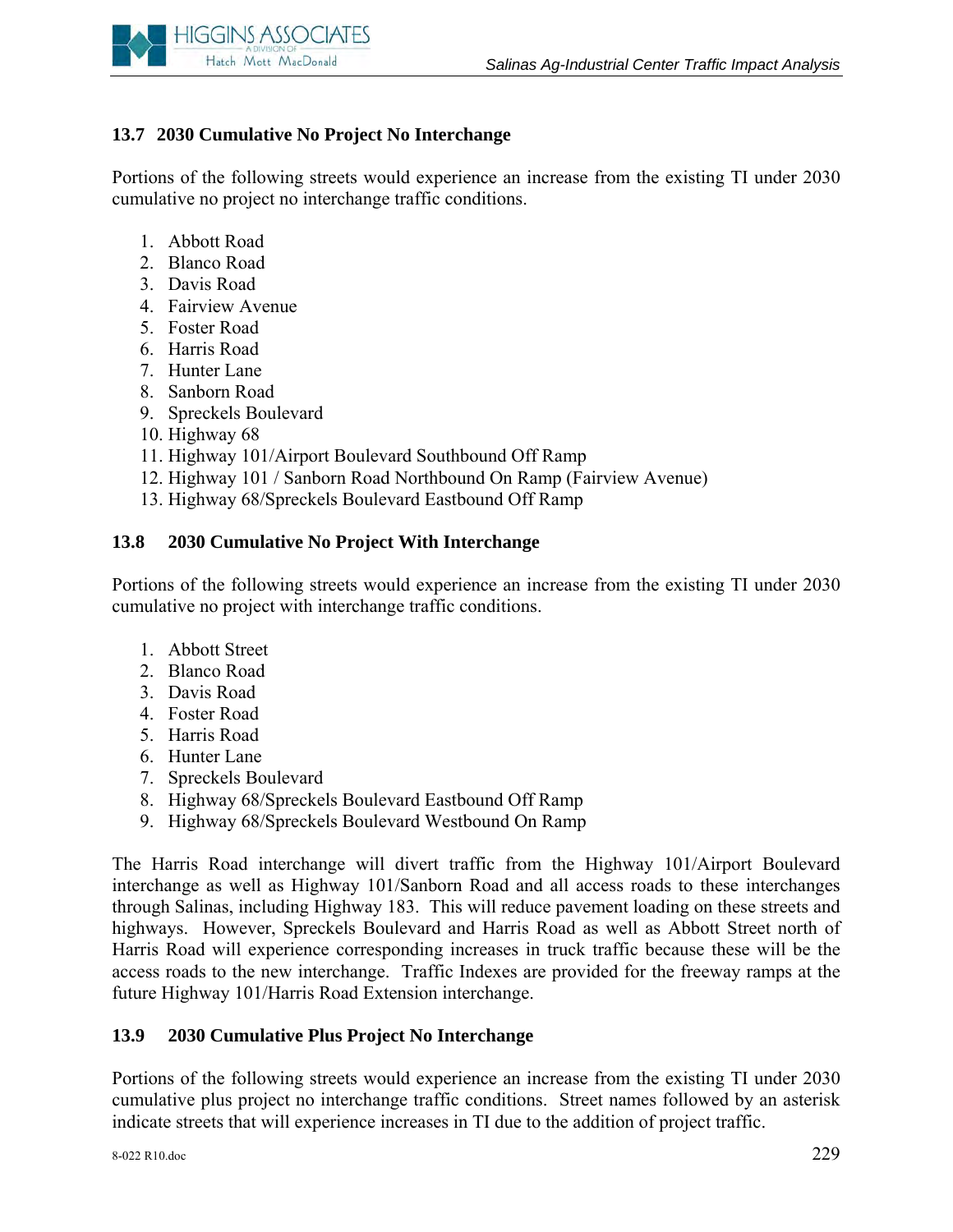## 13.7 2030 Cumulative No Project No Interchange

Portions of the following streets would experience an increase from the existing TI under 2030 cumulative no project no interchange traffic conditions.

1. Abbott Road
2. Blanco Road
3. Davis Road
4. Fairview Avenue
5. Foster Road
6. Harris Road
7. Hunter Lane
8. Sanborn Road
9. Spreckels Boulevard
10. Highway 68
11. Highway 101/Airport Boulevard Southbound Off Ramp
12. Highway 101 / Sanborn Road Northbound On Ramp (Fairview Avenue)
13. Highway 68/Spreckels Boulevard Eastbound Off Ramp

## 13.8 2030 Cumulative No Project With Interchange

Portions of the following streets would experience an increase from the existing TI under 2030 cumulative no project with interchange traffic conditions.

1. Abbott Street
2. Blanco Road
3. Davis Road
4. Foster Road
5. Harris Road
6. Hunter Lane
7. Spreckels Boulevard
8. Highway 68/Spreckels Boulevard Eastbound Off Ramp
9. Highway 68/Spreckels Boulevard Westbound On Ramp

The Harris Road interchange will divert traffic from the Highway 101/Airport Boulevard interchange as well as Highway 101/Sanborn Road and all access roads to these interchanges through Salinas, including Highway 183. This will reduce pavement loading on these streets and highways. However, Spreckels Boulevard and Harris Road as well as Abbott Street north of Harris Road will experience corresponding increases in truck traffic because these will be the access roads to the new interchange. Traffic Indexes are provided for the freeway ramps at the future Highway 101/Harris Road Extension interchange.

## 13.9 2030 Cumulative Plus Project No Interchange

Portions of the following streets would experience an increase from the existing TI under 2030 cumulative plus project no interchange traffic conditions. Street names followed by an asterisk indicate streets that will experience increases in TI due to the addition of project traffic.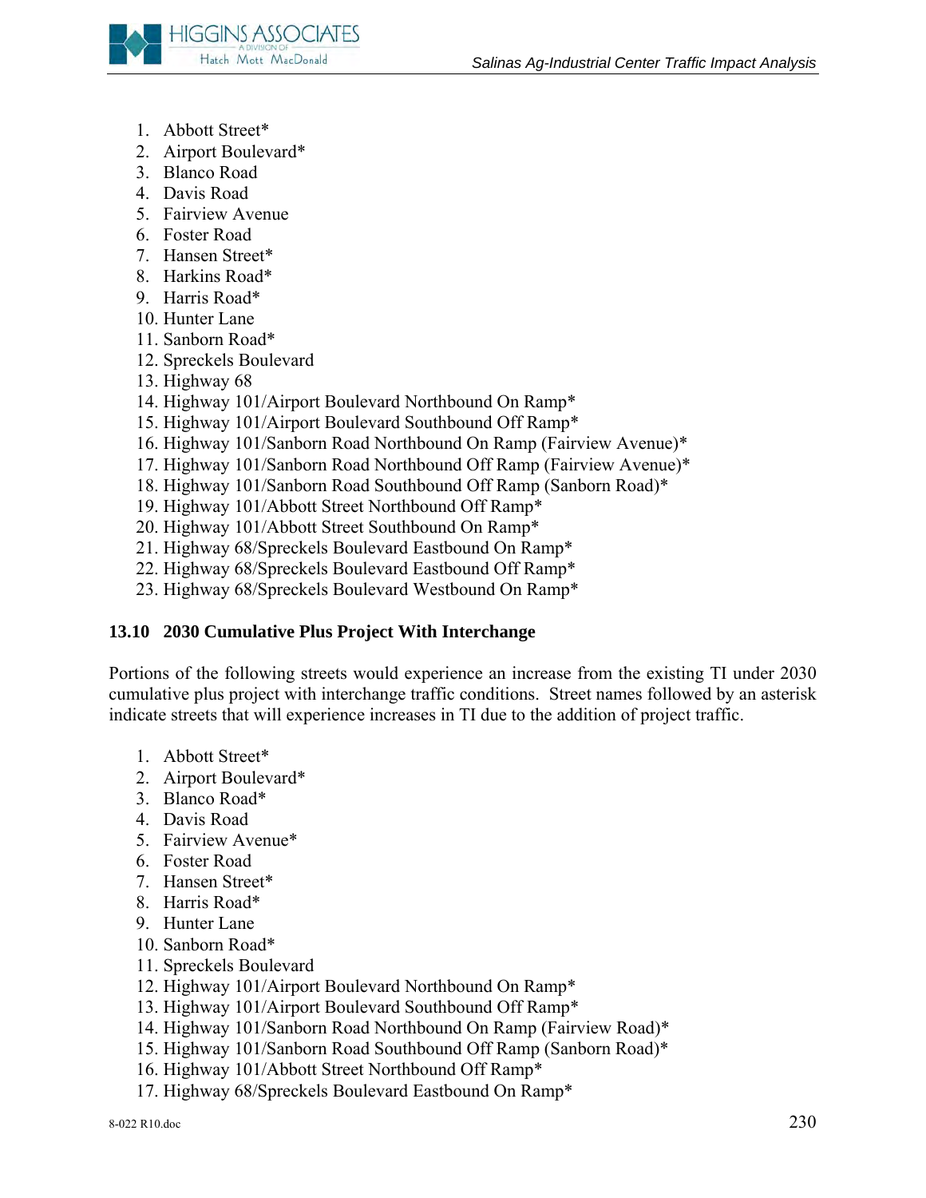1. Abbott Street*
2. Airport Boulevard*
3. Blanco Road
4. Davis Road
5. Fairview Avenue
6. Foster Road
7. Hansen Street*
8. Harkins Road*
9. Harris Road*
10. Hunter Lane
11. Sanborn Road*
12. Spreckels Boulevard
13. Highway 68
14. Highway 101/Airport Boulevard Northbound On Ramp*
15. Highway 101/Airport Boulevard Southbound Off Ramp*
16. Highway 101/Sanborn Road Northbound On Ramp (Fairview Avenue)*
17. Highway 101/Sanborn Road Northbound Off Ramp (Fairview Avenue)*
18. Highway 101/Sanborn Road Southbound Off Ramp (Sanborn Road)*
19. Highway 101/Abbott Street Northbound Off Ramp*
20. Highway 101/Abbott Street Southbound On Ramp*
21. Highway 68/Spreckels Boulevard Eastbound On Ramp*
22. Highway 68/Spreckels Boulevard Eastbound Off Ramp*
23. Highway 68/Spreckels Boulevard Westbound On Ramp*

### 13.10 2030 Cumulative Plus Project With Interchange

Portions of the following streets would experience an increase from the existing TI under 2030 cumulative plus project with interchange traffic conditions. Street names followed by an asterisk indicate streets that will experience increases in TI due to the addition of project traffic.

1. Abbott Street*
2. Airport Boulevard*
3. Blanco Road*
4. Davis Road
5. Fairview Avenue*
6. Foster Road
7. Hansen Street*
8. Harris Road*
9. Hunter Lane
10. Sanborn Road*
11. Spreckels Boulevard
12. Highway 101/Airport Boulevard Northbound On Ramp*
13. Highway 101/Airport Boulevard Southbound Off Ramp*
14. Highway 101/Sanborn Road Northbound On Ramp (Fairview Road)*
15. Highway 101/Sanborn Road Southbound Off Ramp (Sanborn Road)*
16. Highway 101/Abbott Street Northbound Off Ramp*
17. Highway 68/Spreckels Boulevard Eastbound On Ramp*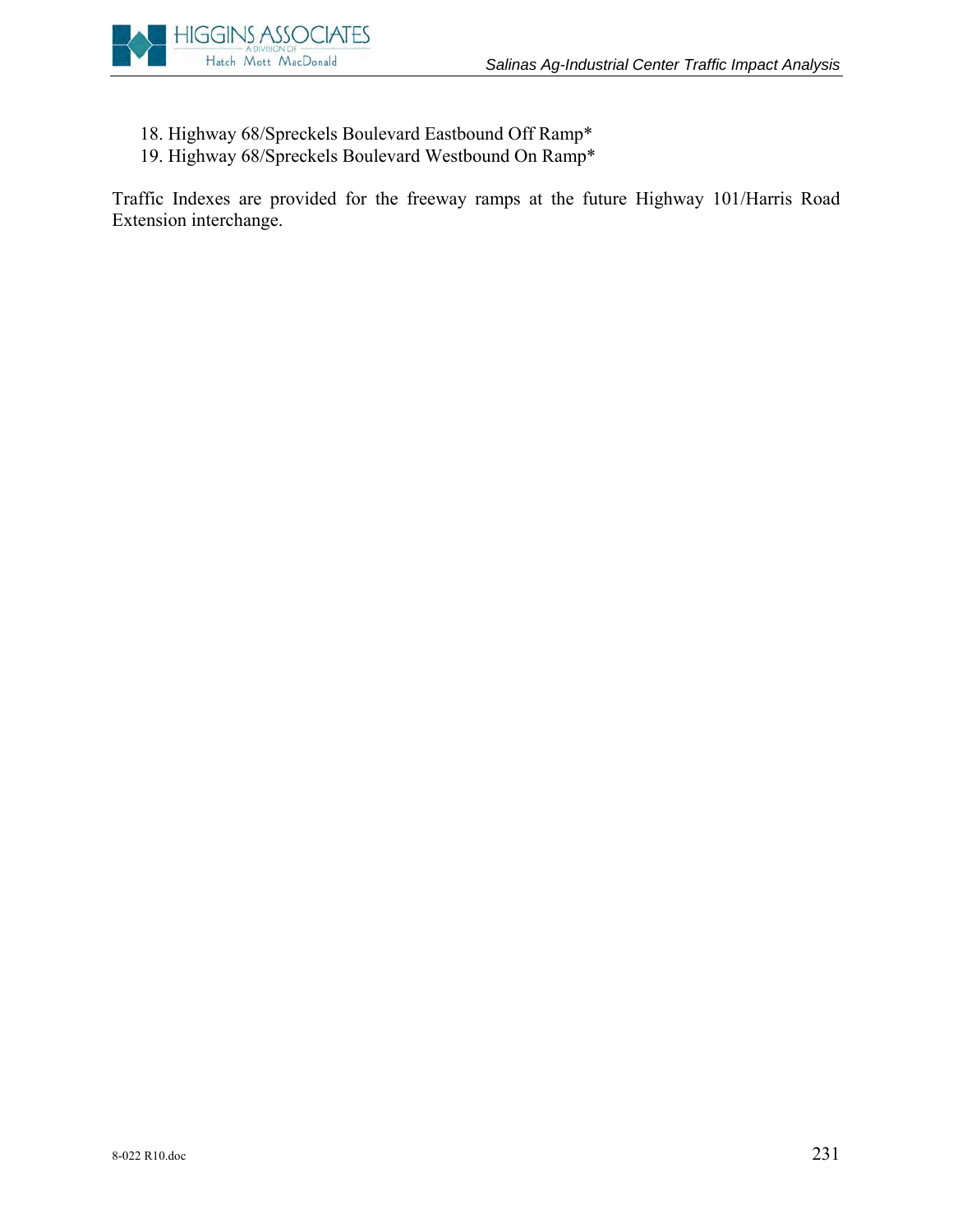18. Highway 68/Spreckels Boulevard Eastbound Off Ramp*
19. Highway 68/Spreckels Boulevard Westbound On Ramp*

Traffic Indexes are provided for the freeway ramps at the future Highway 101/Harris Road Extension interchange.